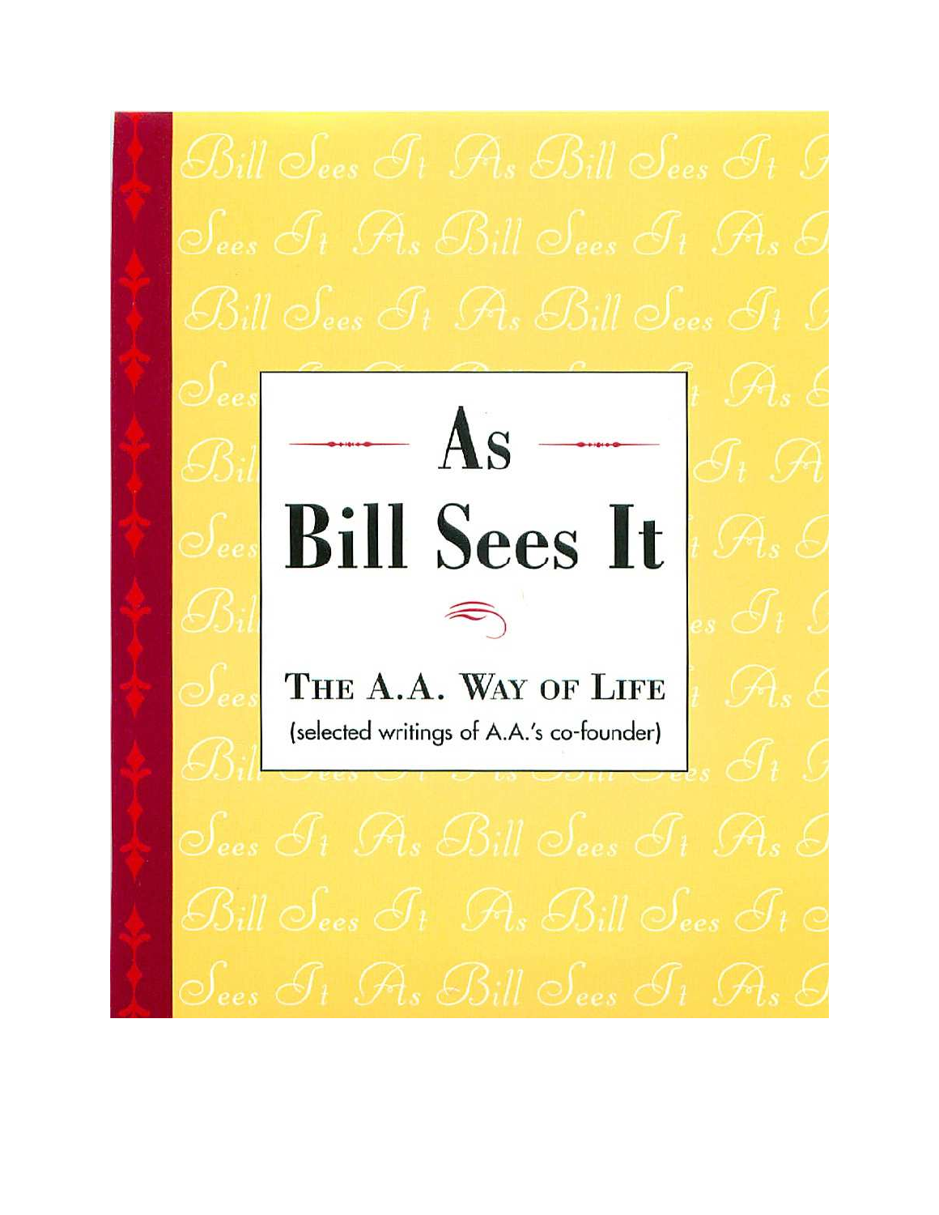# As Bill Sees It

## THE A.A. WAY OF LIFE

(selected writings of A.A.'s co-founder)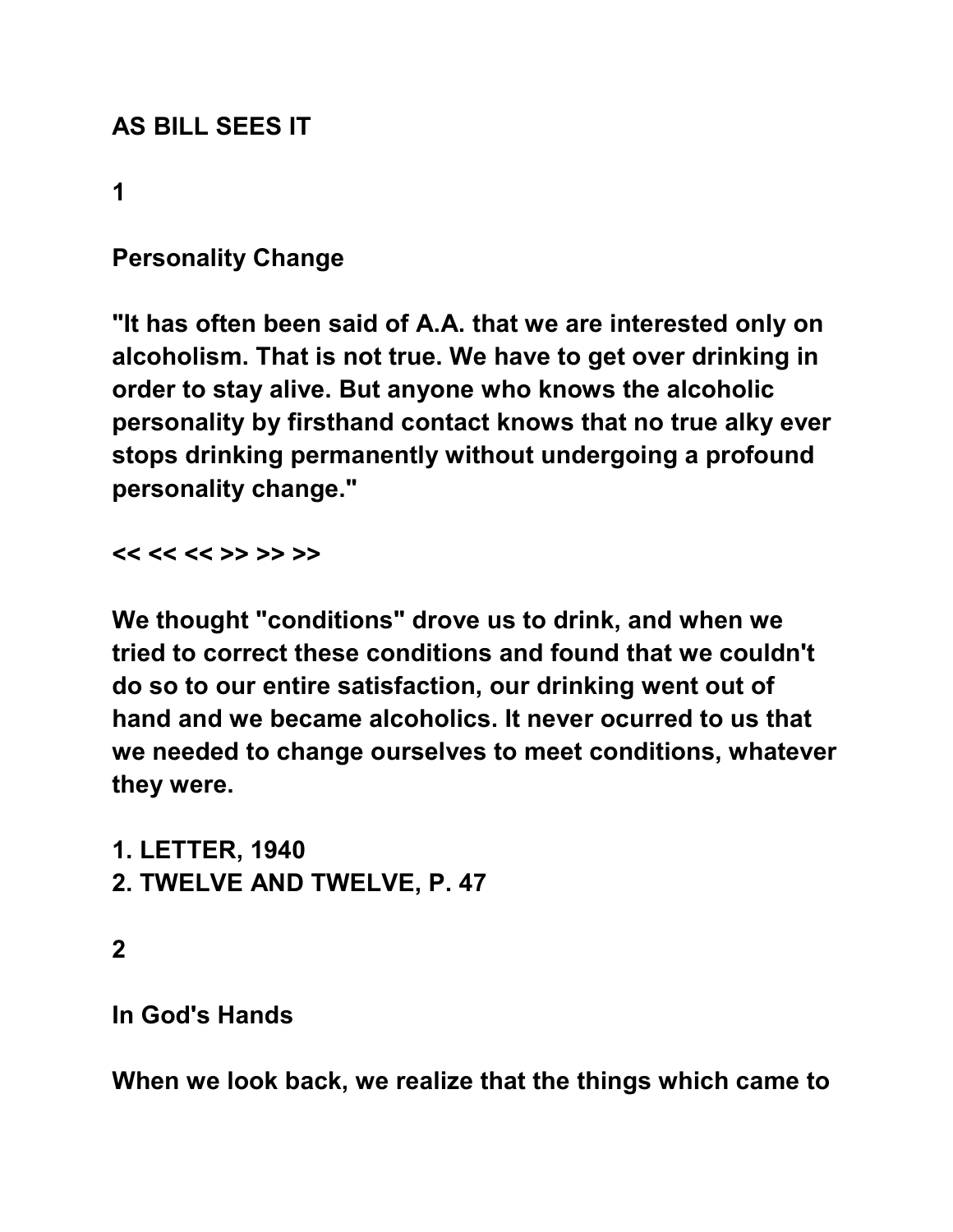# AS BILL SEES IT

## 1

### Personality Change

**"It has often been said of A.A. that we are interested only on alcoholism. That is not true. We have to get over drinking in order to stay alive. But anyone who knows the alcoholic personality by firsthand contact knows that no true alky ever stops drinking permanently without undergoing a profound personality change."**

**<< << << >> >> >>**

**We thought "conditions" drove us to drink, and when we tried to correct these conditions and found that we couldn't do so to our entire satisfaction, our drinking went out of hand and we became alcoholics. It never ocurred to us that we needed to change ourselves to meet conditions, whatever they were.**

**1. LETTER, 1940**
**2. TWELVE AND TWELVE, P. 47**

## 2

### In God's Hands

**When we look back, we realize that the things which came to**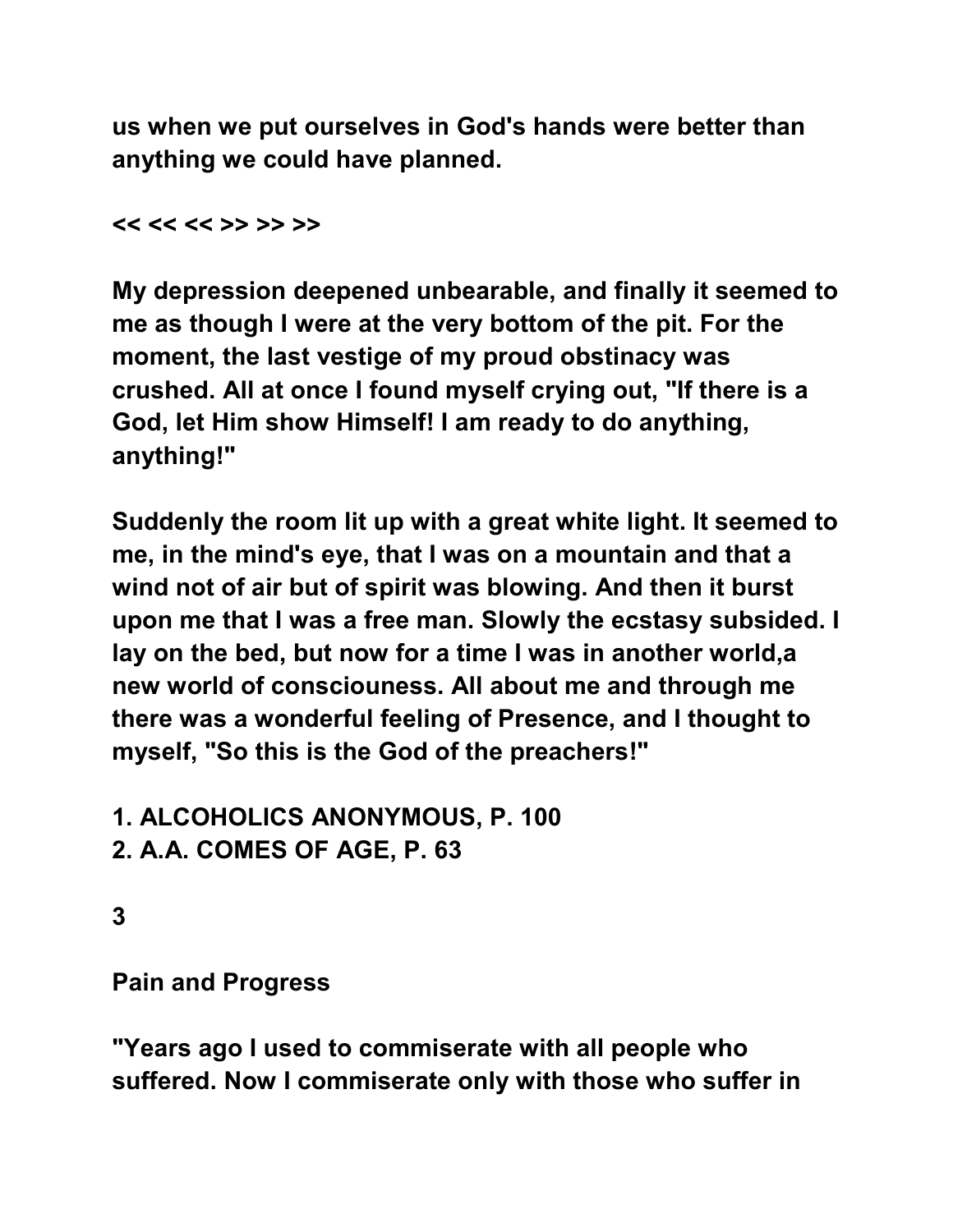**us when we put ourselves in God's hands were better than anything we could have planned.**

**<< << << >> >> >>**

**My depression deepened unbearable, and finally it seemed to me as though I were at the very bottom of the pit. For the moment, the last vestige of my proud obstinacy was crushed. All at once I found myself crying out, "If there is a God, let Him show Himself! I am ready to do anything, anything!"**

**Suddenly the room lit up with a great white light. It seemed to me, in the mind's eye, that I was on a mountain and that a wind not of air but of spirit was blowing. And then it burst upon me that I was a free man. Slowly the ecstasy subsided. I lay on the bed, but now for a time I was in another world,a new world of consciouness. All about me and through me there was a wonderful feeling of Presence, and I thought to myself, "So this is the God of the preachers!"**

**1. ALCOHOLICS ANONYMOUS, P. 100**
**2. A.A. COMES OF AGE, P. 63**

**3**

**Pain and Progress**

**"Years ago I used to commiserate with all people who suffered. Now I commiserate only with those who suffer in**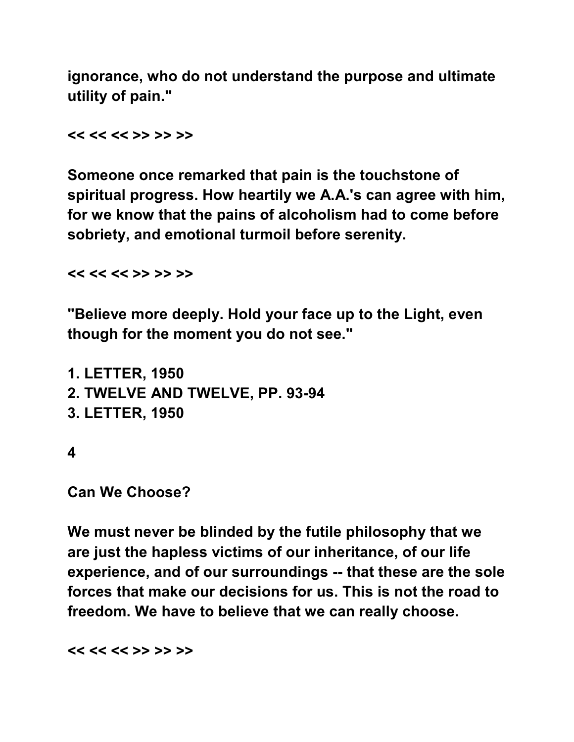ignorance, who do not understand the purpose and ultimate utility of pain."

<< << << >> >> >>

Someone once remarked that pain is the touchstone of spiritual progress. How heartily we A.A.'s can agree with him, for we know that the pains of alcoholism had to come before sobriety, and emotional turmoil before serenity.

<< << << >> >> >>

"Believe more deeply. Hold your face up to the Light, even though for the moment you do not see."

1. LETTER, 1950
2. TWELVE AND TWELVE, PP. 93-94
3. LETTER, 1950

4

## Can We Choose?

We must never be blinded by the futile philosophy that we are just the hapless victims of our inheritance, of our life experience, and of our surroundings -- that these are the sole forces that make our decisions for us. This is not the road to freedom. We have to believe that we can really choose.

<< << << >> >> >>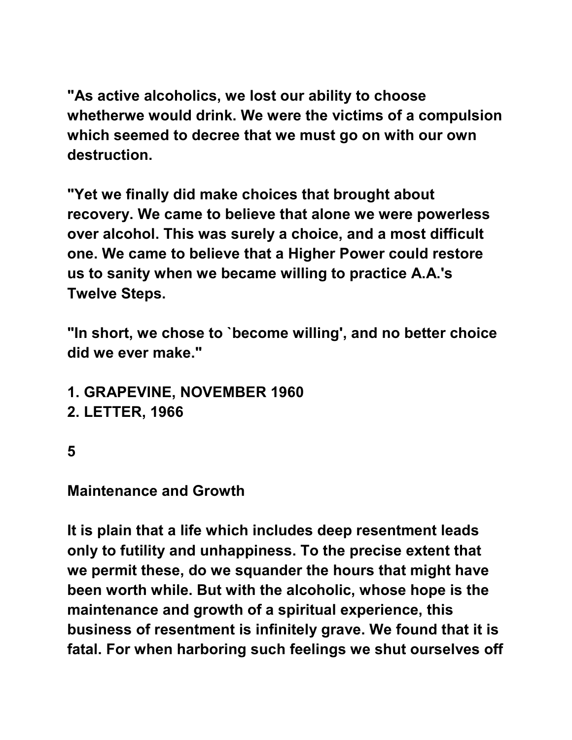**"As active alcoholics, we lost our ability to choose whetherwe would drink. We were the victims of a compulsion which seemed to decree that we must go on with our own destruction.**

**"Yet we finally did make choices that brought about recovery. We came to believe that alone we were powerless over alcohol. This was surely a choice, and a most difficult one. We came to believe that a Higher Power could restore us to sanity when we became willing to practice A.A.'s Twelve Steps.**

**"In short, we chose to `become willing', and no better choice did we ever make."**

**1. GRAPEVINE, NOVEMBER 1960**
**2. LETTER, 1966**

**5**

**Maintenance and Growth**

**It is plain that a life which includes deep resentment leads only to futility and unhappiness. To the precise extent that we permit these, do we squander the hours that might have been worth while. But with the alcoholic, whose hope is the maintenance and growth of a spiritual experience, this business of resentment is infinitely grave. We found that it is fatal. For when harboring such feelings we shut ourselves off**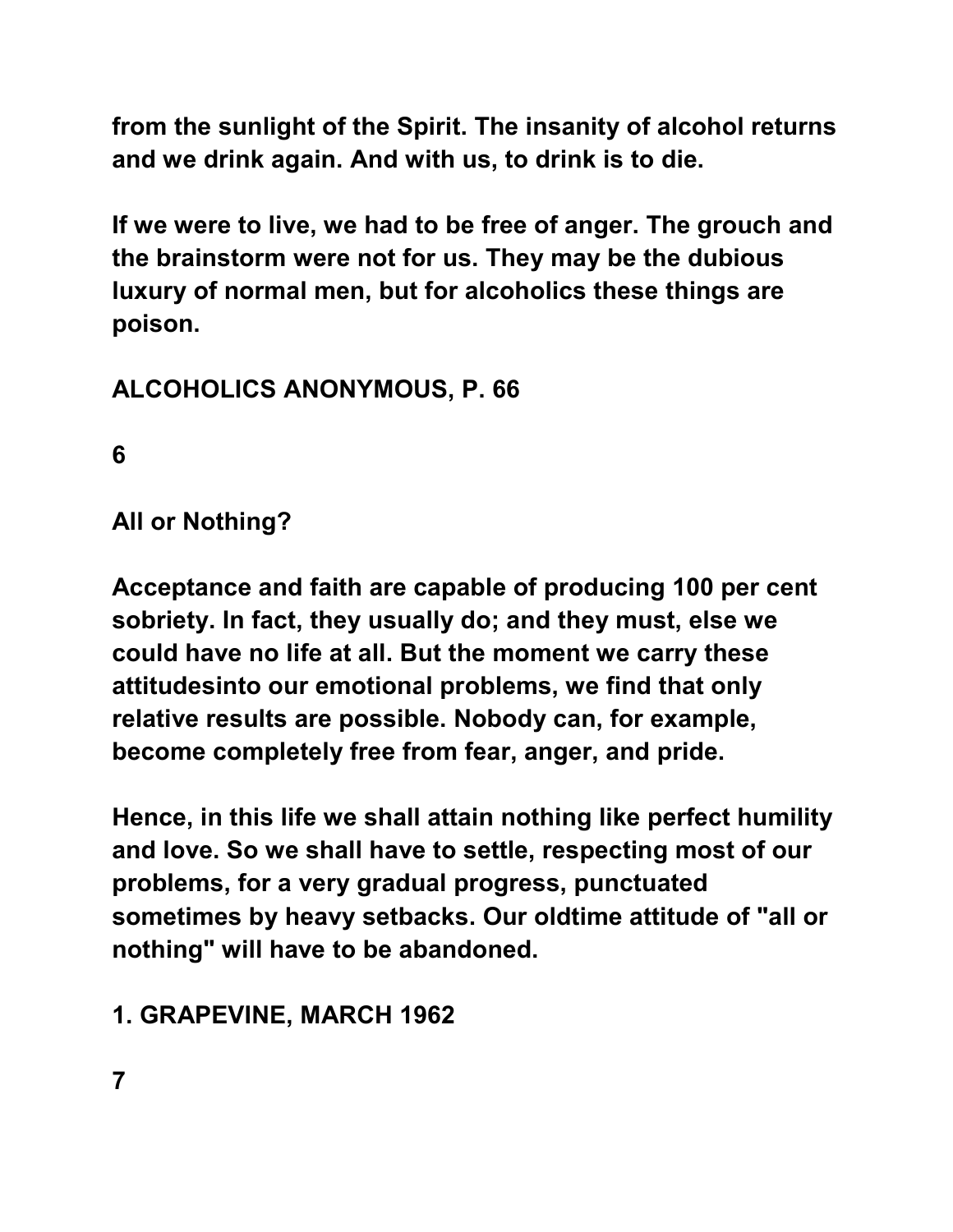from the sunlight of the Spirit. The insanity of alcohol returns and we drink again. And with us, to drink is to die.

If we were to live, we had to be free of anger. The grouch and the brainstorm were not for us. They may be the dubious luxury of normal men, but for alcoholics these things are poison.

ALCOHOLICS ANONYMOUS, P. 66

## All or Nothing?

Acceptance and faith are capable of producing 100 per cent sobriety. In fact, they usually do; and they must, else we could have no life at all. But the moment we carry these attitudesinto our emotional problems, we find that only relative results are possible. Nobody can, for example, become completely free from fear, anger, and pride.

Hence, in this life we shall attain nothing like perfect humility and love. So we shall have to settle, respecting most of our problems, for a very gradual progress, punctuated sometimes by heavy setbacks. Our oldtime attitude of "all or nothing" will have to be abandoned.

1. GRAPEVINE, MARCH 1962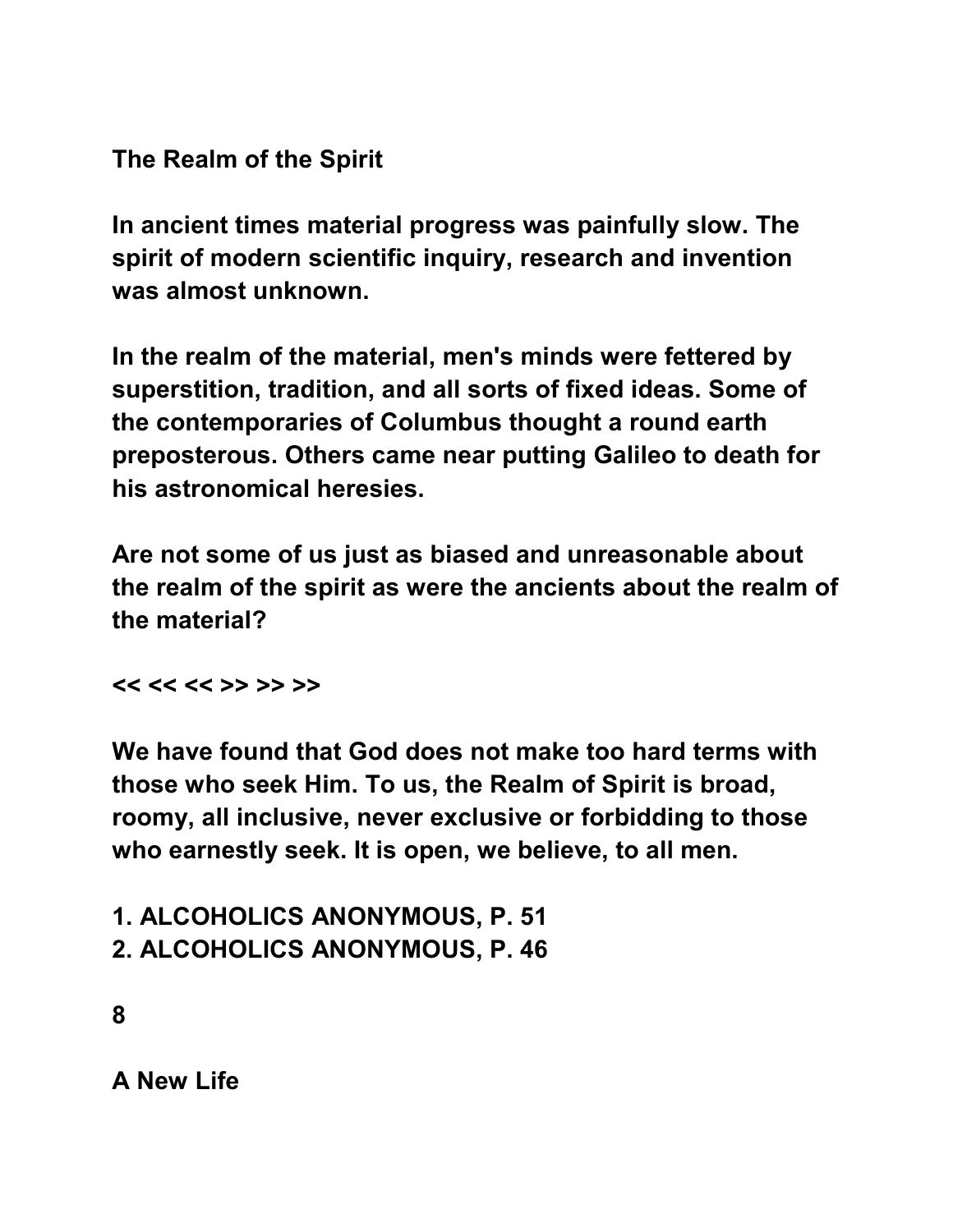## The Realm of the Spirit

**In ancient times material progress was painfully slow. The spirit of modern scientific inquiry, research and invention was almost unknown.**

**In the realm of the material, men's minds were fettered by superstition, tradition, and all sorts of fixed ideas. Some of the contemporaries of Columbus thought a round earth preposterous. Others came near putting Galileo to death for his astronomical heresies.**

**Are not some of us just as biased and unreasonable about the realm of the spirit as were the ancients about the realm of the material?**

**<< << << >> >> >>**

**We have found that God does not make too hard terms with those who seek Him. To us, the Realm of Spirit is broad, roomy, all inclusive, never exclusive or forbidding to those who earnestly seek. It is open, we believe, to all men.**

**1. ALCOHOLICS ANONYMOUS, P. 51**
**2. ALCOHOLICS ANONYMOUS, P. 46**

**8**

## A New Life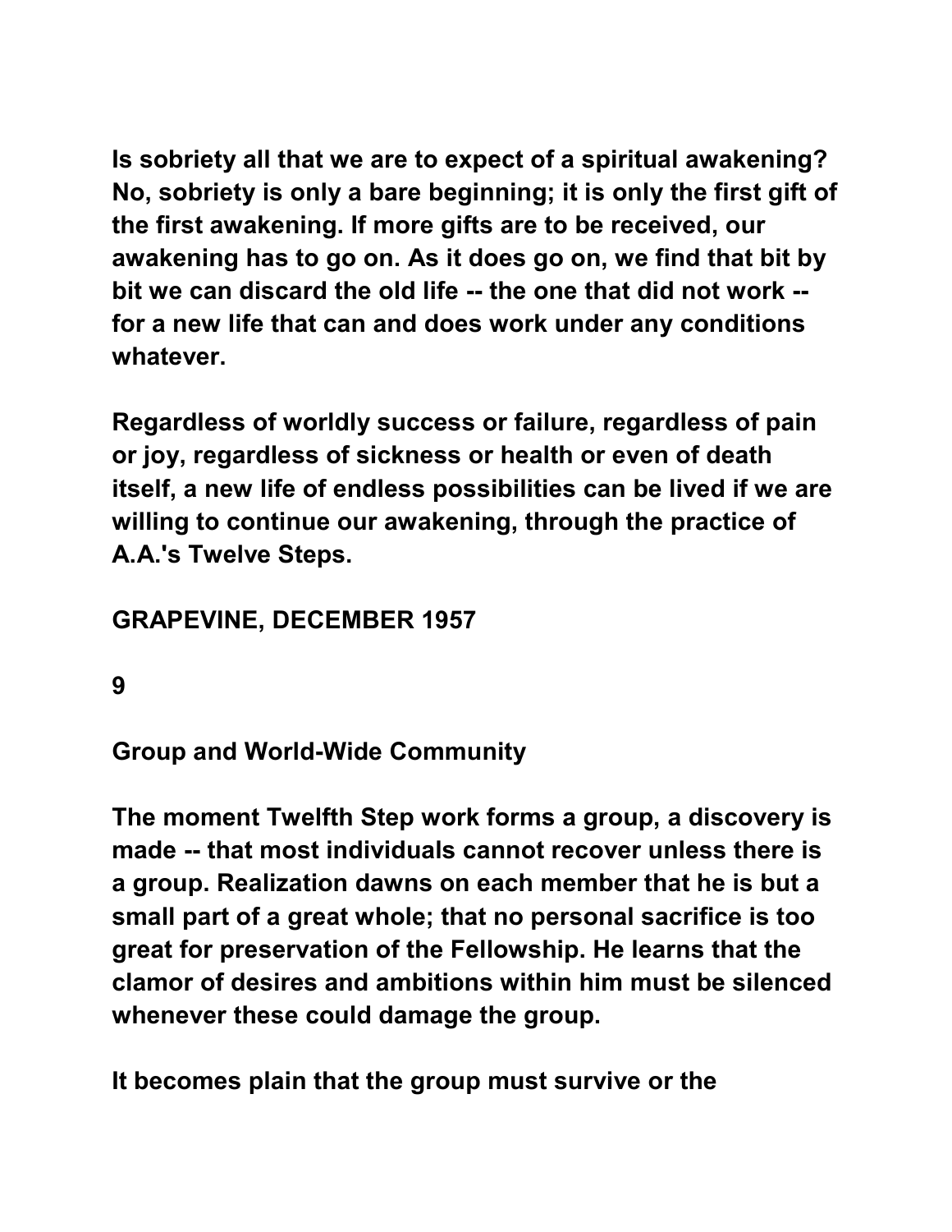Is sobriety all that we are to expect of a spiritual awakening? No, sobriety is only a bare beginning; it is only the first gift of the first awakening. If more gifts are to be received, our awakening has to go on. As it does go on, we find that bit by bit we can discard the old life -- the one that did not work -- for a new life that can and does work under any conditions whatever.

Regardless of worldly success or failure, regardless of pain or joy, regardless of sickness or health or even of death itself, a new life of endless possibilities can be lived if we are willing to continue our awakening, through the practice of A.A.'s Twelve Steps.

GRAPEVINE, DECEMBER 1957

## 9

## Group and World-Wide Community

The moment Twelfth Step work forms a group, a discovery is made -- that most individuals cannot recover unless there is a group. Realization dawns on each member that he is but a small part of a great whole; that no personal sacrifice is too great for preservation of the Fellowship. He learns that the clamor of desires and ambitions within him must be silenced whenever these could damage the group.

It becomes plain that the group must survive or the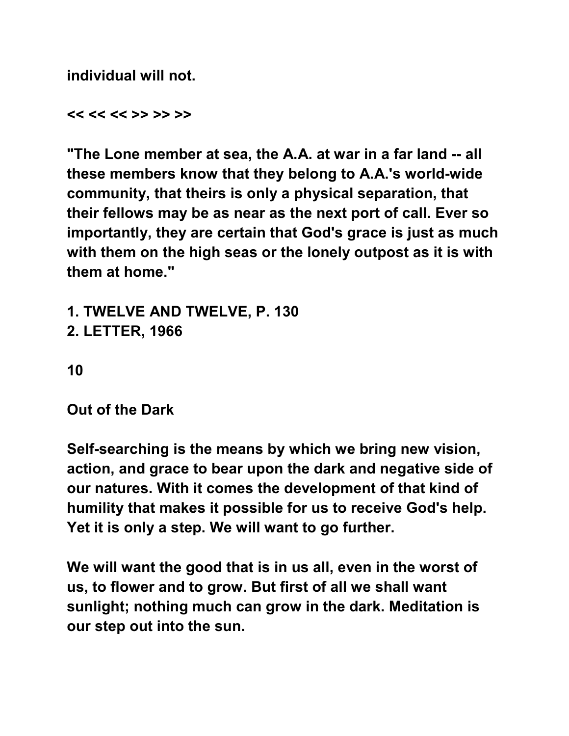individual will not.

<< << << >> >> >>

"The Lone member at sea, the A.A. at war in a far land -- all these members know that they belong to A.A.'s world-wide community, that theirs is only a physical separation, that their fellows may be as near as the next port of call. Ever so importantly, they are certain that God's grace is just as much with them on the high seas or the lonely outpost as it is with them at home."

1. TWELVE AND TWELVE, P. 130
2. LETTER, 1966

10

Out of the Dark

Self-searching is the means by which we bring new vision, action, and grace to bear upon the dark and negative side of our natures. With it comes the development of that kind of humility that makes it possible for us to receive God's help. Yet it is only a step. We will want to go further.

We will want the good that is in us all, even in the worst of us, to flower and to grow. But first of all we shall want sunlight; nothing much can grow in the dark. Meditation is our step out into the sun.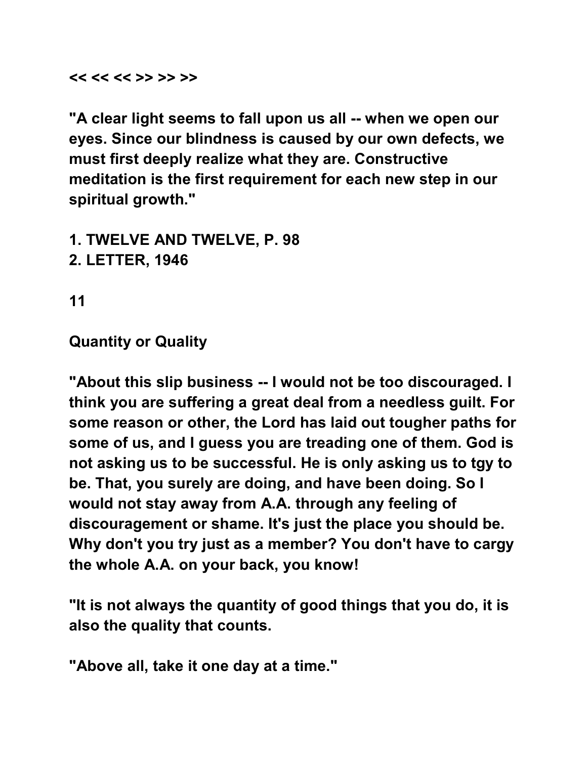<< << << >> >> >>

"A clear light seems to fall upon us all -- when we open our eyes. Since our blindness is caused by our own defects, we must first deeply realize what they are. Constructive meditation is the first requirement for each new step in our spiritual growth."

1. TWELVE AND TWELVE, P. 98
2. LETTER, 1946

11

## Quantity or Quality

"About this slip business -- I would not be too discouraged. I think you are suffering a great deal from a needless guilt. For some reason or other, the Lord has laid out tougher paths for some of us, and I guess you are treading one of them. God is not asking us to be successful. He is only asking us to tgy to be. That, you surely are doing, and have been doing. So I would not stay away from A.A. through any feeling of discouragement or shame. It's just the place you should be. Why don't you try just as a member? You don't have to cargy the whole A.A. on your back, you know!

"It is not always the quantity of good things that you do, it is also the quality that counts.

"Above all, take it one day at a time."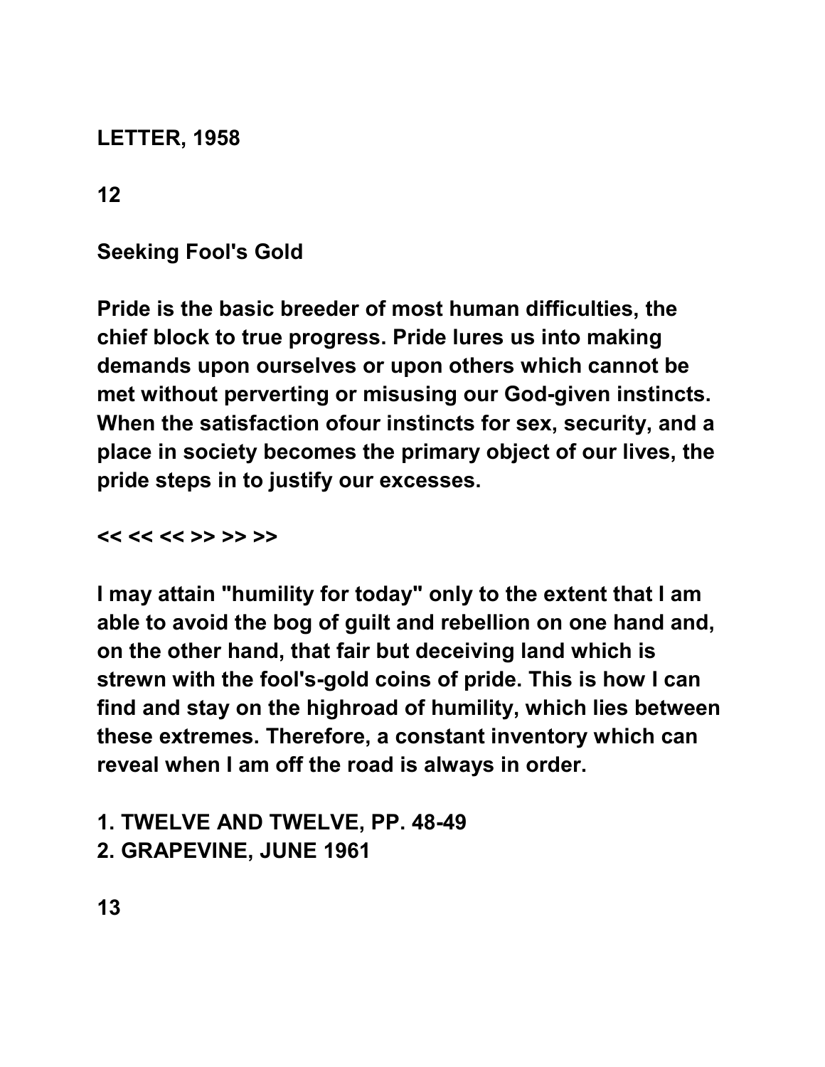LETTER, 1958

## Seeking Fool's Gold

Pride is the basic breeder of most human difficulties, the chief block to true progress. Pride lures us into making demands upon ourselves or upon others which cannot be met without perverting or misusing our God-given instincts. When the satisfaction ofour instincts for sex, security, and a place in society becomes the primary object of our lives, the pride steps in to justify our excesses.

<< << << >> >> >>

I may attain "humility for today" only to the extent that I am able to avoid the bog of guilt and rebellion on one hand and, on the other hand, that fair but deceiving land which is strewn with the fool's-gold coins of pride. This is how I can find and stay on the highroad of humility, which lies between these extremes. Therefore, a constant inventory which can reveal when I am off the road is always in order.

1. TWELVE AND TWELVE, PP. 48-49
2. GRAPEVINE, JUNE 1961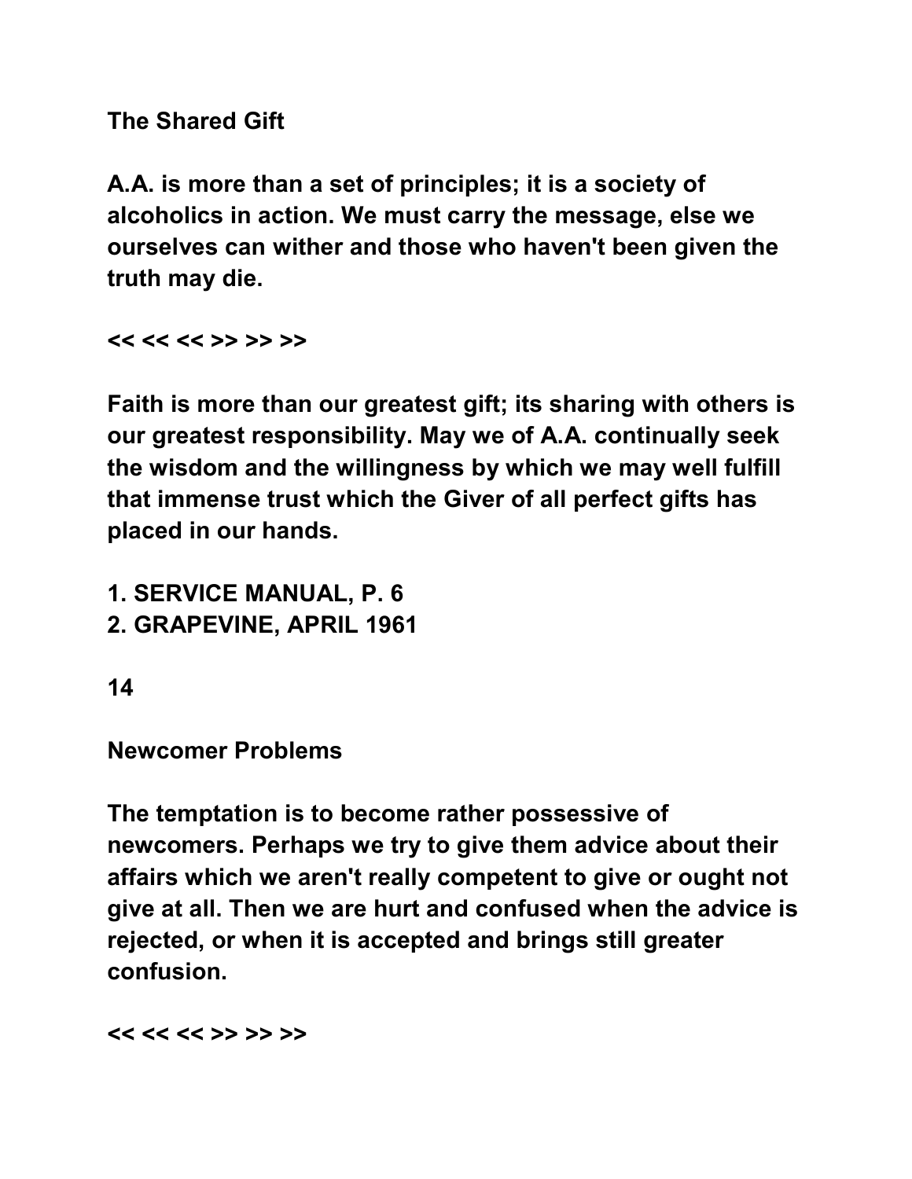## The Shared Gift

**A.A. is more than a set of principles; it is a society of alcoholics in action. We must carry the message, else we ourselves can wither and those who haven't been given the truth may die.**

**<< << << >> >> >>**

**Faith is more than our greatest gift; its sharing with others is our greatest responsibility. May we of A.A. continually seek the wisdom and the willingness by which we may well fulfill that immense trust which the Giver of all perfect gifts has placed in our hands.**

**1. SERVICE MANUAL, P. 6**
**2. GRAPEVINE, APRIL 1961**

**14**

## Newcomer Problems

**The temptation is to become rather possessive of newcomers. Perhaps we try to give them advice about their affairs which we aren't really competent to give or ought not give at all. Then we are hurt and confused when the advice is rejected, or when it is accepted and brings still greater confusion.**

**<< << << >> >> >>**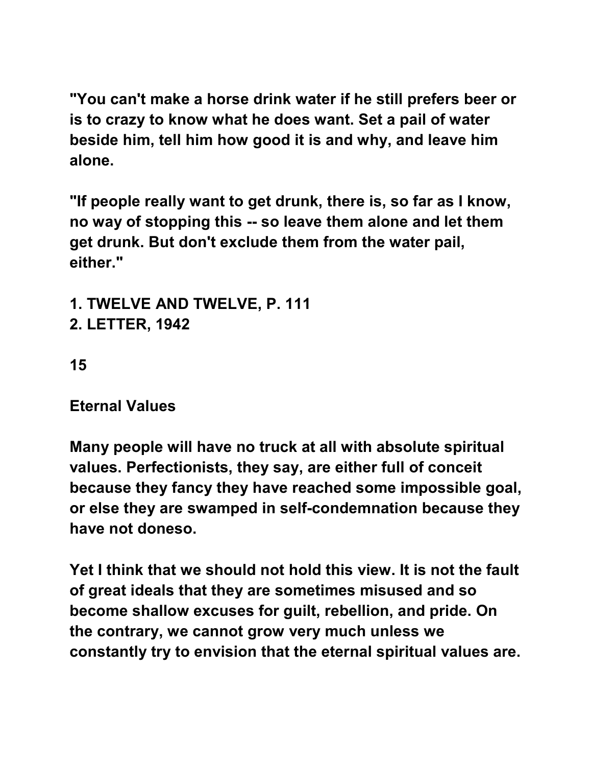"You can't make a horse drink water if he still prefers beer or is to crazy to know what he does want. Set a pail of water beside him, tell him how good it is and why, and leave him alone.

"If people really want to get drunk, there is, so far as I know, no way of stopping this -- so leave them alone and let them get drunk. But don't exclude them from the water pail, either."

1. TWELVE AND TWELVE, P. 111
2. LETTER, 1942

15

## Eternal Values

Many people will have no truck at all with absolute spiritual values. Perfectionists, they say, are either full of conceit because they fancy they have reached some impossible goal, or else they are swamped in self-condemnation because they have not doneso.

Yet I think that we should not hold this view. It is not the fault of great ideals that they are sometimes misused and so become shallow excuses for guilt, rebellion, and pride. On the contrary, we cannot grow very much unless we constantly try to envision that the eternal spiritual values are.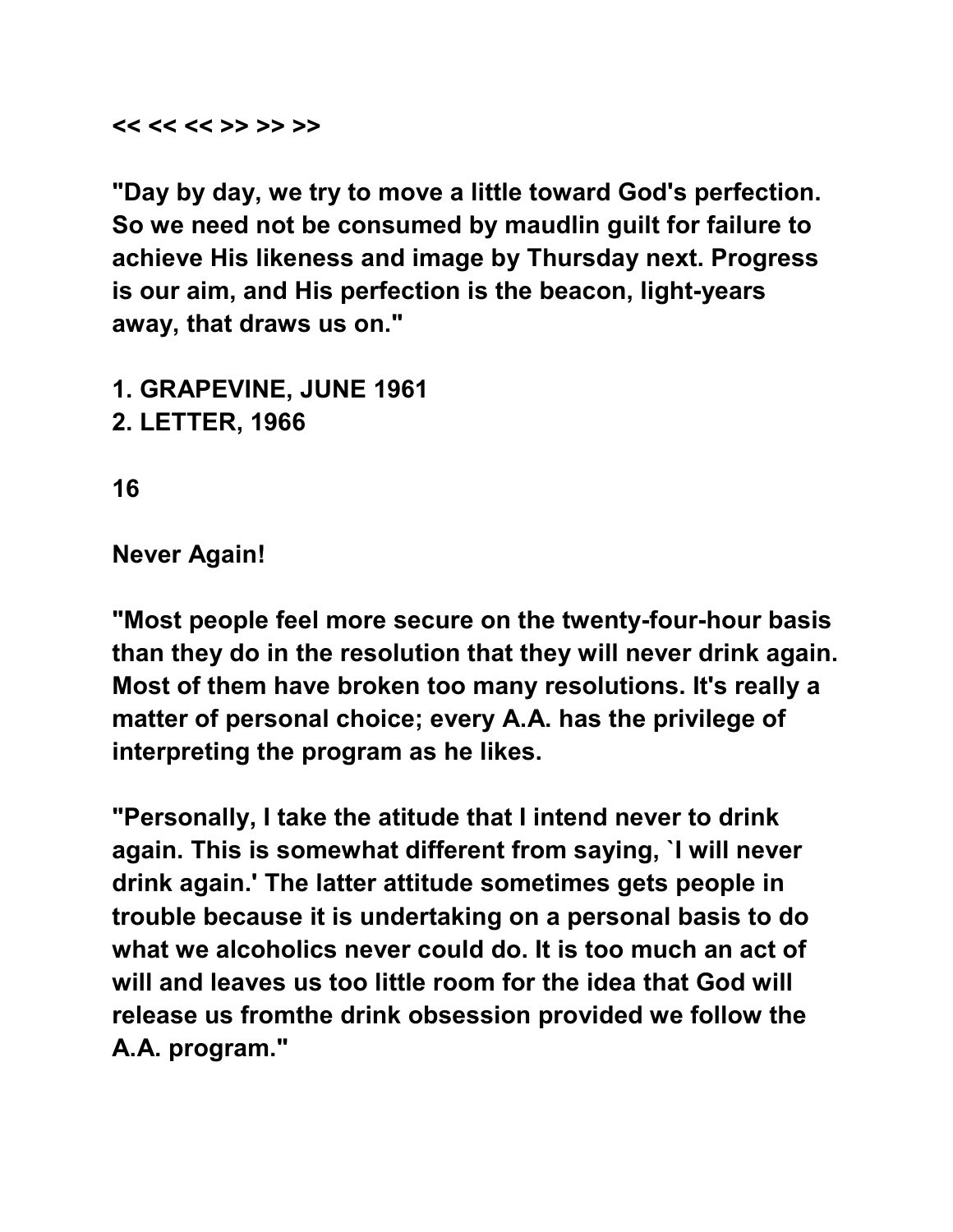<< << << >> >> >>

"Day by day, we try to move a little toward God's perfection. So we need not be consumed by maudlin guilt for failure to achieve His likeness and image by Thursday next. Progress is our aim, and His perfection is the beacon, light-years away, that draws us on."

1. GRAPEVINE, JUNE 1961
2. LETTER, 1966

16

## Never Again!

"Most people feel more secure on the twenty-four-hour basis than they do in the resolution that they will never drink again. Most of them have broken too many resolutions. It's really a matter of personal choice; every A.A. has the privilege of interpreting the program as he likes.

"Personally, I take the atitude that I intend never to drink again. This is somewhat different from saying, `I will never drink again.' The latter attitude sometimes gets people in trouble because it is undertaking on a personal basis to do what we alcoholics never could do. It is too much an act of will and leaves us too little room for the idea that God will release us fromthe drink obsession provided we follow the A.A. program."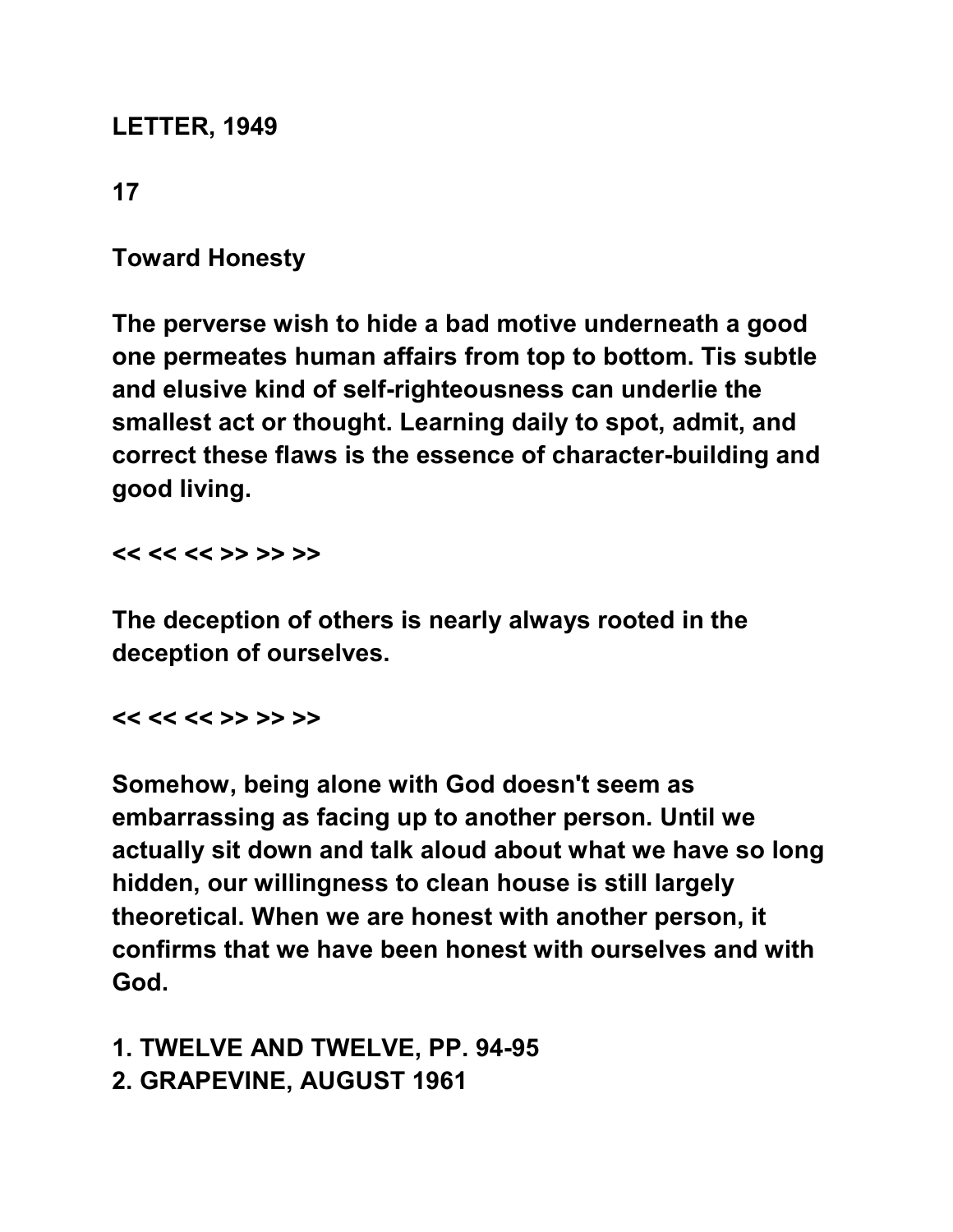**LETTER, 1949**

**17**

**Toward Honesty**

**The perverse wish to hide a bad motive underneath a good one permeates human affairs from top to bottom. Tis subtle and elusive kind of self-righteousness can underlie the smallest act or thought. Learning daily to spot, admit, and correct these flaws is the essence of character-building and good living.**

**<< << << >> >> >>**

**The deception of others is nearly always rooted in the deception of ourselves.**

**<< << << >> >> >>**

**Somehow, being alone with God doesn't seem as embarrassing as facing up to another person. Until we actually sit down and talk aloud about what we have so long hidden, our willingness to clean house is still largely theoretical. When we are honest with another person, it confirms that we have been honest with ourselves and with God.**

**1. TWELVE AND TWELVE, PP. 94-95**
**2. GRAPEVINE, AUGUST 1961**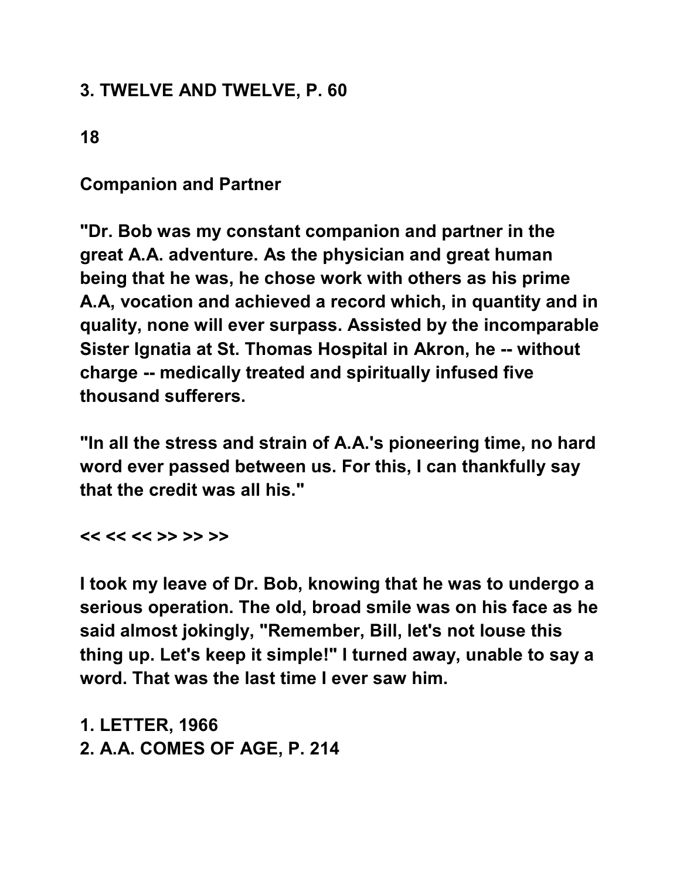3. TWELVE AND TWELVE, P. 60

18

## Companion and Partner

"Dr. Bob was my constant companion and partner in the great A.A. adventure. As the physician and great human being that he was, he chose work with others as his prime A.A, vocation and achieved a record which, in quantity and in quality, none will ever surpass. Assisted by the incomparable Sister Ignatia at St. Thomas Hospital in Akron, he -- without charge -- medically treated and spiritually infused five thousand sufferers.

"In all the stress and strain of A.A.'s pioneering time, no hard word ever passed between us. For this, I can thankfully say that the credit was all his."

<< << << >> >> >>

I took my leave of Dr. Bob, knowing that he was to undergo a serious operation. The old, broad smile was on his face as he said almost jokingly, "Remember, Bill, let's not louse this thing up. Let's keep it simple!" I turned away, unable to say a word. That was the last time I ever saw him.

1. LETTER, 1966
2. A.A. COMES OF AGE, P. 214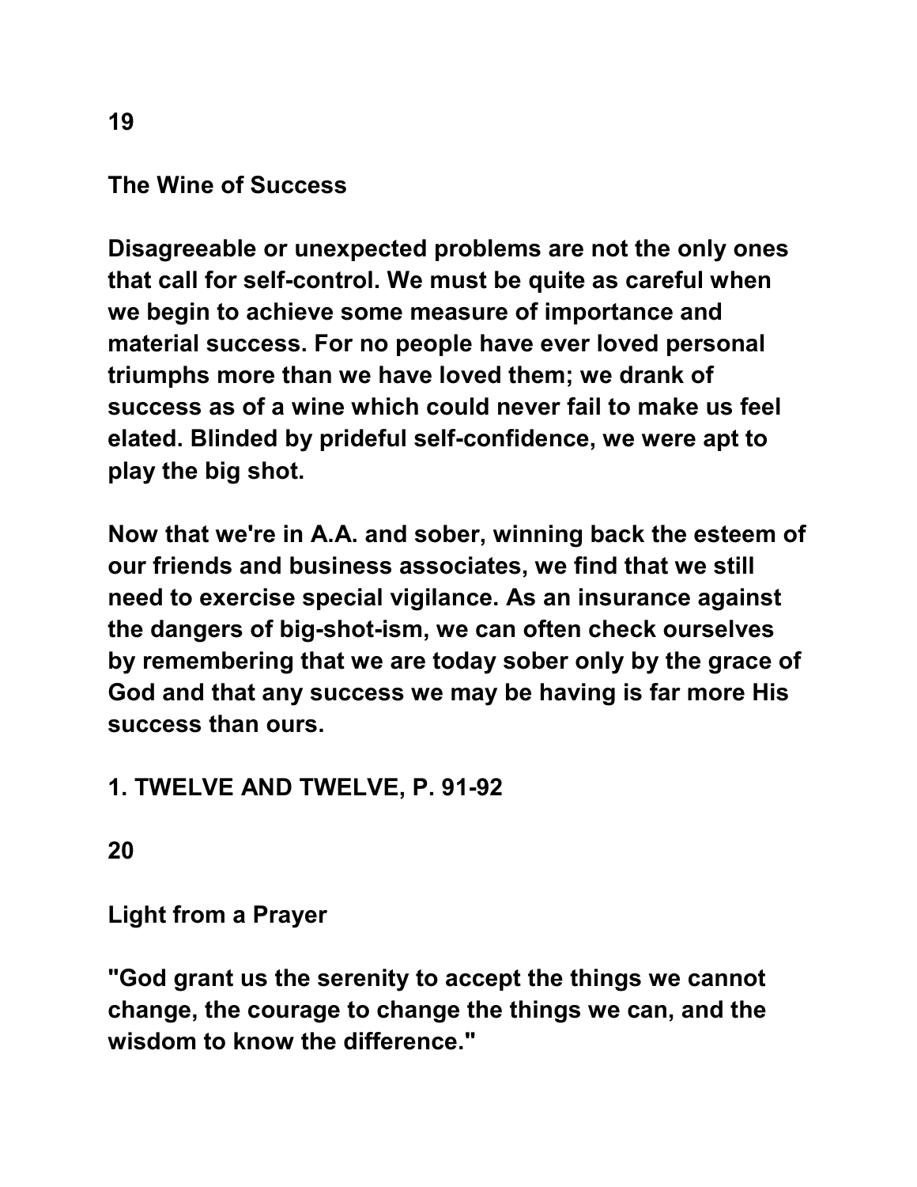19

## The Wine of Success

Disagreeable or unexpected problems are not the only ones that call for self-control. We must be quite as careful when we begin to achieve some measure of importance and material success. For no people have ever loved personal triumphs more than we have loved them; we drank of success as of a wine which could never fail to make us feel elated. Blinded by prideful self-confidence, we were apt to play the big shot.

Now that we're in A.A. and sober, winning back the esteem of our friends and business associates, we find that we still need to exercise special vigilance. As an insurance against the dangers of big-shot-ism, we can often check ourselves by remembering that we are today sober only by the grace of God and that any success we may be having is far more His success than ours.

1. TWELVE AND TWELVE, P. 91-92

20

## Light from a Prayer

"God grant us the serenity to accept the things we cannot change, the courage to change the things we can, and the wisdom to know the difference."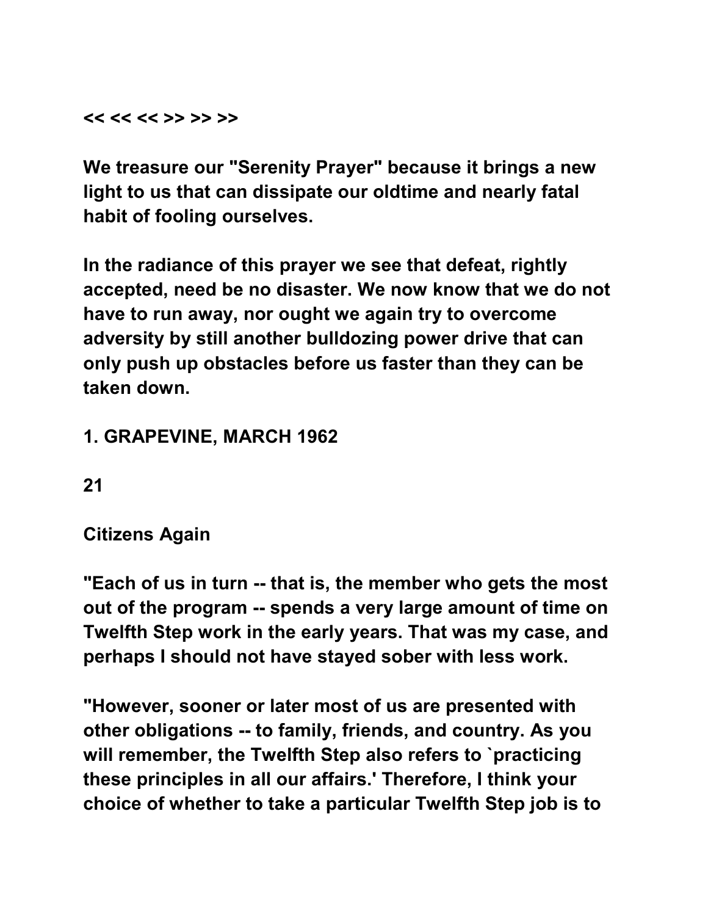<< << << >> >> >>

We treasure our "Serenity Prayer" because it brings a new light to us that can dissipate our oldtime and nearly fatal habit of fooling ourselves.

In the radiance of this prayer we see that defeat, rightly accepted, need be no disaster. We now know that we do not have to run away, nor ought we again try to overcome adversity by still another bulldozing power drive that can only push up obstacles before us faster than they can be taken down.

1. GRAPEVINE, MARCH 1962

21

## Citizens Again

"Each of us in turn -- that is, the member who gets the most out of the program -- spends a very large amount of time on Twelfth Step work in the early years. That was my case, and perhaps I should not have stayed sober with less work.

"However, sooner or later most of us are presented with other obligations -- to family, friends, and country. As you will remember, the Twelfth Step also refers to `practicing these principles in all our affairs.' Therefore, I think your choice of whether to take a particular Twelfth Step job is to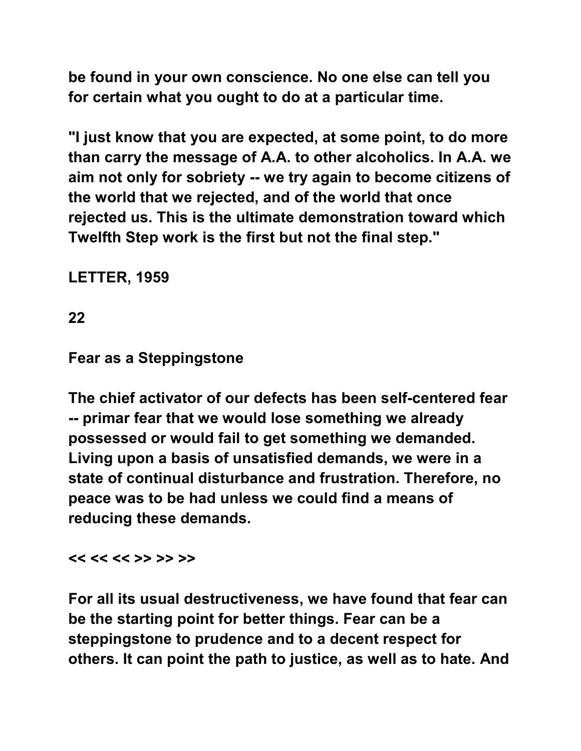be found in your own conscience. No one else can tell you for certain what you ought to do at a particular time.

"I just know that you are expected, at some point, to do more than carry the message of A.A. to other alcoholics. In A.A. we aim not only for sobriety -- we try again to become citizens of the world that we rejected, and of the world that once rejected us. This is the ultimate demonstration toward which Twelfth Step work is the first but not the final step."

LETTER, 1959

22

## Fear as a Steppingstone

The chief activator of our defects has been self-centered fear -- primar fear that we would lose something we already possessed or would fail to get something we demanded. Living upon a basis of unsatisfied demands, we were in a state of continual disturbance and frustration. Therefore, no peace was to be had unless we could find a means of reducing these demands.

<< << << >> >> >>

For all its usual destructiveness, we have found that fear can be the starting point for better things. Fear can be a steppingstone to prudence and to a decent respect for others. It can point the path to justice, as well as to hate. And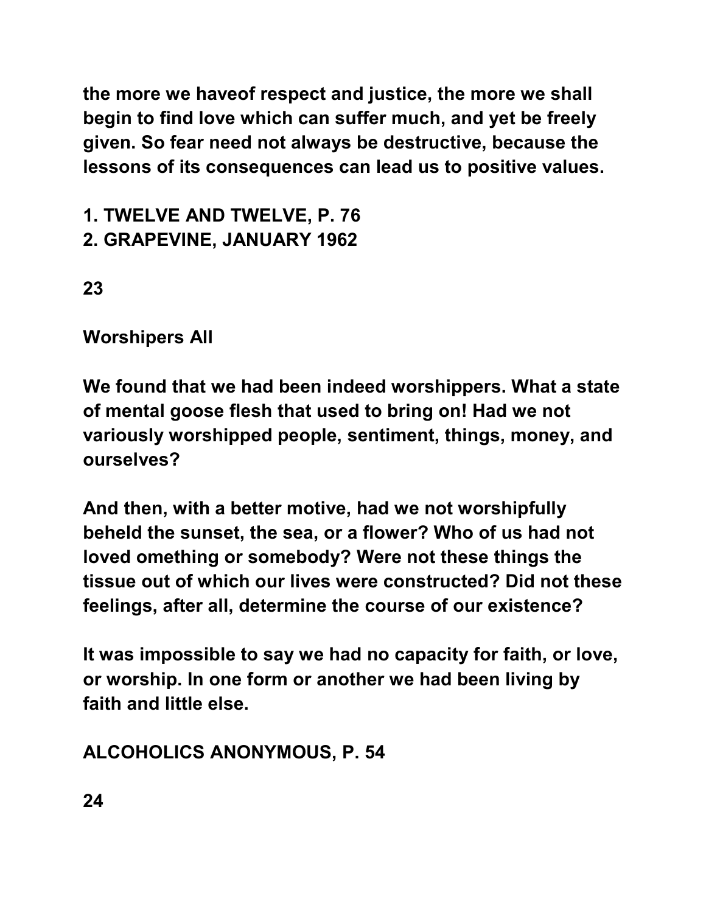**the more we haveof respect and justice, the more we shall begin to find love which can suffer much, and yet be freely given. So fear need not always be destructive, because the lessons of its consequences can lead us to positive values.**

**1. TWELVE AND TWELVE, P. 76**
**2. GRAPEVINE, JANUARY 1962**

## Worshipers All

**We found that we had been indeed worshippers. What a state of mental goose flesh that used to bring on! Had we not variously worshipped people, sentiment, things, money, and ourselves?**

**And then, with a better motive, had we not worshipfully beheld the sunset, the sea, or a flower? Who of us had not loved omething or somebody? Were not these things the tissue out of which our lives were constructed? Did not these feelings, after all, determine the course of our existence?**

**It was impossible to say we had no capacity for faith, or love, or worship. In one form or another we had been living by faith and little else.**

**ALCOHOLICS ANONYMOUS, P. 54**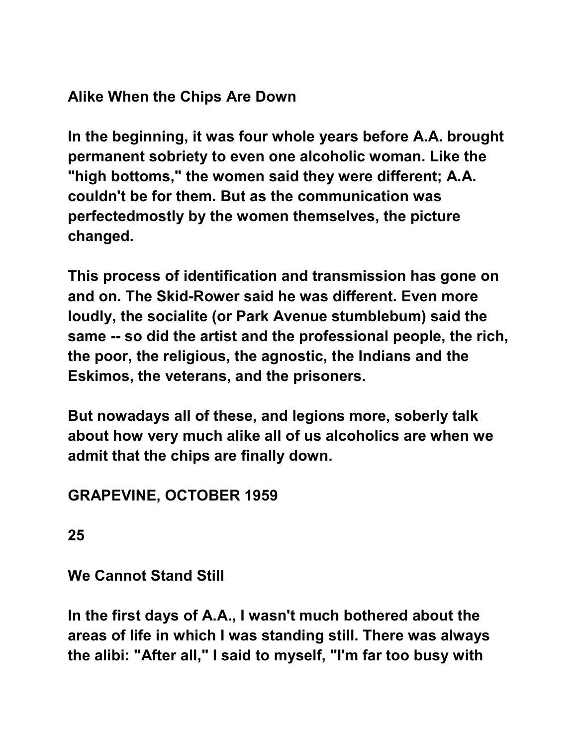## Alike When the Chips Are Down

In the beginning, it was four whole years before A.A. brought permanent sobriety to even one alcoholic woman. Like the "high bottoms," the women said they were different; A.A. couldn't be for them. But as the communication was perfectedmostly by the women themselves, the picture changed.

This process of identification and transmission has gone on and on. The Skid-Rower said he was different. Even more loudly, the socialite (or Park Avenue stumblebum) said the same -- so did the artist and the professional people, the rich, the poor, the religious, the agnostic, the Indians and the Eskimos, the veterans, and the prisoners.

But nowadays all of these, and legions more, soberly talk about how very much alike all of us alcoholics are when we admit that the chips are finally down.

GRAPEVINE, OCTOBER 1959

25

## We Cannot Stand Still

In the first days of A.A., I wasn't much bothered about the areas of life in which I was standing still. There was always the alibi: "After all," I said to myself, "I'm far too busy with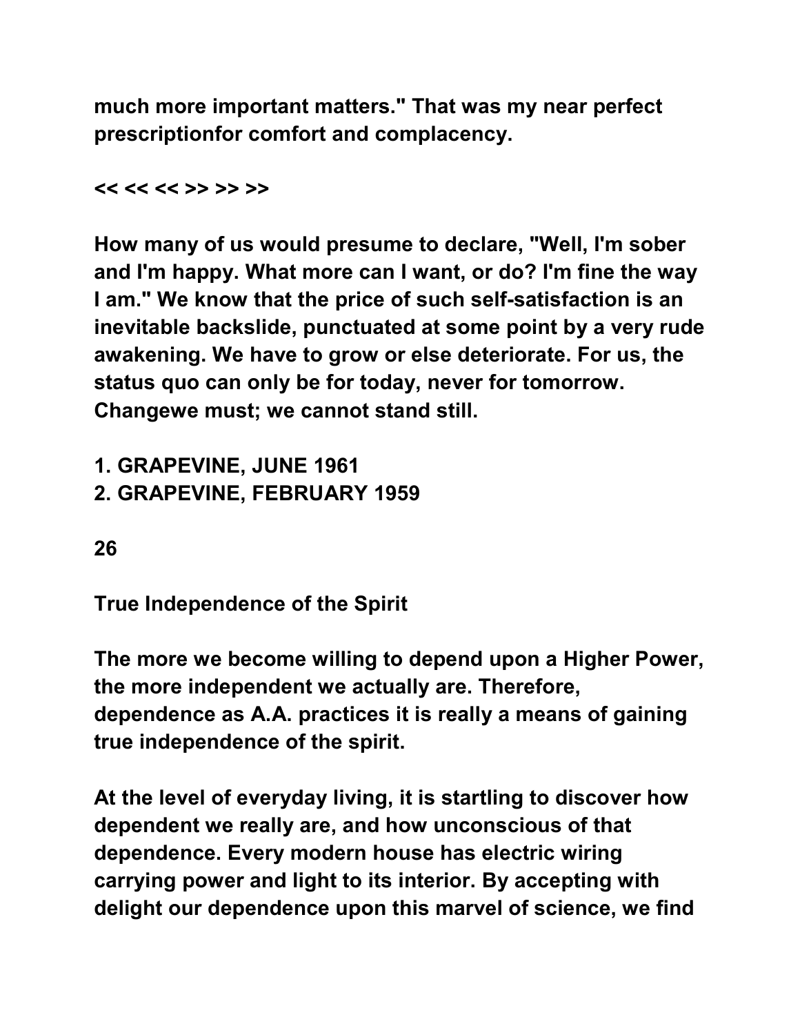much more important matters." That was my near perfect prescriptionfor comfort and complacency.

<< << << >> >> >>

How many of us would presume to declare, "Well, I'm sober and I'm happy. What more can I want, or do? I'm fine the way I am." We know that the price of such self-satisfaction is an inevitable backslide, punctuated at some point by a very rude awakening. We have to grow or else deteriorate. For us, the status quo can only be for today, never for tomorrow. Changewe must; we cannot stand still.

1. GRAPEVINE, JUNE 1961
2. GRAPEVINE, FEBRUARY 1959

26

## True Independence of the Spirit

The more we become willing to depend upon a Higher Power, the more independent we actually are. Therefore, dependence as A.A. practices it is really a means of gaining true independence of the spirit.

At the level of everyday living, it is startling to discover how dependent we really are, and how unconscious of that dependence. Every modern house has electric wiring carrying power and light to its interior. By accepting with delight our dependence upon this marvel of science, we find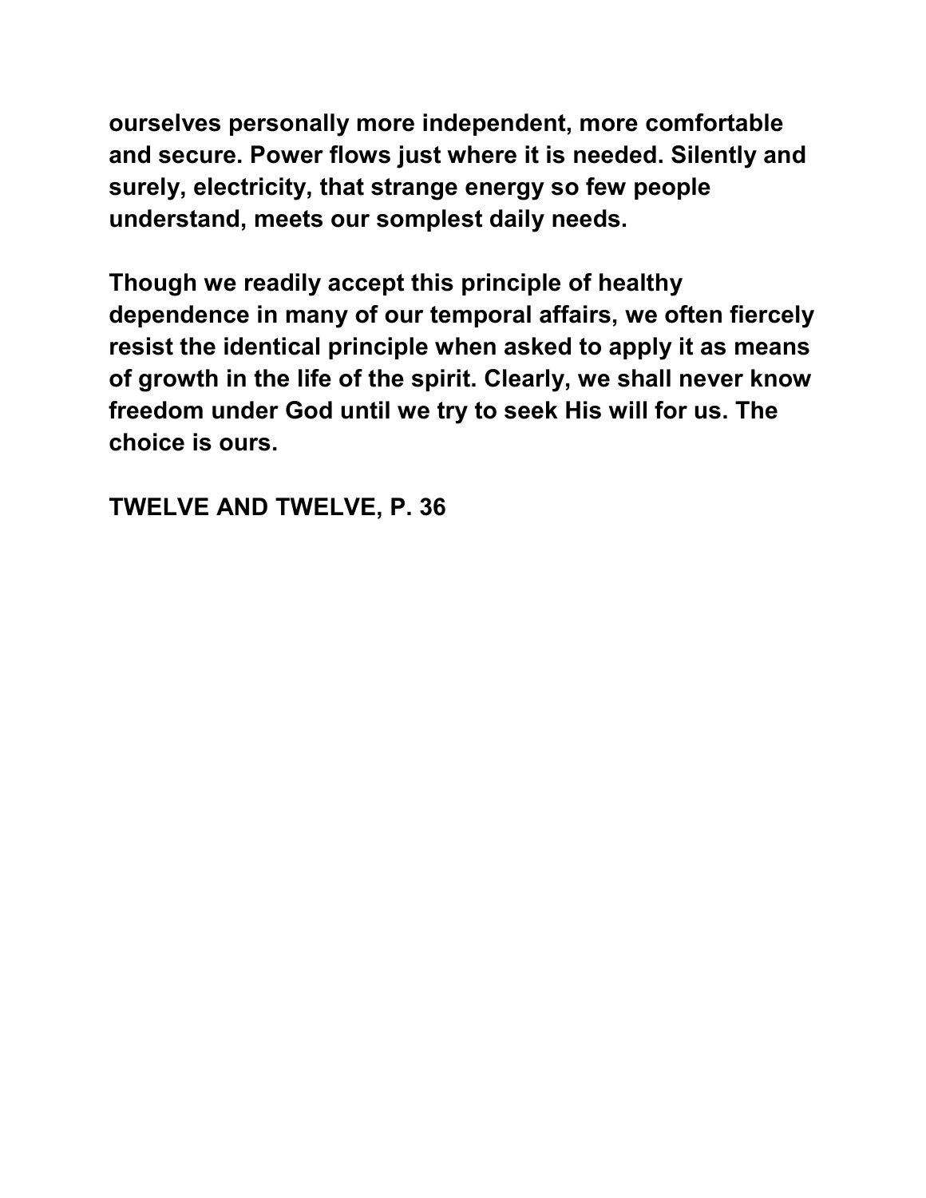**ourselves personally more independent, more comfortable and secure. Power flows just where it is needed. Silently and surely, electricity, that strange energy so few people understand, meets our somplest daily needs.**

**Though we readily accept this principle of healthy dependence in many of our temporal affairs, we often fiercely resist the identical principle when asked to apply it as means of growth in the life of the spirit. Clearly, we shall never know freedom under God until we try to seek His will for us. The choice is ours.**

**TWELVE AND TWELVE, P. 36**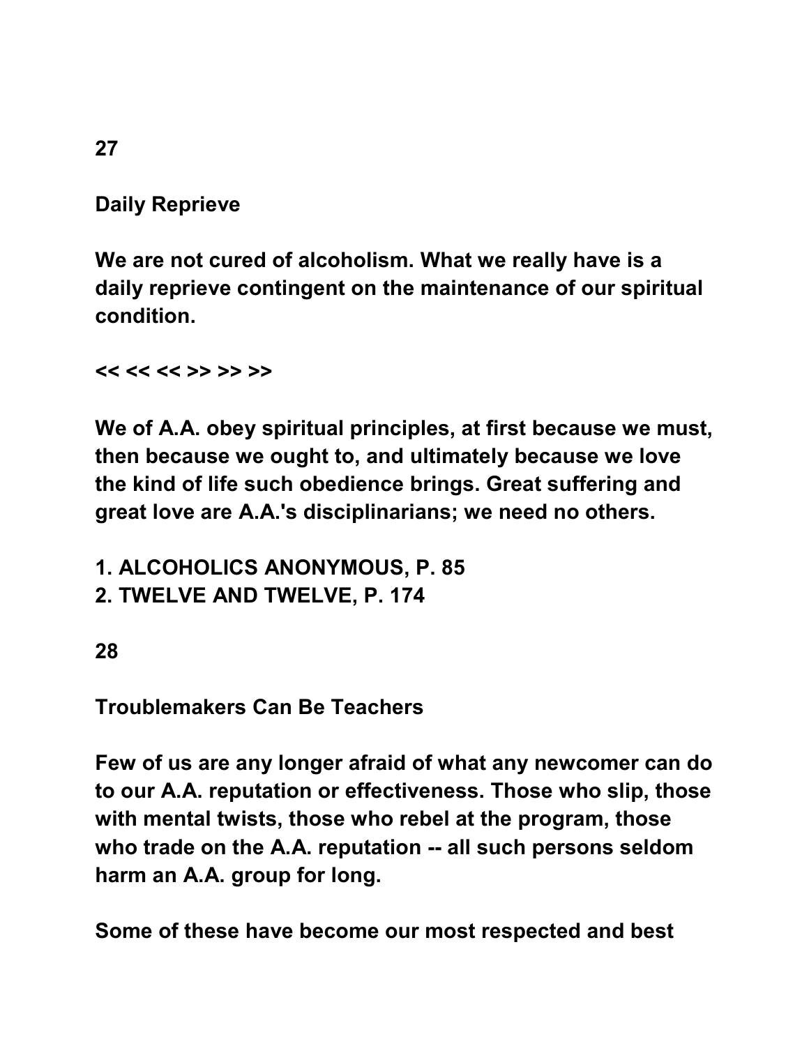**27**

## Daily Reprieve

**We are not cured of alcoholism. What we really have is a daily reprieve contingent on the maintenance of our spiritual condition.**

**<< << << >> >> >>**

**We of A.A. obey spiritual principles, at first because we must, then because we ought to, and ultimately because we love the kind of life such obedience brings. Great suffering and great love are A.A.'s disciplinarians; we need no others.**

**1. ALCOHOLICS ANONYMOUS, P. 85**
**2. TWELVE AND TWELVE, P. 174**

**28**

## Troublemakers Can Be Teachers

**Few of us are any longer afraid of what any newcomer can do to our A.A. reputation or effectiveness. Those who slip, those with mental twists, those who rebel at the program, those who trade on the A.A. reputation -- all such persons seldom harm an A.A. group for long.**

**Some of these have become our most respected and best**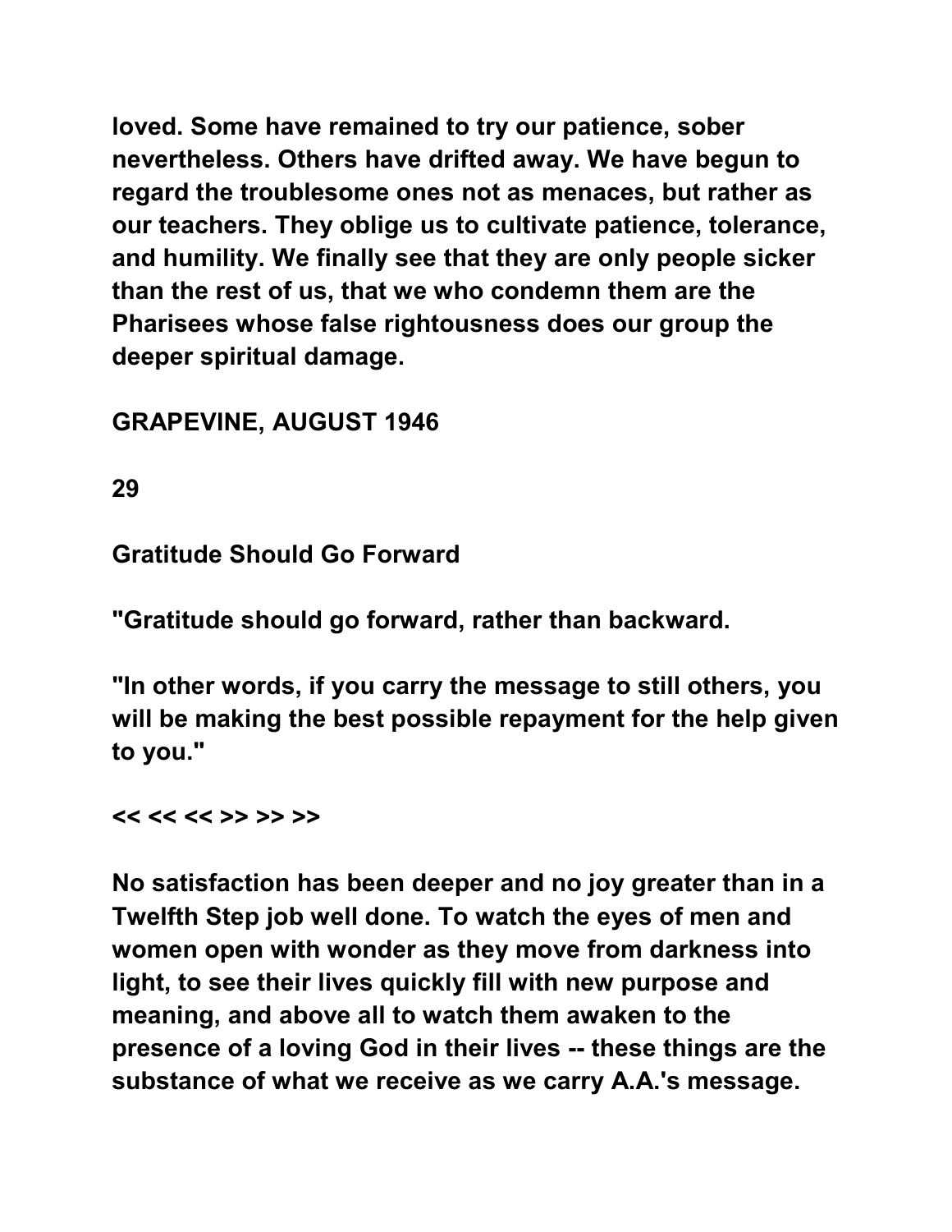loved. Some have remained to try our patience, sober nevertheless. Others have drifted away. We have begun to regard the troublesome ones not as menaces, but rather as our teachers. They oblige us to cultivate patience, tolerance, and humility. We finally see that they are only people sicker than the rest of us, that we who condemn them are the Pharisees whose false rightousness does our group the deeper spiritual damage.

GRAPEVINE, AUGUST 1946

29

## Gratitude Should Go Forward

"Gratitude should go forward, rather than backward.

"In other words, if you carry the message to still others, you will be making the best possible repayment for the help given to you."

<< << << >> >> >>

No satisfaction has been deeper and no joy greater than in a Twelfth Step job well done. To watch the eyes of men and women open with wonder as they move from darkness into light, to see their lives quickly fill with new purpose and meaning, and above all to watch them awaken to the presence of a loving God in their lives -- these things are the substance of what we receive as we carry A.A.'s message.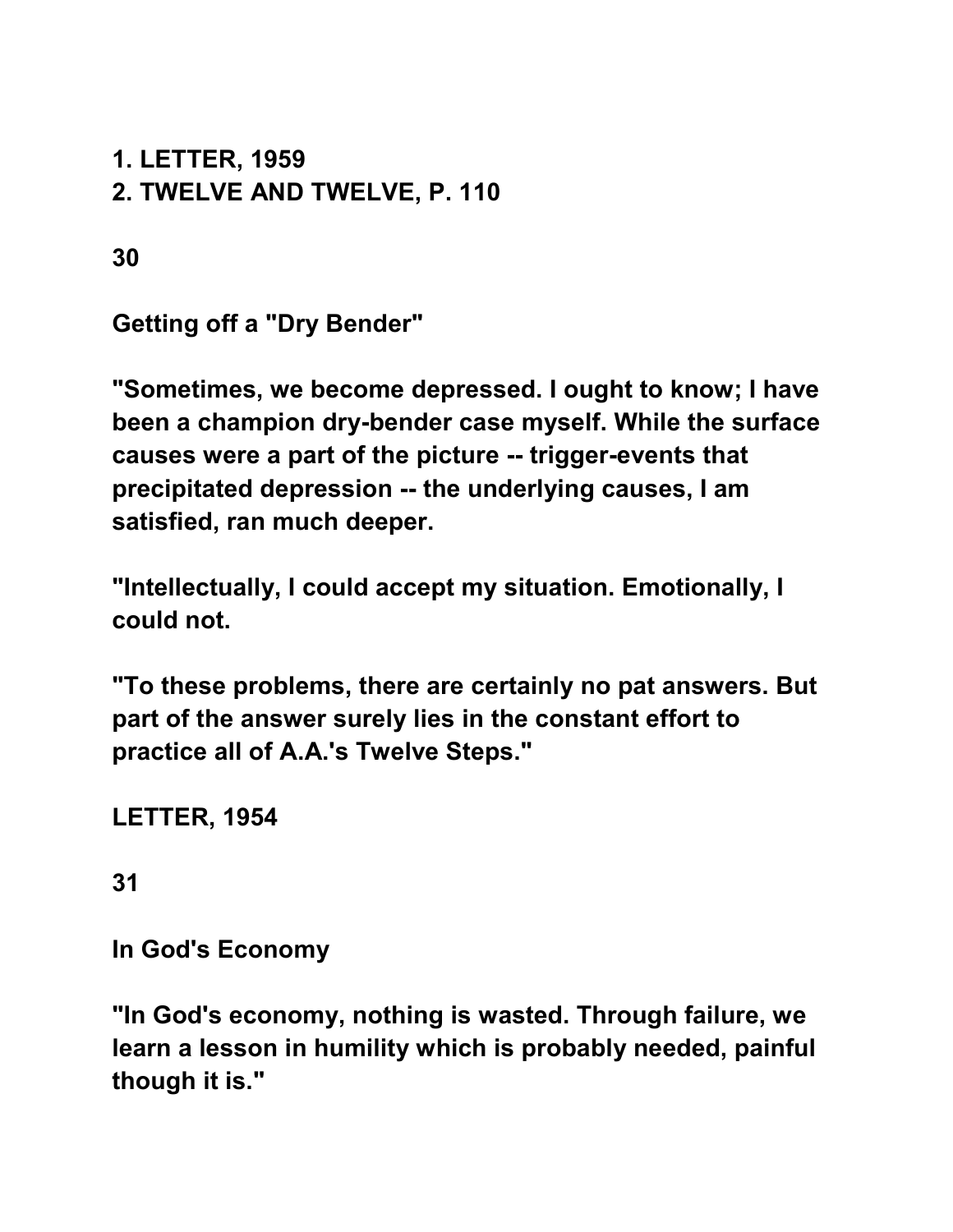**1. LETTER, 1959**
**2. TWELVE AND TWELVE, P. 110**

**30**

**Getting off a "Dry Bender"**

**"Sometimes, we become depressed. I ought to know; I have been a champion dry-bender case myself. While the surface causes were a part of the picture -- trigger-events that precipitated depression -- the underlying causes, I am satisfied, ran much deeper.**

**"Intellectually, I could accept my situation. Emotionally, I could not.**

**"To these problems, there are certainly no pat answers. But part of the answer surely lies in the constant effort to practice all of A.A.'s Twelve Steps."**

**LETTER, 1954**

**31**

**In God's Economy**

**"In God's economy, nothing is wasted. Through failure, we learn a lesson in humility which is probably needed, painful though it is."**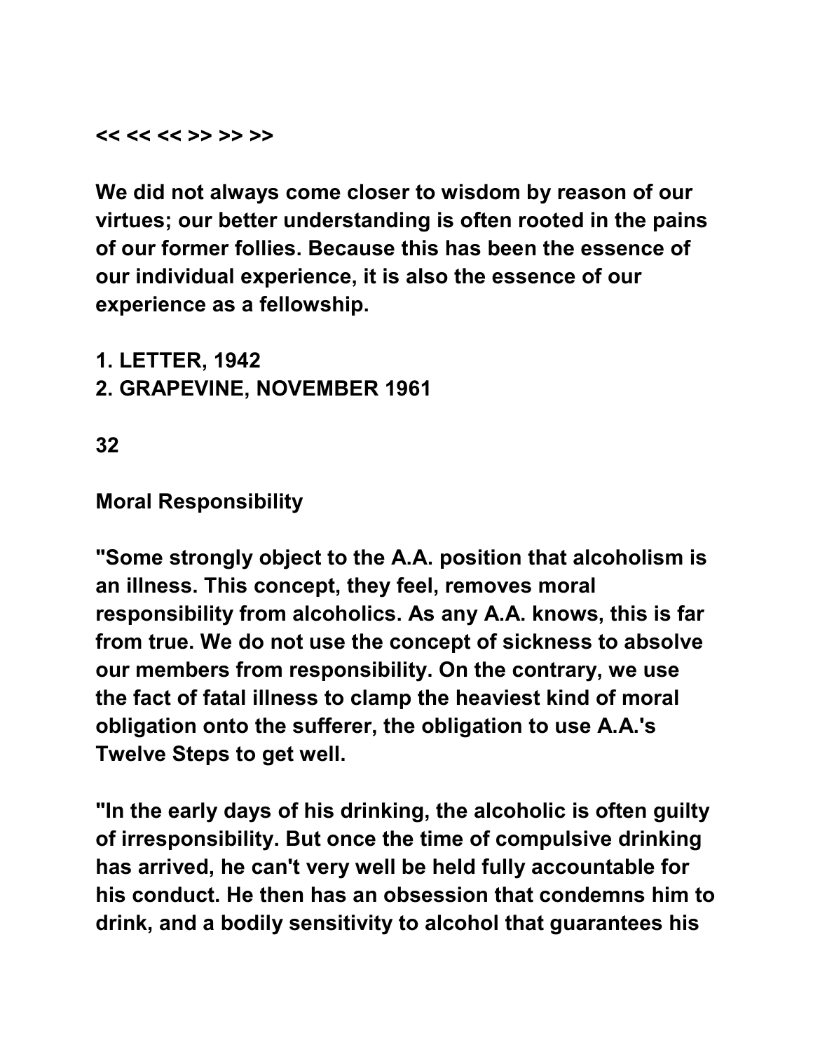<< << << >> >> >>

We did not always come closer to wisdom by reason of our virtues; our better understanding is often rooted in the pains of our former follies. Because this has been the essence of our individual experience, it is also the essence of our experience as a fellowship.

1. LETTER, 1942
2. GRAPEVINE, NOVEMBER 1961

32

## Moral Responsibility

"Some strongly object to the A.A. position that alcoholism is an illness. This concept, they feel, removes moral responsibility from alcoholics. As any A.A. knows, this is far from true. We do not use the concept of sickness to absolve our members from responsibility. On the contrary, we use the fact of fatal illness to clamp the heaviest kind of moral obligation onto the sufferer, the obligation to use A.A.'s Twelve Steps to get well.

"In the early days of his drinking, the alcoholic is often guilty of irresponsibility. But once the time of compulsive drinking has arrived, he can't very well be held fully accountable for his conduct. He then has an obsession that condemns him to drink, and a bodily sensitivity to alcohol that guarantees his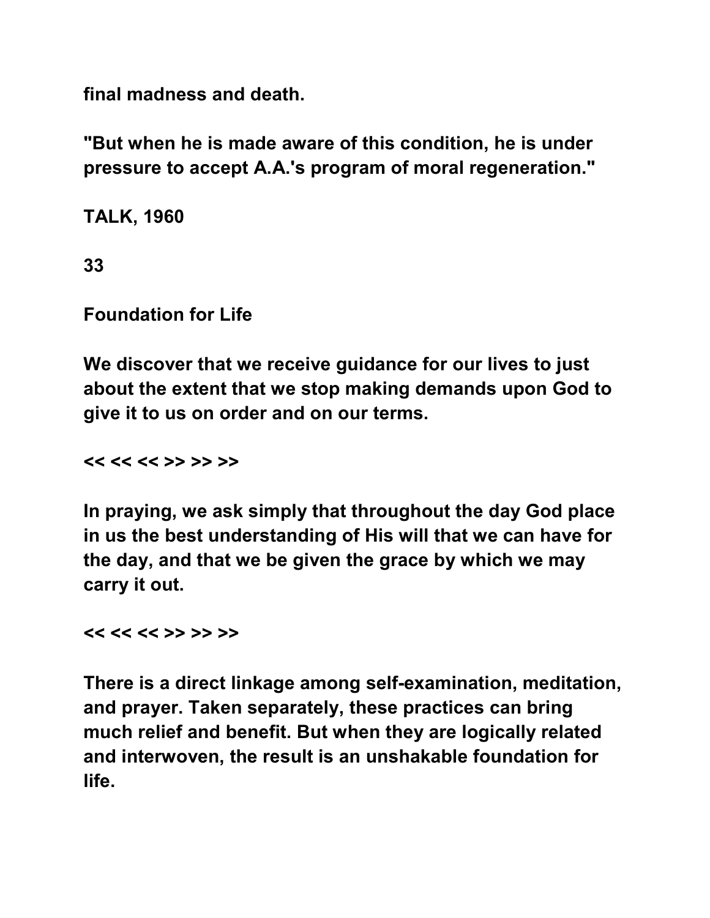final madness and death.

"But when he is made aware of this condition, he is under pressure to accept A.A.'s program of moral regeneration."

TALK, 1960

33

## Foundation for Life

We discover that we receive guidance for our lives to just about the extent that we stop making demands upon God to give it to us on order and on our terms.

<< << << >> >> >>

In praying, we ask simply that throughout the day God place in us the best understanding of His will that we can have for the day, and that we be given the grace by which we may carry it out.

<< << << >> >> >>

There is a direct linkage among self-examination, meditation, and prayer. Taken separately, these practices can bring much relief and benefit. But when they are logically related and interwoven, the result is an unshakable foundation for life.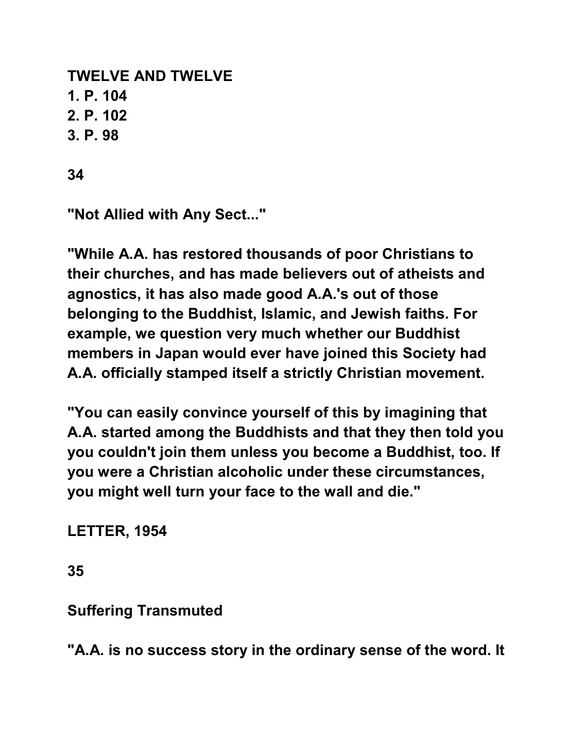**TWELVE AND TWELVE**
**1. P. 104**
**2. P. 102**
**3. P. 98**

**34**

**"Not Allied with Any Sect..."**

**"While A.A. has restored thousands of poor Christians to their churches, and has made believers out of atheists and agnostics, it has also made good A.A.'s out of those belonging to the Buddhist, Islamic, and Jewish faiths. For example, we question very much whether our Buddhist members in Japan would ever have joined this Society had A.A. officially stamped itself a strictly Christian movement.**

**"You can easily convince yourself of this by imagining that A.A. started among the Buddhists and that they then told you you couldn't join them unless you become a Buddhist, too. If you were a Christian alcoholic under these circumstances, you might well turn your face to the wall and die."**

**LETTER, 1954**

**35**

**Suffering Transmuted**

**"A.A. is no success story in the ordinary sense of the word. It**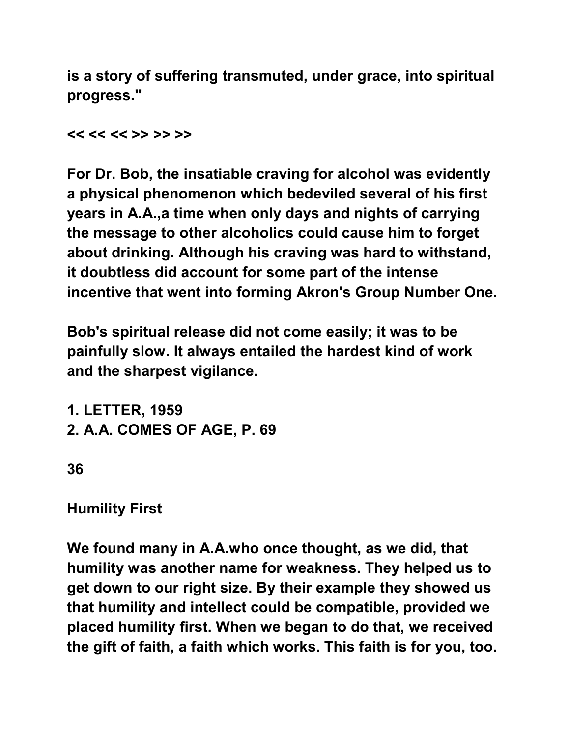is a story of suffering transmuted, under grace, into spiritual progress."

<< << << >> >> >>

For Dr. Bob, the insatiable craving for alcohol was evidently a physical phenomenon which bedeviled several of his first years in A.A.,a time when only days and nights of carrying the message to other alcoholics could cause him to forget about drinking. Although his craving was hard to withstand, it doubtless did account for some part of the intense incentive that went into forming Akron's Group Number One.

Bob's spiritual release did not come easily; it was to be painfully slow. It always entailed the hardest kind of work and the sharpest vigilance.

1. LETTER, 1959
2. A.A. COMES OF AGE, P. 69

36

## Humility First

We found many in A.A.who once thought, as we did, that humility was another name for weakness. They helped us to get down to our right size. By their example they showed us that humility and intellect could be compatible, provided we placed humility first. When we began to do that, we received the gift of faith, a faith which works. This faith is for you, too.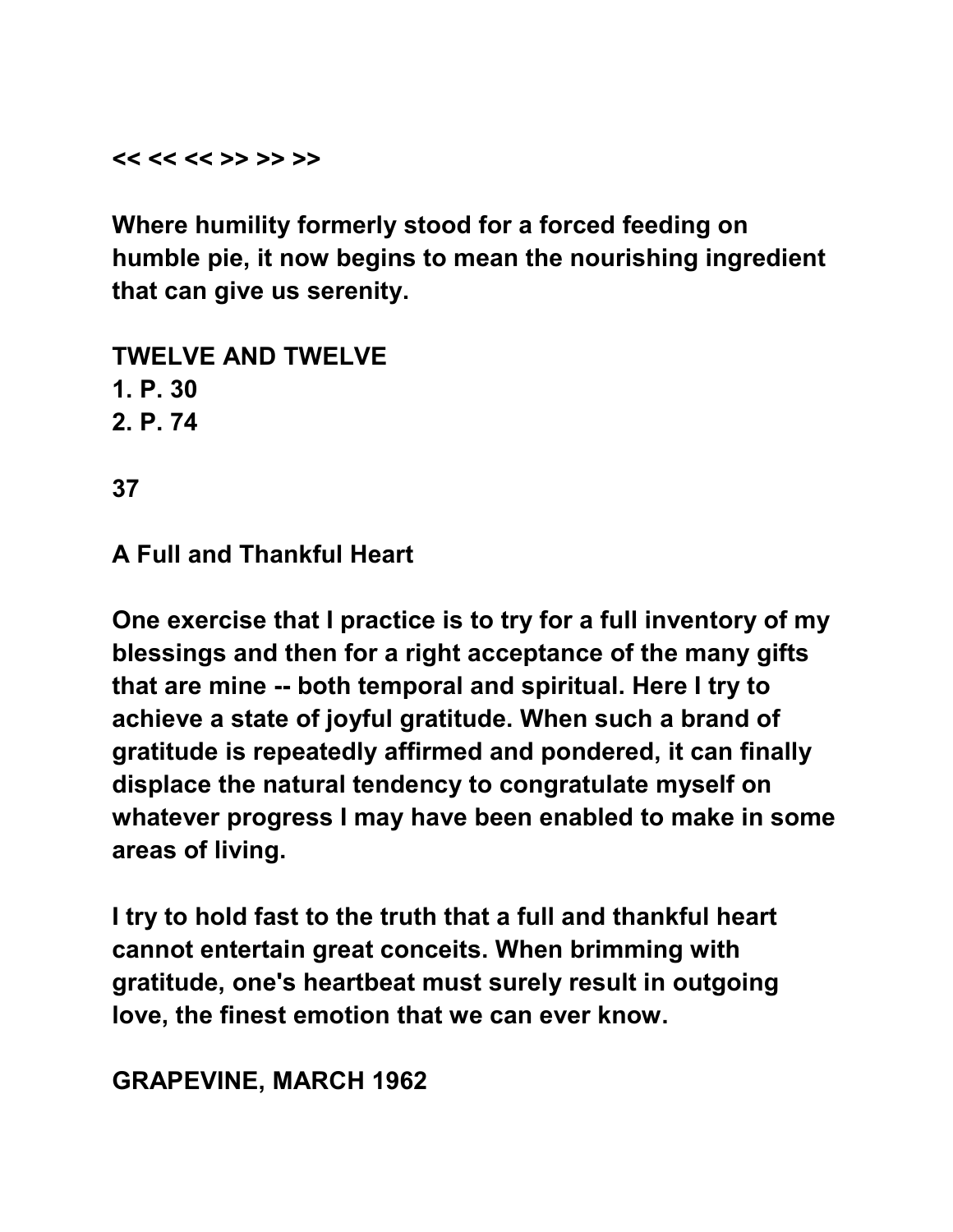<< << << >> >> >>

**Where humility formerly stood for a forced feeding on humble pie, it now begins to mean the nourishing ingredient that can give us serenity.**

**TWELVE AND TWELVE**
**1. P. 30**
**2. P. 74**

**37**

## A Full and Thankful Heart

**One exercise that I practice is to try for a full inventory of my blessings and then for a right acceptance of the many gifts that are mine -- both temporal and spiritual. Here I try to achieve a state of joyful gratitude. When such a brand of gratitude is repeatedly affirmed and pondered, it can finally displace the natural tendency to congratulate myself on whatever progress I may have been enabled to make in some areas of living.**

**I try to hold fast to the truth that a full and thankful heart cannot entertain great conceits. When brimming with gratitude, one's heartbeat must surely result in outgoing love, the finest emotion that we can ever know.**

**GRAPEVINE, MARCH 1962**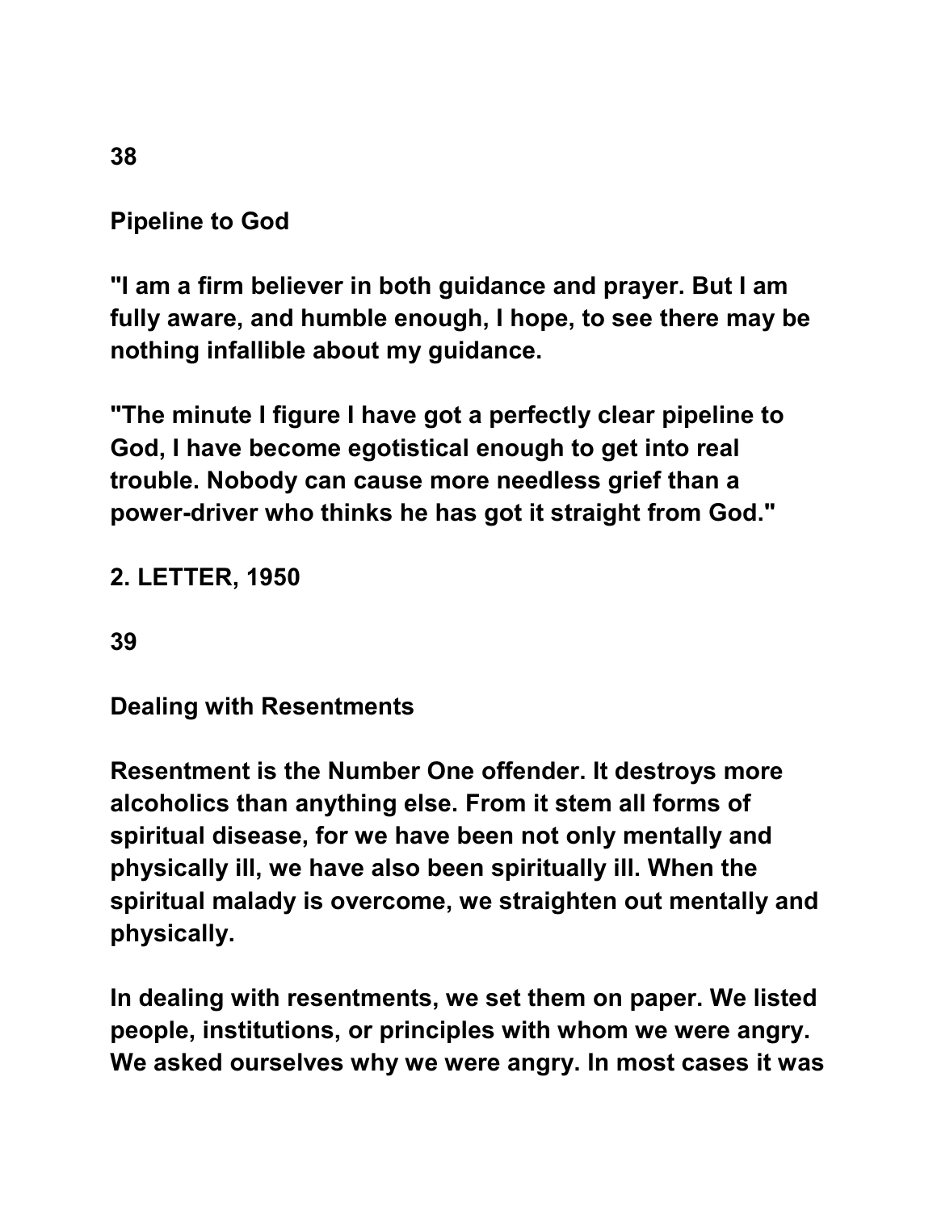## 38

## Pipeline to God

"I am a firm believer in both guidance and prayer. But I am fully aware, and humble enough, I hope, to see there may be nothing infallible about my guidance.

"The minute I figure I have got a perfectly clear pipeline to God, I have become egotistical enough to get into real trouble. Nobody can cause more needless grief than a power-driver who thinks he has got it straight from God."

2. LETTER, 1950

## 39

## Dealing with Resentments

Resentment is the Number One offender. It destroys more alcoholics than anything else. From it stem all forms of spiritual disease, for we have been not only mentally and physically ill, we have also been spiritually ill. When the spiritual malady is overcome, we straighten out mentally and physically.

In dealing with resentments, we set them on paper. We listed people, institutions, or principles with whom we were angry. We asked ourselves why we were angry. In most cases it was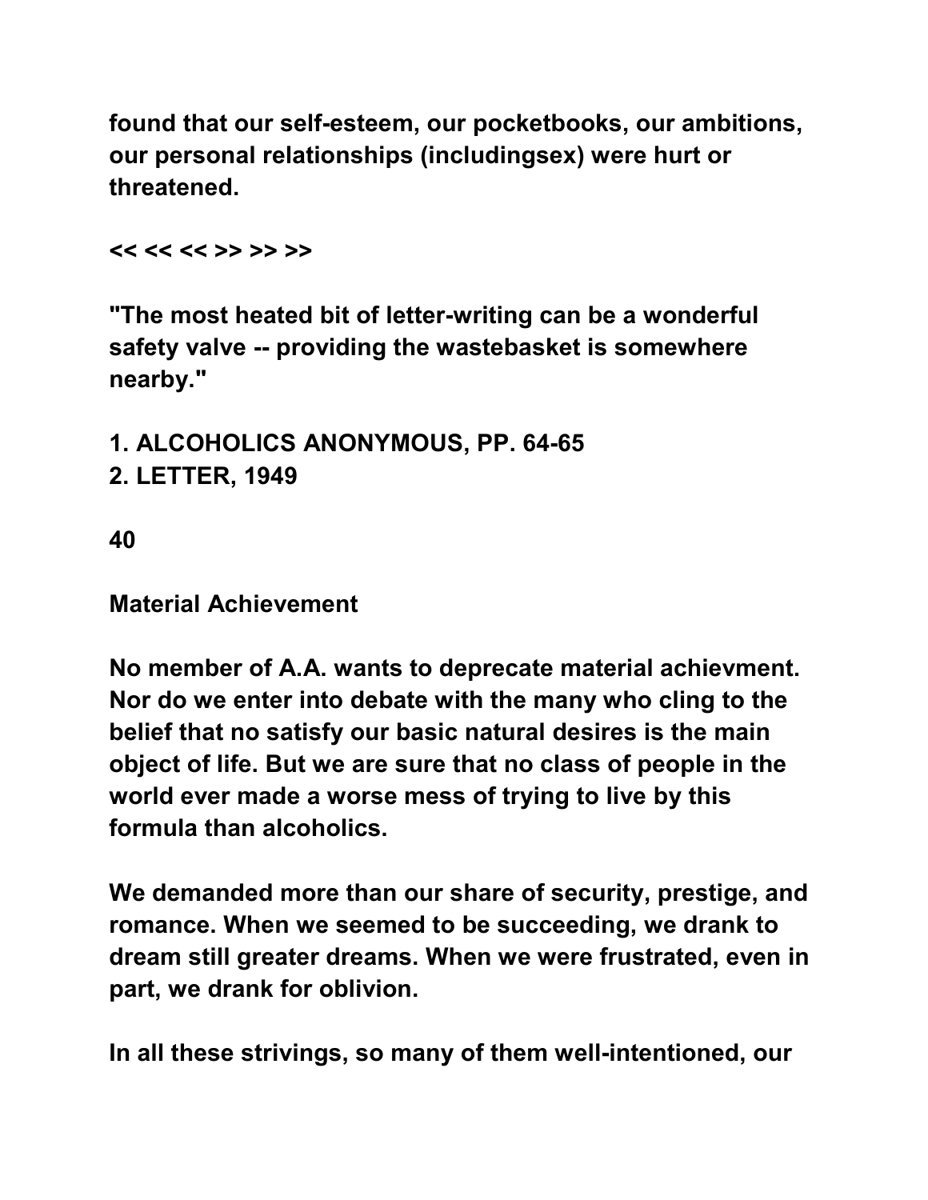**found that our self-esteem, our pocketbooks, our ambitions, our personal relationships (includingsex) were hurt or threatened.**

**<< << << >> >> >>**

**"The most heated bit of letter-writing can be a wonderful safety valve -- providing the wastebasket is somewhere nearby."**

**1. ALCOHOLICS ANONYMOUS, PP. 64-65**
**2. LETTER, 1949**

**40**

**Material Achievement**

**No member of A.A. wants to deprecate material achievment. Nor do we enter into debate with the many who cling to the belief that no satisfy our basic natural desires is the main object of life. But we are sure that no class of people in the world ever made a worse mess of trying to live by this formula than alcoholics.**

**We demanded more than our share of security, prestige, and romance. When we seemed to be succeeding, we drank to dream still greater dreams. When we were frustrated, even in part, we drank for oblivion.**

**In all these strivings, so many of them well-intentioned, our**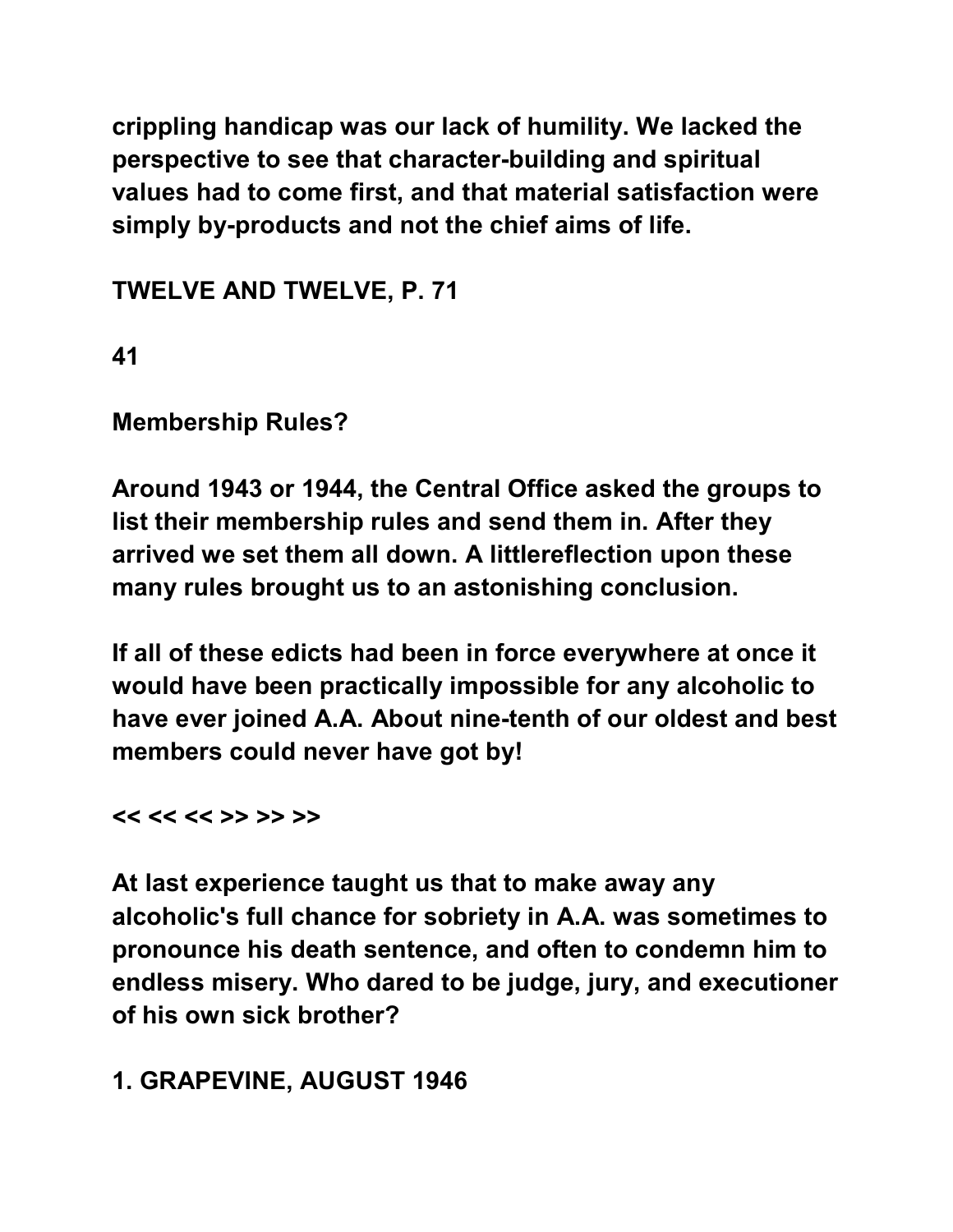crippling handicap was our lack of humility. We lacked the perspective to see that character-building and spiritual values had to come first, and that material satisfaction were simply by-products and not the chief aims of life.

TWELVE AND TWELVE, P. 71

41

## Membership Rules?

Around 1943 or 1944, the Central Office asked the groups to list their membership rules and send them in. After they arrived we set them all down. A littlereflection upon these many rules brought us to an astonishing conclusion.

If all of these edicts had been in force everywhere at once it would have been practically impossible for any alcoholic to have ever joined A.A. About nine-tenth of our oldest and best members could never have got by!

<< << << >> >> >>

At last experience taught us that to make away any alcoholic's full chance for sobriety in A.A. was sometimes to pronounce his death sentence, and often to condemn him to endless misery. Who dared to be judge, jury, and executioner of his own sick brother?

1. GRAPEVINE, AUGUST 1946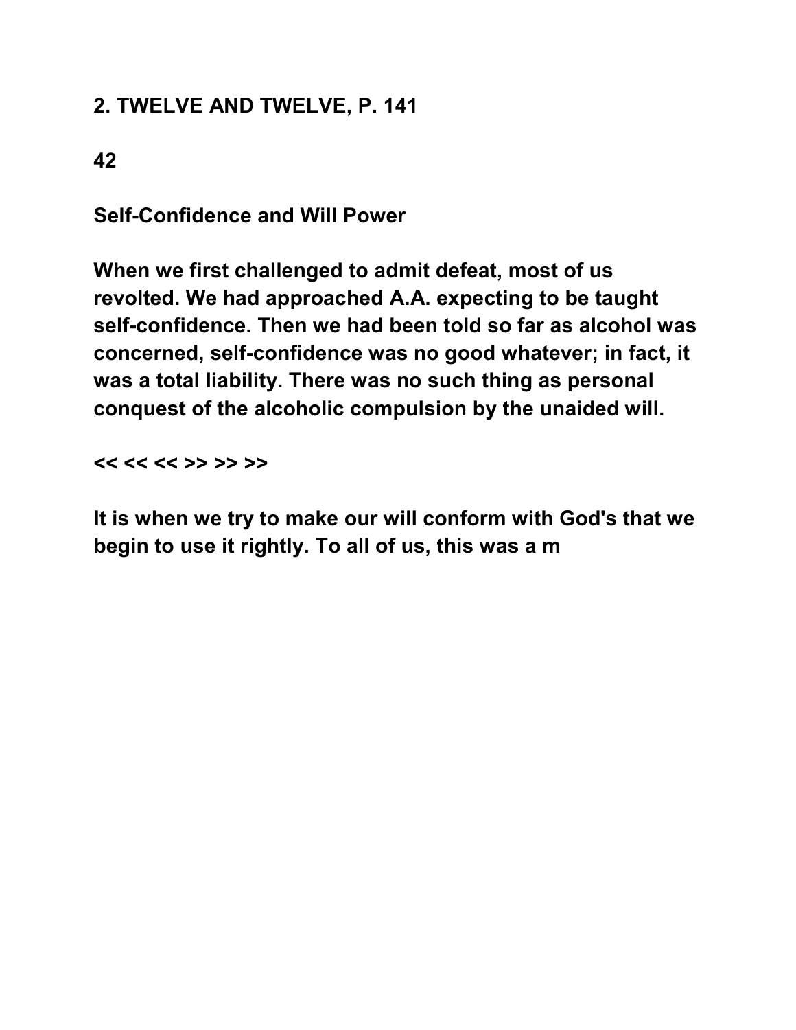**2. TWELVE AND TWELVE, P. 141**

**42**

**Self-Confidence and Will Power**

**When we first challenged to admit defeat, most of us revolted. We had approached A.A. expecting to be taught self-confidence. Then we had been told so far as alcohol was concerned, self-confidence was no good whatever; in fact, it was a total liability. There was no such thing as personal conquest of the alcoholic compulsion by the unaided will.**

**<< << << >> >> >>**

**It is when we try to make our will conform with God's that we begin to use it rightly. To all of us, this was a m**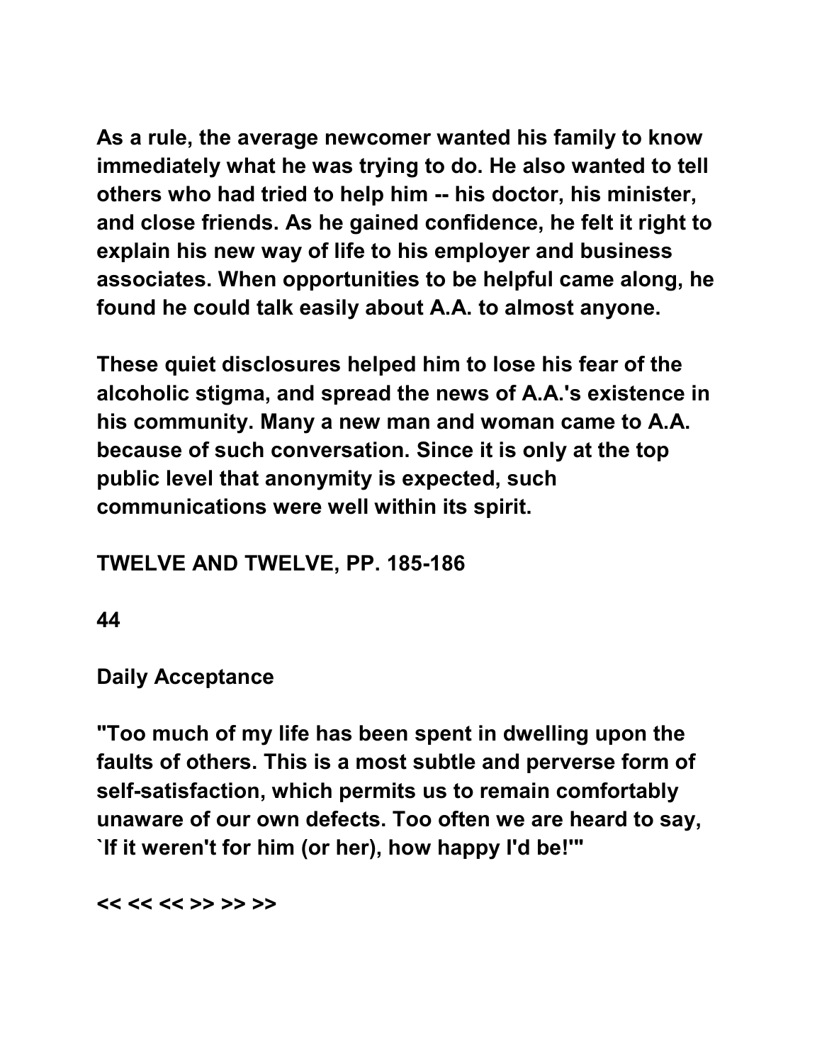As a rule, the average newcomer wanted his family to know immediately what he was trying to do. He also wanted to tell others who had tried to help him -- his doctor, his minister, and close friends. As he gained confidence, he felt it right to explain his new way of life to his employer and business associates. When opportunities to be helpful came along, he found he could talk easily about A.A. to almost anyone.

These quiet disclosures helped him to lose his fear of the alcoholic stigma, and spread the news of A.A.'s existence in his community. Many a new man and woman came to A.A. because of such conversation. Since it is only at the top public level that anonymity is expected, such communications were well within its spirit.

TWELVE AND TWELVE, PP. 185-186

44

## Daily Acceptance

"Too much of my life has been spent in dwelling upon the faults of others. This is a most subtle and perverse form of self-satisfaction, which permits us to remain comfortably unaware of our own defects. Too often we are heard to say, `If it weren't for him (or her), how happy I'd be!'"

<< << << >> >> >>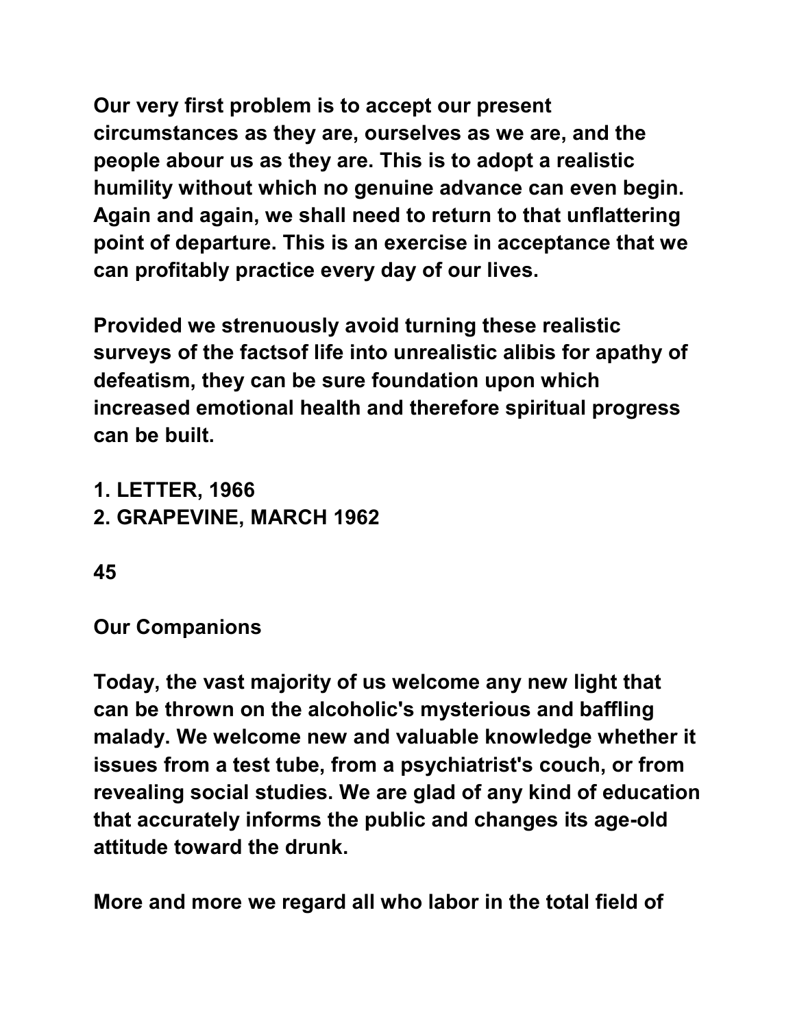Our very first problem is to accept our present circumstances as they are, ourselves as we are, and the people abour us as they are. This is to adopt a realistic humility without which no genuine advance can even begin. Again and again, we shall need to return to that unflattering point of departure. This is an exercise in acceptance that we can profitably practice every day of our lives.

Provided we strenuously avoid turning these realistic surveys of the factsof life into unrealistic alibis for apathy of defeatism, they can be sure foundation upon which increased emotional health and therefore spiritual progress can be built.

1. LETTER, 1966
2. GRAPEVINE, MARCH 1962

45

## Our Companions

Today, the vast majority of us welcome any new light that can be thrown on the alcoholic's mysterious and baffling malady. We welcome new and valuable knowledge whether it issues from a test tube, from a psychiatrist's couch, or from revealing social studies. We are glad of any kind of education that accurately informs the public and changes its age-old attitude toward the drunk.

More and more we regard all who labor in the total field of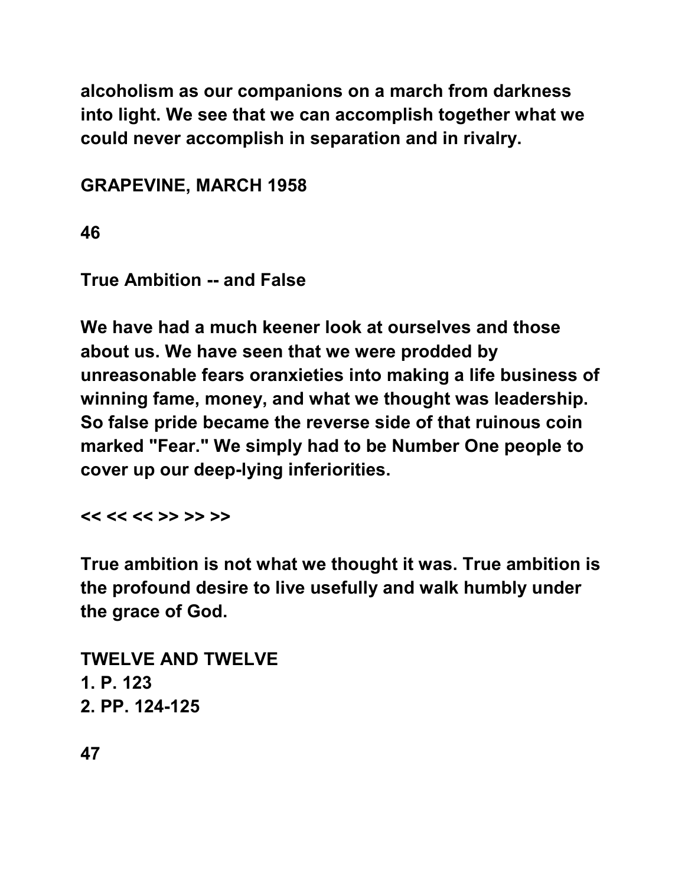alcoholism as our companions on a march from darkness into light. We see that we can accomplish together what we could never accomplish in separation and in rivalry.

GRAPEVINE, MARCH 1958

## True Ambition -- and False

We have had a much keener look at ourselves and those about us. We have seen that we were prodded by unreasonable fears oranxieties into making a life business of winning fame, money, and what we thought was leadership. So false pride became the reverse side of that ruinous coin marked "Fear." We simply had to be Number One people to cover up our deep-lying inferiorities.

<< << << >> >> >>

True ambition is not what we thought it was. True ambition is the profound desire to live usefully and walk humbly under the grace of God.

TWELVE AND TWELVE
1. P. 123
2. PP. 124-125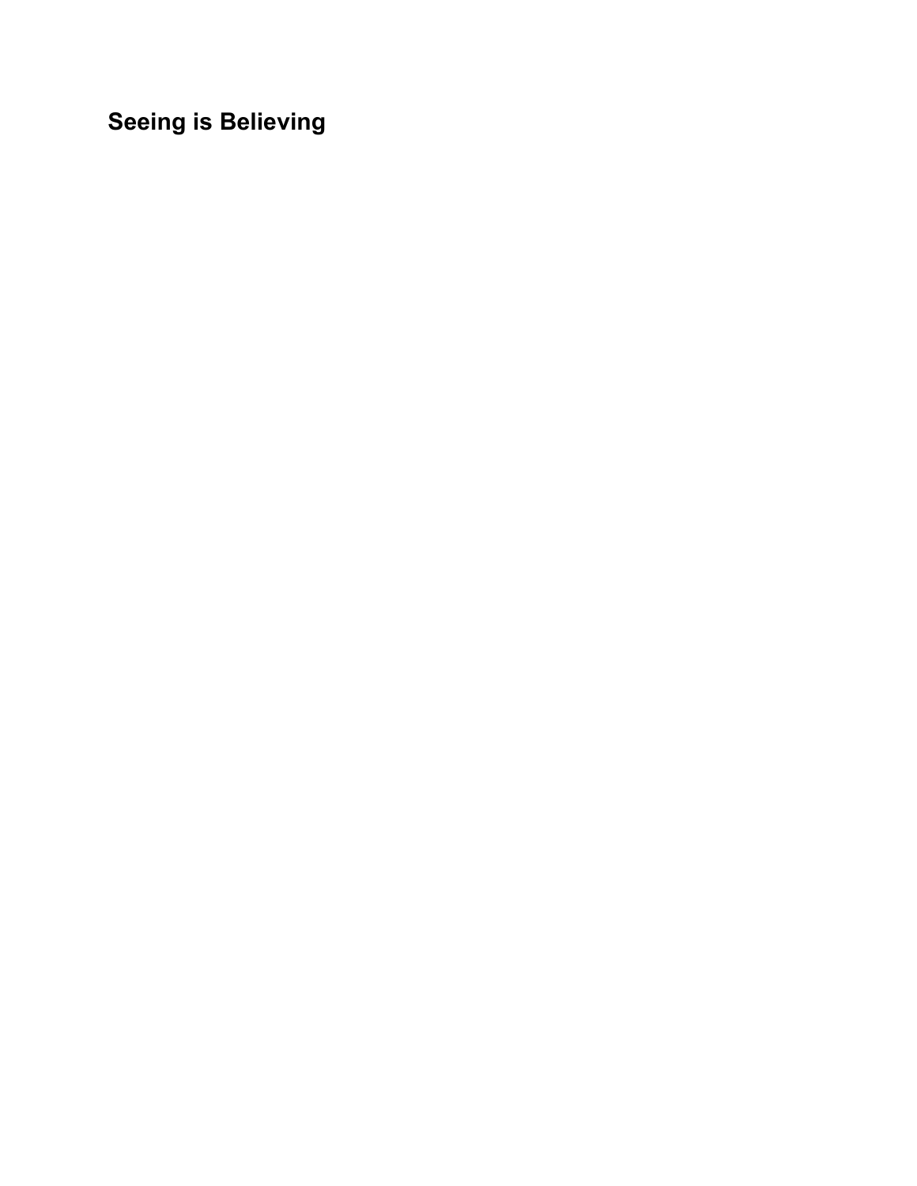## Seeing is Believing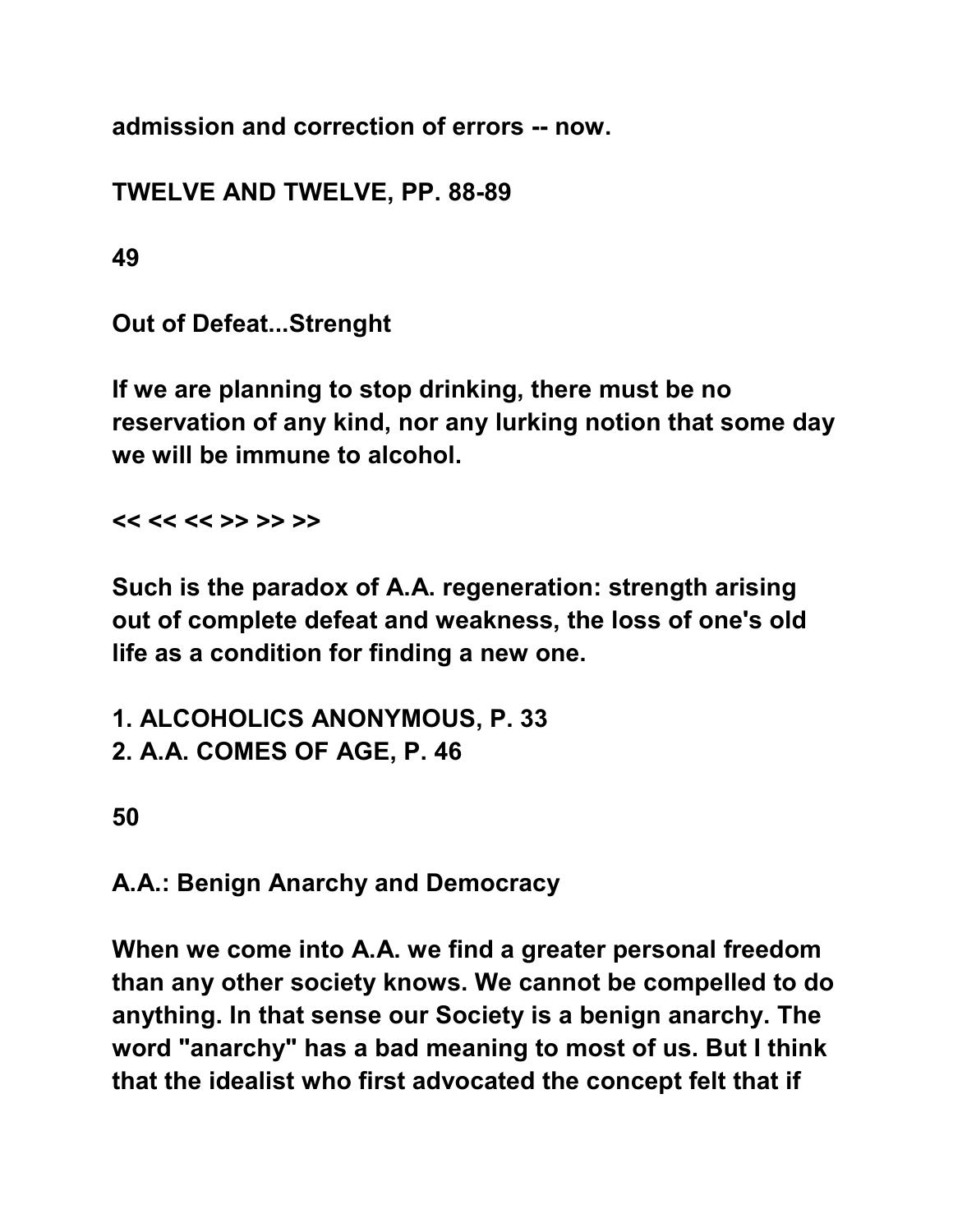**admission and correction of errors -- now.**

**TWELVE AND TWELVE, PP. 88-89**

**49**

**Out of Defeat...Strenght**

**If we are planning to stop drinking, there must be no reservation of any kind, nor any lurking notion that some day we will be immune to alcohol.**

**<< << << >> >> >>**

**Such is the paradox of A.A. regeneration: strength arising out of complete defeat and weakness, the loss of one's old life as a condition for finding a new one.**

**1. ALCOHOLICS ANONYMOUS, P. 33**
**2. A.A. COMES OF AGE, P. 46**

**50**

**A.A.: Benign Anarchy and Democracy**

**When we come into A.A. we find a greater personal freedom than any other society knows. We cannot be compelled to do anything. In that sense our Society is a benign anarchy. The word "anarchy" has a bad meaning to most of us. But I think that the idealist who first advocated the concept felt that if**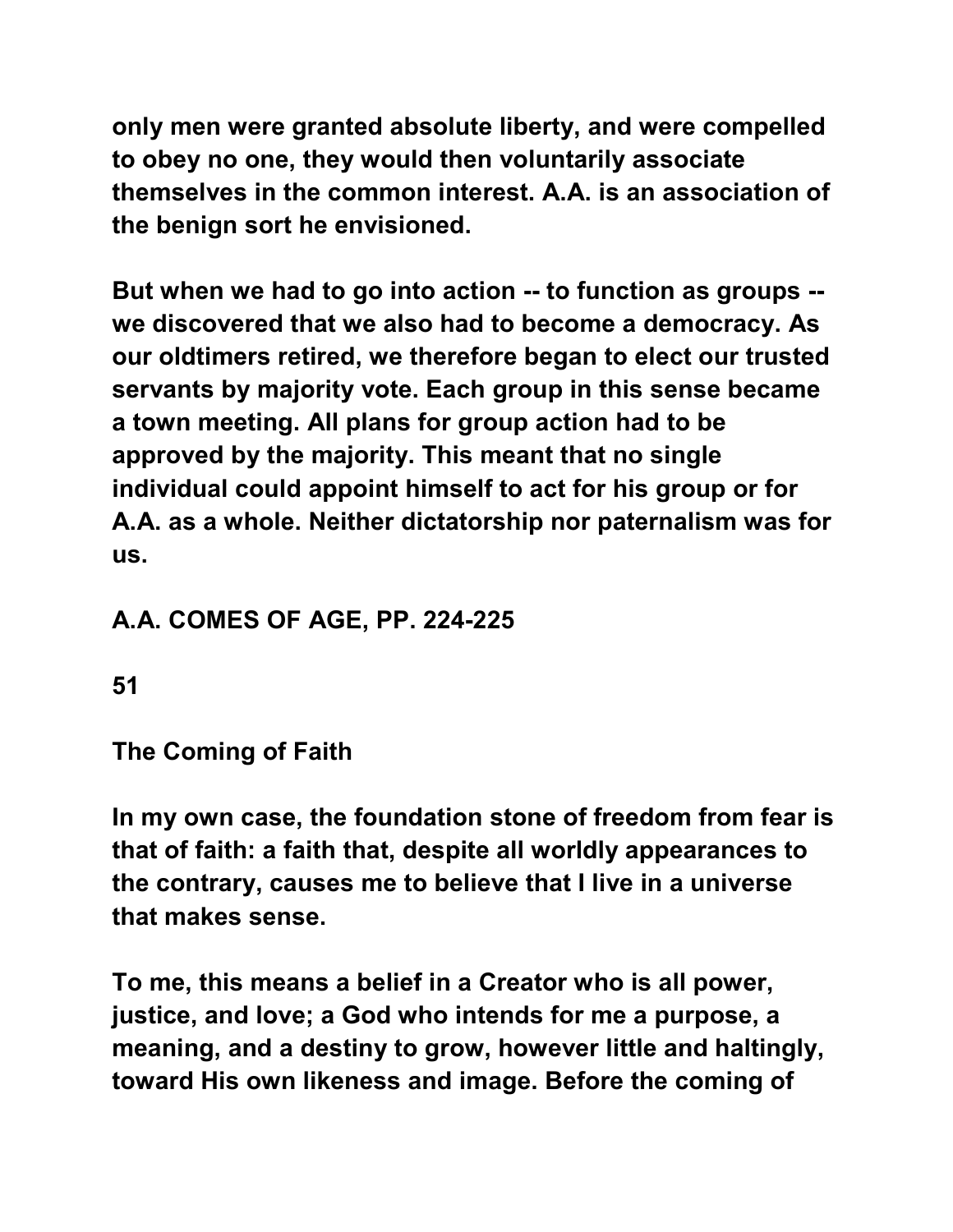only men were granted absolute liberty, and were compelled to obey no one, they would then voluntarily associate themselves in the common interest. A.A. is an association of the benign sort he envisioned.

But when we had to go into action -- to function as groups -- we discovered that we also had to become a democracy. As our oldtimers retired, we therefore began to elect our trusted servants by majority vote. Each group in this sense became a town meeting. All plans for group action had to be approved by the majority. This meant that no single individual could appoint himself to act for his group or for A.A. as a whole. Neither dictatorship nor paternalism was for us.

A.A. COMES OF AGE, PP. 224-225

51

## The Coming of Faith

In my own case, the foundation stone of freedom from fear is that of faith: a faith that, despite all worldly appearances to the contrary, causes me to believe that I live in a universe that makes sense.

To me, this means a belief in a Creator who is all power, justice, and love; a God who intends for me a purpose, a meaning, and a destiny to grow, however little and haltingly, toward His own likeness and image. Before the coming of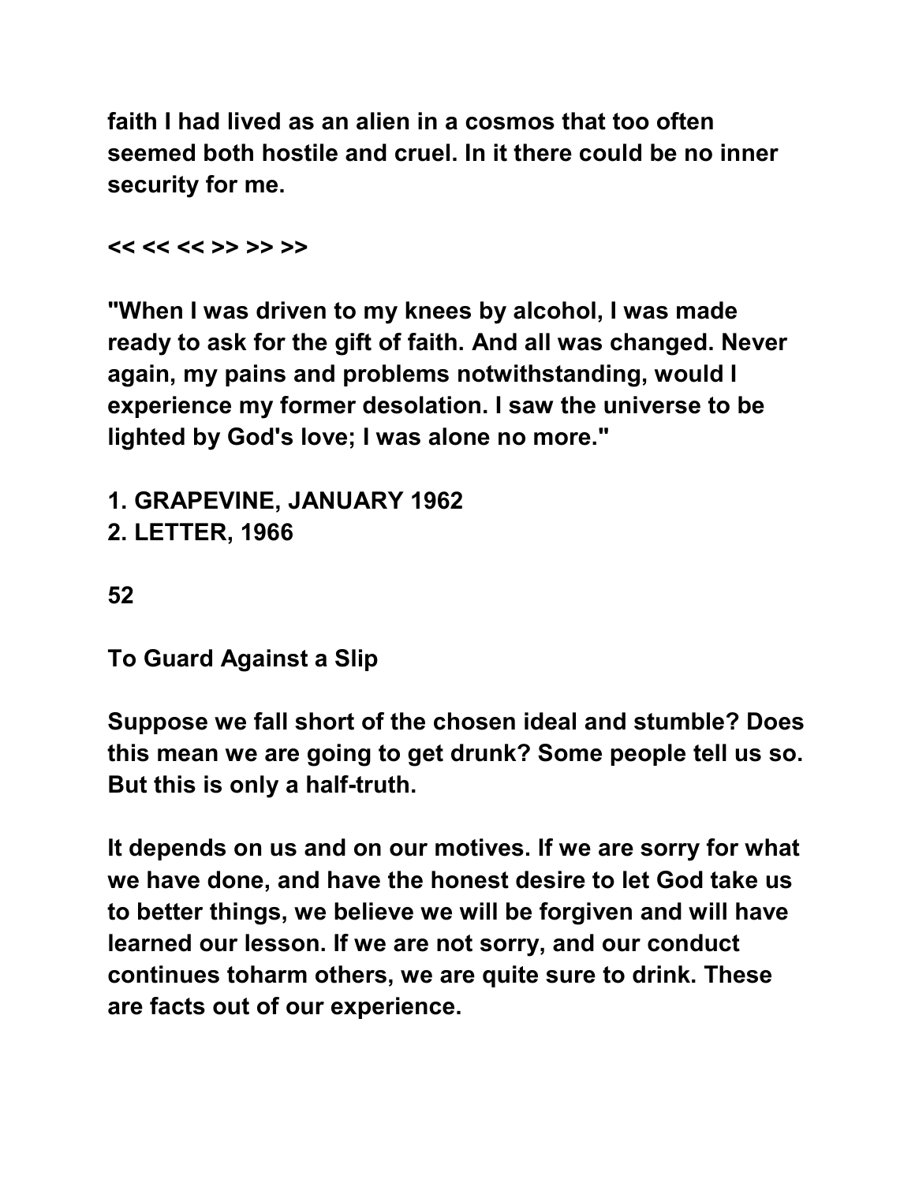faith I had lived as an alien in a cosmos that too often seemed both hostile and cruel. In it there could be no inner security for me.

<< << << >> >> >>

"When I was driven to my knees by alcohol, I was made ready to ask for the gift of faith. And all was changed. Never again, my pains and problems notwithstanding, would I experience my former desolation. I saw the universe to be lighted by God's love; I was alone no more."

1. GRAPEVINE, JANUARY 1962
2. LETTER, 1966

## To Guard Against a Slip

Suppose we fall short of the chosen ideal and stumble? Does this mean we are going to get drunk? Some people tell us so. But this is only a half-truth.

It depends on us and on our motives. If we are sorry for what we have done, and have the honest desire to let God take us to better things, we believe we will be forgiven and will have learned our lesson. If we are not sorry, and our conduct continues toharm others, we are quite sure to drink. These are facts out of our experience.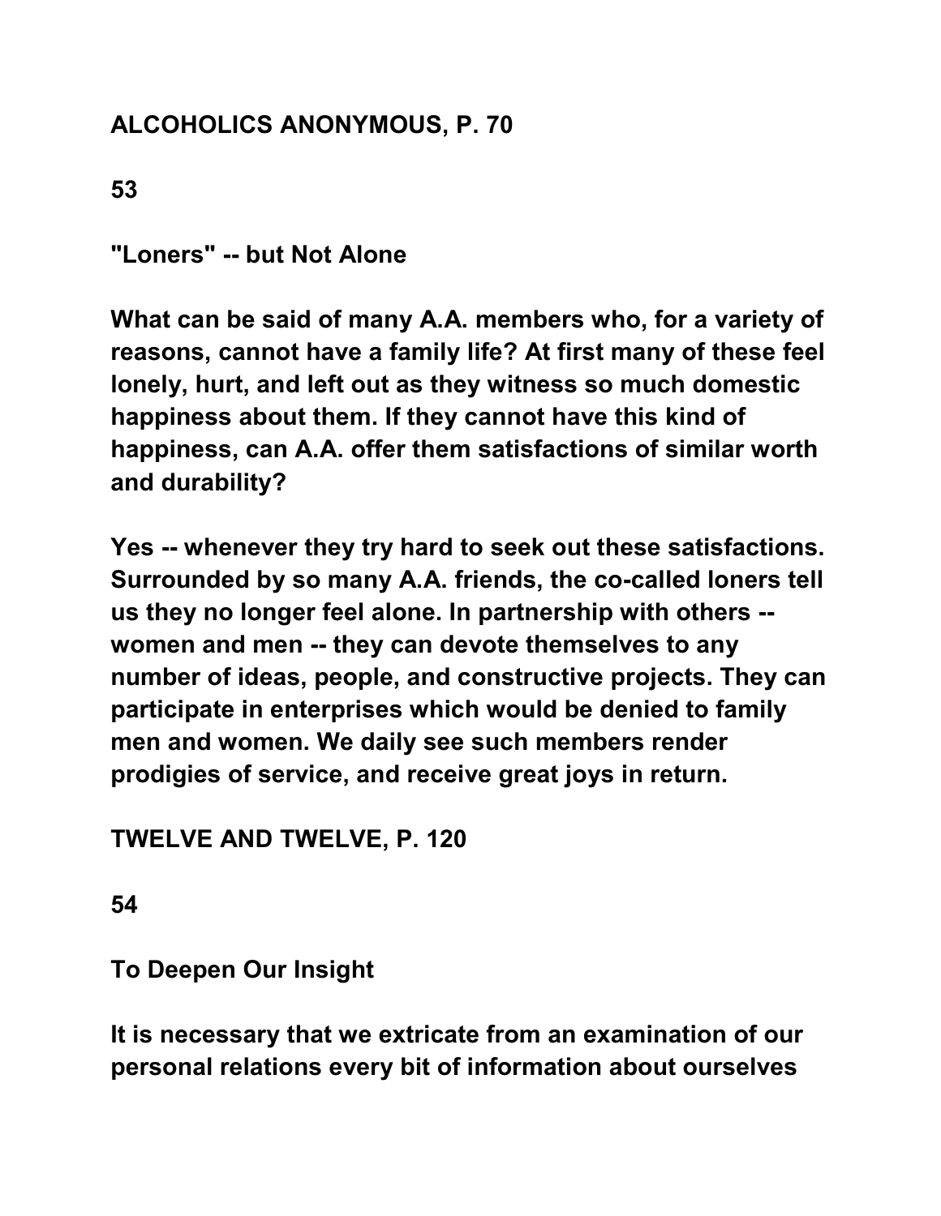**ALCOHOLICS ANONYMOUS, P. 70**

**53**

**"Loners" -- but Not Alone**

**What can be said of many A.A. members who, for a variety of reasons, cannot have a family life? At first many of these feel lonely, hurt, and left out as they witness so much domestic happiness about them. If they cannot have this kind of happiness, can A.A. offer them satisfactions of similar worth and durability?**

**Yes -- whenever they try hard to seek out these satisfactions. Surrounded by so many A.A. friends, the co-called loners tell us they no longer feel alone. In partnership with others -- women and men -- they can devote themselves to any number of ideas, people, and constructive projects. They can participate in enterprises which would be denied to family men and women. We daily see such members render prodigies of service, and receive great joys in return.**

**TWELVE AND TWELVE, P. 120**

**54**

**To Deepen Our Insight**

**It is necessary that we extricate from an examination of our personal relations every bit of information about ourselves**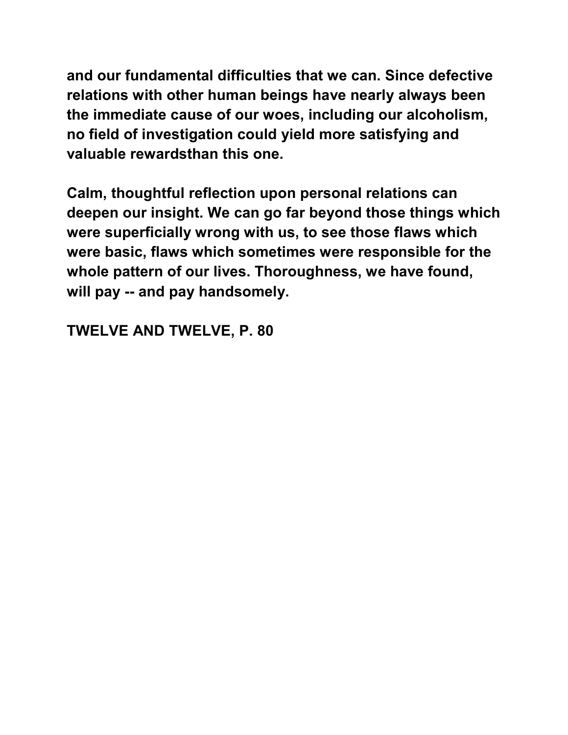**and our fundamental difficulties that we can. Since defective relations with other human beings have nearly always been the immediate cause of our woes, including our alcoholism, no field of investigation could yield more satisfying and valuable rewardsthan this one.**

**Calm, thoughtful reflection upon personal relations can deepen our insight. We can go far beyond those things which were superficially wrong with us, to see those flaws which were basic, flaws which sometimes were responsible for the whole pattern of our lives. Thoroughness, we have found, will pay -- and pay handsomely.**

**TWELVE AND TWELVE, P. 80**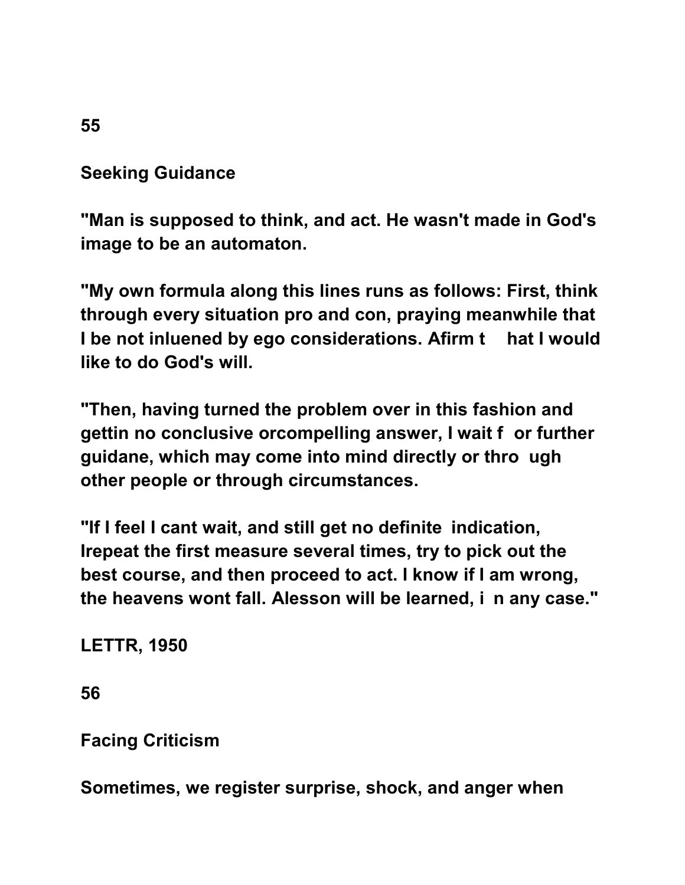55

## Seeking Guidance

**"Man is supposed to think, and act. He wasn't made in God's image to be an automaton.**

**"My own formula along this lines runs as follows: First, think through every situation pro and con, praying meanwhile that I be not inluened by ego considerations. Afirm t hat I would like to do God's will.**

**"Then, having turned the problem over in this fashion and gettin no conclusive orcompelling answer, I wait f or further guidane, which may come into mind directly or thro ugh other people or through circumstances.**

**"If I feel I cant wait, and still get no definite indication, Irepeat the first measure several times, try to pick out the best course, and then proceed to act. I know if I am wrong, the heavens wont fall. Alesson will be learned, i n any case."**

**LETTR, 1950**

56

## Facing Criticism

**Sometimes, we register surprise, shock, and anger when**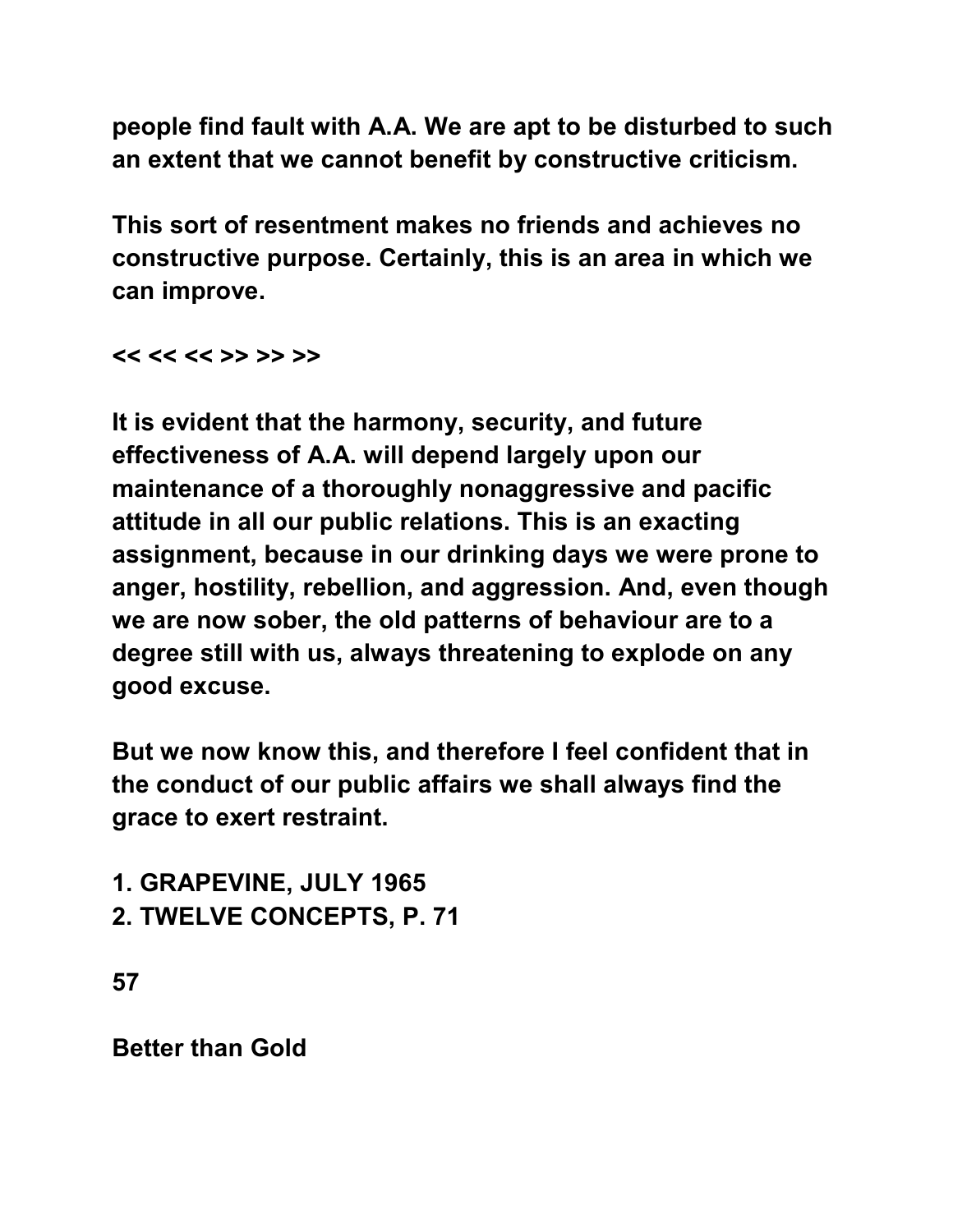people find fault with A.A. We are apt to be disturbed to such an extent that we cannot benefit by constructive criticism.

This sort of resentment makes no friends and achieves no constructive purpose. Certainly, this is an area in which we can improve.

<< << << >> >> >>

It is evident that the harmony, security, and future effectiveness of A.A. will depend largely upon our maintenance of a thoroughly nonaggressive and pacific attitude in all our public relations. This is an exacting assignment, because in our drinking days we were prone to anger, hostility, rebellion, and aggression. And, even though we are now sober, the old patterns of behaviour are to a degree still with us, always threatening to explode on any good excuse.

But we now know this, and therefore I feel confident that in the conduct of our public affairs we shall always find the grace to exert restraint.

1. GRAPEVINE, JULY 1965
2. TWELVE CONCEPTS, P. 71

57

## Better than Gold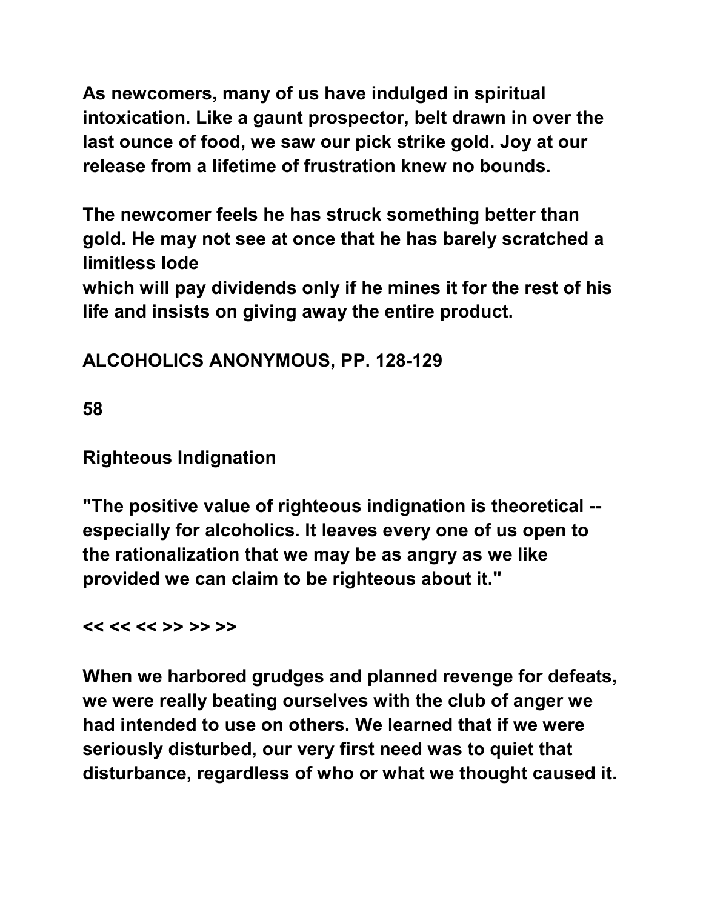As newcomers, many of us have indulged in spiritual intoxication. Like a gaunt prospector, belt drawn in over the last ounce of food, we saw our pick strike gold. Joy at our release from a lifetime of frustration knew no bounds.

The newcomer feels he has struck something better than gold. He may not see at once that he has barely scratched a limitless lode which will pay dividends only if he mines it for the rest of his life and insists on giving away the entire product.

ALCOHOLICS ANONYMOUS, PP. 128-129

58

## Righteous Indignation

"The positive value of righteous indignation is theoretical -- especially for alcoholics. It leaves every one of us open to the rationalization that we may be as angry as we like provided we can claim to be righteous about it."

<< << << >> >> >>

When we harbored grudges and planned revenge for defeats, we were really beating ourselves with the club of anger we had intended to use on others. We learned that if we were seriously disturbed, our very first need was to quiet that disturbance, regardless of who or what we thought caused it.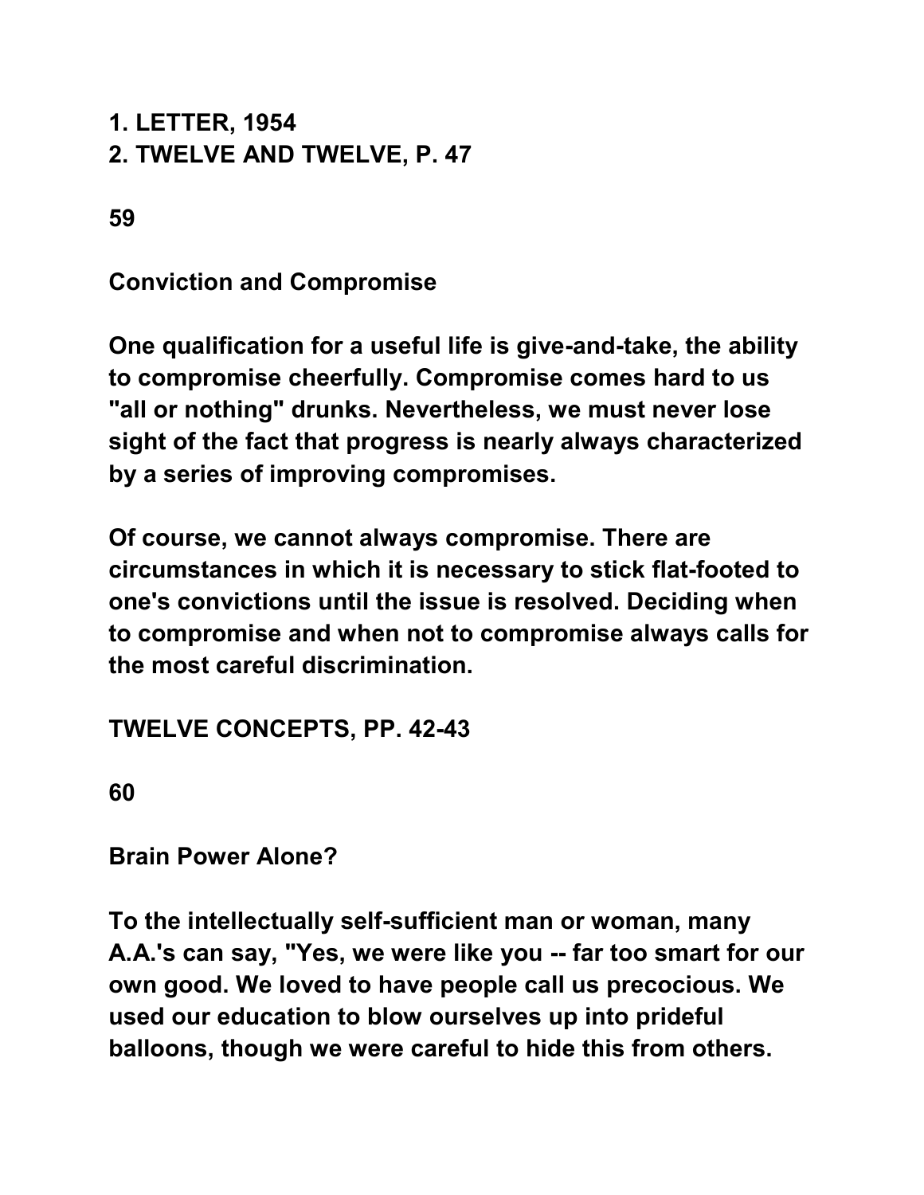1. LETTER, 1954
2. TWELVE AND TWELVE, P. 47

59

## Conviction and Compromise

One qualification for a useful life is give-and-take, the ability to compromise cheerfully. Compromise comes hard to us "all or nothing" drunks. Nevertheless, we must never lose sight of the fact that progress is nearly always characterized by a series of improving compromises.

Of course, we cannot always compromise. There are circumstances in which it is necessary to stick flat-footed to one's convictions until the issue is resolved. Deciding when to compromise and when not to compromise always calls for the most careful discrimination.

TWELVE CONCEPTS, PP. 42-43

60

## Brain Power Alone?

To the intellectually self-sufficient man or woman, many A.A.'s can say, "Yes, we were like you -- far too smart for our own good. We loved to have people call us precocious. We used our education to blow ourselves up into prideful balloons, though we were careful to hide this from others.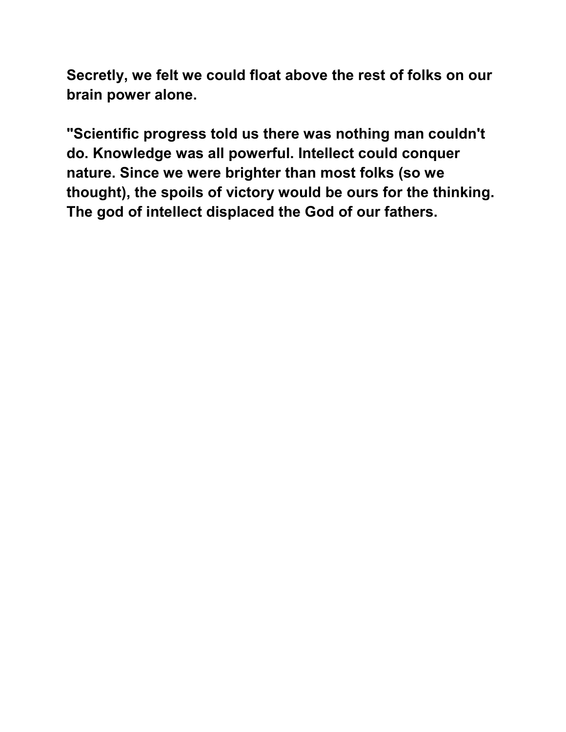**Secretly, we felt we could float above the rest of folks on our brain power alone.**

**"Scientific progress told us there was nothing man couldn't do. Knowledge was all powerful. Intellect could conquer nature. Since we were brighter than most folks (so we thought), the spoils of victory would be ours for the thinking. The god of intellect displaced the God of our fathers.**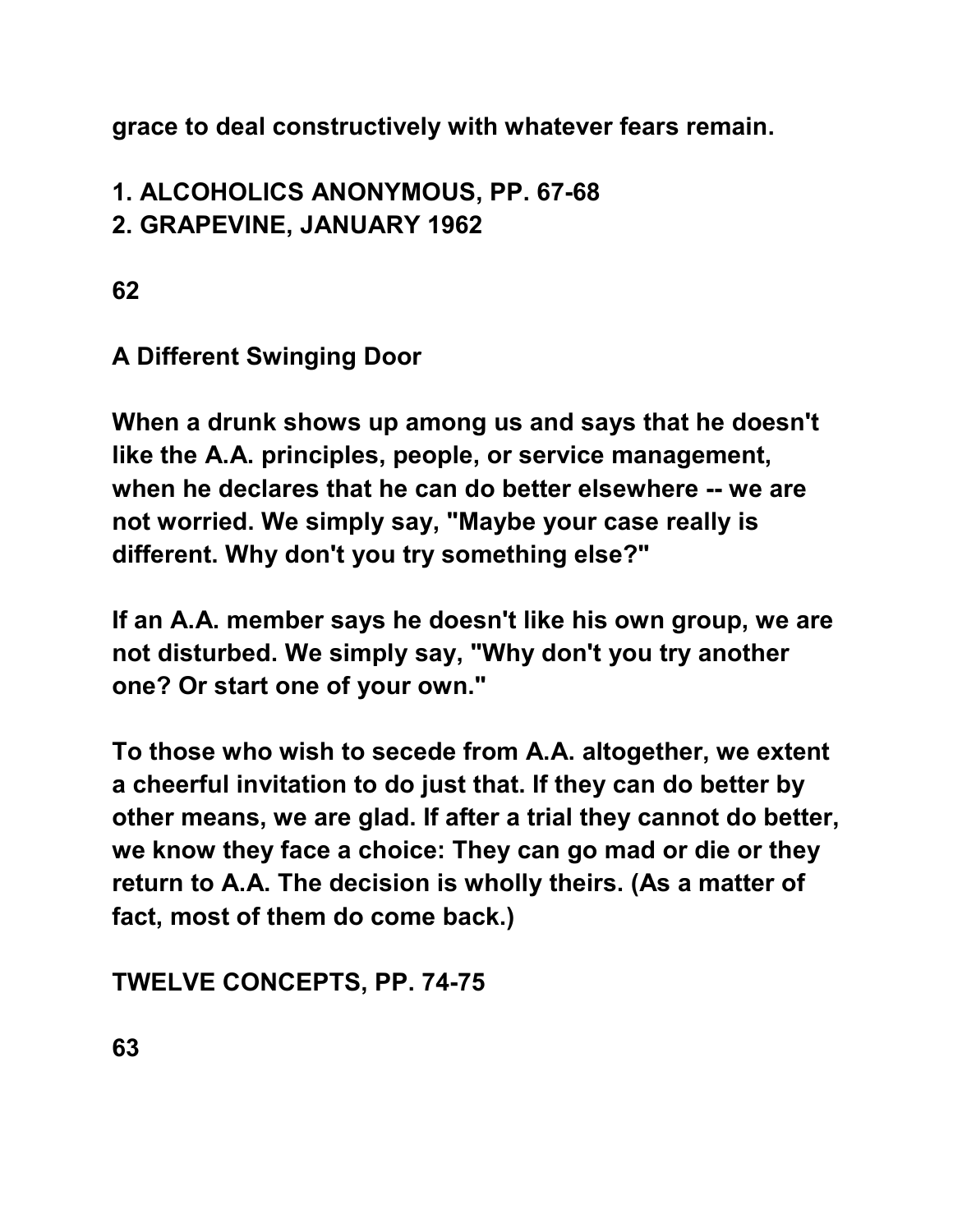grace to deal constructively with whatever fears remain.

1. ALCOHOLICS ANONYMOUS, PP. 67-68
2. GRAPEVINE, JANUARY 1962

62

## A Different Swinging Door

When a drunk shows up among us and says that he doesn't like the A.A. principles, people, or service management, when he declares that he can do better elsewhere -- we are not worried. We simply say, "Maybe your case really is different. Why don't you try something else?"

If an A.A. member says he doesn't like his own group, we are not disturbed. We simply say, "Why don't you try another one? Or start one of your own."

To those who wish to secede from A.A. altogether, we extent a cheerful invitation to do just that. If they can do better by other means, we are glad. If after a trial they cannot do better, we know they face a choice: They can go mad or die or they return to A.A. The decision is wholly theirs. (As a matter of fact, most of them do come back.)

TWELVE CONCEPTS, PP. 74-75

63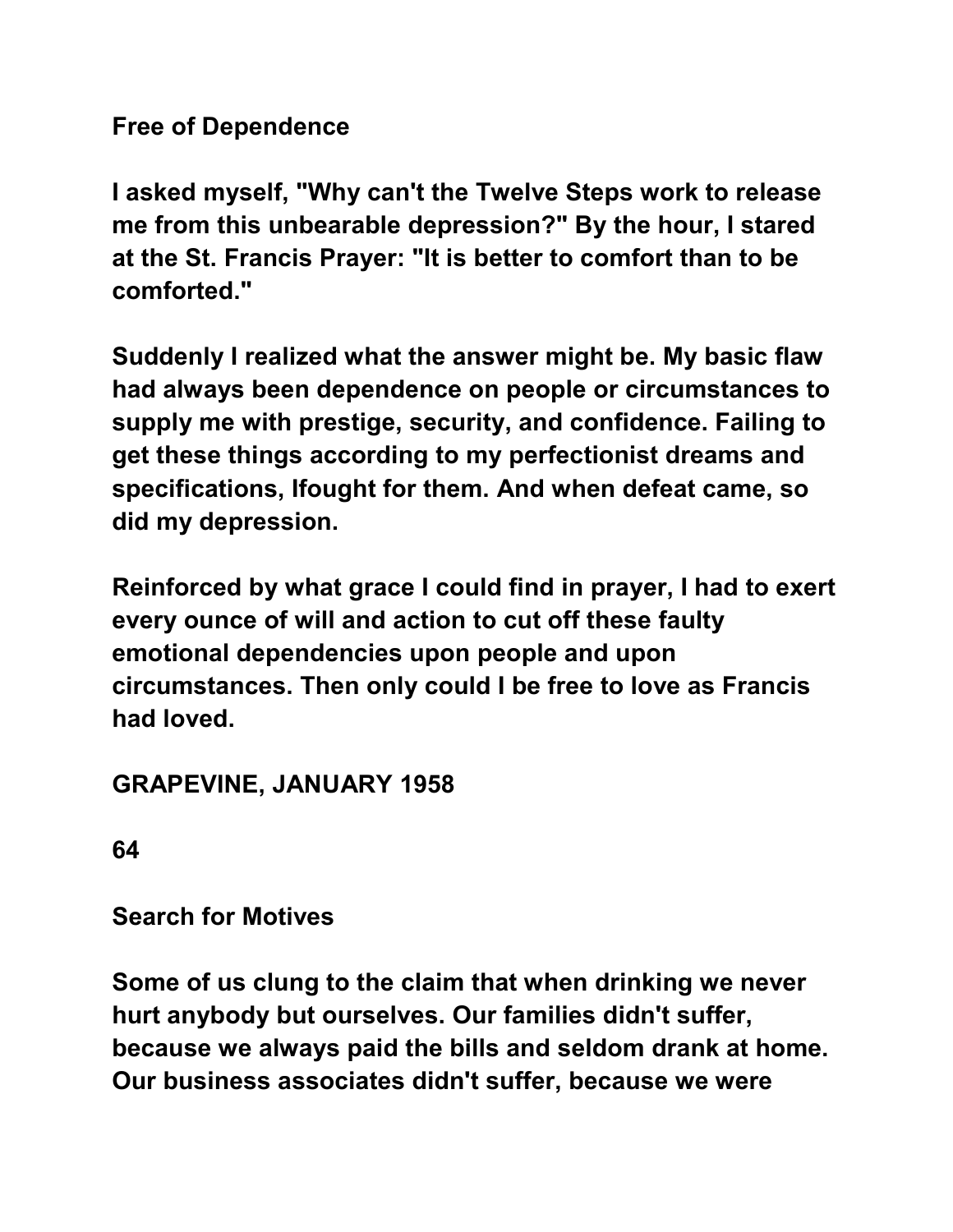**Free of Dependence**

**I asked myself, "Why can't the Twelve Steps work to release me from this unbearable depression?" By the hour, I stared at the St. Francis Prayer: "It is better to comfort than to be comforted."**

**Suddenly I realized what the answer might be. My basic flaw had always been dependence on people or circumstances to supply me with prestige, security, and confidence. Failing to get these things according to my perfectionist dreams and specifications, Ifought for them. And when defeat came, so did my depression.**

**Reinforced by what grace I could find in prayer, I had to exert every ounce of will and action to cut off these faulty emotional dependencies upon people and upon circumstances. Then only could I be free to love as Francis had loved.**

**GRAPEVINE, JANUARY 1958**

**64**

**Search for Motives**

**Some of us clung to the claim that when drinking we never hurt anybody but ourselves. Our families didn't suffer, because we always paid the bills and seldom drank at home. Our business associates didn't suffer, because we were**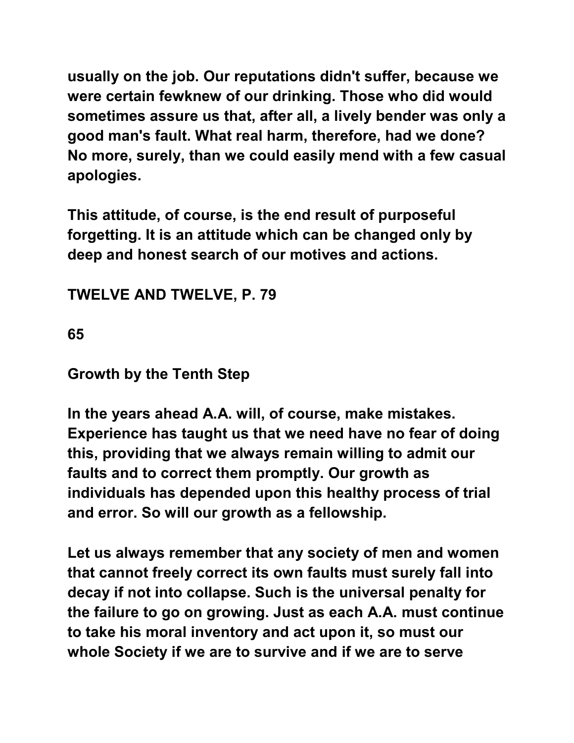usually on the job. Our reputations didn't suffer, because we were certain fewknew of our drinking. Those who did would sometimes assure us that, after all, a lively bender was only a good man's fault. What real harm, therefore, had we done? No more, surely, than we could easily mend with a few casual apologies.

This attitude, of course, is the end result of purposeful forgetting. It is an attitude which can be changed only by deep and honest search of our motives and actions.

TWELVE AND TWELVE, P. 79

65

## Growth by the Tenth Step

In the years ahead A.A. will, of course, make mistakes. Experience has taught us that we need have no fear of doing this, providing that we always remain willing to admit our faults and to correct them promptly. Our growth as individuals has depended upon this healthy process of trial and error. So will our growth as a fellowship.

Let us always remember that any society of men and women that cannot freely correct its own faults must surely fall into decay if not into collapse. Such is the universal penalty for the failure to go on growing. Just as each A.A. must continue to take his moral inventory and act upon it, so must our whole Society if we are to survive and if we are to serve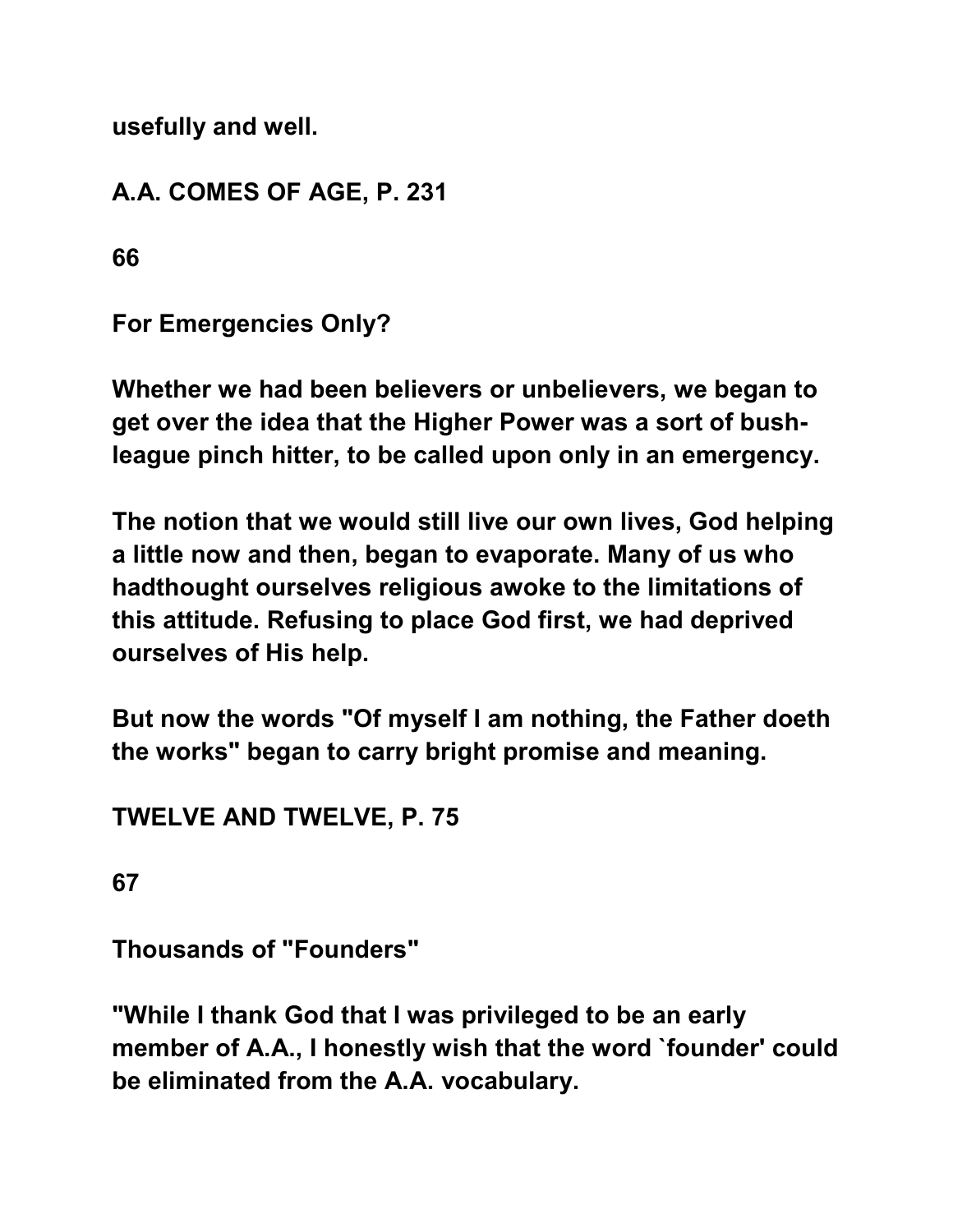usefully and well.

A.A. COMES OF AGE, P. 231

66

## For Emergencies Only?

Whether we had been believers or unbelievers, we began to get over the idea that the Higher Power was a sort of bush-league pinch hitter, to be called upon only in an emergency.

The notion that we would still live our own lives, God helping a little now and then, began to evaporate. Many of us who hadthought ourselves religious awoke to the limitations of this attitude. Refusing to place God first, we had deprived ourselves of His help.

But now the words "Of myself I am nothing, the Father doeth the works" began to carry bright promise and meaning.

TWELVE AND TWELVE, P. 75

67

## Thousands of "Founders"

"While I thank God that I was privileged to be an early member of A.A., I honestly wish that the word `founder' could be eliminated from the A.A. vocabulary.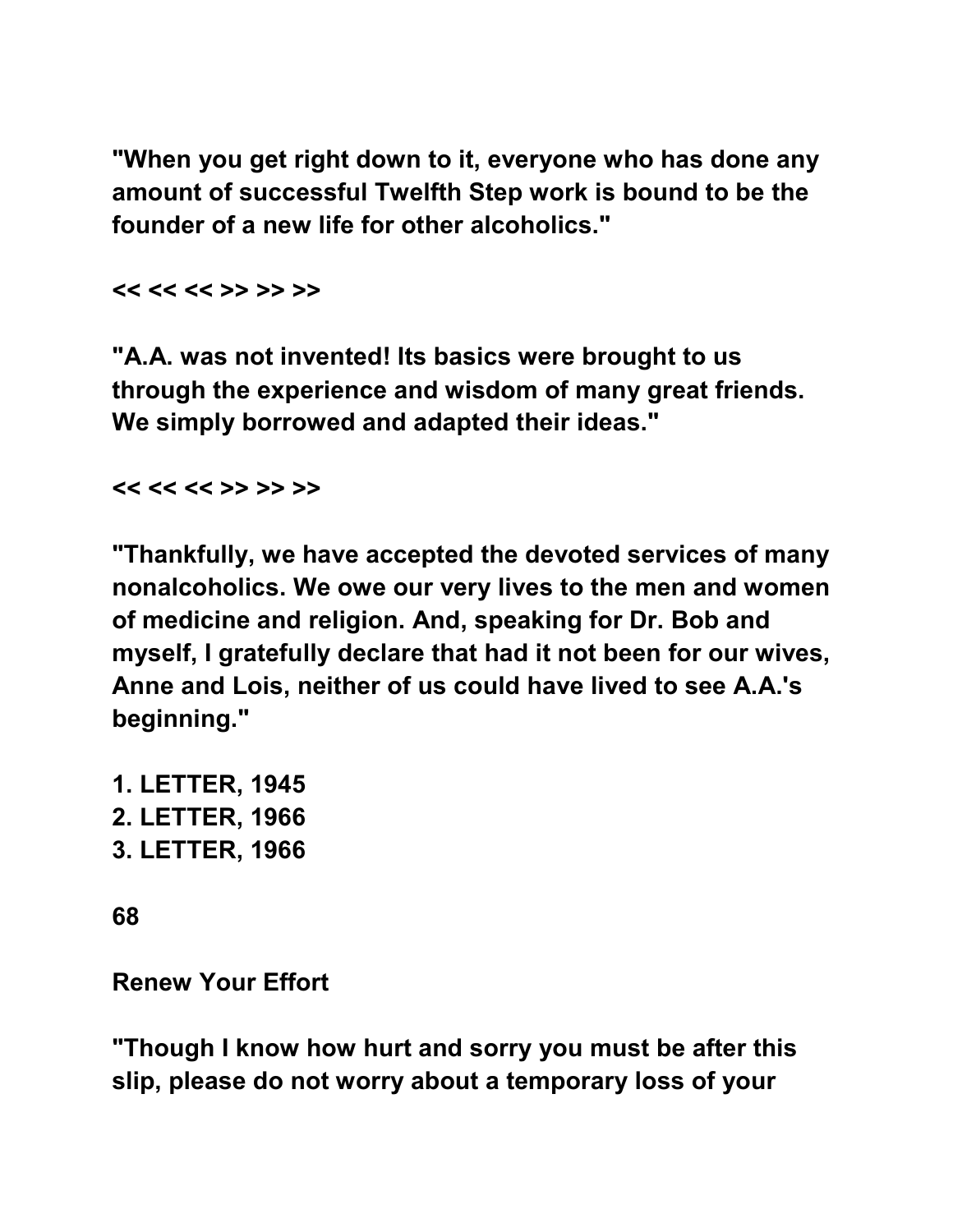**"When you get right down to it, everyone who has done any amount of successful Twelfth Step work is bound to be the founder of a new life for other alcoholics."**

**<< << << >> >> >>**

**"A.A. was not invented! Its basics were brought to us through the experience and wisdom of many great friends. We simply borrowed and adapted their ideas."**

**<< << << >> >> >>**

**"Thankfully, we have accepted the devoted services of many nonalcoholics. We owe our very lives to the men and women of medicine and religion. And, speaking for Dr. Bob and myself, I gratefully declare that had it not been for our wives, Anne and Lois, neither of us could have lived to see A.A.'s beginning."**

**1. LETTER, 1945**
**2. LETTER, 1966**
**3. LETTER, 1966**

**68**

**Renew Your Effort**

**"Though I know how hurt and sorry you must be after this slip, please do not worry about a temporary loss of your**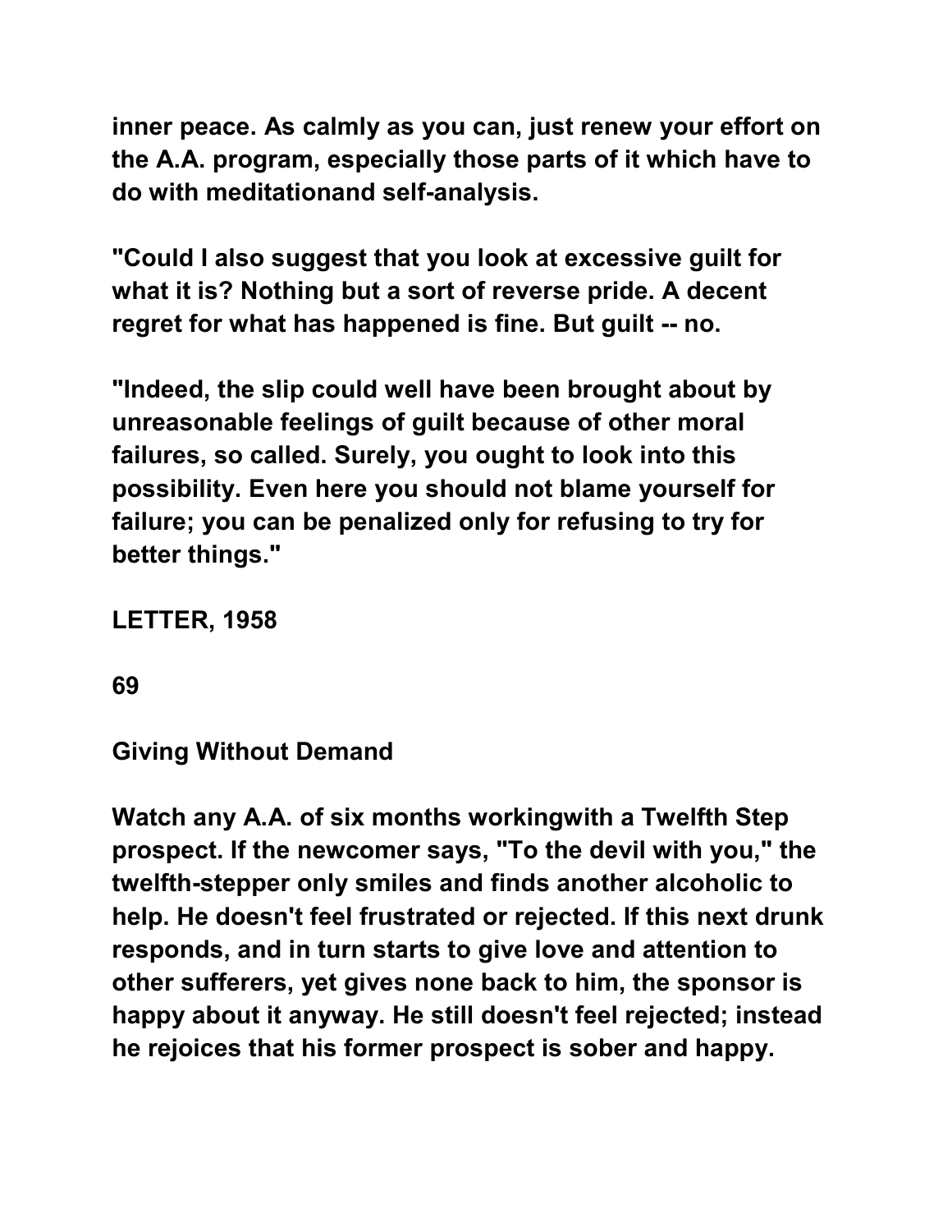inner peace. As calmly as you can, just renew your effort on the A.A. program, especially those parts of it which have to do with meditationand self-analysis.

"Could I also suggest that you look at excessive guilt for what it is? Nothing but a sort of reverse pride. A decent regret for what has happened is fine. But guilt -- no.

"Indeed, the slip could well have been brought about by unreasonable feelings of guilt because of other moral failures, so called. Surely, you ought to look into this possibility. Even here you should not blame yourself for failure; you can be penalized only for refusing to try for better things."

LETTER, 1958

69

## Giving Without Demand

Watch any A.A. of six months workingwith a Twelfth Step prospect. If the newcomer says, "To the devil with you," the twelfth-stepper only smiles and finds another alcoholic to help. He doesn't feel frustrated or rejected. If this next drunk responds, and in turn starts to give love and attention to other sufferers, yet gives none back to him, the sponsor is happy about it anyway. He still doesn't feel rejected; instead he rejoices that his former prospect is sober and happy.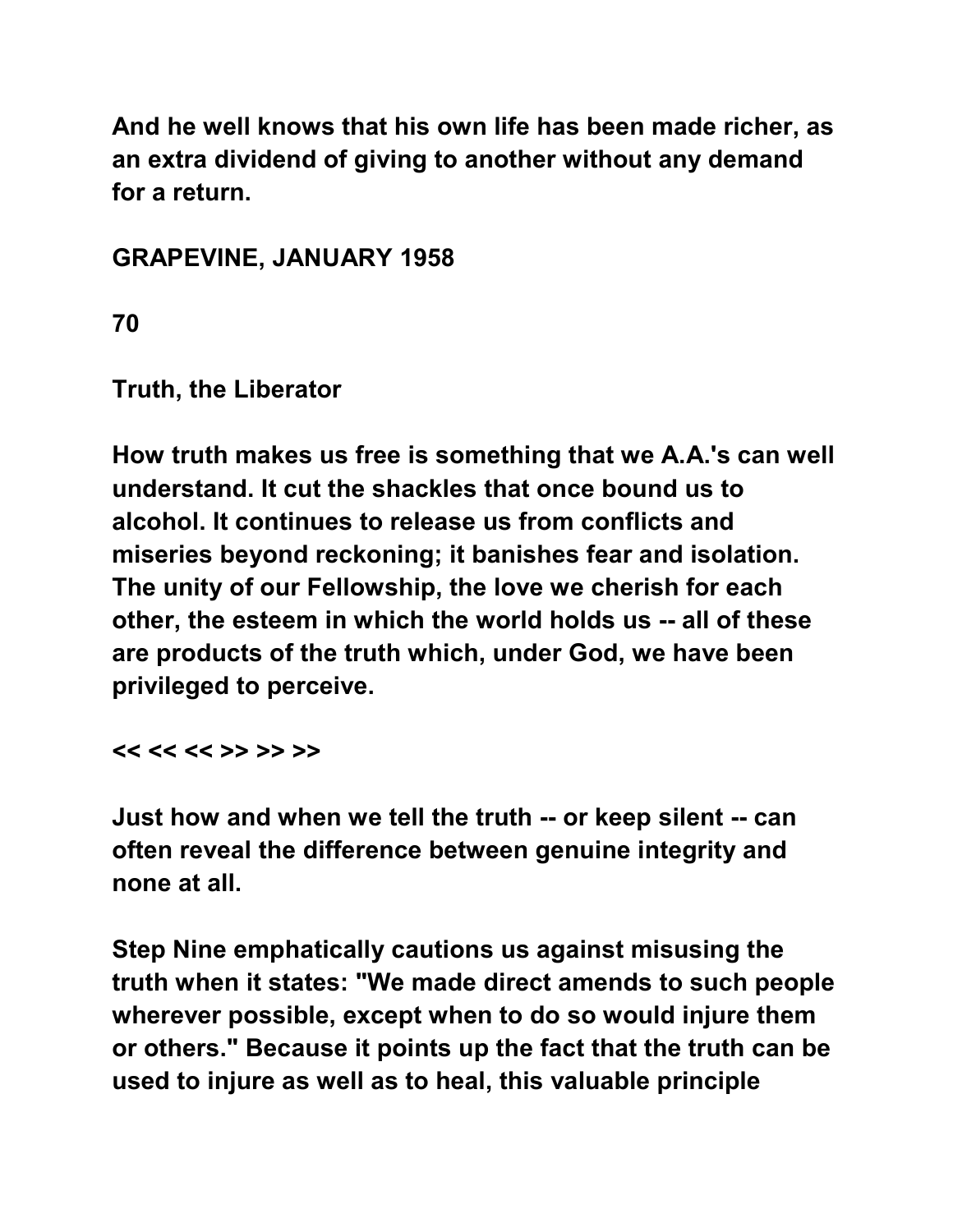And he well knows that his own life has been made richer, as an extra dividend of giving to another without any demand for a return.

GRAPEVINE, JANUARY 1958

70

## Truth, the Liberator

How truth makes us free is something that we A.A.'s can well understand. It cut the shackles that once bound us to alcohol. It continues to release us from conflicts and miseries beyond reckoning; it banishes fear and isolation. The unity of our Fellowship, the love we cherish for each other, the esteem in which the world holds us -- all of these are products of the truth which, under God, we have been privileged to perceive.

<< << << >> >> >>

Just how and when we tell the truth -- or keep silent -- can often reveal the difference between genuine integrity and none at all.

Step Nine emphatically cautions us against misusing the truth when it states: "We made direct amends to such people wherever possible, except when to do so would injure them or others." Because it points up the fact that the truth can be used to injure as well as to heal, this valuable principle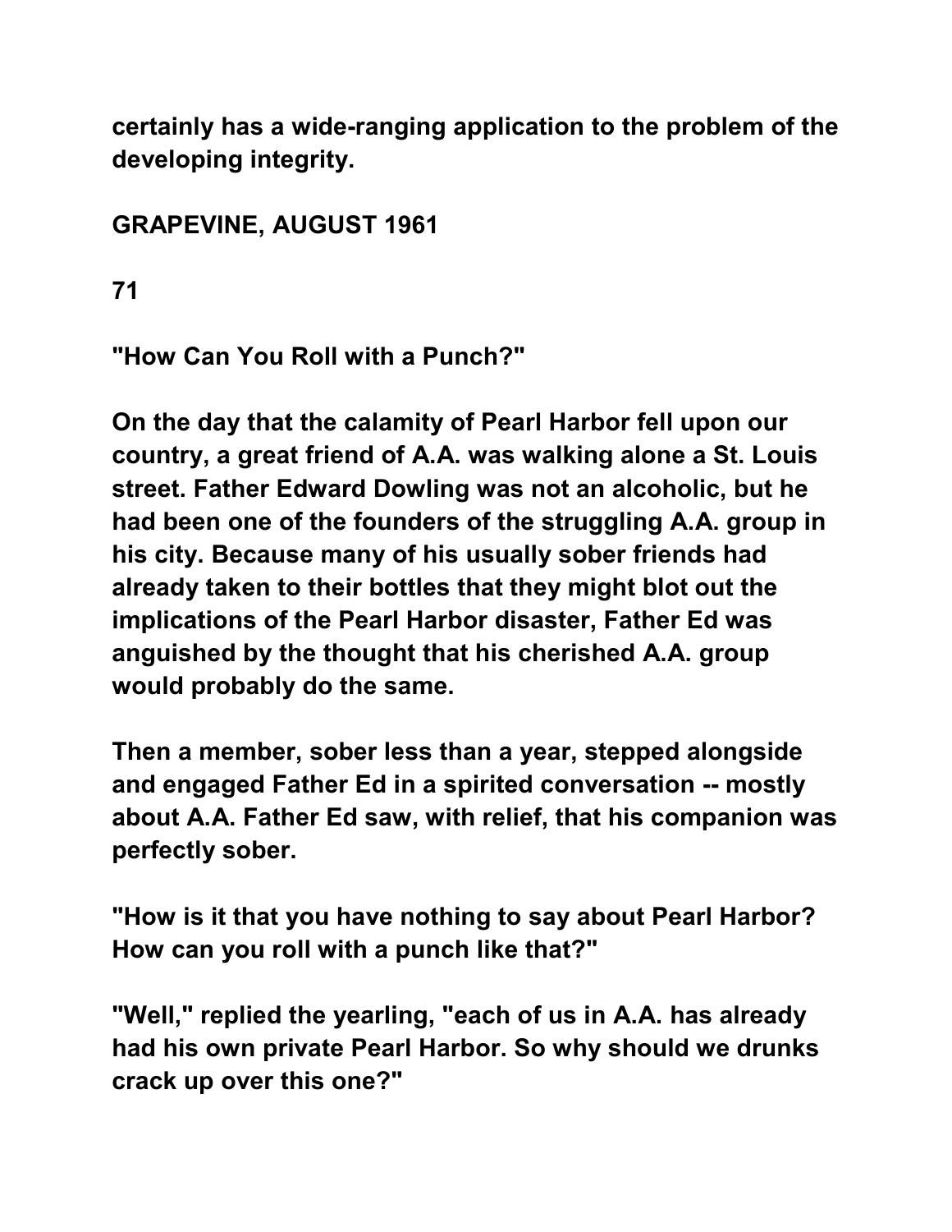certainly has a wide-ranging application to the problem of the developing integrity.

GRAPEVINE, AUGUST 1961

## 71

## "How Can You Roll with a Punch?"

On the day that the calamity of Pearl Harbor fell upon our country, a great friend of A.A. was walking alone a St. Louis street. Father Edward Dowling was not an alcoholic, but he had been one of the founders of the struggling A.A. group in his city. Because many of his usually sober friends had already taken to their bottles that they might blot out the implications of the Pearl Harbor disaster, Father Ed was anguished by the thought that his cherished A.A. group would probably do the same.

Then a member, sober less than a year, stepped alongside and engaged Father Ed in a spirited conversation -- mostly about A.A. Father Ed saw, with relief, that his companion was perfectly sober.

"How is it that you have nothing to say about Pearl Harbor? How can you roll with a punch like that?"

"Well," replied the yearling, "each of us in A.A. has already had his own private Pearl Harbor. So why should we drunks crack up over this one?"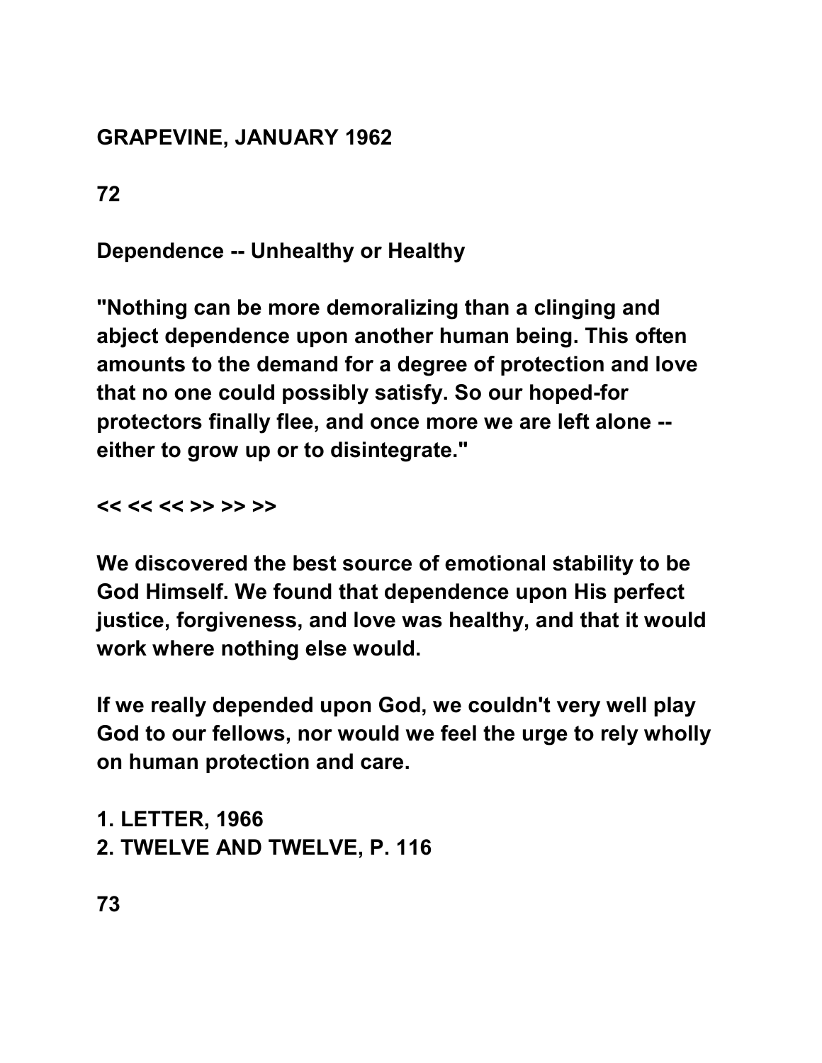GRAPEVINE, JANUARY 1962

## Dependence -- Unhealthy or Healthy

"Nothing can be more demoralizing than a clinging and abject dependence upon another human being. This often amounts to the demand for a degree of protection and love that no one could possibly satisfy. So our hoped-for protectors finally flee, and once more we are left alone -- either to grow up or to disintegrate."

<< << << >> >> >>

We discovered the best source of emotional stability to be God Himself. We found that dependence upon His perfect justice, forgiveness, and love was healthy, and that it would work where nothing else would.

If we really depended upon God, we couldn't very well play God to our fellows, nor would we feel the urge to rely wholly on human protection and care.

1. LETTER, 1966
2. TWELVE AND TWELVE, P. 116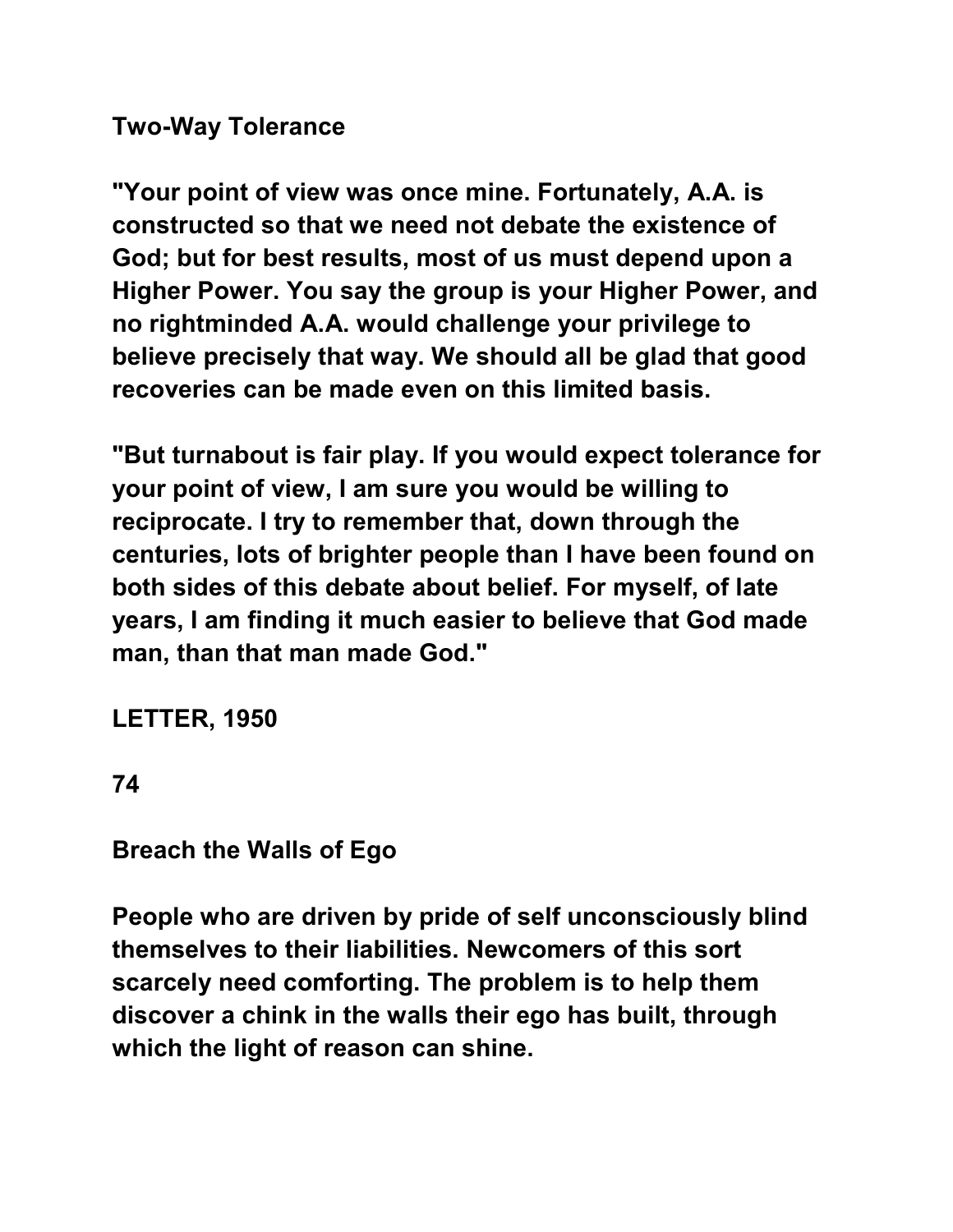**Two-Way Tolerance**

**"Your point of view was once mine. Fortunately, A.A. is constructed so that we need not debate the existence of God; but for best results, most of us must depend upon a Higher Power. You say the group is your Higher Power, and no rightminded A.A. would challenge your privilege to believe precisely that way. We should all be glad that good recoveries can be made even on this limited basis.**

**"But turnabout is fair play. If you would expect tolerance for your point of view, I am sure you would be willing to reciprocate. I try to remember that, down through the centuries, lots of brighter people than I have been found on both sides of this debate about belief. For myself, of late years, I am finding it much easier to believe that God made man, than that man made God."**

**LETTER, 1950**

**74**

**Breach the Walls of Ego**

**People who are driven by pride of self unconsciously blind themselves to their liabilities. Newcomers of this sort scarcely need comforting. The problem is to help them discover a chink in the walls their ego has built, through which the light of reason can shine.**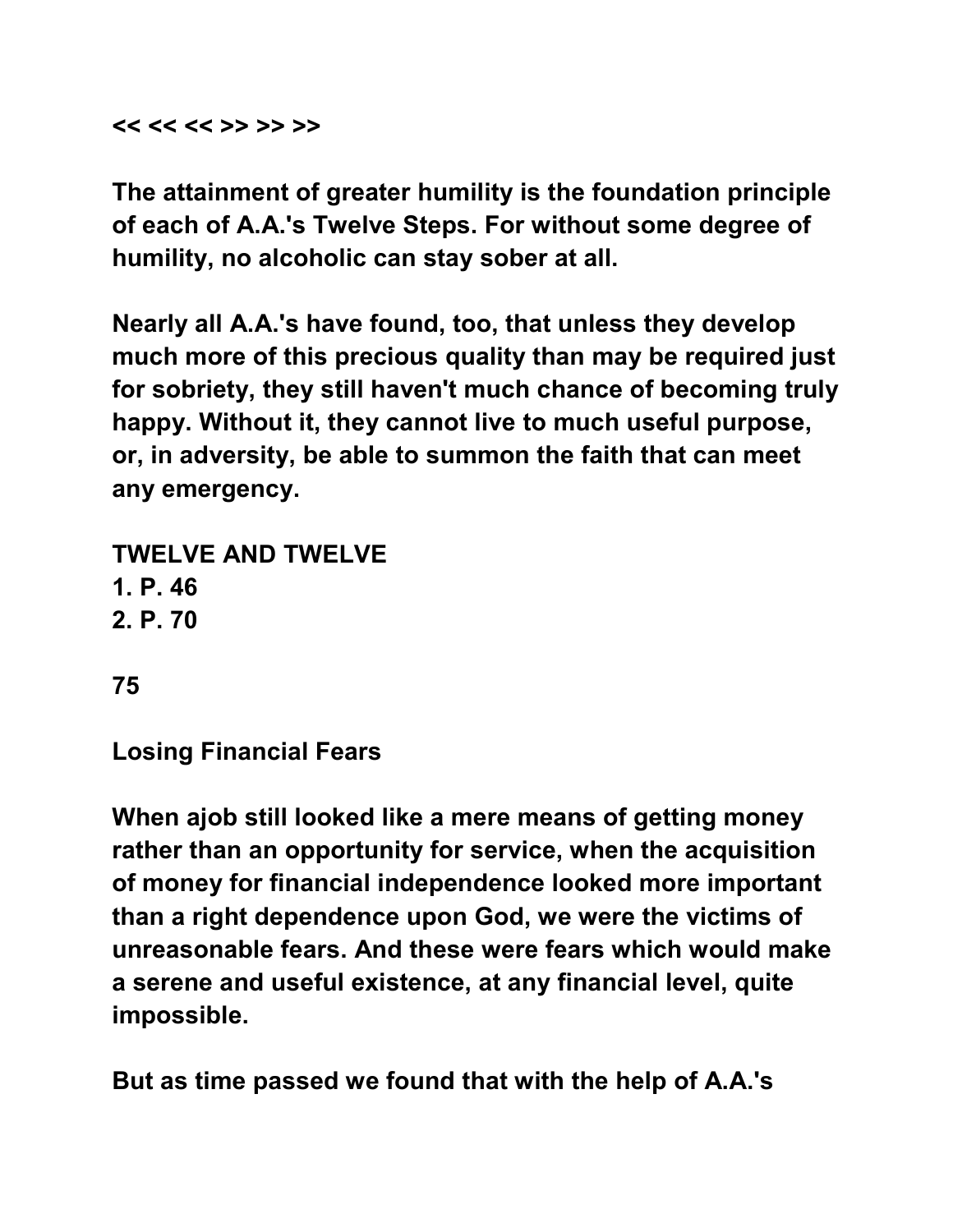**<< << << >> >> >>**

**The attainment of greater humility is the foundation principle of each of A.A.'s Twelve Steps. For without some degree of humility, no alcoholic can stay sober at all.**

**Nearly all A.A.'s have found, too, that unless they develop much more of this precious quality than may be required just for sobriety, they still haven't much chance of becoming truly happy. Without it, they cannot live to much useful purpose, or, in adversity, be able to summon the faith that can meet any emergency.**

**TWELVE AND TWELVE**
**1. P. 46**
**2. P. 70**

**75**

**Losing Financial Fears**

**When ajob still looked like a mere means of getting money rather than an opportunity for service, when the acquisition of money for financial independence looked more important than a right dependence upon God, we were the victims of unreasonable fears. And these were fears which would make a serene and useful existence, at any financial level, quite impossible.**

**But as time passed we found that with the help of A.A.'s**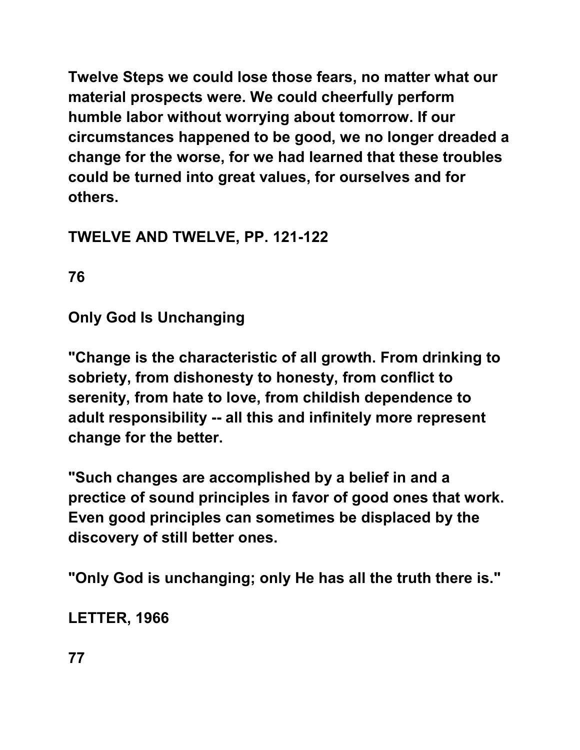Twelve Steps we could lose those fears, no matter what our material prospects were. We could cheerfully perform humble labor without worrying about tomorrow. If our circumstances happened to be good, we no longer dreaded a change for the worse, for we had learned that these troubles could be turned into great values, for ourselves and for others.

TWELVE AND TWELVE, PP. 121-122

## Only God Is Unchanging

"Change is the characteristic of all growth. From drinking to sobriety, from dishonesty to honesty, from conflict to serenity, from hate to love, from childish dependence to adult responsibility -- all this and infinitely more represent change for the better.

"Such changes are accomplished by a belief in and a prectice of sound principles in favor of good ones that work. Even good principles can sometimes be displaced by the discovery of still better ones.

"Only God is unchanging; only He has all the truth there is."

LETTER, 1966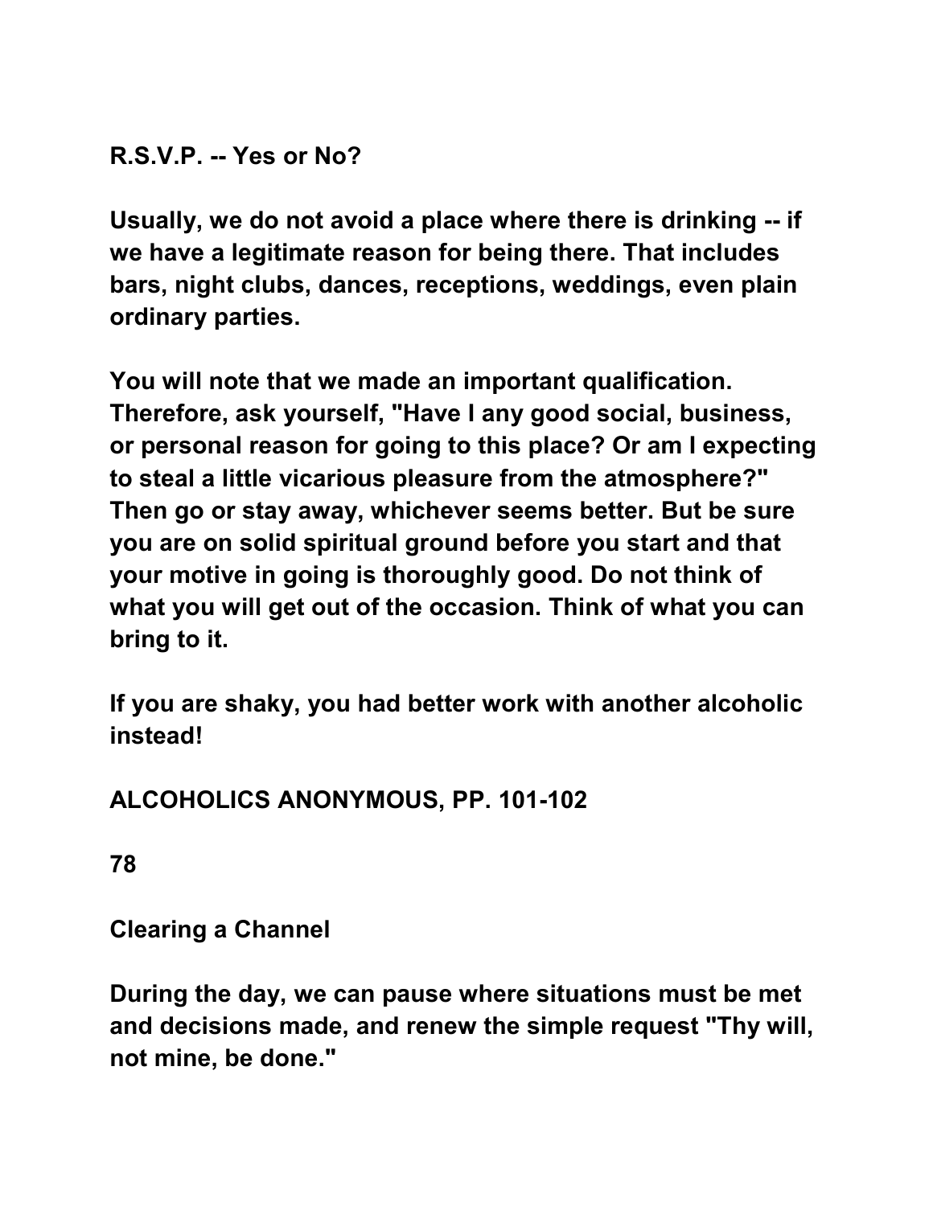## R.S.V.P. -- Yes or No?

**Usually, we do not avoid a place where there is drinking -- if we have a legitimate reason for being there. That includes bars, night clubs, dances, receptions, weddings, even plain ordinary parties.**

**You will note that we made an important qualification. Therefore, ask yourself, "Have I any good social, business, or personal reason for going to this place? Or am I expecting to steal a little vicarious pleasure from the atmosphere?" Then go or stay away, whichever seems better. But be sure you are on solid spiritual ground before you start and that your motive in going is thoroughly good. Do not think of what you will get out of the occasion. Think of what you can bring to it.**

**If you are shaky, you had better work with another alcoholic instead!**

**ALCOHOLICS ANONYMOUS, PP. 101-102**

**78**

## Clearing a Channel

**During the day, we can pause where situations must be met and decisions made, and renew the simple request "Thy will, not mine, be done."**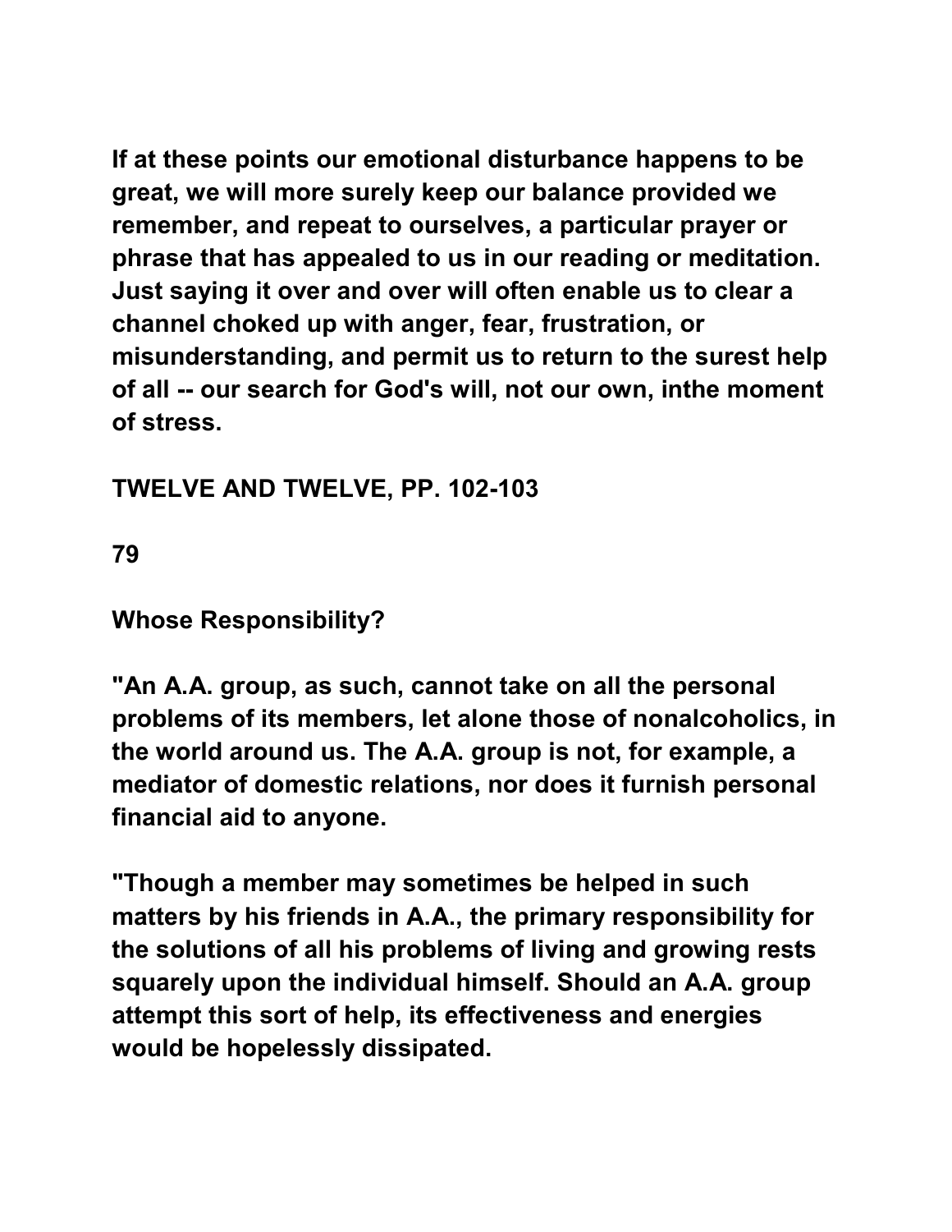If at these points our emotional disturbance happens to be great, we will more surely keep our balance provided we remember, and repeat to ourselves, a particular prayer or phrase that has appealed to us in our reading or meditation. Just saying it over and over will often enable us to clear a channel choked up with anger, fear, frustration, or misunderstanding, and permit us to return to the surest help of all -- our search for God's will, not our own, inthe moment of stress.

TWELVE AND TWELVE, PP. 102-103

79

## Whose Responsibility?

"An A.A. group, as such, cannot take on all the personal problems of its members, let alone those of nonalcoholics, in the world around us. The A.A. group is not, for example, a mediator of domestic relations, nor does it furnish personal financial aid to anyone.

"Though a member may sometimes be helped in such matters by his friends in A.A., the primary responsibility for the solutions of all his problems of living and growing rests squarely upon the individual himself. Should an A.A. group attempt this sort of help, its effectiveness and energies would be hopelessly dissipated.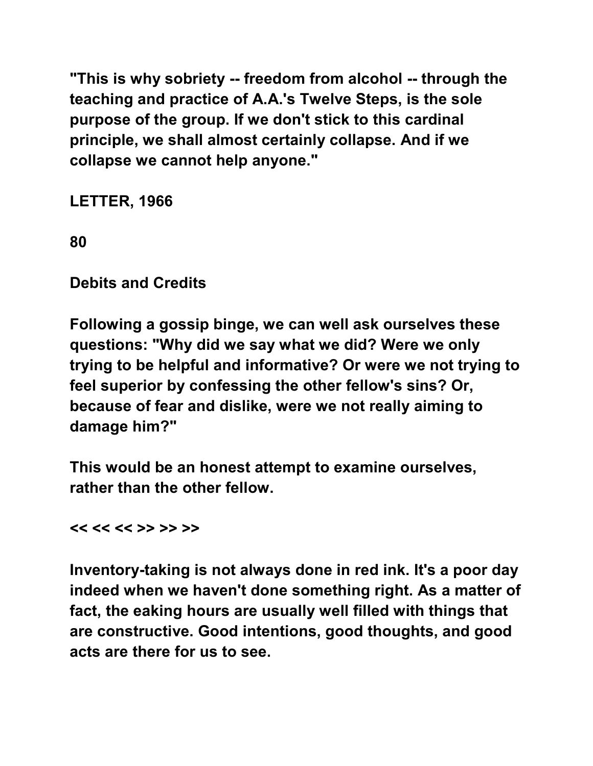"This is why sobriety -- freedom from alcohol -- through the teaching and practice of A.A.'s Twelve Steps, is the sole purpose of the group. If we don't stick to this cardinal principle, we shall almost certainly collapse. And if we collapse we cannot help anyone."

**LETTER, 1966**

**80**

## Debits and Credits

Following a gossip binge, we can well ask ourselves these questions: "Why did we say what we did? Were we only trying to be helpful and informative? Or were we not trying to feel superior by confessing the other fellow's sins? Or, because of fear and dislike, were we not really aiming to damage him?"

This would be an honest attempt to examine ourselves, rather than the other fellow.

<< << << >> >> >>

Inventory-taking is not always done in red ink. It's a poor day indeed when we haven't done something right. As a matter of fact, the eaking hours are usually well filled with things that are constructive. Good intentions, good thoughts, and good acts are there for us to see.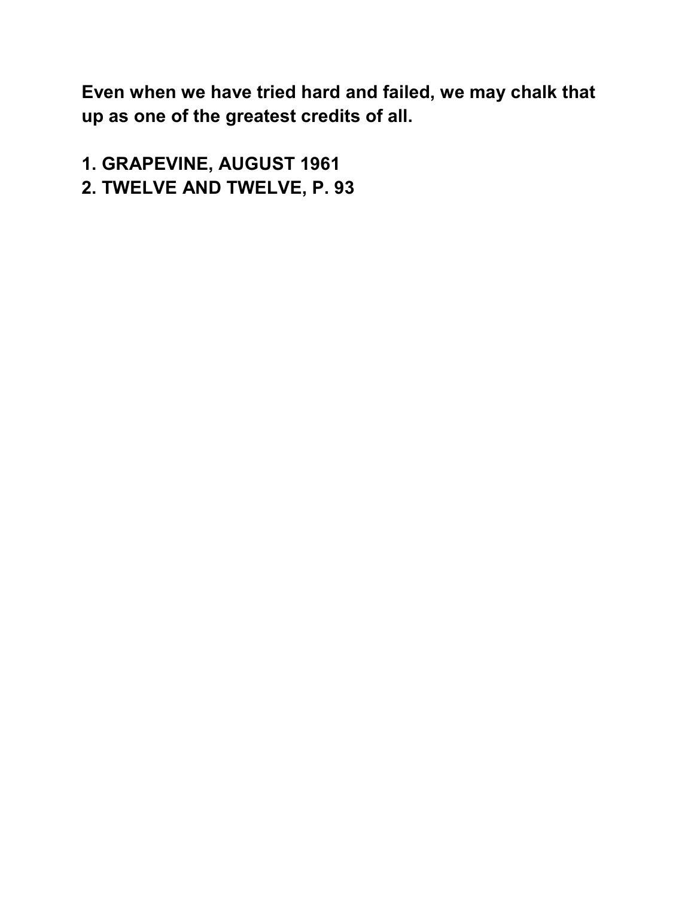**Even when we have tried hard and failed, we may chalk that up as one of the greatest credits of all.**

1. **GRAPEVINE, AUGUST 1961**
2. **TWELVE AND TWELVE, P. 93**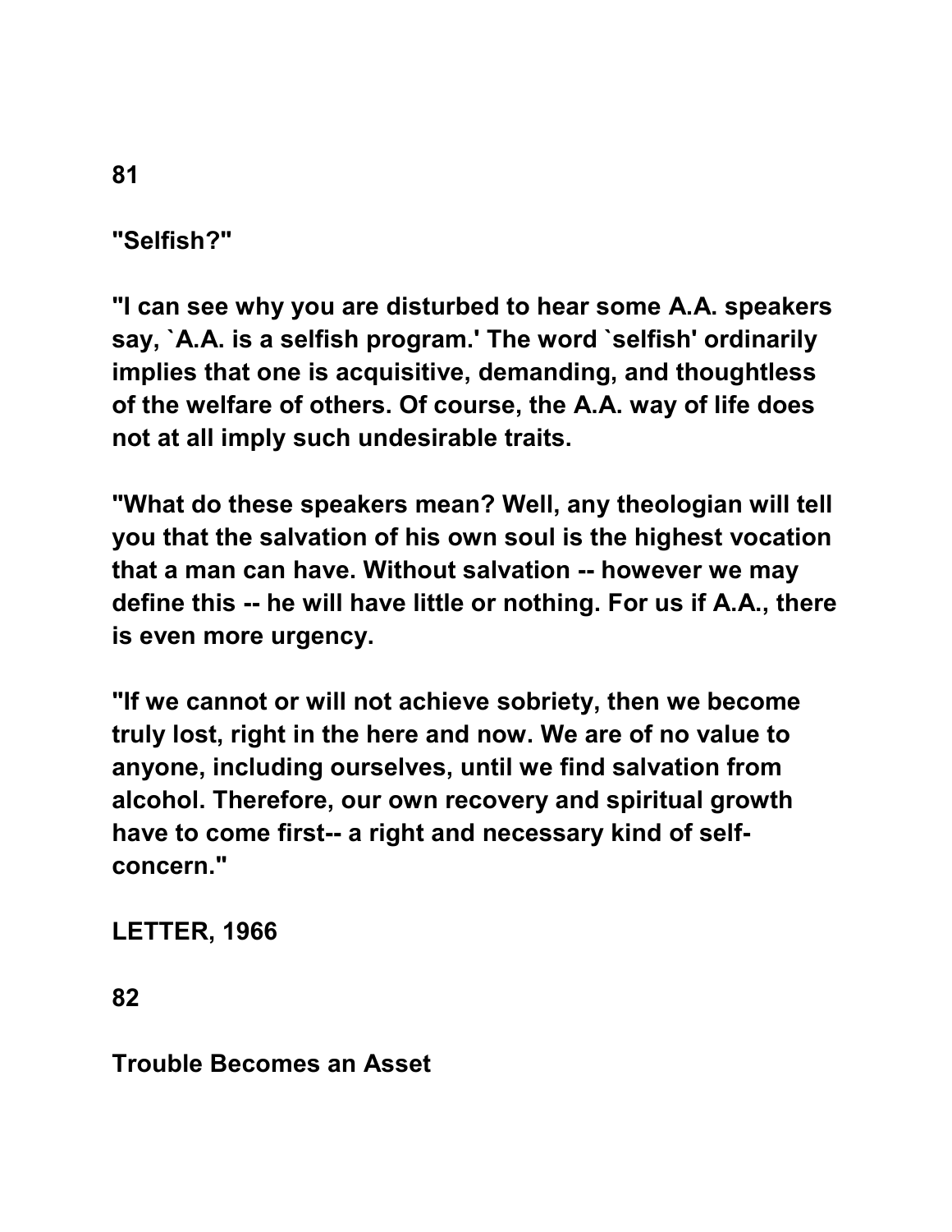81

**"Selfish?"**

**"I can see why you are disturbed to hear some A.A. speakers say, `A.A. is a selfish program.' The word `selfish' ordinarily implies that one is acquisitive, demanding, and thoughtless of the welfare of others. Of course, the A.A. way of life does not at all imply such undesirable traits.**

**"What do these speakers mean? Well, any theologian will tell you that the salvation of his own soul is the highest vocation that a man can have. Without salvation -- however we may define this -- he will have little or nothing. For us if A.A., there is even more urgency.**

**"If we cannot or will not achieve sobriety, then we become truly lost, right in the here and now. We are of no value to anyone, including ourselves, until we find salvation from alcohol. Therefore, our own recovery and spiritual growth have to come first-- a right and necessary kind of self-concern."**

**LETTER, 1966**

82

**Trouble Becomes an Asset**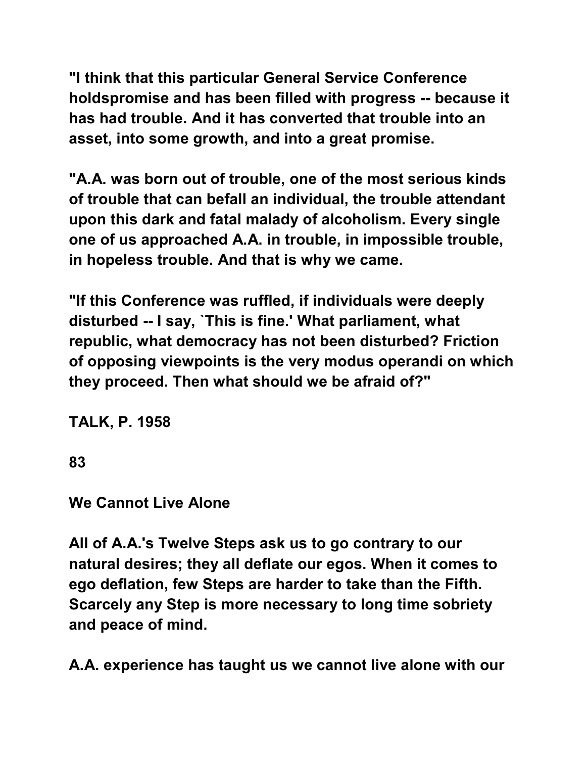"I think that this particular General Service Conference holdspromise and has been filled with progress -- because it has had trouble. And it has converted that trouble into an asset, into some growth, and into a great promise.

"A.A. was born out of trouble, one of the most serious kinds of trouble that can befall an individual, the trouble attendant upon this dark and fatal malady of alcoholism. Every single one of us approached A.A. in trouble, in impossible trouble, in hopeless trouble. And that is why we came.

"If this Conference was ruffled, if individuals were deeply disturbed -- I say, `This is fine.' What parliament, what republic, what democracy has not been disturbed? Friction of opposing viewpoints is the very modus operandi on which they proceed. Then what should we be afraid of?"

TALK, P. 1958

83

**We Cannot Live Alone**

All of A.A.'s Twelve Steps ask us to go contrary to our natural desires; they all deflate our egos. When it comes to ego deflation, few Steps are harder to take than the Fifth. Scarcely any Step is more necessary to long time sobriety and peace of mind.

A.A. experience has taught us we cannot live alone with our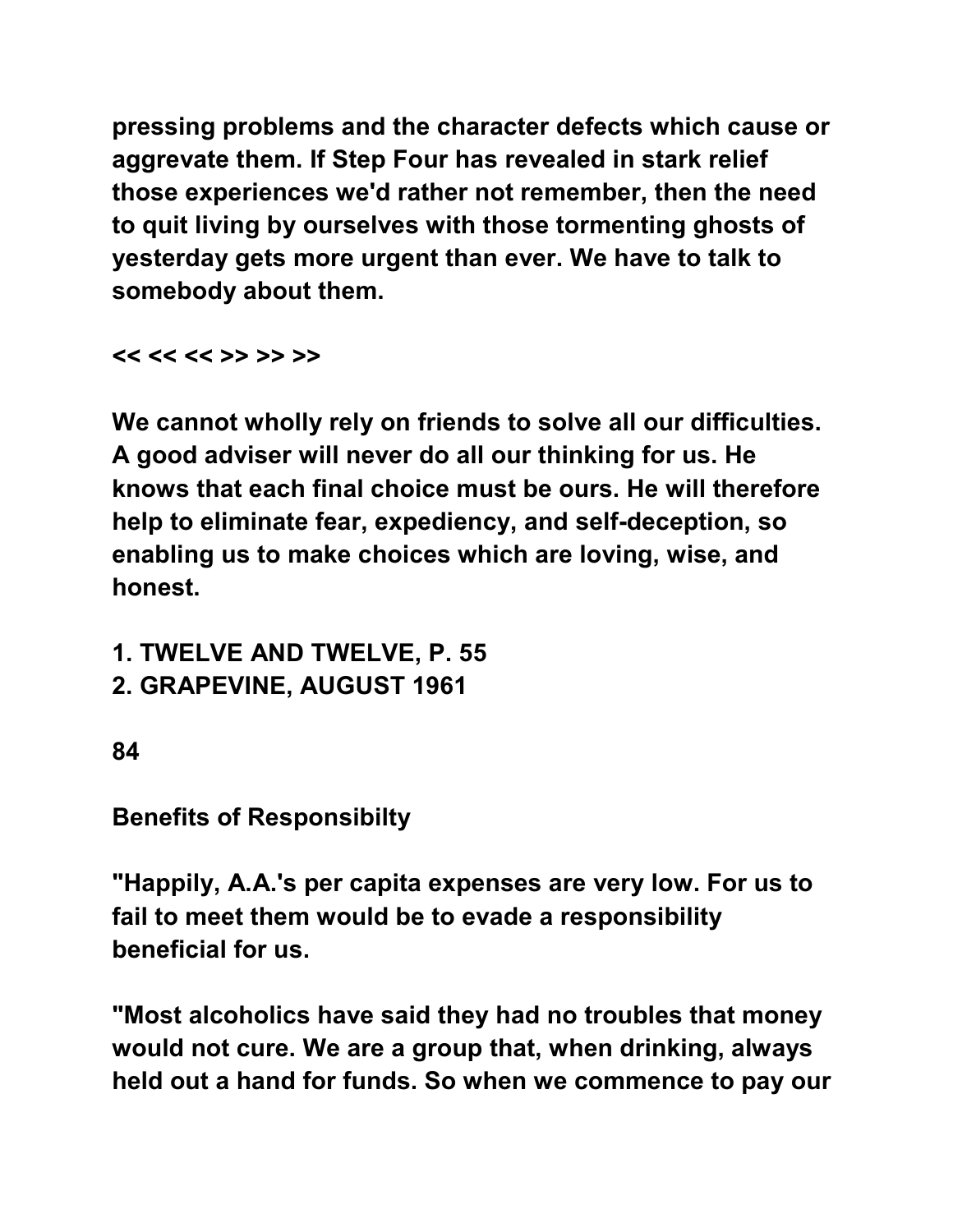pressing problems and the character defects which cause or aggrevate them. If Step Four has revealed in stark relief those experiences we'd rather not remember, then the need to quit living by ourselves with those tormenting ghosts of yesterday gets more urgent than ever. We have to talk to somebody about them.

<< << << >> >> >>

We cannot wholly rely on friends to solve all our difficulties. A good adviser will never do all our thinking for us. He knows that each final choice must be ours. He will therefore help to eliminate fear, expediency, and self-deception, so enabling us to make choices which are loving, wise, and honest.

1. TWELVE AND TWELVE, P. 55
2. GRAPEVINE, AUGUST 1961

84

## Benefits of Responsibilty

"Happily, A.A.'s per capita expenses are very low. For us to fail to meet them would be to evade a responsibility beneficial for us.

"Most alcoholics have said they had no troubles that money would not cure. We are a group that, when drinking, always held out a hand for funds. So when we commence to pay our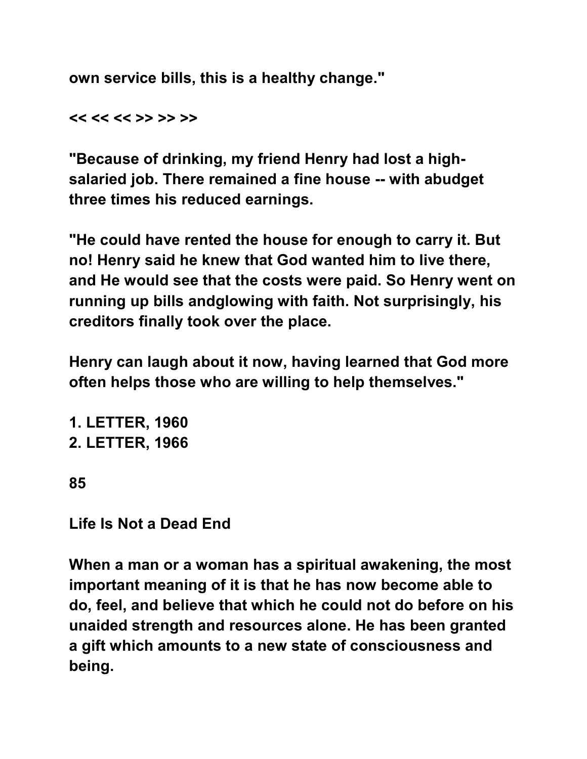own service bills, this is a healthy change."

<< << << >> >> >>

"Because of drinking, my friend Henry had lost a high-salaried job. There remained a fine house -- with abudget three times his reduced earnings.

"He could have rented the house for enough to carry it. But no! Henry said he knew that God wanted him to live there, and He would see that the costs were paid. So Henry went on running up bills andglowing with faith. Not surprisingly, his creditors finally took over the place.

Henry can laugh about it now, having learned that God more often helps those who are willing to help themselves."

1. LETTER, 1960
2. LETTER, 1966

## 85

## Life Is Not a Dead End

When a man or a woman has a spiritual awakening, the most important meaning of it is that he has now become able to do, feel, and believe that which he could not do before on his unaided strength and resources alone. He has been granted a gift which amounts to a new state of consciousness and being.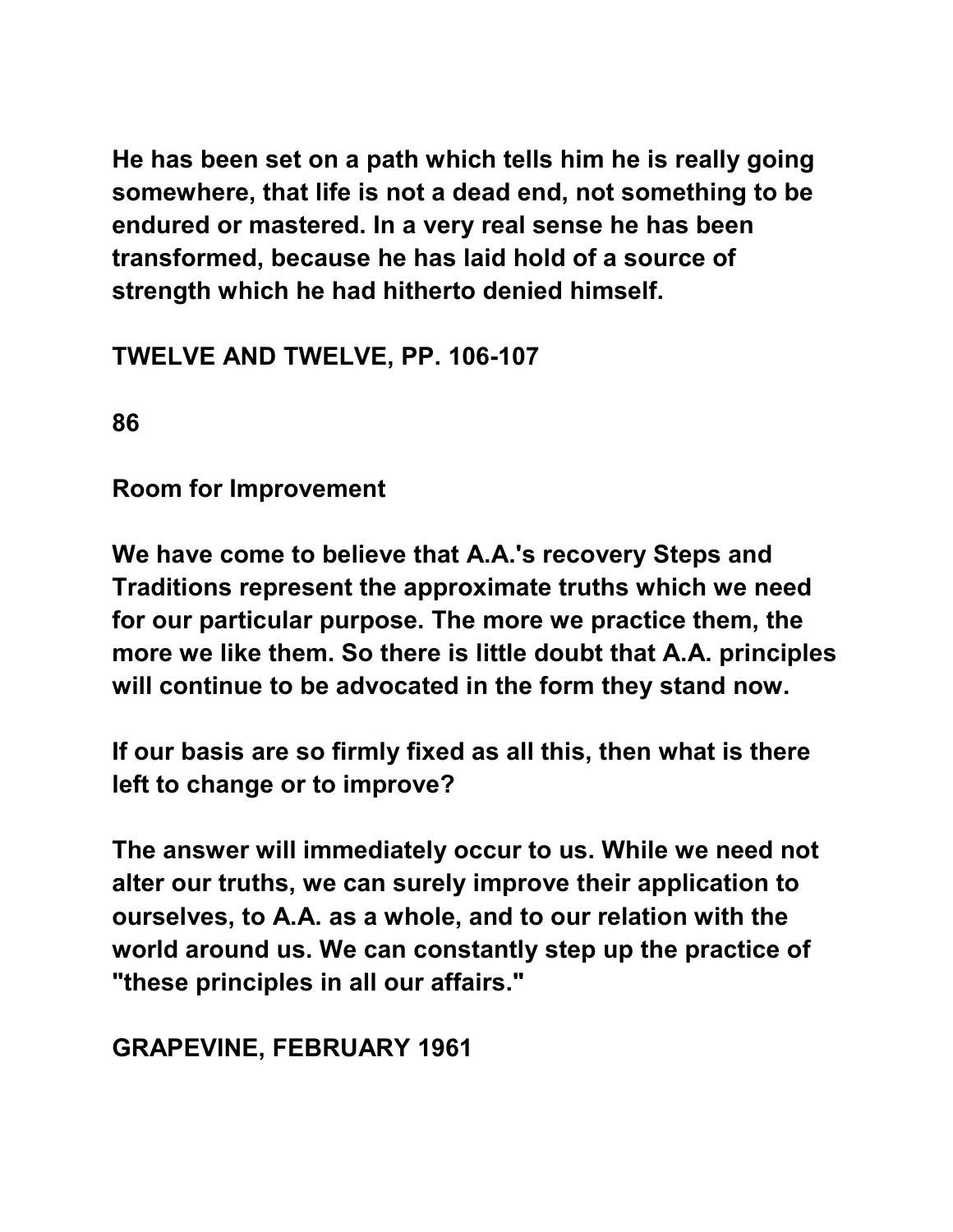He has been set on a path which tells him he is really going somewhere, that life is not a dead end, not something to be endured or mastered. In a very real sense he has been transformed, because he has laid hold of a source of strength which he had hitherto denied himself.

TWELVE AND TWELVE, PP. 106-107

86

## Room for Improvement

We have come to believe that A.A.'s recovery Steps and Traditions represent the approximate truths which we need for our particular purpose. The more we practice them, the more we like them. So there is little doubt that A.A. principles will continue to be advocated in the form they stand now.

If our basis are so firmly fixed as all this, then what is there left to change or to improve?

The answer will immediately occur to us. While we need not alter our truths, we can surely improve their application to ourselves, to A.A. as a whole, and to our relation with the world around us. We can constantly step up the practice of "these principles in all our affairs."

GRAPEVINE, FEBRUARY 1961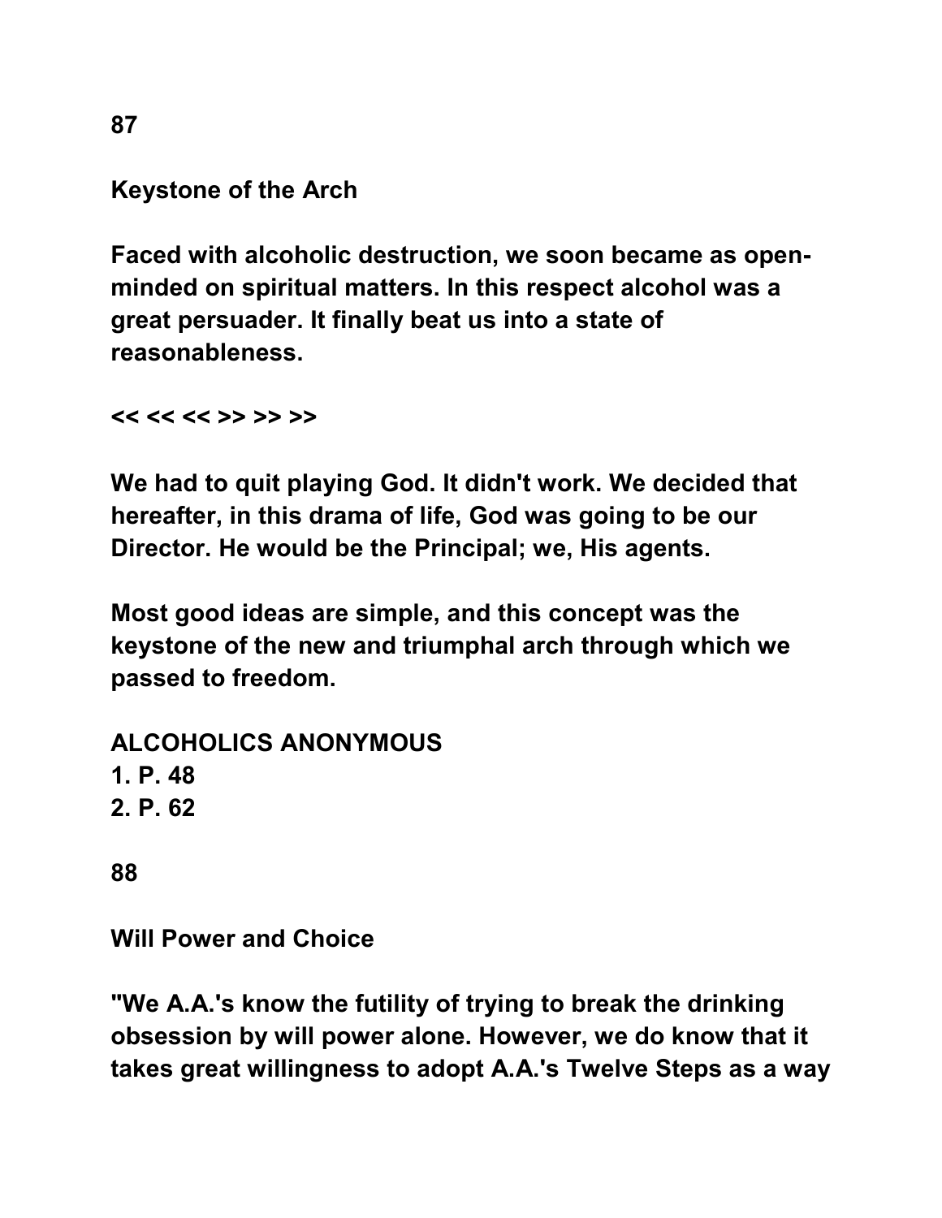87

## Keystone of the Arch

**Faced with alcoholic destruction, we soon became as open-minded on spiritual matters. In this respect alcohol was a great persuader. It finally beat us into a state of reasonableness.**

**<< << << >> >> >>**

**We had to quit playing God. It didn't work. We decided that hereafter, in this drama of life, God was going to be our Director. He would be the Principal; we, His agents.**

**Most good ideas are simple, and this concept was the keystone of the new and triumphal arch through which we passed to freedom.**

**ALCOHOLICS ANONYMOUS**
**1. P. 48**
**2. P. 62**

88

## Will Power and Choice

**"We A.A.'s know the futility of trying to break the drinking obsession by will power alone. However, we do know that it takes great willingness to adopt A.A.'s Twelve Steps as a way**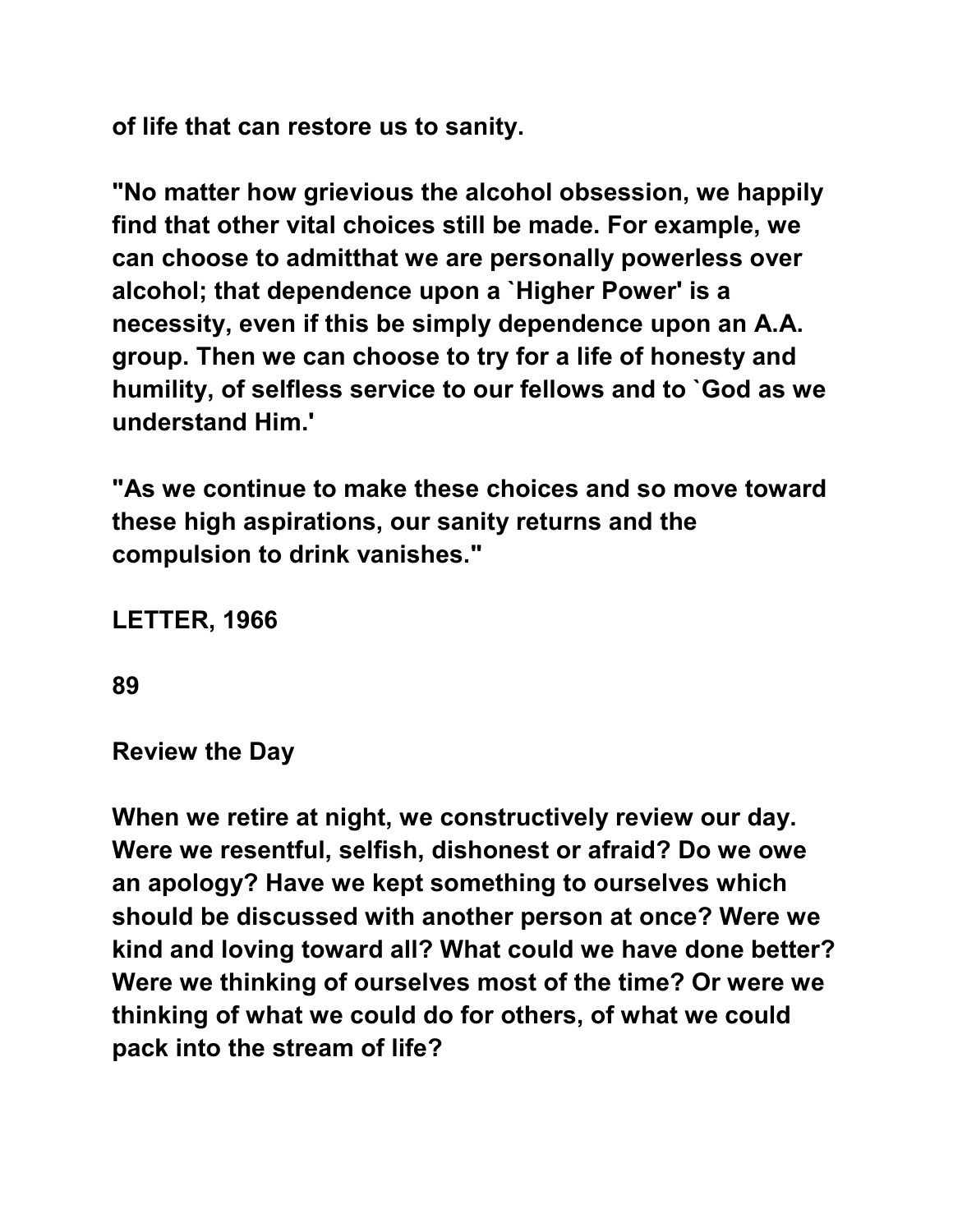of life that can restore us to sanity.

"No matter how grievious the alcohol obsession, we happily find that other vital choices still be made. For example, we can choose to admitthat we are personally powerless over alcohol; that dependence upon a `Higher Power' is a necessity, even if this be simply dependence upon an A.A. group. Then we can choose to try for a life of honesty and humility, of selfless service to our fellows and to `God as we understand Him.'

"As we continue to make these choices and so move toward these high aspirations, our sanity returns and the compulsion to drink vanishes."

LETTER, 1966

89

## Review the Day

When we retire at night, we constructively review our day. Were we resentful, selfish, dishonest or afraid? Do we owe an apology? Have we kept something to ourselves which should be discussed with another person at once? Were we kind and loving toward all? What could we have done better? Were we thinking of ourselves most of the time? Or were we thinking of what we could do for others, of what we could pack into the stream of life?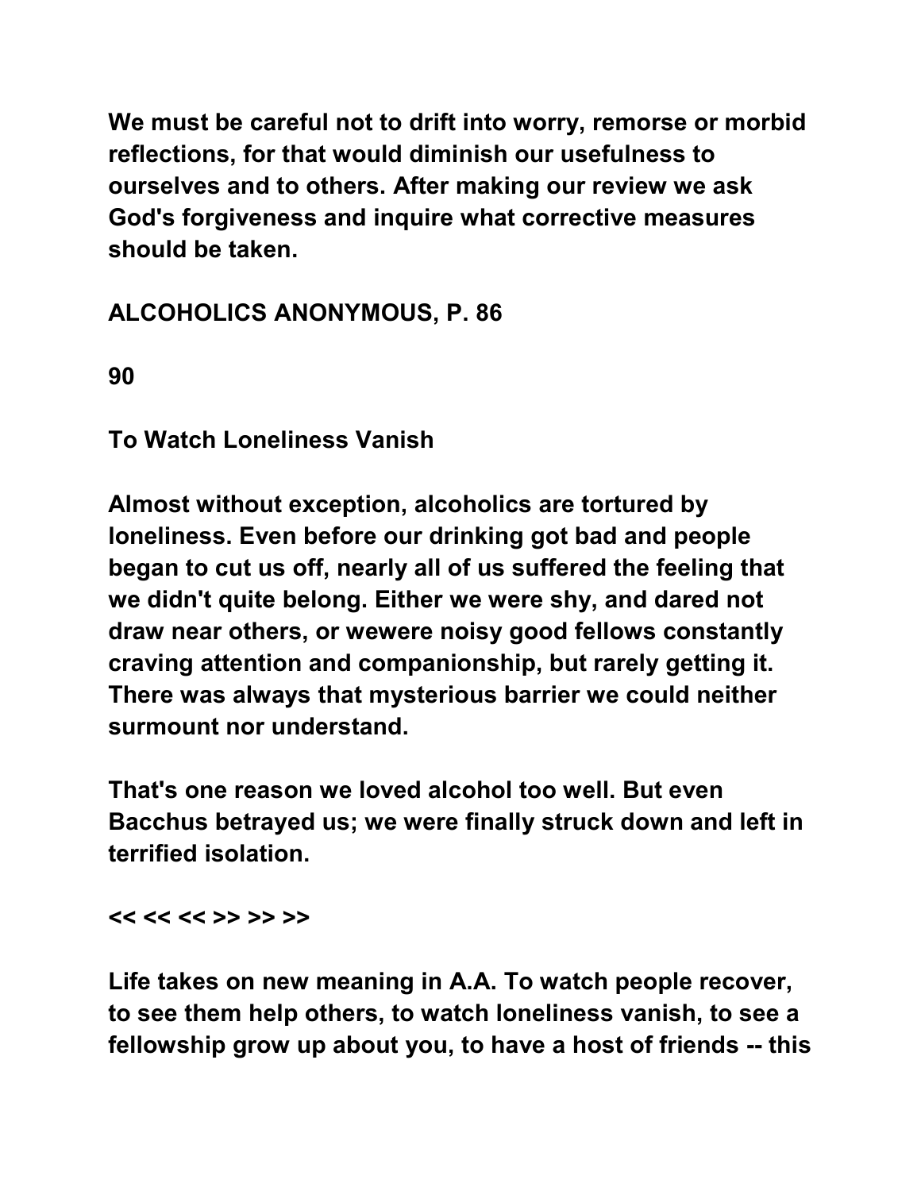We must be careful not to drift into worry, remorse or morbid reflections, for that would diminish our usefulness to ourselves and to others. After making our review we ask God's forgiveness and inquire what corrective measures should be taken.

ALCOHOLICS ANONYMOUS, P. 86

90

## To Watch Loneliness Vanish

Almost without exception, alcoholics are tortured by loneliness. Even before our drinking got bad and people began to cut us off, nearly all of us suffered the feeling that we didn't quite belong. Either we were shy, and dared not draw near others, or wewere noisy good fellows constantly craving attention and companionship, but rarely getting it. There was always that mysterious barrier we could neither surmount nor understand.

That's one reason we loved alcohol too well. But even Bacchus betrayed us; we were finally struck down and left in terrified isolation.

<< << << >> >> >>

Life takes on new meaning in A.A. To watch people recover, to see them help others, to watch loneliness vanish, to see a fellowship grow up about you, to have a host of friends -- this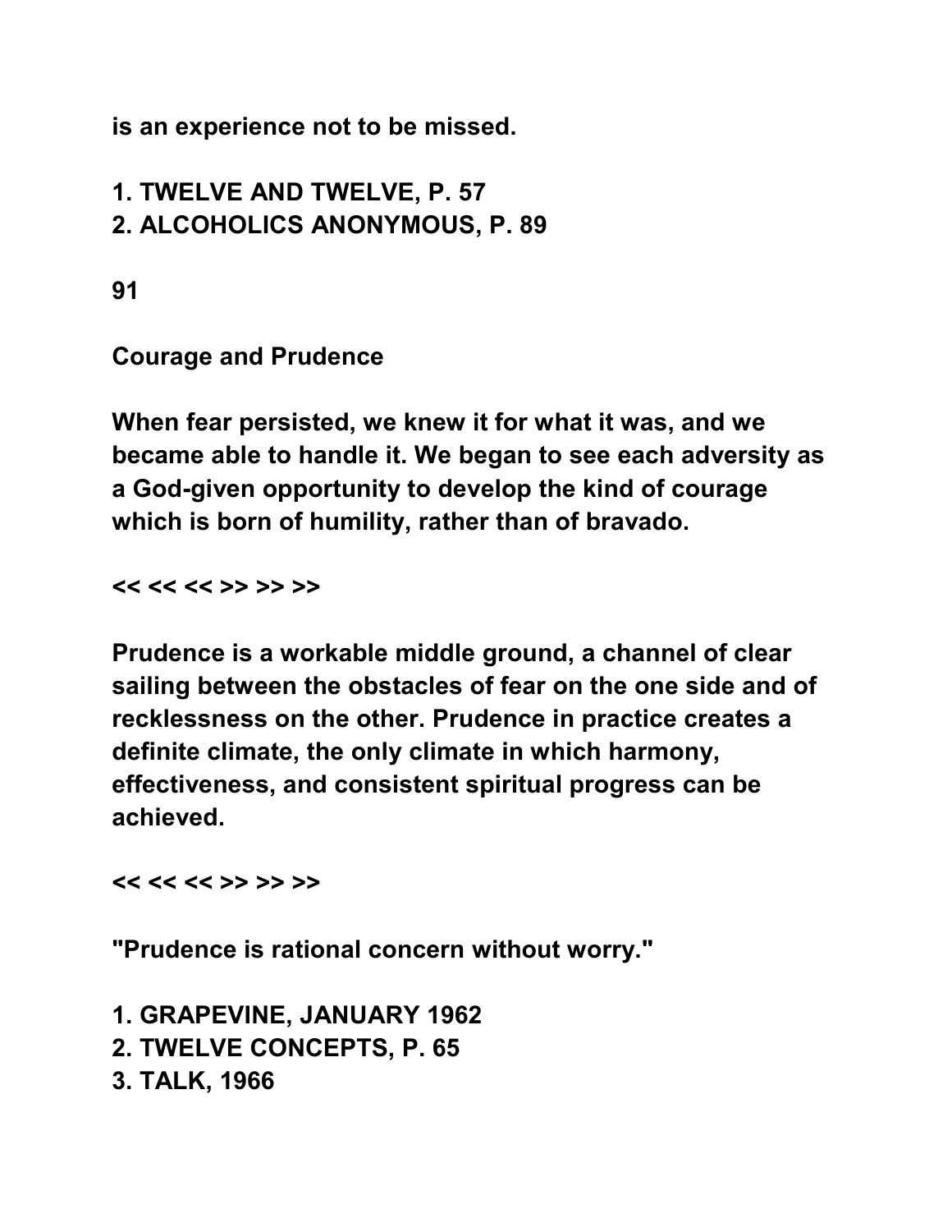is an experience not to be missed.

1. TWELVE AND TWELVE, P. 57
2. ALCOHOLICS ANONYMOUS, P. 89

91

## Courage and Prudence

When fear persisted, we knew it for what it was, and we became able to handle it. We began to see each adversity as a God-given opportunity to develop the kind of courage which is born of humility, rather than of bravado.

<< << << >> >> >>

Prudence is a workable middle ground, a channel of clear sailing between the obstacles of fear on the one side and of recklessness on the other. Prudence in practice creates a definite climate, the only climate in which harmony, effectiveness, and consistent spiritual progress can be achieved.

<< << << >> >> >>

"Prudence is rational concern without worry."

1. GRAPEVINE, JANUARY 1962
2. TWELVE CONCEPTS, P. 65
3. TALK, 1966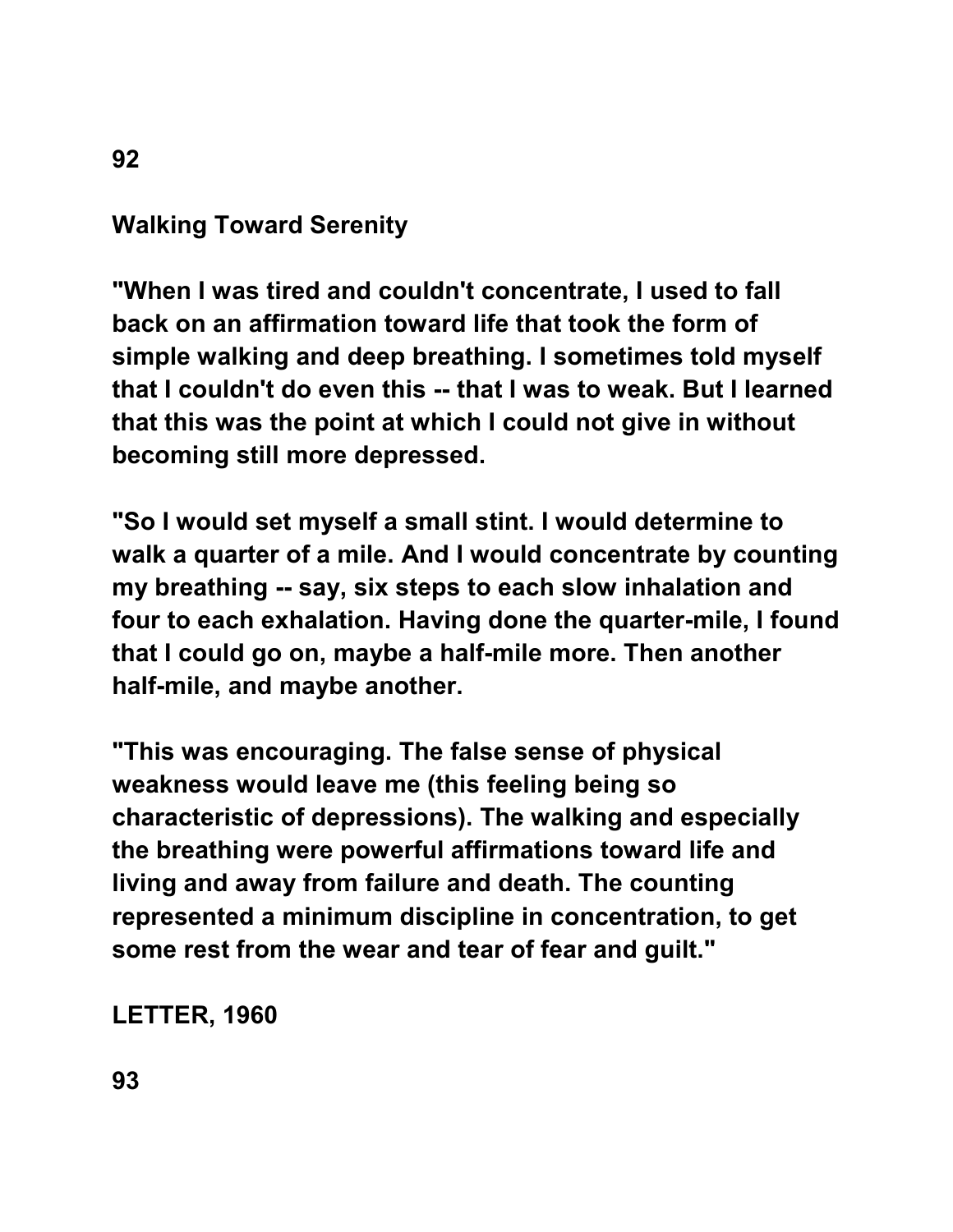## Walking Toward Serenity

"When I was tired and couldn't concentrate, I used to fall back on an affirmation toward life that took the form of simple walking and deep breathing. I sometimes told myself that I couldn't do even this -- that I was to weak. But I learned that this was the point at which I could not give in without becoming still more depressed.

"So I would set myself a small stint. I would determine to walk a quarter of a mile. And I would concentrate by counting my breathing -- say, six steps to each slow inhalation and four to each exhalation. Having done the quarter-mile, I found that I could go on, maybe a half-mile more. Then another half-mile, and maybe another.

"This was encouraging. The false sense of physical weakness would leave me (this feeling being so characteristic of depressions). The walking and especially the breathing were powerful affirmations toward life and living and away from failure and death. The counting represented a minimum discipline in concentration, to get some rest from the wear and tear of fear and guilt."

LETTER, 1960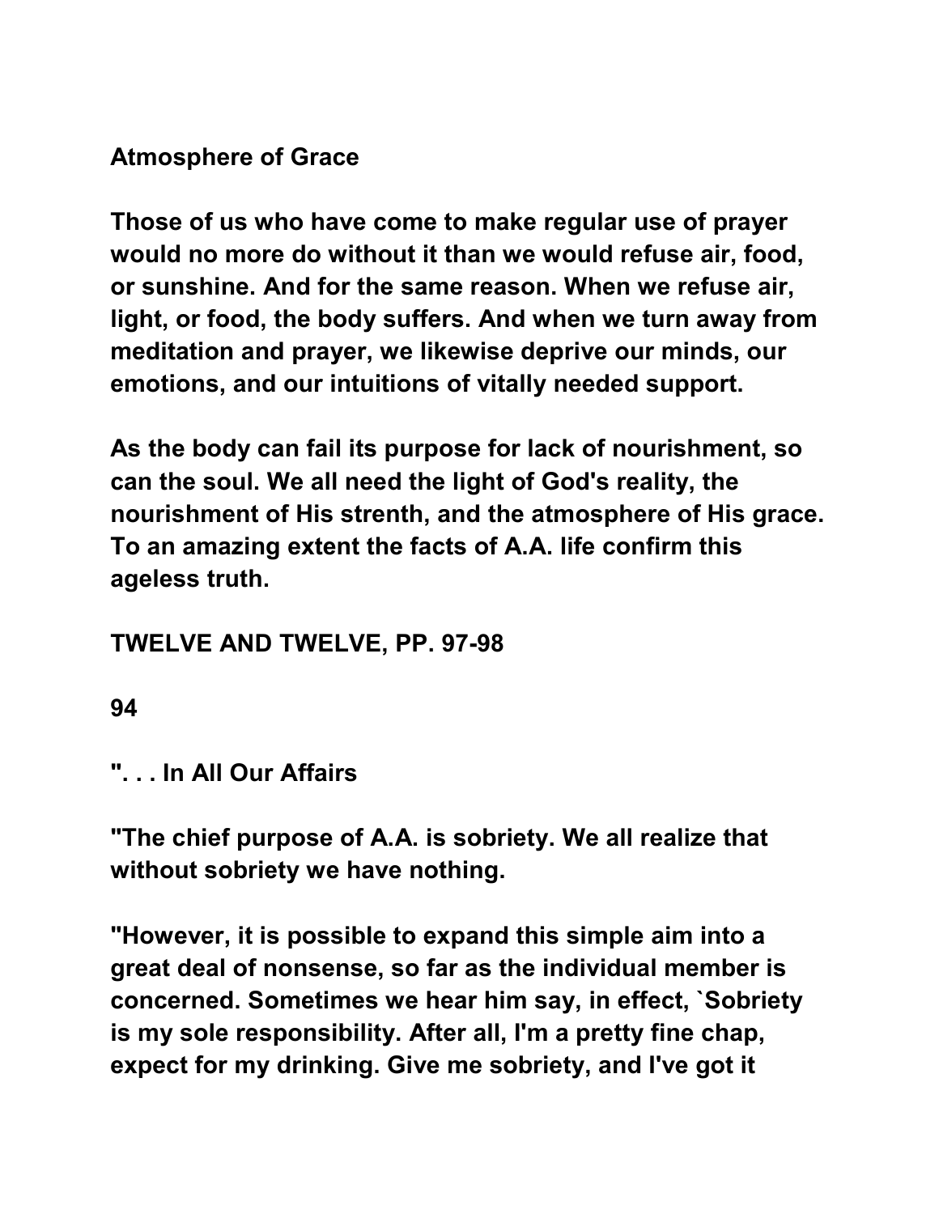## Atmosphere of Grace

Those of us who have come to make regular use of prayer would no more do without it than we would refuse air, food, or sunshine. And for the same reason. When we refuse air, light, or food, the body suffers. And when we turn away from meditation and prayer, we likewise deprive our minds, our emotions, and our intuitions of vitally needed support.

As the body can fail its purpose for lack of nourishment, so can the soul. We all need the light of God's reality, the nourishment of His strenth, and the atmosphere of His grace. To an amazing extent the facts of A.A. life confirm this ageless truth.

TWELVE AND TWELVE, PP. 97-98

94

## ". . . In All Our Affairs

"The chief purpose of A.A. is sobriety. We all realize that without sobriety we have nothing.

"However, it is possible to expand this simple aim into a great deal of nonsense, so far as the individual member is concerned. Sometimes we hear him say, in effect, `Sobriety is my sole responsibility. After all, I'm a pretty fine chap, expect for my drinking. Give me sobriety, and I've got it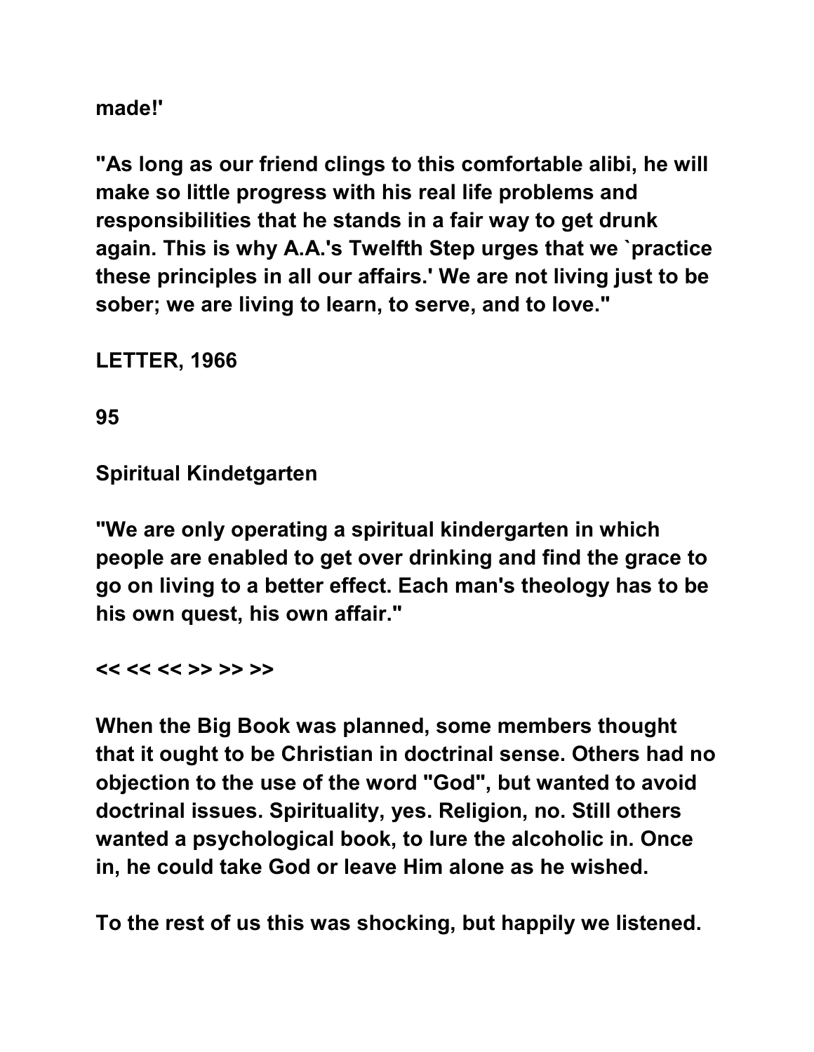made!'

"As long as our friend clings to this comfortable alibi, he will make so little progress with his real life problems and responsibilities that he stands in a fair way to get drunk again. This is why A.A.'s Twelfth Step urges that we `practice these principles in all our affairs.' We are not living just to be sober; we are living to learn, to serve, and to love."

LETTER, 1966

95

## Spiritual Kindetgarten

"We are only operating a spiritual kindergarten in which people are enabled to get over drinking and find the grace to go on living to a better effect. Each man's theology has to be his own quest, his own affair."

<< << << >> >> >>

When the Big Book was planned, some members thought that it ought to be Christian in doctrinal sense. Others had no objection to the use of the word "God", but wanted to avoid doctrinal issues. Spirituality, yes. Religion, no. Still others wanted a psychological book, to lure the alcoholic in. Once in, he could take God or leave Him alone as he wished.

To the rest of us this was shocking, but happily we listened.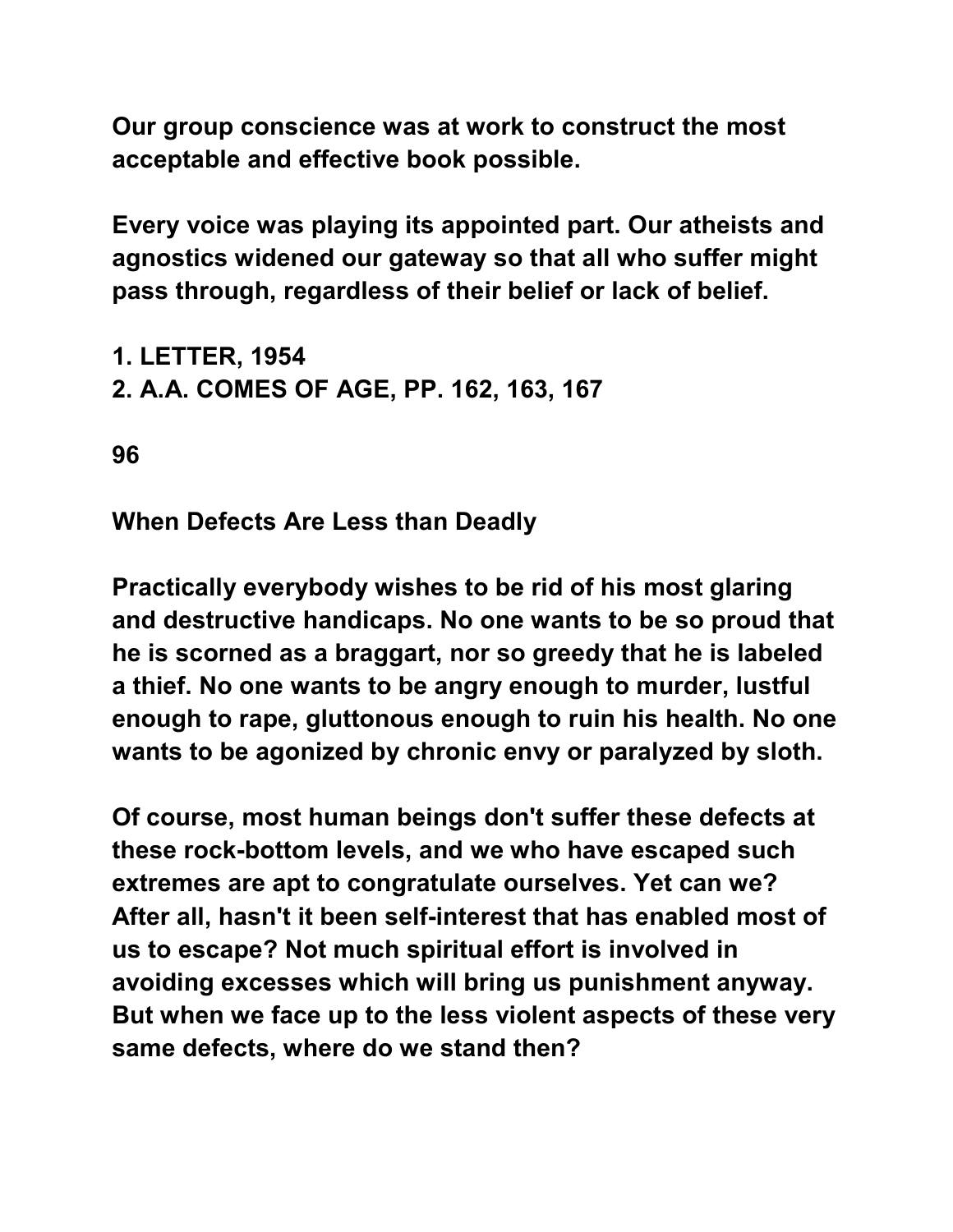Our group conscience was at work to construct the most acceptable and effective book possible.

Every voice was playing its appointed part. Our atheists and agnostics widened our gateway so that all who suffer might pass through, regardless of their belief or lack of belief.

1. LETTER, 1954
2. A.A. COMES OF AGE, PP. 162, 163, 167

96

## When Defects Are Less than Deadly

Practically everybody wishes to be rid of his most glaring and destructive handicaps. No one wants to be so proud that he is scorned as a braggart, nor so greedy that he is labeled a thief. No one wants to be angry enough to murder, lustful enough to rape, gluttonous enough to ruin his health. No one wants to be agonized by chronic envy or paralyzed by sloth.

Of course, most human beings don't suffer these defects at these rock-bottom levels, and we who have escaped such extremes are apt to congratulate ourselves. Yet can we? After all, hasn't it been self-interest that has enabled most of us to escape? Not much spiritual effort is involved in avoiding excesses which will bring us punishment anyway. But when we face up to the less violent aspects of these very same defects, where do we stand then?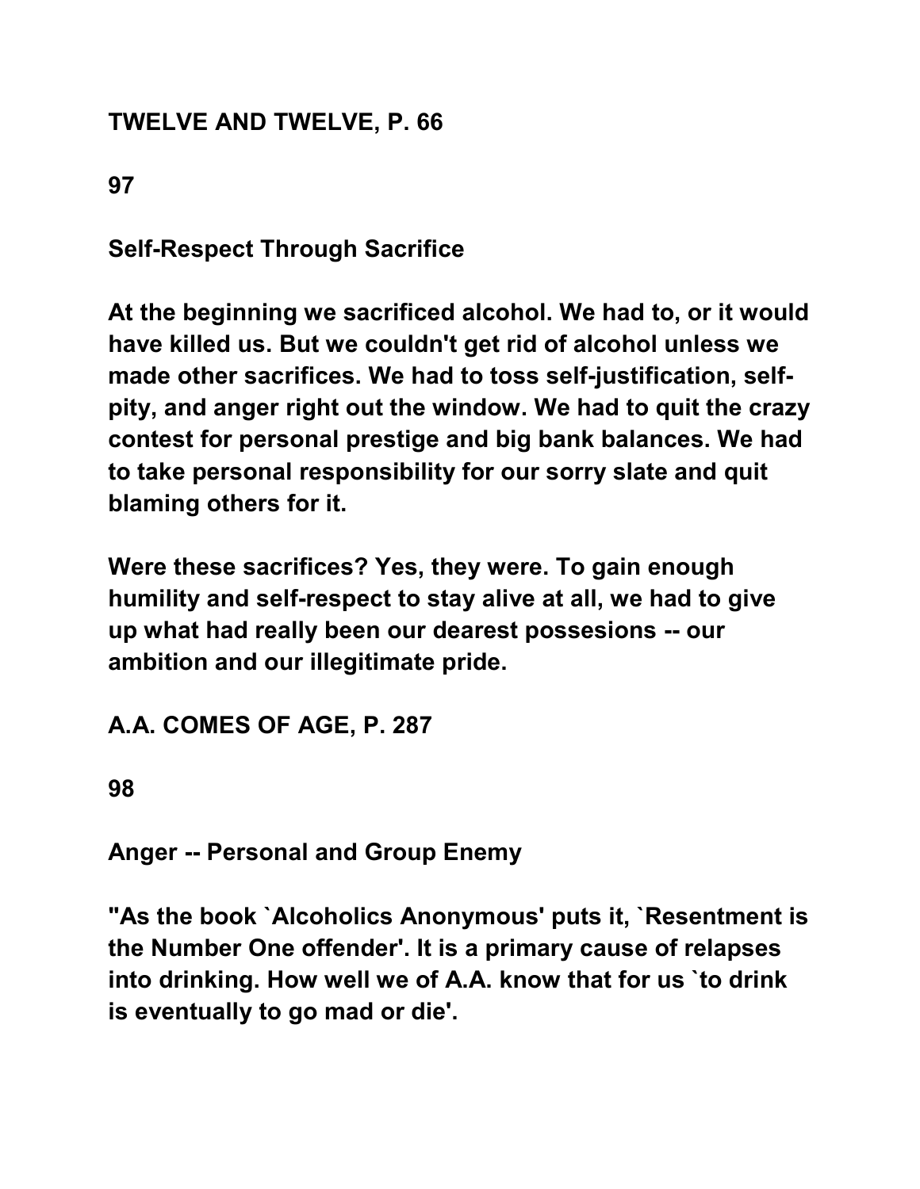**TWELVE AND TWELVE, P. 66**

**97**

**Self-Respect Through Sacrifice**

**At the beginning we sacrificed alcohol. We had to, or it would have killed us. But we couldn't get rid of alcohol unless we made other sacrifices. We had to toss self-justification, self-pity, and anger right out the window. We had to quit the crazy contest for personal prestige and big bank balances. We had to take personal responsibility for our sorry slate and quit blaming others for it.**

**Were these sacrifices? Yes, they were. To gain enough humility and self-respect to stay alive at all, we had to give up what had really been our dearest possesions -- our ambition and our illegitimate pride.**

**A.A. COMES OF AGE, P. 287**

**98**

**Anger -- Personal and Group Enemy**

**"As the book `Alcoholics Anonymous' puts it, `Resentment is the Number One offender'. It is a primary cause of relapses into drinking. How well we of A.A. know that for us `to drink is eventually to go mad or die'.**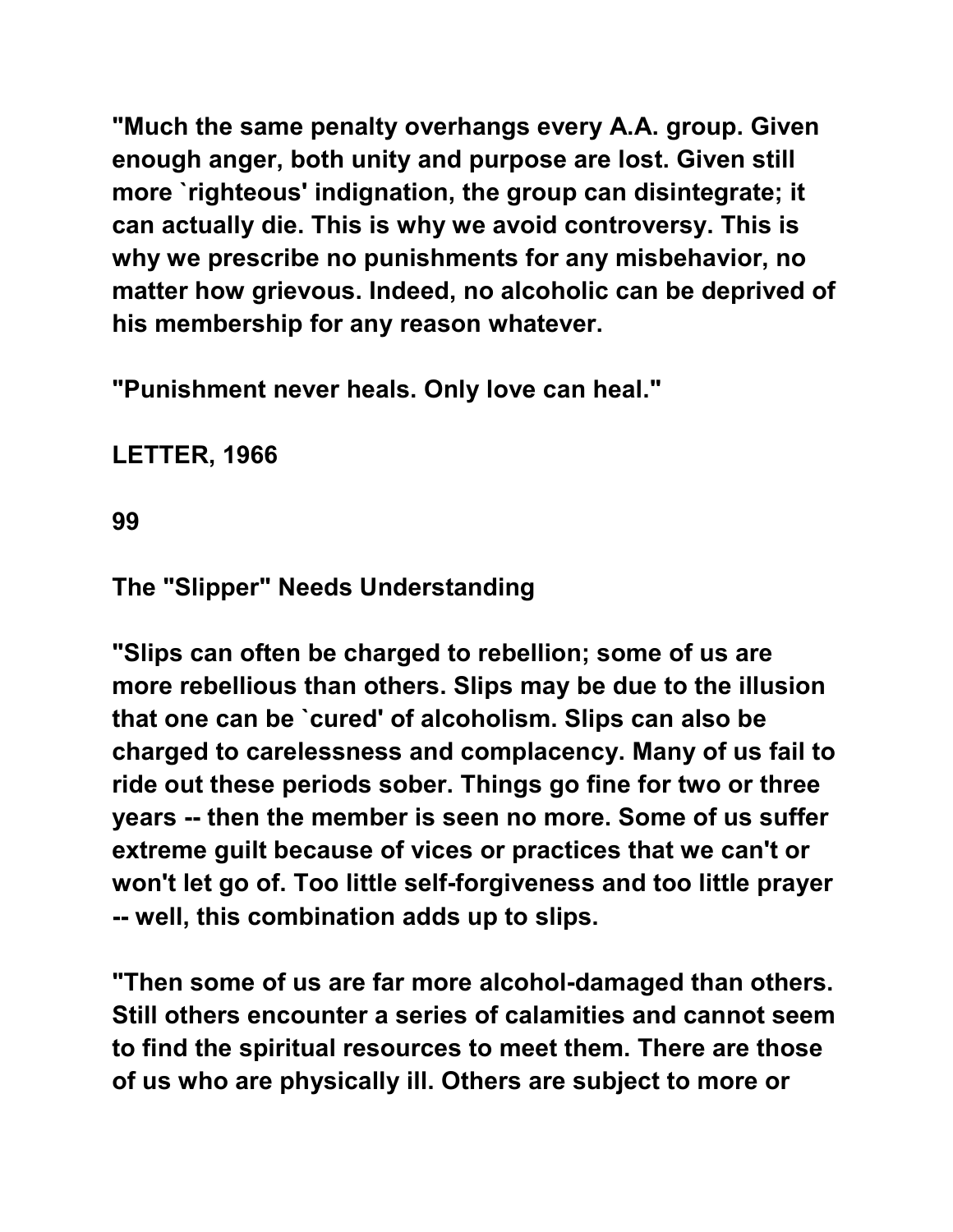"Much the same penalty overhangs every A.A. group. Given enough anger, both unity and purpose are lost. Given still more `righteous' indignation, the group can disintegrate; it can actually die. This is why we avoid controversy. This is why we prescribe no punishments for any misbehavior, no matter how grievous. Indeed, no alcoholic can be deprived of his membership for any reason whatever.

"Punishment never heals. Only love can heal."

LETTER, 1966

99

## The "Slipper" Needs Understanding

"Slips can often be charged to rebellion; some of us are more rebellious than others. Slips may be due to the illusion that one can be `cured' of alcoholism. Slips can also be charged to carelessness and complacency. Many of us fail to ride out these periods sober. Things go fine for two or three years -- then the member is seen no more. Some of us suffer extreme guilt because of vices or practices that we can't or won't let go of. Too little self-forgiveness and too little prayer -- well, this combination adds up to slips.

"Then some of us are far more alcohol-damaged than others. Still others encounter a series of calamities and cannot seem to find the spiritual resources to meet them. There are those of us who are physically ill. Others are subject to more or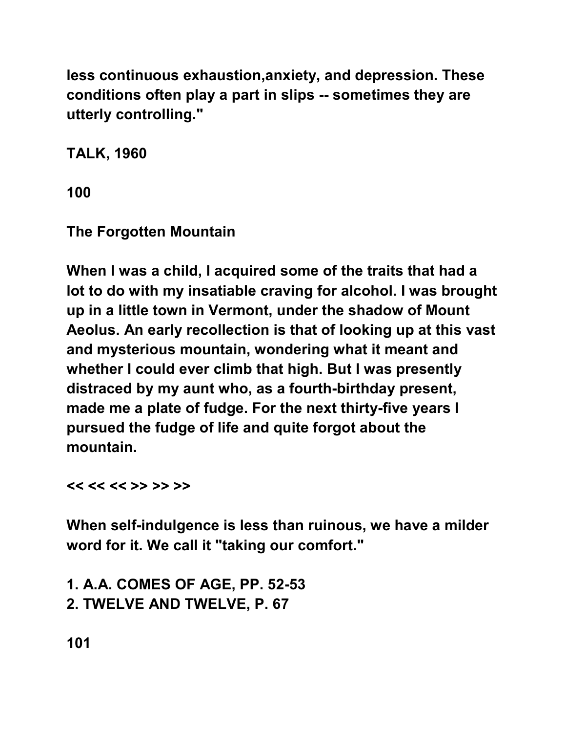less continuous exhaustion,anxiety, and depression. These conditions often play a part in slips -- sometimes they are utterly controlling."

TALK, 1960

## The Forgotten Mountain

When I was a child, I acquired some of the traits that had a lot to do with my insatiable craving for alcohol. I was brought up in a little town in Vermont, under the shadow of Mount Aeolus. An early recollection is that of looking up at this vast and mysterious mountain, wondering what it meant and whether I could ever climb that high. But I was presently distracted by my aunt who, as a fourth-birthday present, made me a plate of fudge. For the next thirty-five years I pursued the fudge of life and quite forgot about the mountain.

<< << << >> >> >>

When self-indulgence is less than ruinous, we have a milder word for it. We call it "taking our comfort."

1. A.A. COMES OF AGE, PP. 52-53
2. TWELVE AND TWELVE, P. 67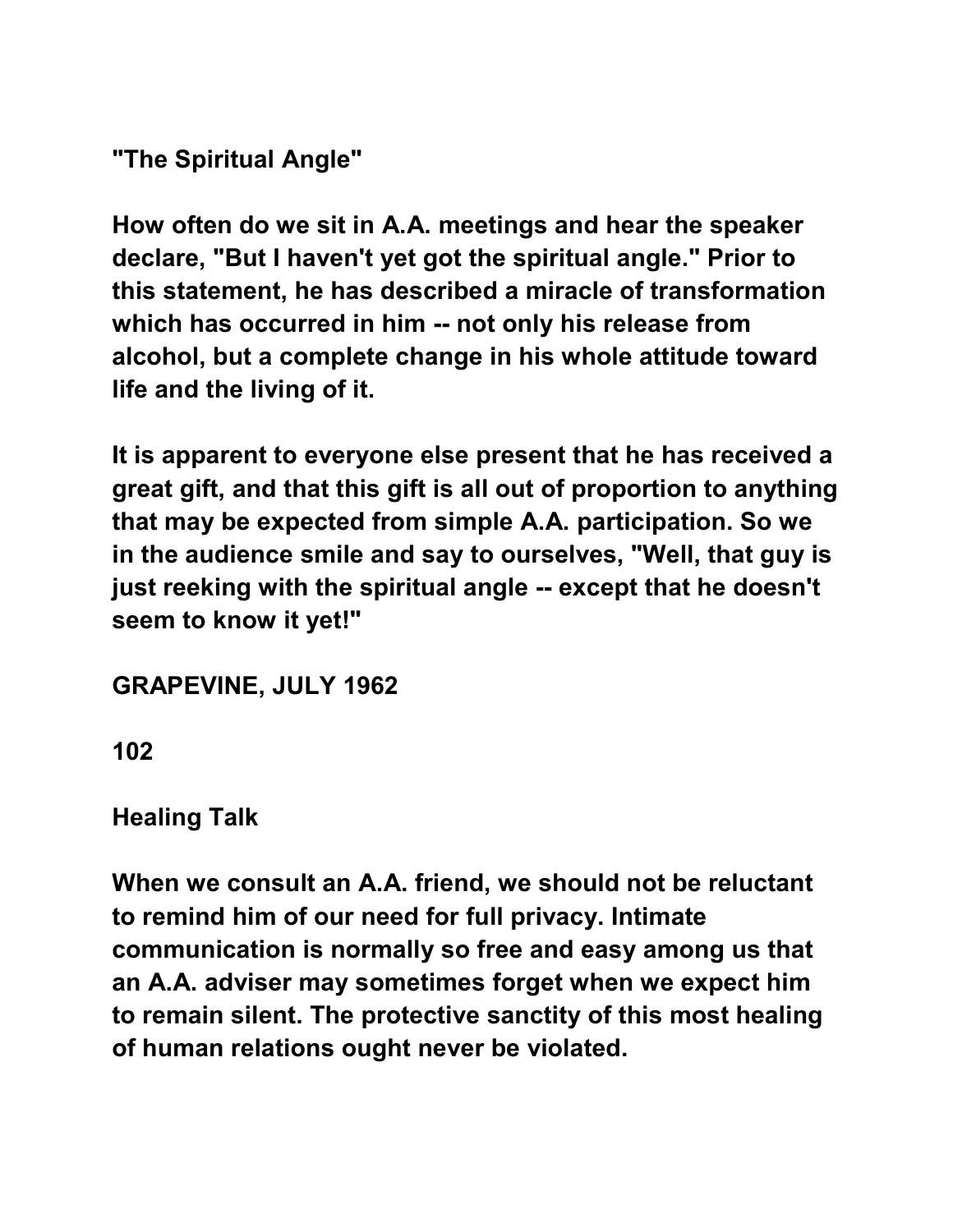## "The Spiritual Angle"

How often do we sit in A.A. meetings and hear the speaker declare, "But I haven't yet got the spiritual angle." Prior to this statement, he has described a miracle of transformation which has occurred in him -- not only his release from alcohol, but a complete change in his whole attitude toward life and the living of it.

It is apparent to everyone else present that he has received a great gift, and that this gift is all out of proportion to anything that may be expected from simple A.A. participation. So we in the audience smile and say to ourselves, "Well, that guy is just reeking with the spiritual angle -- except that he doesn't seem to know it yet!"

GRAPEVINE, JULY 1962

102

## Healing Talk

When we consult an A.A. friend, we should not be reluctant to remind him of our need for full privacy. Intimate communication is normally so free and easy among us that an A.A. adviser may sometimes forget when we expect him to remain silent. The protective sanctity of this most healing of human relations ought never be violated.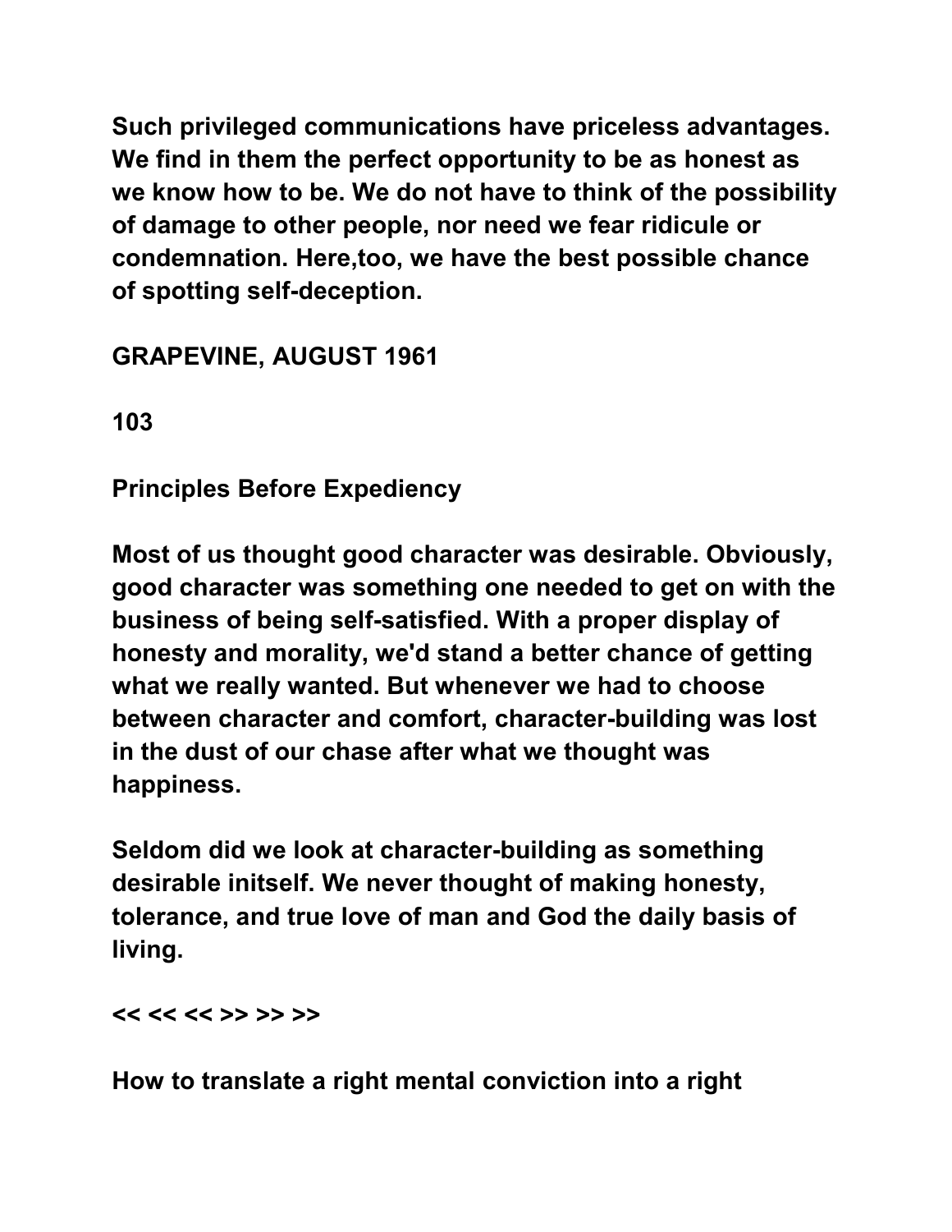Such privileged communications have priceless advantages. We find in them the perfect opportunity to be as honest as we know how to be. We do not have to think of the possibility of damage to other people, nor need we fear ridicule or condemnation. Here,too, we have the best possible chance of spotting self-deception.

GRAPEVINE, AUGUST 1961

103

## Principles Before Expediency

Most of us thought good character was desirable. Obviously, good character was something one needed to get on with the business of being self-satisfied. With a proper display of honesty and morality, we'd stand a better chance of getting what we really wanted. But whenever we had to choose between character and comfort, character-building was lost in the dust of our chase after what we thought was happiness.

Seldom did we look at character-building as something desirable initself. We never thought of making honesty, tolerance, and true love of man and God the daily basis of living.

<< << << >> >> >>

How to translate a right mental conviction into a right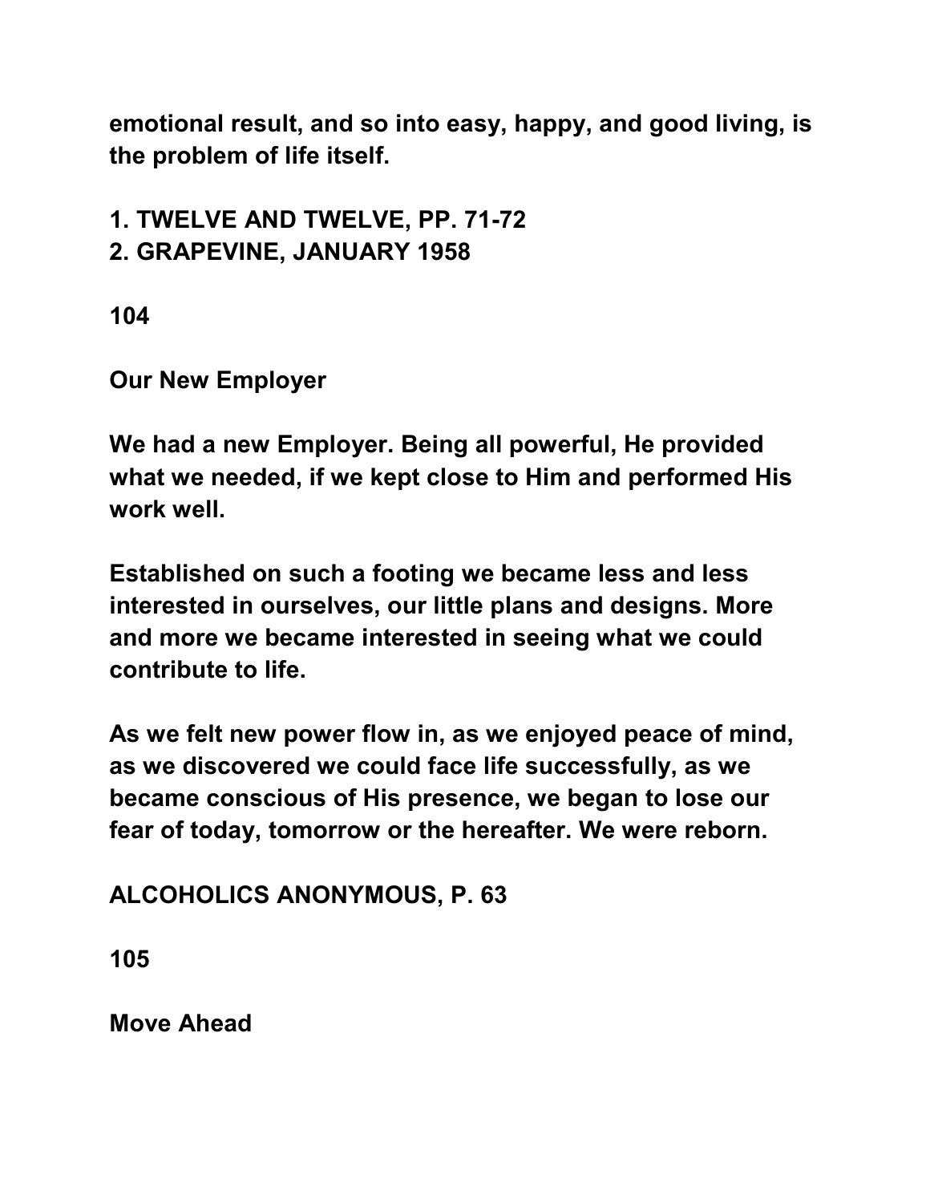emotional result, and so into easy, happy, and good living, is the problem of life itself.

1. TWELVE AND TWELVE, PP. 71-72
2. GRAPEVINE, JANUARY 1958

104

## Our New Employer

We had a new Employer. Being all powerful, He provided what we needed, if we kept close to Him and performed His work well.

Established on such a footing we became less and less interested in ourselves, our little plans and designs. More and more we became interested in seeing what we could contribute to life.

As we felt new power flow in, as we enjoyed peace of mind, as we discovered we could face life successfully, as we became conscious of His presence, we began to lose our fear of today, tomorrow or the hereafter. We were reborn.

ALCOHOLICS ANONYMOUS, P. 63

105

## Move Ahead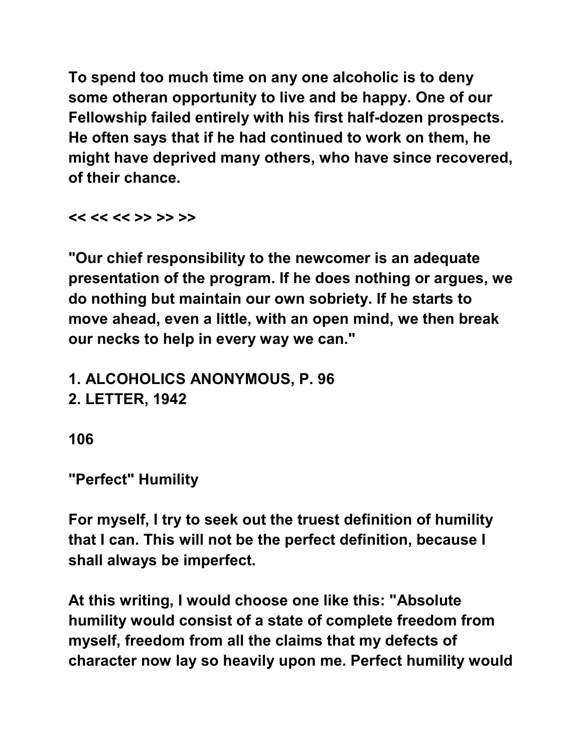To spend too much time on any one alcoholic is to deny some otheran opportunity to live and be happy. One of our Fellowship failed entirely with his first half-dozen prospects. He often says that if he had continued to work on them, he might have deprived many others, who have since recovered, of their chance.

<< << << >> >> >>

"Our chief responsibility to the newcomer is an adequate presentation of the program. If he does nothing or argues, we do nothing but maintain our own sobriety. If he starts to move ahead, even a little, with an open mind, we then break our necks to help in every way we can."

1. ALCOHOLICS ANONYMOUS, P. 96
2. LETTER, 1942

106

## "Perfect" Humility

For myself, I try to seek out the truest definition of humility that I can. This will not be the perfect definition, because I shall always be imperfect.

At this writing, I would choose one like this: "Absolute humility would consist of a state of complete freedom from myself, freedom from all the claims that my defects of character now lay so heavily upon me. Perfect humility would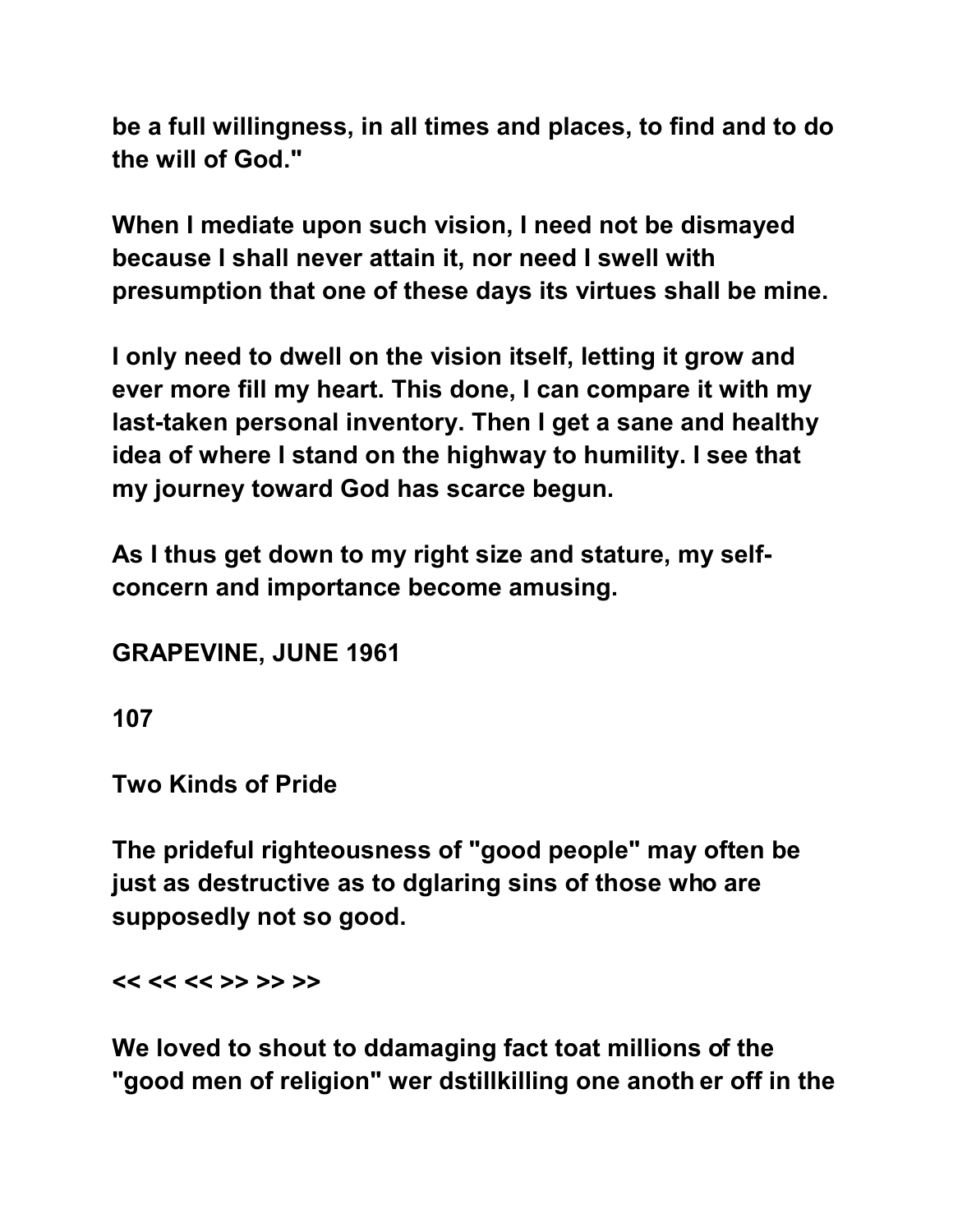be a full willingness, in all times and places, to find and to do the will of God."

When I mediate upon such vision, I need not be dismayed because I shall never attain it, nor need I swell with presumption that one of these days its virtues shall be mine.

I only need to dwell on the vision itself, letting it grow and ever more fill my heart. This done, I can compare it with my last-taken personal inventory. Then I get a sane and healthy idea of where I stand on the highway to humility. I see that my journey toward God has scarce begun.

As I thus get down to my right size and stature, my self-concern and importance become amusing.

GRAPEVINE, JUNE 1961

107

## Two Kinds of Pride

The prideful righteousness of "good people" may often be just as destructive as to dglaring sins of those who are supposedly not so good.

<< << << >> >> >>

We loved to shout to ddamaging fact toat millions of the "good men of religion" wer dstillkilling one anoth er off in the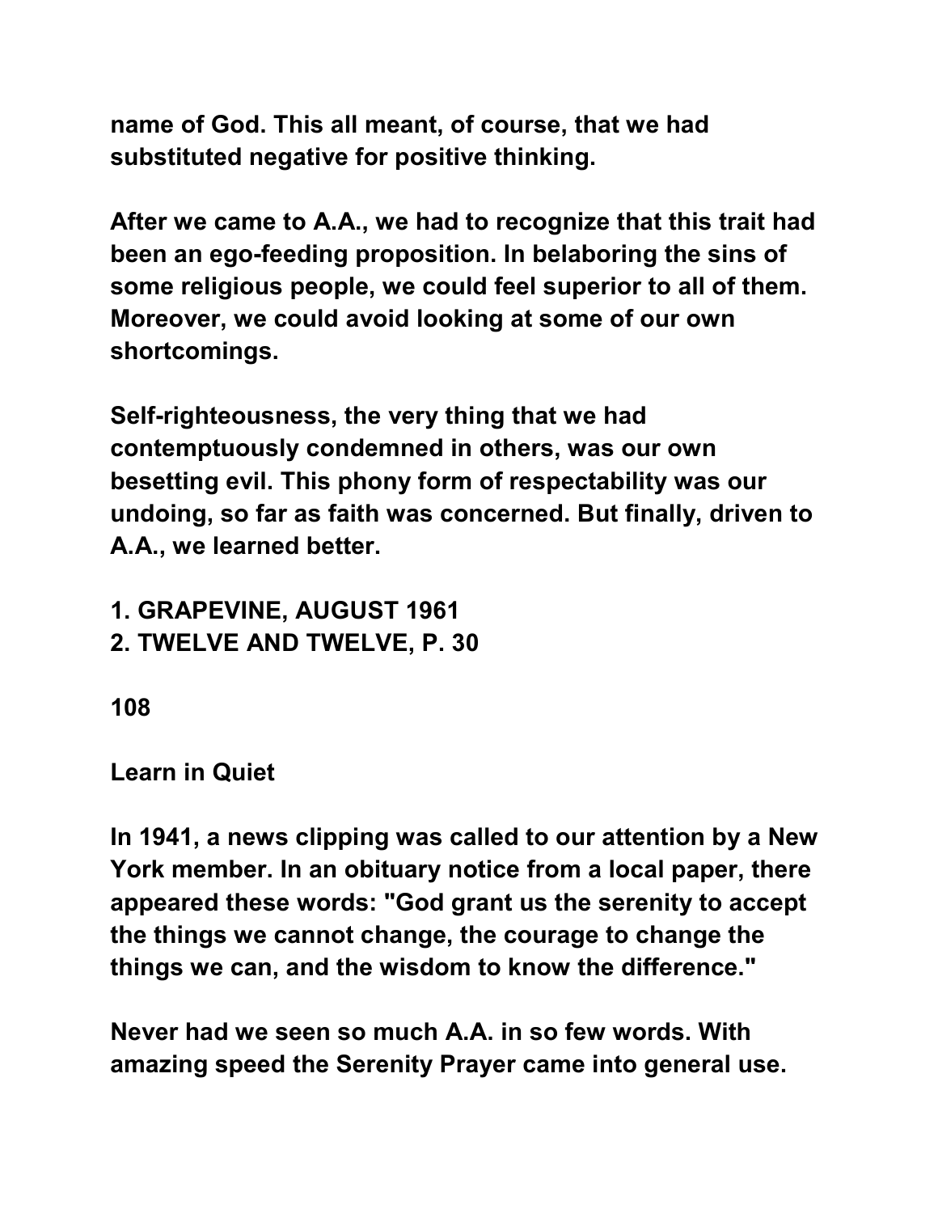name of God. This all meant, of course, that we had substituted negative for positive thinking.

After we came to A.A., we had to recognize that this trait had been an ego-feeding proposition. In belaboring the sins of some religious people, we could feel superior to all of them. Moreover, we could avoid looking at some of our own shortcomings.

Self-righteousness, the very thing that we had contemptuously condemned in others, was our own besetting evil. This phony form of respectability was our undoing, so far as faith was concerned. But finally, driven to A.A., we learned better.

1. GRAPEVINE, AUGUST 1961
2. TWELVE AND TWELVE, P. 30

108

## Learn in Quiet

In 1941, a news clipping was called to our attention by a New York member. In an obituary notice from a local paper, there appeared these words: "God grant us the serenity to accept the things we cannot change, the courage to change the things we can, and the wisdom to know the difference."

Never had we seen so much A.A. in so few words. With amazing speed the Serenity Prayer came into general use.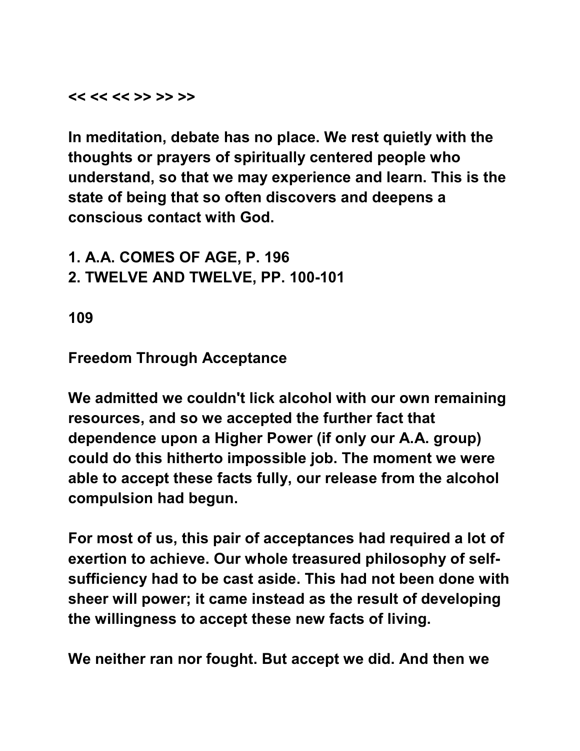<< << << >> >> >>

In meditation, debate has no place. We rest quietly with the thoughts or prayers of spiritually centered people who understand, so that we may experience and learn. This is the state of being that so often discovers and deepens a conscious contact with God.

1. A.A. COMES OF AGE, P. 196
2. TWELVE AND TWELVE, PP. 100-101

109

## Freedom Through Acceptance

We admitted we couldn't lick alcohol with our own remaining resources, and so we accepted the further fact that dependence upon a Higher Power (if only our A.A. group) could do this hitherto impossible job. The moment we were able to accept these facts fully, our release from the alcohol compulsion had begun.

For most of us, this pair of acceptances had required a lot of exertion to achieve. Our whole treasured philosophy of self-sufficiency had to be cast aside. This had not been done with sheer will power; it came instead as the result of developing the willingness to accept these new facts of living.

We neither ran nor fought. But accept we did. And then we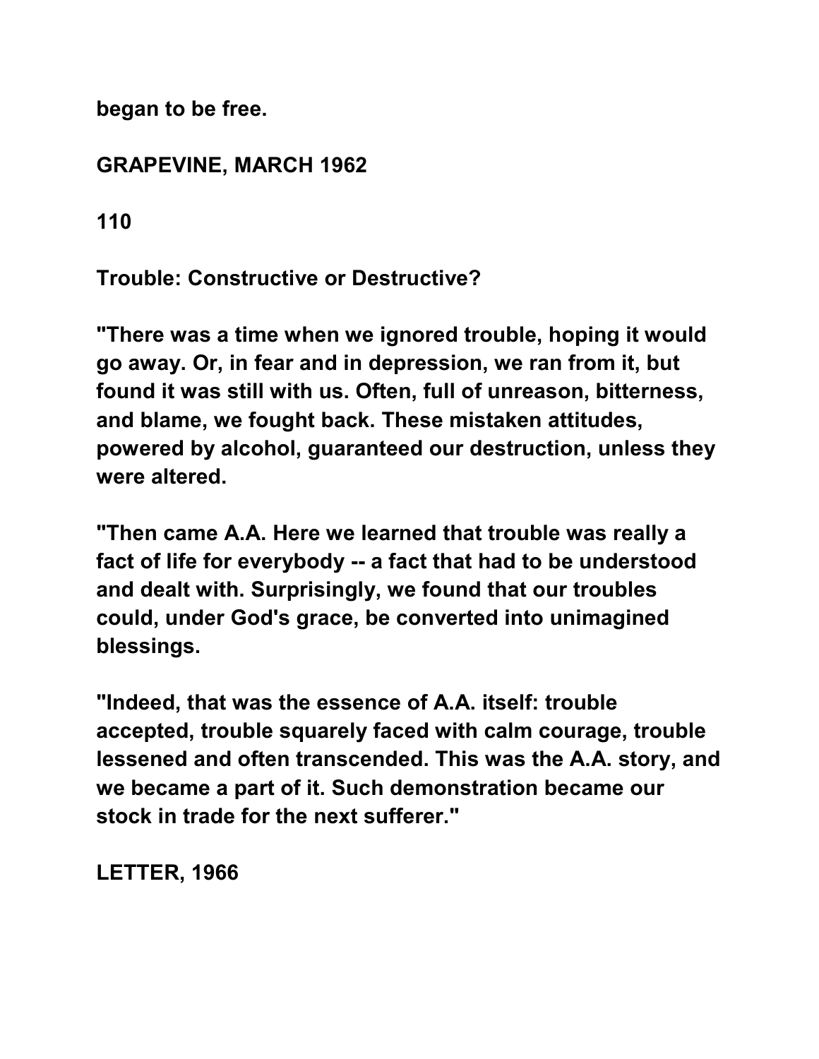began to be free.

GRAPEVINE, MARCH 1962

## 110

## Trouble: Constructive or Destructive?

"There was a time when we ignored trouble, hoping it would go away. Or, in fear and in depression, we ran from it, but found it was still with us. Often, full of unreason, bitterness, and blame, we fought back. These mistaken attitudes, powered by alcohol, guaranteed our destruction, unless they were altered.

"Then came A.A. Here we learned that trouble was really a fact of life for everybody -- a fact that had to be understood and dealt with. Surprisingly, we found that our troubles could, under God's grace, be converted into unimagined blessings.

"Indeed, that was the essence of A.A. itself: trouble accepted, trouble squarely faced with calm courage, trouble lessened and often transcended. This was the A.A. story, and we became a part of it. Such demonstration became our stock in trade for the next sufferer."

LETTER, 1966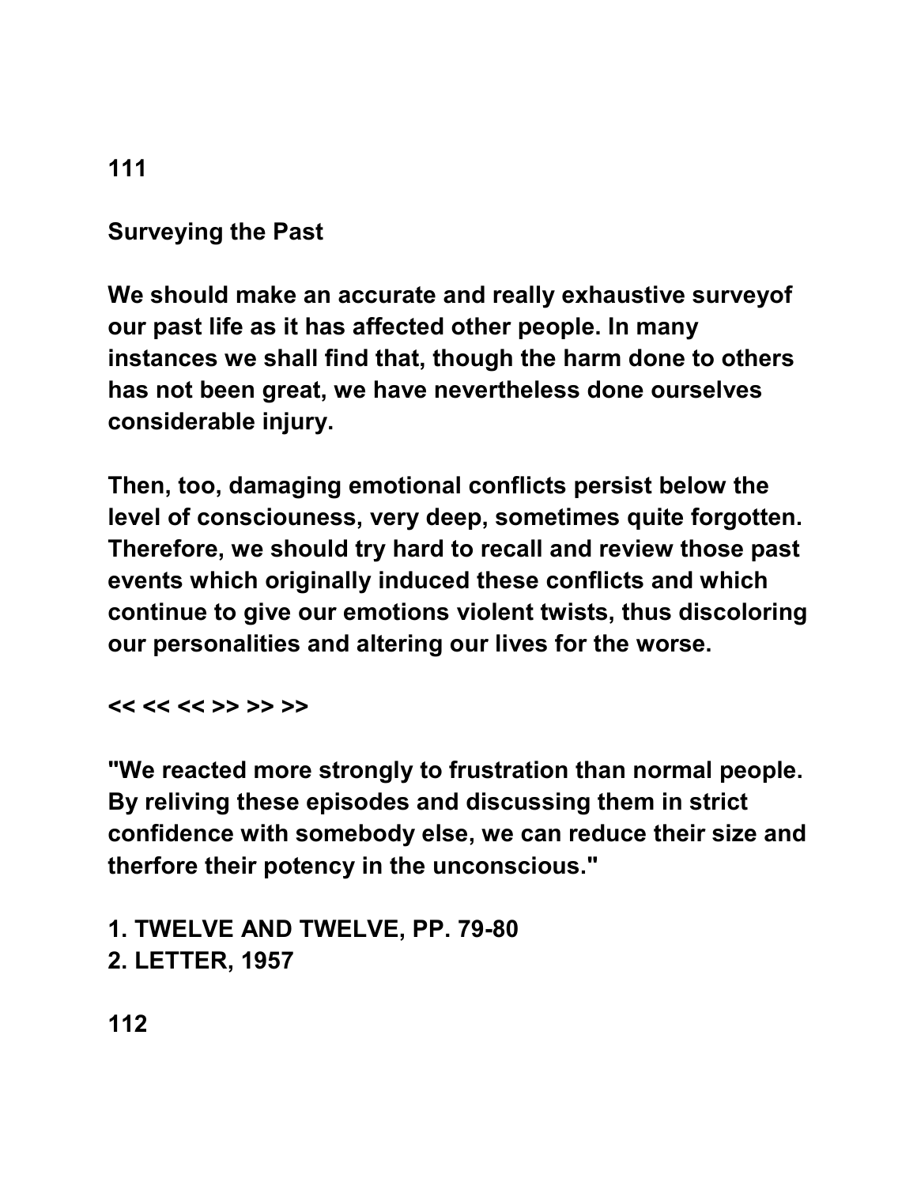## Surveying the Past

We should make an accurate and really exhaustive surveyof our past life as it has affected other people. In many instances we shall find that, though the harm done to others has not been great, we have nevertheless done ourselves considerable injury.

Then, too, damaging emotional conflicts persist below the level of consciouness, very deep, sometimes quite forgotten. Therefore, we should try hard to recall and review those past events which originally induced these conflicts and which continue to give our emotions violent twists, thus discoloring our personalities and altering our lives for the worse.

<< << << >> >> >>

"We reacted more strongly to frustration than normal people. By reliving these episodes and discussing them in strict confidence with somebody else, we can reduce their size and therfore their potency in the unconscious."

1. TWELVE AND TWELVE, PP. 79-80
2. LETTER, 1957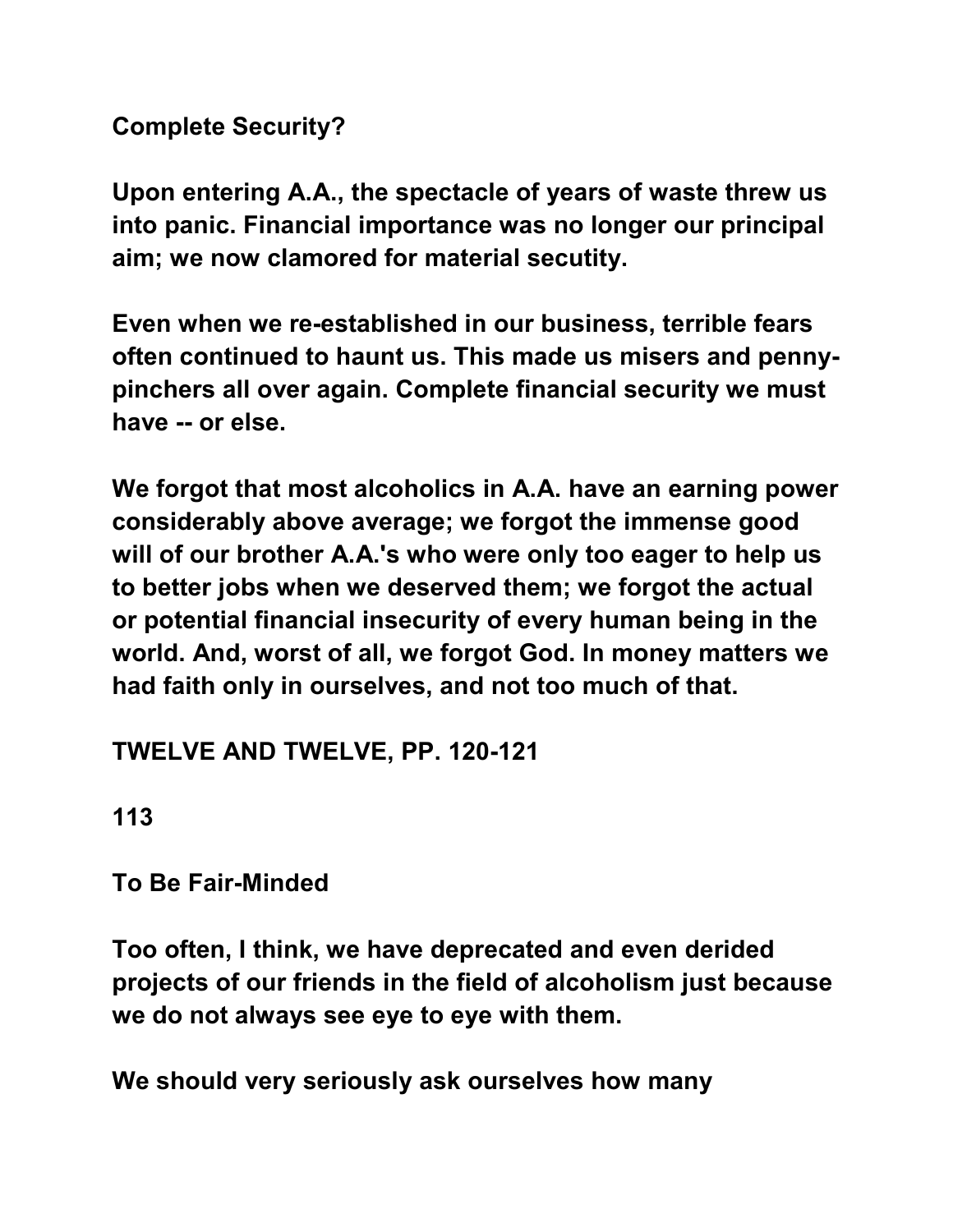## Complete Security?

**Upon entering A.A., the spectacle of years of waste threw us into panic. Financial importance was no longer our principal aim; we now clamored for material secutity.**

**Even when we re-established in our business, terrible fears often continued to haunt us. This made us misers and penny-pinchers all over again. Complete financial security we must have -- or else.**

**We forgot that most alcoholics in A.A. have an earning power considerably above average; we forgot the immense good will of our brother A.A.'s who were only too eager to help us to better jobs when we deserved them; we forgot the actual or potential financial insecurity of every human being in the world. And, worst of all, we forgot God. In money matters we had faith only in ourselves, and not too much of that.**

**TWELVE AND TWELVE, PP. 120-121**

## To Be Fair-Minded

**Too often, I think, we have deprecated and even derided projects of our friends in the field of alcoholism just because we do not always see eye to eye with them.**

**We should very seriously ask ourselves how many**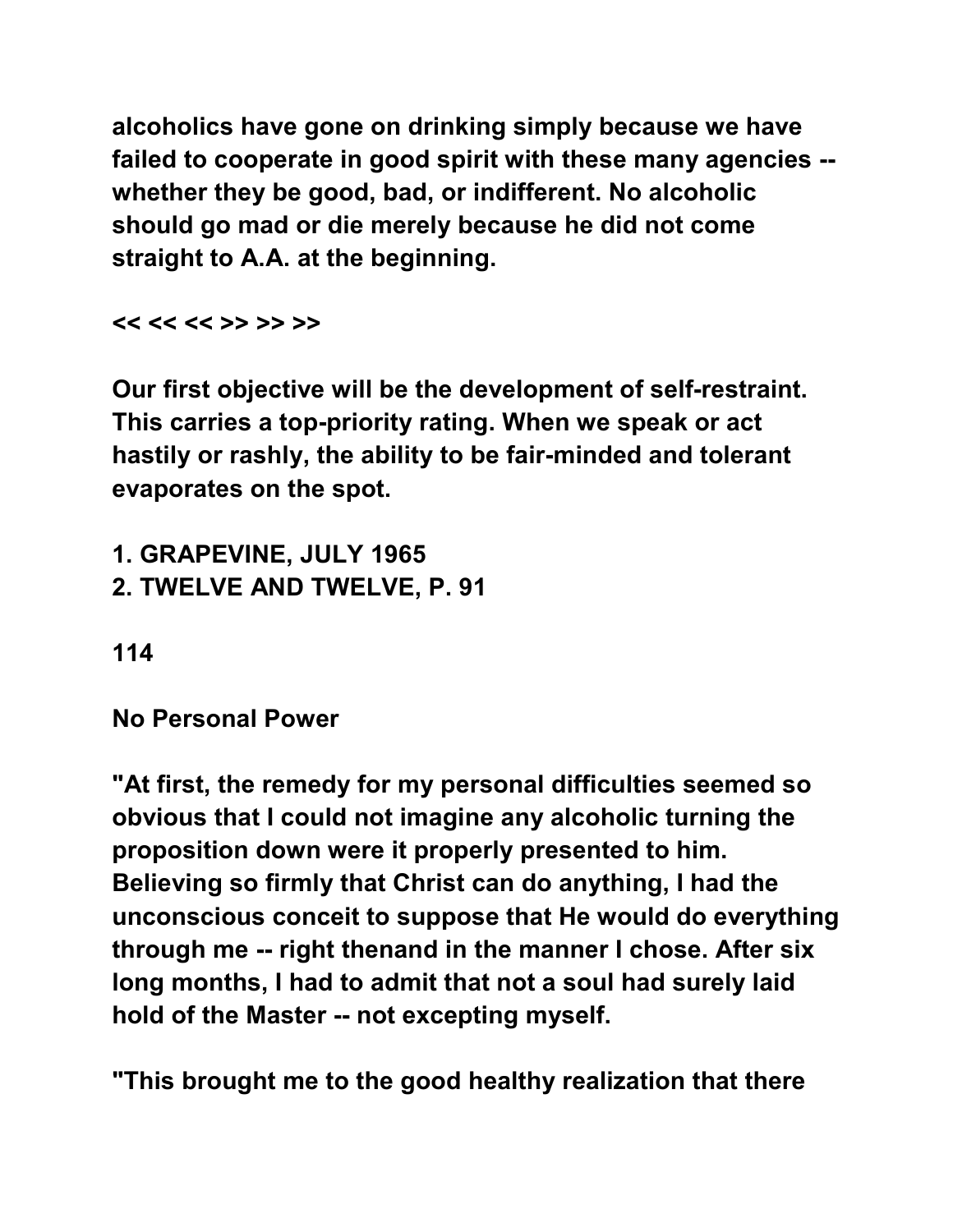alcoholics have gone on drinking simply because we have failed to cooperate in good spirit with these many agencies -- whether they be good, bad, or indifferent. No alcoholic should go mad or die merely because he did not come straight to A.A. at the beginning.

<< << << >> >> >>

Our first objective will be the development of self-restraint. This carries a top-priority rating. When we speak or act hastily or rashly, the ability to be fair-minded and tolerant evaporates on the spot.

1. GRAPEVINE, JULY 1965
2. TWELVE AND TWELVE, P. 91

114

## No Personal Power

"At first, the remedy for my personal difficulties seemed so obvious that I could not imagine any alcoholic turning the proposition down were it properly presented to him. Believing so firmly that Christ can do anything, I had the unconscious conceit to suppose that He would do everything through me -- right thenand in the manner I chose. After six long months, I had to admit that not a soul had surely laid hold of the Master -- not excepting myself.

"This brought me to the good healthy realization that there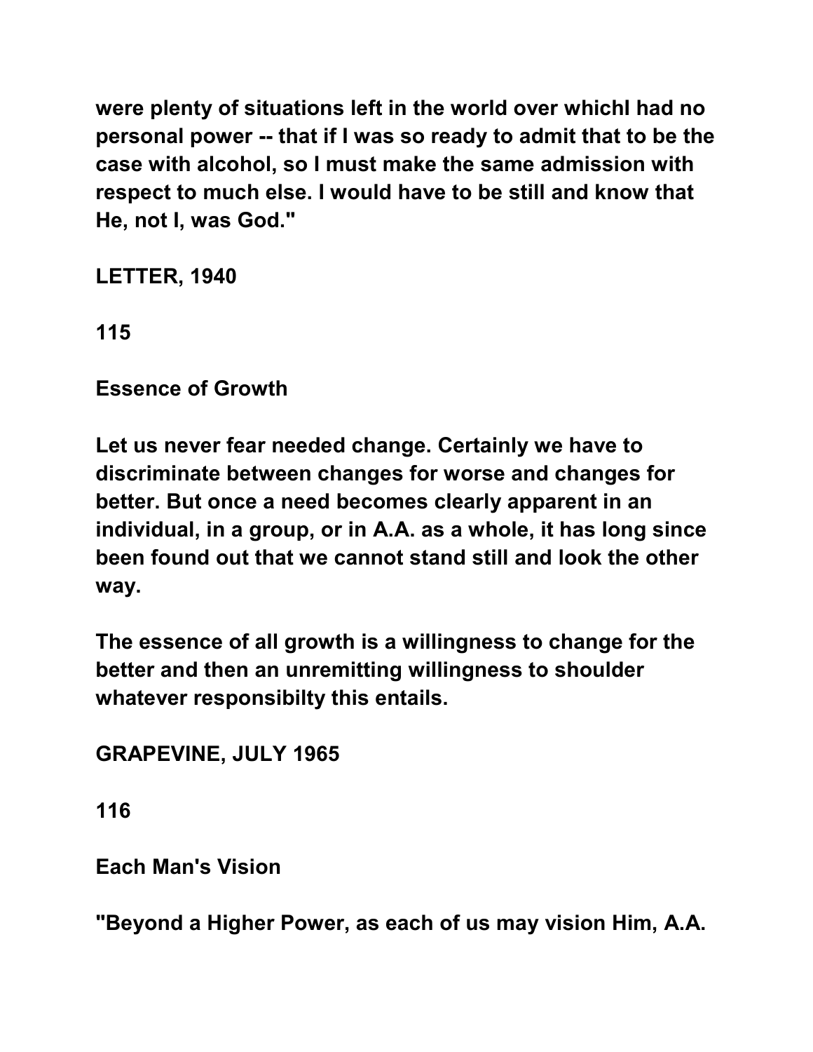were plenty of situations left in the world over whichI had no personal power -- that if I was so ready to admit that to be the case with alcohol, so I must make the same admission with respect to much else. I would have to be still and know that He, not I, was God."

LETTER, 1940

115

## Essence of Growth

Let us never fear needed change. Certainly we have to discriminate between changes for worse and changes for better. But once a need becomes clearly apparent in an individual, in a group, or in A.A. as a whole, it has long since been found out that we cannot stand still and look the other way.

The essence of all growth is a willingness to change for the better and then an unremitting willingness to shoulder whatever responsibilty this entails.

GRAPEVINE, JULY 1965

116

## Each Man's Vision

"Beyond a Higher Power, as each of us may vision Him, A.A.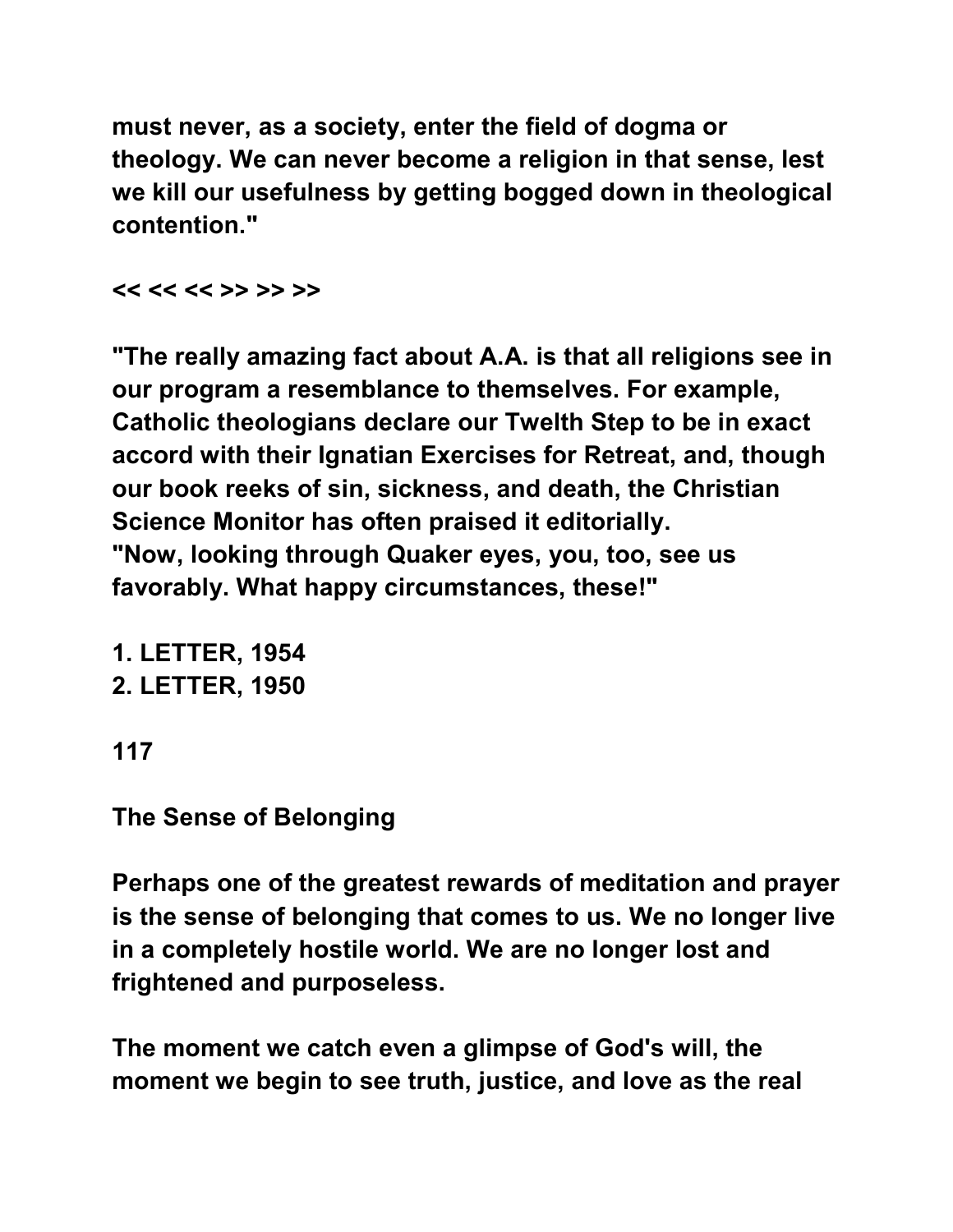must never, as a society, enter the field of dogma or theology. We can never become a religion in that sense, lest we kill our usefulness by getting bogged down in theological contention."

<< << << >> >> >>

"The really amazing fact about A.A. is that all religions see in our program a resemblance to themselves. For example, Catholic theologians declare our Twelth Step to be in exact accord with their Ignatian Exercises for Retreat, and, though our book reeks of sin, sickness, and death, the Christian Science Monitor has often praised it editorially.
"Now, looking through Quaker eyes, you, too, see us favorably. What happy circumstances, these!"

1. LETTER, 1954
2. LETTER, 1950

117

## The Sense of Belonging

Perhaps one of the greatest rewards of meditation and prayer is the sense of belonging that comes to us. We no longer live in a completely hostile world. We are no longer lost and frightened and purposeless.

The moment we catch even a glimpse of God's will, the moment we begin to see truth, justice, and love as the real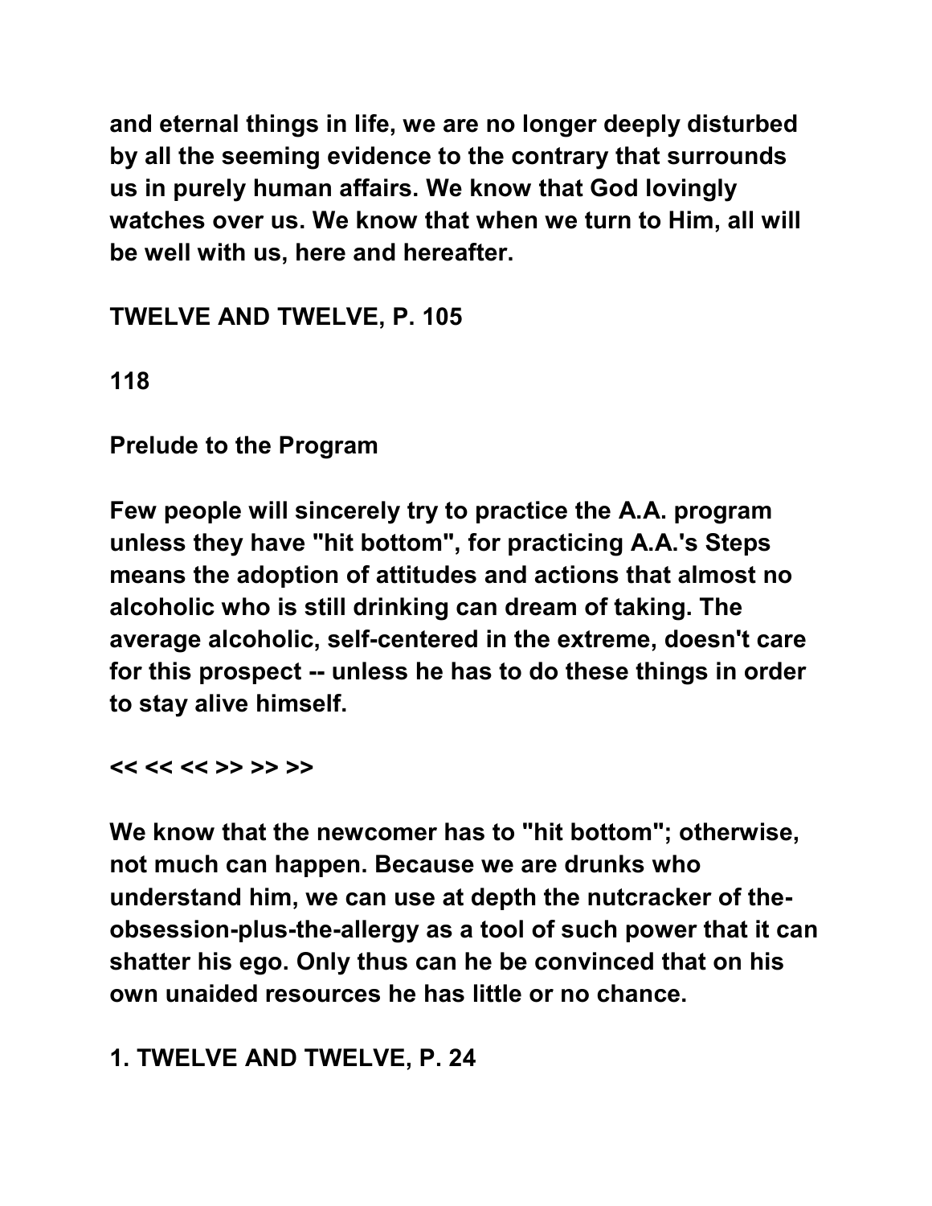and eternal things in life, we are no longer deeply disturbed by all the seeming evidence to the contrary that surrounds us in purely human affairs. We know that God lovingly watches over us. We know that when we turn to Him, all will be well with us, here and hereafter.

**TWELVE AND TWELVE, P. 105**

**118**

## Prelude to the Program

Few people will sincerely try to practice the A.A. program unless they have "hit bottom", for practicing A.A.'s Steps means the adoption of attitudes and actions that almost no alcoholic who is still drinking can dream of taking. The average alcoholic, self-centered in the extreme, doesn't care for this prospect -- unless he has to do these things in order to stay alive himself.

<< << << >> >> >>

We know that the newcomer has to "hit bottom"; otherwise, not much can happen. Because we are drunks who understand him, we can use at depth the nutcracker of the-obsession-plus-the-allergy as a tool of such power that it can shatter his ego. Only thus can he be convinced that on his own unaided resources he has little or no chance.

**1. TWELVE AND TWELVE, P. 24**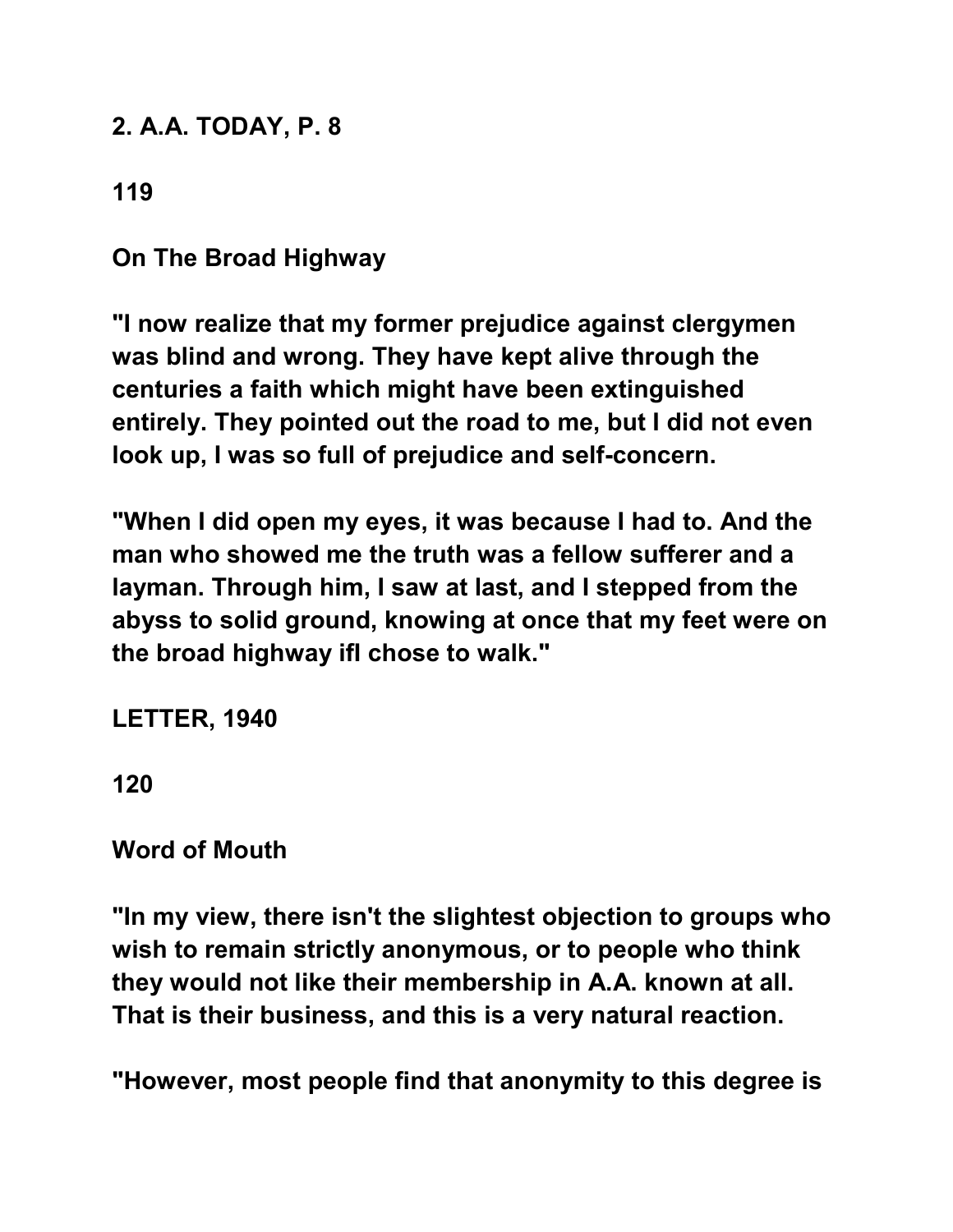**2. A.A. TODAY, P. 8**

**119**

**On The Broad Highway**

**"I now realize that my former prejudice against clergymen was blind and wrong. They have kept alive through the centuries a faith which might have been extinguished entirely. They pointed out the road to me, but I did not even look up, I was so full of prejudice and self-concern.**

**"When I did open my eyes, it was because I had to. And the man who showed me the truth was a fellow sufferer and a layman. Through him, I saw at last, and I stepped from the abyss to solid ground, knowing at once that my feet were on the broad highway ifI chose to walk."**

**LETTER, 1940**

**120**

**Word of Mouth**

**"In my view, there isn't the slightest objection to groups who wish to remain strictly anonymous, or to people who think they would not like their membership in A.A. known at all. That is their business, and this is a very natural reaction.**

**"However, most people find that anonymity to this degree is**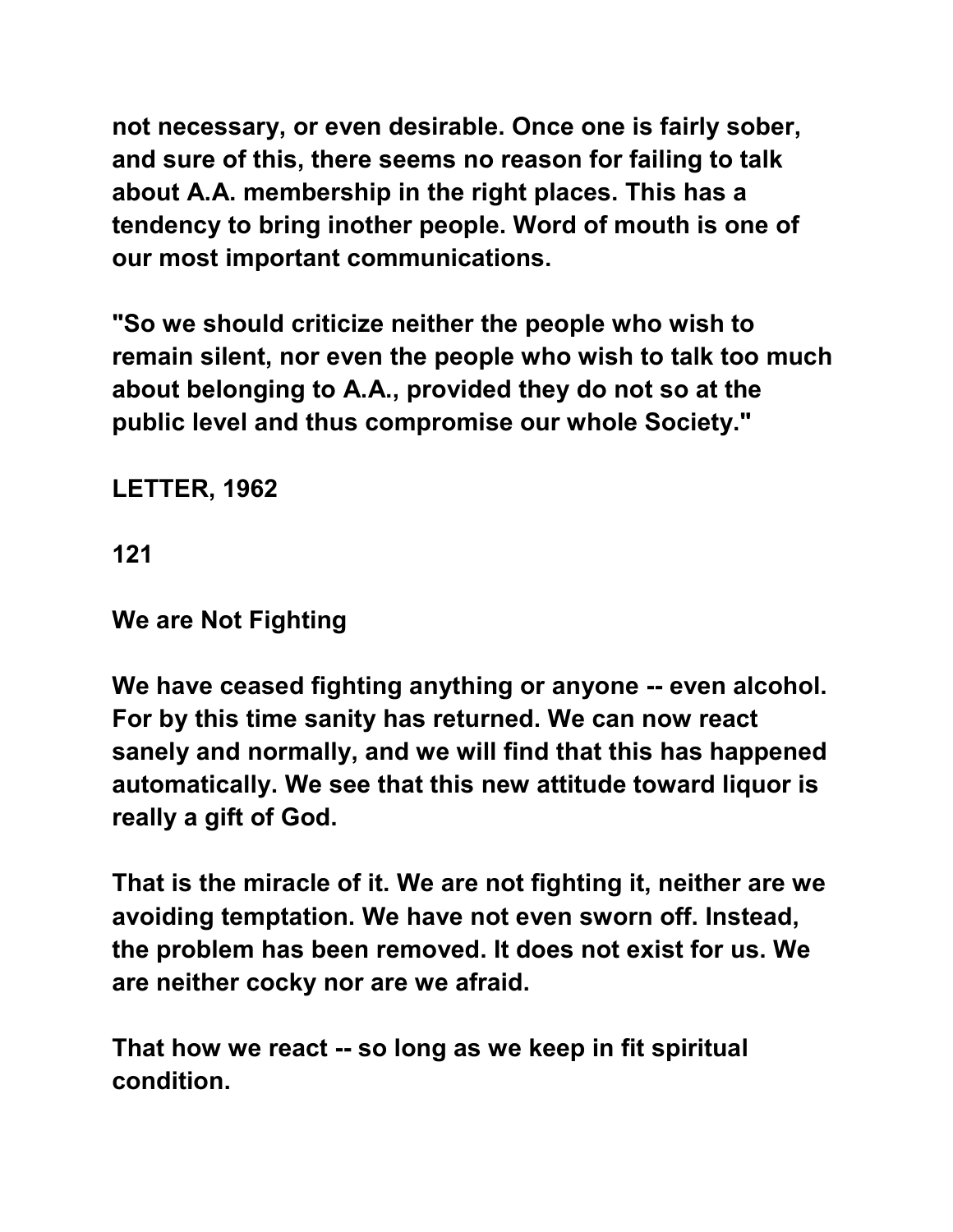**not necessary, or even desirable. Once one is fairly sober, and sure of this, there seems no reason for failing to talk about A.A. membership in the right places. This has a tendency to bring inother people. Word of mouth is one of our most important communications.**

**"So we should criticize neither the people who wish to remain silent, nor even the people who wish to talk too much about belonging to A.A., provided they do not so at the public level and thus compromise our whole Society."**

**LETTER, 1962**

**121**

## We are Not Fighting

**We have ceased fighting anything or anyone -- even alcohol. For by this time sanity has returned. We can now react sanely and normally, and we will find that this has happened automatically. We see that this new attitude toward liquor is really a gift of God.**

**That is the miracle of it. We are not fighting it, neither are we avoiding temptation. We have not even sworn off. Instead, the problem has been removed. It does not exist for us. We are neither cocky nor are we afraid.**

**That how we react -- so long as we keep in fit spiritual condition.**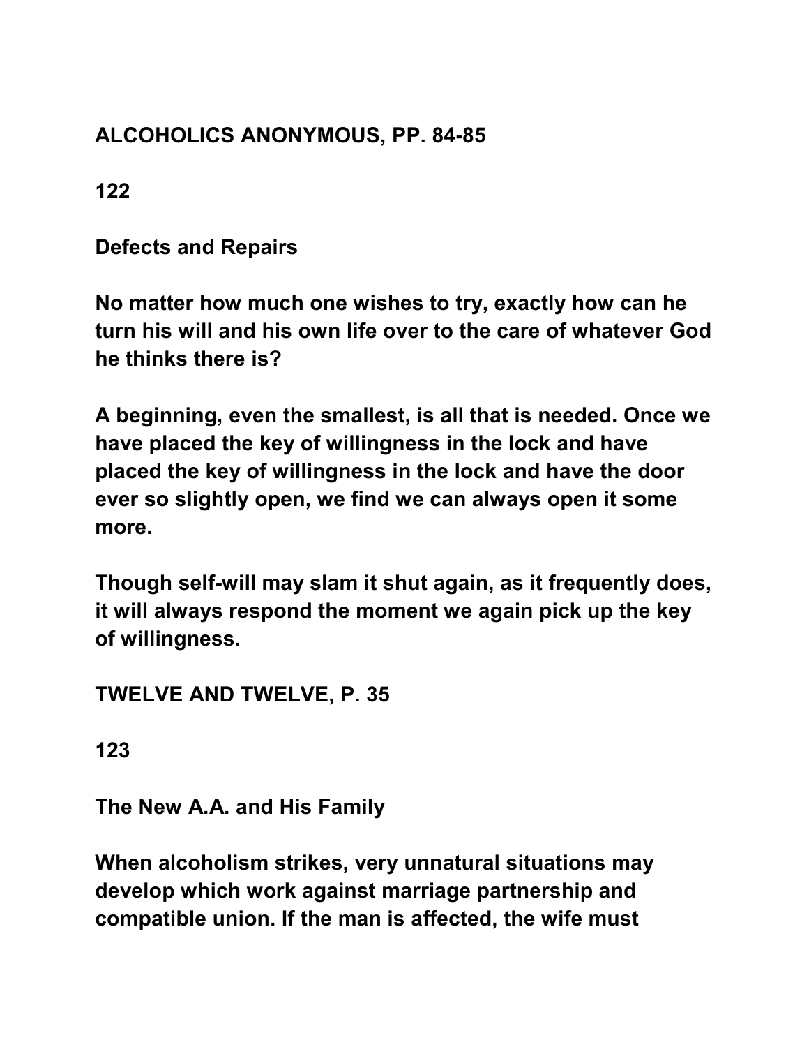**ALCOHOLICS ANONYMOUS, PP. 84-85**

**122**

**Defects and Repairs**

**No matter how much one wishes to try, exactly how can he turn his will and his own life over to the care of whatever God he thinks there is?**

**A beginning, even the smallest, is all that is needed. Once we have placed the key of willingness in the lock and have placed the key of willingness in the lock and have the door ever so slightly open, we find we can always open it some more.**

**Though self-will may slam it shut again, as it frequently does, it will always respond the moment we again pick up the key of willingness.**

**TWELVE AND TWELVE, P. 35**

**123**

**The New A.A. and His Family**

**When alcoholism strikes, very unnatural situations may develop which work against marriage partnership and compatible union. If the man is affected, the wife must**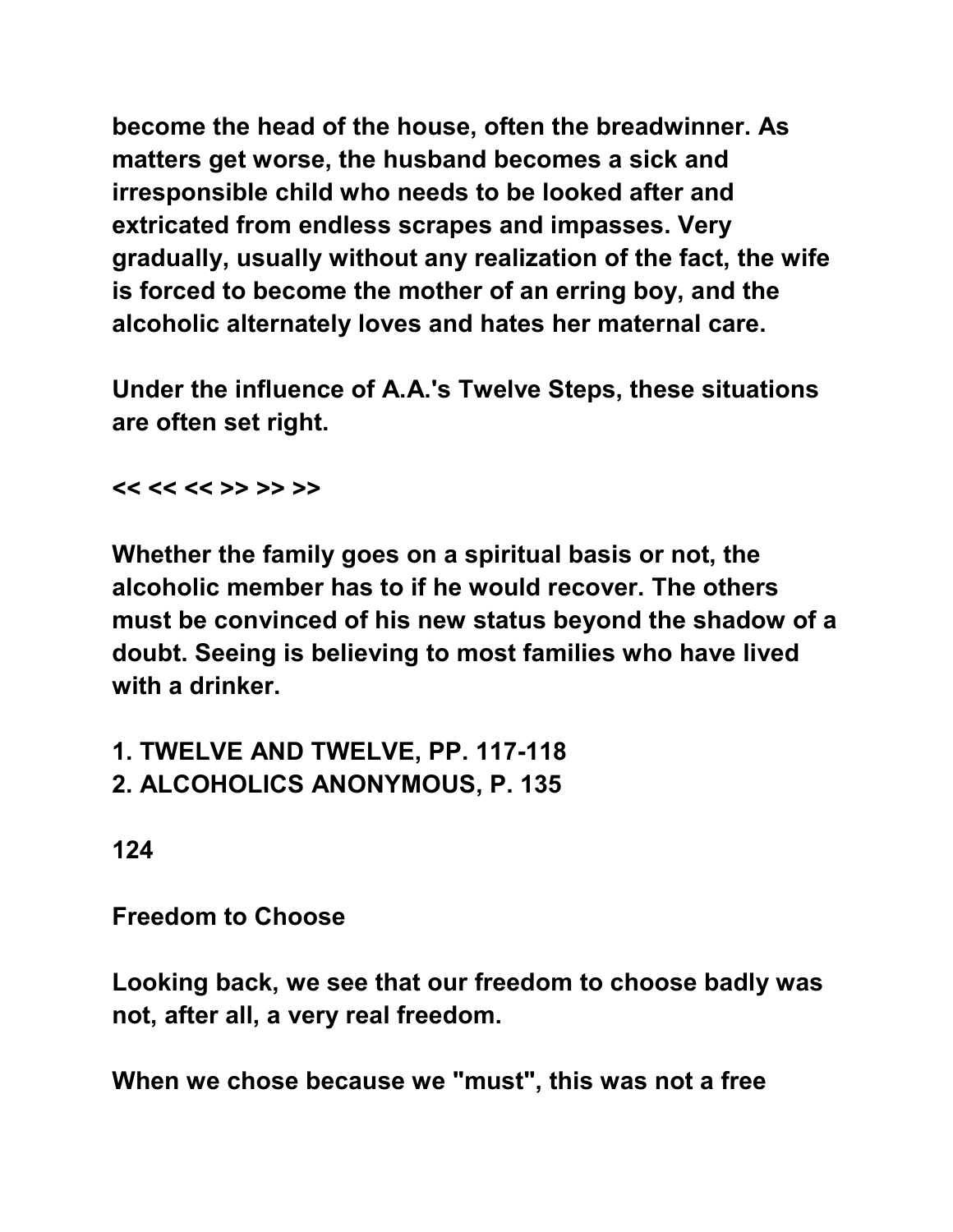become the head of the house, often the breadwinner. As matters get worse, the husband becomes a sick and irresponsible child who needs to be looked after and extricated from endless scrapes and impasses. Very gradually, usually without any realization of the fact, the wife is forced to become the mother of an erring boy, and the alcoholic alternately loves and hates her maternal care.

Under the influence of A.A.'s Twelve Steps, these situations are often set right.

<< << << >> >> >>

Whether the family goes on a spiritual basis or not, the alcoholic member has to if he would recover. The others must be convinced of his new status beyond the shadow of a doubt. Seeing is believing to most families who have lived with a drinker.

1. TWELVE AND TWELVE, PP. 117-118
2. ALCOHOLICS ANONYMOUS, P. 135

124

## Freedom to Choose

Looking back, we see that our freedom to choose badly was not, after all, a very real freedom.

When we chose because we "must", this was not a free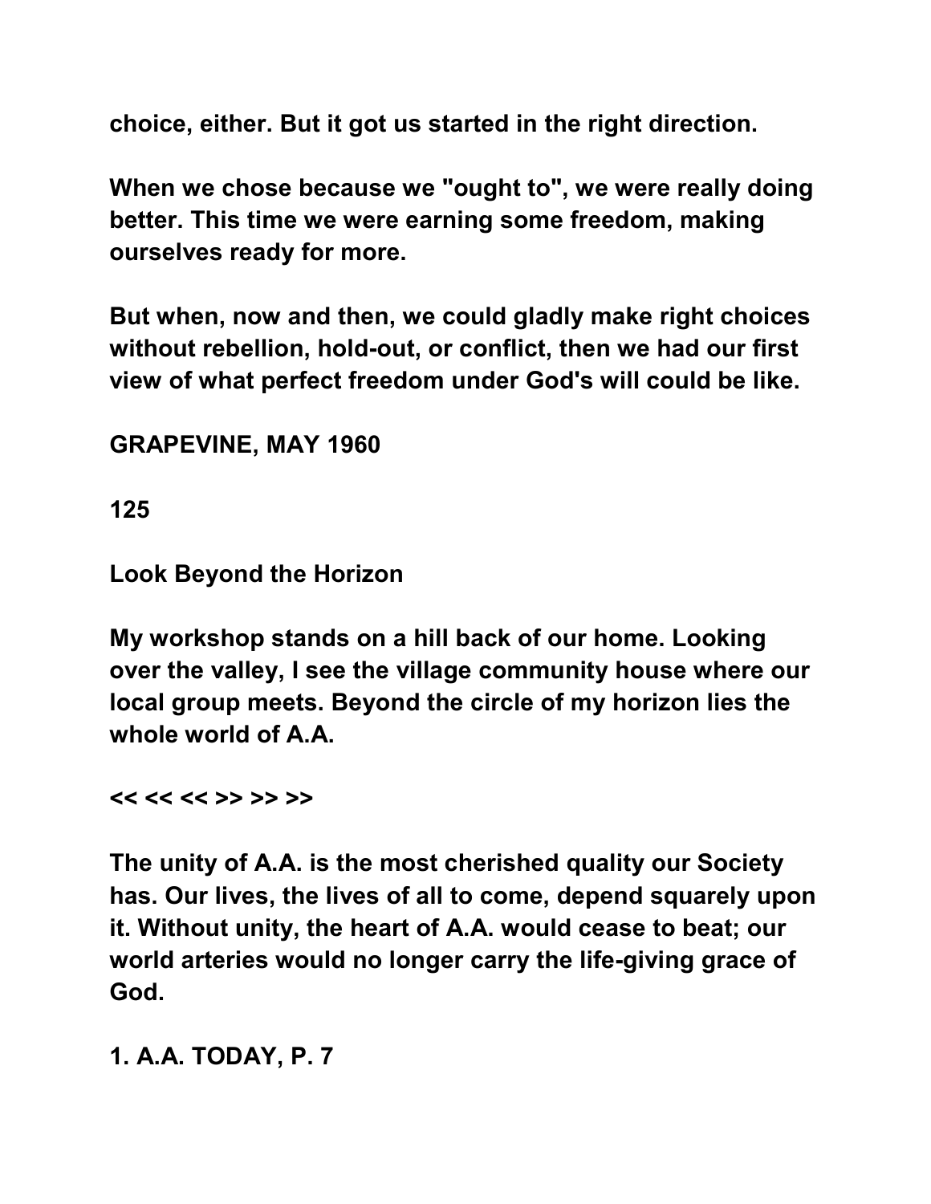choice, either. But it got us started in the right direction.

When we chose because we "ought to", we were really doing better. This time we were earning some freedom, making ourselves ready for more.

But when, now and then, we could gladly make right choices without rebellion, hold-out, or conflict, then we had our first view of what perfect freedom under God's will could be like.

GRAPEVINE, MAY 1960

125

## Look Beyond the Horizon

My workshop stands on a hill back of our home. Looking over the valley, I see the village community house where our local group meets. Beyond the circle of my horizon lies the whole world of A.A.

<< << << >> >> >>

The unity of A.A. is the most cherished quality our Society has. Our lives, the lives of all to come, depend squarely upon it. Without unity, the heart of A.A. would cease to beat; our world arteries would no longer carry the life-giving grace of God.

1. A.A. TODAY, P. 7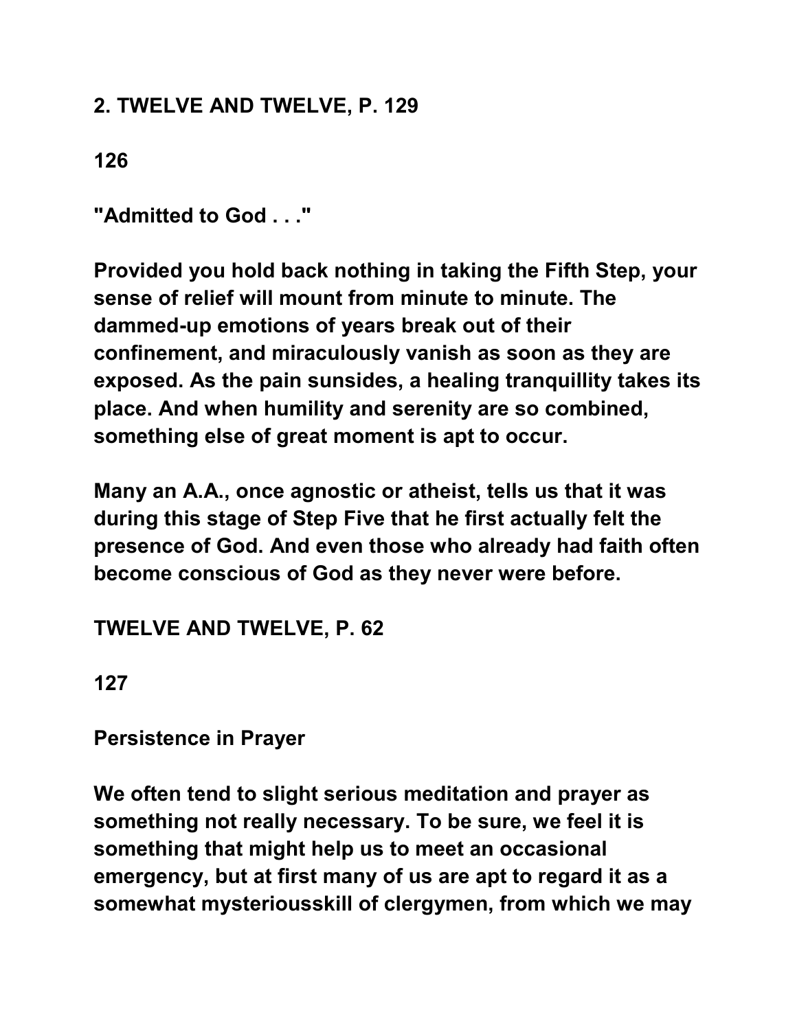**2. TWELVE AND TWELVE, P. 129**

**126**

**"Admitted to God . . ."**

**Provided you hold back nothing in taking the Fifth Step, your sense of relief will mount from minute to minute. The dammed-up emotions of years break out of their confinement, and miraculously vanish as soon as they are exposed. As the pain sunsides, a healing tranquillity takes its place. And when humility and serenity are so combined, something else of great moment is apt to occur.**

**Many an A.A., once agnostic or atheist, tells us that it was during this stage of Step Five that he first actually felt the presence of God. And even those who already had faith often become conscious of God as they never were before.**

**TWELVE AND TWELVE, P. 62**

**127**

**Persistence in Prayer**

**We often tend to slight serious meditation and prayer as something not really necessary. To be sure, we feel it is something that might help us to meet an occasional emergency, but at first many of us are apt to regard it as a somewhat mysteriousskill of clergymen, from which we may**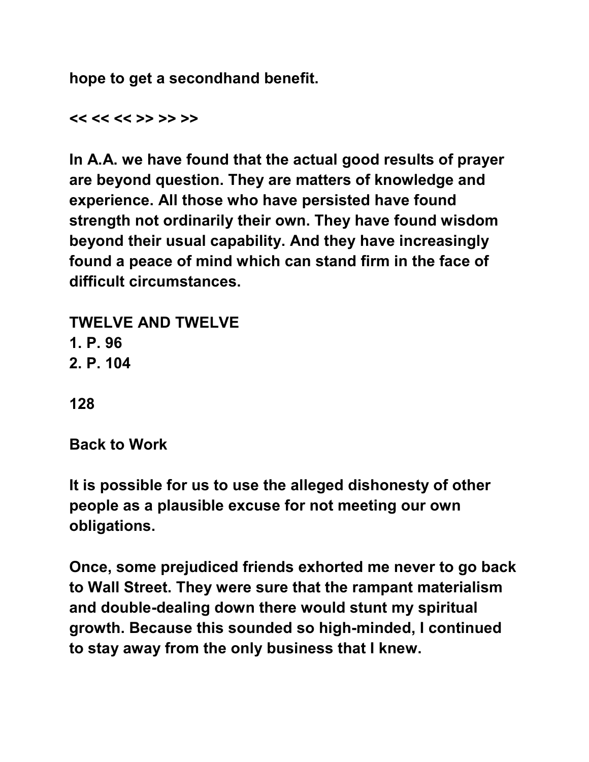hope to get a secondhand benefit.

<< << << >> >> >>

In A.A. we have found that the actual good results of prayer are beyond question. They are matters of knowledge and experience. All those who have persisted have found strength not ordinarily their own. They have found wisdom beyond their usual capability. And they have increasingly found a peace of mind which can stand firm in the face of difficult circumstances.

TWELVE AND TWELVE
1. P. 96
2. P. 104

128

## Back to Work

It is possible for us to use the alleged dishonesty of other people as a plausible excuse for not meeting our own obligations.

Once, some prejudiced friends exhorted me never to go back to Wall Street. They were sure that the rampant materialism and double-dealing down there would stunt my spiritual growth. Because this sounded so high-minded, I continued to stay away from the only business that I knew.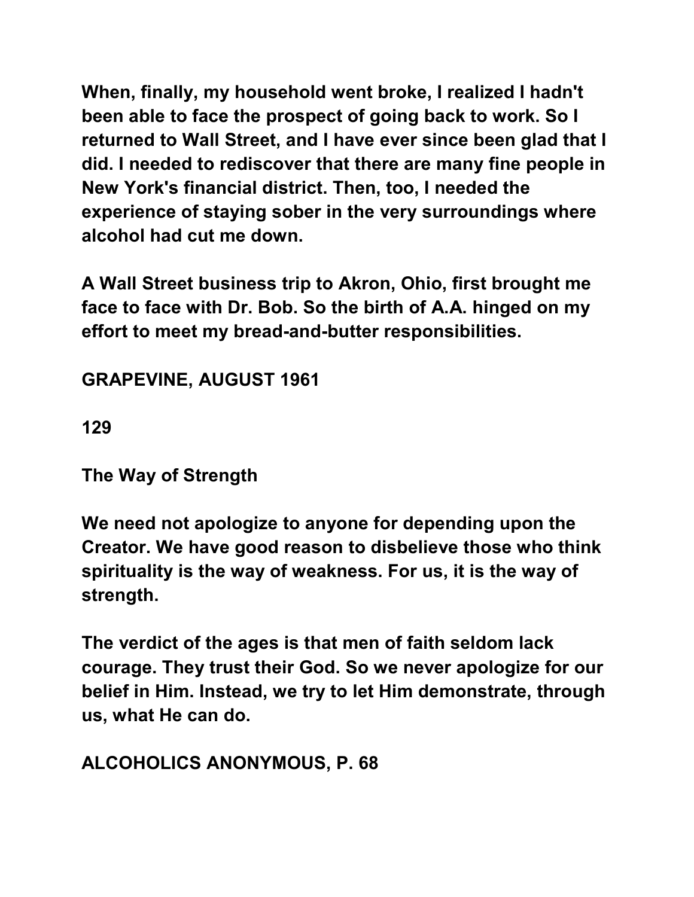When, finally, my household went broke, I realized I hadn't been able to face the prospect of going back to work. So I returned to Wall Street, and I have ever since been glad that I did. I needed to rediscover that there are many fine people in New York's financial district. Then, too, I needed the experience of staying sober in the very surroundings where alcohol had cut me down.

A Wall Street business trip to Akron, Ohio, first brought me face to face with Dr. Bob. So the birth of A.A. hinged on my effort to meet my bread-and-butter responsibilities.

GRAPEVINE, AUGUST 1961

129

## The Way of Strength

We need not apologize to anyone for depending upon the Creator. We have good reason to disbelieve those who think spirituality is the way of weakness. For us, it is the way of strength.

The verdict of the ages is that men of faith seldom lack courage. They trust their God. So we never apologize for our belief in Him. Instead, we try to let Him demonstrate, through us, what He can do.

ALCOHOLICS ANONYMOUS, P. 68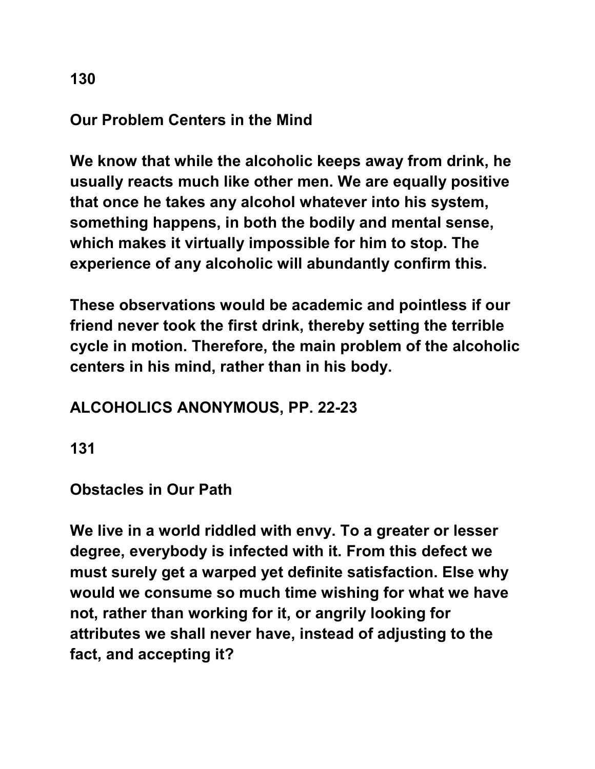**Our Problem Centers in the Mind**

**We know that while the alcoholic keeps away from drink, he usually reacts much like other men. We are equally positive that once he takes any alcohol whatever into his system, something happens, in both the bodily and mental sense, which makes it virtually impossible for him to stop. The experience of any alcoholic will abundantly confirm this.**

**These observations would be academic and pointless if our friend never took the first drink, thereby setting the terrible cycle in motion. Therefore, the main problem of the alcoholic centers in his mind, rather than in his body.**

**ALCOHOLICS ANONYMOUS, PP. 22-23**

**Obstacles in Our Path**

**We live in a world riddled with envy. To a greater or lesser degree, everybody is infected with it. From this defect we must surely get a warped yet definite satisfaction. Else why would we consume so much time wishing for what we have not, rather than working for it, or angrily looking for attributes we shall never have, instead of adjusting to the fact, and accepting it?**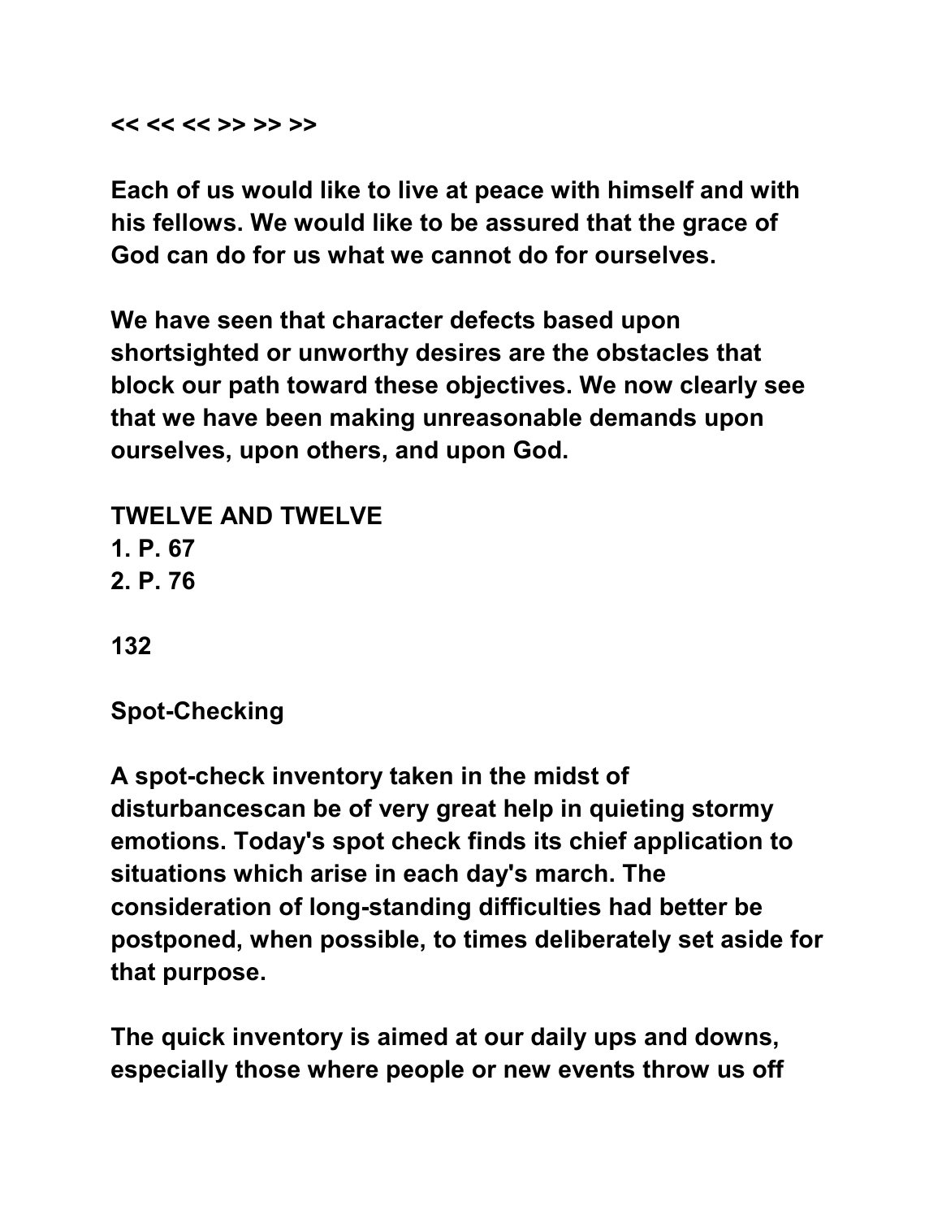<< << << >> >> >>

Each of us would like to live at peace with himself and with his fellows. We would like to be assured that the grace of God can do for us what we cannot do for ourselves.

We have seen that character defects based upon shortsighted or unworthy desires are the obstacles that block our path toward these objectives. We now clearly see that we have been making unreasonable demands upon ourselves, upon others, and upon God.

TWELVE AND TWELVE
1. P. 67
2. P. 76

132

## Spot-Checking

A spot-check inventory taken in the midst of disturbancescan be of very great help in quieting stormy emotions. Today's spot check finds its chief application to situations which arise in each day's march. The consideration of long-standing difficulties had better be postponed, when possible, to times deliberately set aside for that purpose.

The quick inventory is aimed at our daily ups and downs, especially those where people or new events throw us off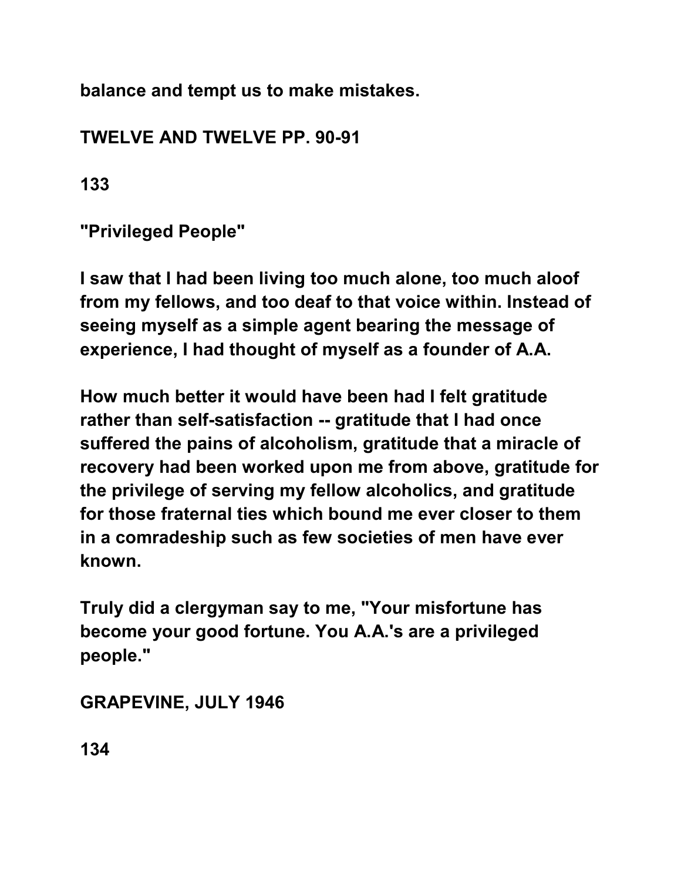balance and tempt us to make mistakes.

TWELVE AND TWELVE PP. 90-91

133

"Privileged People"

I saw that I had been living too much alone, too much aloof from my fellows, and too deaf to that voice within. Instead of seeing myself as a simple agent bearing the message of experience, I had thought of myself as a founder of A.A.

How much better it would have been had I felt gratitude rather than self-satisfaction -- gratitude that I had once suffered the pains of alcoholism, gratitude that a miracle of recovery had been worked upon me from above, gratitude for the privilege of serving my fellow alcoholics, and gratitude for those fraternal ties which bound me ever closer to them in a comradeship such as few societies of men have ever known.

Truly did a clergyman say to me, "Your misfortune has become your good fortune. You A.A.'s are a privileged people."

GRAPEVINE, JULY 1946

134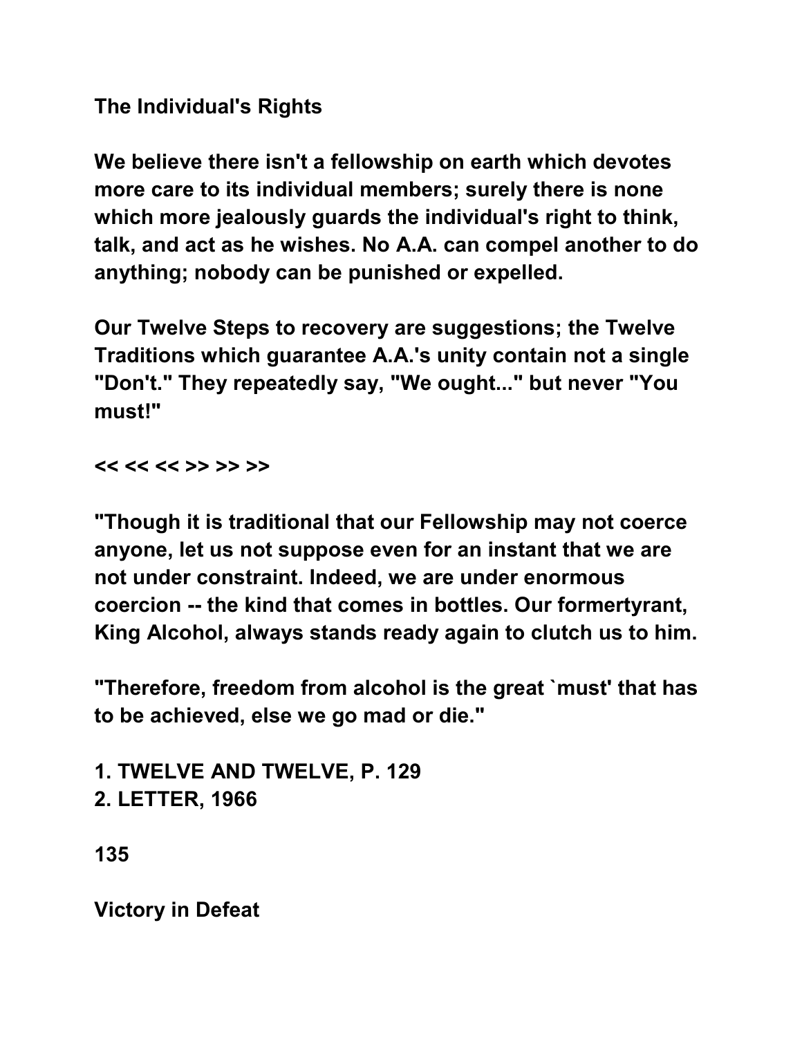## The Individual's Rights

We believe there isn't a fellowship on earth which devotes more care to its individual members; surely there is none which more jealously guards the individual's right to think, talk, and act as he wishes. No A.A. can compel another to do anything; nobody can be punished or expelled.

Our Twelve Steps to recovery are suggestions; the Twelve Traditions which guarantee A.A.'s unity contain not a single "Don't." They repeatedly say, "We ought..." but never "You must!"

<< << << >> >> >>

"Though it is traditional that our Fellowship may not coerce anyone, let us not suppose even for an instant that we are not under constraint. Indeed, we are under enormous coercion -- the kind that comes in bottles. Our formertyrant, King Alcohol, always stands ready again to clutch us to him.

"Therefore, freedom from alcohol is the great `must' that has to be achieved, else we go mad or die."

1. TWELVE AND TWELVE, P. 129
2. LETTER, 1966

## Victory in Defeat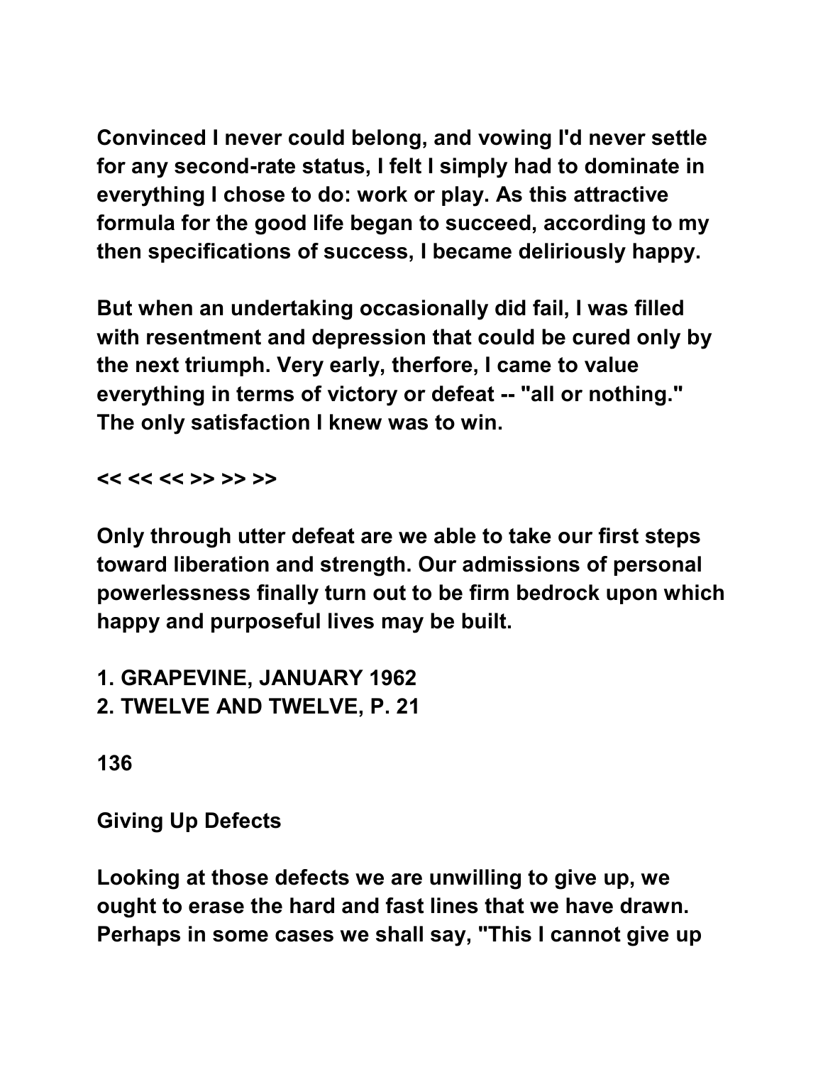Convinced I never could belong, and vowing I'd never settle for any second-rate status, I felt I simply had to dominate in everything I chose to do: work or play. As this attractive formula for the good life began to succeed, according to my then specifications of success, I became deliriously happy.

But when an undertaking occasionally did fail, I was filled with resentment and depression that could be cured only by the next triumph. Very early, therfore, I came to value everything in terms of victory or defeat -- "all or nothing." The only satisfaction I knew was to win.

<< << << >> >> >>

Only through utter defeat are we able to take our first steps toward liberation and strength. Our admissions of personal powerlessness finally turn out to be firm bedrock upon which happy and purposeful lives may be built.

1. GRAPEVINE, JANUARY 1962
2. TWELVE AND TWELVE, P. 21

136

## Giving Up Defects

Looking at those defects we are unwilling to give up, we ought to erase the hard and fast lines that we have drawn. Perhaps in some cases we shall say, "This I cannot give up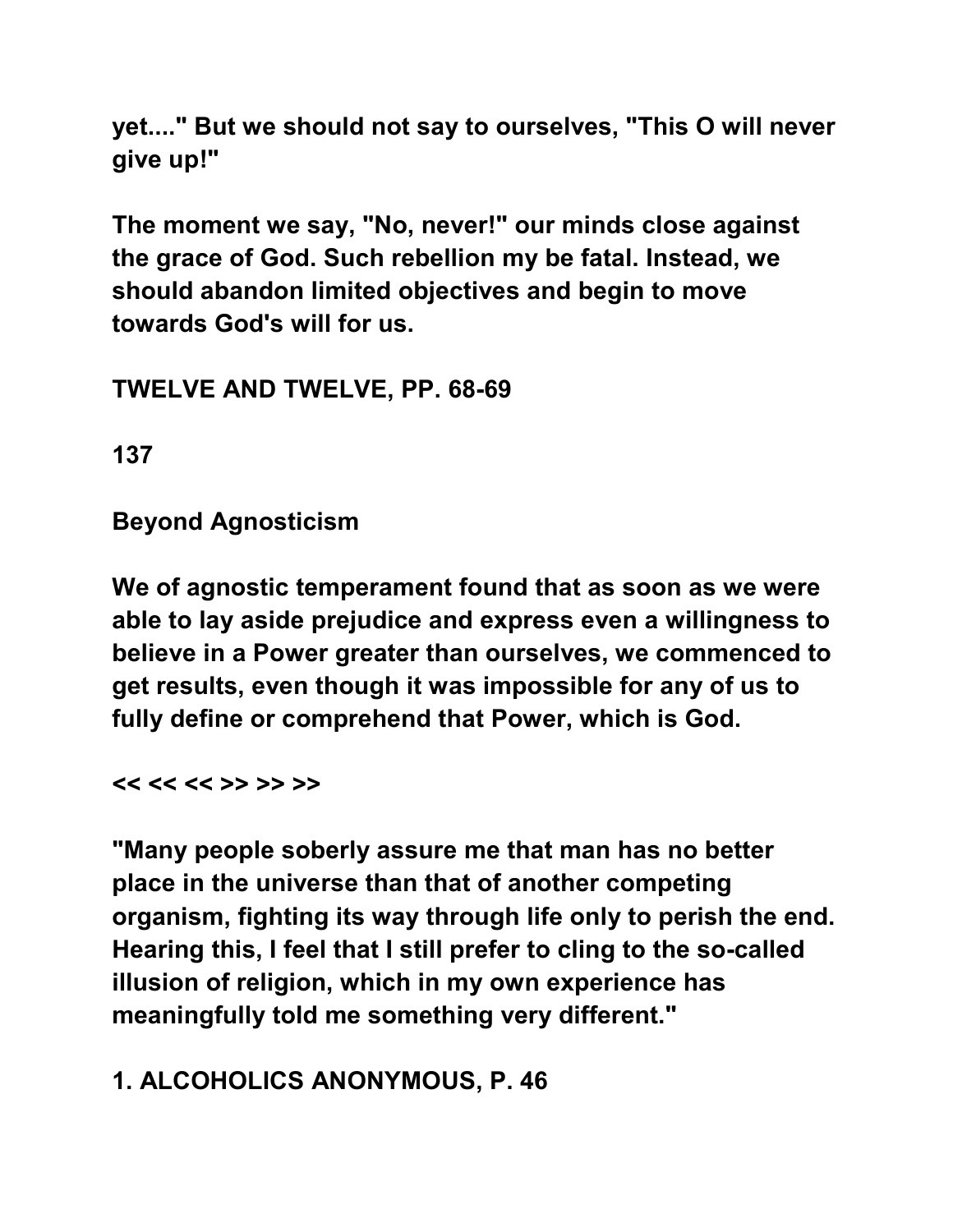**yet...." But we should not say to ourselves, "This O will never give up!"**

**The moment we say, "No, never!" our minds close against the grace of God. Such rebellion my be fatal. Instead, we should abandon limited objectives and begin to move towards God's will for us.**

**TWELVE AND TWELVE, PP. 68-69**

**137**

**Beyond Agnosticism**

**We of agnostic temperament found that as soon as we were able to lay aside prejudice and express even a willingness to believe in a Power greater than ourselves, we commenced to get results, even though it was impossible for any of us to fully define or comprehend that Power, which is God.**

**<< << << >> >> >>**

**"Many people soberly assure me that man has no better place in the universe than that of another competing organism, fighting its way through life only to perish the end. Hearing this, I feel that I still prefer to cling to the so-called illusion of religion, which in my own experience has meaningfully told me something very different."**

**1. ALCOHOLICS ANONYMOUS, P. 46**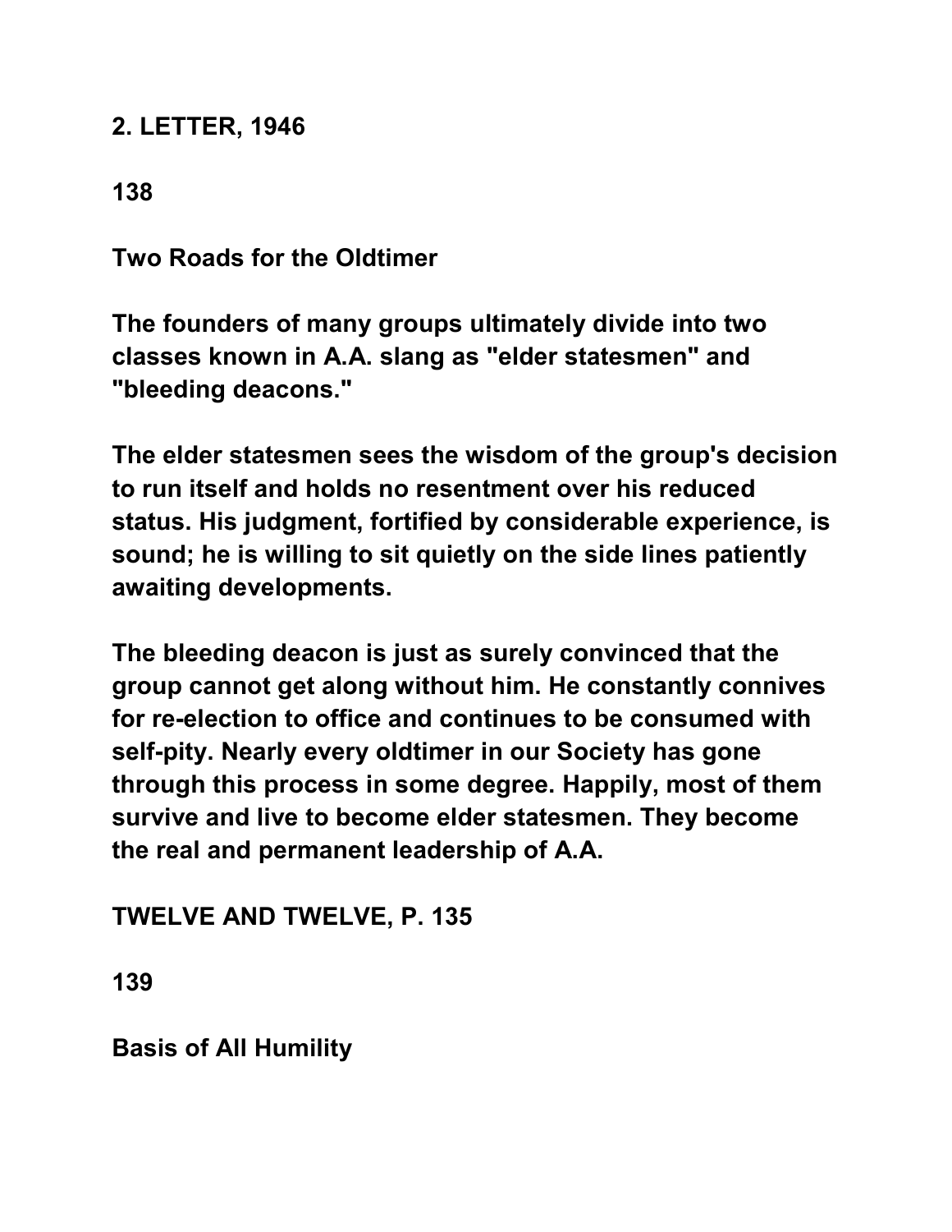**2. LETTER, 1946**

**138**

## Two Roads for the Oldtimer

**The founders of many groups ultimately divide into two classes known in A.A. slang as "elder statesmen" and "bleeding deacons."**

**The elder statesmen sees the wisdom of the group's decision to run itself and holds no resentment over his reduced status. His judgment, fortified by considerable experience, is sound; he is willing to sit quietly on the side lines patiently awaiting developments.**

**The bleeding deacon is just as surely convinced that the group cannot get along without him. He constantly connives for re-election to office and continues to be consumed with self-pity. Nearly every oldtimer in our Society has gone through this process in some degree. Happily, most of them survive and live to become elder statesmen. They become the real and permanent leadership of A.A.**

**TWELVE AND TWELVE, P. 135**

**139**

## Basis of All Humility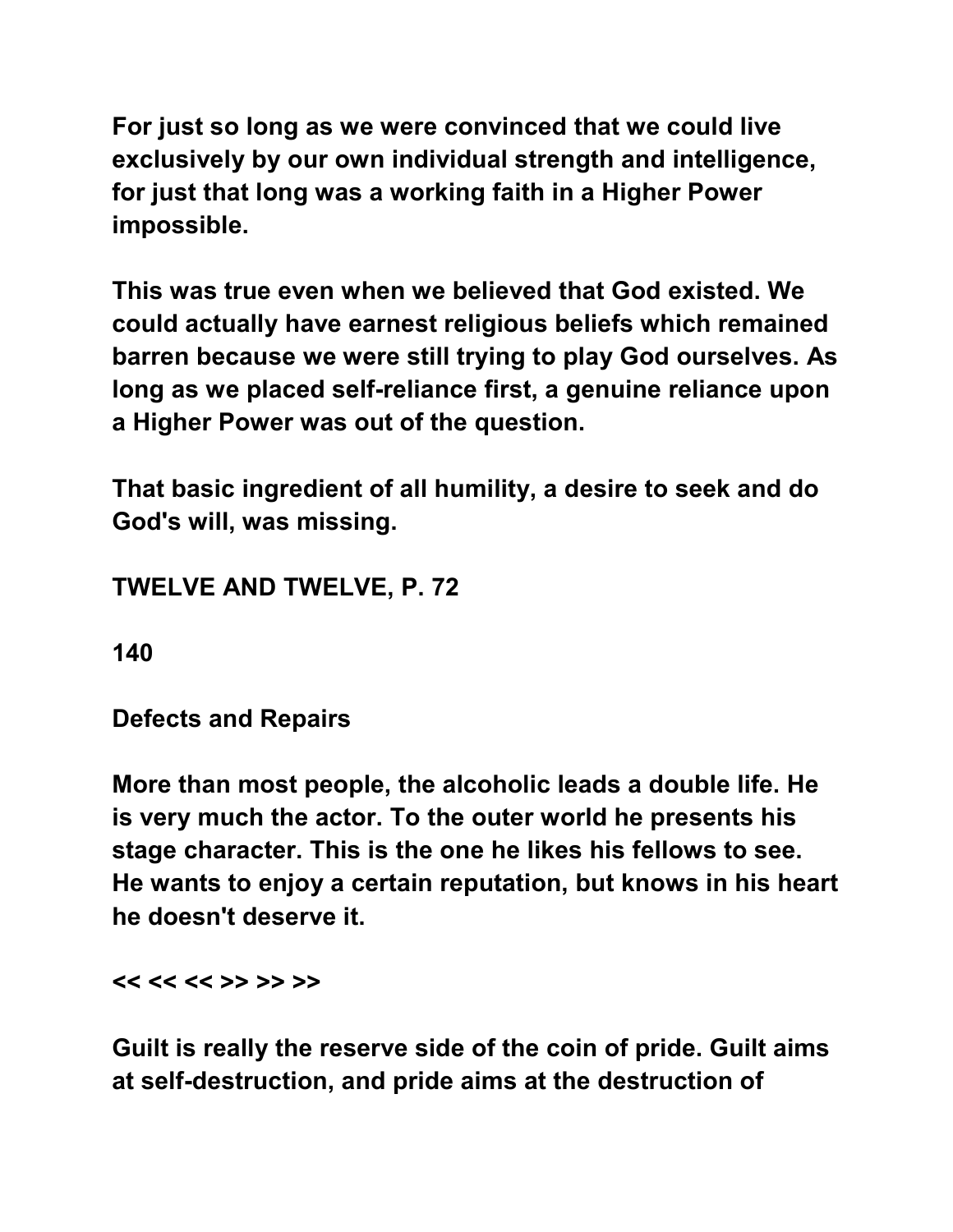For just so long as we were convinced that we could live exclusively by our own individual strength and intelligence, for just that long was a working faith in a Higher Power impossible.

This was true even when we believed that God existed. We could actually have earnest religious beliefs which remained barren because we were still trying to play God ourselves. As long as we placed self-reliance first, a genuine reliance upon a Higher Power was out of the question.

That basic ingredient of all humility, a desire to seek and do God's will, was missing.

TWELVE AND TWELVE, P. 72

140

## Defects and Repairs

More than most people, the alcoholic leads a double life. He is very much the actor. To the outer world he presents his stage character. This is the one he likes his fellows to see. He wants to enjoy a certain reputation, but knows in his heart he doesn't deserve it.

<< << << >> >> >>

Guilt is really the reserve side of the coin of pride. Guilt aims at self-destruction, and pride aims at the destruction of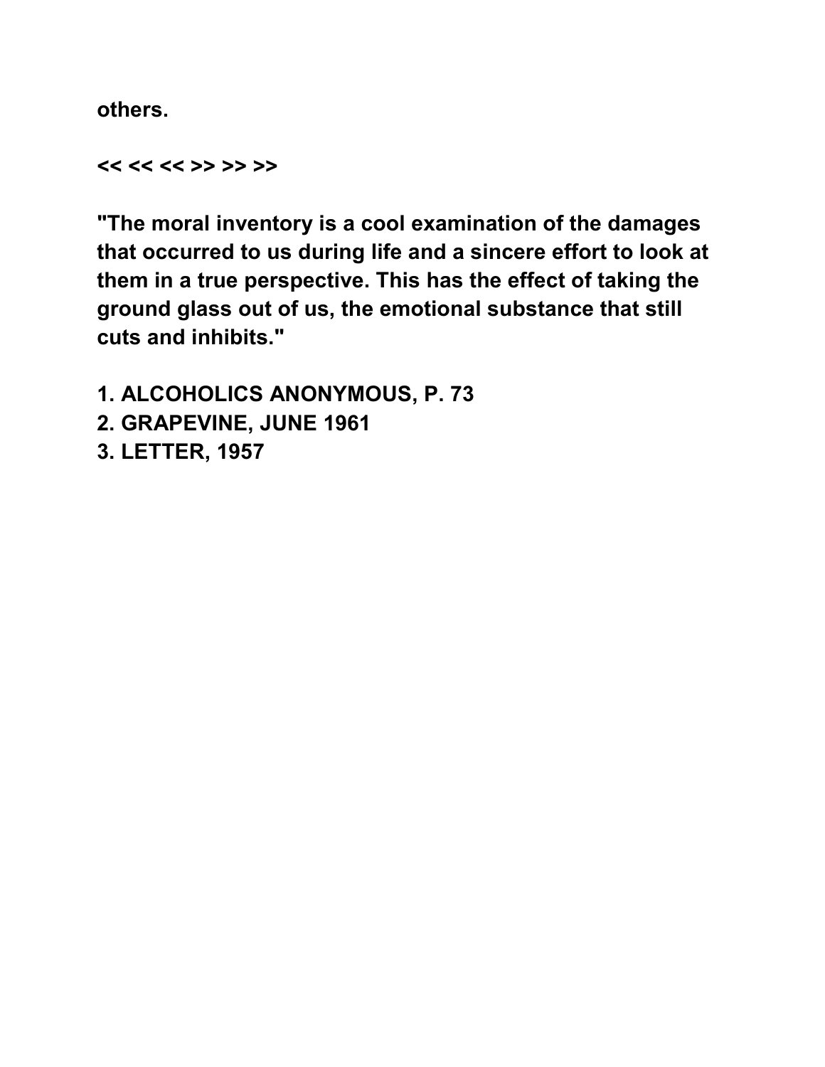**others.**

**<< << << >> >> >>**

**"The moral inventory is a cool examination of the damages that occurred to us during life and a sincere effort to look at them in a true perspective. This has the effect of taking the ground glass out of us, the emotional substance that still cuts and inhibits."**

**1. ALCOHOLICS ANONYMOUS, P. 73**
**2. GRAPEVINE, JUNE 1961**
**3. LETTER, 1957**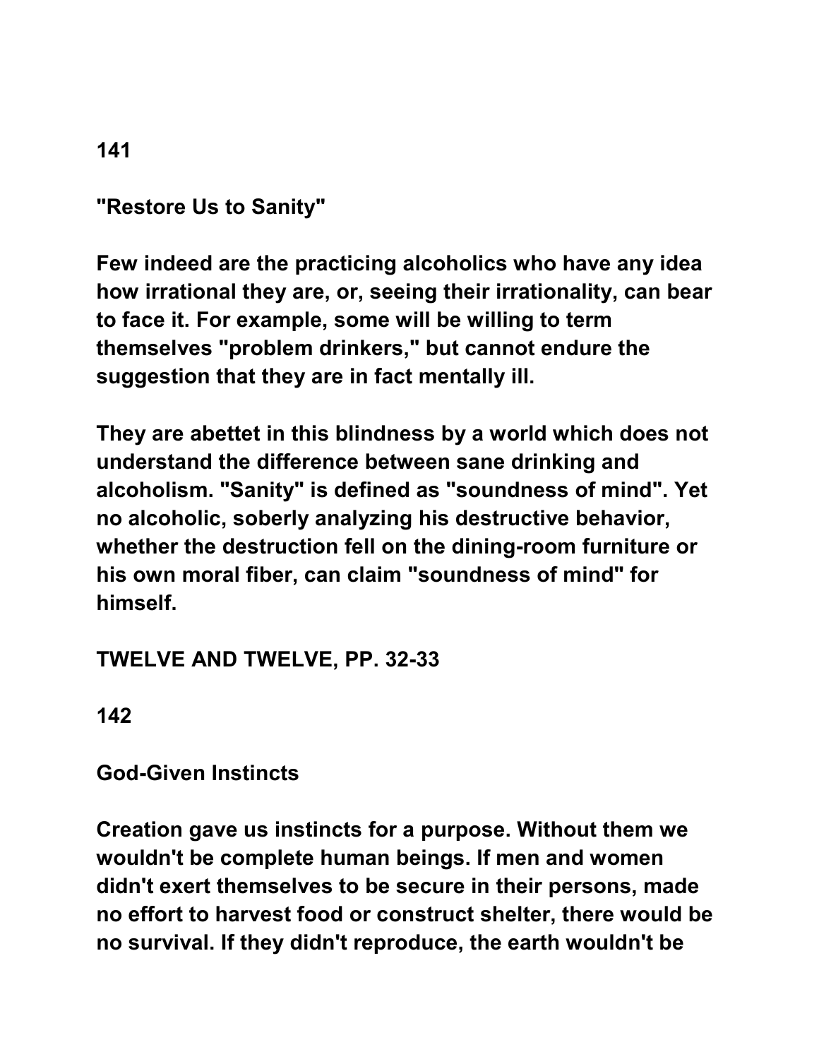141

"Restore Us to Sanity"

Few indeed are the practicing alcoholics who have any idea how irrational they are, or, seeing their irrationality, can bear to face it. For example, some will be willing to term themselves "problem drinkers," but cannot endure the suggestion that they are in fact mentally ill.

They are abettet in this blindness by a world which does not understand the difference between sane drinking and alcoholism. "Sanity" is defined as "soundness of mind". Yet no alcoholic, soberly analyzing his destructive behavior, whether the destruction fell on the dining-room furniture or his own moral fiber, can claim "soundness of mind" for himself.

TWELVE AND TWELVE, PP. 32-33

142

God-Given Instincts

Creation gave us instincts for a purpose. Without them we wouldn't be complete human beings. If men and women didn't exert themselves to be secure in their persons, made no effort to harvest food or construct shelter, there would be no survival. If they didn't reproduce, the earth wouldn't be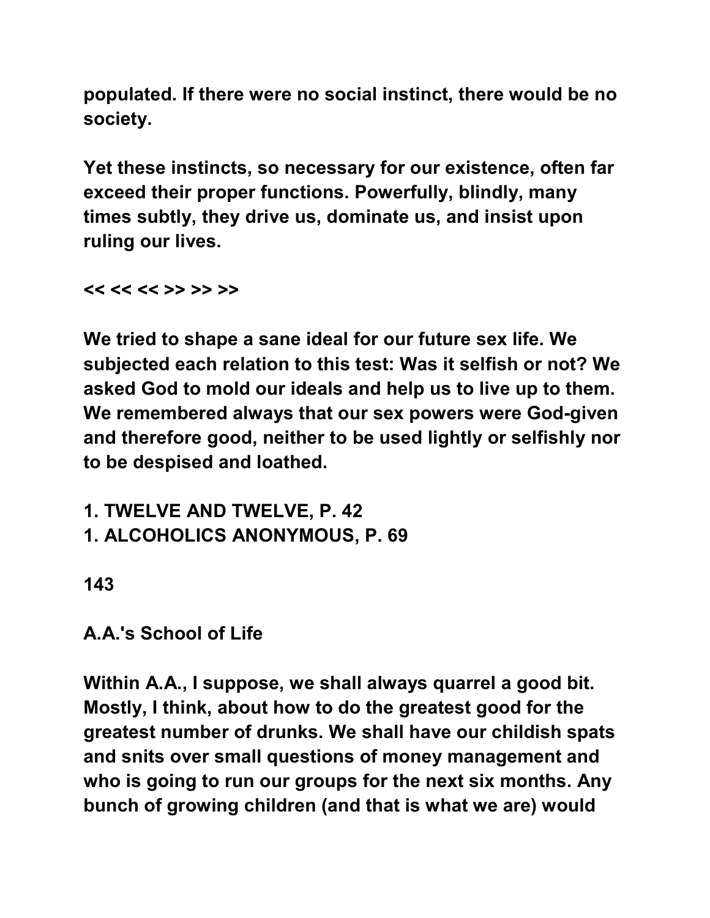populated. If there were no social instinct, there would be no society.

Yet these instincts, so necessary for our existence, often far exceed their proper functions. Powerfully, blindly, many times subtly, they drive us, dominate us, and insist upon ruling our lives.

<< << << >> >> >>

We tried to shape a sane ideal for our future sex life. We subjected each relation to this test: Was it selfish or not? We asked God to mold our ideals and help us to live up to them. We remembered always that our sex powers were God-given and therefore good, neither to be used lightly or selfishly nor to be despised and loathed.

1. TWELVE AND TWELVE, P. 42
1. ALCOHOLICS ANONYMOUS, P. 69

143

## A.A.'s School of Life

Within A.A., I suppose, we shall always quarrel a good bit. Mostly, I think, about how to do the greatest good for the greatest number of drunks. We shall have our childish spats and snits over small questions of money management and who is going to run our groups for the next six months. Any bunch of growing children (and that is what we are) would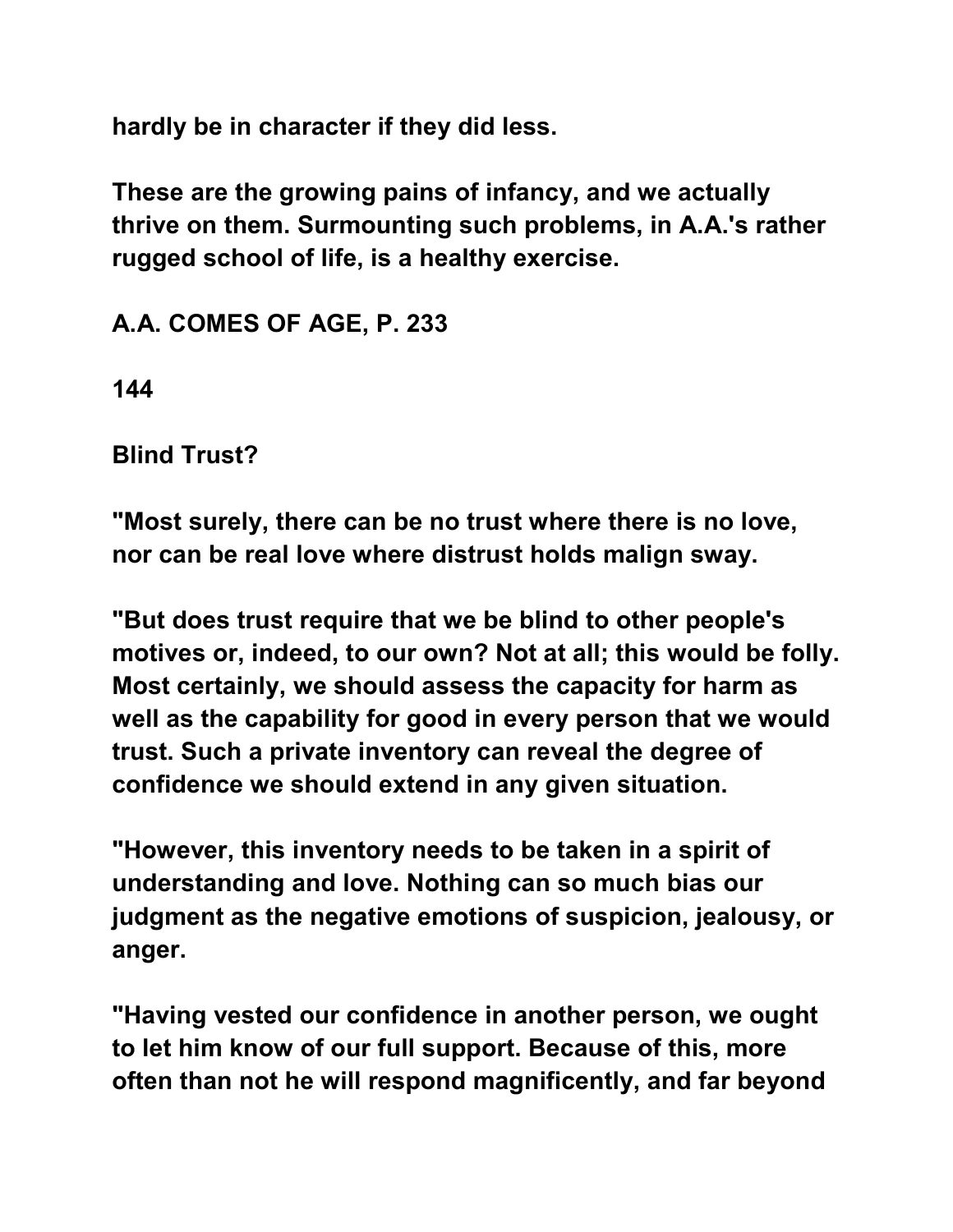hardly be in character if they did less.

These are the growing pains of infancy, and we actually thrive on them. Surmounting such problems, in A.A.'s rather rugged school of life, is a healthy exercise.

A.A. COMES OF AGE, P. 233

144

## Blind Trust?

"Most surely, there can be no trust where there is no love, nor can be real love where distrust holds malign sway.

"But does trust require that we be blind to other people's motives or, indeed, to our own? Not at all; this would be folly. Most certainly, we should assess the capacity for harm as well as the capability for good in every person that we would trust. Such a private inventory can reveal the degree of confidence we should extend in any given situation.

"However, this inventory needs to be taken in a spirit of understanding and love. Nothing can so much bias our judgment as the negative emotions of suspicion, jealousy, or anger.

"Having vested our confidence in another person, we ought to let him know of our full support. Because of this, more often than not he will respond magnificently, and far beyond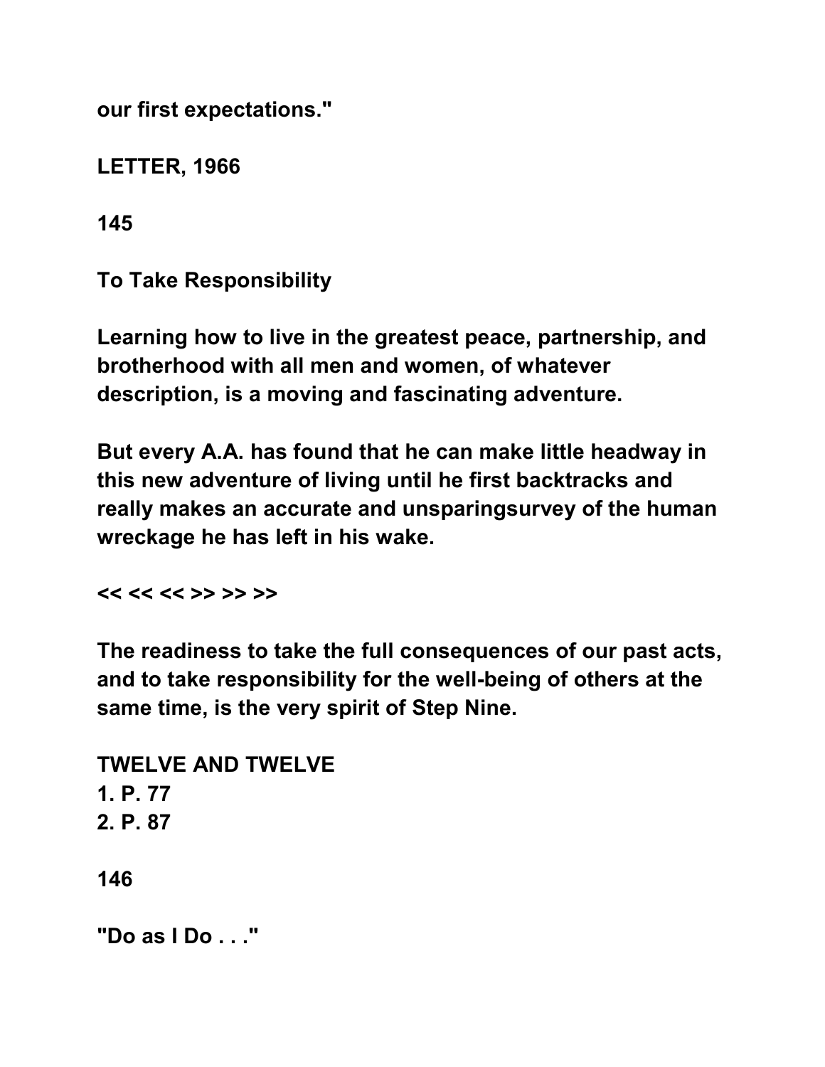our first expectations."

LETTER, 1966

145

## To Take Responsibility

Learning how to live in the greatest peace, partnership, and brotherhood with all men and women, of whatever description, is a moving and fascinating adventure.

But every A.A. has found that he can make little headway in this new adventure of living until he first backtracks and really makes an accurate and unsparingsurvey of the human wreckage he has left in his wake.

<< << << >> >> >>

The readiness to take the full consequences of our past acts, and to take responsibility for the well-being of others at the same time, is the very spirit of Step Nine.

TWELVE AND TWELVE
1. P. 77
2. P. 87

146

## "Do as I Do . . ."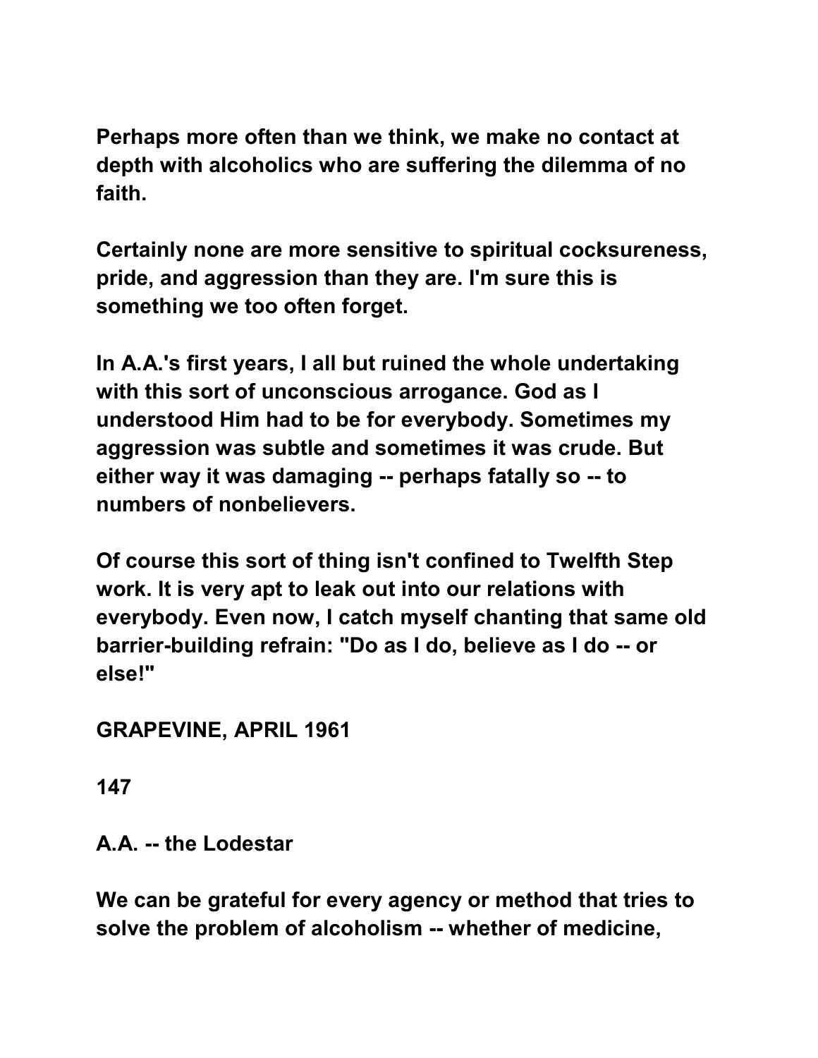Perhaps more often than we think, we make no contact at depth with alcoholics who are suffering the dilemma of no faith.

Certainly none are more sensitive to spiritual cocksureness, pride, and aggression than they are. I'm sure this is something we too often forget.

In A.A.'s first years, I all but ruined the whole undertaking with this sort of unconscious arrogance. God as I understood Him had to be for everybody. Sometimes my aggression was subtle and sometimes it was crude. But either way it was damaging -- perhaps fatally so -- to numbers of nonbelievers.

Of course this sort of thing isn't confined to Twelfth Step work. It is very apt to leak out into our relations with everybody. Even now, I catch myself chanting that same old barrier-building refrain: "Do as I do, believe as I do -- or else!"

GRAPEVINE, APRIL 1961

147

## A.A. -- the Lodestar

We can be grateful for every agency or method that tries to solve the problem of alcoholism -- whether of medicine,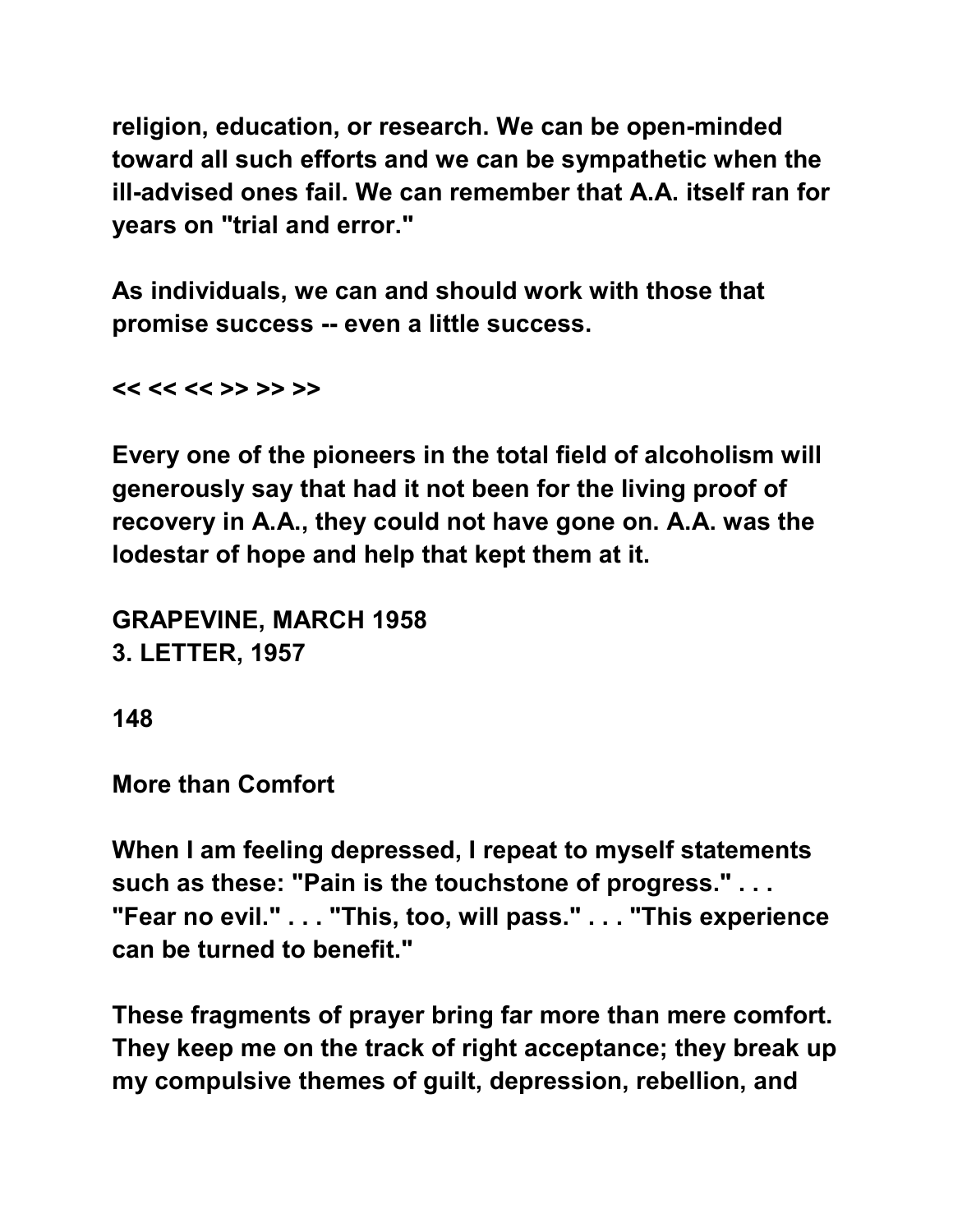religion, education, or research. We can be open-minded toward all such efforts and we can be sympathetic when the ill-advised ones fail. We can remember that A.A. itself ran for years on "trial and error."

As individuals, we can and should work with those that promise success -- even a little success.

<< << << >> >> >>

Every one of the pioneers in the total field of alcoholism will generously say that had it not been for the living proof of recovery in A.A., they could not have gone on. A.A. was the lodestar of hope and help that kept them at it.

GRAPEVINE, MARCH 1958
3. LETTER, 1957

148

## More than Comfort

When I am feeling depressed, I repeat to myself statements such as these: "Pain is the touchstone of progress." . . . "Fear no evil." . . . "This, too, will pass." . . . "This experience can be turned to benefit."

These fragments of prayer bring far more than mere comfort. They keep me on the track of right acceptance; they break up my compulsive themes of guilt, depression, rebellion, and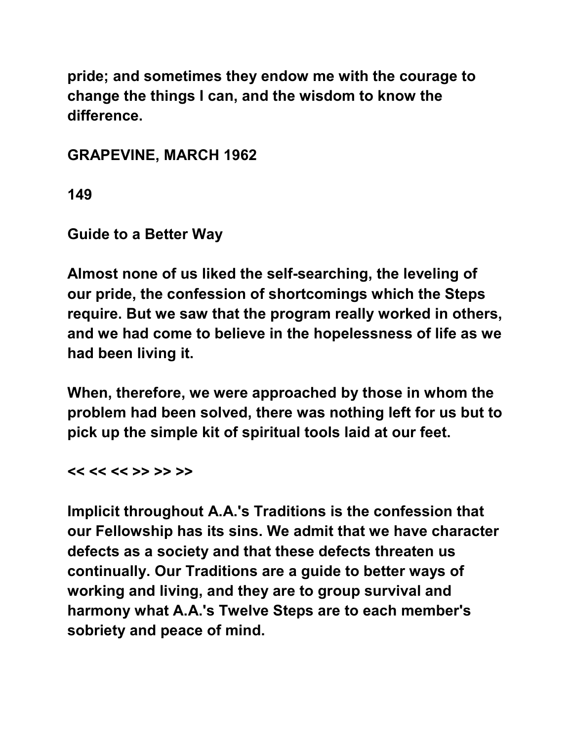pride; and sometimes they endow me with the courage to change the things I can, and the wisdom to know the difference.

GRAPEVINE, MARCH 1962

149

## Guide to a Better Way

Almost none of us liked the self-searching, the leveling of our pride, the confession of shortcomings which the Steps require. But we saw that the program really worked in others, and we had come to believe in the hopelessness of life as we had been living it.

When, therefore, we were approached by those in whom the problem had been solved, there was nothing left for us but to pick up the simple kit of spiritual tools laid at our feet.

<< << << >> >> >>

Implicit throughout A.A.'s Traditions is the confession that our Fellowship has its sins. We admit that we have character defects as a society and that these defects threaten us continually. Our Traditions are a guide to better ways of working and living, and they are to group survival and harmony what A.A.'s Twelve Steps are to each member's sobriety and peace of mind.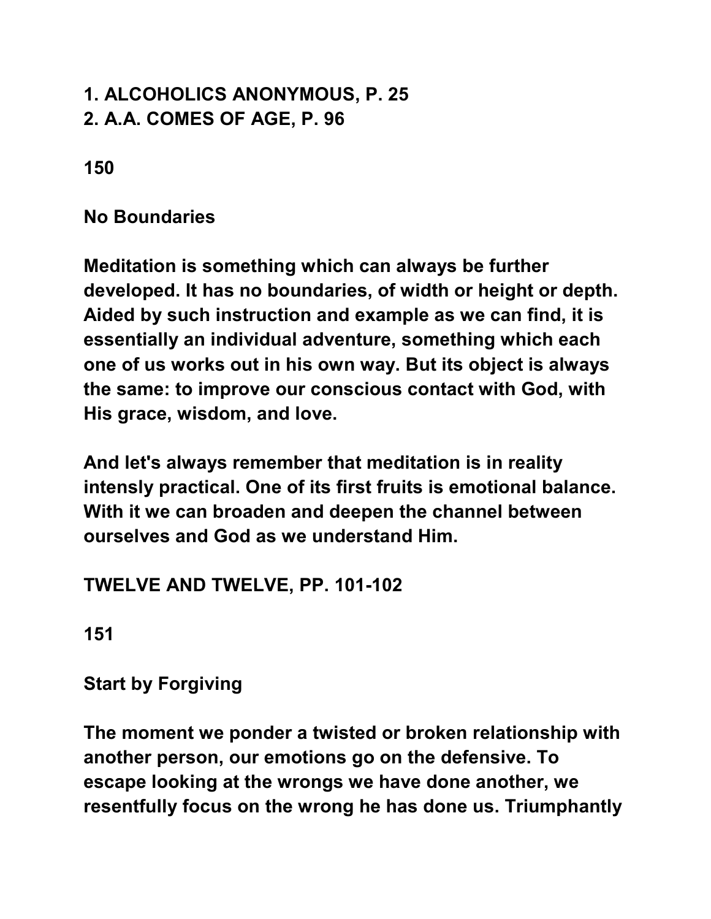1. ALCOHOLICS ANONYMOUS, P. 25
2. A.A. COMES OF AGE, P. 96

150

## No Boundaries

Meditation is something which can always be further developed. It has no boundaries, of width or height or depth. Aided by such instruction and example as we can find, it is essentially an individual adventure, something which each one of us works out in his own way. But its object is always the same: to improve our conscious contact with God, with His grace, wisdom, and love.

And let's always remember that meditation is in reality intensely practical. One of its first fruits is emotional balance. With it we can broaden and deepen the channel between ourselves and God as we understand Him.

TWELVE AND TWELVE, PP. 101-102

151

## Start by Forgiving

The moment we ponder a twisted or broken relationship with another person, our emotions go on the defensive. To escape looking at the wrongs we have done another, we resentfully focus on the wrong he has done us. Triumphantly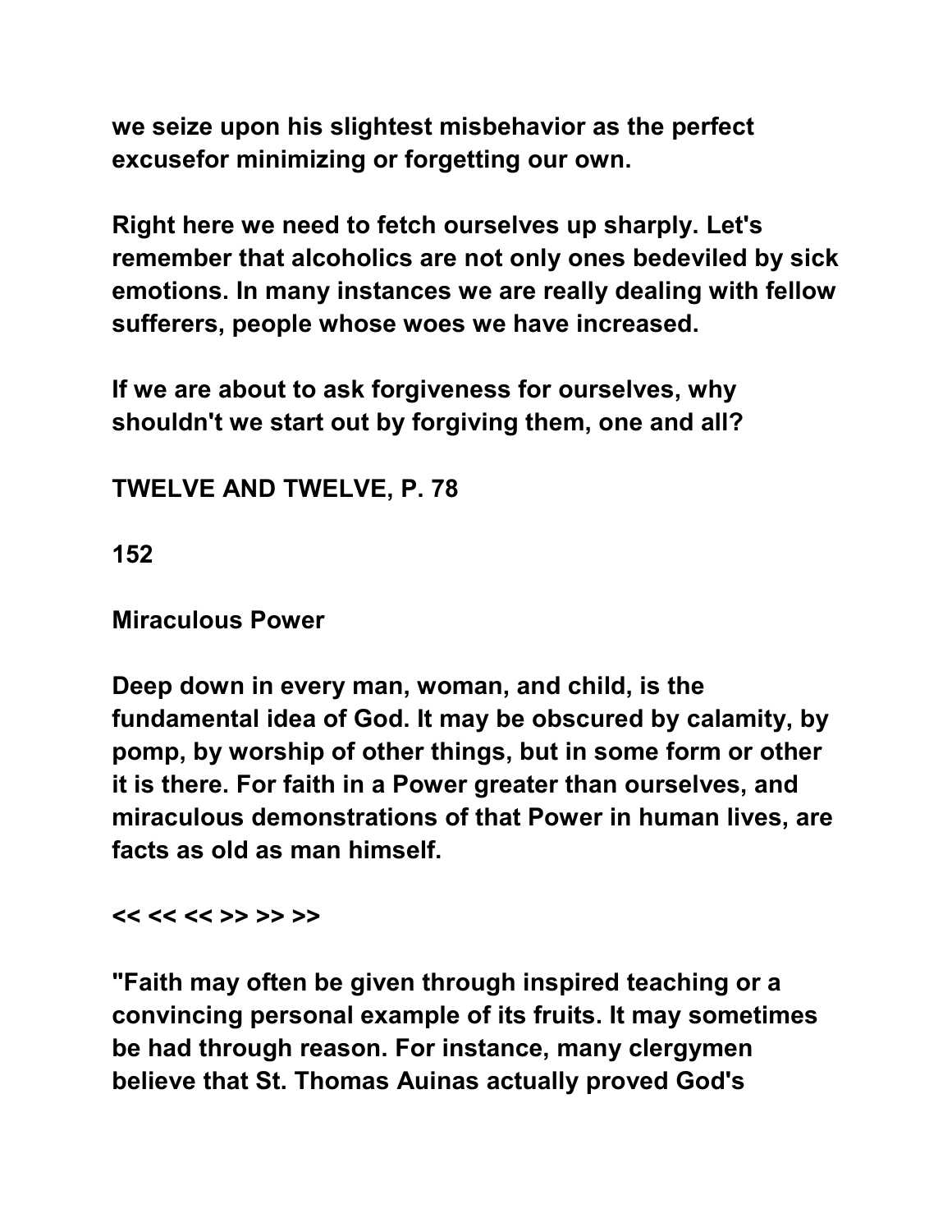we seize upon his slightest misbehavior as the perfect excusefor minimizing or forgetting our own.

Right here we need to fetch ourselves up sharply. Let's remember that alcoholics are not only ones bedeviled by sick emotions. In many instances we are really dealing with fellow sufferers, people whose woes we have increased.

If we are about to ask forgiveness for ourselves, why shouldn't we start out by forgiving them, one and all?

TWELVE AND TWELVE, P. 78

152

## Miraculous Power

Deep down in every man, woman, and child, is the fundamental idea of God. It may be obscured by calamity, by pomp, by worship of other things, but in some form or other it is there. For faith in a Power greater than ourselves, and miraculous demonstrations of that Power in human lives, are facts as old as man himself.

<< << << >> >> >>

"Faith may often be given through inspired teaching or a convincing personal example of its fruits. It may sometimes be had through reason. For instance, many clergymen believe that St. Thomas Auinas actually proved God's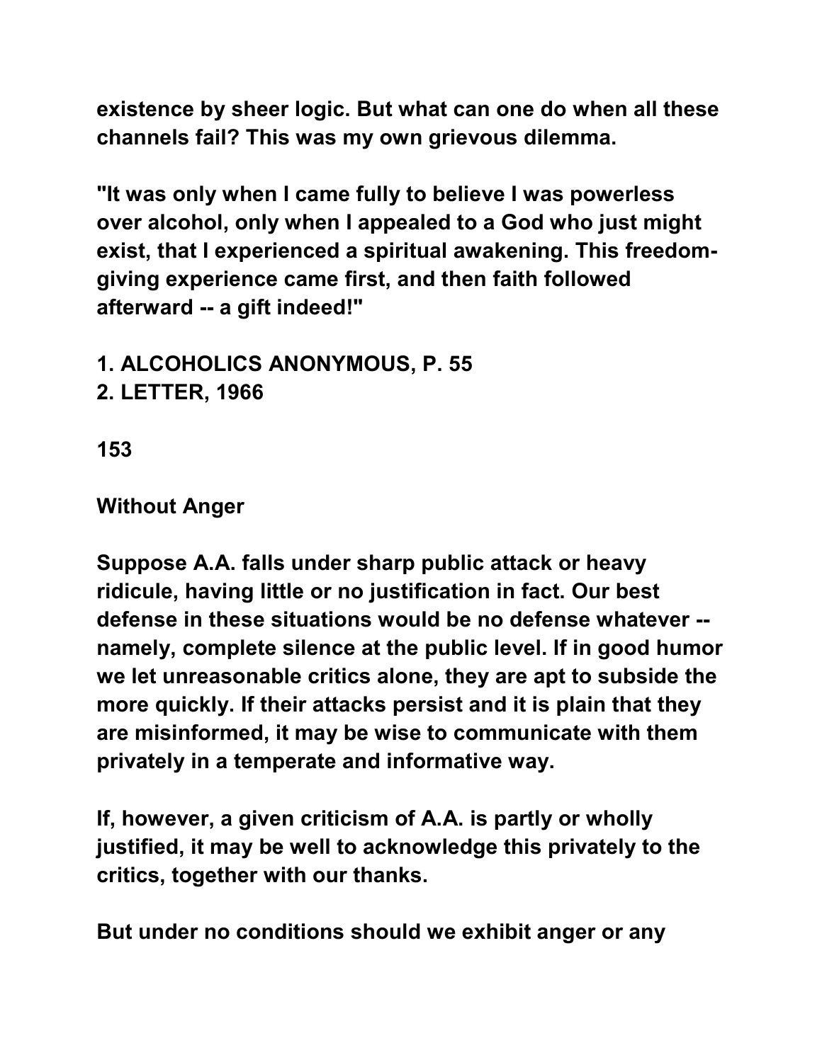existence by sheer logic. But what can one do when all these channels fail? This was my own grievous dilemma.

"It was only when I came fully to believe I was powerless over alcohol, only when I appealed to a God who just might exist, that I experienced a spiritual awakening. This freedom-giving experience came first, and then faith followed afterward -- a gift indeed!"

1. ALCOHOLICS ANONYMOUS, P. 55
2. LETTER, 1966

## Without Anger

Suppose A.A. falls under sharp public attack or heavy ridicule, having little or no justification in fact. Our best defense in these situations would be no defense whatever -- namely, complete silence at the public level. If in good humor we let unreasonable critics alone, they are apt to subside the more quickly. If their attacks persist and it is plain that they are misinformed, it may be wise to communicate with them privately in a temperate and informative way.

If, however, a given criticism of A.A. is partly or wholly justified, it may be well to acknowledge this privately to the critics, together with our thanks.

But under no conditions should we exhibit anger or any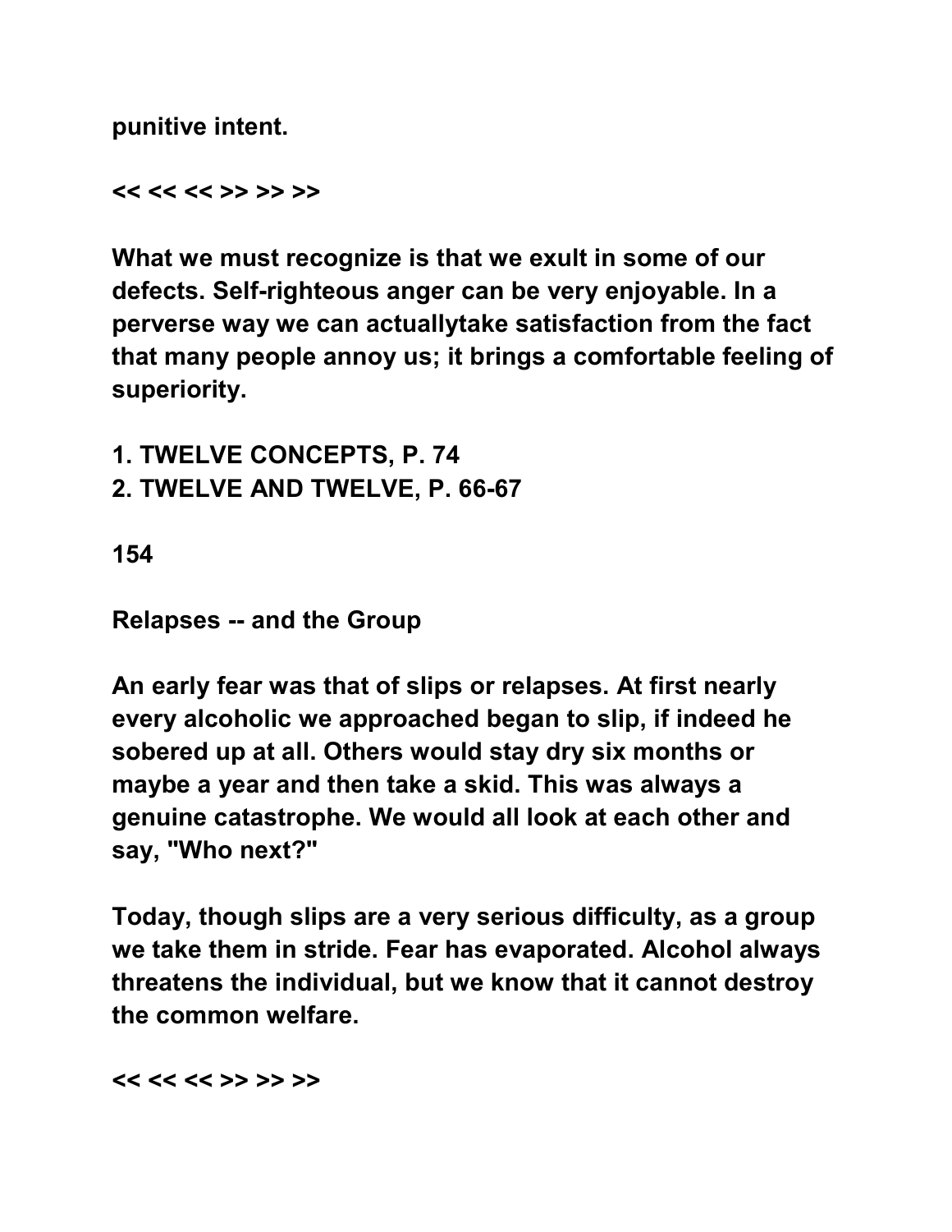punitive intent.

<< << << >> >> >>

What we must recognize is that we exult in some of our defects. Self-righteous anger can be very enjoyable. In a perverse way we can actuallytake satisfaction from the fact that many people annoy us; it brings a comfortable feeling of superiority.

1. TWELVE CONCEPTS, P. 74
2. TWELVE AND TWELVE, P. 66-67

154

## Relapses -- and the Group

An early fear was that of slips or relapses. At first nearly every alcoholic we approached began to slip, if indeed he sobered up at all. Others would stay dry six months or maybe a year and then take a skid. This was always a genuine catastrophe. We would all look at each other and say, "Who next?"

Today, though slips are a very serious difficulty, as a group we take them in stride. Fear has evaporated. Alcohol always threatens the individual, but we know that it cannot destroy the common welfare.

<< << << >> >> >>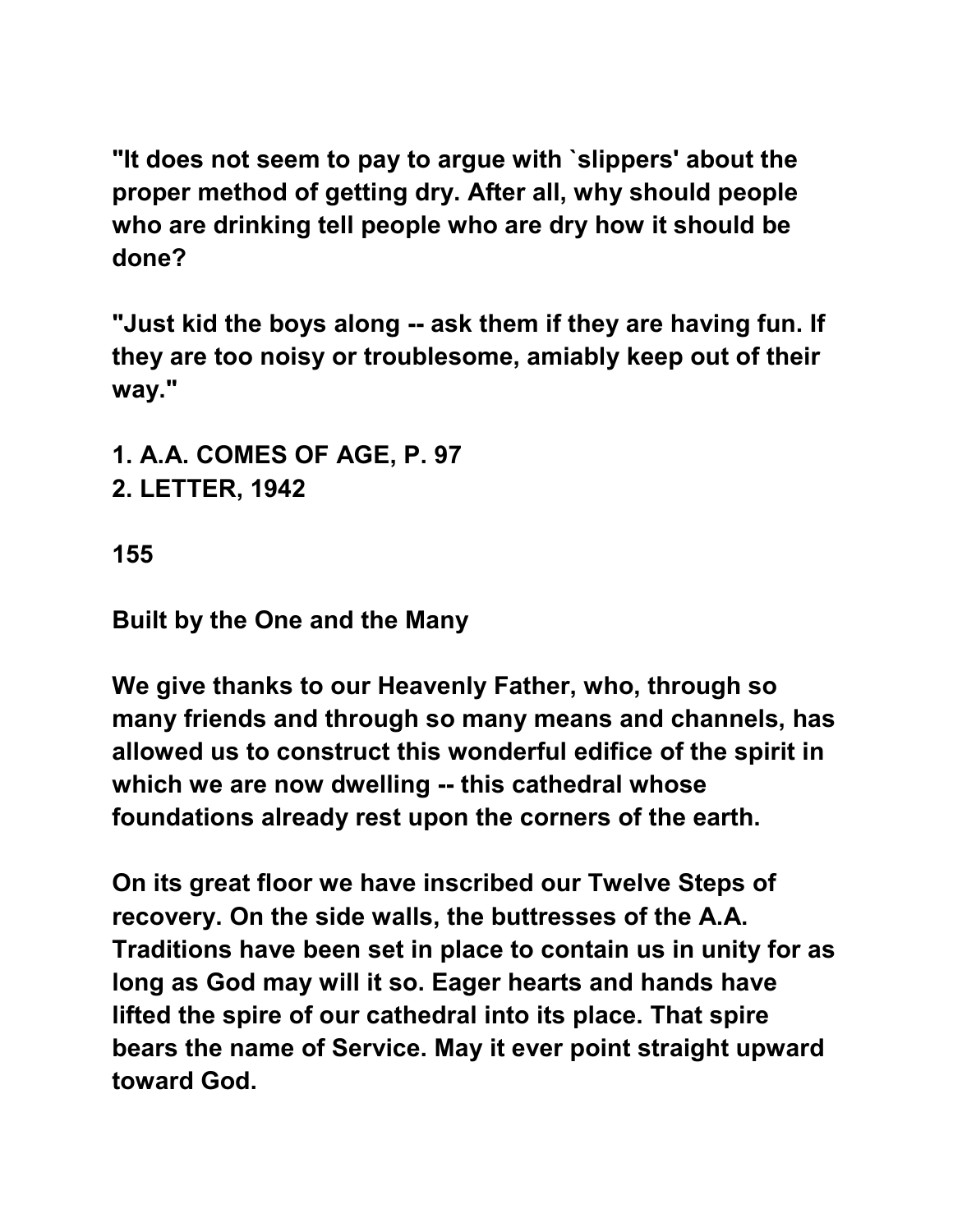"It does not seem to pay to argue with `slippers' about the proper method of getting dry. After all, why should people who are drinking tell people who are dry how it should be done?

"Just kid the boys along -- ask them if they are having fun. If they are too noisy or troublesome, amiably keep out of their way."

1. A.A. COMES OF AGE, P. 97
2. LETTER, 1942

155

## Built by the One and the Many

We give thanks to our Heavenly Father, who, through so many friends and through so many means and channels, has allowed us to construct this wonderful edifice of the spirit in which we are now dwelling -- this cathedral whose foundations already rest upon the corners of the earth.

On its great floor we have inscribed our Twelve Steps of recovery. On the side walls, the buttresses of the A.A. Traditions have been set in place to contain us in unity for as long as God may will it so. Eager hearts and hands have lifted the spire of our cathedral into its place. That spire bears the name of Service. May it ever point straight upward toward God.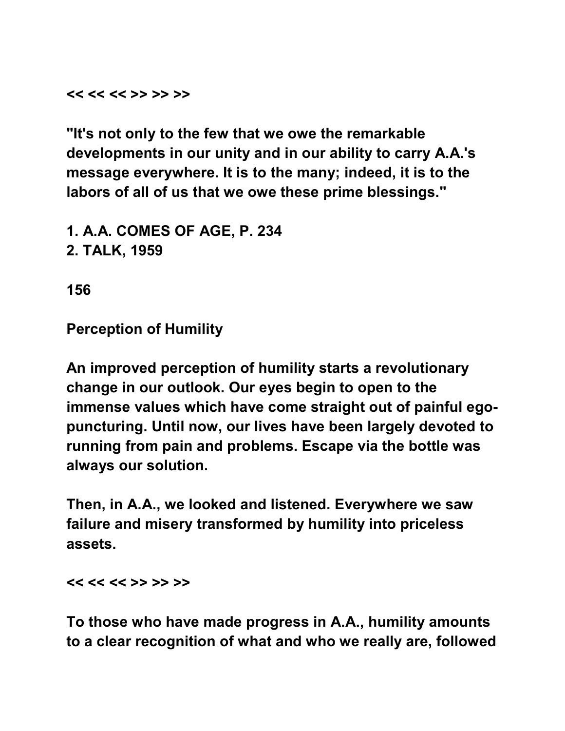<< << << >> >> >>

"It's not only to the few that we owe the remarkable developments in our unity and in our ability to carry A.A.'s message everywhere. It is to the many; indeed, it is to the labors of all of us that we owe these prime blessings."

1. A.A. COMES OF AGE, P. 234
2. TALK, 1959

156

## Perception of Humility

An improved perception of humility starts a revolutionary change in our outlook. Our eyes begin to open to the immense values which have come straight out of painful ego-puncturing. Until now, our lives have been largely devoted to running from pain and problems. Escape via the bottle was always our solution.

Then, in A.A., we looked and listened. Everywhere we saw failure and misery transformed by humility into priceless assets.

<< << << >> >> >>

To those who have made progress in A.A., humility amounts to a clear recognition of what and who we really are, followed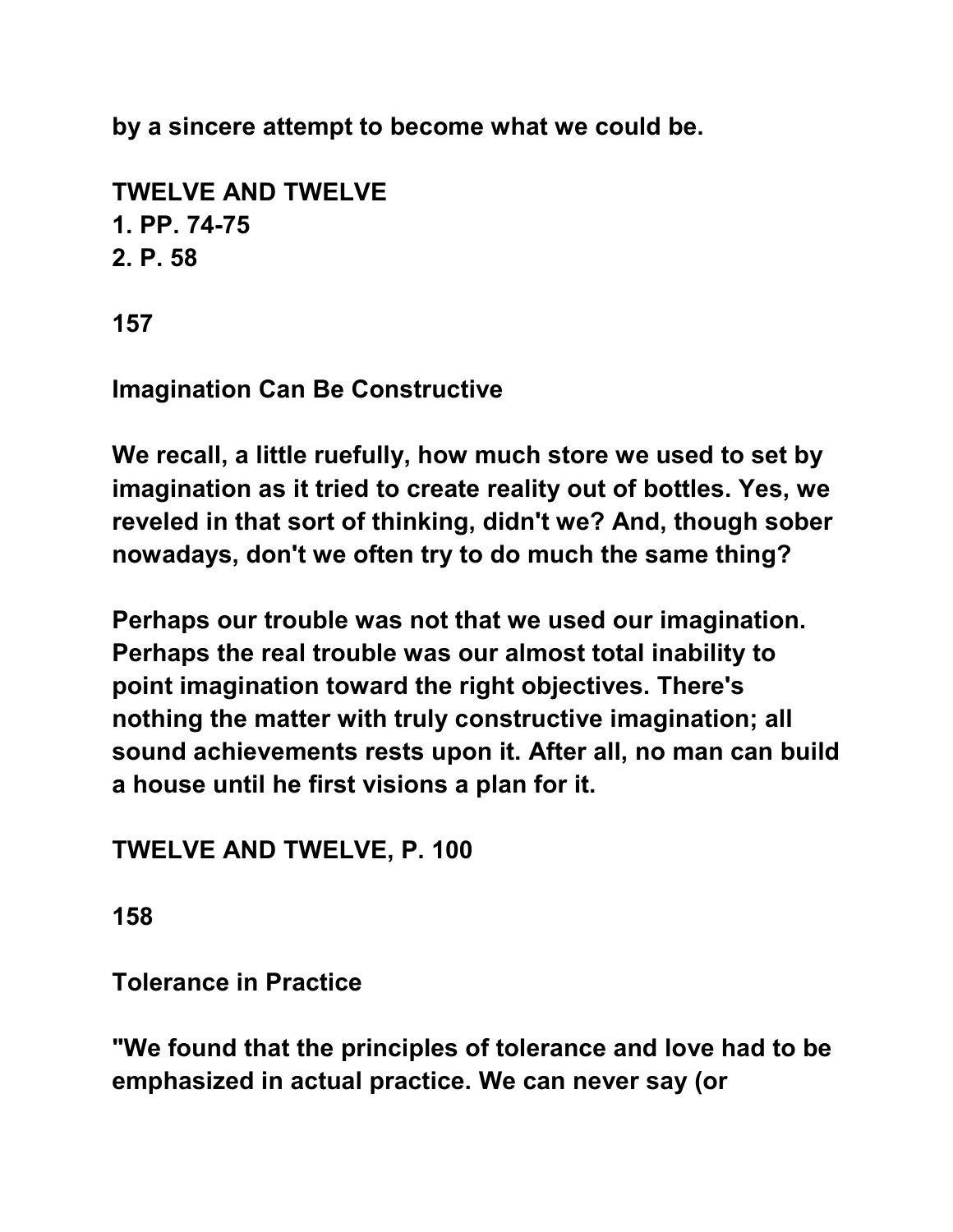**by a sincere attempt to become what we could be.**

**TWELVE AND TWELVE**
**1. PP. 74-75**
**2. P. 58**

**157**

## Imagination Can Be Constructive

**We recall, a little ruefully, how much store we used to set by imagination as it tried to create reality out of bottles. Yes, we reveled in that sort of thinking, didn't we? And, though sober nowadays, don't we often try to do much the same thing?**

**Perhaps our trouble was not that we used our imagination. Perhaps the real trouble was our almost total inability to point imagination toward the right objectives. There's nothing the matter with truly constructive imagination; all sound achievements rests upon it. After all, no man can build a house until he first visions a plan for it.**

**TWELVE AND TWELVE, P. 100**

**158**

## Tolerance in Practice

**"We found that the principles of tolerance and love had to be emphasized in actual practice. We can never say (or**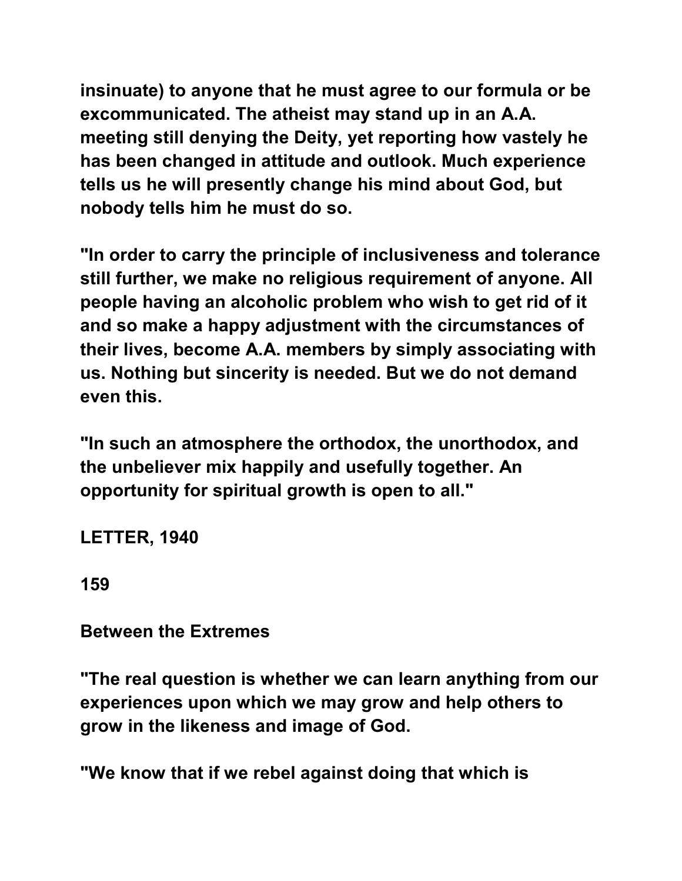insinuate) to anyone that he must agree to our formula or be excommunicated. The atheist may stand up in an A.A. meeting still denying the Deity, yet reporting how vastely he has been changed in attitude and outlook. Much experience tells us he will presently change his mind about God, but nobody tells him he must do so.

"In order to carry the principle of inclusiveness and tolerance still further, we make no religious requirement of anyone. All people having an alcoholic problem who wish to get rid of it and so make a happy adjustment with the circumstances of their lives, become A.A. members by simply associating with us. Nothing but sincerity is needed. But we do not demand even this.

"In such an atmosphere the orthodox, the unorthodox, and the unbeliever mix happily and usefully together. An opportunity for spiritual growth is open to all."

LETTER, 1940

159

## Between the Extremes

"The real question is whether we can learn anything from our experiences upon which we may grow and help others to grow in the likeness and image of God.

"We know that if we rebel against doing that which is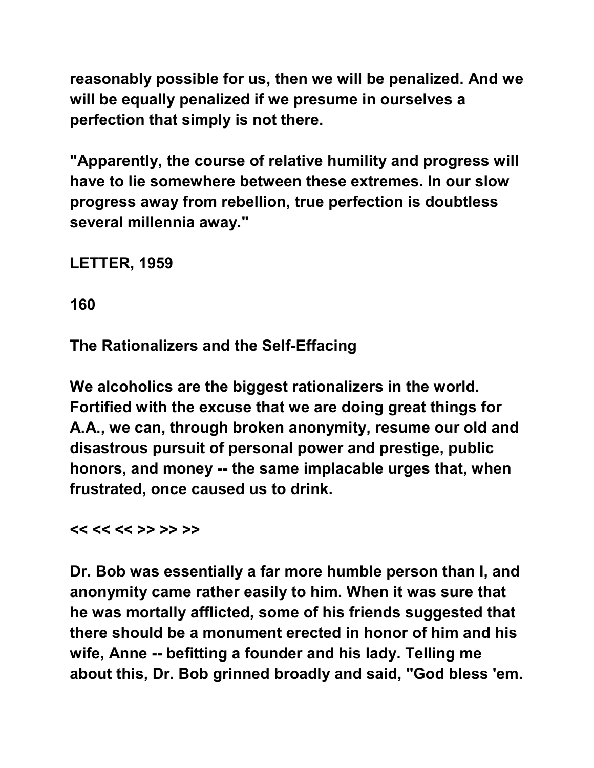reasonably possible for us, then we will be penalized. And we will be equally penalized if we presume in ourselves a perfection that simply is not there.

"Apparently, the course of relative humility and progress will have to lie somewhere between these extremes. In our slow progress away from rebellion, true perfection is doubtless several millennia away."

LETTER, 1959

160

## The Rationalizers and the Self-Effacing

We alcoholics are the biggest rationalizers in the world. Fortified with the excuse that we are doing great things for A.A., we can, through broken anonymity, resume our old and disastrous pursuit of personal power and prestige, public honors, and money -- the same implacable urges that, when frustrated, once caused us to drink.

<< << << >> >> >>

Dr. Bob was essentially a far more humble person than I, and anonymity came rather easily to him. When it was sure that he was mortally afflicted, some of his friends suggested that there should be a monument erected in honor of him and his wife, Anne -- befitting a founder and his lady. Telling me about this, Dr. Bob grinned broadly and said, "God bless 'em.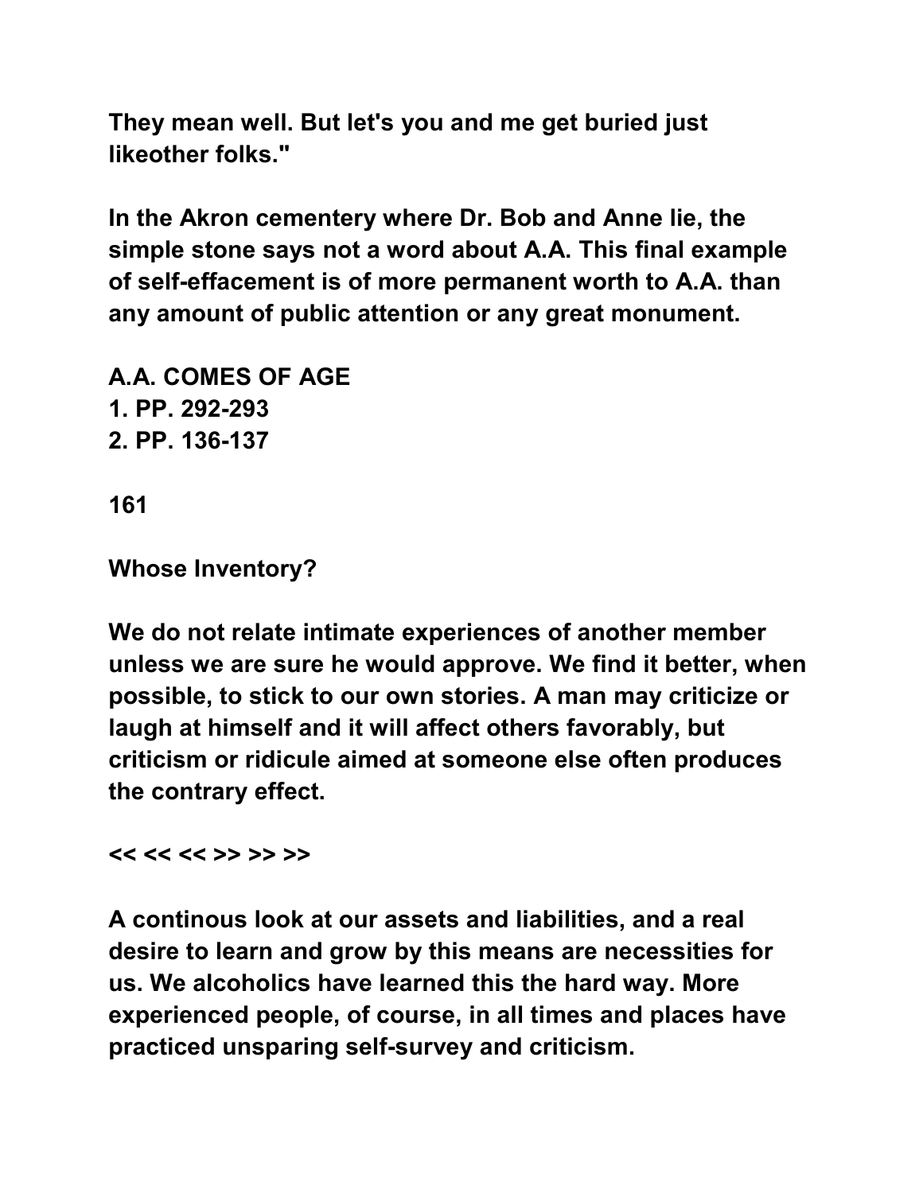They mean well. But let's you and me get buried just likeother folks."

In the Akron cementery where Dr. Bob and Anne lie, the simple stone says not a word about A.A. This final example of self-effacement is of more permanent worth to A.A. than any amount of public attention or any great monument.

A.A. COMES OF AGE
1. PP. 292-293
2. PP. 136-137

161

## Whose Inventory?

We do not relate intimate experiences of another member unless we are sure he would approve. We find it better, when possible, to stick to our own stories. A man may criticize or laugh at himself and it will affect others favorably, but criticism or ridicule aimed at someone else often produces the contrary effect.

<< << << >> >> >>

A continous look at our assets and liabilities, and a real desire to learn and grow by this means are necessities for us. We alcoholics have learned this the hard way. More experienced people, of course, in all times and places have practiced unsparing self-survey and criticism.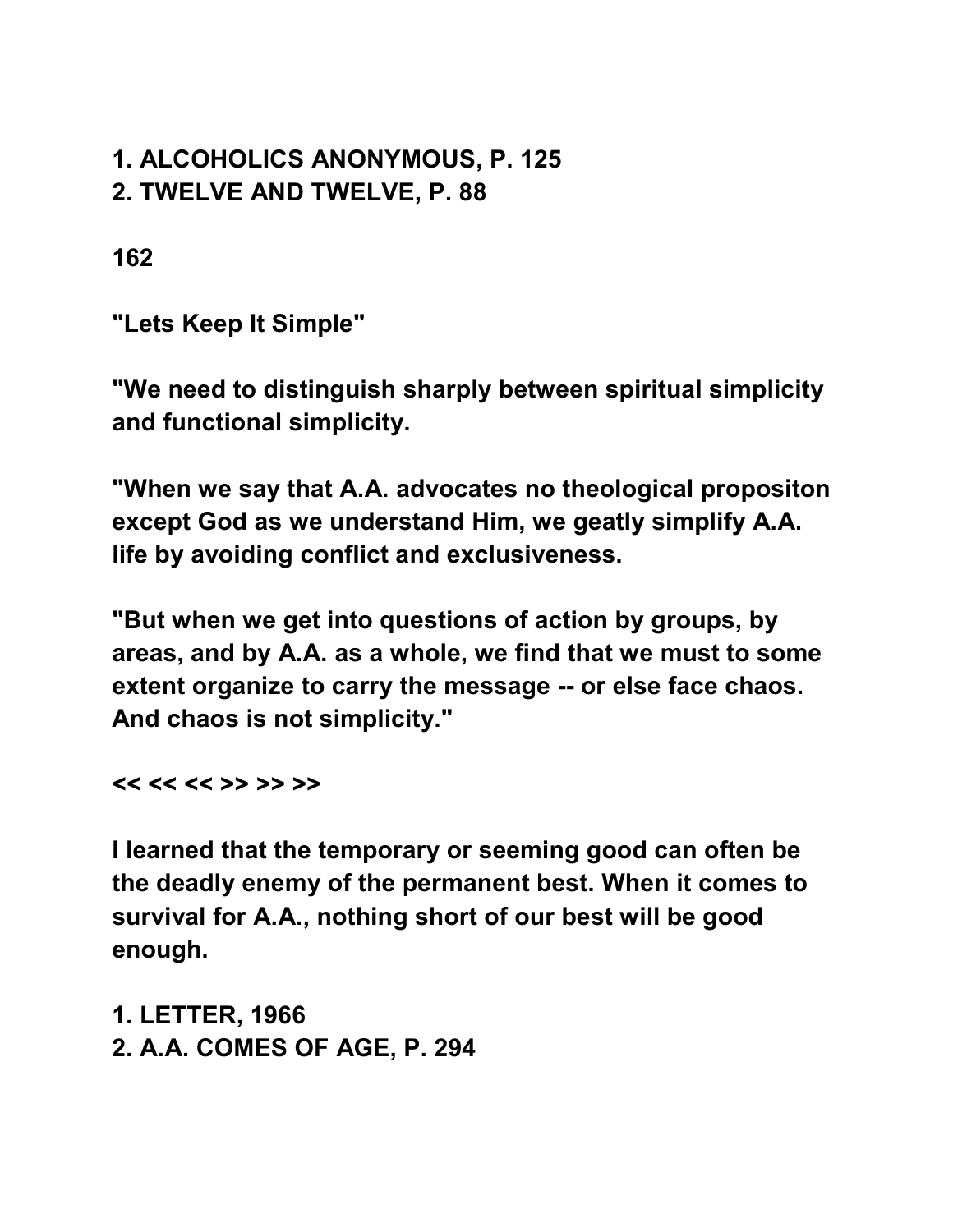1. ALCOHOLICS ANONYMOUS, P. 125
2. TWELVE AND TWELVE, P. 88

162

## "Lets Keep It Simple"

"We need to distinguish sharply between spiritual simplicity and functional simplicity.

"When we say that A.A. advocates no theological propositon except God as we understand Him, we geatly simplify A.A. life by avoiding conflict and exclusiveness.

"But when we get into questions of action by groups, by areas, and by A.A. as a whole, we find that we must to some extent organize to carry the message -- or else face chaos. And chaos is not simplicity."

<< << << >> >> >>

I learned that the temporary or seeming good can often be the deadly enemy of the permanent best. When it comes to survival for A.A., nothing short of our best will be good enough.

1. LETTER, 1966
2. A.A. COMES OF AGE, P. 294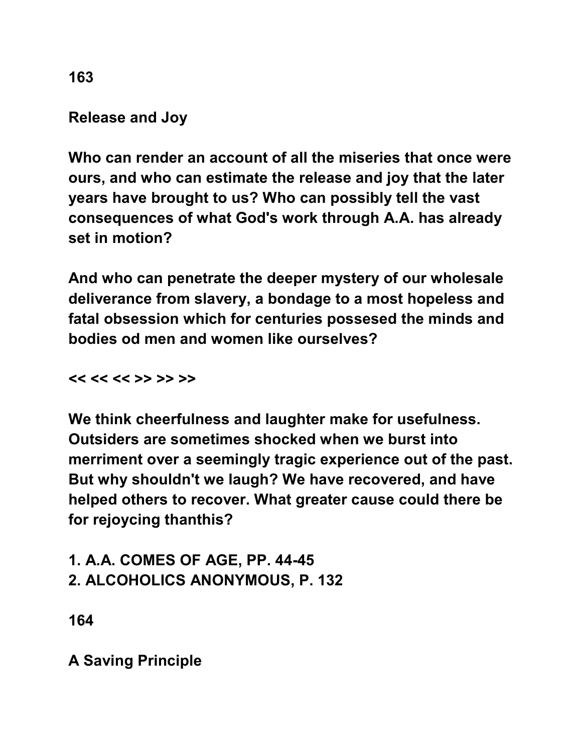163

## Release and Joy

Who can render an account of all the miseries that once were ours, and who can estimate the release and joy that the later years have brought to us? Who can possibly tell the vast consequences of what God's work through A.A. has already set in motion?

And who can penetrate the deeper mystery of our wholesale deliverance from slavery, a bondage to a most hopeless and fatal obsession which for centuries possessed the minds and bodies od men and women like ourselves?

<< << << >> >> >>

We think cheerfulness and laughter make for usefulness. Outsiders are sometimes shocked when we burst into merriment over a seemingly tragic experience out of the past. But why shouldn't we laugh? We have recovered, and have helped others to recover. What greater cause could there be for rejoycing thanthis?

1. A.A. COMES OF AGE, PP. 44-45
2. ALCOHOLICS ANONYMOUS, P. 132

164

## A Saving Principle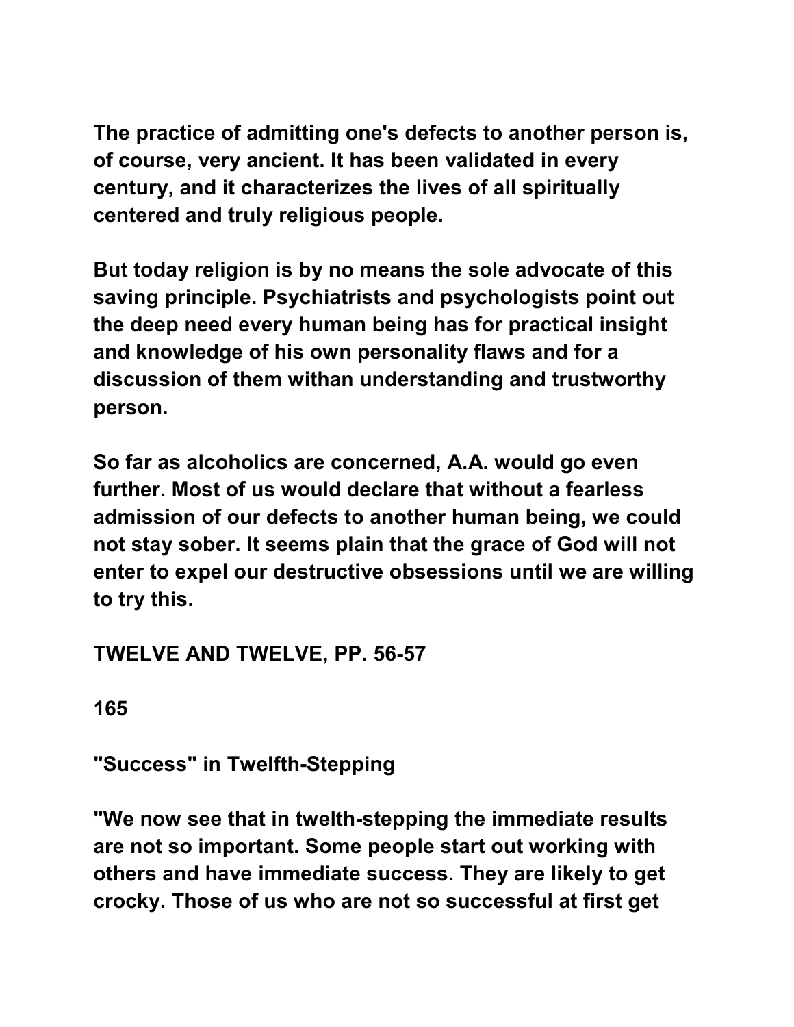The practice of admitting one's defects to another person is, of course, very ancient. It has been validated in every century, and it characterizes the lives of all spiritually centered and truly religious people.

But today religion is by no means the sole advocate of this saving principle. Psychiatrists and psychologists point out the deep need every human being has for practical insight and knowledge of his own personality flaws and for a discussion of them withan understanding and trustworthy person.

So far as alcoholics are concerned, A.A. would go even further. Most of us would declare that without a fearless admission of our defects to another human being, we could not stay sober. It seems plain that the grace of God will not enter to expel our destructive obsessions until we are willing to try this.

TWELVE AND TWELVE, PP. 56-57

165

"Success" in Twelfth-Stepping

"We now see that in twelth-stepping the immediate results are not so important. Some people start out working with others and have immediate success. They are likely to get crocky. Those of us who are not so successful at first get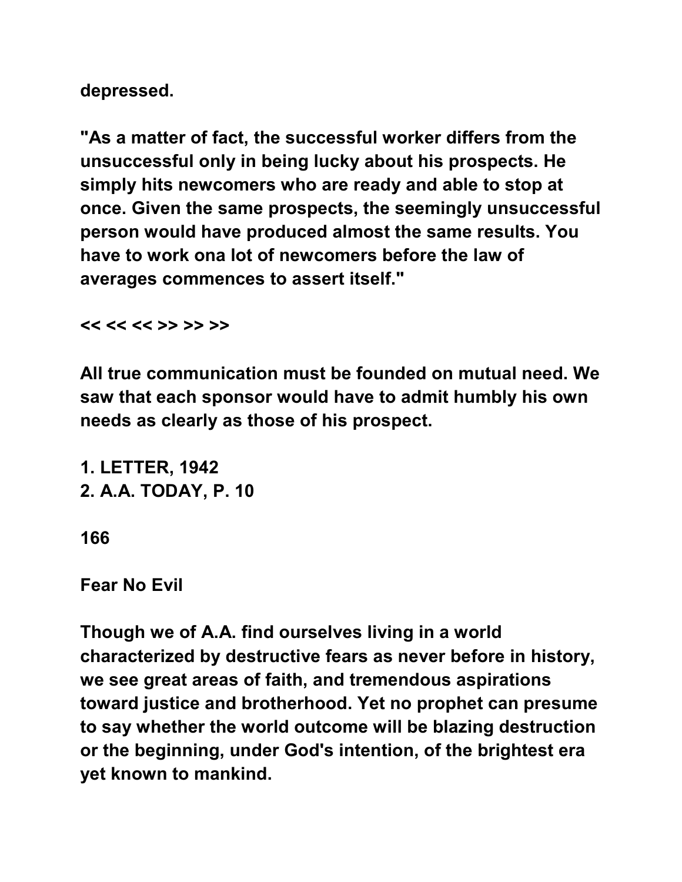depressed.

"As a matter of fact, the successful worker differs from the unsuccessful only in being lucky about his prospects. He simply hits newcomers who are ready and able to stop at once. Given the same prospects, the seemingly unsuccessful person would have produced almost the same results. You have to work ona lot of newcomers before the law of averages commences to assert itself."

<< << << >> >> >>

All true communication must be founded on mutual need. We saw that each sponsor would have to admit humbly his own needs as clearly as those of his prospect.

1. LETTER, 1942
2. A.A. TODAY, P. 10

166

## Fear No Evil

Though we of A.A. find ourselves living in a world characterized by destructive fears as never before in history, we see great areas of faith, and tremendous aspirations toward justice and brotherhood. Yet no prophet can presume to say whether the world outcome will be blazing destruction or the beginning, under God's intention, of the brightest era yet known to mankind.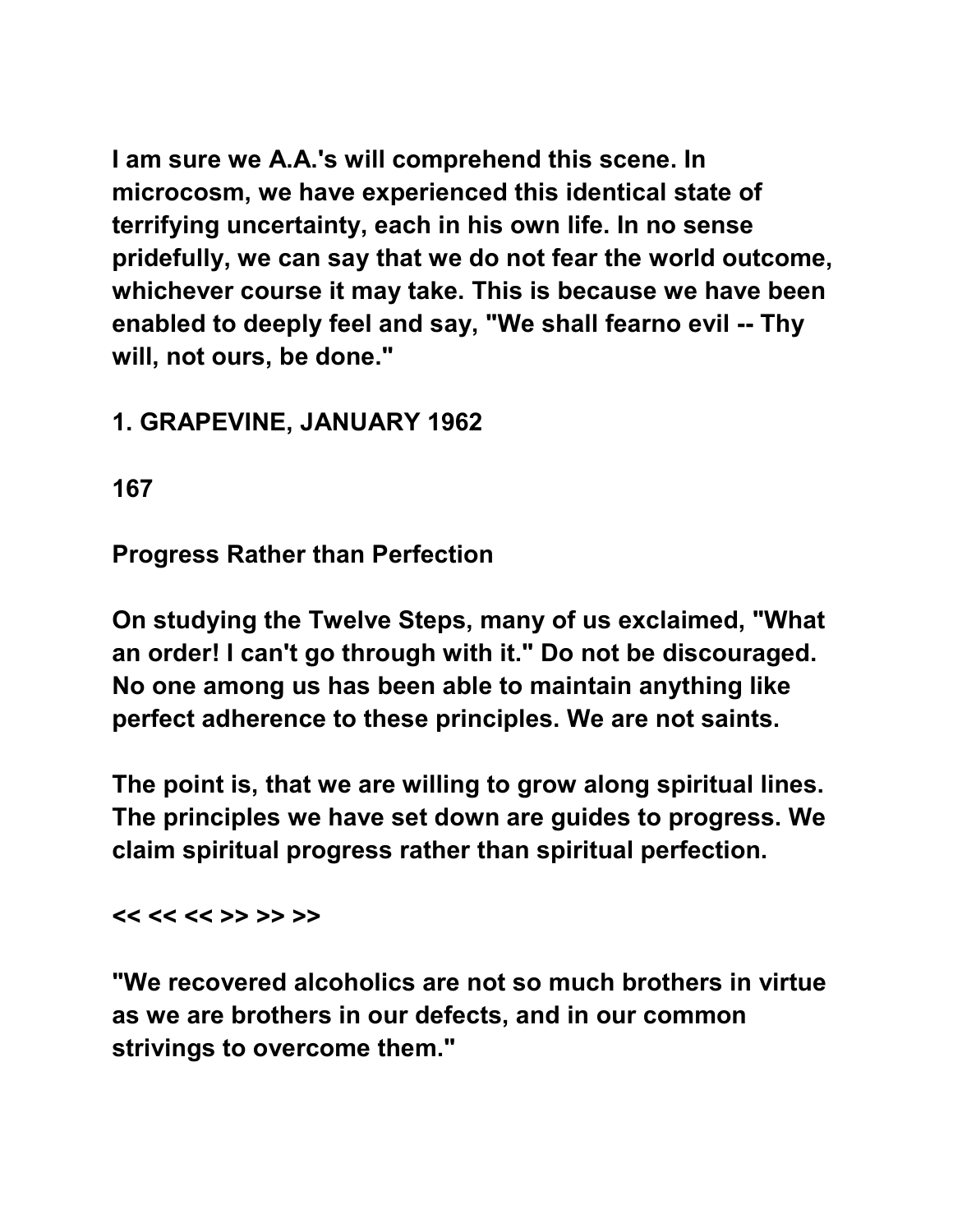I am sure we A.A.'s will comprehend this scene. In microcosm, we have experienced this identical state of terrifying uncertainty, each in his own life. In no sense pridefully, we can say that we do not fear the world outcome, whichever course it may take. This is because we have been enabled to deeply feel and say, "We shall fearno evil -- Thy will, not ours, be done."

1. GRAPEVINE, JANUARY 1962

167

## Progress Rather than Perfection

On studying the Twelve Steps, many of us exclaimed, "What an order! I can't go through with it." Do not be discouraged. No one among us has been able to maintain anything like perfect adherence to these principles. We are not saints.

The point is, that we are willing to grow along spiritual lines. The principles we have set down are guides to progress. We claim spiritual progress rather than spiritual perfection.

<< << << >> >> >>

"We recovered alcoholics are not so much brothers in virtue as we are brothers in our defects, and in our common strivings to overcome them."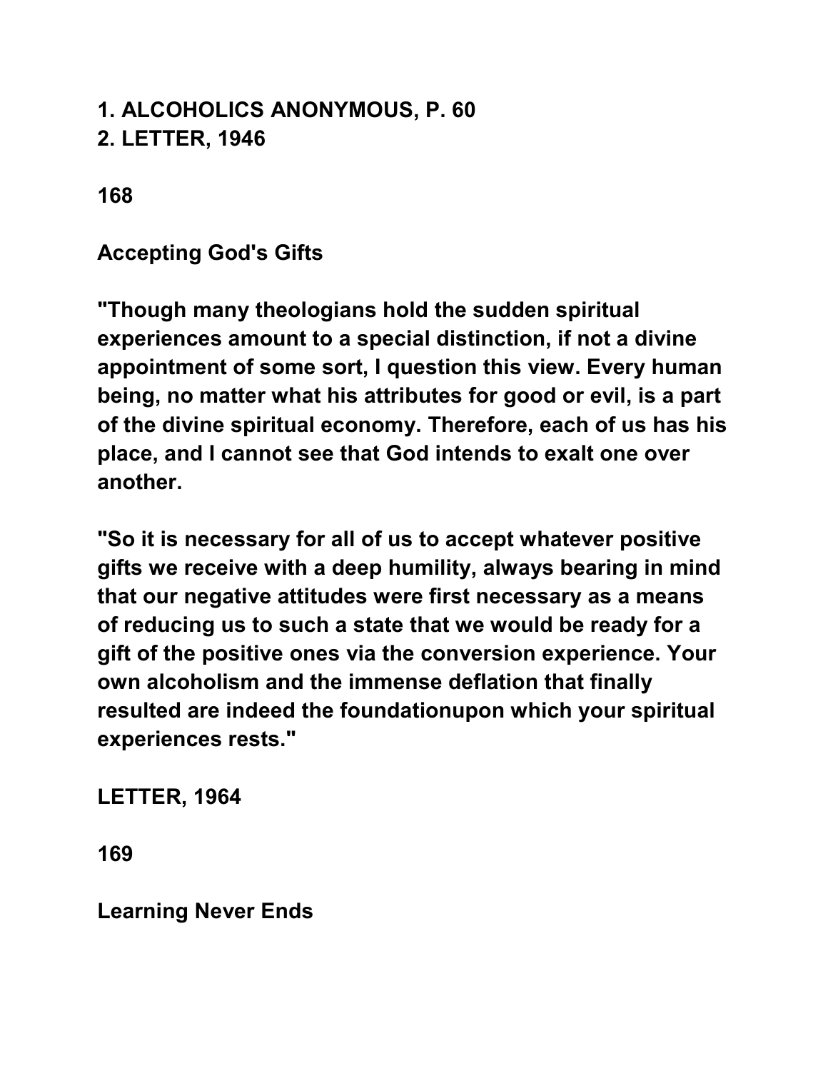1. ALCOHOLICS ANONYMOUS, P. 60
2. LETTER, 1946

168

## Accepting God's Gifts

"Though many theologians hold the sudden spiritual experiences amount to a special distinction, if not a divine appointment of some sort, I question this view. Every human being, no matter what his attributes for good or evil, is a part of the divine spiritual economy. Therefore, each of us has his place, and I cannot see that God intends to exalt one over another.

"So it is necessary for all of us to accept whatever positive gifts we receive with a deep humility, always bearing in mind that our negative attitudes were first necessary as a means of reducing us to such a state that we would be ready for a gift of the positive ones via the conversion experience. Your own alcoholism and the immense deflation that finally resulted are indeed the foundationupon which your spiritual experiences rests."

LETTER, 1964

169

## Learning Never Ends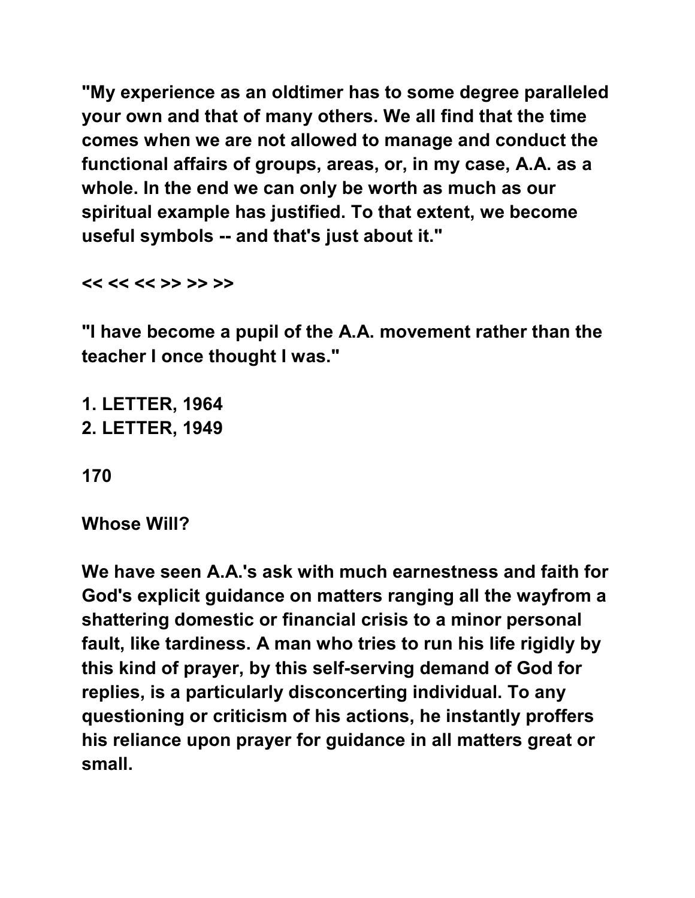**"My experience as an oldtimer has to some degree paralleled your own and that of many others. We all find that the time comes when we are not allowed to manage and conduct the functional affairs of groups, areas, or, in my case, A.A. as a whole. In the end we can only be worth as much as our spiritual example has justified. To that extent, we become useful symbols -- and that's just about it."**

**<< << << >> >> >>**

**"I have become a pupil of the A.A. movement rather than the teacher I once thought I was."**

**1. LETTER, 1964**
**2. LETTER, 1949**

**170**

**Whose Will?**

**We have seen A.A.'s ask with much earnestness and faith for God's explicit guidance on matters ranging all the wayfrom a shattering domestic or financial crisis to a minor personal fault, like tardiness. A man who tries to run his life rigidly by this kind of prayer, by this self-serving demand of God for replies, is a particularly disconcerting individual. To any questioning or criticism of his actions, he instantly proffers his reliance upon prayer for guidance in all matters great or small.**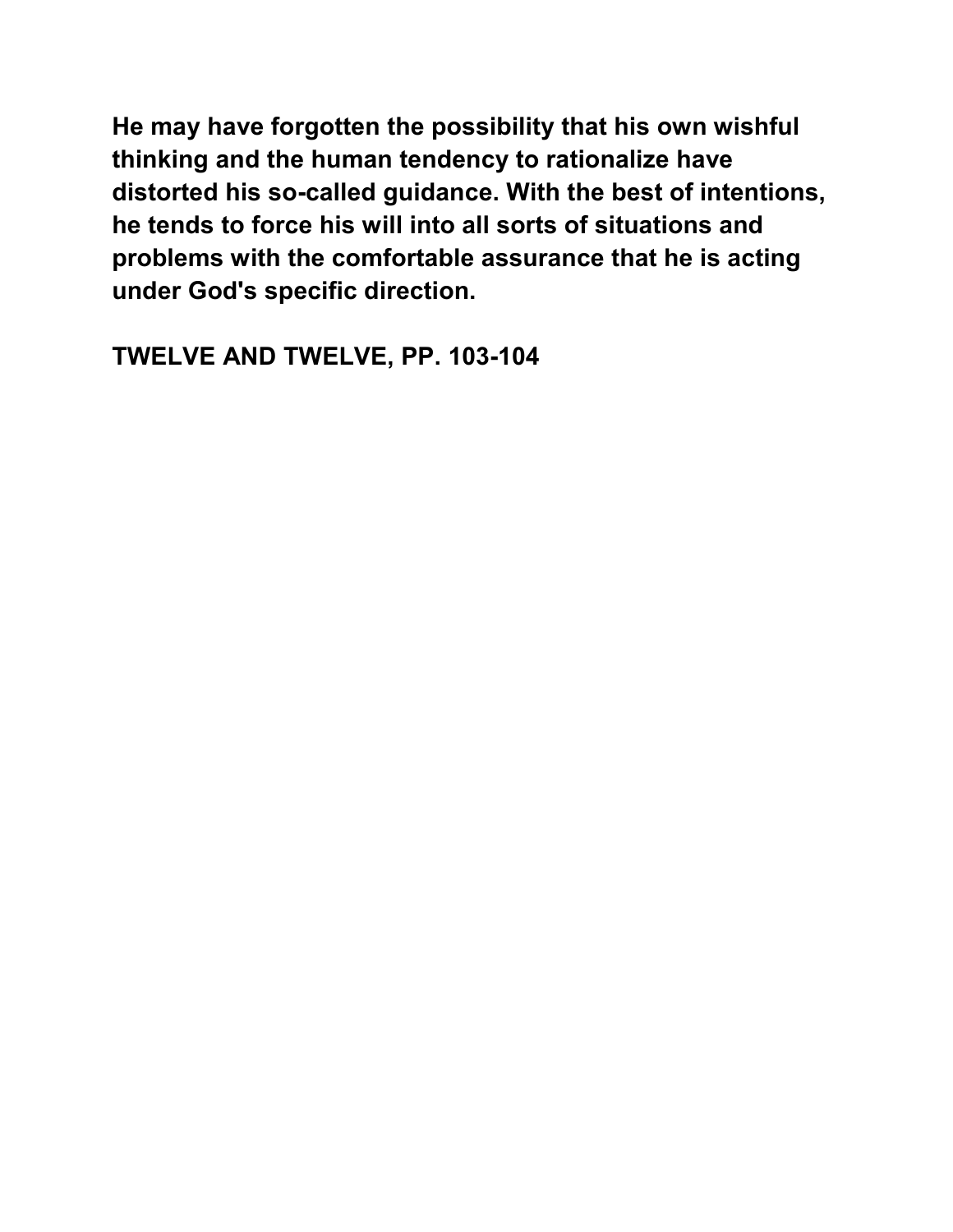**He may have forgotten the possibility that his own wishful thinking and the human tendency to rationalize have distorted his so-called guidance. With the best of intentions, he tends to force his will into all sorts of situations and problems with the comfortable assurance that he is acting under God's specific direction.**

**TWELVE AND TWELVE, PP. 103-104**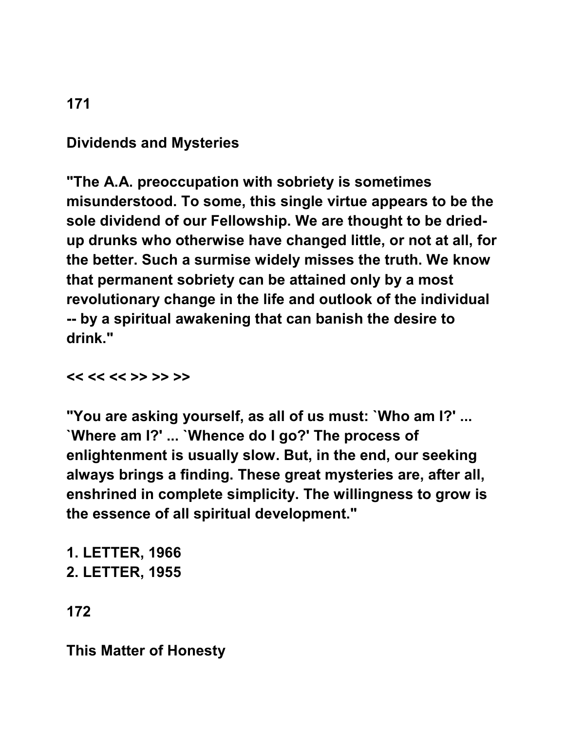## Dividends and Mysteries

"The A.A. preoccupation with sobriety is sometimes misunderstood. To some, this single virtue appears to be the sole dividend of our Fellowship. We are thought to be dried-up drunks who otherwise have changed little, or not at all, for the better. Such a surmise widely misses the truth. We know that permanent sobriety can be attained only by a most revolutionary change in the life and outlook of the individual -- by a spiritual awakening that can banish the desire to drink."

<< << << >> >> >>

"You are asking yourself, as all of us must: `Who am I?' ... `Where am I?' ... `Whence do I go?' The process of enlightenment is usually slow. But, in the end, our seeking always brings a finding. These great mysteries are, after all, enshrined in complete simplicity. The willingness to grow is the essence of all spiritual development."

1. LETTER, 1966
2. LETTER, 1955

172

## This Matter of Honesty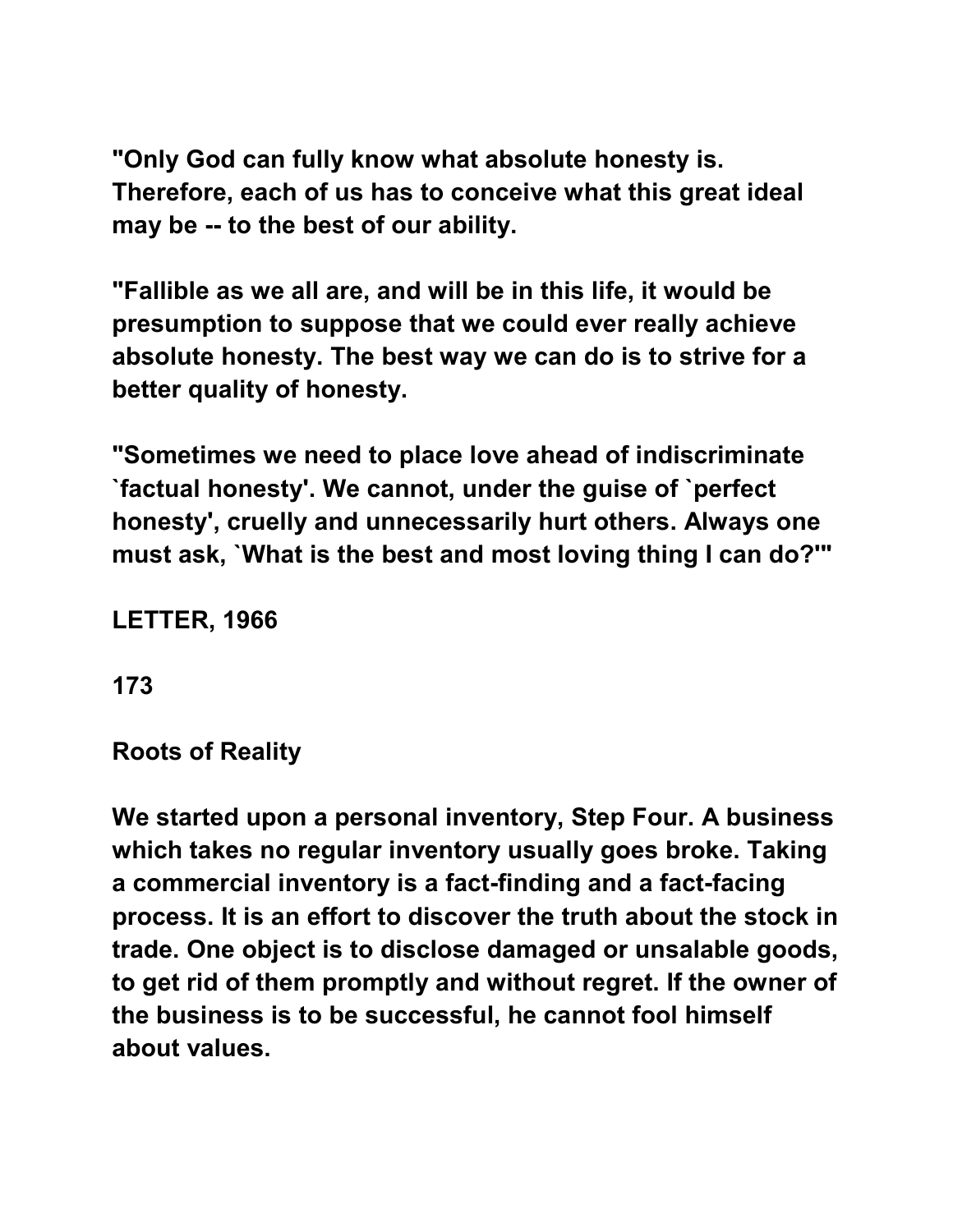"Only God can fully know what absolute honesty is. Therefore, each of us has to conceive what this great ideal may be -- to the best of our ability.

"Fallible as we all are, and will be in this life, it would be presumption to suppose that we could ever really achieve absolute honesty. The best way we can do is to strive for a better quality of honesty.

"Sometimes we need to place love ahead of indiscriminate `factual honesty'. We cannot, under the guise of `perfect honesty', cruelly and unnecessarily hurt others. Always one must ask, `What is the best and most loving thing I can do?'"

LETTER, 1966

173

## Roots of Reality

We started upon a personal inventory, Step Four. A business which takes no regular inventory usually goes broke. Taking a commercial inventory is a fact-finding and a fact-facing process. It is an effort to discover the truth about the stock in trade. One object is to disclose damaged or unsalable goods, to get rid of them promptly and without regret. If the owner of the business is to be successful, he cannot fool himself about values.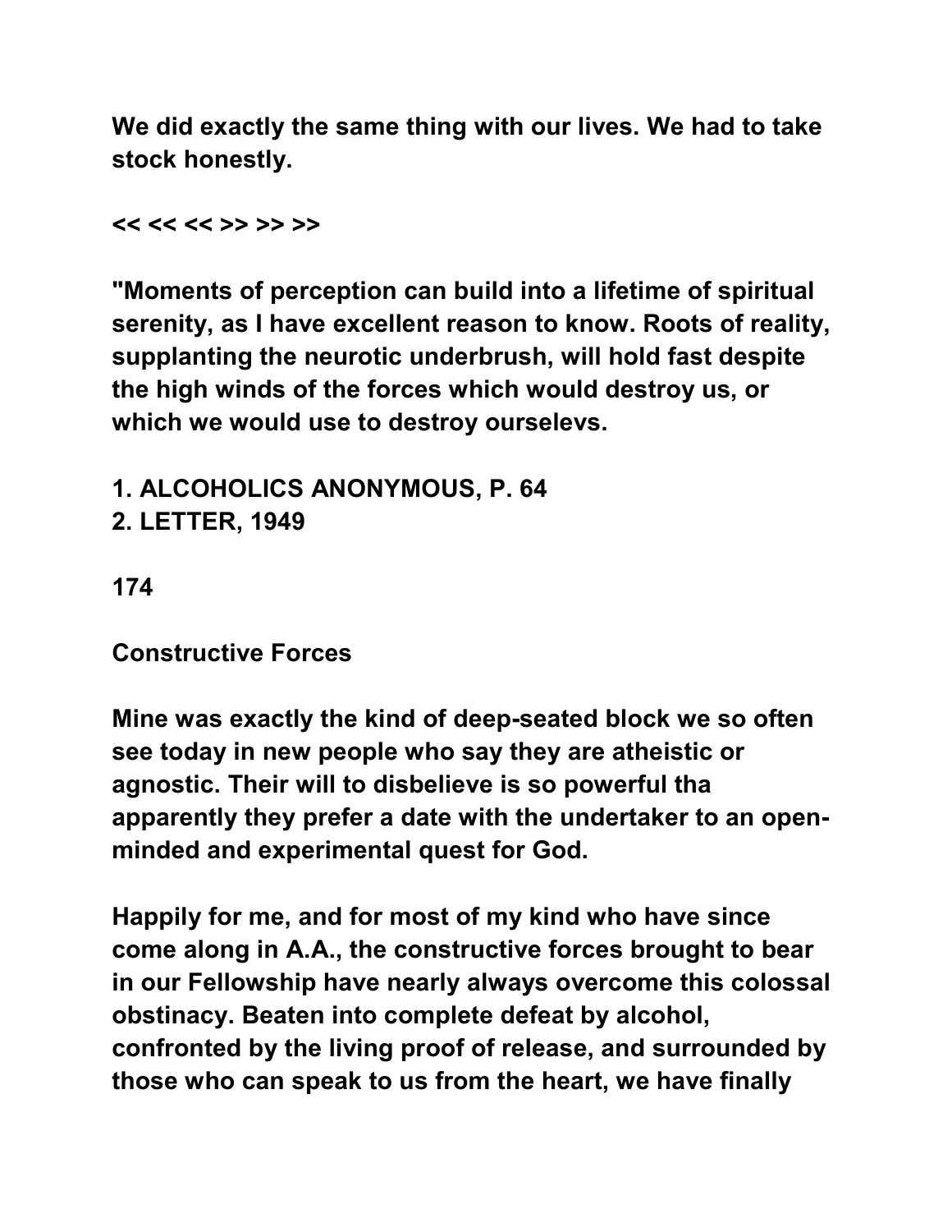We did exactly the same thing with our lives. We had to take stock honestly.

<< << << >> >> >>

"Moments of perception can build into a lifetime of spiritual serenity, as I have excellent reason to know. Roots of reality, supplanting the neurotic underbrush, will hold fast despite the high winds of the forces which would destroy us, or which we would use to destroy ourselevs.

1. ALCOHOLICS ANONYMOUS, P. 64
2. LETTER, 1949

174

## Constructive Forces

Mine was exactly the kind of deep-seated block we so often see today in new people who say they are atheistic or agnostic. Their will to disbelieve is so powerful tha apparently they prefer a date with the undertaker to an open-minded and experimental quest for God.

Happily for me, and for most of my kind who have since come along in A.A., the constructive forces brought to bear in our Fellowship have nearly always overcome this colossal obstinacy. Beaten into complete defeat by alcohol, confronted by the living proof of release, and surrounded by those who can speak to us from the heart, we have finally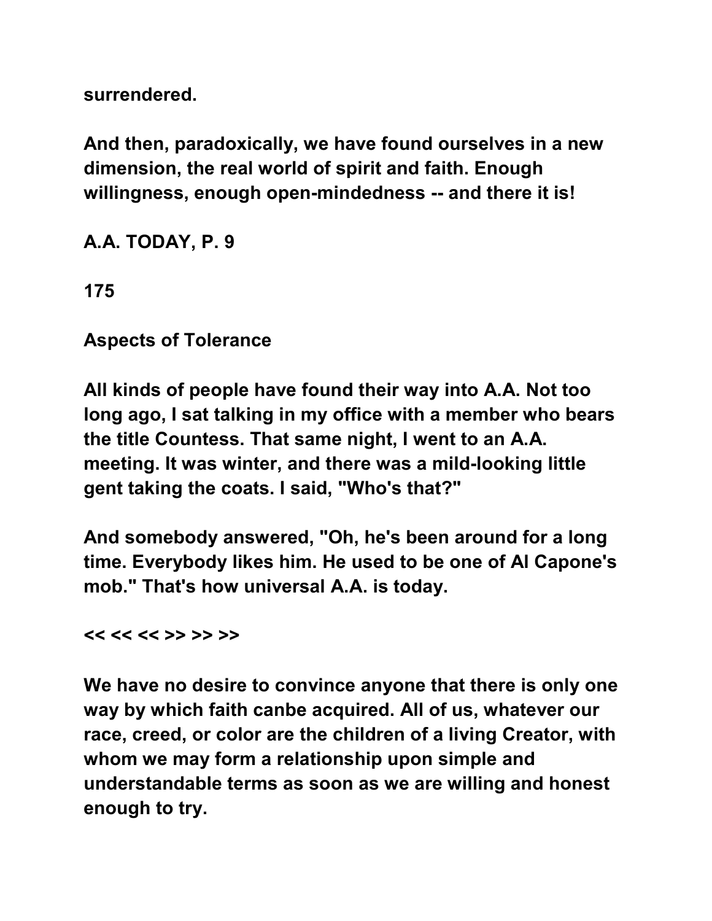surrendered.

And then, paradoxically, we have found ourselves in a new dimension, the real world of spirit and faith. Enough willingness, enough open-mindedness -- and there it is!

A.A. TODAY, P. 9

175

## Aspects of Tolerance

All kinds of people have found their way into A.A. Not too long ago, I sat talking in my office with a member who bears the title Countess. That same night, I went to an A.A. meeting. It was winter, and there was a mild-looking little gent taking the coats. I said, "Who's that?"

And somebody answered, "Oh, he's been around for a long time. Everybody likes him. He used to be one of Al Capone's mob." That's how universal A.A. is today.

<< << << >> >> >>

We have no desire to convince anyone that there is only one way by which faith canbe acquired. All of us, whatever our race, creed, or color are the children of a living Creator, with whom we may form a relationship upon simple and understandable terms as soon as we are willing and honest enough to try.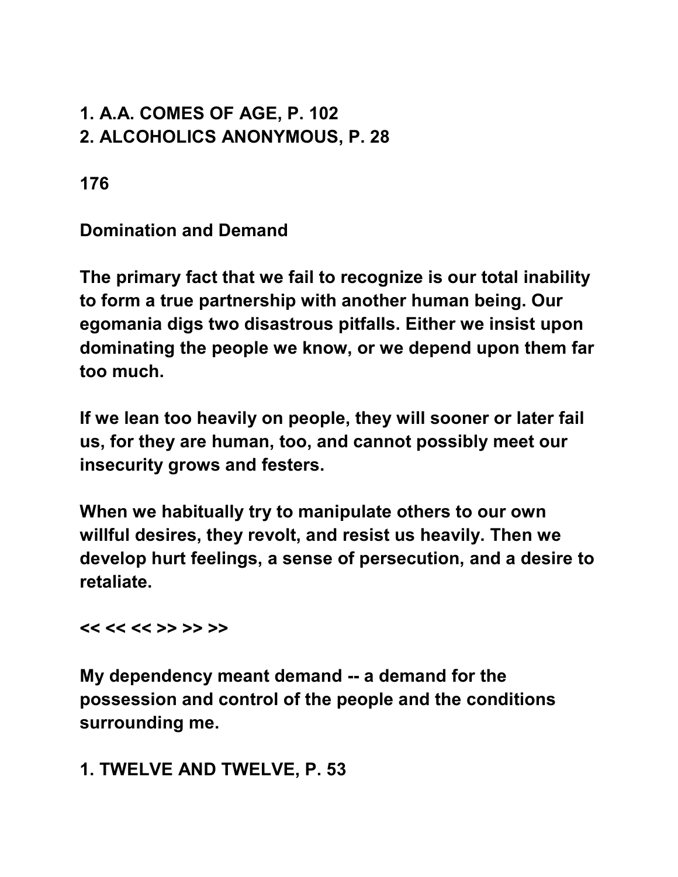1. A.A. COMES OF AGE, P. 102
2. ALCOHOLICS ANONYMOUS, P. 28

176

## Domination and Demand

The primary fact that we fail to recognize is our total inability to form a true partnership with another human being. Our egomania digs two disastrous pitfalls. Either we insist upon dominating the people we know, or we depend upon them far too much.

If we lean too heavily on people, they will sooner or later fail us, for they are human, too, and cannot possibly meet our insecurity grows and festers.

When we habitually try to manipulate others to our own willful desires, they revolt, and resist us heavily. Then we develop hurt feelings, a sense of persecution, and a desire to retaliate.

<< << << >> >> >>

My dependency meant demand -- a demand for the possession and control of the people and the conditions surrounding me.

1. TWELVE AND TWELVE, P. 53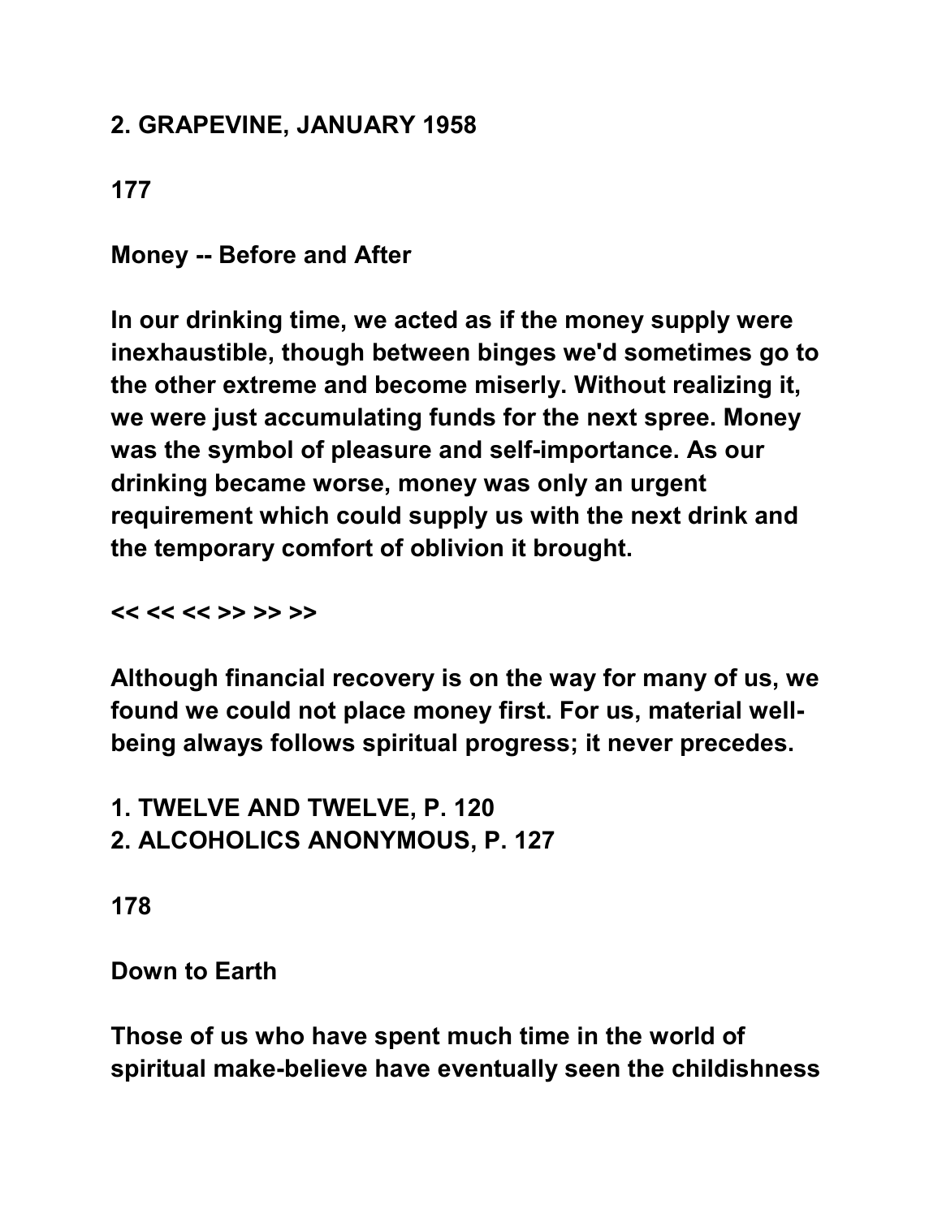**2. GRAPEVINE, JANUARY 1958**

**177**

## Money -- Before and After

**In our drinking time, we acted as if the money supply were inexhaustible, though between binges we'd sometimes go to the other extreme and become miserly. Without realizing it, we were just accumulating funds for the next spree. Money was the symbol of pleasure and self-importance. As our drinking became worse, money was only an urgent requirement which could supply us with the next drink and the temporary comfort of oblivion it brought.**

**<< << << >> >> >>**

**Although financial recovery is on the way for many of us, we found we could not place money first. For us, material well-being always follows spiritual progress; it never precedes.**

**1. TWELVE AND TWELVE, P. 120**
**2. ALCOHOLICS ANONYMOUS, P. 127**

**178**

## Down to Earth

**Those of us who have spent much time in the world of spiritual make-believe have eventually seen the childishness**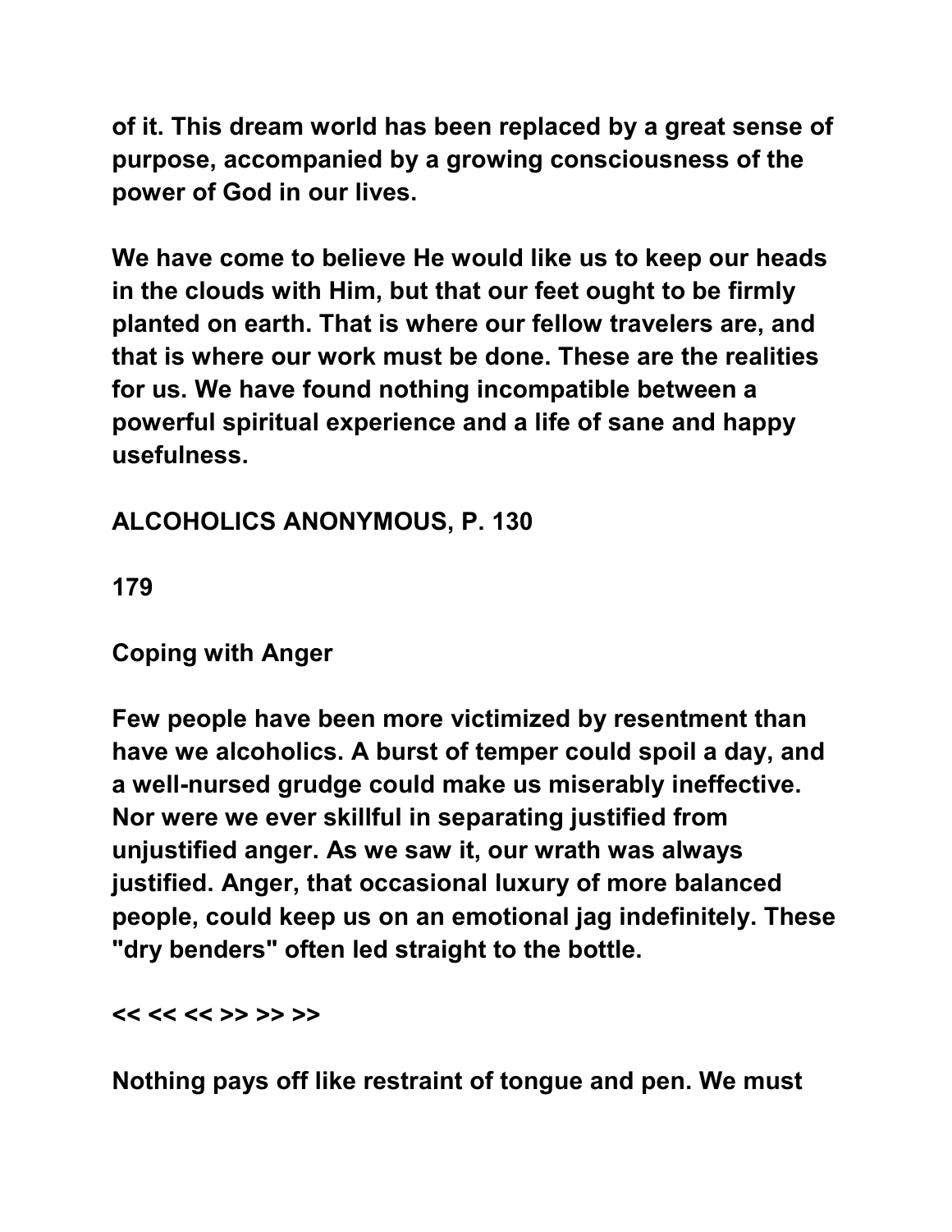of it. This dream world has been replaced by a great sense of purpose, accompanied by a growing consciousness of the power of God in our lives.

We have come to believe He would like us to keep our heads in the clouds with Him, but that our feet ought to be firmly planted on earth. That is where our fellow travelers are, and that is where our work must be done. These are the realities for us. We have found nothing incompatible between a powerful spiritual experience and a life of sane and happy usefulness.

ALCOHOLICS ANONYMOUS, P. 130

179

## Coping with Anger

Few people have been more victimized by resentment than have we alcoholics. A burst of temper could spoil a day, and a well-nursed grudge could make us miserably ineffective. Nor were we ever skillful in separating justified from unjustified anger. As we saw it, our wrath was always justified. Anger, that occasional luxury of more balanced people, could keep us on an emotional jag indefinitely. These "dry benders" often led straight to the bottle.

<< << << >> >> >>

Nothing pays off like restraint of tongue and pen. We must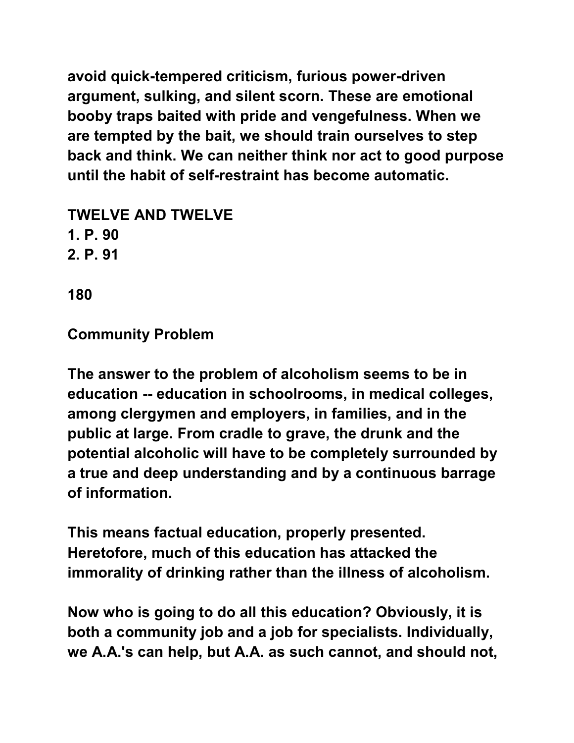avoid quick-tempered criticism, furious power-driven argument, sulking, and silent scorn. These are emotional booby traps baited with pride and vengefulness. When we are tempted by the bait, we should train ourselves to step back and think. We can neither think nor act to good purpose until the habit of self-restraint has become automatic.

**TWELVE AND TWELVE**
1. P. 90
2. P. 91

**180**

## Community Problem

The answer to the problem of alcoholism seems to be in education -- education in schoolrooms, in medical colleges, among clergymen and employers, in families, and in the public at large. From cradle to grave, the drunk and the potential alcoholic will have to be completely surrounded by a true and deep understanding and by a continuous barrage of information.

This means factual education, properly presented. Heretofore, much of this education has attacked the immorality of drinking rather than the illness of alcoholism.

Now who is going to do all this education? Obviously, it is both a community job and a job for specialists. Individually, we A.A.'s can help, but A.A. as such cannot, and should not,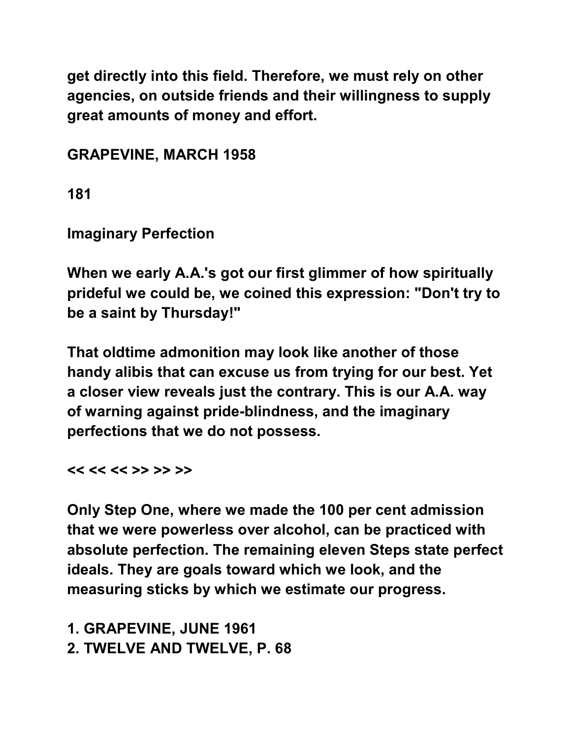get directly into this field. Therefore, we must rely on other agencies, on outside friends and their willingness to supply great amounts of money and effort.

GRAPEVINE, MARCH 1958

181

## Imaginary Perfection

When we early A.A.'s got our first glimmer of how spiritually prideful we could be, we coined this expression: "Don't try to be a saint by Thursday!"

That oldtime admonition may look like another of those handy alibis that can excuse us from trying for our best. Yet a closer view reveals just the contrary. This is our A.A. way of warning against pride-blindness, and the imaginary perfections that we do not possess.

<< << << >> >> >>

Only Step One, where we made the 100 per cent admission that we were powerless over alcohol, can be practiced with absolute perfection. The remaining eleven Steps state perfect ideals. They are goals toward which we look, and the measuring sticks by which we estimate our progress.

1. GRAPEVINE, JUNE 1961
2. TWELVE AND TWELVE, P. 68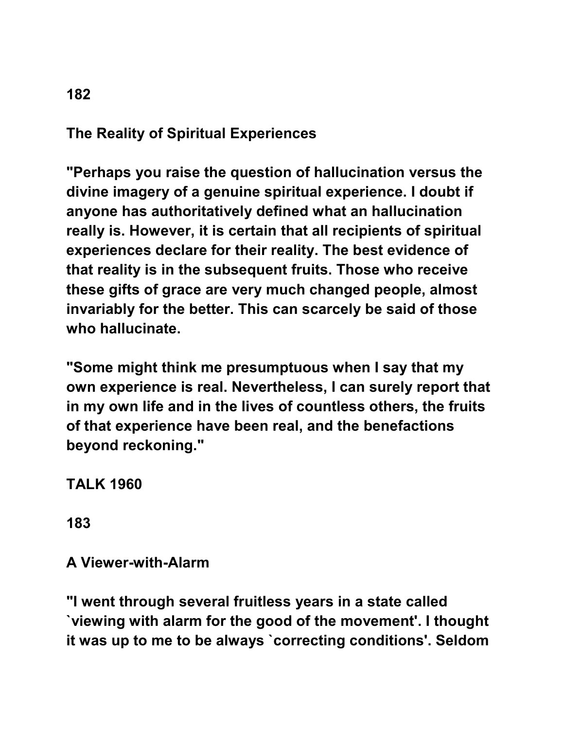**182**

## The Reality of Spiritual Experiences

**"Perhaps you raise the question of hallucination versus the divine imagery of a genuine spiritual experience. I doubt if anyone has authoritatively defined what an hallucination really is. However, it is certain that all recipients of spiritual experiences declare for their reality. The best evidence of that reality is in the subsequent fruits. Those who receive these gifts of grace are very much changed people, almost invariably for the better. This can scarcely be said of those who hallucinate.**

**"Some might think me presumptuous when I say that my own experience is real. Nevertheless, I can surely report that in my own life and in the lives of countless others, the fruits of that experience have been real, and the benefactions beyond reckoning."**

**TALK 1960**

**183**

## A Viewer-with-Alarm

**"I went through several fruitless years in a state called `viewing with alarm for the good of the movement'. I thought it was up to me to be always `correcting conditions'. Seldom**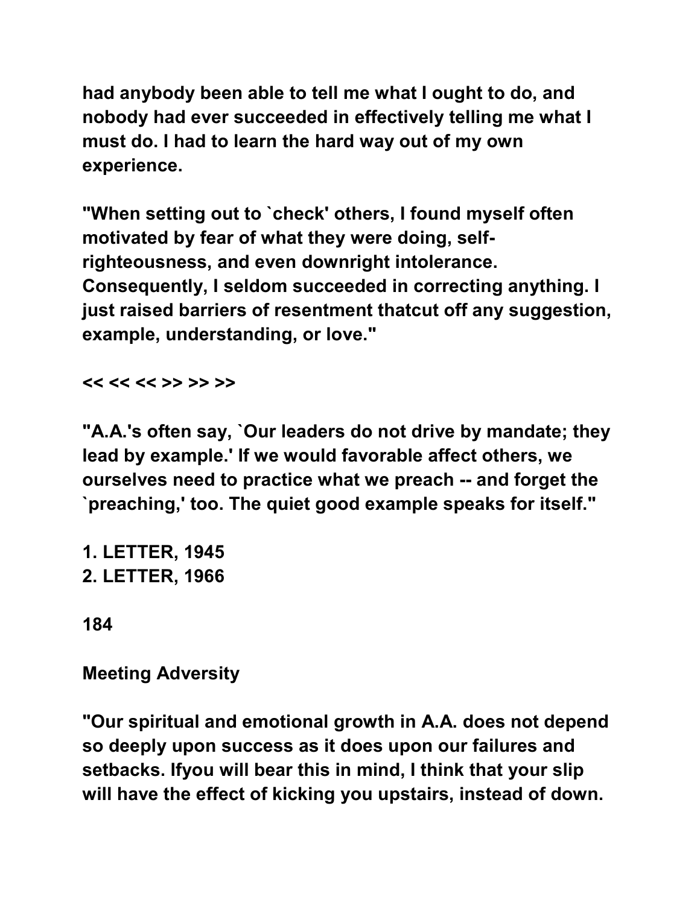had anybody been able to tell me what I ought to do, and nobody had ever succeeded in effectively telling me what I must do. I had to learn the hard way out of my own experience.

"When setting out to `check' others, I found myself often motivated by fear of what they were doing, self-righteousness, and even downright intolerance. Consequently, I seldom succeeded in correcting anything. I just raised barriers of resentment thatcut off any suggestion, example, understanding, or love."

<< << << >> >> >>

"A.A.'s often say, `Our leaders do not drive by mandate; they lead by example.' If we would favorable affect others, we ourselves need to practice what we preach -- and forget the `preaching,' too. The quiet good example speaks for itself."

1. LETTER, 1945
2. LETTER, 1966

**Meeting Adversity**

"Our spiritual and emotional growth in A.A. does not depend so deeply upon success as it does upon our failures and setbacks. Ifyou will bear this in mind, I think that your slip will have the effect of kicking you upstairs, instead of down.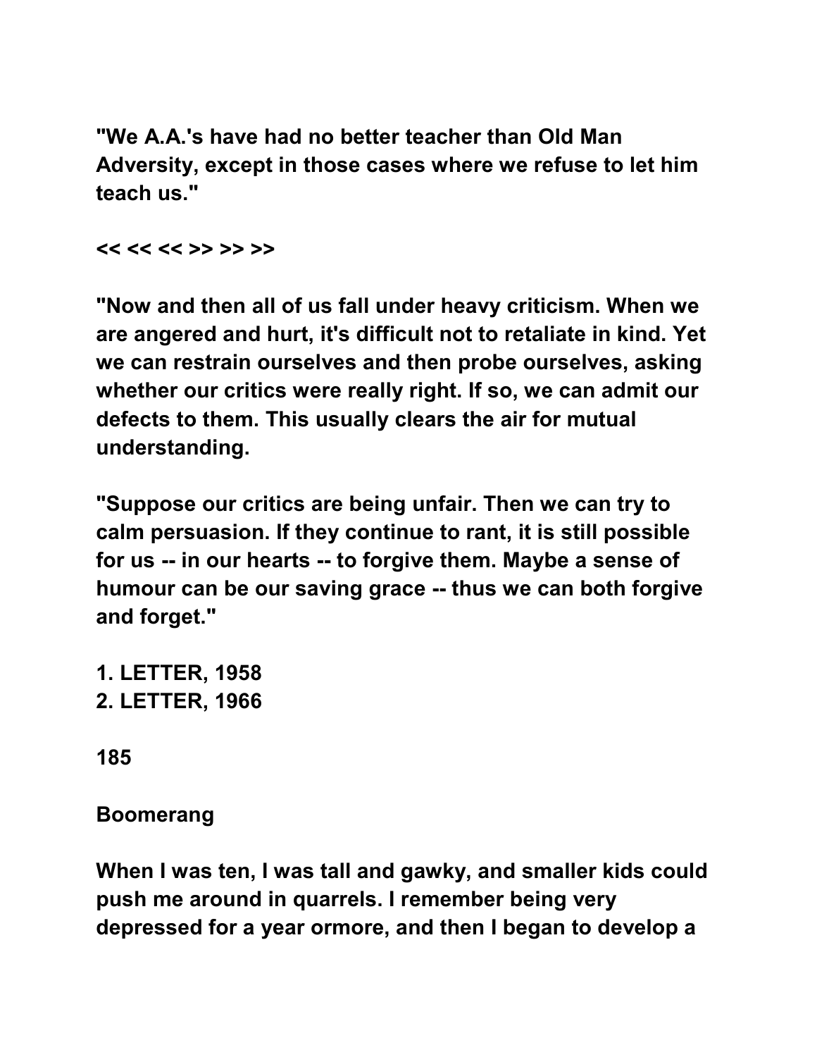"We A.A.'s have had no better teacher than Old Man Adversity, except in those cases where we refuse to let him teach us."

<< << << >> >> >>

"Now and then all of us fall under heavy criticism. When we are angered and hurt, it's difficult not to retaliate in kind. Yet we can restrain ourselves and then probe ourselves, asking whether our critics were really right. If so, we can admit our defects to them. This usually clears the air for mutual understanding.

"Suppose our critics are being unfair. Then we can try to calm persuasion. If they continue to rant, it is still possible for us -- in our hearts -- to forgive them. Maybe a sense of humour can be our saving grace -- thus we can both forgive and forget."

1. LETTER, 1958
2. LETTER, 1966

185

## Boomerang

When I was ten, I was tall and gawky, and smaller kids could push me around in quarrels. I remember being very depressed for a year ormore, and then I began to develop a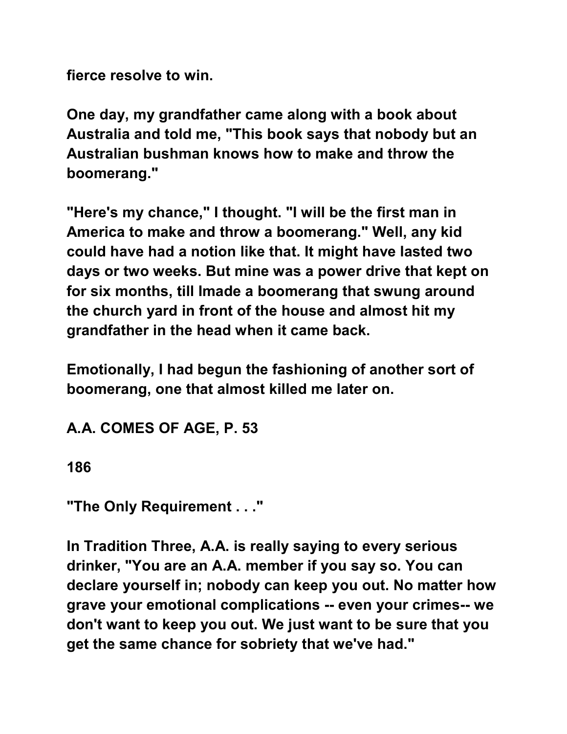fierce resolve to win.

One day, my grandfather came along with a book about Australia and told me, "This book says that nobody but an Australian bushman knows how to make and throw the boomerang."

"Here's my chance," I thought. "I will be the first man in America to make and throw a boomerang." Well, any kid could have had a notion like that. It might have lasted two days or two weeks. But mine was a power drive that kept on for six months, till Imade a boomerang that swung around the church yard in front of the house and almost hit my grandfather in the head when it came back.

Emotionally, I had begun the fashioning of another sort of boomerang, one that almost killed me later on.

A.A. COMES OF AGE, P. 53

186

"The Only Requirement . . ."

In Tradition Three, A.A. is really saying to every serious drinker, "You are an A.A. member if you say so. You can declare yourself in; nobody can keep you out. No matter how grave your emotional complications -- even your crimes-- we don't want to keep you out. We just want to be sure that you get the same chance for sobriety that we've had."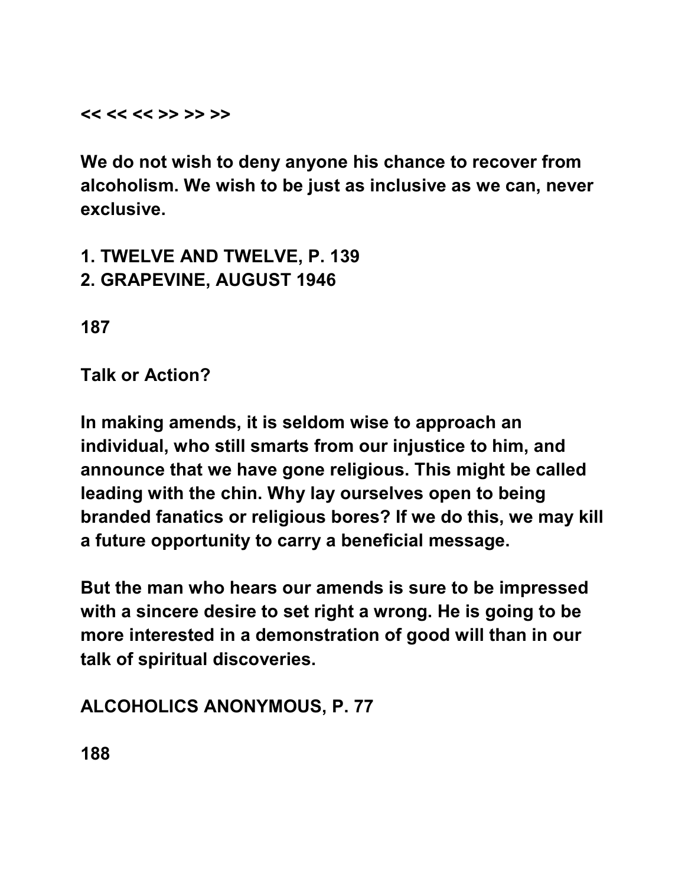<< << << >> >> >>

We do not wish to deny anyone his chance to recover from alcoholism. We wish to be just as inclusive as we can, never exclusive.

1. TWELVE AND TWELVE, P. 139
2. GRAPEVINE, AUGUST 1946

187

## Talk or Action?

In making amends, it is seldom wise to approach an individual, who still smarts from our injustice to him, and announce that we have gone religious. This might be called leading with the chin. Why lay ourselves open to being branded fanatics or religious bores? If we do this, we may kill a future opportunity to carry a beneficial message.

But the man who hears our amends is sure to be impressed with a sincere desire to set right a wrong. He is going to be more interested in a demonstration of good will than in our talk of spiritual discoveries.

ALCOHOLICS ANONYMOUS, P. 77

188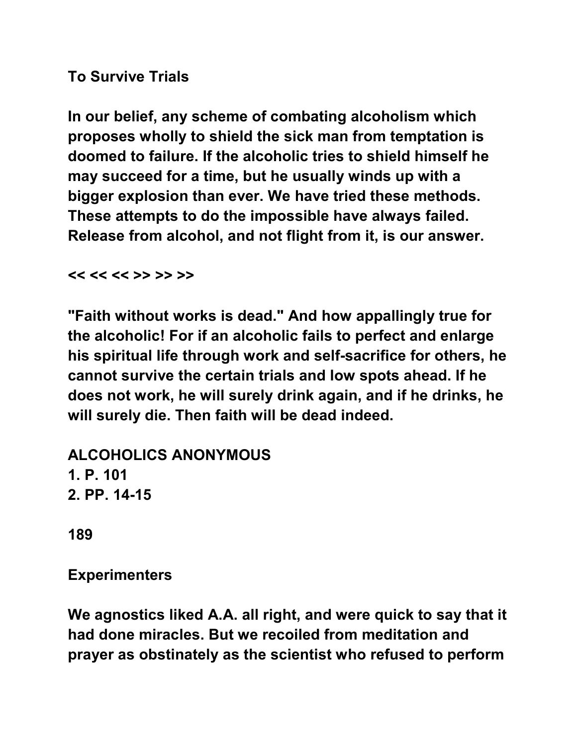**To Survive Trials**

**In our belief, any scheme of combating alcoholism which proposes wholly to shield the sick man from temptation is doomed to failure. If the alcoholic tries to shield himself he may succeed for a time, but he usually winds up with a bigger explosion than ever. We have tried these methods. These attempts to do the impossible have always failed. Release from alcohol, and not flight from it, is our answer.**

**<< << << >> >> >>**

**"Faith without works is dead." And how appallingly true for the alcoholic! For if an alcoholic fails to perfect and enlarge his spiritual life through work and self-sacrifice for others, he cannot survive the certain trials and low spots ahead. If he does not work, he will surely drink again, and if he drinks, he will surely die. Then faith will be dead indeed.**

**ALCOHOLICS ANONYMOUS**
**1. P. 101**
**2. PP. 14-15**

**189**

**Experimenters**

**We agnostics liked A.A. all right, and were quick to say that it had done miracles. But we recoiled from meditation and prayer as obstinately as the scientist who refused to perform**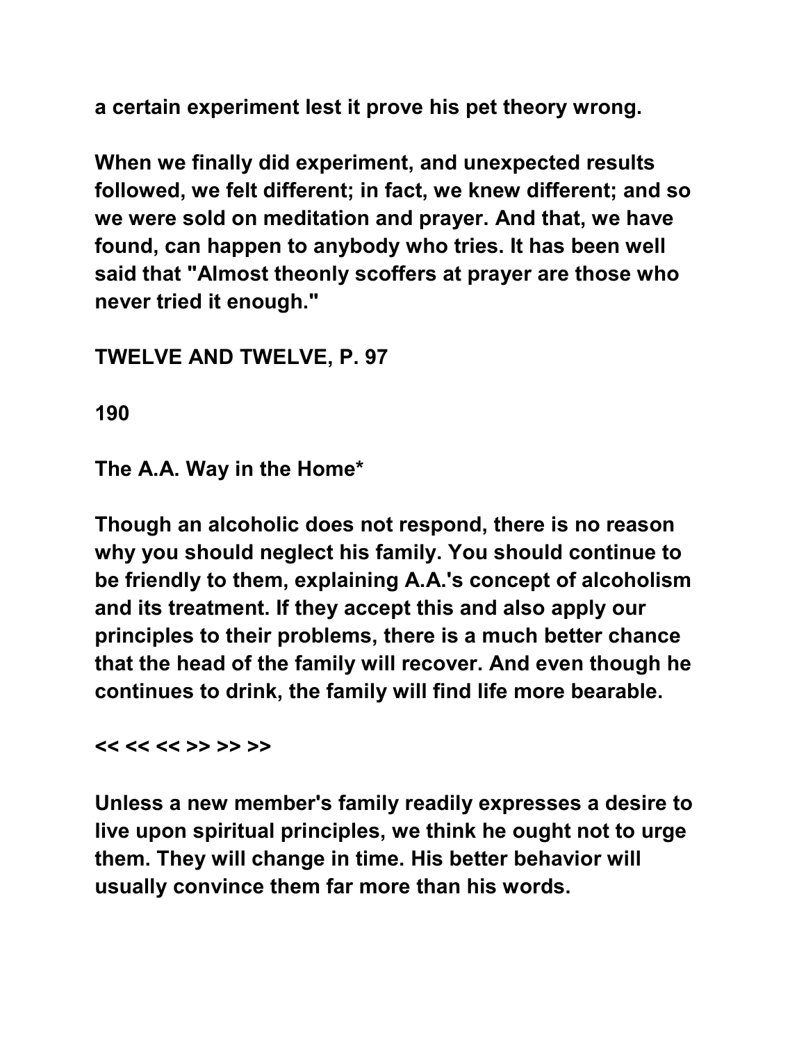a certain experiment lest it prove his pet theory wrong.

When we finally did experiment, and unexpected results followed, we felt different; in fact, we knew different; and so we were sold on meditation and prayer. And that, we have found, can happen to anybody who tries. It has been well said that "Almost theonly scoffers at prayer are those who never tried it enough."

TWELVE AND TWELVE, P. 97

190

## The A.A. Way in the Home*

Though an alcoholic does not respond, there is no reason why you should neglect his family. You should continue to be friendly to them, explaining A.A.'s concept of alcoholism and its treatment. If they accept this and also apply our principles to their problems, there is a much better chance that the head of the family will recover. And even though he continues to drink, the family will find life more bearable.

<< << << >> >> >>

Unless a new member's family readily expresses a desire to live upon spiritual principles, we think he ought not to urge them. They will change in time. His better behavior will usually convince them far more than his words.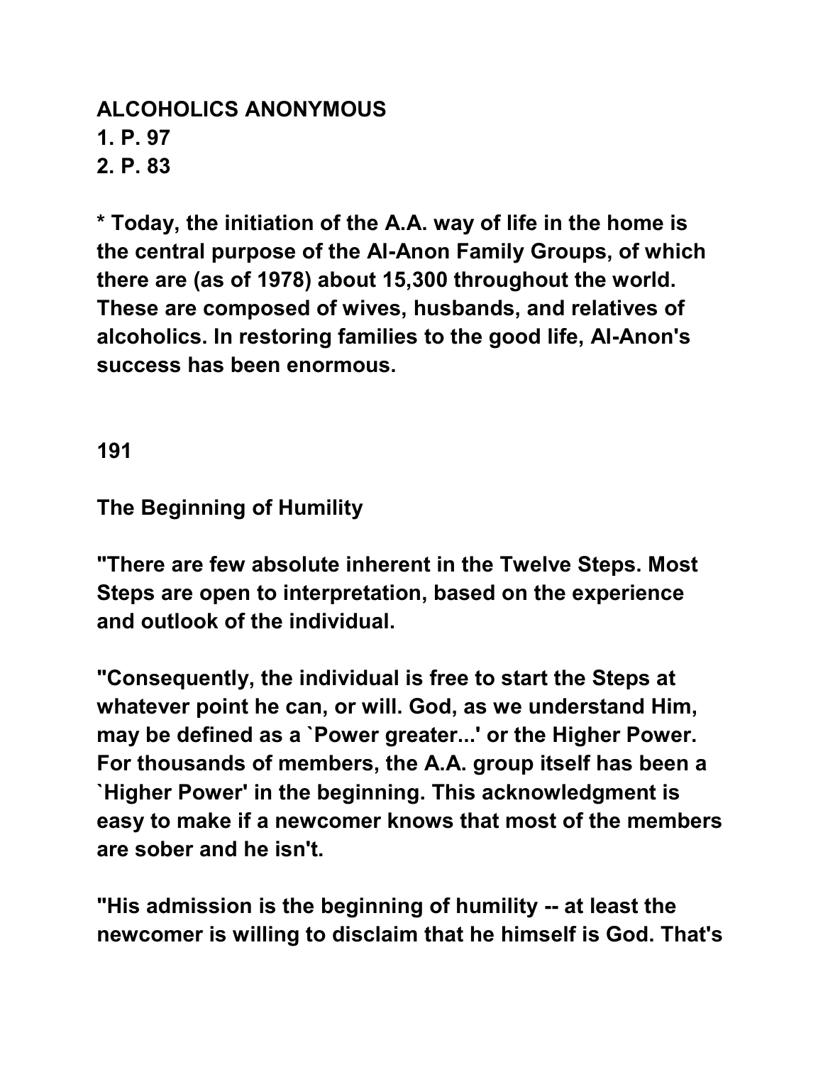**ALCOHOLICS ANONYMOUS**
**1. P. 97**
**2. P. 83**

**\* Today, the initiation of the A.A. way of life in the home is the central purpose of the Al-Anon Family Groups, of which there are (as of 1978) about 15,300 throughout the world. These are composed of wives, husbands, and relatives of alcoholics. In restoring families to the good life, Al-Anon's success has been enormous.**

**191**

**The Beginning of Humility**

**"There are few absolute inherent in the Twelve Steps. Most Steps are open to interpretation, based on the experience and outlook of the individual.**

**"Consequently, the individual is free to start the Steps at whatever point he can, or will. God, as we understand Him, may be defined as a `Power greater...' or the Higher Power. For thousands of members, the A.A. group itself has been a `Higher Power' in the beginning. This acknowledgment is easy to make if a newcomer knows that most of the members are sober and he isn't.**

**"His admission is the beginning of humility -- at least the newcomer is willing to disclaim that he himself is God. That's**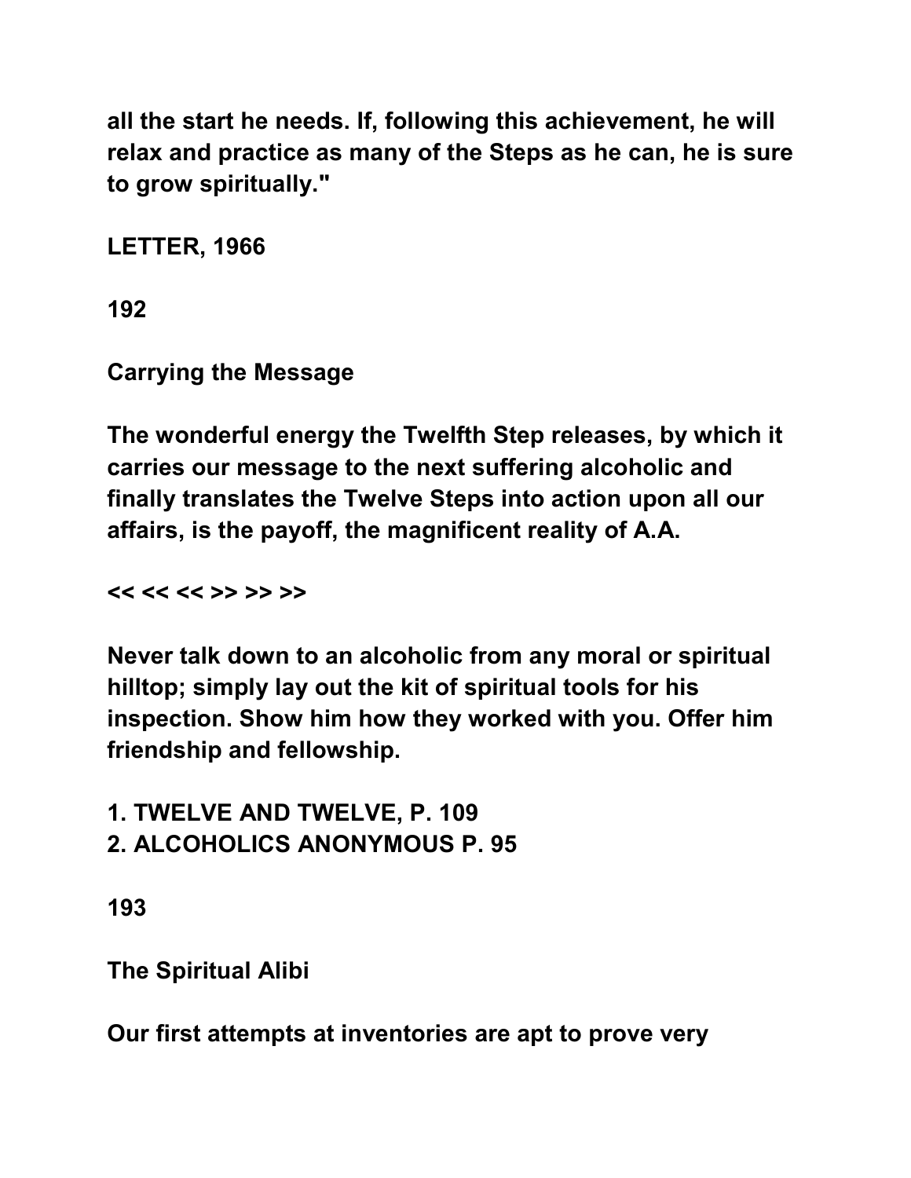all the start he needs. If, following this achievement, he will relax and practice as many of the Steps as he can, he is sure to grow spiritually."

LETTER, 1966

192

## Carrying the Message

The wonderful energy the Twelfth Step releases, by which it carries our message to the next suffering alcoholic and finally translates the Twelve Steps into action upon all our affairs, is the payoff, the magnificent reality of A.A.

<< << << >> >> >>

Never talk down to an alcoholic from any moral or spiritual hilltop; simply lay out the kit of spiritual tools for his inspection. Show him how they worked with you. Offer him friendship and fellowship.

1. TWELVE AND TWELVE, P. 109
2. ALCOHOLICS ANONYMOUS P. 95

193

## The Spiritual Alibi

Our first attempts at inventories are apt to prove very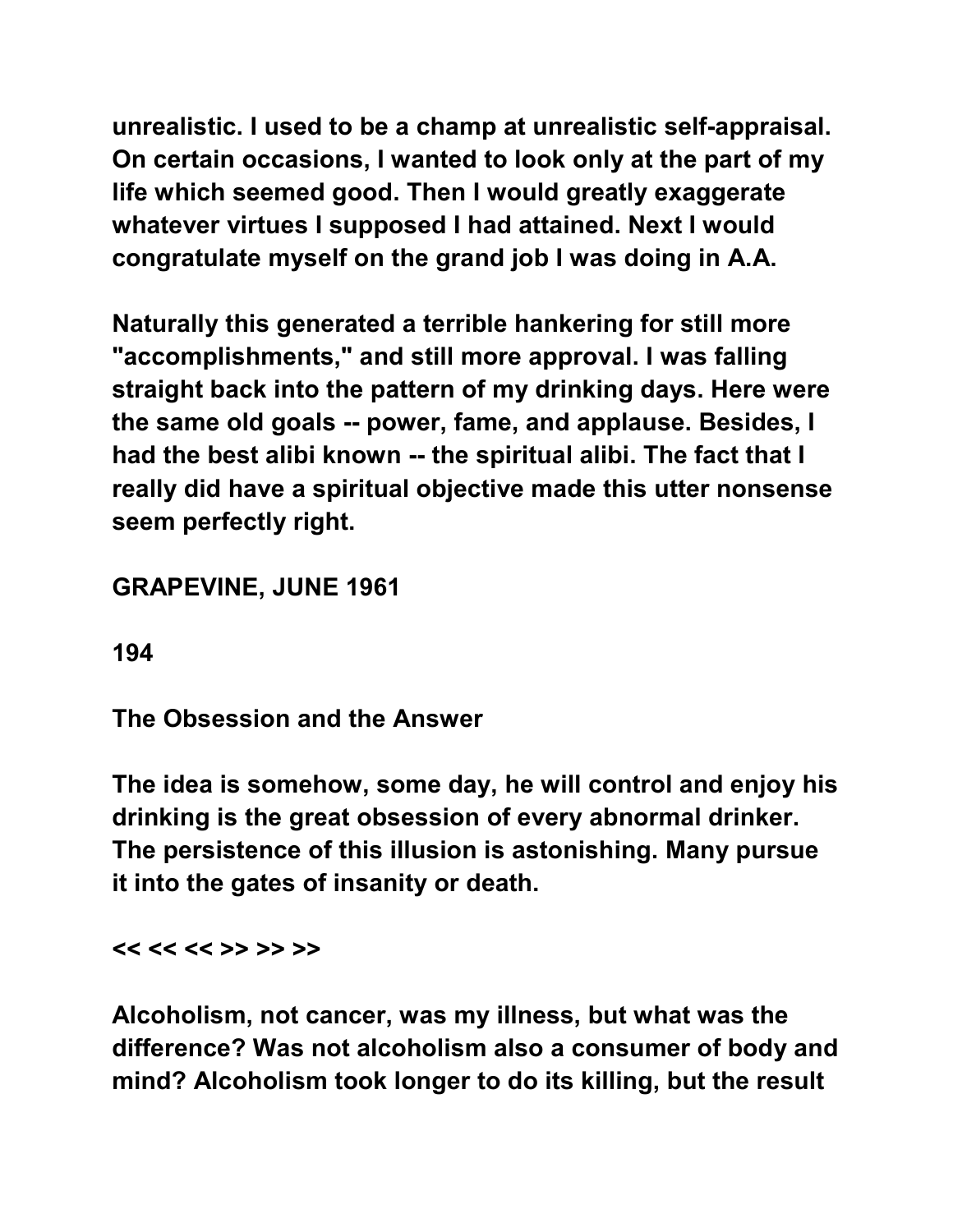unrealistic. I used to be a champ at unrealistic self-appraisal. On certain occasions, I wanted to look only at the part of my life which seemed good. Then I would greatly exaggerate whatever virtues I supposed I had attained. Next I would congratulate myself on the grand job I was doing in A.A.

Naturally this generated a terrible hankering for still more "accomplishments," and still more approval. I was falling straight back into the pattern of my drinking days. Here were the same old goals -- power, fame, and applause. Besides, I had the best alibi known -- the spiritual alibi. The fact that I really did have a spiritual objective made this utter nonsense seem perfectly right.

GRAPEVINE, JUNE 1961

194

## The Obsession and the Answer

The idea is somehow, some day, he will control and enjoy his drinking is the great obsession of every abnormal drinker. The persistence of this illusion is astonishing. Many pursue it into the gates of insanity or death.

<< << << >> >> >>

Alcoholism, not cancer, was my illness, but what was the difference? Was not alcoholism also a consumer of body and mind? Alcoholism took longer to do its killing, but the result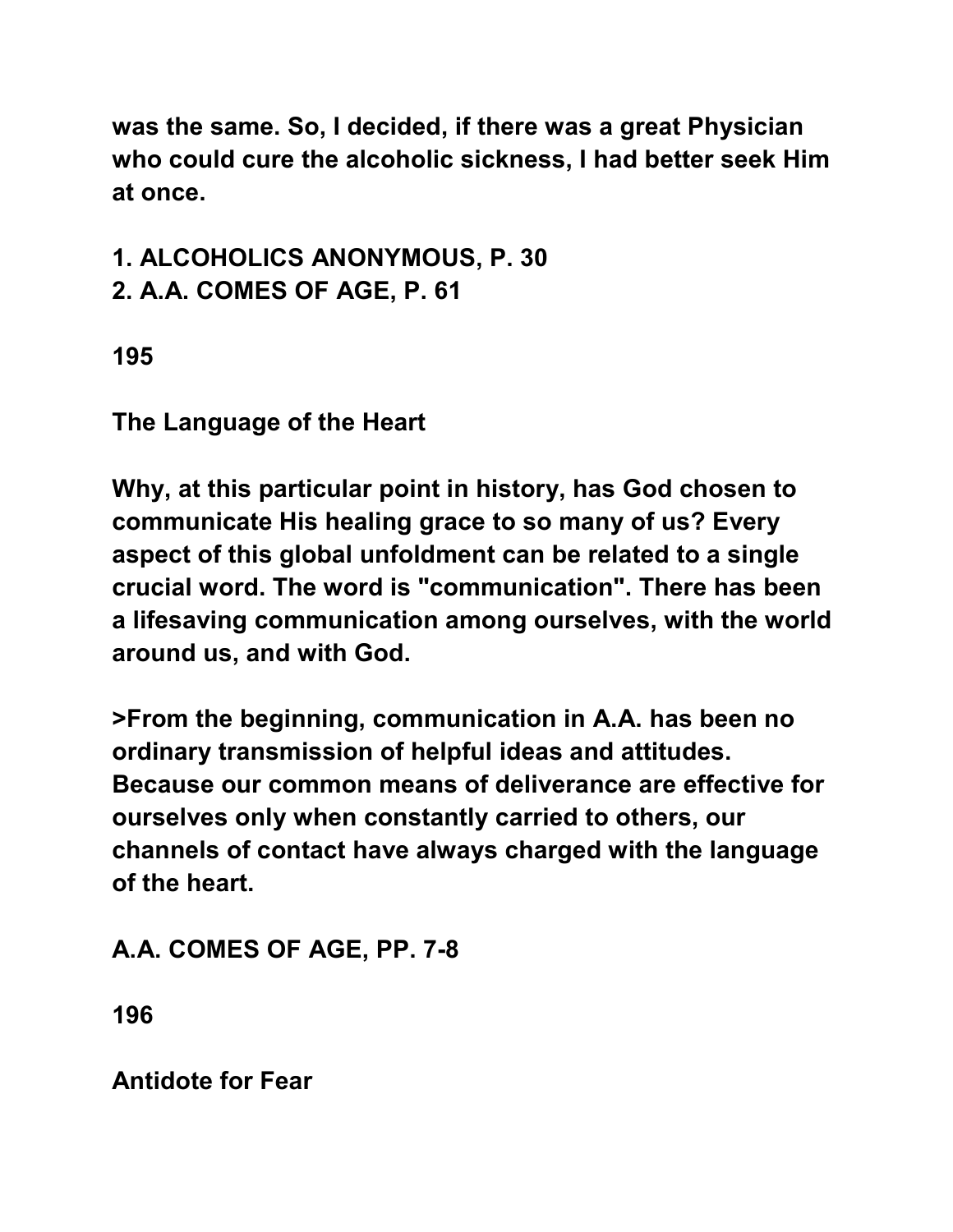was the same. So, I decided, if there was a great Physician who could cure the alcoholic sickness, I had better seek Him at once.

1. ALCOHOLICS ANONYMOUS, P. 30
2. A.A. COMES OF AGE, P. 61

195

## The Language of the Heart

Why, at this particular point in history, has God chosen to communicate His healing grace to so many of us? Every aspect of this global unfoldment can be related to a single crucial word. The word is "communication". There has been a lifesaving communication among ourselves, with the world around us, and with God.

>From the beginning, communication in A.A. has been no ordinary transmission of helpful ideas and attitudes. Because our common means of deliverance are effective for ourselves only when constantly carried to others, our channels of contact have always charged with the language of the heart.

A.A. COMES OF AGE, PP. 7-8

196

## Antidote for Fear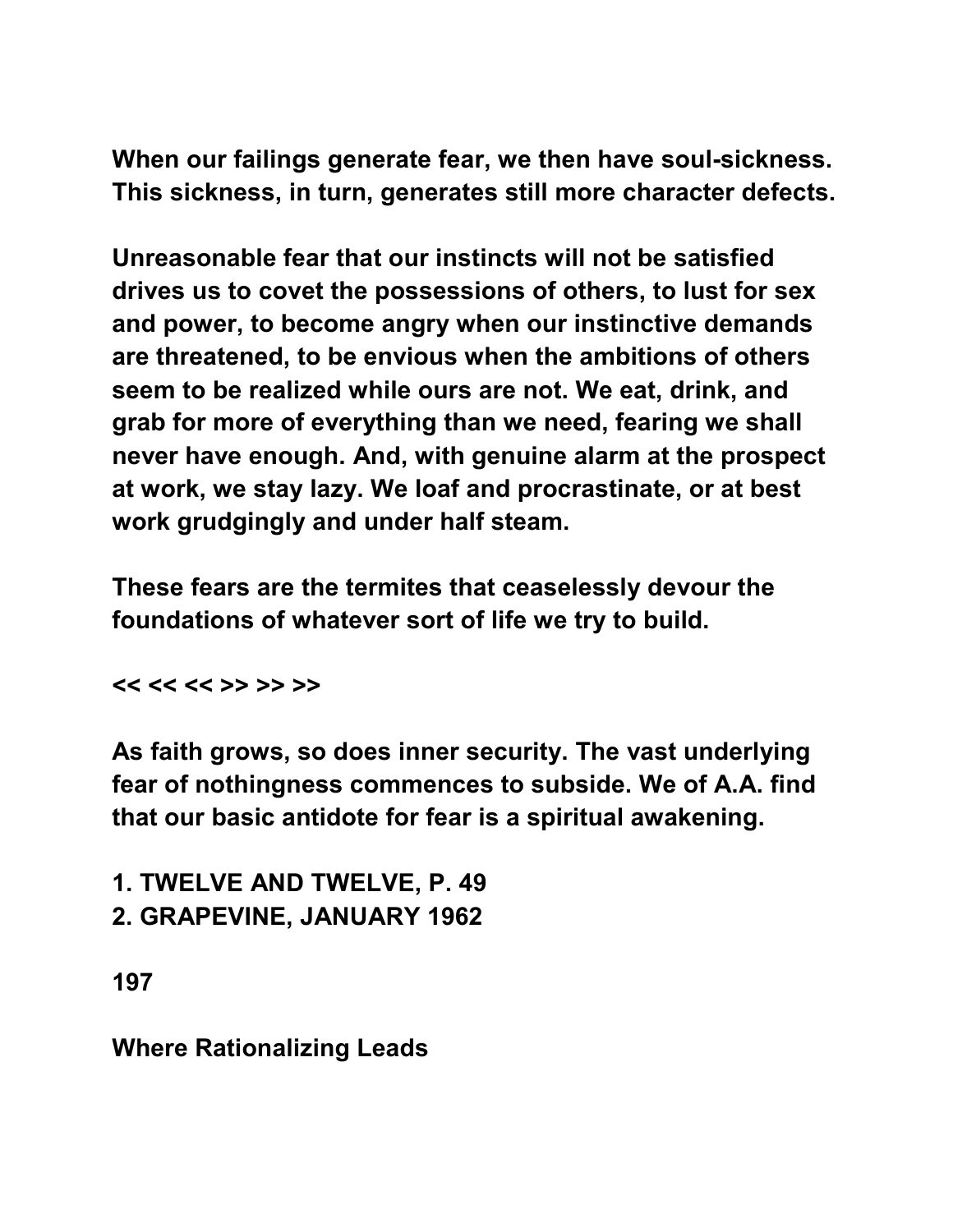When our failings generate fear, we then have soul-sickness. This sickness, in turn, generates still more character defects.

Unreasonable fear that our instincts will not be satisfied drives us to covet the possessions of others, to lust for sex and power, to become angry when our instinctive demands are threatened, to be envious when the ambitions of others seem to be realized while ours are not. We eat, drink, and grab for more of everything than we need, fearing we shall never have enough. And, with genuine alarm at the prospect at work, we stay lazy. We loaf and procrastinate, or at best work grudgingly and under half steam.

These fears are the termites that ceaselessly devour the foundations of whatever sort of life we try to build.

<< << << >> >> >>

As faith grows, so does inner security. The vast underlying fear of nothingness commences to subside. We of A.A. find that our basic antidote for fear is a spiritual awakening.

1. TWELVE AND TWELVE, P. 49
2. GRAPEVINE, JANUARY 1962

## Where Rationalizing Leads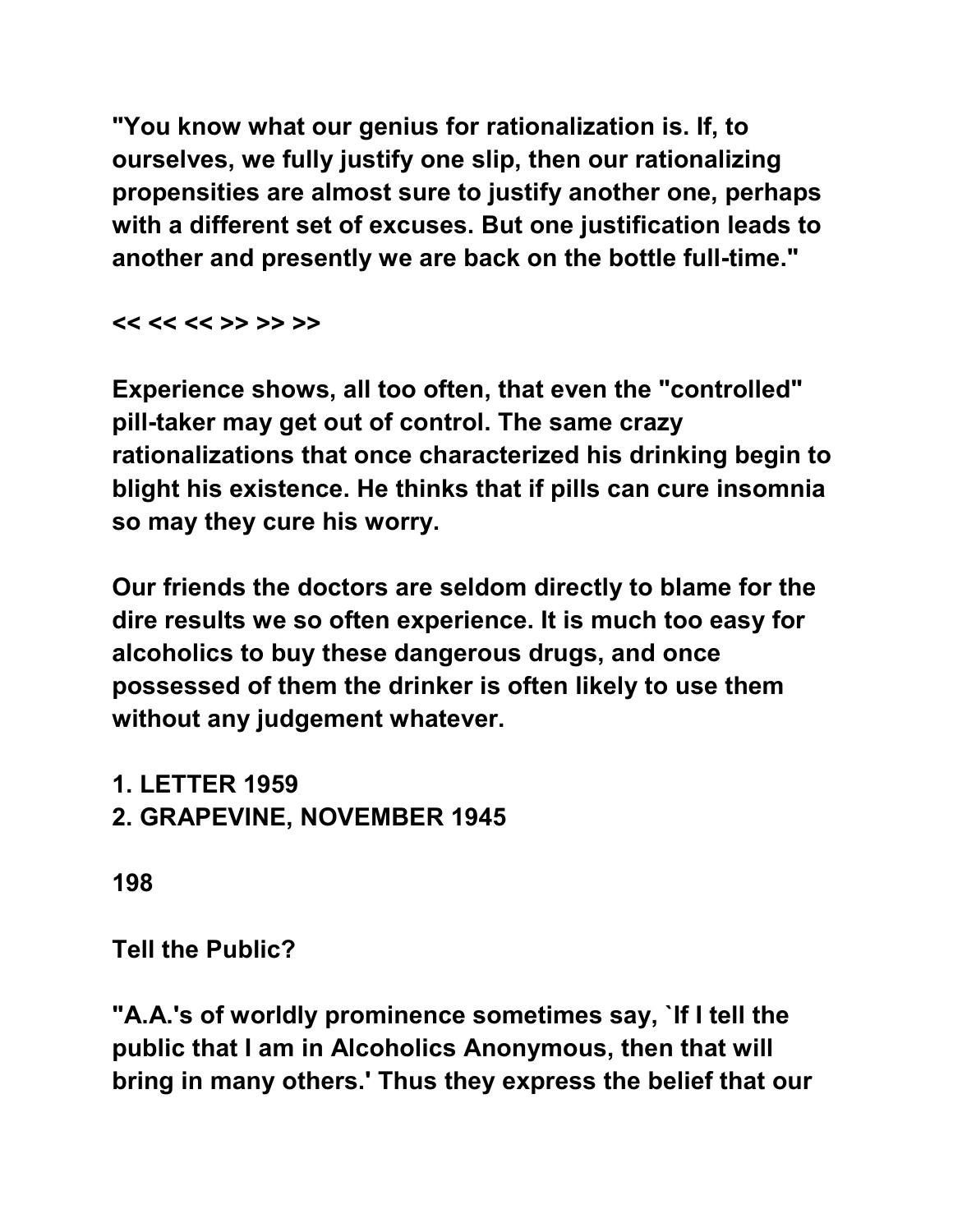"You know what our genius for rationalization is. If, to ourselves, we fully justify one slip, then our rationalizing propensities are almost sure to justify another one, perhaps with a different set of excuses. But one justification leads to another and presently we are back on the bottle full-time."

<< << << >> >> >>

Experience shows, all too often, that even the "controlled" pill-taker may get out of control. The same crazy rationalizations that once characterized his drinking begin to blight his existence. He thinks that if pills can cure insomnia so may they cure his worry.

Our friends the doctors are seldom directly to blame for the dire results we so often experience. It is much too easy for alcoholics to buy these dangerous drugs, and once possessed of them the drinker is often likely to use them without any judgement whatever.

1. LETTER 1959
2. GRAPEVINE, NOVEMBER 1945

Tell the Public?

"A.A.'s of worldly prominence sometimes say, `If I tell the public that I am in Alcoholics Anonymous, then that will bring in many others.' Thus they express the belief that our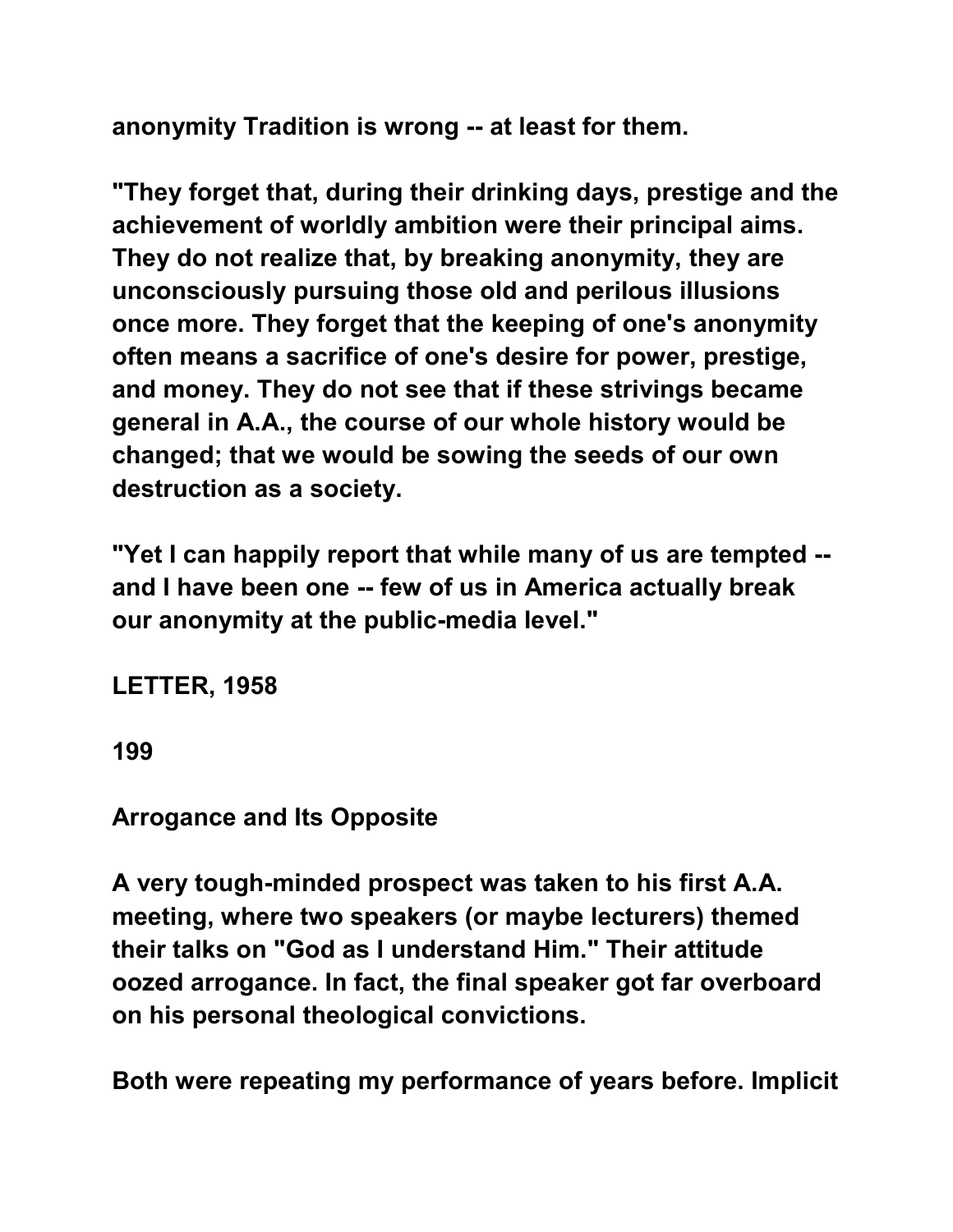anonymity Tradition is wrong -- at least for them.

"They forget that, during their drinking days, prestige and the achievement of worldly ambition were their principal aims. They do not realize that, by breaking anonymity, they are unconsciously pursuing those old and perilous illusions once more. They forget that the keeping of one's anonymity often means a sacrifice of one's desire for power, prestige, and money. They do not see that if these strivings became general in A.A., the course of our whole history would be changed; that we would be sowing the seeds of our own destruction as a society.

"Yet I can happily report that while many of us are tempted -- and I have been one -- few of us in America actually break our anonymity at the public-media level."

LETTER, 1958

199

## Arrogance and Its Opposite

A very tough-minded prospect was taken to his first A.A. meeting, where two speakers (or maybe lecturers) themed their talks on "God as I understand Him." Their attitude oozed arrogance. In fact, the final speaker got far overboard on his personal theological convictions.

Both were repeating my performance of years before. Implicit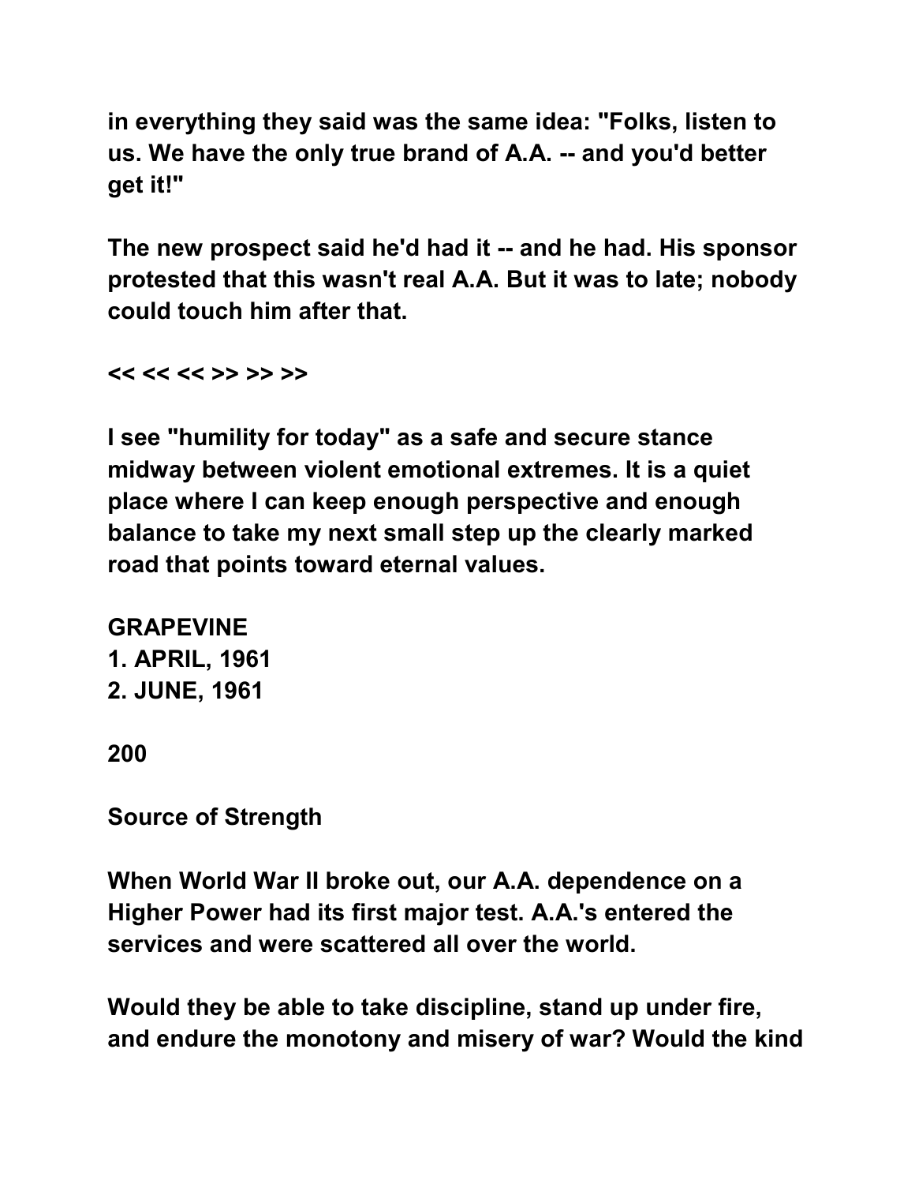in everything they said was the same idea: "Folks, listen to us. We have the only true brand of A.A. -- and you'd better get it!"

The new prospect said he'd had it -- and he had. His sponsor protested that this wasn't real A.A. But it was to late; nobody could touch him after that.

<< << << >> >> >>

I see "humility for today" as a safe and secure stance midway between violent emotional extremes. It is a quiet place where I can keep enough perspective and enough balance to take my next small step up the clearly marked road that points toward eternal values.

GRAPEVINE
1. APRIL, 1961
2. JUNE, 1961

200

Source of Strength

When World War II broke out, our A.A. dependence on a Higher Power had its first major test. A.A.'s entered the services and were scattered all over the world.

Would they be able to take discipline, stand up under fire, and endure the monotony and misery of war? Would the kind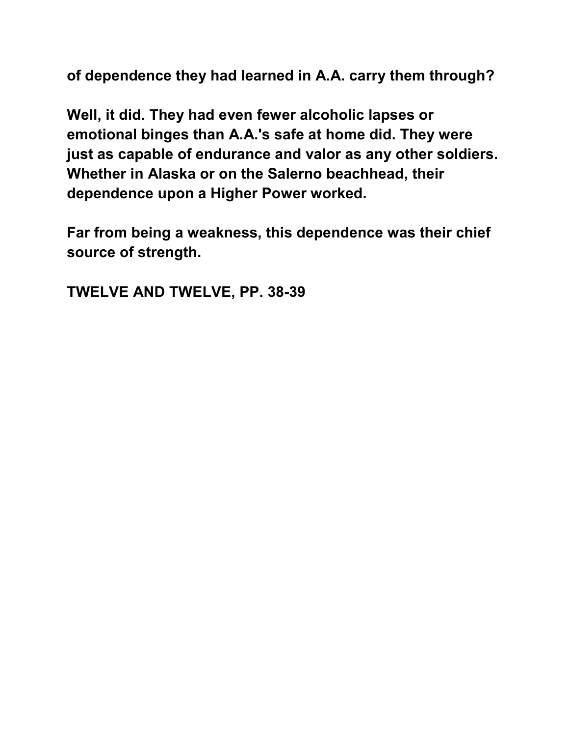**of dependence they had learned in A.A. carry them through?**

**Well, it did. They had even fewer alcoholic lapses or emotional binges than A.A.'s safe at home did. They were just as capable of endurance and valor as any other soldiers. Whether in Alaska or on the Salerno beachhead, their dependence upon a Higher Power worked.**

**Far from being a weakness, this dependence was their chief source of strength.**

**TWELVE AND TWELVE, PP. 38-39**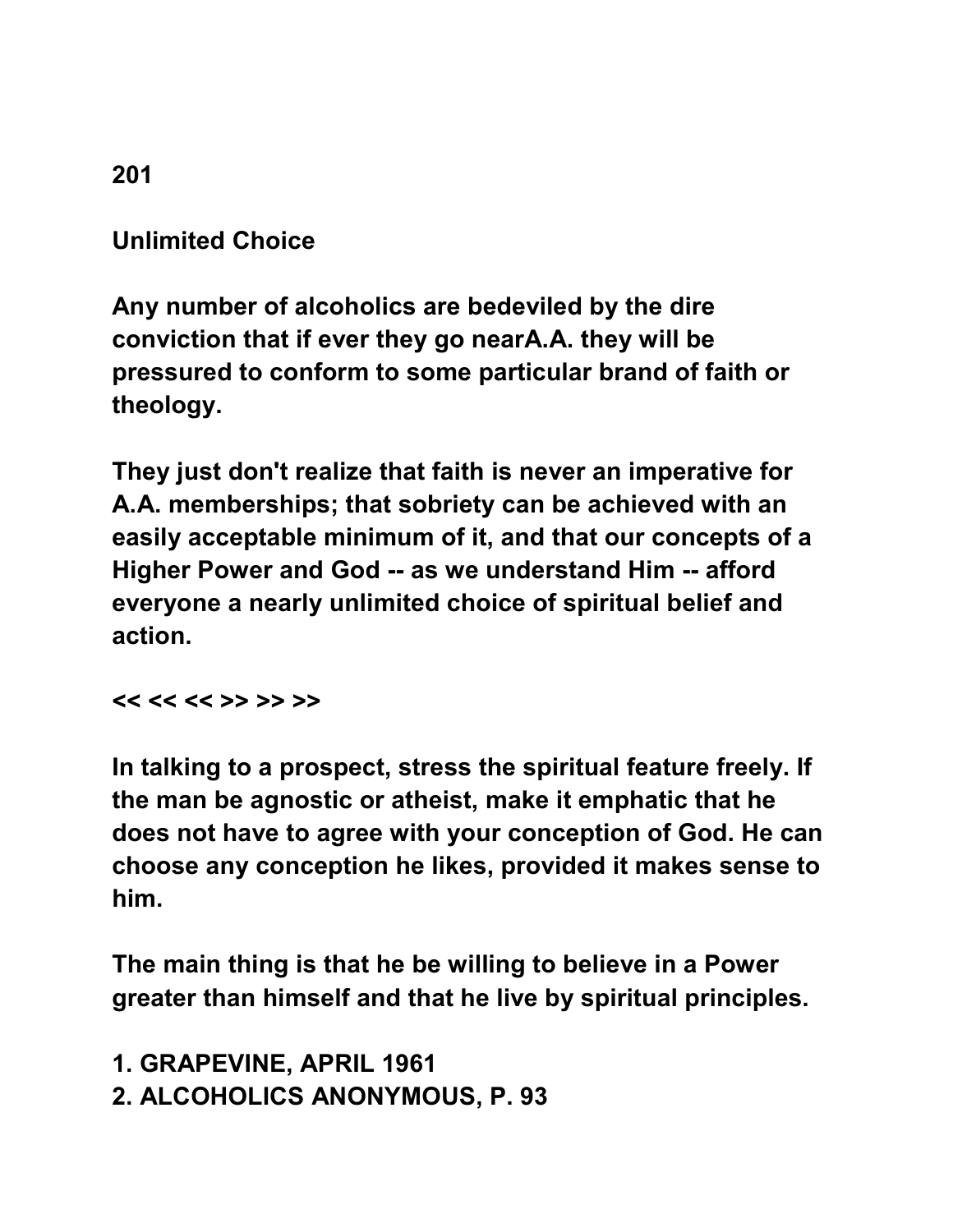**201**

## Unlimited Choice

**Any number of alcoholics are bedeviled by the dire conviction that if ever they go nearA.A. they will be pressured to conform to some particular brand of faith or theology.**

**They just don't realize that faith is never an imperative for A.A. memberships; that sobriety can be achieved with an easily acceptable minimum of it, and that our concepts of a Higher Power and God -- as we understand Him -- afford everyone a nearly unlimited choice of spiritual belief and action.**

**<< << << >> >> >>**

**In talking to a prospect, stress the spiritual feature freely. If the man be agnostic or atheist, make it emphatic that he does not have to agree with your conception of God. He can choose any conception he likes, provided it makes sense to him.**

**The main thing is that he be willing to believe in a Power greater than himself and that he live by spiritual principles.**

**1. GRAPEVINE, APRIL 1961**
**2. ALCOHOLICS ANONYMOUS, P. 93**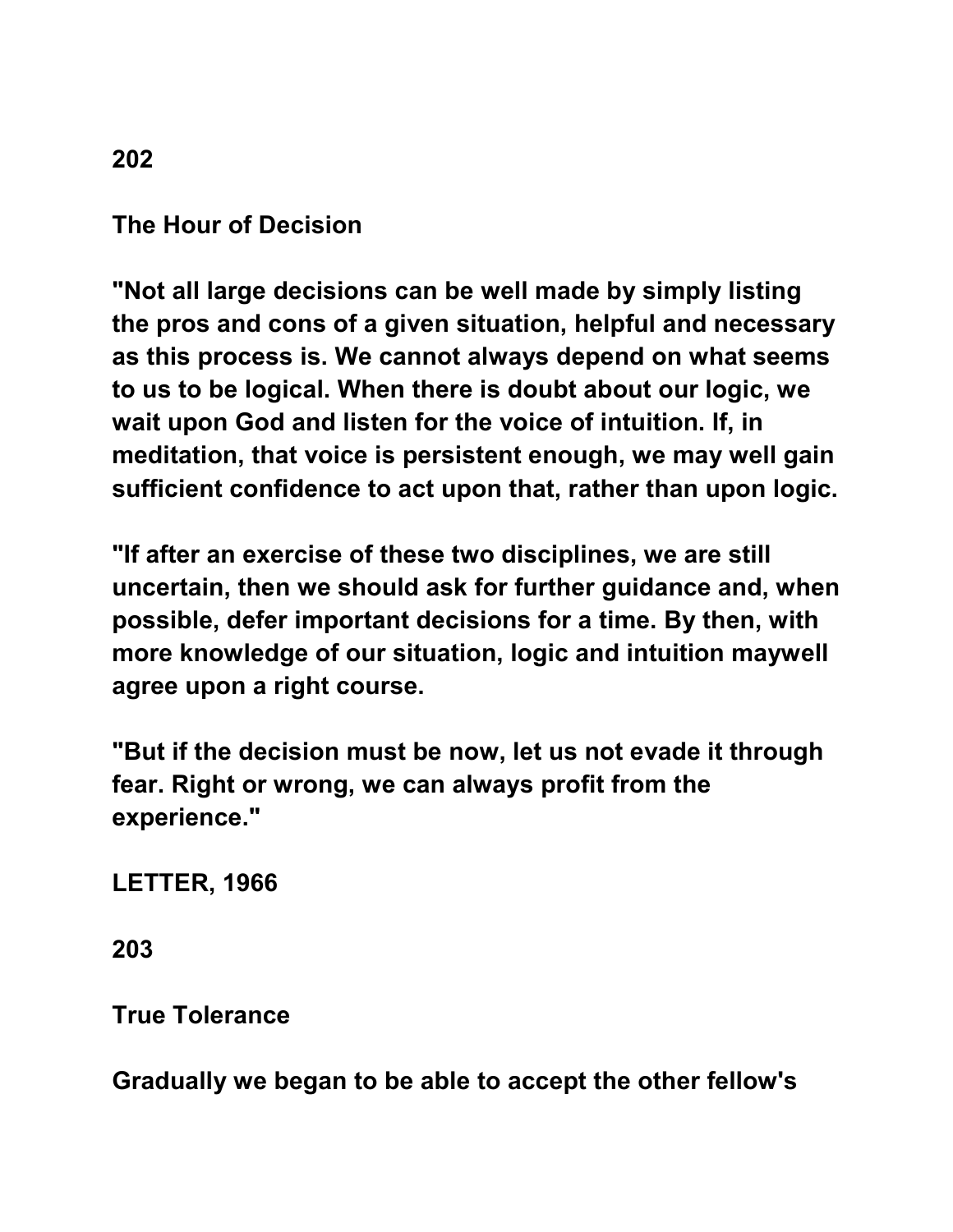**202**

**The Hour of Decision**

**"Not all large decisions can be well made by simply listing the pros and cons of a given situation, helpful and necessary as this process is. We cannot always depend on what seems to us to be logical. When there is doubt about our logic, we wait upon God and listen for the voice of intuition. If, in meditation, that voice is persistent enough, we may well gain sufficient confidence to act upon that, rather than upon logic.**

**"If after an exercise of these two disciplines, we are still uncertain, then we should ask for further guidance and, when possible, defer important decisions for a time. By then, with more knowledge of our situation, logic and intuition maywell agree upon a right course.**

**"But if the decision must be now, let us not evade it through fear. Right or wrong, we can always profit from the experience."**

**LETTER, 1966**

**203**

**True Tolerance**

**Gradually we began to be able to accept the other fellow's**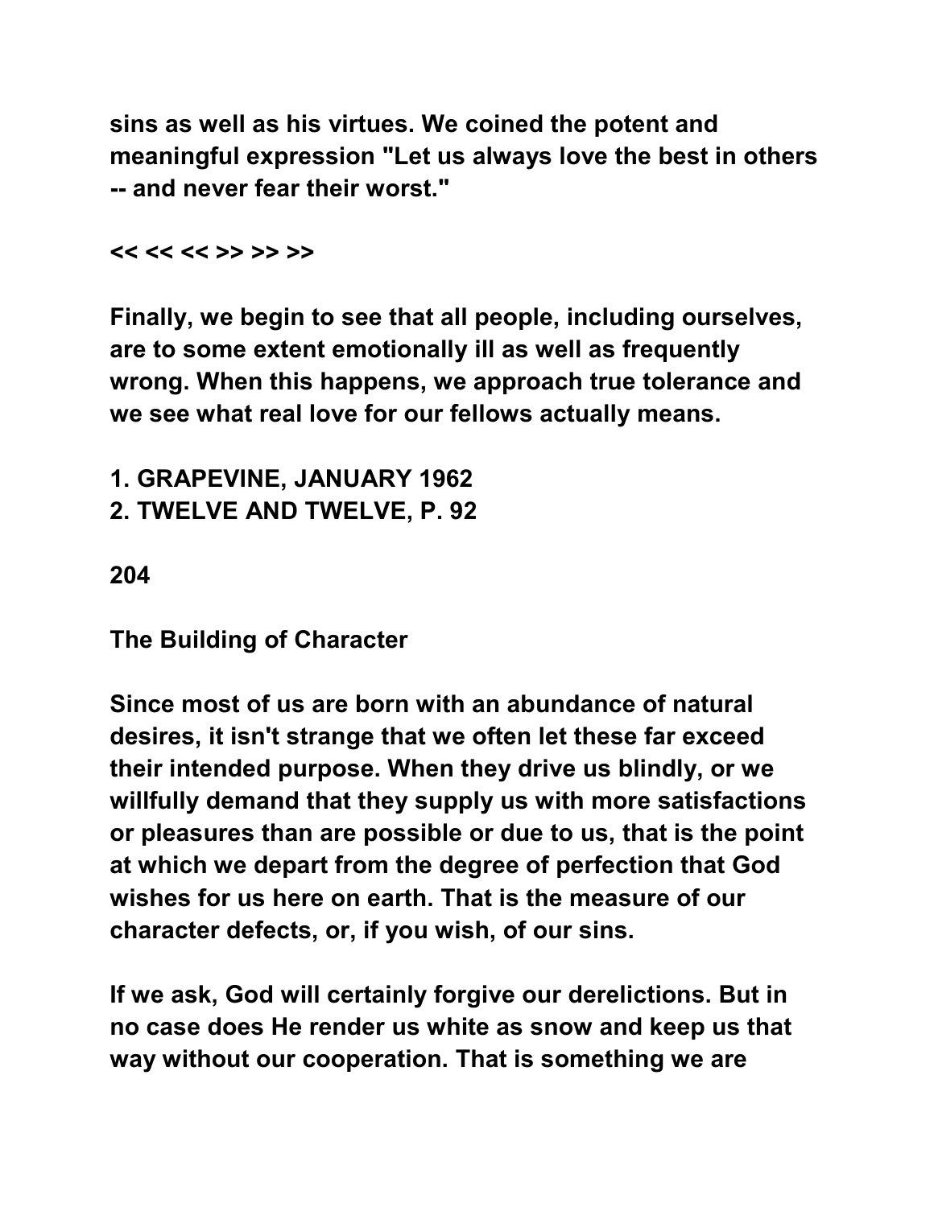sins as well as his virtues. We coined the potent and meaningful expression "Let us always love the best in others -- and never fear their worst."

<< << << >> >> >>

Finally, we begin to see that all people, including ourselves, are to some extent emotionally ill as well as frequently wrong. When this happens, we approach true tolerance and we see what real love for our fellows actually means.

1. GRAPEVINE, JANUARY 1962
2. TWELVE AND TWELVE, P. 92

204

## The Building of Character

Since most of us are born with an abundance of natural desires, it isn't strange that we often let these far exceed their intended purpose. When they drive us blindly, or we willfully demand that they supply us with more satisfactions or pleasures than are possible or due to us, that is the point at which we depart from the degree of perfection that God wishes for us here on earth. That is the measure of our character defects, or, if you wish, of our sins.

If we ask, God will certainly forgive our derelictions. But in no case does He render us white as snow and keep us that way without our cooperation. That is something we are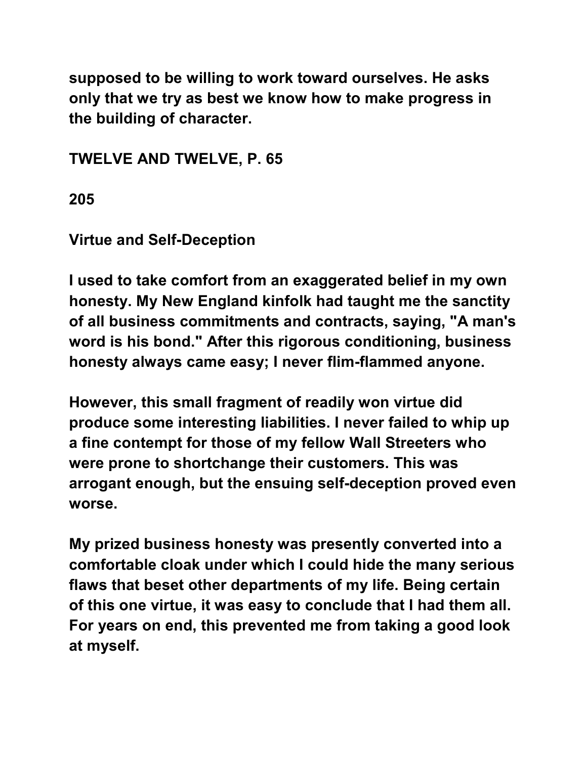supposed to be willing to work toward ourselves. He asks only that we try as best we know how to make progress in the building of character.

TWELVE AND TWELVE, P. 65

205

## Virtue and Self-Deception

I used to take comfort from an exaggerated belief in my own honesty. My New England kinfolk had taught me the sanctity of all business commitments and contracts, saying, "A man's word is his bond." After this rigorous conditioning, business honesty always came easy; I never flim-flammed anyone.

However, this small fragment of readily won virtue did produce some interesting liabilities. I never failed to whip up a fine contempt for those of my fellow Wall Streeters who were prone to shortchange their customers. This was arrogant enough, but the ensuing self-deception proved even worse.

My prized business honesty was presently converted into a comfortable cloak under which I could hide the many serious flaws that beset other departments of my life. Being certain of this one virtue, it was easy to conclude that I had them all. For years on end, this prevented me from taking a good look at myself.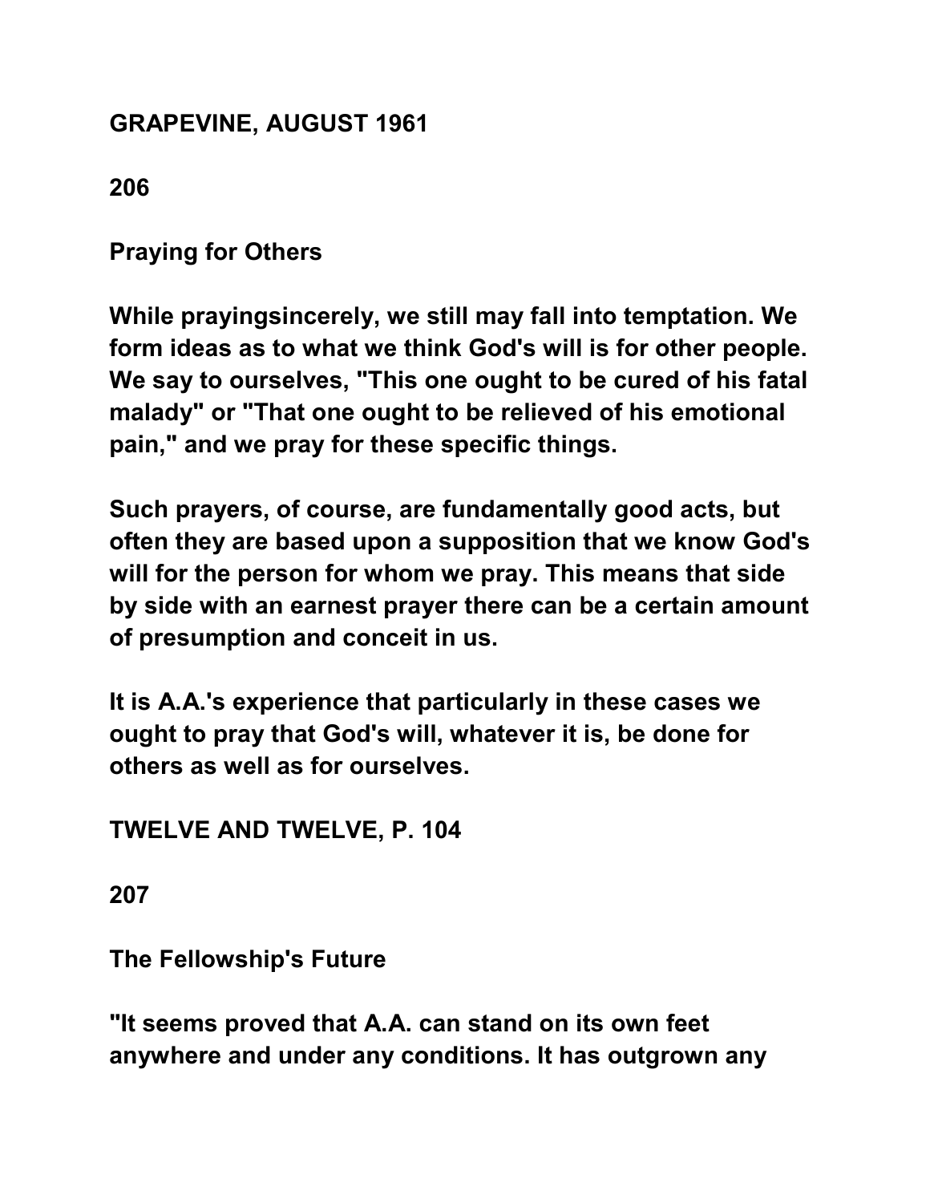**GRAPEVINE, AUGUST 1961**

**206**

**Praying for Others**

**While prayingsincerely, we still may fall into temptation. We form ideas as to what we think God's will is for other people. We say to ourselves, "This one ought to be cured of his fatal malady" or "That one ought to be relieved of his emotional pain," and we pray for these specific things.**

**Such prayers, of course, are fundamentally good acts, but often they are based upon a supposition that we know God's will for the person for whom we pray. This means that side by side with an earnest prayer there can be a certain amount of presumption and conceit in us.**

**It is A.A.'s experience that particularly in these cases we ought to pray that God's will, whatever it is, be done for others as well as for ourselves.**

**TWELVE AND TWELVE, P. 104**

**207**

**The Fellowship's Future**

**"It seems proved that A.A. can stand on its own feet anywhere and under any conditions. It has outgrown any**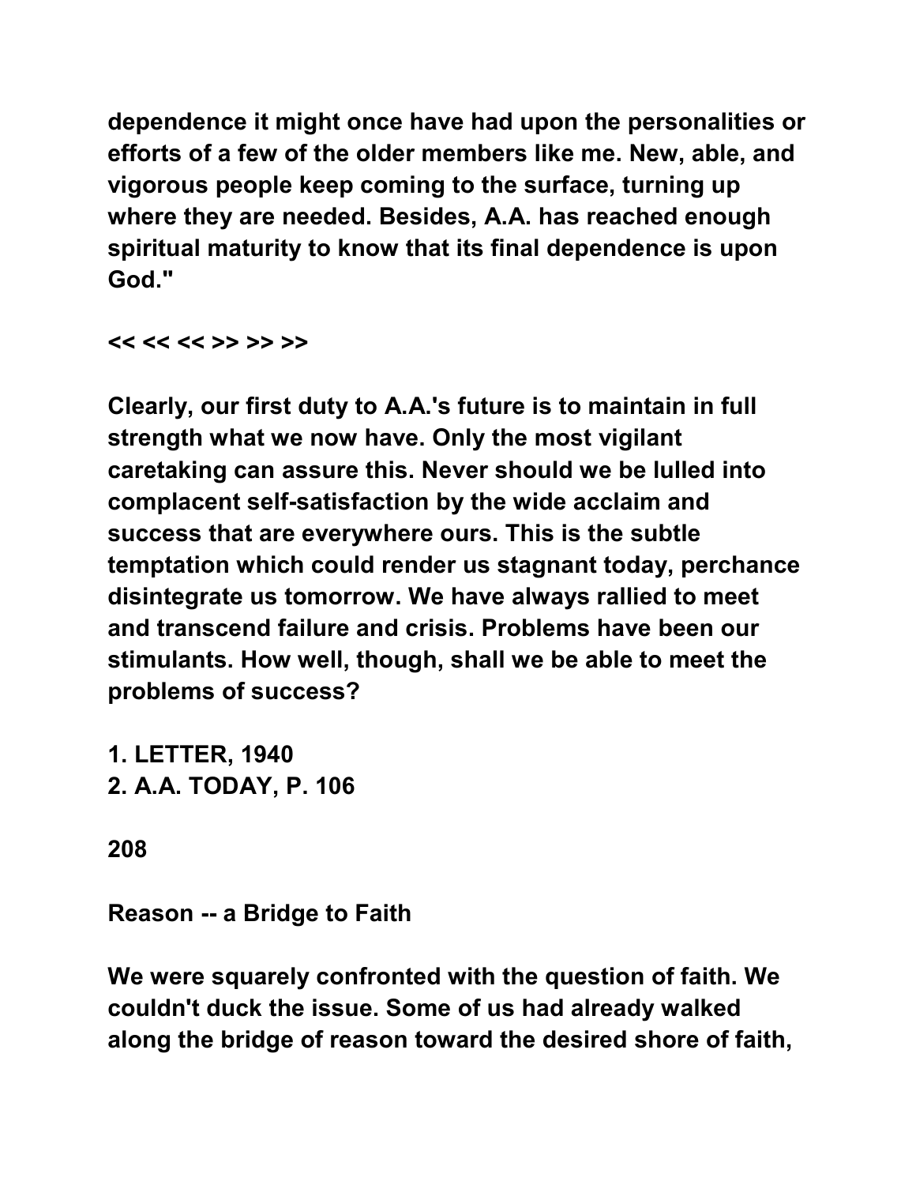dependence it might once have had upon the personalities or efforts of a few of the older members like me. New, able, and vigorous people keep coming to the surface, turning up where they are needed. Besides, A.A. has reached enough spiritual maturity to know that its final dependence is upon God."

<< << << >> >> >>

Clearly, our first duty to A.A.'s future is to maintain in full strength what we now have. Only the most vigilant caretaking can assure this. Never should we be lulled into complacent self-satisfaction by the wide acclaim and success that are everywhere ours. This is the subtle temptation which could render us stagnant today, perchance disintegrate us tomorrow. We have always rallied to meet and transcend failure and crisis. Problems have been our stimulants. How well, though, shall we be able to meet the problems of success?

1. LETTER, 1940
2. A.A. TODAY, P. 106

208

## Reason -- a Bridge to Faith

We were squarely confronted with the question of faith. We couldn't duck the issue. Some of us had already walked along the bridge of reason toward the desired shore of faith,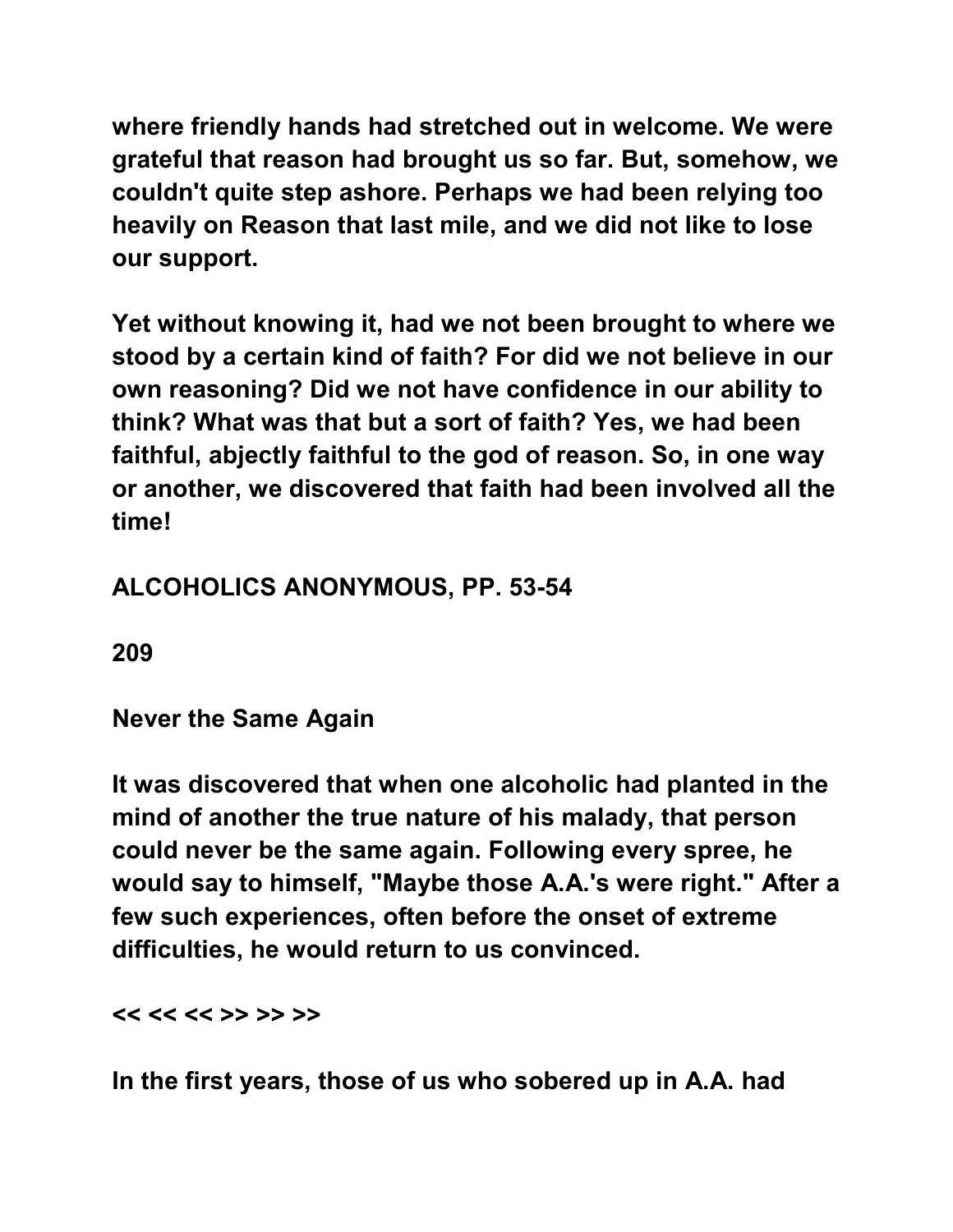where friendly hands had stretched out in welcome. We were grateful that reason had brought us so far. But, somehow, we couldn't quite step ashore. Perhaps we had been relying too heavily on Reason that last mile, and we did not like to lose our support.

Yet without knowing it, had we not been brought to where we stood by a certain kind of faith? For did we not believe in our own reasoning? Did we not have confidence in our ability to think? What was that but a sort of faith? Yes, we had been faithful, abjectly faithful to the god of reason. So, in one way or another, we discovered that faith had been involved all the time!

ALCOHOLICS ANONYMOUS, PP. 53-54

209

Never the Same Again

It was discovered that when one alcoholic had planted in the mind of another the true nature of his malady, that person could never be the same again. Following every spree, he would say to himself, "Maybe those A.A.'s were right." After a few such experiences, often before the onset of extreme difficulties, he would return to us convinced.

<< << << >> >> >>

In the first years, those of us who sobered up in A.A. had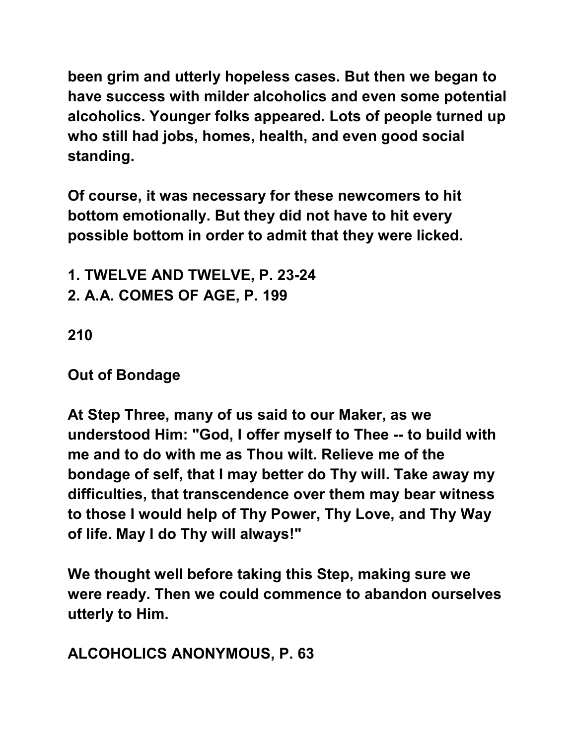been grim and utterly hopeless cases. But then we began to have success with milder alcoholics and even some potential alcoholics. Younger folks appeared. Lots of people turned up who still had jobs, homes, health, and even good social standing.

Of course, it was necessary for these newcomers to hit bottom emotionally. But they did not have to hit every possible bottom in order to admit that they were licked.

1. TWELVE AND TWELVE, P. 23-24
2. A.A. COMES OF AGE, P. 199

210

## Out of Bondage

At Step Three, many of us said to our Maker, as we understood Him: "God, I offer myself to Thee -- to build with me and to do with me as Thou wilt. Relieve me of the bondage of self, that I may better do Thy will. Take away my difficulties, that transcendence over them may bear witness to those I would help of Thy Power, Thy Love, and Thy Way of life. May I do Thy will always!"

We thought well before taking this Step, making sure we were ready. Then we could commence to abandon ourselves utterly to Him.

ALCOHOLICS ANONYMOUS, P. 63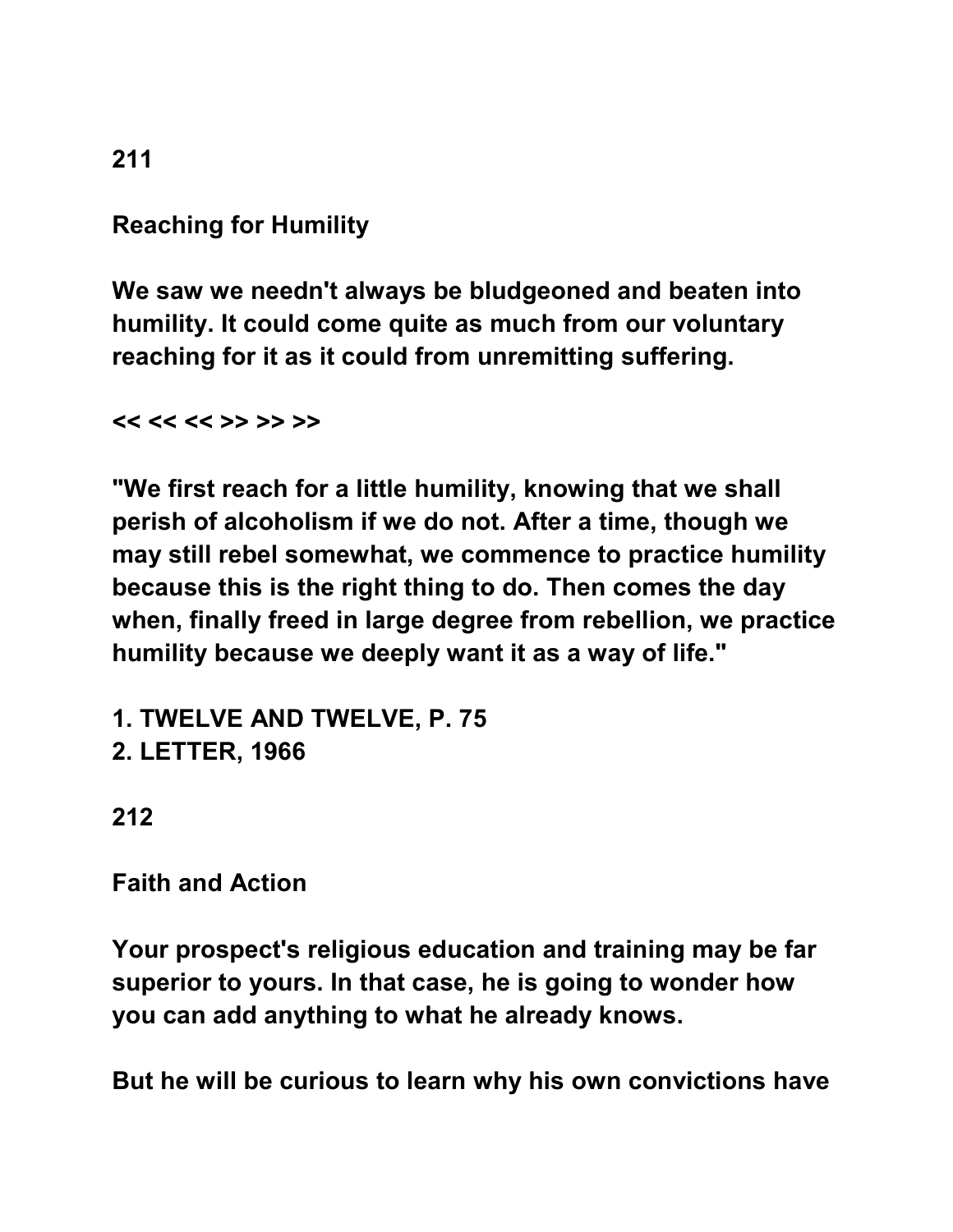211

## Reaching for Humility

We saw we needn't always be bludgeoned and beaten into humility. It could come quite as much from our voluntary reaching for it as it could from unremitting suffering.

<< << << >> >> >>

"We first reach for a little humility, knowing that we shall perish of alcoholism if we do not. After a time, though we may still rebel somewhat, we commence to practice humility because this is the right thing to do. Then comes the day when, finally freed in large degree from rebellion, we practice humility because we deeply want it as a way of life."

1. TWELVE AND TWELVE, P. 75
2. LETTER, 1966

212

## Faith and Action

Your prospect's religious education and training may be far superior to yours. In that case, he is going to wonder how you can add anything to what he already knows.

But he will be curious to learn why his own convictions have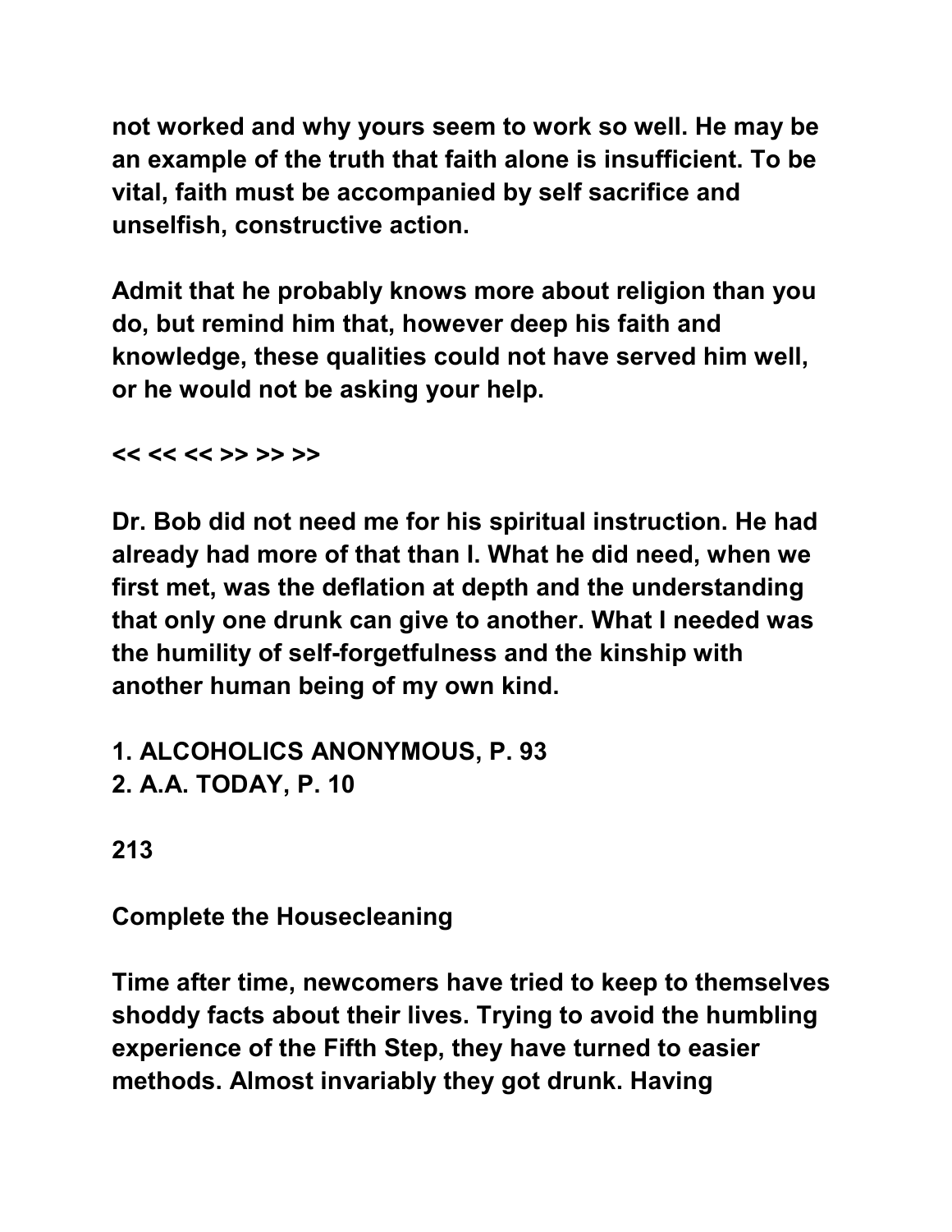not worked and why yours seem to work so well. He may be an example of the truth that faith alone is insufficient. To be vital, faith must be accompanied by self sacrifice and unselfish, constructive action.

Admit that he probably knows more about religion than you do, but remind him that, however deep his faith and knowledge, these qualities could not have served him well, or he would not be asking your help.

<< << << >> >> >>

Dr. Bob did not need me for his spiritual instruction. He had already had more of that than I. What he did need, when we first met, was the deflation at depth and the understanding that only one drunk can give to another. What I needed was the humility of self-forgetfulness and the kinship with another human being of my own kind.

1. ALCOHOLICS ANONYMOUS, P. 93
2. A.A. TODAY, P. 10

213

## Complete the Housecleaning

Time after time, newcomers have tried to keep to themselves shoddy facts about their lives. Trying to avoid the humbling experience of the Fifth Step, they have turned to easier methods. Almost invariably they got drunk. Having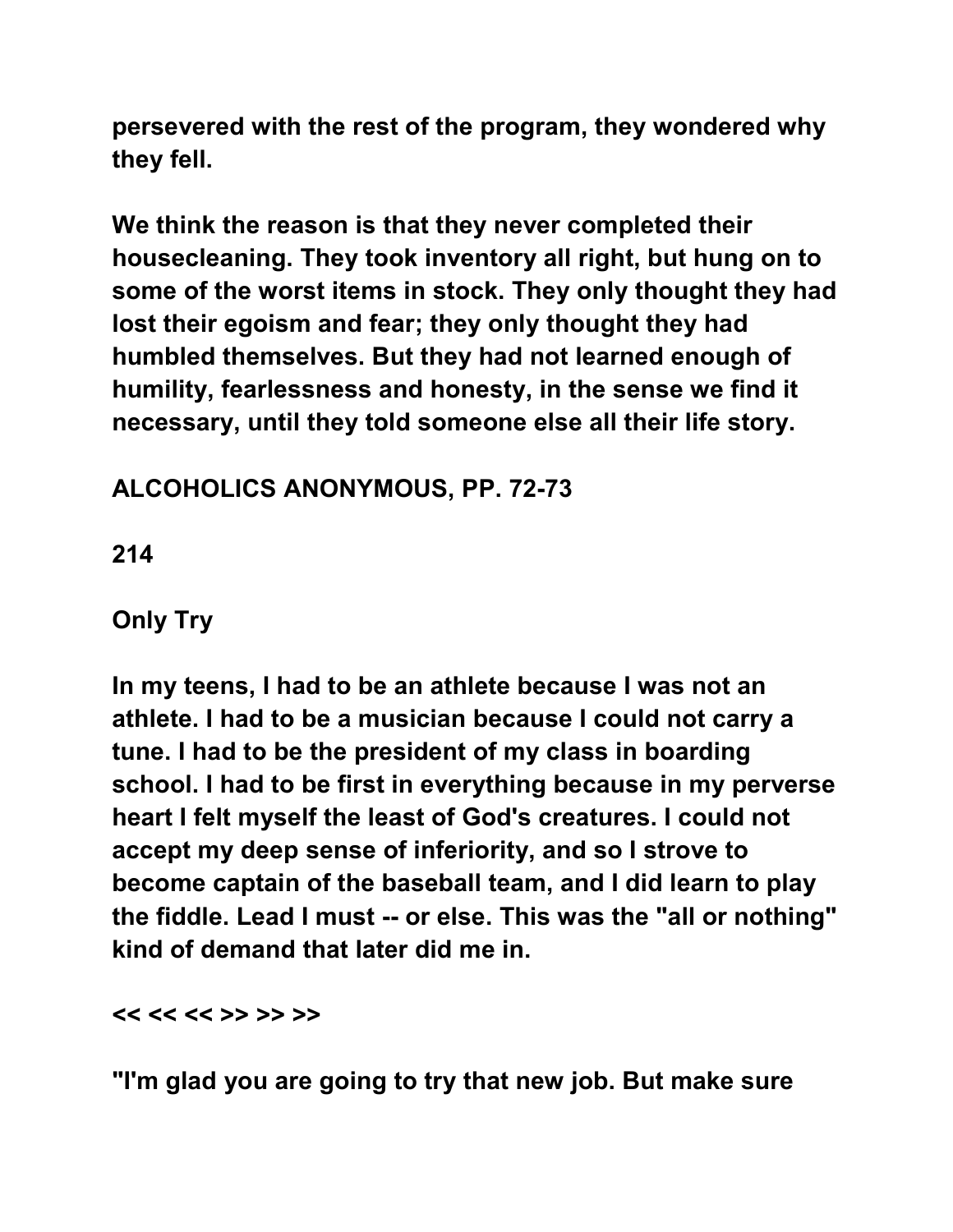persevered with the rest of the program, they wondered why they fell.

We think the reason is that they never completed their housecleaning. They took inventory all right, but hung on to some of the worst items in stock. They only thought they had lost their egoism and fear; they only thought they had humbled themselves. But they had not learned enough of humility, fearlessness and honesty, in the sense we find it necessary, until they told someone else all their life story.

ALCOHOLICS ANONYMOUS, PP. 72-73

214

## Only Try

In my teens, I had to be an athlete because I was not an athlete. I had to be a musician because I could not carry a tune. I had to be the president of my class in boarding school. I had to be first in everything because in my perverse heart I felt myself the least of God's creatures. I could not accept my deep sense of inferiority, and so I strove to become captain of the baseball team, and I did learn to play the fiddle. Lead I must -- or else. This was the "all or nothing" kind of demand that later did me in.

<< << << >> >> >>

"I'm glad you are going to try that new job. But make sure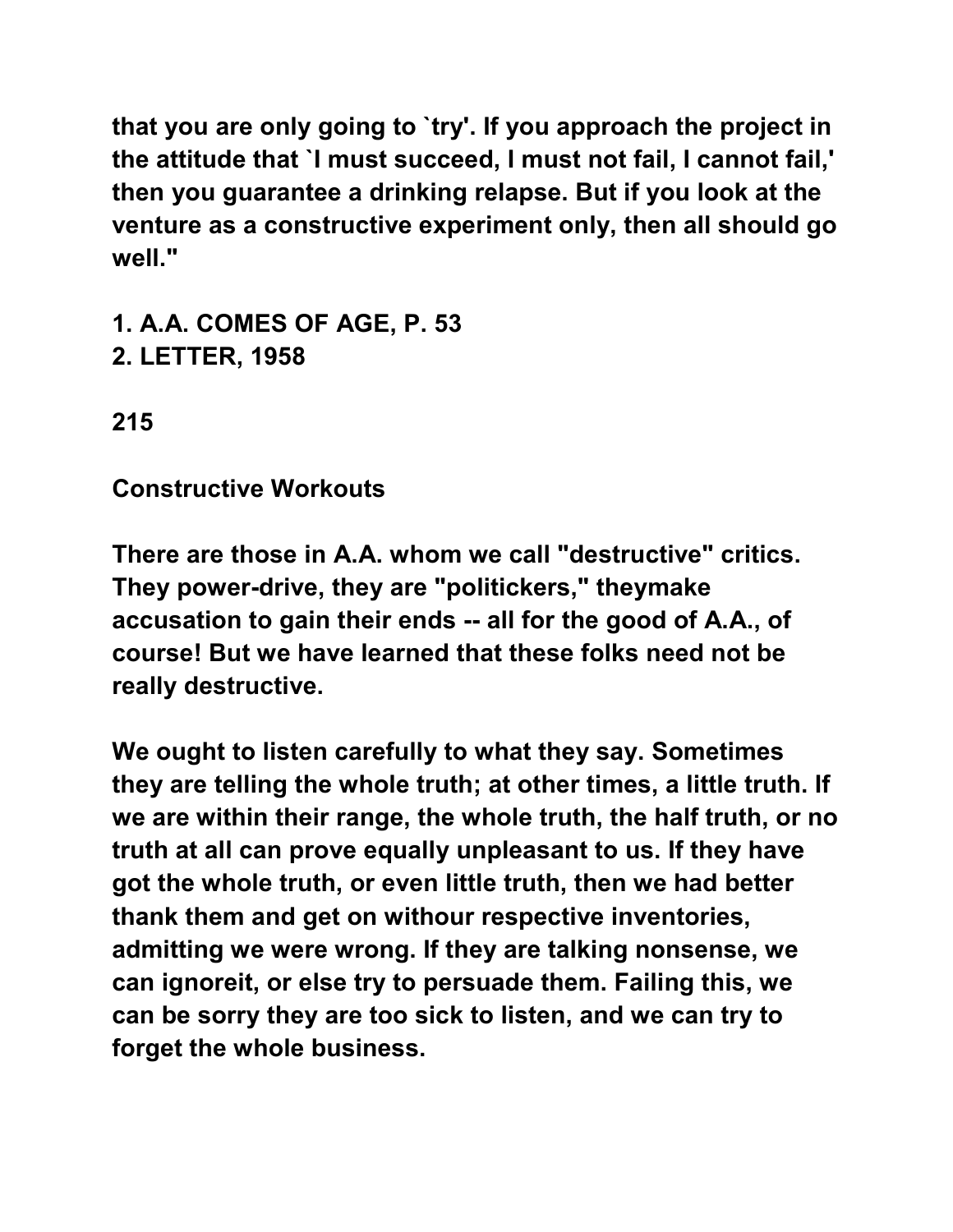that you are only going to `try'. If you approach the project in the attitude that `I must succeed, I must not fail, I cannot fail,' then you guarantee a drinking relapse. But if you look at the venture as a constructive experiment only, then all should go well."

1. A.A. COMES OF AGE, P. 53
2. LETTER, 1958

215

## Constructive Workouts

There are those in A.A. whom we call "destructive" critics. They power-drive, they are "politickers," theymake accusation to gain their ends -- all for the good of A.A., of course! But we have learned that these folks need not be really destructive.

We ought to listen carefully to what they say. Sometimes they are telling the whole truth; at other times, a little truth. If we are within their range, the whole truth, the half truth, or no truth at all can prove equally unpleasant to us. If they have got the whole truth, or even little truth, then we had better thank them and get on withour respective inventories, admitting we were wrong. If they are talking nonsense, we can ignoreit, or else try to persuade them. Failing this, we can be sorry they are too sick to listen, and we can try to forget the whole business.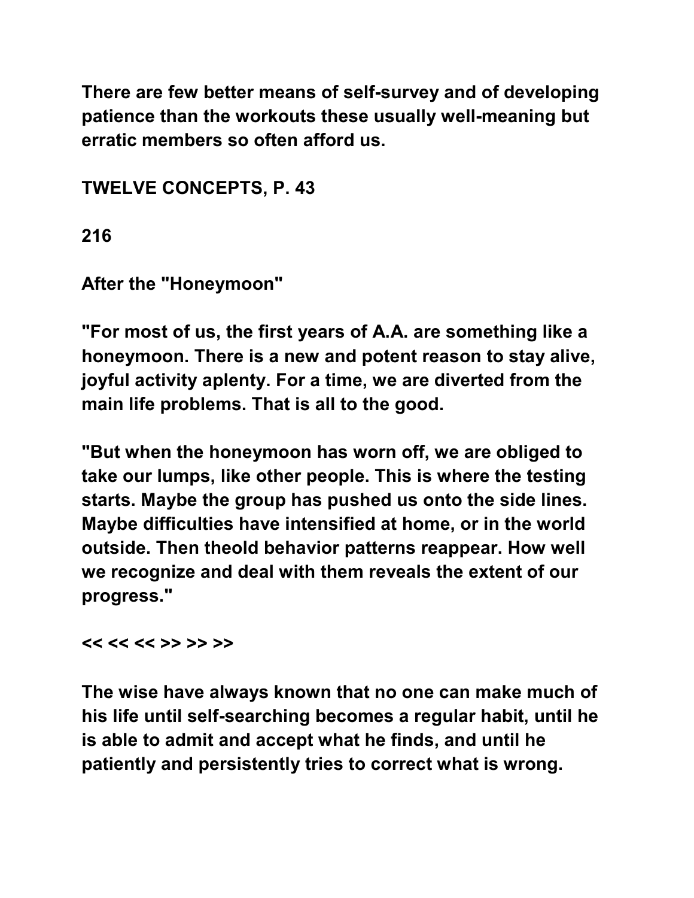There are few better means of self-survey and of developing patience than the workouts these usually well-meaning but erratic members so often afford us.

TWELVE CONCEPTS, P. 43

216

## After the "Honeymoon"

"For most of us, the first years of A.A. are something like a honeymoon. There is a new and potent reason to stay alive, joyful activity aplenty. For a time, we are diverted from the main life problems. That is all to the good.

"But when the honeymoon has worn off, we are obliged to take our lumps, like other people. This is where the testing starts. Maybe the group has pushed us onto the side lines. Maybe difficulties have intensified at home, or in the world outside. Then theold behavior patterns reappear. How well we recognize and deal with them reveals the extent of our progress."

<< << << >> >> >>

The wise have always known that no one can make much of his life until self-searching becomes a regular habit, until he is able to admit and accept what he finds, and until he patiently and persistently tries to correct what is wrong.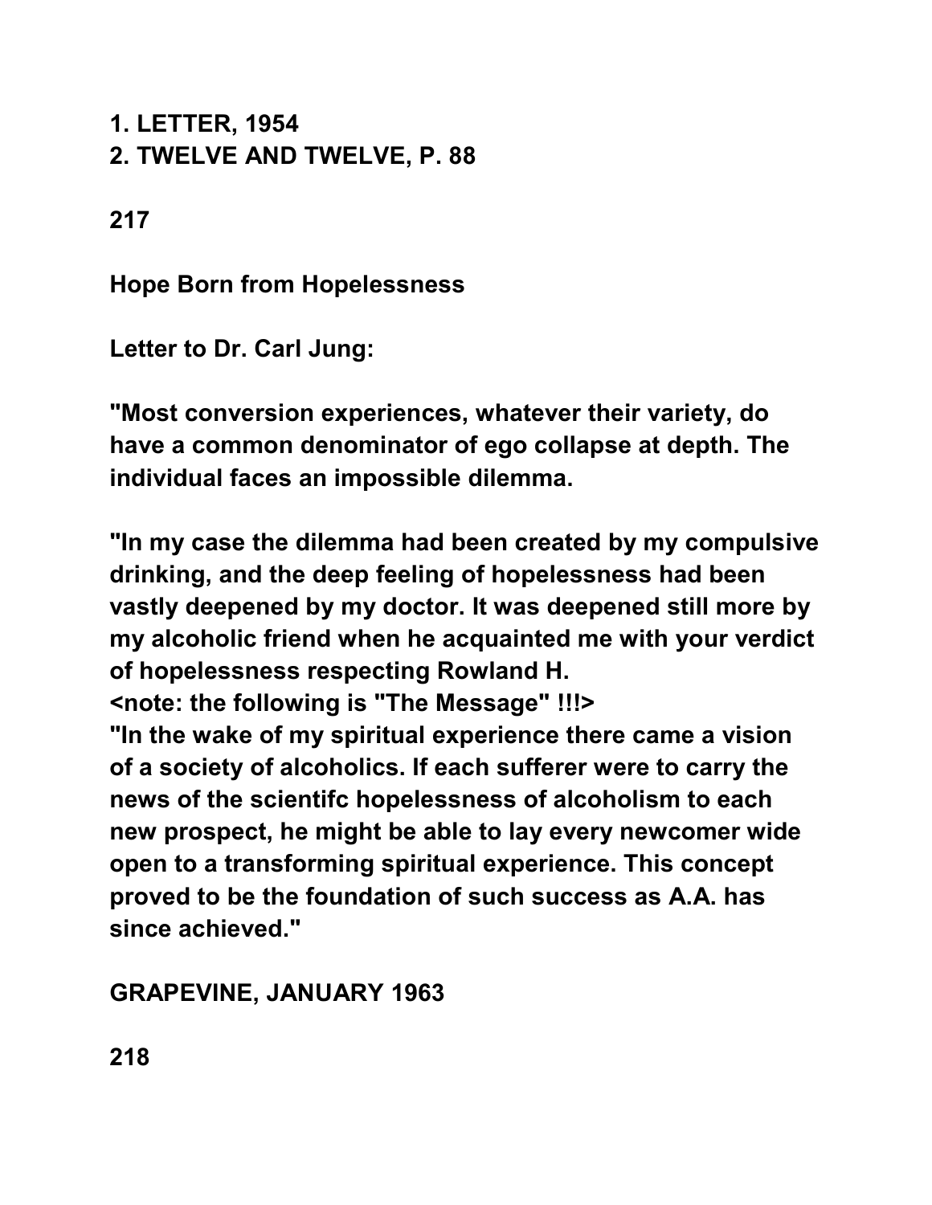1. LETTER, 1954
2. TWELVE AND TWELVE, P. 88

## Hope Born from Hopelessness

**Letter to Dr. Carl Jung:**

**"Most conversion experiences, whatever their variety, do have a common denominator of ego collapse at depth. The individual faces an impossible dilemma.**

**"In my case the dilemma had been created by my compulsive drinking, and the deep feeling of hopelessness had been vastly deepened by my doctor. It was deepened still more by my alcoholic friend when he acquainted me with your verdict of hopelessness respecting Rowland H.**
**<note: the following is "The Message" !!!>**
**"In the wake of my spiritual experience there came a vision of a society of alcoholics. If each sufferer were to carry the news of the scientifc hopelessness of alcoholism to each new prospect, he might be able to lay every newcomer wide open to a transforming spiritual experience. This concept proved to be the foundation of such success as A.A. has since achieved."**

**GRAPEVINE, JANUARY 1963**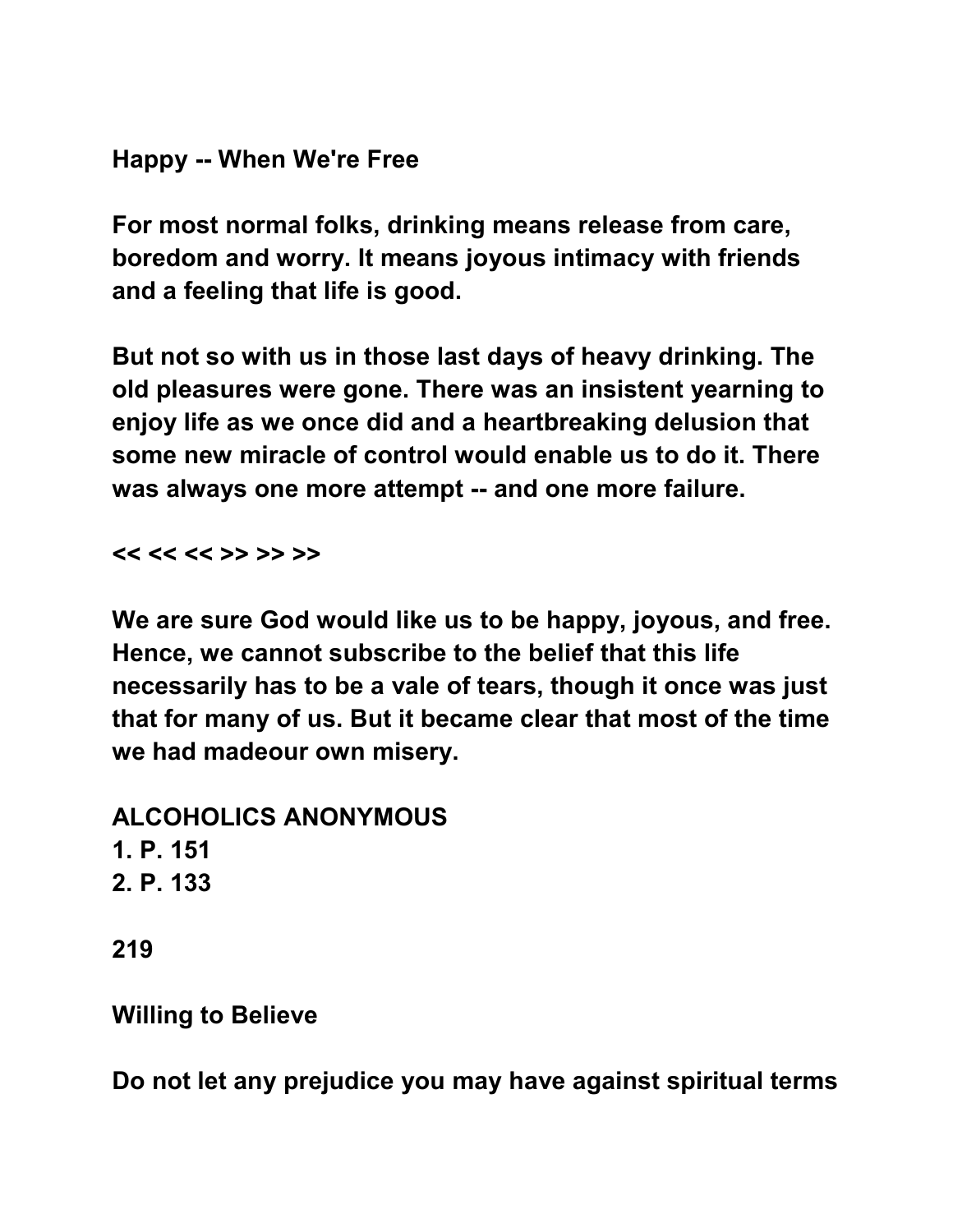**Happy -- When We're Free**

**For most normal folks, drinking means release from care, boredom and worry. It means joyous intimacy with friends and a feeling that life is good.**

**But not so with us in those last days of heavy drinking. The old pleasures were gone. There was an insistent yearning to enjoy life as we once did and a heartbreaking delusion that some new miracle of control would enable us to do it. There was always one more attempt -- and one more failure.**

**<< << << >> >> >>**

**We are sure God would like us to be happy, joyous, and free. Hence, we cannot subscribe to the belief that this life necessarily has to be a vale of tears, though it once was just that for many of us. But it became clear that most of the time we had madeour own misery.**

**ALCOHOLICS ANONYMOUS**
**1. P. 151**
**2. P. 133**

**219**

**Willing to Believe**

**Do not let any prejudice you may have against spiritual terms**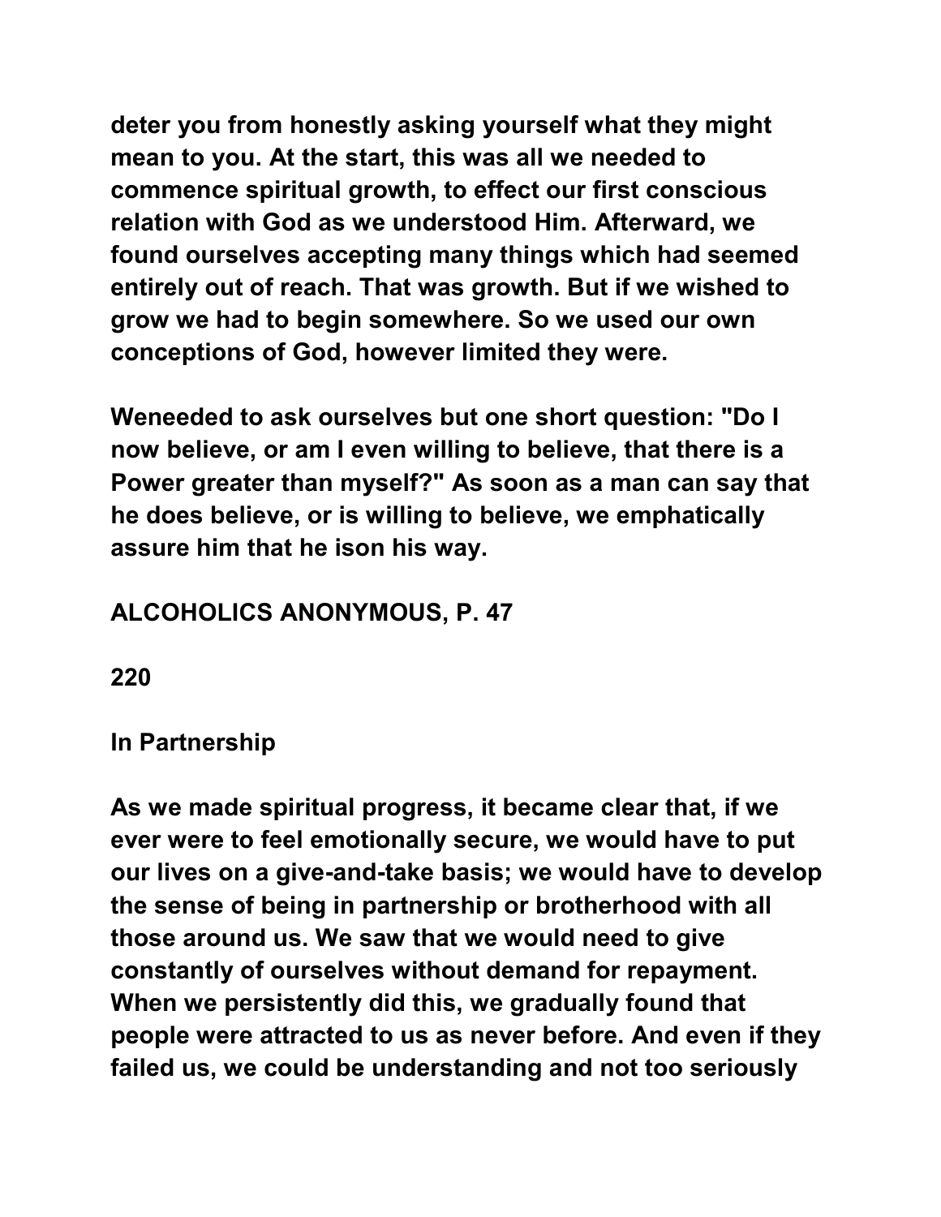deter you from honestly asking yourself what they might mean to you. At the start, this was all we needed to commence spiritual growth, to effect our first conscious relation with God as we understood Him. Afterward, we found ourselves accepting many things which had seemed entirely out of reach. That was growth. But if we wished to grow we had to begin somewhere. So we used our own conceptions of God, however limited they were.

Weneeded to ask ourselves but one short question: "Do I now believe, or am I even willing to believe, that there is a Power greater than myself?" As soon as a man can say that he does believe, or is willing to believe, we emphatically assure him that he ison his way.

ALCOHOLICS ANONYMOUS, P. 47

## 220

## In Partnership

As we made spiritual progress, it became clear that, if we ever were to feel emotionally secure, we would have to put our lives on a give-and-take basis; we would have to develop the sense of being in partnership or brotherhood with all those around us. We saw that we would need to give constantly of ourselves without demand for repayment. When we persistently did this, we gradually found that people were attracted to us as never before. And even if they failed us, we could be understanding and not too seriously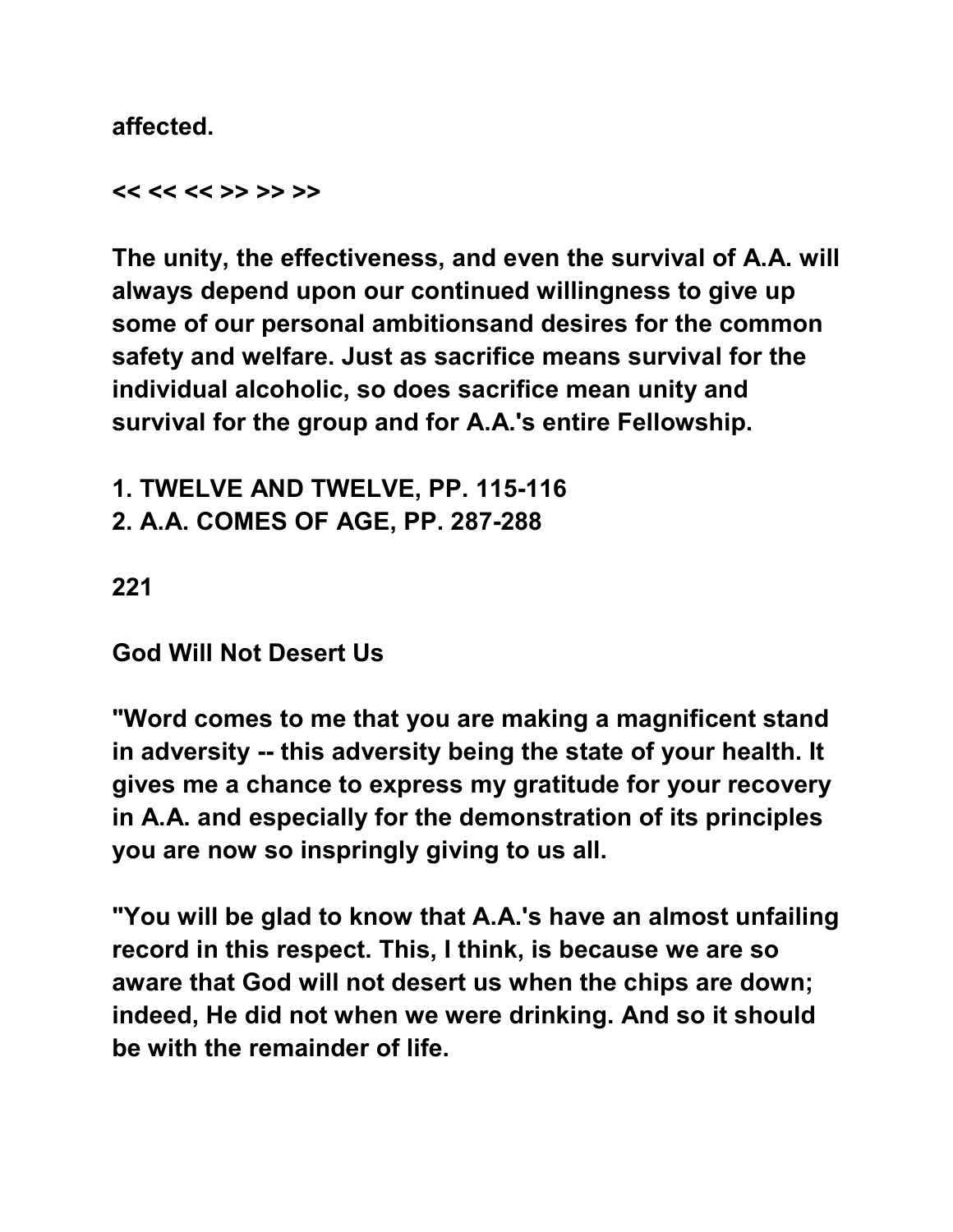affected.

<< << << >> >> >>

The unity, the effectiveness, and even the survival of A.A. will always depend upon our continued willingness to give up some of our personal ambitionsand desires for the common safety and welfare. Just as sacrifice means survival for the individual alcoholic, so does sacrifice mean unity and survival for the group and for A.A.'s entire Fellowship.

1. TWELVE AND TWELVE, PP. 115-116
2. A.A. COMES OF AGE, PP. 287-288

221

## God Will Not Desert Us

"Word comes to me that you are making a magnificent stand in adversity -- this adversity being the state of your health. It gives me a chance to express my gratitude for your recovery in A.A. and especially for the demonstration of its principles you are now so inspringly giving to us all.

"You will be glad to know that A.A.'s have an almost unfailing record in this respect. This, I think, is because we are so aware that God will not desert us when the chips are down; indeed, He did not when we were drinking. And so it should be with the remainder of life.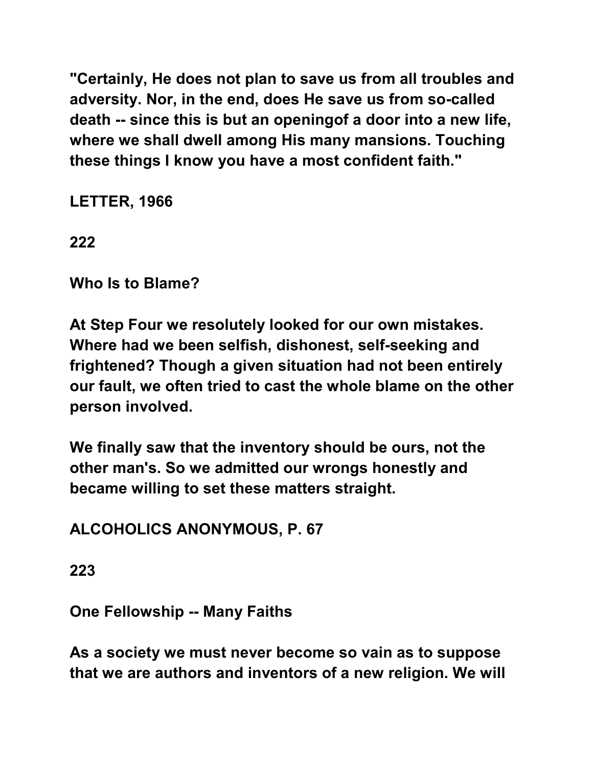"Certainly, He does not plan to save us from all troubles and adversity. Nor, in the end, does He save us from so-called death -- since this is but an openingof a door into a new life, where we shall dwell among His many mansions. Touching these things I know you have a most confident faith."

LETTER, 1966

222

## Who Is to Blame?

At Step Four we resolutely looked for our own mistakes. Where had we been selfish, dishonest, self-seeking and frightened? Though a given situation had not been entirely our fault, we often tried to cast the whole blame on the other person involved.

We finally saw that the inventory should be ours, not the other man's. So we admitted our wrongs honestly and became willing to set these matters straight.

ALCOHOLICS ANONYMOUS, P. 67

223

## One Fellowship -- Many Faiths

As a society we must never become so vain as to suppose that we are authors and inventors of a new religion. We will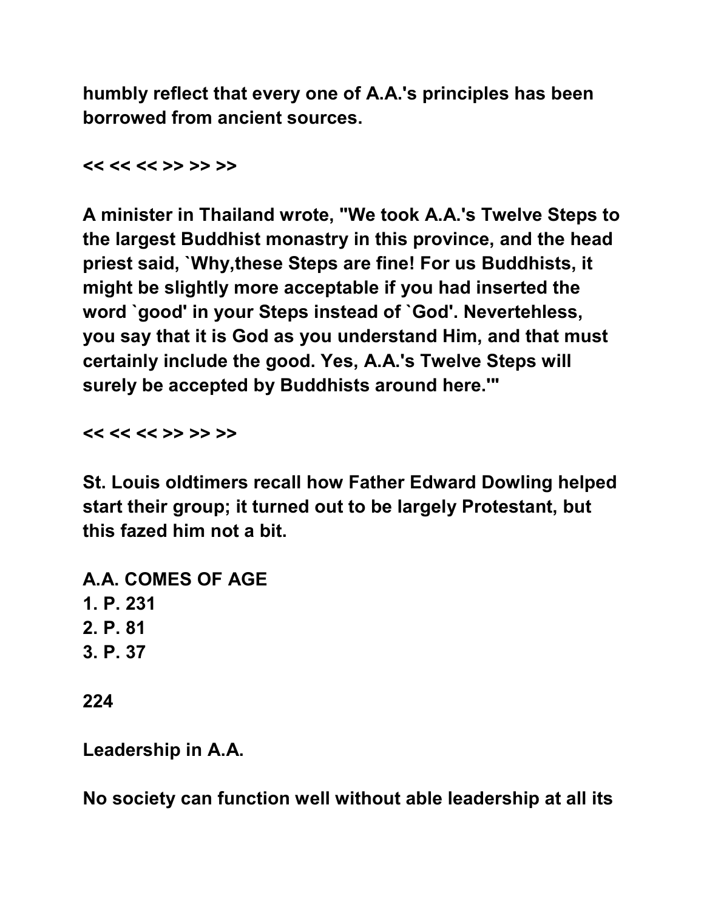**humbly reflect that every one of A.A.'s principles has been borrowed from ancient sources.**

**<< << << >> >> >>**

**A minister in Thailand wrote, "We took A.A.'s Twelve Steps to the largest Buddhist monastry in this province, and the head priest said, `Why,these Steps are fine! For us Buddhists, it might be slightly more acceptable if you had inserted the word `good' in your Steps instead of `God'. Nevertehless, you say that it is God as you understand Him, and that must certainly include the good. Yes, A.A.'s Twelve Steps will surely be accepted by Buddhists around here.'"**

**<< << << >> >> >>**

**St. Louis oldtimers recall how Father Edward Dowling helped start their group; it turned out to be largely Protestant, but this fazed him not a bit.**

**A.A. COMES OF AGE**
**1. P. 231**
**2. P. 81**
**3. P. 37**

**224**

**Leadership in A.A.**

**No society can function well without able leadership at all its**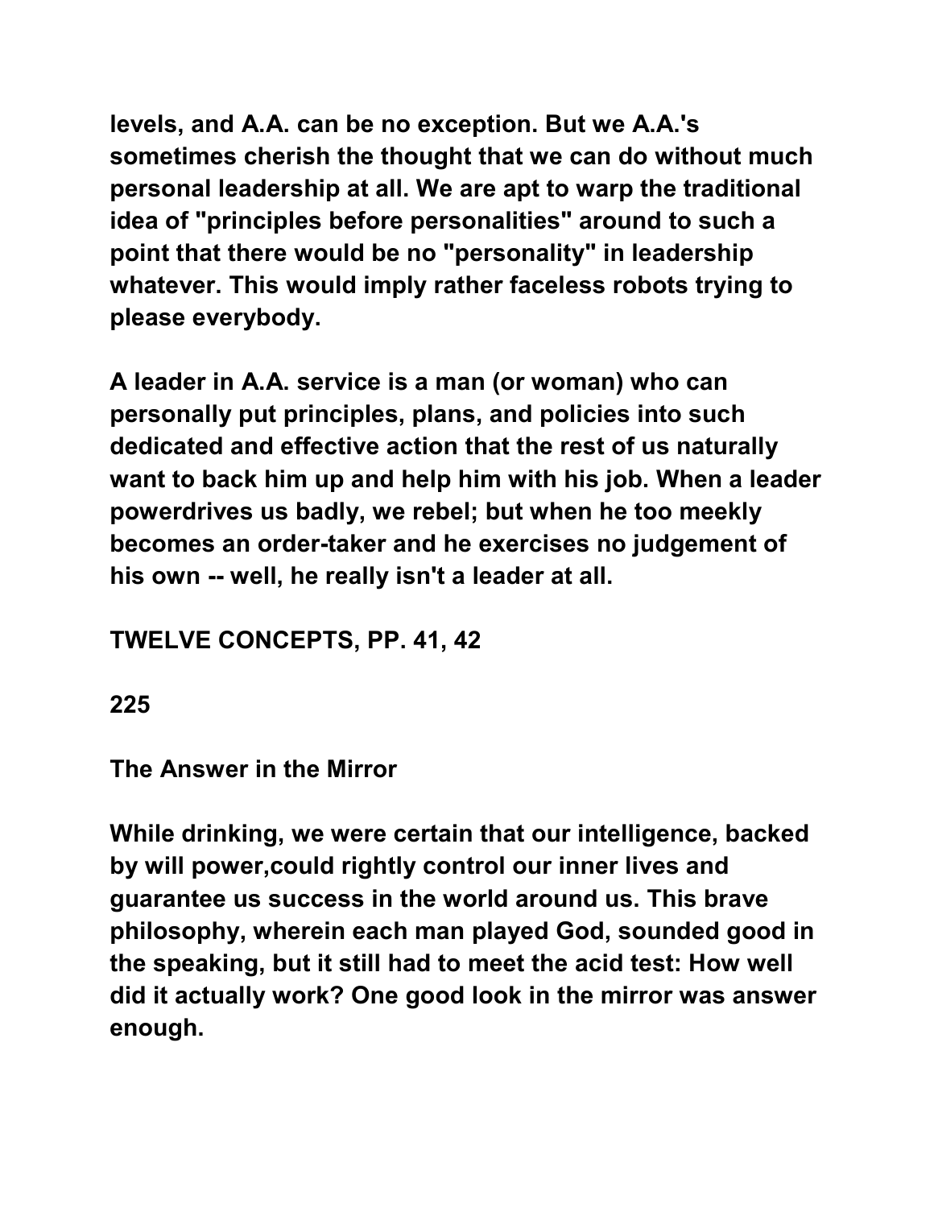levels, and A.A. can be no exception. But we A.A.'s sometimes cherish the thought that we can do without much personal leadership at all. We are apt to warp the traditional idea of "principles before personalities" around to such a point that there would be no "personality" in leadership whatever. This would imply rather faceless robots trying to please everybody.

A leader in A.A. service is a man (or woman) who can personally put principles, plans, and policies into such dedicated and effective action that the rest of us naturally want to back him up and help him with his job. When a leader powerdrives us badly, we rebel; but when he too meekly becomes an order-taker and he exercises no judgement of his own -- well, he really isn't a leader at all.

TWELVE CONCEPTS, PP. 41, 42

225

## The Answer in the Mirror

While drinking, we were certain that our intelligence, backed by will power,could rightly control our inner lives and guarantee us success in the world around us. This brave philosophy, wherein each man played God, sounded good in the speaking, but it still had to meet the acid test: How well did it actually work? One good look in the mirror was answer enough.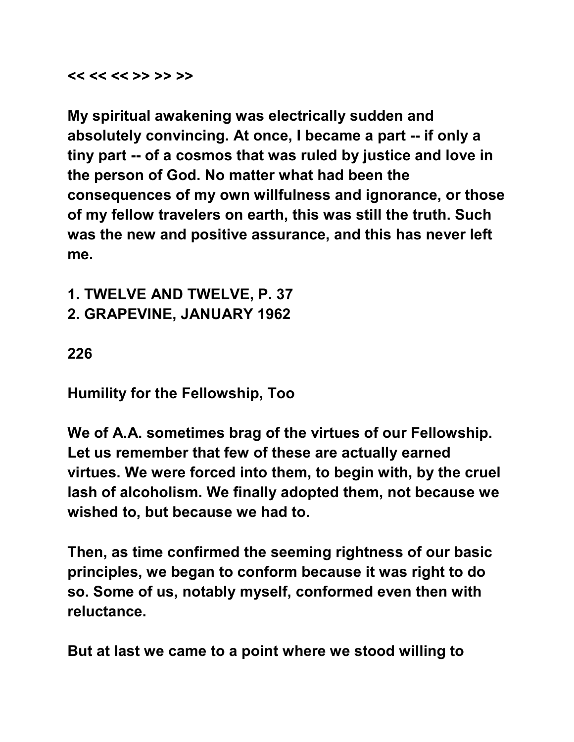<< << << >> >> >>

My spiritual awakening was electrically sudden and absolutely convincing. At once, I became a part -- if only a tiny part -- of a cosmos that was ruled by justice and love in the person of God. No matter what had been the consequences of my own willfulness and ignorance, or those of my fellow travelers on earth, this was still the truth. Such was the new and positive assurance, and this has never left me.

1. TWELVE AND TWELVE, P. 37
2. GRAPEVINE, JANUARY 1962

226

## Humility for the Fellowship, Too

We of A.A. sometimes brag of the virtues of our Fellowship. Let us remember that few of these are actually earned virtues. We were forced into them, to begin with, by the cruel lash of alcoholism. We finally adopted them, not because we wished to, but because we had to.

Then, as time confirmed the seeming rightness of our basic principles, we began to conform because it was right to do so. Some of us, notably myself, conformed even then with reluctance.

But at last we came to a point where we stood willing to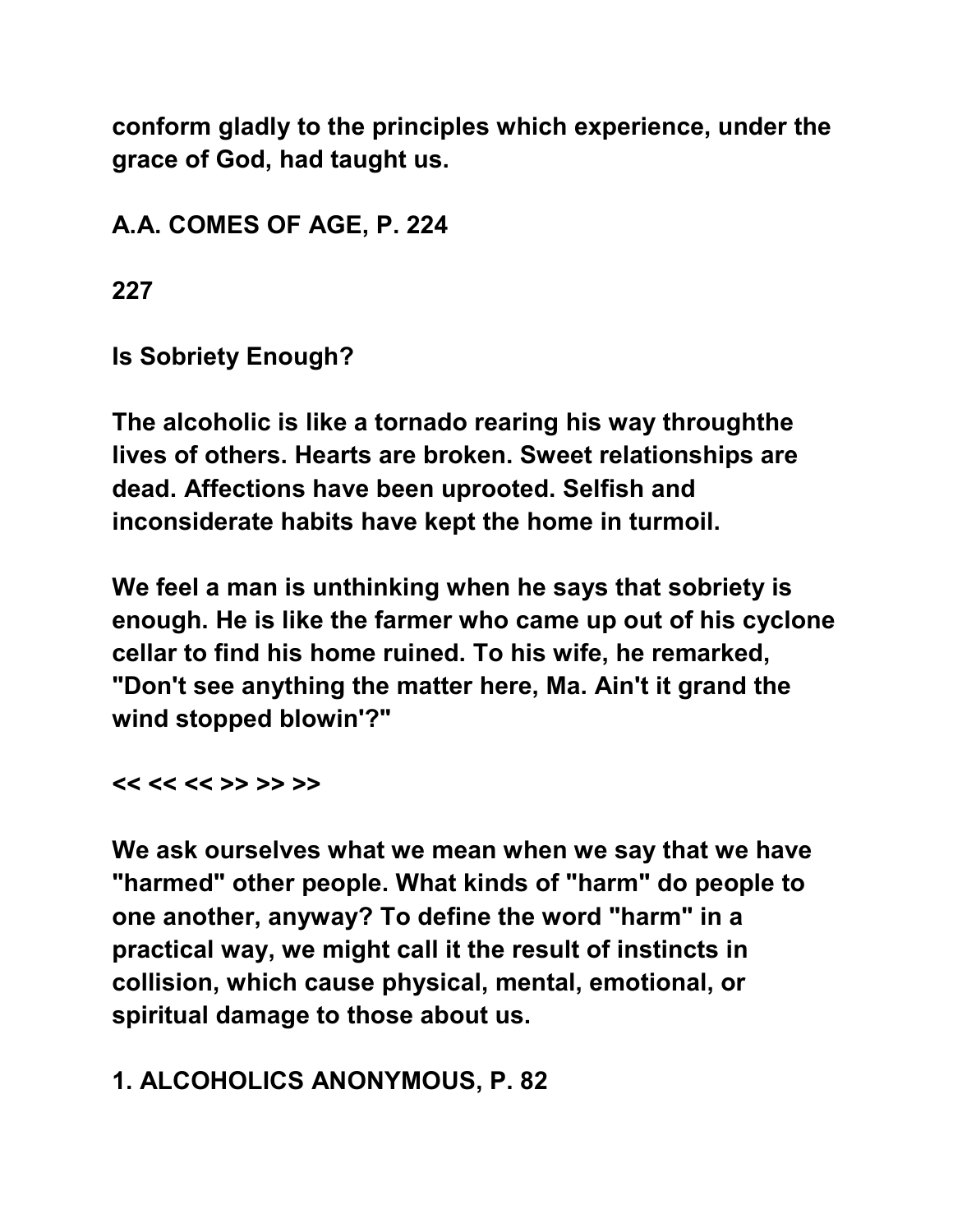conform gladly to the principles which experience, under the grace of God, had taught us.

A.A. COMES OF AGE, P. 224

227

## Is Sobriety Enough?

The alcoholic is like a tornado rearing his way throughthe lives of others. Hearts are broken. Sweet relationships are dead. Affections have been uprooted. Selfish and inconsiderate habits have kept the home in turmoil.

We feel a man is unthinking when he says that sobriety is enough. He is like the farmer who came up out of his cyclone cellar to find his home ruined. To his wife, he remarked, "Don't see anything the matter here, Ma. Ain't it grand the wind stopped blowin'?"

<< << << >> >> >>

We ask ourselves what we mean when we say that we have "harmed" other people. What kinds of "harm" do people to one another, anyway? To define the word "harm" in a practical way, we might call it the result of instincts in collision, which cause physical, mental, emotional, or spiritual damage to those about us.

1. ALCOHOLICS ANONYMOUS, P. 82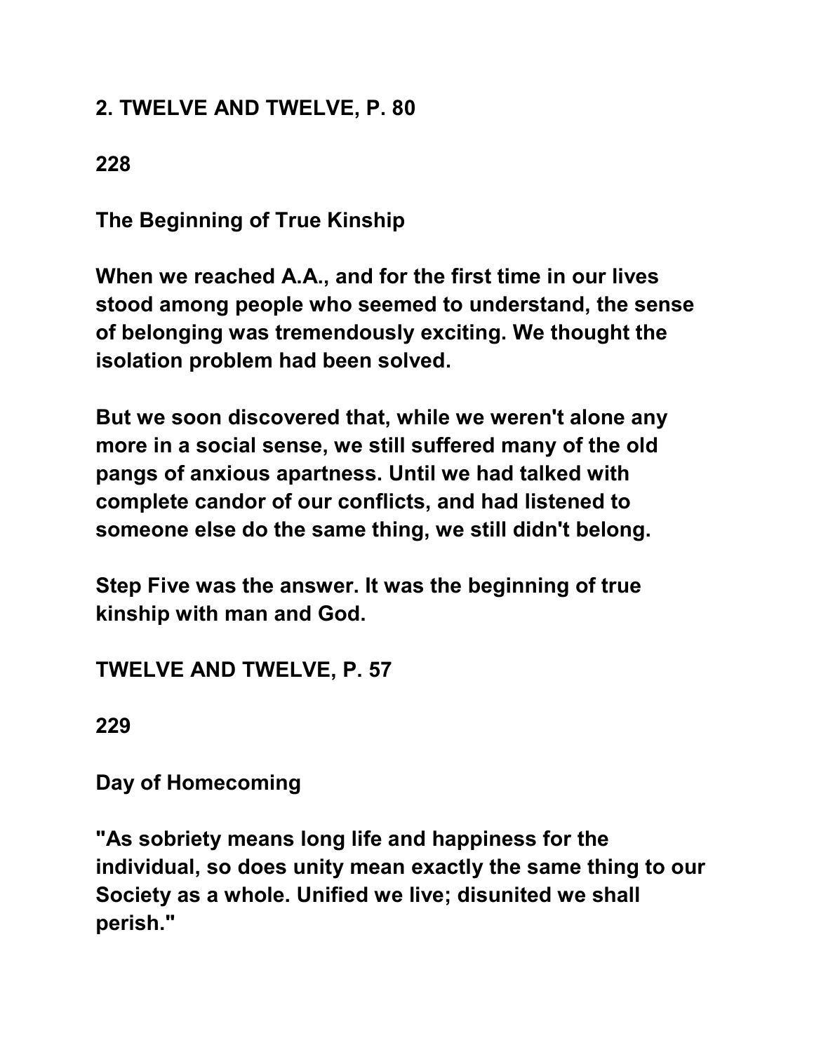2. TWELVE AND TWELVE, P. 80

228

## The Beginning of True Kinship

When we reached A.A., and for the first time in our lives stood among people who seemed to understand, the sense of belonging was tremendously exciting. We thought the isolation problem had been solved.

But we soon discovered that, while we weren't alone any more in a social sense, we still suffered many of the old pangs of anxious apartness. Until we had talked with complete candor of our conflicts, and had listened to someone else do the same thing, we still didn't belong.

Step Five was the answer. It was the beginning of true kinship with man and God.

TWELVE AND TWELVE, P. 57

229

## Day of Homecoming

"As sobriety means long life and happiness for the individual, so does unity mean exactly the same thing to our Society as a whole. Unified we live; disunited we shall perish."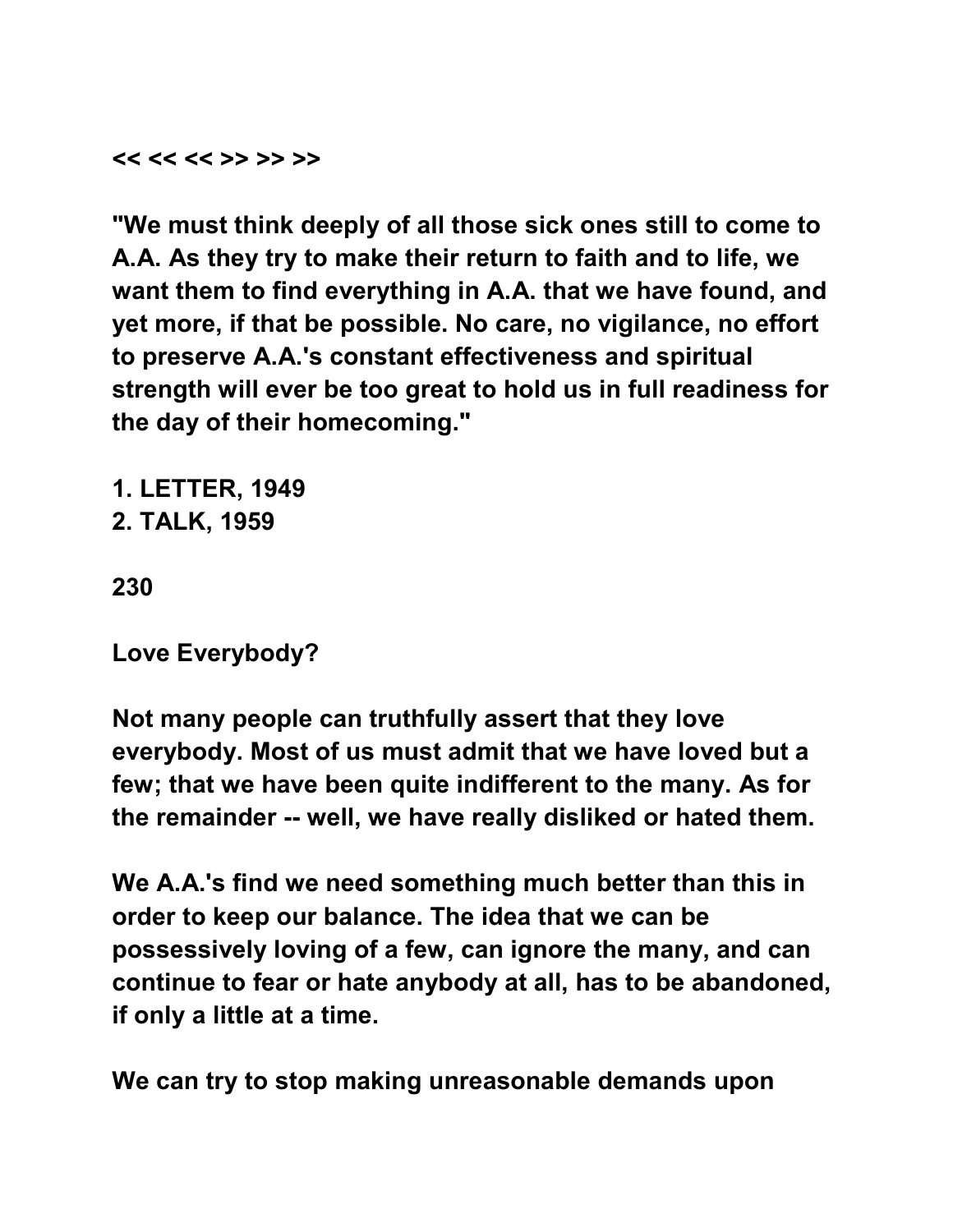<< << << >> >> >>

"We must think deeply of all those sick ones still to come to A.A. As they try to make their return to faith and to life, we want them to find everything in A.A. that we have found, and yet more, if that be possible. No care, no vigilance, no effort to preserve A.A.'s constant effectiveness and spiritual strength will ever be too great to hold us in full readiness for the day of their homecoming."

1. LETTER, 1949
2. TALK, 1959

230

## Love Everybody?

Not many people can truthfully assert that they love everybody. Most of us must admit that we have loved but a few; that we have been quite indifferent to the many. As for the remainder -- well, we have really disliked or hated them.

We A.A.'s find we need something much better than this in order to keep our balance. The idea that we can be possessively loving of a few, can ignore the many, and can continue to fear or hate anybody at all, has to be abandoned, if only a little at a time.

We can try to stop making unreasonable demands upon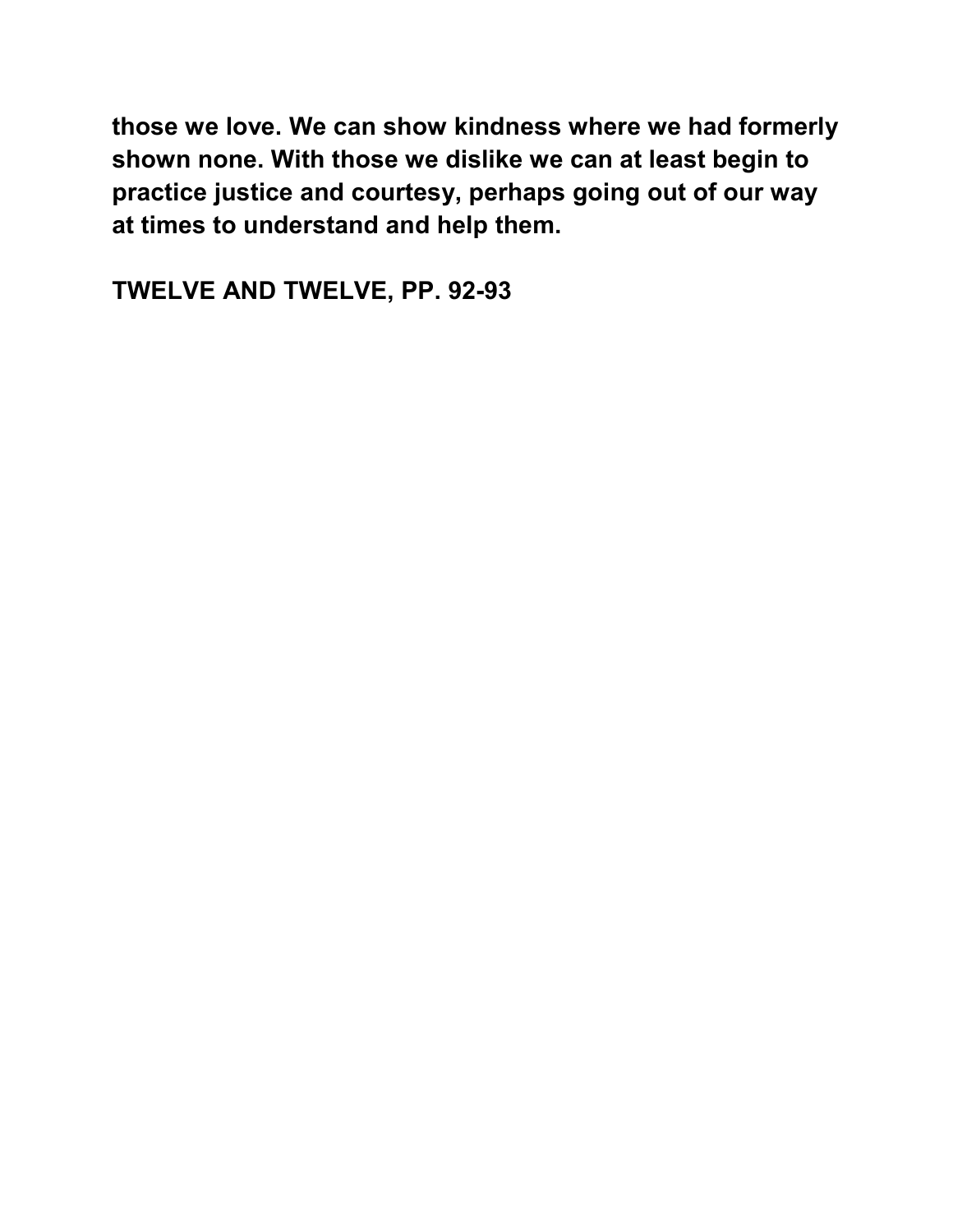**those we love. We can show kindness where we had formerly shown none. With those we dislike we can at least begin to practice justice and courtesy, perhaps going out of our way at times to understand and help them.**

**TWELVE AND TWELVE, PP. 92-93**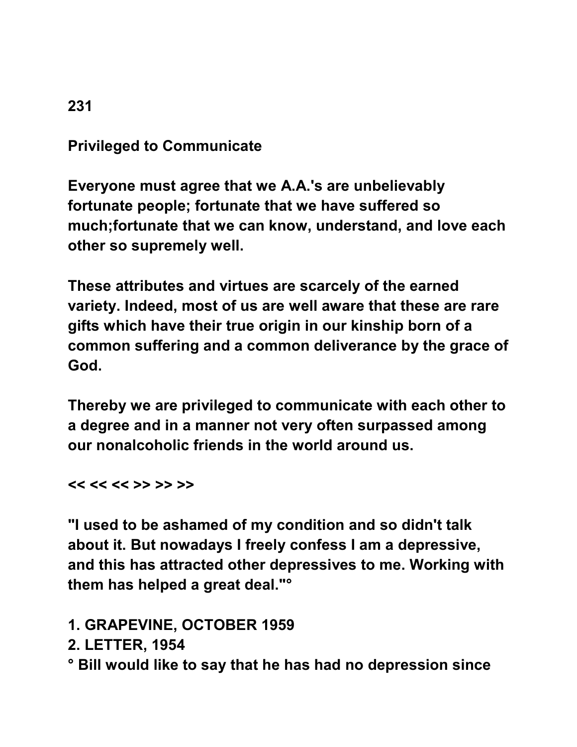# 231

## Privileged to Communicate

Everyone must agree that we A.A.'s are unbelievably fortunate people; fortunate that we have suffered so much;fortunate that we can know, understand, and love each other so supremely well.

These attributes and virtues are scarcely of the earned variety. Indeed, most of us are well aware that these are rare gifts which have their true origin in our kinship born of a common suffering and a common deliverance by the grace of God.

Thereby we are privileged to communicate with each other to a degree and in a manner not very often surpassed among our nonalcoholic friends in the world around us.

<< << << >> >> >>

"I used to be ashamed of my condition and so didn't talk about it. But nowadays I freely confess I am a depressive, and this has attracted other depressives to me. Working with them has helped a great deal."°

1. GRAPEVINE, OCTOBER 1959
2. LETTER, 1954

° Bill would like to say that he has had no depression since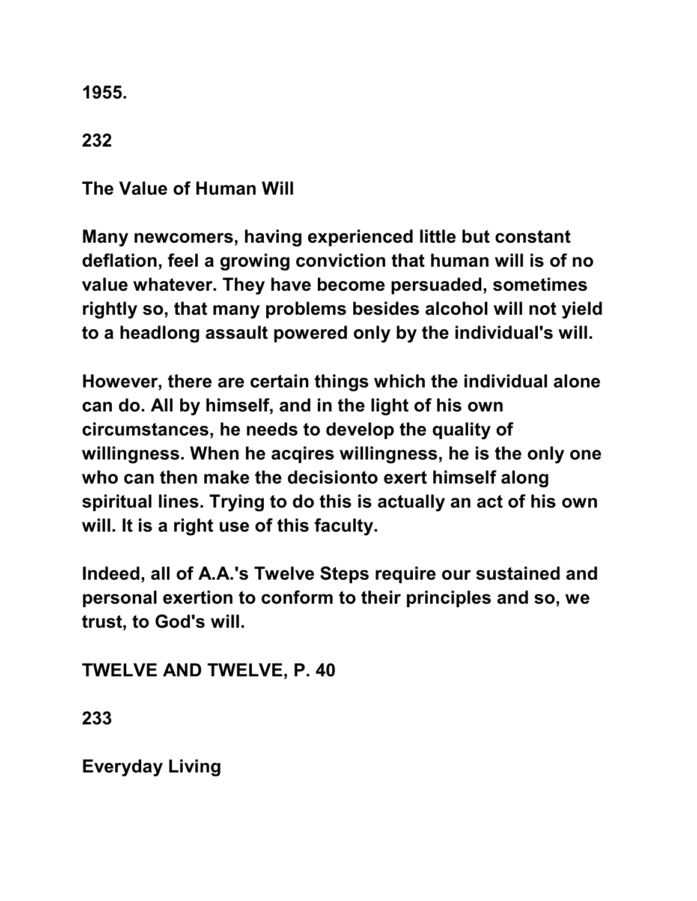1955.

232

## The Value of Human Will

Many newcomers, having experienced little but constant deflation, feel a growing conviction that human will is of no value whatever. They have become persuaded, sometimes rightly so, that many problems besides alcohol will not yield to a headlong assault powered only by the individual's will.

However, there are certain things which the individual alone can do. All by himself, and in the light of his own circumstances, he needs to develop the quality of willingness. When he acqires willingness, he is the only one who can then make the decisionto exert himself along spiritual lines. Trying to do this is actually an act of his own will. It is a right use of this faculty.

Indeed, all of A.A.'s Twelve Steps require our sustained and personal exertion to conform to their principles and so, we trust, to God's will.

TWELVE AND TWELVE, P. 40

233

## Everyday Living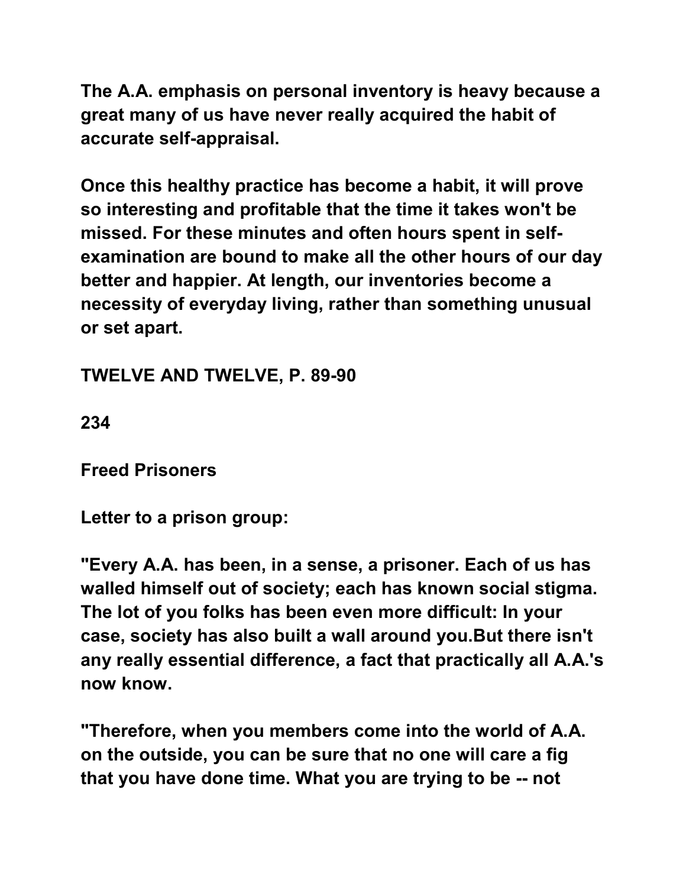The A.A. emphasis on personal inventory is heavy because a great many of us have never really acquired the habit of accurate self-appraisal.

Once this healthy practice has become a habit, it will prove so interesting and profitable that the time it takes won't be missed. For these minutes and often hours spent in self-examination are bound to make all the other hours of our day better and happier. At length, our inventories become a necessity of everyday living, rather than something unusual or set apart.

TWELVE AND TWELVE, P. 89-90

234

## Freed Prisoners

Letter to a prison group:

"Every A.A. has been, in a sense, a prisoner. Each of us has walled himself out of society; each has known social stigma. The lot of you folks has been even more difficult: In your case, society has also built a wall around you.But there isn't any really essential difference, a fact that practically all A.A.'s now know.

"Therefore, when you members come into the world of A.A. on the outside, you can be sure that no one will care a fig that you have done time. What you are trying to be -- not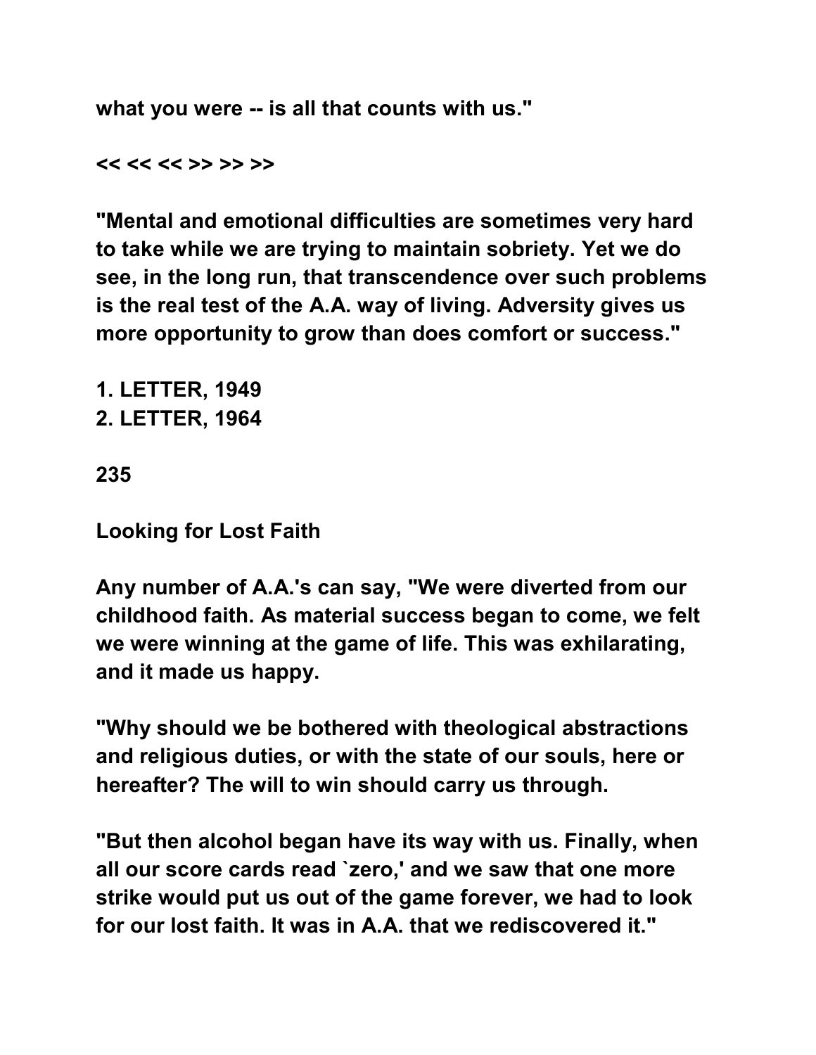what you were -- is all that counts with us."

<< << << >> >> >>

"Mental and emotional difficulties are sometimes very hard to take while we are trying to maintain sobriety. Yet we do see, in the long run, that transcendence over such problems is the real test of the A.A. way of living. Adversity gives us more opportunity to grow than does comfort or success."

1. LETTER, 1949
2. LETTER, 1964

## 235

## Looking for Lost Faith

Any number of A.A.'s can say, "We were diverted from our childhood faith. As material success began to come, we felt we were winning at the game of life. This was exhilarating, and it made us happy.

"Why should we be bothered with theological abstractions and religious duties, or with the state of our souls, here or hereafter? The will to win should carry us through.

"But then alcohol began have its way with us. Finally, when all our score cards read `zero,' and we saw that one more strike would put us out of the game forever, we had to look for our lost faith. It was in A.A. that we rediscovered it."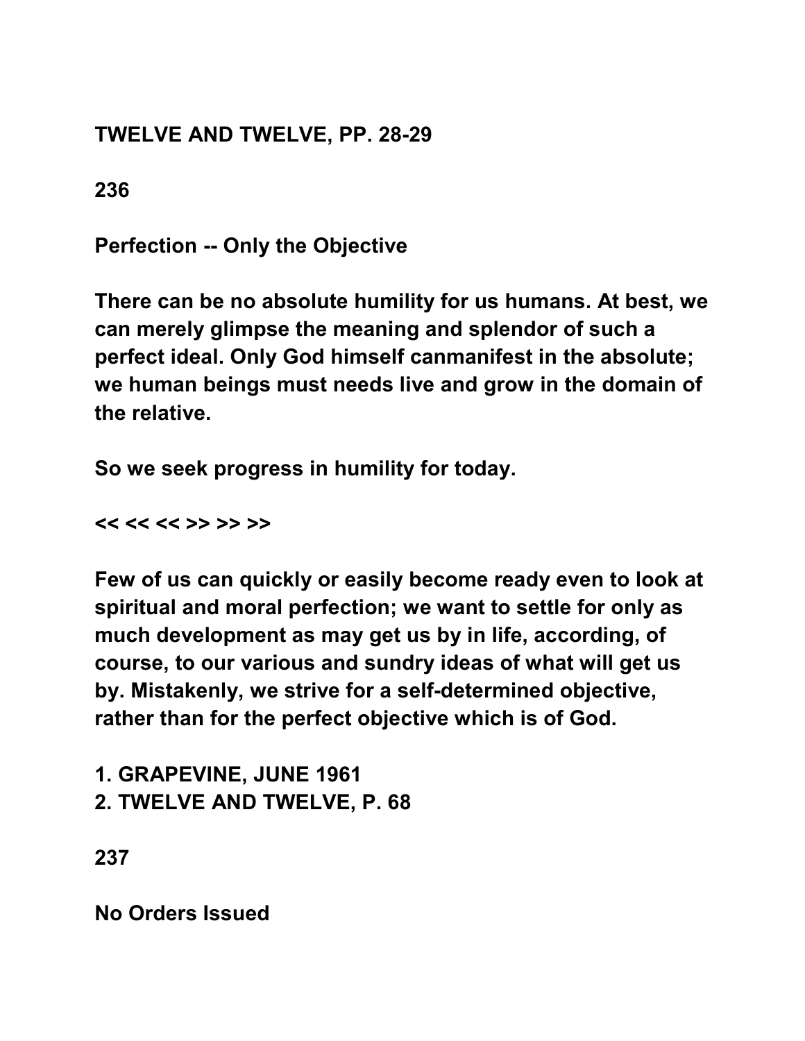TWELVE AND TWELVE, PP. 28-29

236

## Perfection -- Only the Objective

There can be no absolute humility for us humans. At best, we can merely glimpse the meaning and splendor of such a perfect ideal. Only God himself canmanifest in the absolute; we human beings must needs live and grow in the domain of the relative.

So we seek progress in humility for today.

<< << << >> >> >>

Few of us can quickly or easily become ready even to look at spiritual and moral perfection; we want to settle for only as much development as may get us by in life, according, of course, to our various and sundry ideas of what will get us by. Mistakenly, we strive for a self-determined objective, rather than for the perfect objective which is of God.

1. GRAPEVINE, JUNE 1961
2. TWELVE AND TWELVE, P. 68

237

## No Orders Issued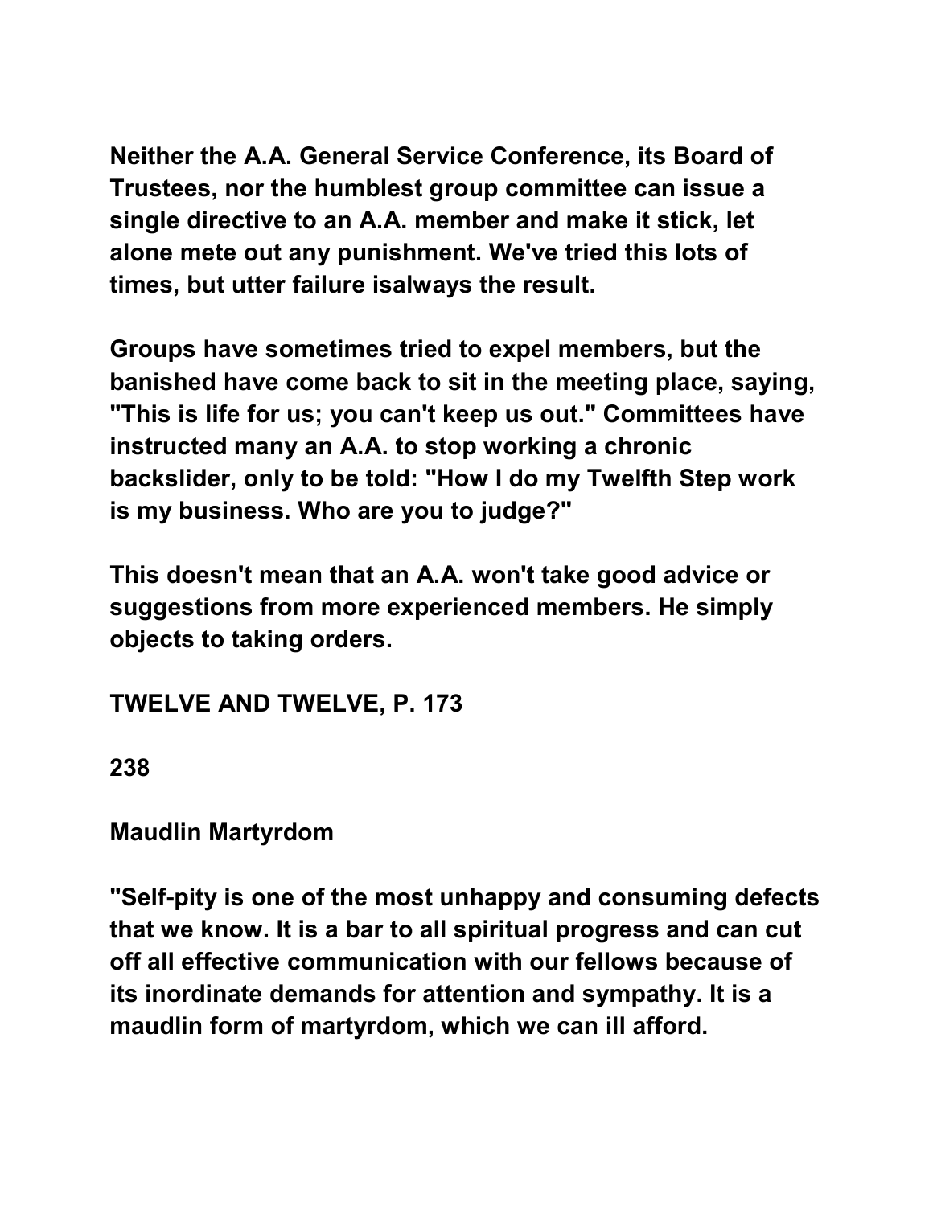Neither the A.A. General Service Conference, its Board of Trustees, nor the humblest group committee can issue a single directive to an A.A. member and make it stick, let alone mete out any punishment. We've tried this lots of times, but utter failure isalways the result.

Groups have sometimes tried to expel members, but the banished have come back to sit in the meeting place, saying, "This is life for us; you can't keep us out." Committees have instructed many an A.A. to stop working a chronic backslider, only to be told: "How I do my Twelfth Step work is my business. Who are you to judge?"

This doesn't mean that an A.A. won't take good advice or suggestions from more experienced members. He simply objects to taking orders.

TWELVE AND TWELVE, P. 173

238

## Maudlin Martyrdom

"Self-pity is one of the most unhappy and consuming defects that we know. It is a bar to all spiritual progress and can cut off all effective communication with our fellows because of its inordinate demands for attention and sympathy. It is a maudlin form of martyrdom, which we can ill afford.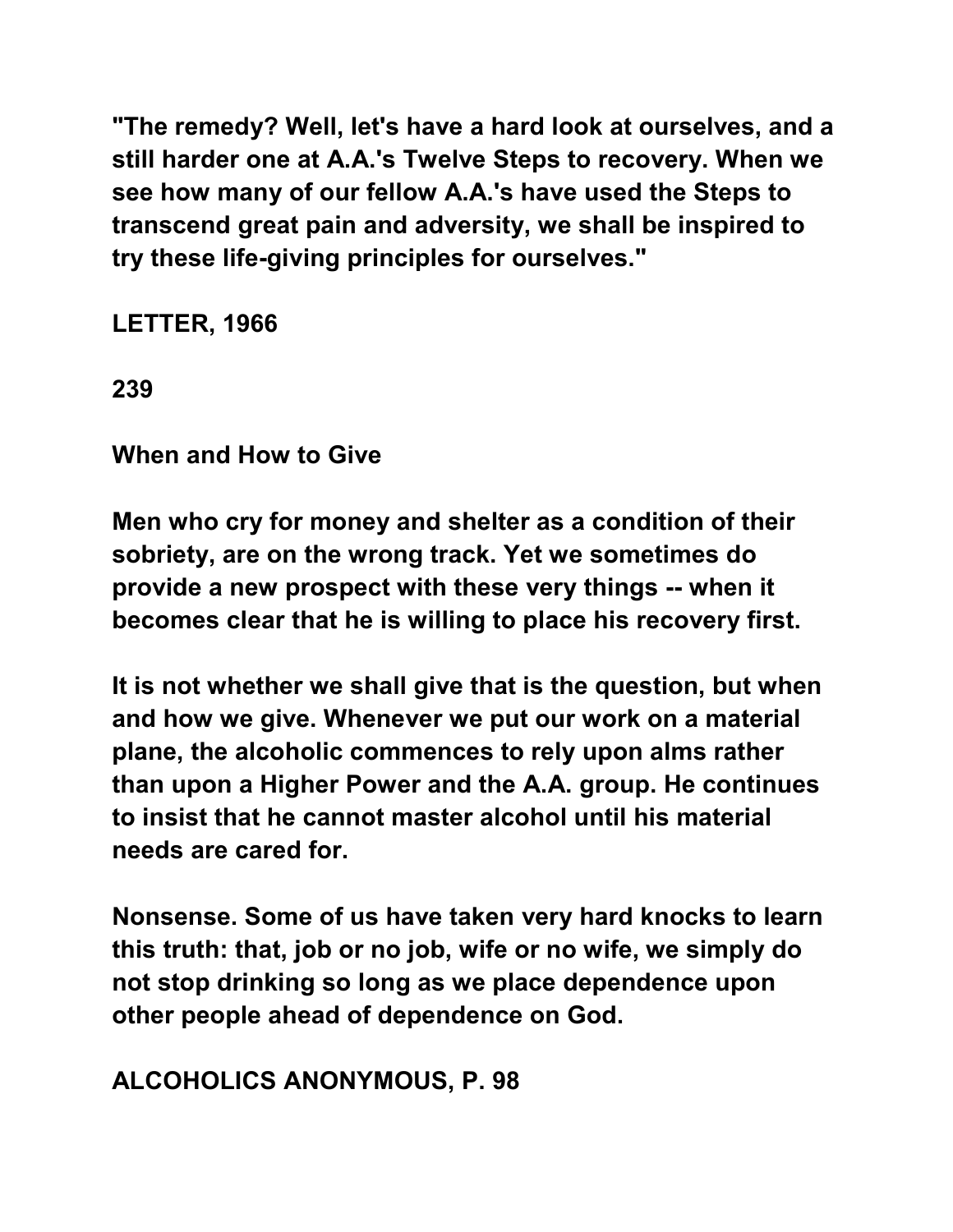"The remedy? Well, let's have a hard look at ourselves, and a still harder one at A.A.'s Twelve Steps to recovery. When we see how many of our fellow A.A.'s have used the Steps to transcend great pain and adversity, we shall be inspired to try these life-giving principles for ourselves."

LETTER, 1966

239

## When and How to Give

Men who cry for money and shelter as a condition of their sobriety, are on the wrong track. Yet we sometimes do provide a new prospect with these very things -- when it becomes clear that he is willing to place his recovery first.

It is not whether we shall give that is the question, but when and how we give. Whenever we put our work on a material plane, the alcoholic commences to rely upon alms rather than upon a Higher Power and the A.A. group. He continues to insist that he cannot master alcohol until his material needs are cared for.

Nonsense. Some of us have taken very hard knocks to learn this truth: that, job or no job, wife or no wife, we simply do not stop drinking so long as we place dependence upon other people ahead of dependence on God.

ALCOHOLICS ANONYMOUS, P. 98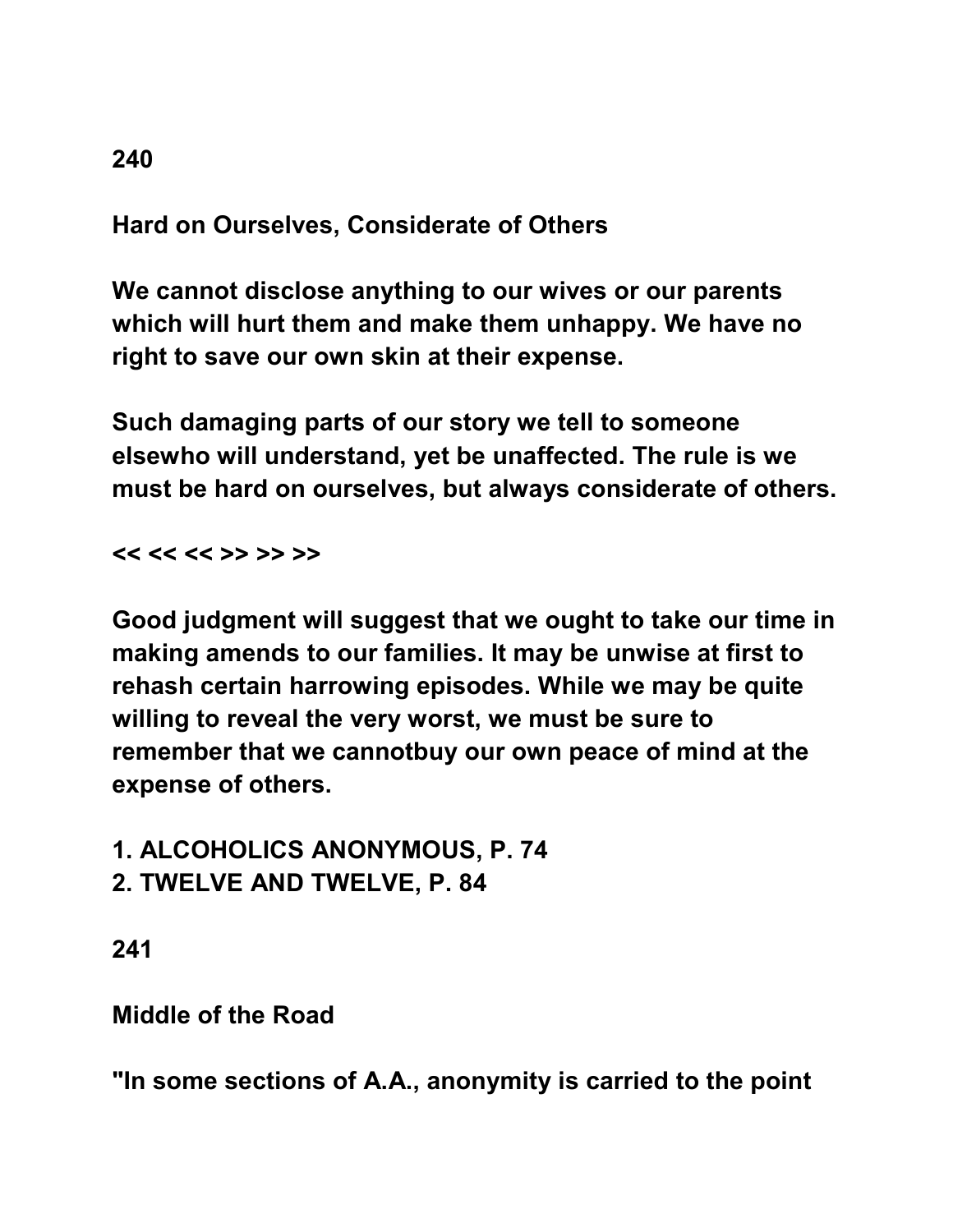240

## Hard on Ourselves, Considerate of Others

**We cannot disclose anything to our wives or our parents which will hurt them and make them unhappy. We have no right to save our own skin at their expense.**

**Such damaging parts of our story we tell to someone elsewho will understand, yet be unaffected. The rule is we must be hard on ourselves, but always considerate of others.**

**<< << << >> >> >>**

**Good judgment will suggest that we ought to take our time in making amends to our families. It may be unwise at first to rehash certain harrowing episodes. While we may be quite willing to reveal the very worst, we must be sure to remember that we cannotbuy our own peace of mind at the expense of others.**

**1. ALCOHOLICS ANONYMOUS, P. 74**
**2. TWELVE AND TWELVE, P. 84**

241

## Middle of the Road

**"In some sections of A.A., anonymity is carried to the point**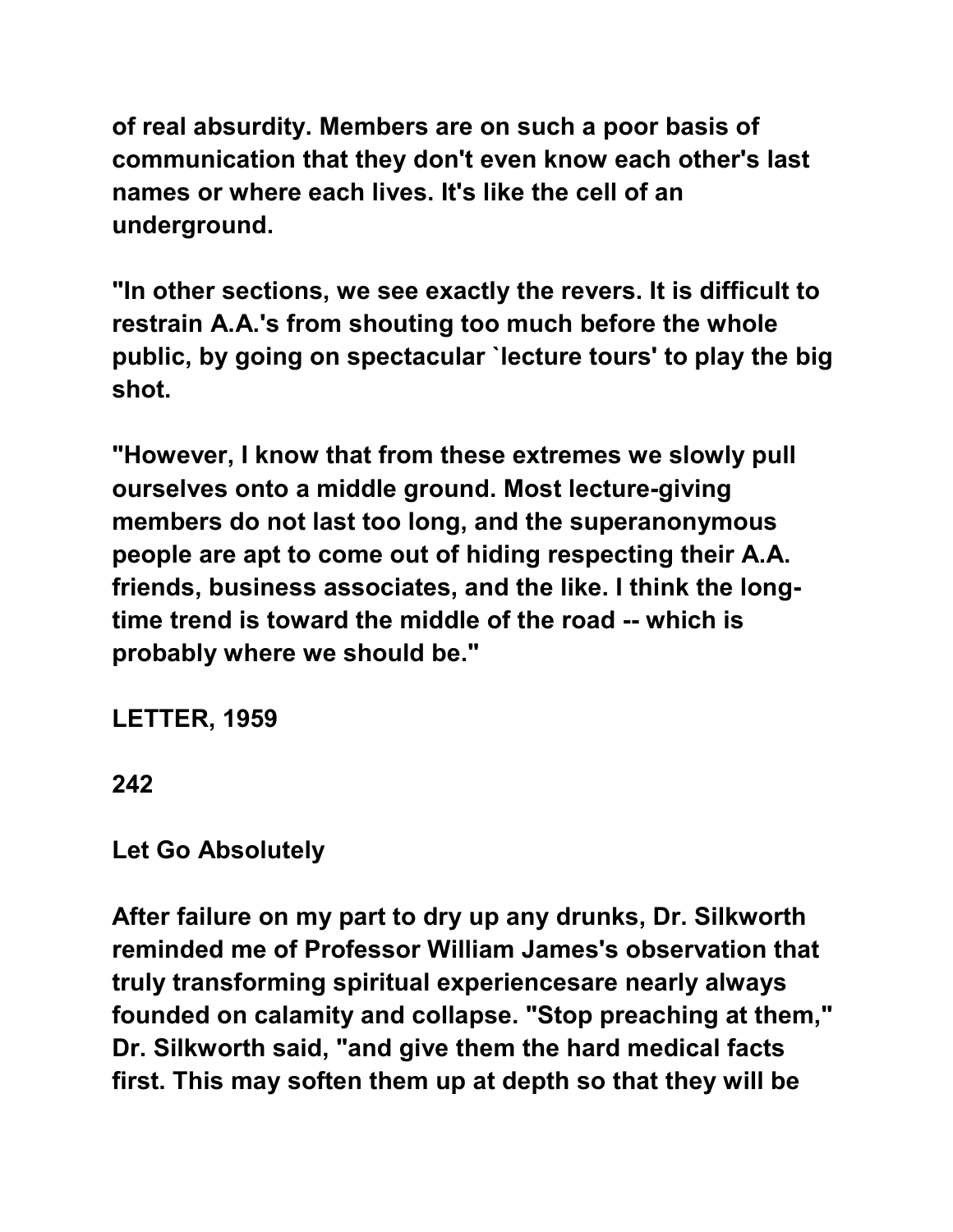of real absurdity. Members are on such a poor basis of communication that they don't even know each other's last names or where each lives. It's like the cell of an underground.

"In other sections, we see exactly the revers. It is difficult to restrain A.A.'s from shouting too much before the whole public, by going on spectacular `lecture tours' to play the big shot.

"However, I know that from these extremes we slowly pull ourselves onto a middle ground. Most lecture-giving members do not last too long, and the superanonymous people are apt to come out of hiding respecting their A.A. friends, business associates, and the like. I think the long-time trend is toward the middle of the road -- which is probably where we should be."

LETTER, 1959

242

## Let Go Absolutely

After failure on my part to dry up any drunks, Dr. Silkworth reminded me of Professor William James's observation that truly transforming spiritual experiencesare nearly always founded on calamity and collapse. "Stop preaching at them," Dr. Silkworth said, "and give them the hard medical facts first. This may soften them up at depth so that they will be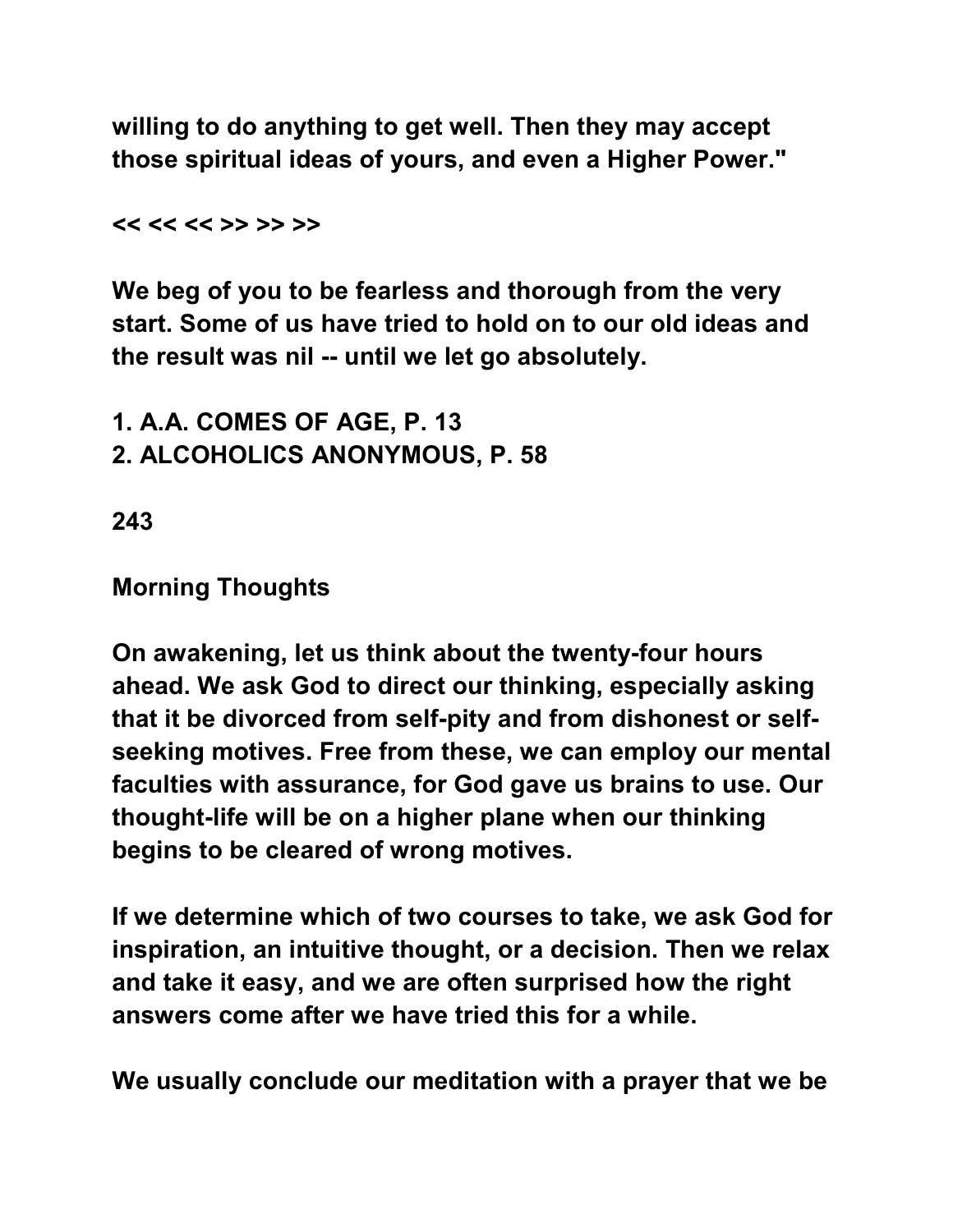willing to do anything to get well. Then they may accept those spiritual ideas of yours, and even a Higher Power."

<< << << >> >> >>

We beg of you to be fearless and thorough from the very start. Some of us have tried to hold on to our old ideas and the result was nil -- until we let go absolutely.

1. A.A. COMES OF AGE, P. 13
2. ALCOHOLICS ANONYMOUS, P. 58

243

## Morning Thoughts

On awakening, let us think about the twenty-four hours ahead. We ask God to direct our thinking, especially asking that it be divorced from self-pity and from dishonest or self-seeking motives. Free from these, we can employ our mental faculties with assurance, for God gave us brains to use. Our thought-life will be on a higher plane when our thinking begins to be cleared of wrong motives.

If we determine which of two courses to take, we ask God for inspiration, an intuitive thought, or a decision. Then we relax and take it easy, and we are often surprised how the right answers come after we have tried this for a while.

We usually conclude our meditation with a prayer that we be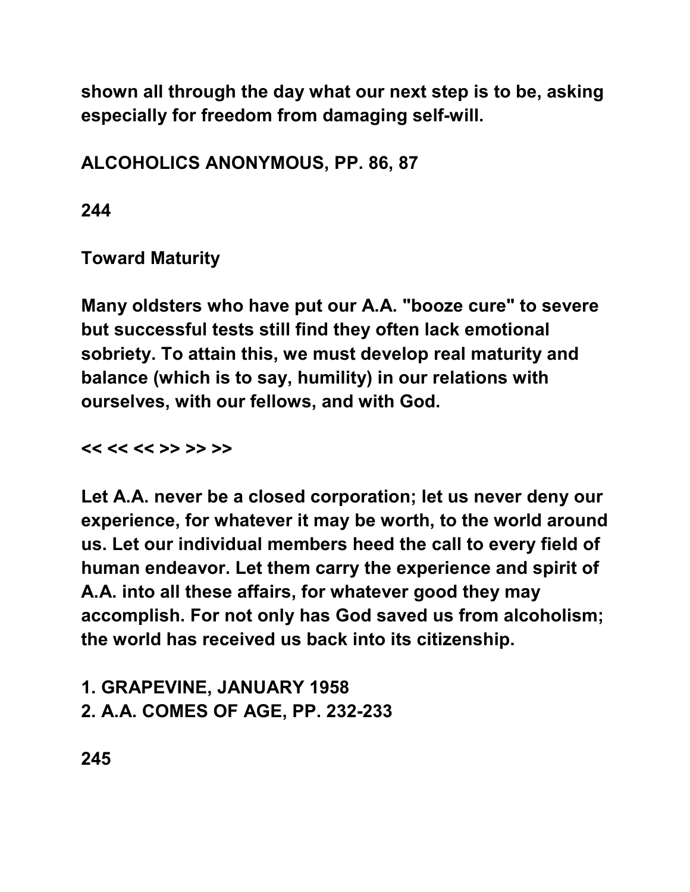shown all through the day what our next step is to be, asking especially for freedom from damaging self-will.

ALCOHOLICS ANONYMOUS, PP. 86, 87

## Toward Maturity

Many oldsters who have put our A.A. "booze cure" to severe but successful tests still find they often lack emotional sobriety. To attain this, we must develop real maturity and balance (which is to say, humility) in our relations with ourselves, with our fellows, and with God.

<< << << >> >> >>

Let A.A. never be a closed corporation; let us never deny our experience, for whatever it may be worth, to the world around us. Let our individual members heed the call to every field of human endeavor. Let them carry the experience and spirit of A.A. into all these affairs, for whatever good they may accomplish. For not only has God saved us from alcoholism; the world has received us back into its citizenship.

1. GRAPEVINE, JANUARY 1958
2. A.A. COMES OF AGE, PP. 232-233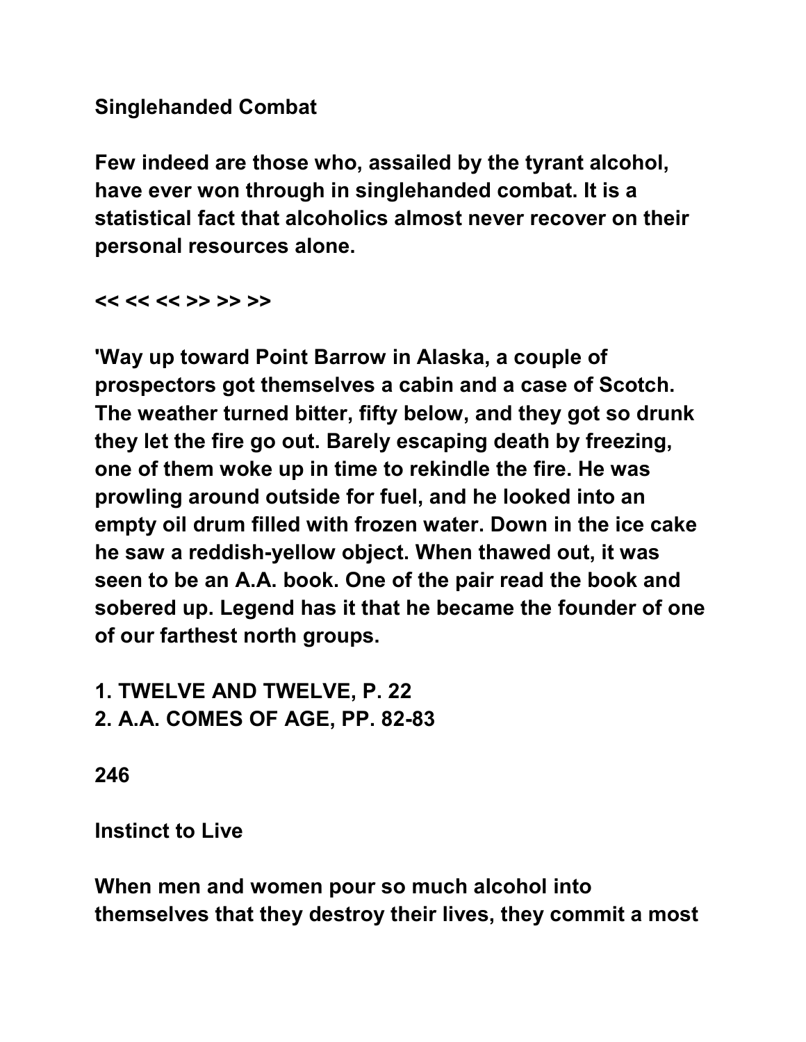**Singlehanded Combat**

**Few indeed are those who, assailed by the tyrant alcohol, have ever won through in singlehanded combat. It is a statistical fact that alcoholics almost never recover on their personal resources alone.**

**<< << << >> >> >>**

**'Way up toward Point Barrow in Alaska, a couple of prospectors got themselves a cabin and a case of Scotch. The weather turned bitter, fifty below, and they got so drunk they let the fire go out. Barely escaping death by freezing, one of them woke up in time to rekindle the fire. He was prowling around outside for fuel, and he looked into an empty oil drum filled with frozen water. Down in the ice cake he saw a reddish-yellow object. When thawed out, it was seen to be an A.A. book. One of the pair read the book and sobered up. Legend has it that he became the founder of one of our farthest north groups.**

**1. TWELVE AND TWELVE, P. 22**
**2. A.A. COMES OF AGE, PP. 82-83**

**246**

**Instinct to Live**

**When men and women pour so much alcohol into themselves that they destroy their lives, they commit a most**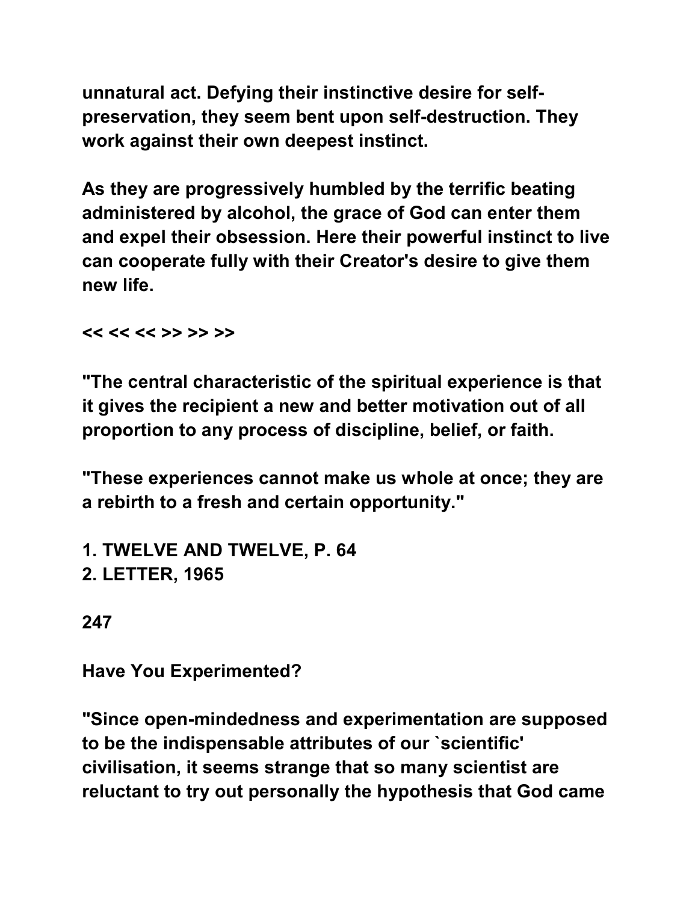unnatural act. Defying their instinctive desire for self-preservation, they seem bent upon self-destruction. They work against their own deepest instinct.

As they are progressively humbled by the terrific beating administered by alcohol, the grace of God can enter them and expel their obsession. Here their powerful instinct to live can cooperate fully with their Creator's desire to give them new life.

<< << << >> >> >>

"The central characteristic of the spiritual experience is that it gives the recipient a new and better motivation out of all proportion to any process of discipline, belief, or faith.

"These experiences cannot make us whole at once; they are a rebirth to a fresh and certain opportunity."

1. TWELVE AND TWELVE, P. 64
2. LETTER, 1965

247

**Have You Experimented?**

"Since open-mindedness and experimentation are supposed to be the indispensable attributes of our `scientific' civilisation, it seems strange that so many scientist are reluctant to try out personally the hypothesis that God came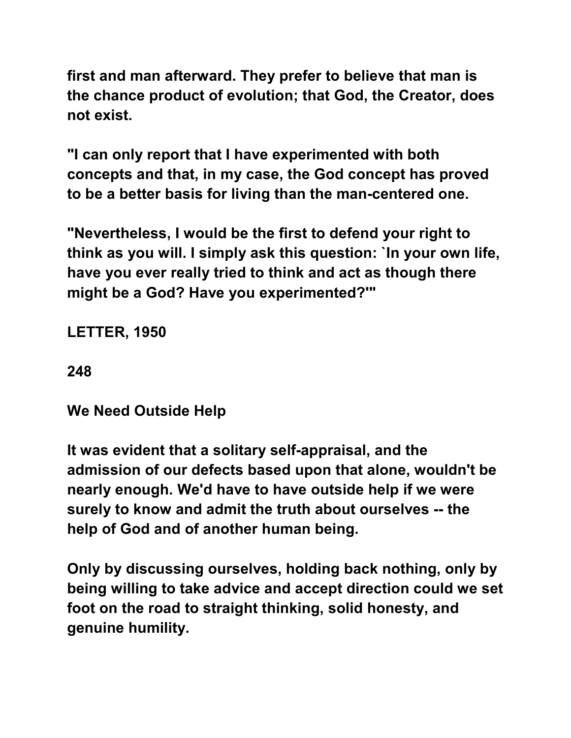first and man afterward. They prefer to believe that man is the chance product of evolution; that God, the Creator, does not exist.

"I can only report that I have experimented with both concepts and that, in my case, the God concept has proved to be a better basis for living than the man-centered one.

"Nevertheless, I would be the first to defend your right to think as you will. I simply ask this question: `In your own life, have you ever really tried to think and act as though there might be a God? Have you experimented?'"

LETTER, 1950

248

## We Need Outside Help

It was evident that a solitary self-appraisal, and the admission of our defects based upon that alone, wouldn't be nearly enough. We'd have to have outside help if we were surely to know and admit the truth about ourselves -- the help of God and of another human being.

Only by discussing ourselves, holding back nothing, only by being willing to take advice and accept direction could we set foot on the road to straight thinking, solid honesty, and genuine humility.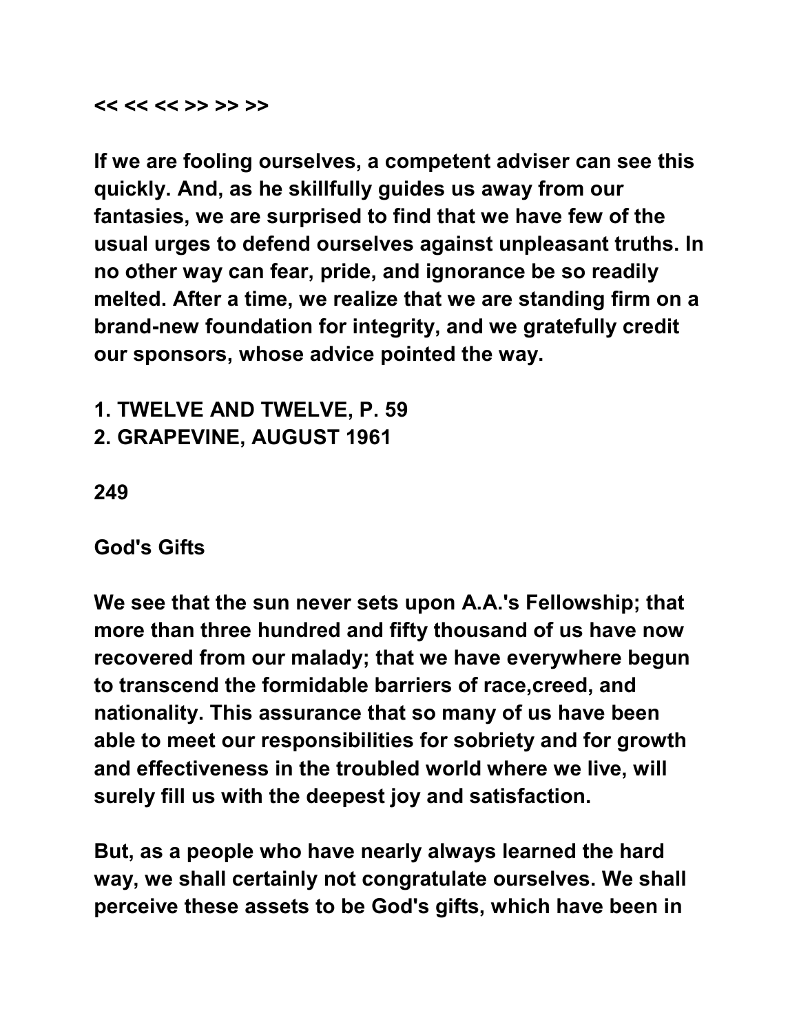<< << << >> >> >>

If we are fooling ourselves, a competent adviser can see this quickly. And, as he skillfully guides us away from our fantasies, we are surprised to find that we have few of the usual urges to defend ourselves against unpleasant truths. In no other way can fear, pride, and ignorance be so readily melted. After a time, we realize that we are standing firm on a brand-new foundation for integrity, and we gratefully credit our sponsors, whose advice pointed the way.

1. TWELVE AND TWELVE, P. 59
2. GRAPEVINE, AUGUST 1961

249

## God's Gifts

We see that the sun never sets upon A.A.'s Fellowship; that more than three hundred and fifty thousand of us have now recovered from our malady; that we have everywhere begun to transcend the formidable barriers of race,creed, and nationality. This assurance that so many of us have been able to meet our responsibilities for sobriety and for growth and effectiveness in the troubled world where we live, will surely fill us with the deepest joy and satisfaction.

But, as a people who have nearly always learned the hard way, we shall certainly not congratulate ourselves. We shall perceive these assets to be God's gifts, which have been in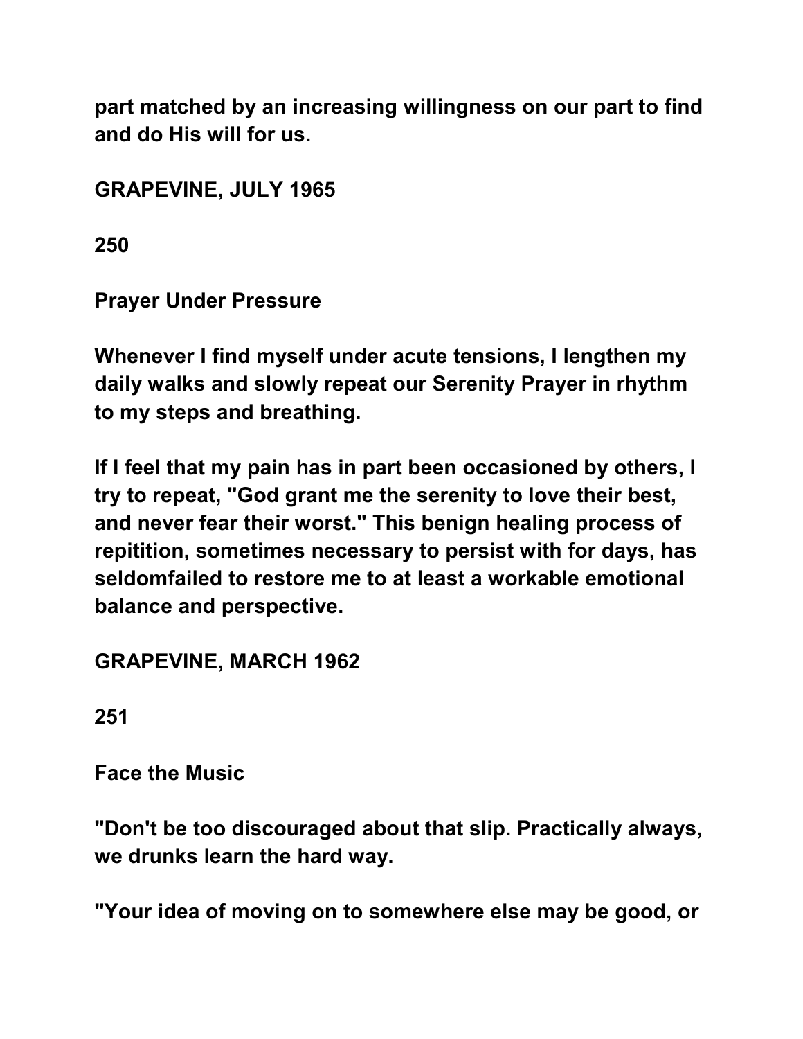part matched by an increasing willingness on our part to find and do His will for us.

GRAPEVINE, JULY 1965

250

## Prayer Under Pressure

Whenever I find myself under acute tensions, I lengthen my daily walks and slowly repeat our Serenity Prayer in rhythm to my steps and breathing.

If I feel that my pain has in part been occasioned by others, I try to repeat, "God grant me the serenity to love their best, and never fear their worst." This benign healing process of repitition, sometimes necessary to persist with for days, has seldomfailed to restore me to at least a workable emotional balance and perspective.

GRAPEVINE, MARCH 1962

251

## Face the Music

"Don't be too discouraged about that slip. Practically always, we drunks learn the hard way.

"Your idea of moving on to somewhere else may be good, or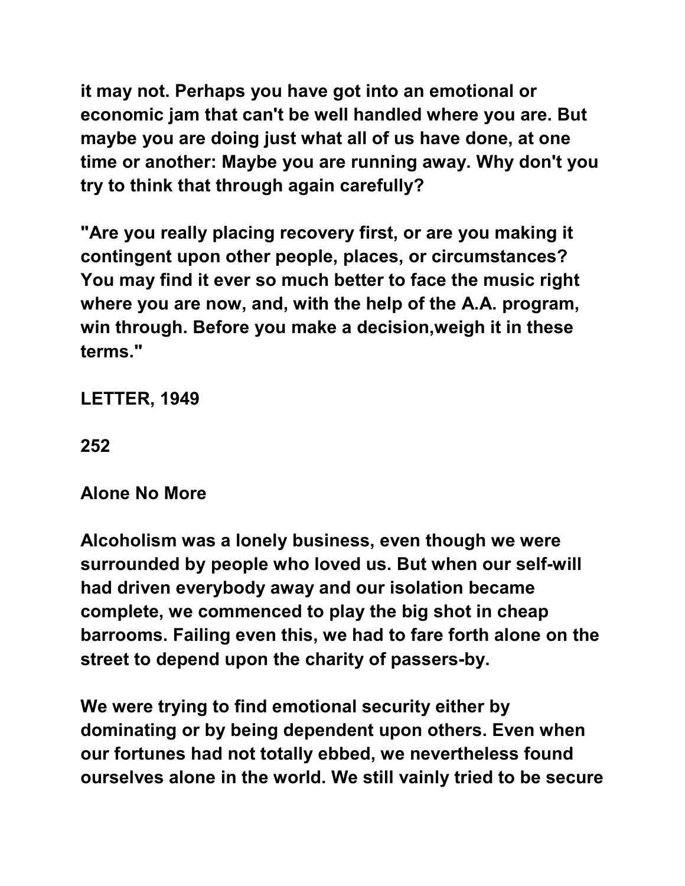it may not. Perhaps you have got into an emotional or economic jam that can't be well handled where you are. But maybe you are doing just what all of us have done, at one time or another: Maybe you are running away. Why don't you try to think that through again carefully?

"Are you really placing recovery first, or are you making it contingent upon other people, places, or circumstances? You may find it ever so much better to face the music right where you are now, and, with the help of the A.A. program, win through. Before you make a decision,weigh it in these terms."

LETTER, 1949

## Alone No More

Alcoholism was a lonely business, even though we were surrounded by people who loved us. But when our self-will had driven everybody away and our isolation became complete, we commenced to play the big shot in cheap barrooms. Failing even this, we had to fare forth alone on the street to depend upon the charity of passers-by.

We were trying to find emotional security either by dominating or by being dependent upon others. Even when our fortunes had not totally ebbed, we nevertheless found ourselves alone in the world. We still vainly tried to be secure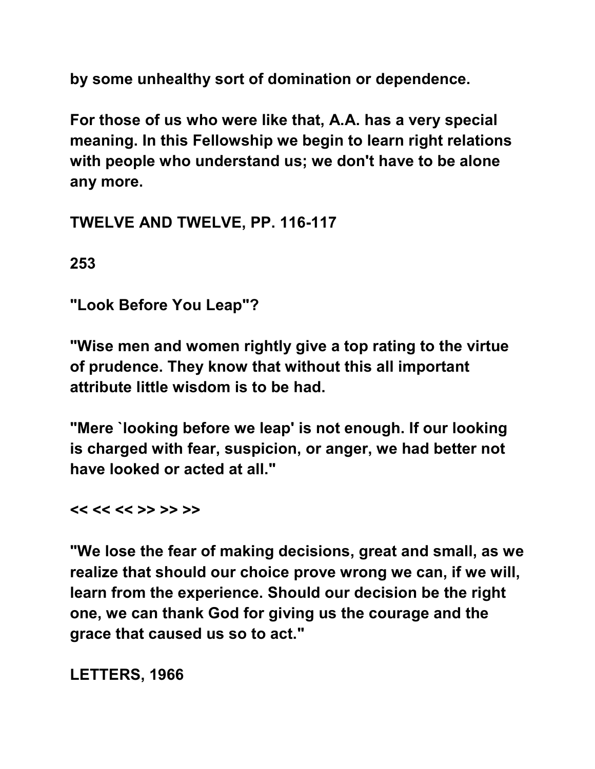by some unhealthy sort of domination or dependence.

For those of us who were like that, A.A. has a very special meaning. In this Fellowship we begin to learn right relations with people who understand us; we don't have to be alone any more.

TWELVE AND TWELVE, PP. 116-117

253

## "Look Before You Leap"?

"Wise men and women rightly give a top rating to the virtue of prudence. They know that without this all important attribute little wisdom is to be had.

"Mere `looking before we leap' is not enough. If our looking is charged with fear, suspicion, or anger, we had better not have looked or acted at all."

<< << << >> >> >>

"We lose the fear of making decisions, great and small, as we realize that should our choice prove wrong we can, if we will, learn from the experience. Should our decision be the right one, we can thank God for giving us the courage and the grace that caused us so to act."

LETTERS, 1966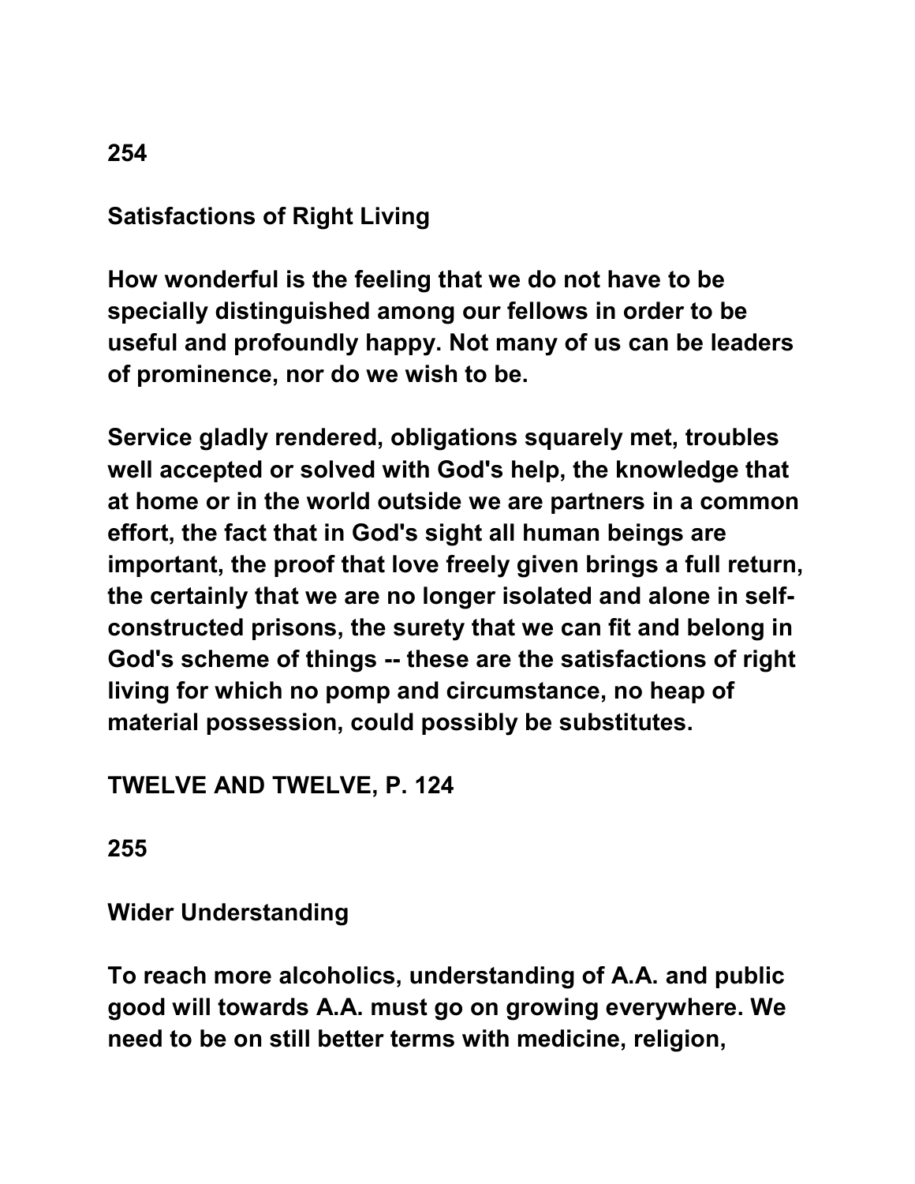254

## Satisfactions of Right Living

**How wonderful is the feeling that we do not have to be specially distinguished among our fellows in order to be useful and profoundly happy. Not many of us can be leaders of prominence, nor do we wish to be.**

**Service gladly rendered, obligations squarely met, troubles well accepted or solved with God's help, the knowledge that at home or in the world outside we are partners in a common effort, the fact that in God's sight all human beings are important, the proof that love freely given brings a full return, the certainly that we are no longer isolated and alone in self-constructed prisons, the surety that we can fit and belong in God's scheme of things -- these are the satisfactions of right living for which no pomp and circumstance, no heap of material possession, could possibly be substitutes.**

**TWELVE AND TWELVE, P. 124**

255

## Wider Understanding

**To reach more alcoholics, understanding of A.A. and public good will towards A.A. must go on growing everywhere. We need to be on still better terms with medicine, religion,**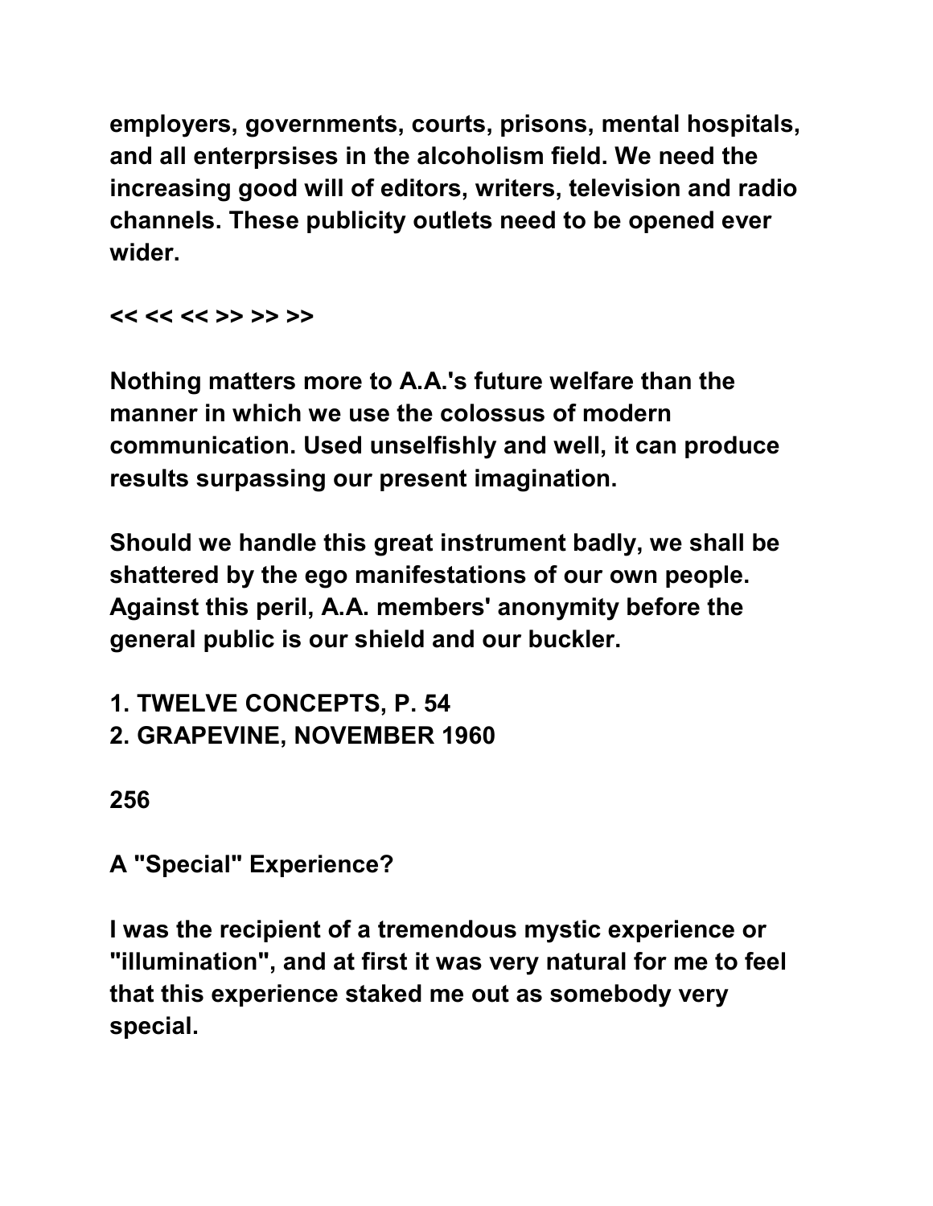employers, governments, courts, prisons, mental hospitals, and all enterprsises in the alcoholism field. We need the increasing good will of editors, writers, television and radio channels. These publicity outlets need to be opened ever wider.

<< << << >> >> >>

Nothing matters more to A.A.'s future welfare than the manner in which we use the colossus of modern communication. Used unselfishly and well, it can produce results surpassing our present imagination.

Should we handle this great instrument badly, we shall be shattered by the ego manifestations of our own people. Against this peril, A.A. members' anonymity before the general public is our shield and our buckler.

1. TWELVE CONCEPTS, P. 54
2. GRAPEVINE, NOVEMBER 1960

256

## A "Special" Experience?

I was the recipient of a tremendous mystic experience or "illumination", and at first it was very natural for me to feel that this experience staked me out as somebody very special.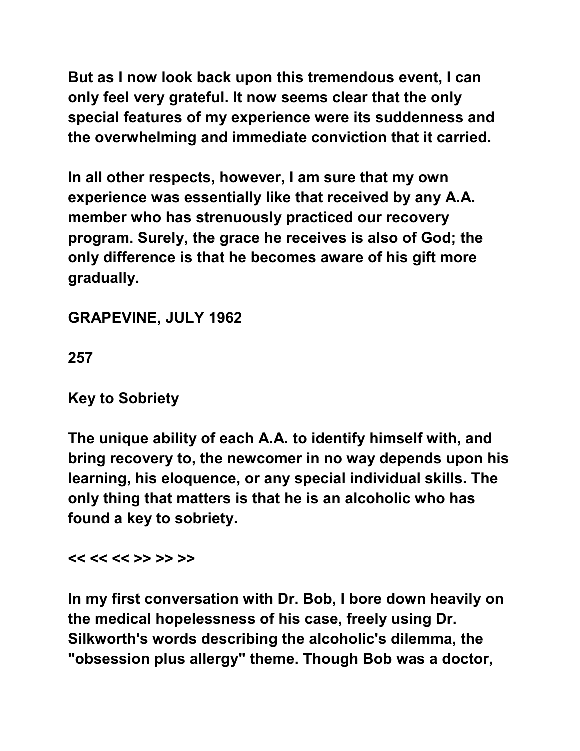But as I now look back upon this tremendous event, I can only feel very grateful. It now seems clear that the only special features of my experience were its suddenness and the overwhelming and immediate conviction that it carried.

In all other respects, however, I am sure that my own experience was essentially like that received by any A.A. member who has strenuously practiced our recovery program. Surely, the grace he receives is also of God; the only difference is that he becomes aware of his gift more gradually.

GRAPEVINE, JULY 1962

257

## Key to Sobriety

The unique ability of each A.A. to identify himself with, and bring recovery to, the newcomer in no way depends upon his learning, his eloquence, or any special individual skills. The only thing that matters is that he is an alcoholic who has found a key to sobriety.

<< << << >> >> >>

In my first conversation with Dr. Bob, I bore down heavily on the medical hopelessness of his case, freely using Dr. Silkworth's words describing the alcoholic's dilemma, the "obsession plus allergy" theme. Though Bob was a doctor,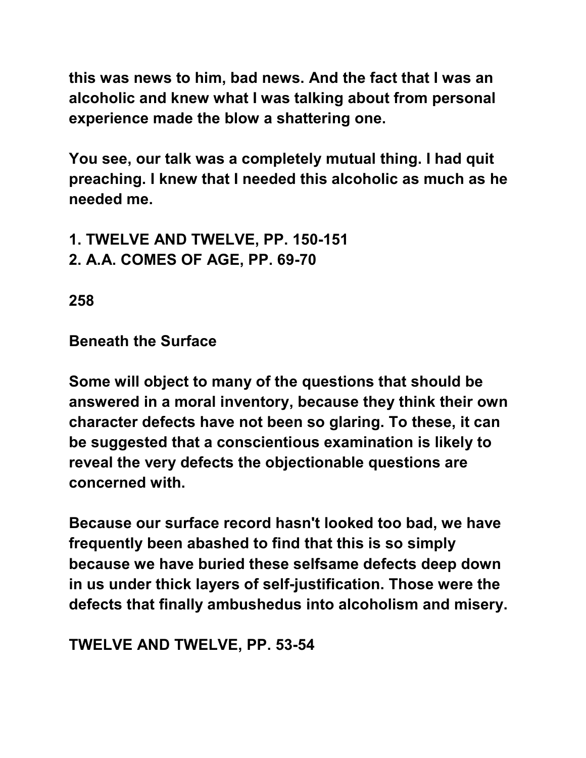this was news to him, bad news. And the fact that I was an alcoholic and knew what I was talking about from personal experience made the blow a shattering one.

You see, our talk was a completely mutual thing. I had quit preaching. I knew that I needed this alcoholic as much as he needed me.

1. TWELVE AND TWELVE, PP. 150-151
2. A.A. COMES OF AGE, PP. 69-70

258

## Beneath the Surface

Some will object to many of the questions that should be answered in a moral inventory, because they think their own character defects have not been so glaring. To these, it can be suggested that a conscientious examination is likely to reveal the very defects the objectionable questions are concerned with.

Because our surface record hasn't looked too bad, we have frequently been abashed to find that this is so simply because we have buried these selfsame defects deep down in us under thick layers of self-justification. Those were the defects that finally ambushedus into alcoholism and misery.

TWELVE AND TWELVE, PP. 53-54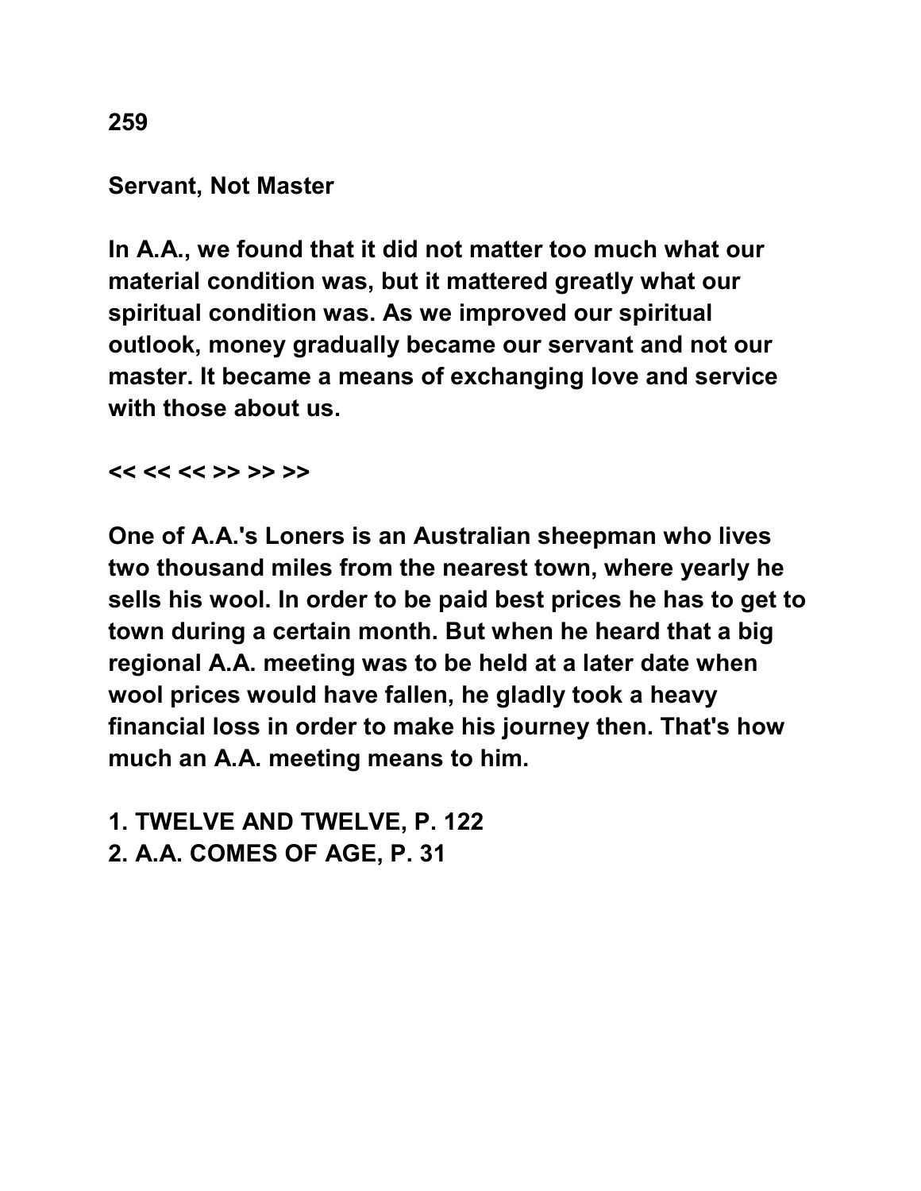## Servant, Not Master

**In A.A., we found that it did not matter too much what our material condition was, but it mattered greatly what our spiritual condition was. As we improved our spiritual outlook, money gradually became our servant and not our master. It became a means of exchanging love and service with those about us.**

**<< << << >> >> >>**

**One of A.A.'s Loners is an Australian sheepman who lives two thousand miles from the nearest town, where yearly he sells his wool. In order to be paid best prices he has to get to town during a certain month. But when he heard that a big regional A.A. meeting was to be held at a later date when wool prices would have fallen, he gladly took a heavy financial loss in order to make his journey then. That's how much an A.A. meeting means to him.**

**1. TWELVE AND TWELVE, P. 122**
**2. A.A. COMES OF AGE, P. 31**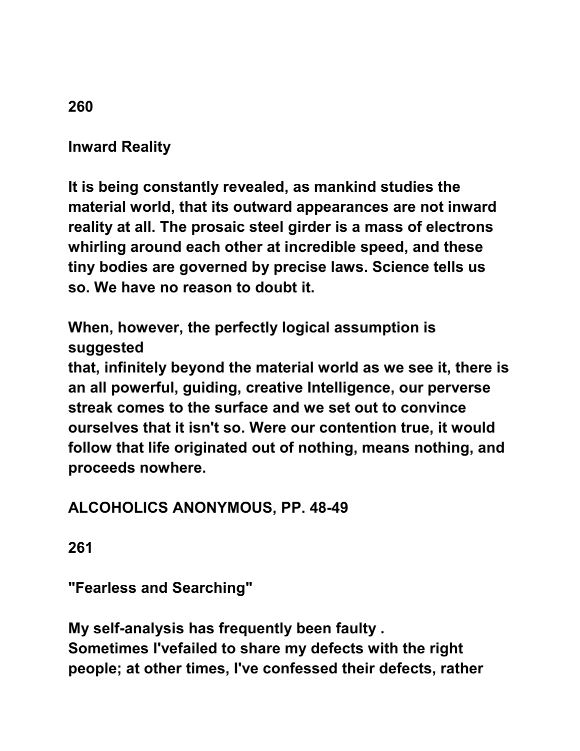260

## Inward Reality

It is being constantly revealed, as mankind studies the material world, that its outward appearances are not inward reality at all. The prosaic steel girder is a mass of electrons whirling around each other at incredible speed, and these tiny bodies are governed by precise laws. Science tells us so. We have no reason to doubt it.

When, however, the perfectly logical assumption is suggested
that, infinitely beyond the material world as we see it, there is an all powerful, guiding, creative Intelligence, our perverse streak comes to the surface and we set out to convince ourselves that it isn't so. Were our contention true, it would follow that life originated out of nothing, means nothing, and proceeds nowhere.

ALCOHOLICS ANONYMOUS, PP. 48-49

261

## "Fearless and Searching"

My self-analysis has frequently been faulty .
Sometimes I'vefailed to share my defects with the right people; at other times, I've confessed their defects, rather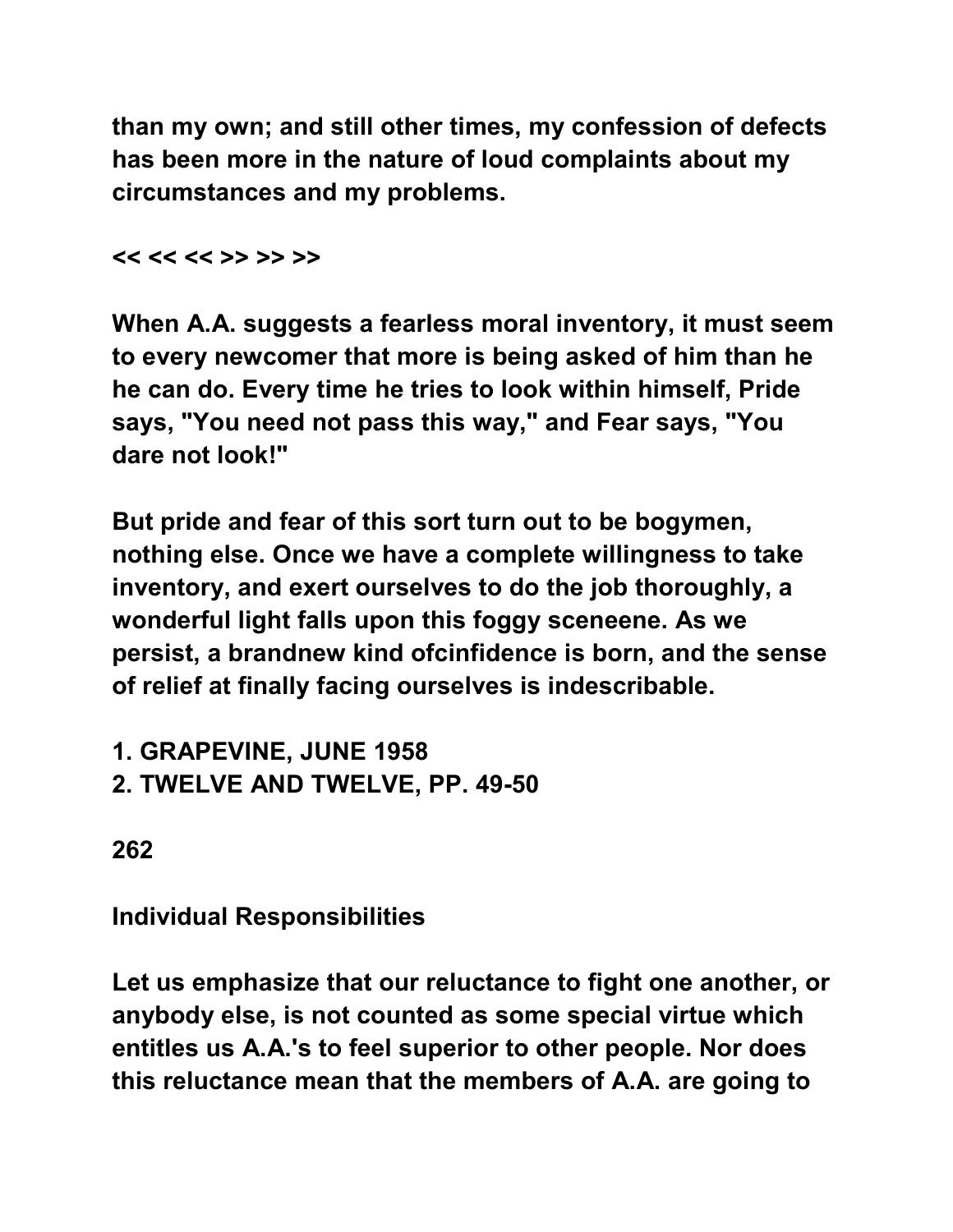than my own; and still other times, my confession of defects has been more in the nature of loud complaints about my circumstances and my problems.

<< << << >> >> >>

When A.A. suggests a fearless moral inventory, it must seem to every newcomer that more is being asked of him than he he can do. Every time he tries to look within himself, Pride says, "You need not pass this way," and Fear says, "You dare not look!"

But pride and fear of this sort turn out to be bogymen, nothing else. Once we have a complete willingness to take inventory, and exert ourselves to do the job thoroughly, a wonderful light falls upon this foggy sceneene. As we persist, a brandnew kind ofcinfidence is born, and the sense of relief at finally facing ourselves is indescribable.

1. GRAPEVINE, JUNE 1958
2. TWELVE AND TWELVE, PP. 49-50

262

## Individual Responsibilities

Let us emphasize that our reluctance to fight one another, or anybody else, is not counted as some special virtue which entitles us A.A.'s to feel superior to other people. Nor does this reluctance mean that the members of A.A. are going to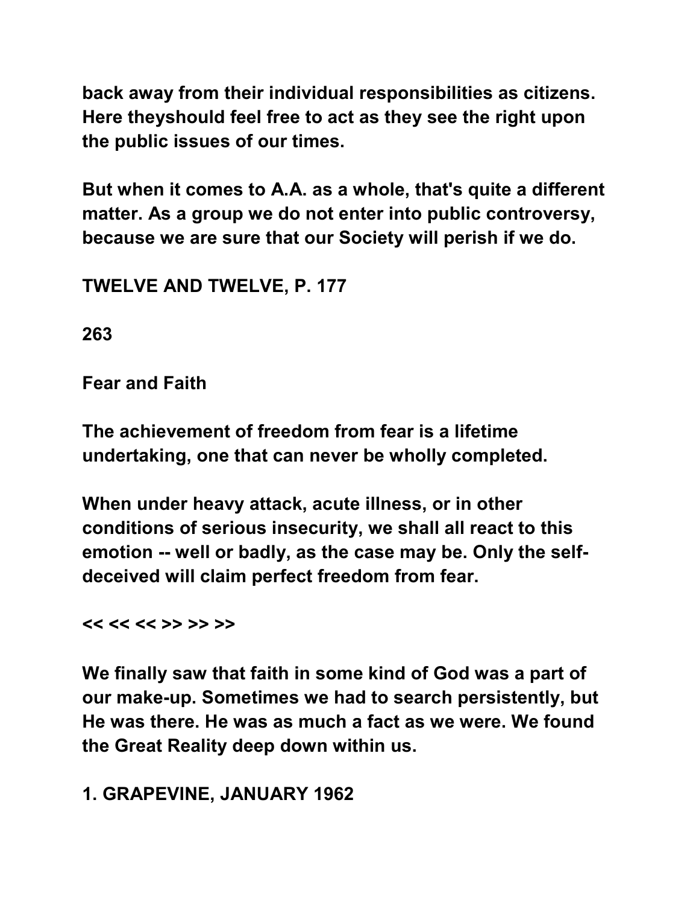**back away from their individual responsibilities as citizens. Here theyshould feel free to act as they see the right upon the public issues of our times.**

**But when it comes to A.A. as a whole, that's quite a different matter. As a group we do not enter into public controversy, because we are sure that our Society will perish if we do.**

**TWELVE AND TWELVE, P. 177**

**263**

## Fear and Faith

**The achievement of freedom from fear is a lifetime undertaking, one that can never be wholly completed.**

**When under heavy attack, acute illness, or in other conditions of serious insecurity, we shall all react to this emotion -- well or badly, as the case may be. Only the self-deceived will claim perfect freedom from fear.**

**<< << << >> >> >>**

**We finally saw that faith in some kind of God was a part of our make-up. Sometimes we had to search persistently, but He was there. He was as much a fact as we were. We found the Great Reality deep down within us.**

**1. GRAPEVINE, JANUARY 1962**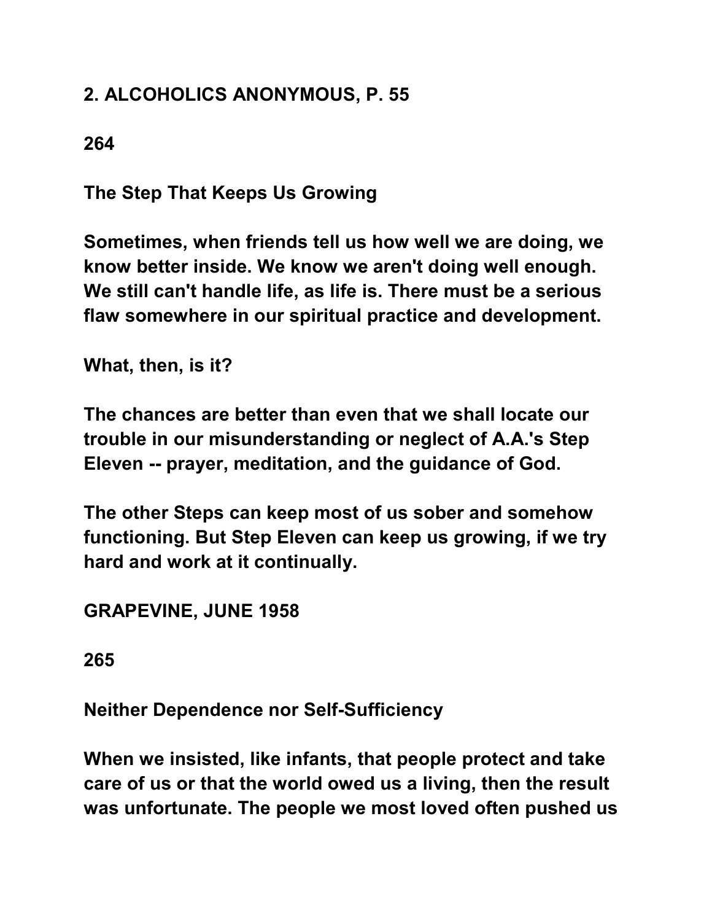2. ALCOHOLICS ANONYMOUS, P. 55

264

## The Step That Keeps Us Growing

Sometimes, when friends tell us how well we are doing, we know better inside. We know we aren't doing well enough. We still can't handle life, as life is. There must be a serious flaw somewhere in our spiritual practice and development.

What, then, is it?

The chances are better than even that we shall locate our trouble in our misunderstanding or neglect of A.A.'s Step Eleven -- prayer, meditation, and the guidance of God.

The other Steps can keep most of us sober and somehow functioning. But Step Eleven can keep us growing, if we try hard and work at it continually.

GRAPEVINE, JUNE 1958

265

## Neither Dependence nor Self-Sufficiency

When we insisted, like infants, that people protect and take care of us or that the world owed us a living, then the result was unfortunate. The people we most loved often pushed us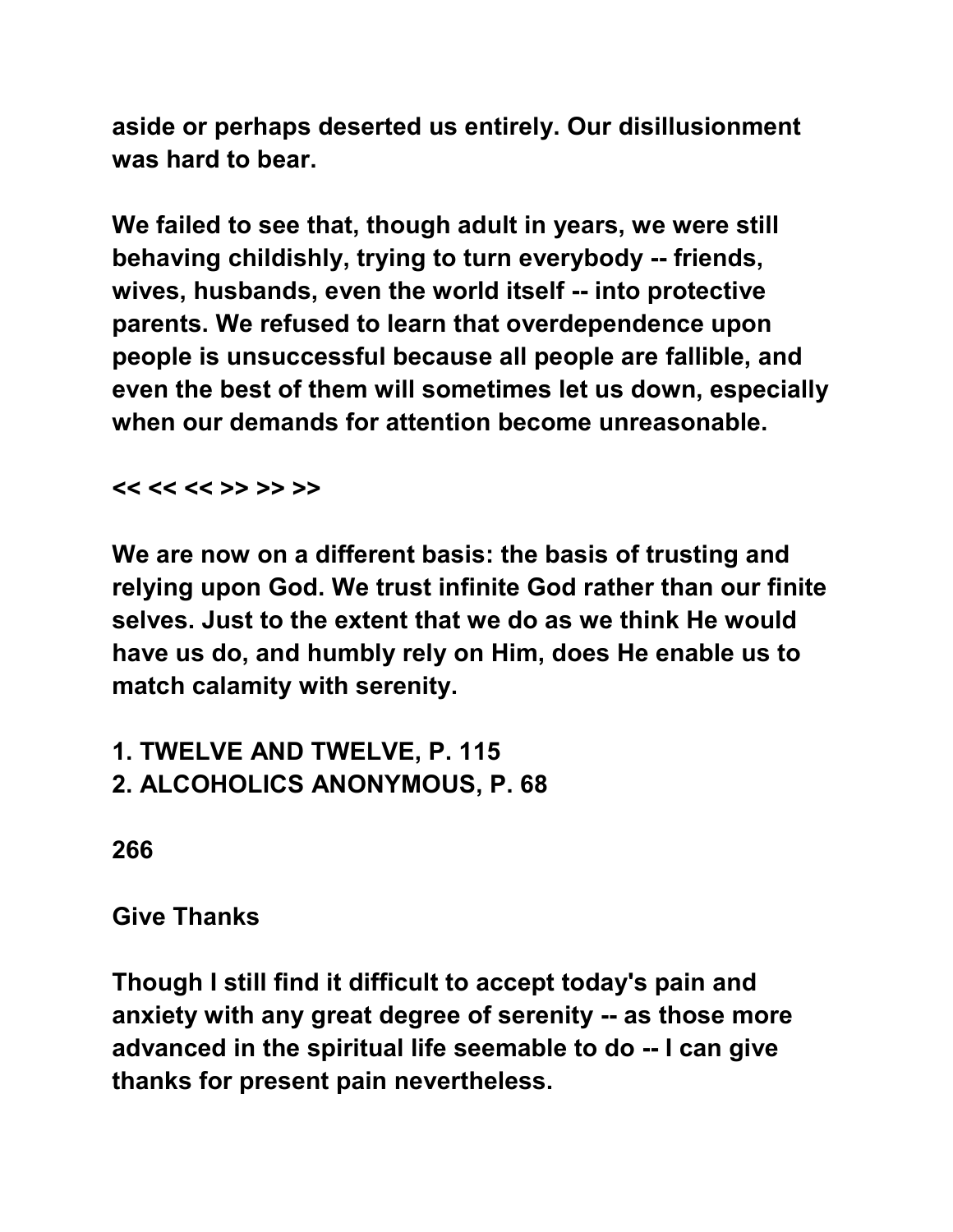aside or perhaps deserted us entirely. Our disillusionment was hard to bear.

We failed to see that, though adult in years, we were still behaving childishly, trying to turn everybody -- friends, wives, husbands, even the world itself -- into protective parents. We refused to learn that overdependence upon people is unsuccessful because all people are fallible, and even the best of them will sometimes let us down, especially when our demands for attention become unreasonable.

<< << << >> >> >>

We are now on a different basis: the basis of trusting and relying upon God. We trust infinite God rather than our finite selves. Just to the extent that we do as we think He would have us do, and humbly rely on Him, does He enable us to match calamity with serenity.

1. TWELVE AND TWELVE, P. 115
2. ALCOHOLICS ANONYMOUS, P. 68

266

## Give Thanks

Though I still find it difficult to accept today's pain and anxiety with any great degree of serenity -- as those more advanced in the spiritual life seemable to do -- I can give thanks for present pain nevertheless.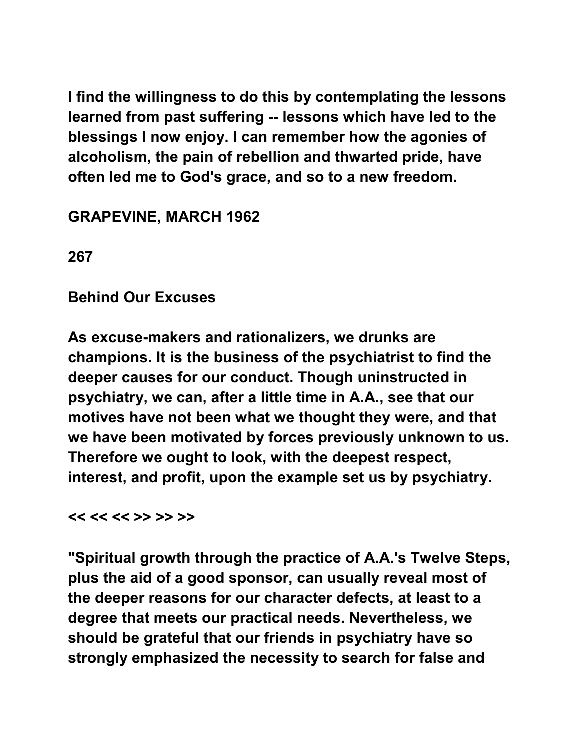I find the willingness to do this by contemplating the lessons learned from past suffering -- lessons which have led to the blessings I now enjoy. I can remember how the agonies of alcoholism, the pain of rebellion and thwarted pride, have often led me to God's grace, and so to a new freedom.

GRAPEVINE, MARCH 1962

267

## Behind Our Excuses

As excuse-makers and rationalizers, we drunks are champions. It is the business of the psychiatrist to find the deeper causes for our conduct. Though uninstructed in psychiatry, we can, after a little time in A.A., see that our motives have not been what we thought they were, and that we have been motivated by forces previously unknown to us. Therefore we ought to look, with the deepest respect, interest, and profit, upon the example set us by psychiatry.

<< << << >> >> >>

"Spiritual growth through the practice of A.A.'s Twelve Steps, plus the aid of a good sponsor, can usually reveal most of the deeper reasons for our character defects, at least to a degree that meets our practical needs. Nevertheless, we should be grateful that our friends in psychiatry have so strongly emphasized the necessity to search for false and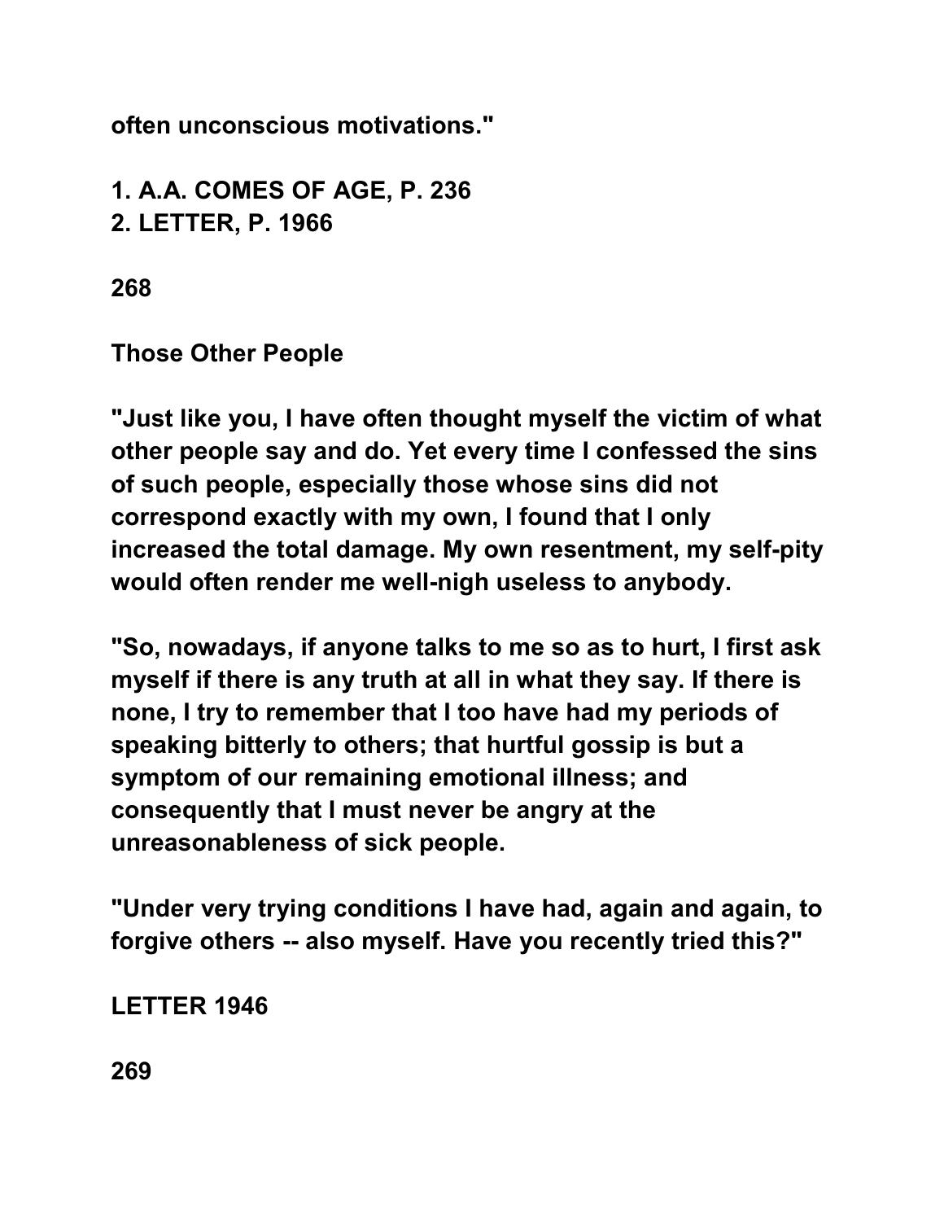often unconscious motivations."

1. A.A. COMES OF AGE, P. 236
2. LETTER, P. 1966

## Those Other People

"Just like you, I have often thought myself the victim of what other people say and do. Yet every time I confessed the sins of such people, especially those whose sins did not correspond exactly with my own, I found that I only increased the total damage. My own resentment, my self-pity would often render me well-nigh useless to anybody.

"So, nowadays, if anyone talks to me so as to hurt, I first ask myself if there is any truth at all in what they say. If there is none, I try to remember that I too have had my periods of speaking bitterly to others; that hurtful gossip is but a symptom of our remaining emotional illness; and consequently that I must never be angry at the unreasonableness of sick people.

"Under very trying conditions I have had, again and again, to forgive others -- also myself. Have you recently tried this?"

LETTER 1946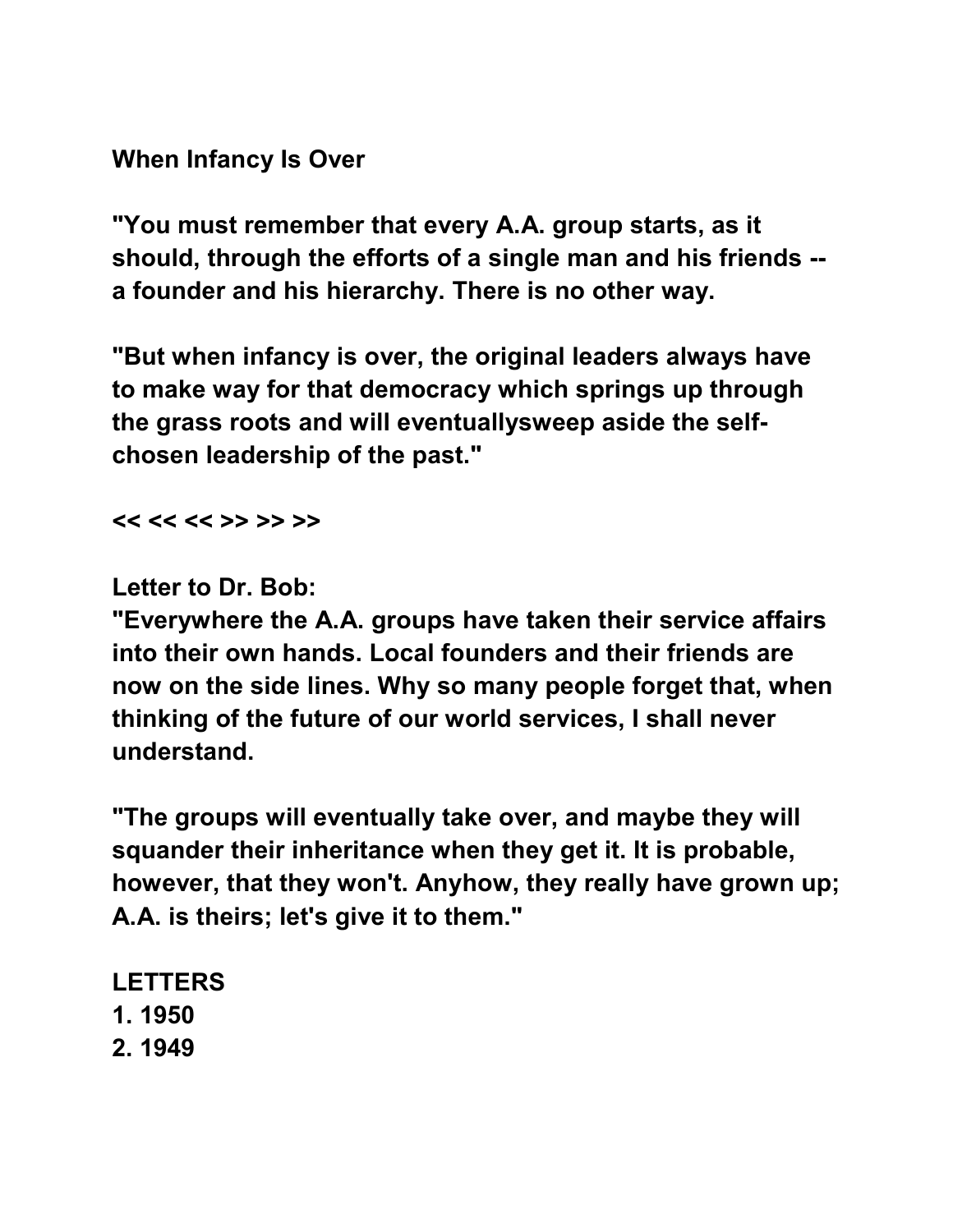**When Infancy Is Over**

**"You must remember that every A.A. group starts, as it should, through the efforts of a single man and his friends -- a founder and his hierarchy. There is no other way.**

**"But when infancy is over, the original leaders always have to make way for that democracy which springs up through the grass roots and will eventuallysweep aside the self-chosen leadership of the past."**

**<< << << >> >> >>**

**Letter to Dr. Bob:**
**"Everywhere the A.A. groups have taken their service affairs into their own hands. Local founders and their friends are now on the side lines. Why so many people forget that, when thinking of the future of our world services, I shall never understand.**

**"The groups will eventually take over, and maybe they will squander their inheritance when they get it. It is probable, however, that they won't. Anyhow, they really have grown up; A.A. is theirs; let's give it to them."**

**LETTERS**
**1. 1950**
**2. 1949**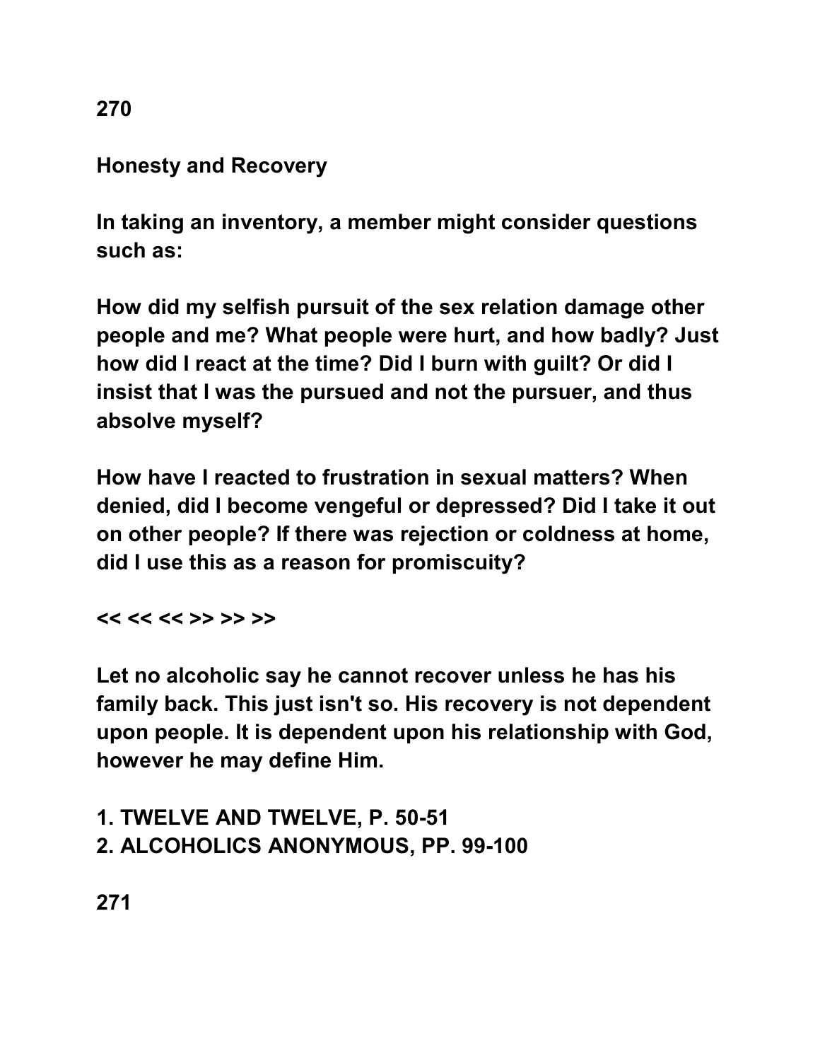## Honesty and Recovery

**In taking an inventory, a member might consider questions such as:**

**How did my selfish pursuit of the sex relation damage other people and me? What people were hurt, and how badly? Just how did I react at the time? Did I burn with guilt? Or did I insist that I was the pursued and not the pursuer, and thus absolve myself?**

**How have I reacted to frustration in sexual matters? When denied, did I become vengeful or depressed? Did I take it out on other people? If there was rejection or coldness at home, did I use this as a reason for promiscuity?**

**<< << << >> >> >>**

**Let no alcoholic say he cannot recover unless he has his family back. This just isn't so. His recovery is not dependent upon people. It is dependent upon his relationship with God, however he may define Him.**

**1. TWELVE AND TWELVE, P. 50-51**
**2. ALCOHOLICS ANONYMOUS, PP. 99-100**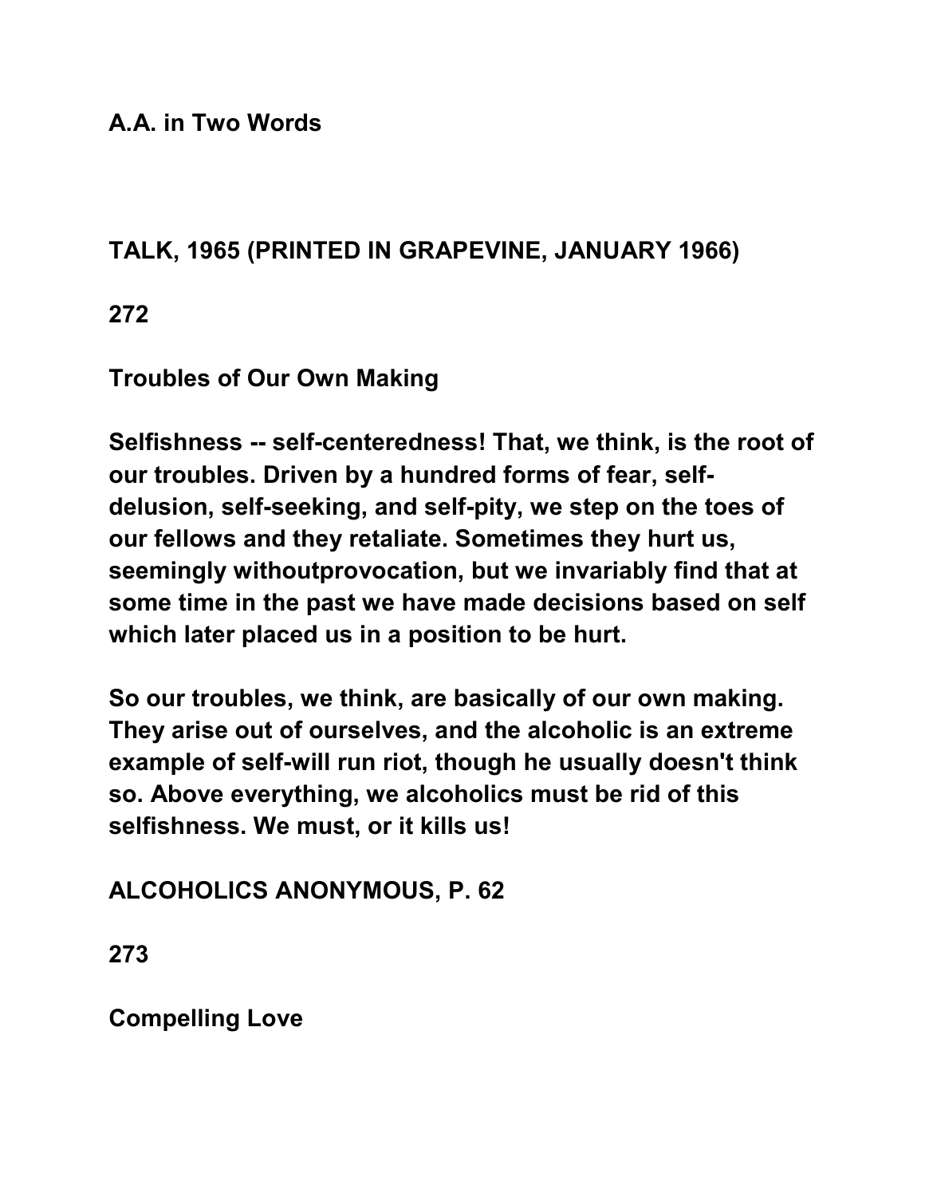**A.A. in Two Words**

**TALK, 1965 (PRINTED IN GRAPEVINE, JANUARY 1966)**

**272**

**Troubles of Our Own Making**

**Selfishness -- self-centeredness! That, we think, is the root of our troubles. Driven by a hundred forms of fear, self-delusion, self-seeking, and self-pity, we step on the toes of our fellows and they retaliate. Sometimes they hurt us, seemingly withoutprovocation, but we invariably find that at some time in the past we have made decisions based on self which later placed us in a position to be hurt.**

**So our troubles, we think, are basically of our own making. They arise out of ourselves, and the alcoholic is an extreme example of self-will run riot, though he usually doesn't think so. Above everything, we alcoholics must be rid of this selfishness. We must, or it kills us!**

**ALCOHOLICS ANONYMOUS, P. 62**

**273**

**Compelling Love**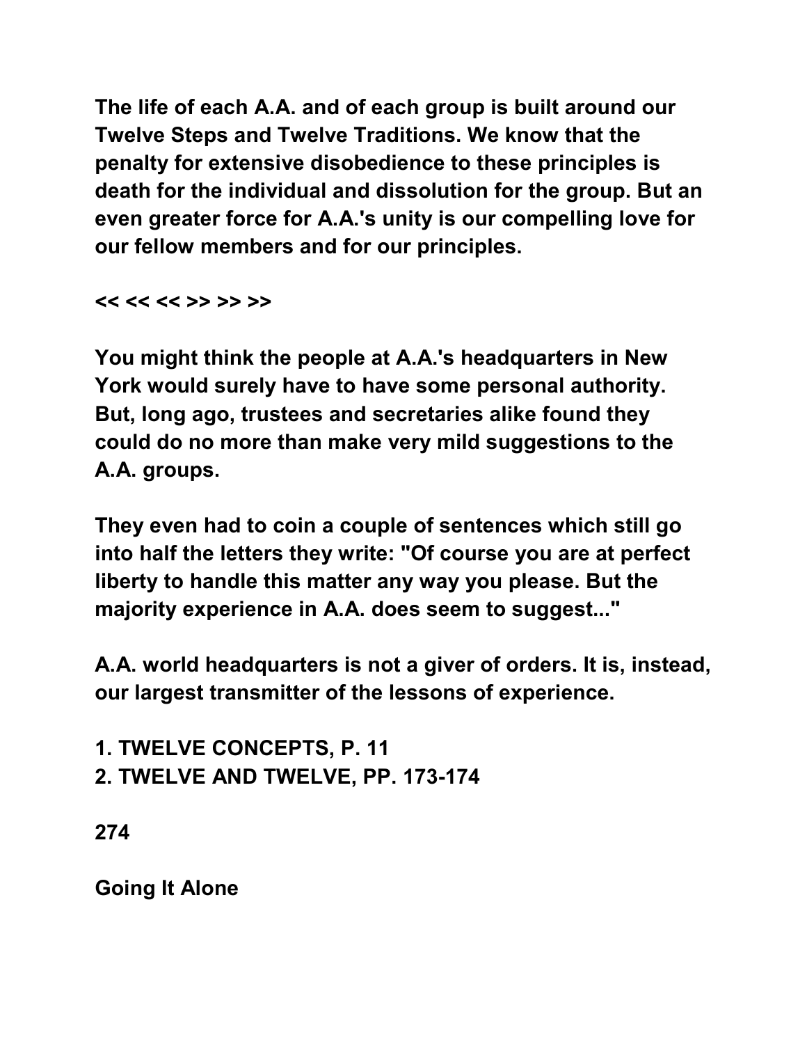The life of each A.A. and of each group is built around our Twelve Steps and Twelve Traditions. We know that the penalty for extensive disobedience to these principles is death for the individual and dissolution for the group. But an even greater force for A.A.'s unity is our compelling love for our fellow members and for our principles.

<< << << >> >> >>

You might think the people at A.A.'s headquarters in New York would surely have to have some personal authority. But, long ago, trustees and secretaries alike found they could do no more than make very mild suggestions to the A.A. groups.

They even had to coin a couple of sentences which still go into half the letters they write: "Of course you are at perfect liberty to handle this matter any way you please. But the majority experience in A.A. does seem to suggest..."

A.A. world headquarters is not a giver of orders. It is, instead, our largest transmitter of the lessons of experience.

1. TWELVE CONCEPTS, P. 11
2. TWELVE AND TWELVE, PP. 173-174

274

Going It Alone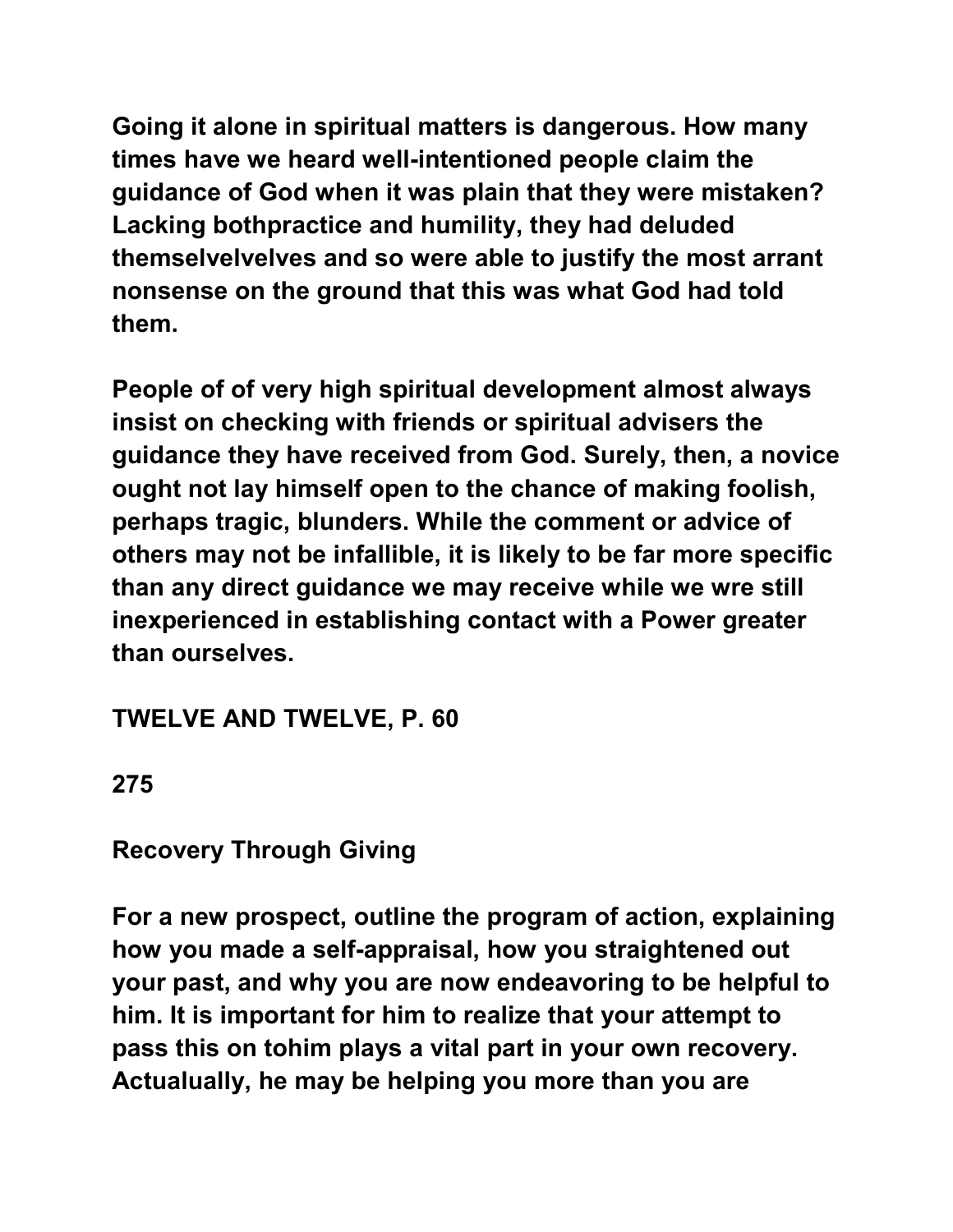Going it alone in spiritual matters is dangerous. How many times have we heard well-intentioned people claim the guidance of God when it was plain that they were mistaken? Lacking bothpractice and humility, they had deluded themselvelvelves and so were able to justify the most arrant nonsense on the ground that this was what God had told them.

People of of very high spiritual development almost always insist on checking with friends or spiritual advisers the guidance they have received from God. Surely, then, a novice ought not lay himself open to the chance of making foolish, perhaps tragic, blunders. While the comment or advice of others may not be infallible, it is likely to be far more specific than any direct guidance we may receive while we wre still inexperienced in establishing contact with a Power greater than ourselves.

TWELVE AND TWELVE, P. 60

275

## Recovery Through Giving

For a new prospect, outline the program of action, explaining how you made a self-appraisal, how you straightened out your past, and why you are now endeavoring to be helpful to him. It is important for him to realize that your attempt to pass this on tohim plays a vital part in your own recovery. Actualually, he may be helping you more than you are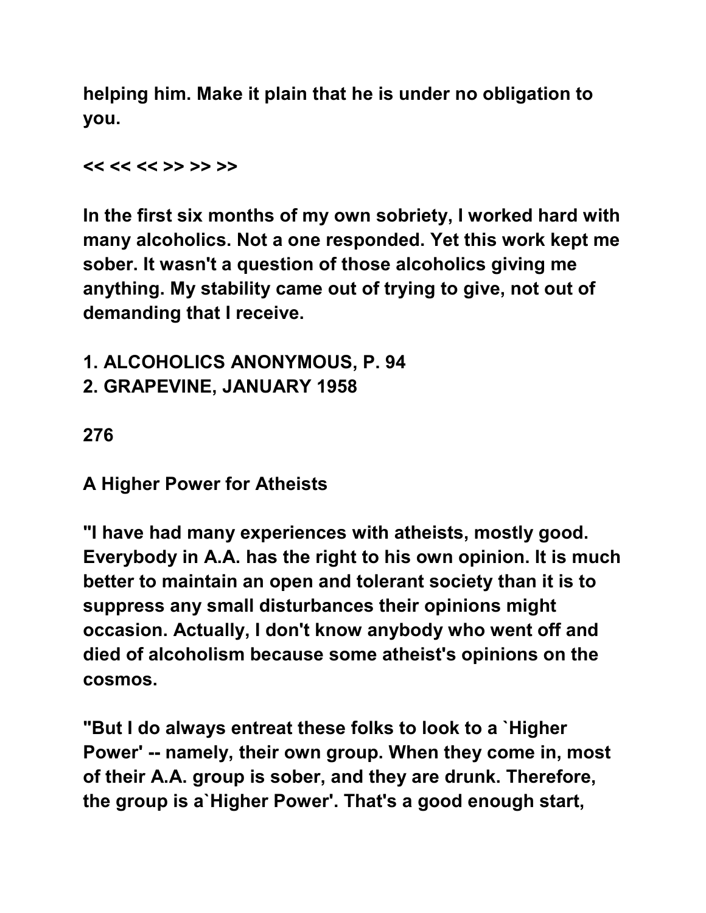helping him. Make it plain that he is under no obligation to you.

<< << << >> >> >>

In the first six months of my own sobriety, I worked hard with many alcoholics. Not a one responded. Yet this work kept me sober. It wasn't a question of those alcoholics giving me anything. My stability came out of trying to give, not out of demanding that I receive.

1. ALCOHOLICS ANONYMOUS, P. 94
2. GRAPEVINE, JANUARY 1958

276

## A Higher Power for Atheists

"I have had many experiences with atheists, mostly good. Everybody in A.A. has the right to his own opinion. It is much better to maintain an open and tolerant society than it is to suppress any small disturbances their opinions might occasion. Actually, I don't know anybody who went off and died of alcoholism because some atheist's opinions on the cosmos.

"But I do always entreat these folks to look to a `Higher Power' -- namely, their own group. When they come in, most of their A.A. group is sober, and they are drunk. Therefore, the group is a`Higher Power'. That's a good enough start,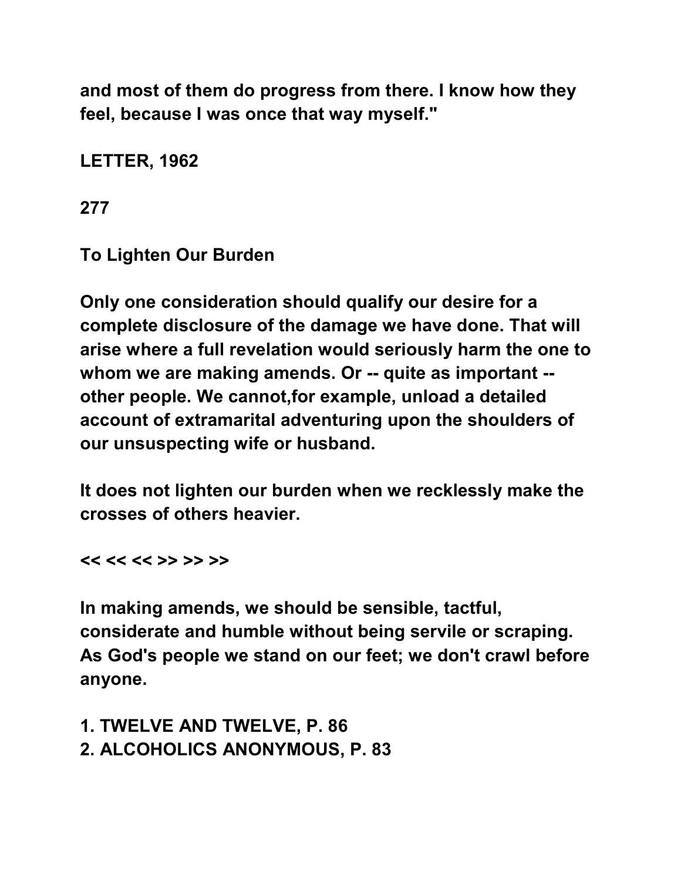and most of them do progress from there. I know how they feel, because I was once that way myself."

LETTER, 1962

277

## To Lighten Our Burden

Only one consideration should qualify our desire for a complete disclosure of the damage we have done. That will arise where a full revelation would seriously harm the one to whom we are making amends. Or -- quite as important -- other people. We cannot,for example, unload a detailed account of extramarital adventuring upon the shoulders of our unsuspecting wife or husband.

It does not lighten our burden when we recklessly make the crosses of others heavier.

<< << << >> >> >>

In making amends, we should be sensible, tactful, considerate and humble without being servile or scraping. As God's people we stand on our feet; we don't crawl before anyone.

1. TWELVE AND TWELVE, P. 86
2. ALCOHOLICS ANONYMOUS, P. 83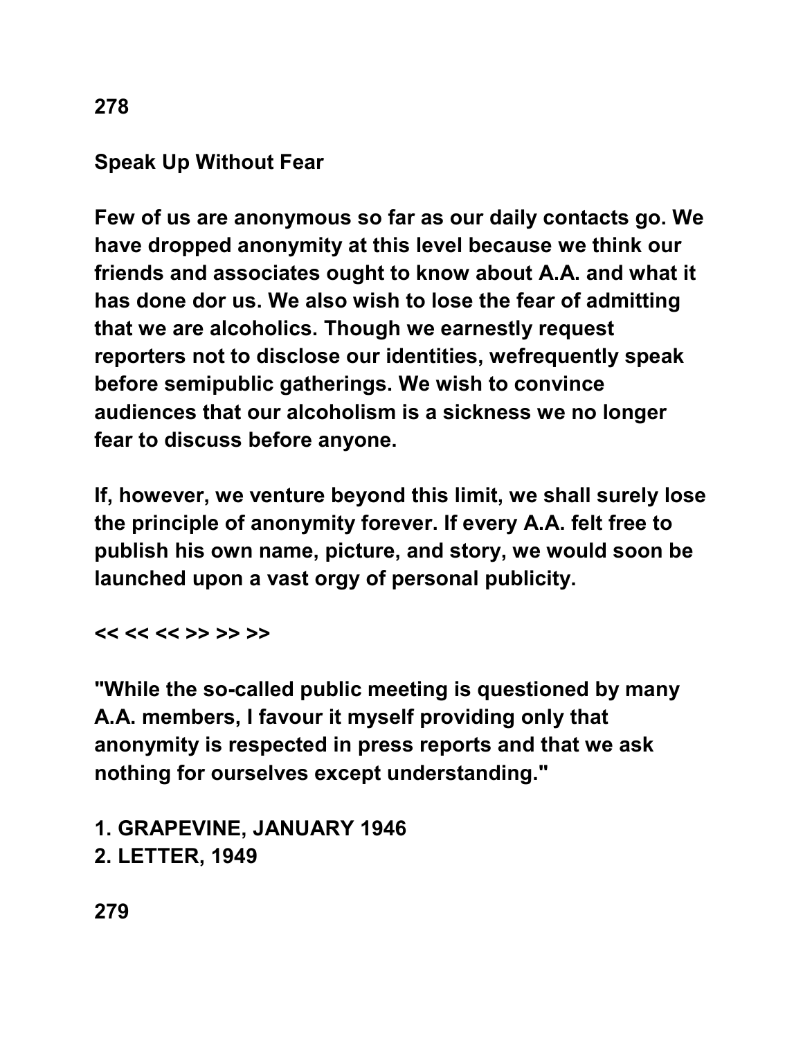## Speak Up Without Fear

Few of us are anonymous so far as our daily contacts go. We have dropped anonymity at this level because we think our friends and associates ought to know about A.A. and what it has done dor us. We also wish to lose the fear of admitting that we are alcoholics. Though we earnestly request reporters not to disclose our identities, wefrequently speak before semipublic gatherings. We wish to convince audiences that our alcoholism is a sickness we no longer fear to discuss before anyone.

If, however, we venture beyond this limit, we shall surely lose the principle of anonymity forever. If every A.A. felt free to publish his own name, picture, and story, we would soon be launched upon a vast orgy of personal publicity.

<< << << >> >> >>

"While the so-called public meeting is questioned by many A.A. members, I favour it myself providing only that anonymity is respected in press reports and that we ask nothing for ourselves except understanding."

1. GRAPEVINE, JANUARY 1946
2. LETTER, 1949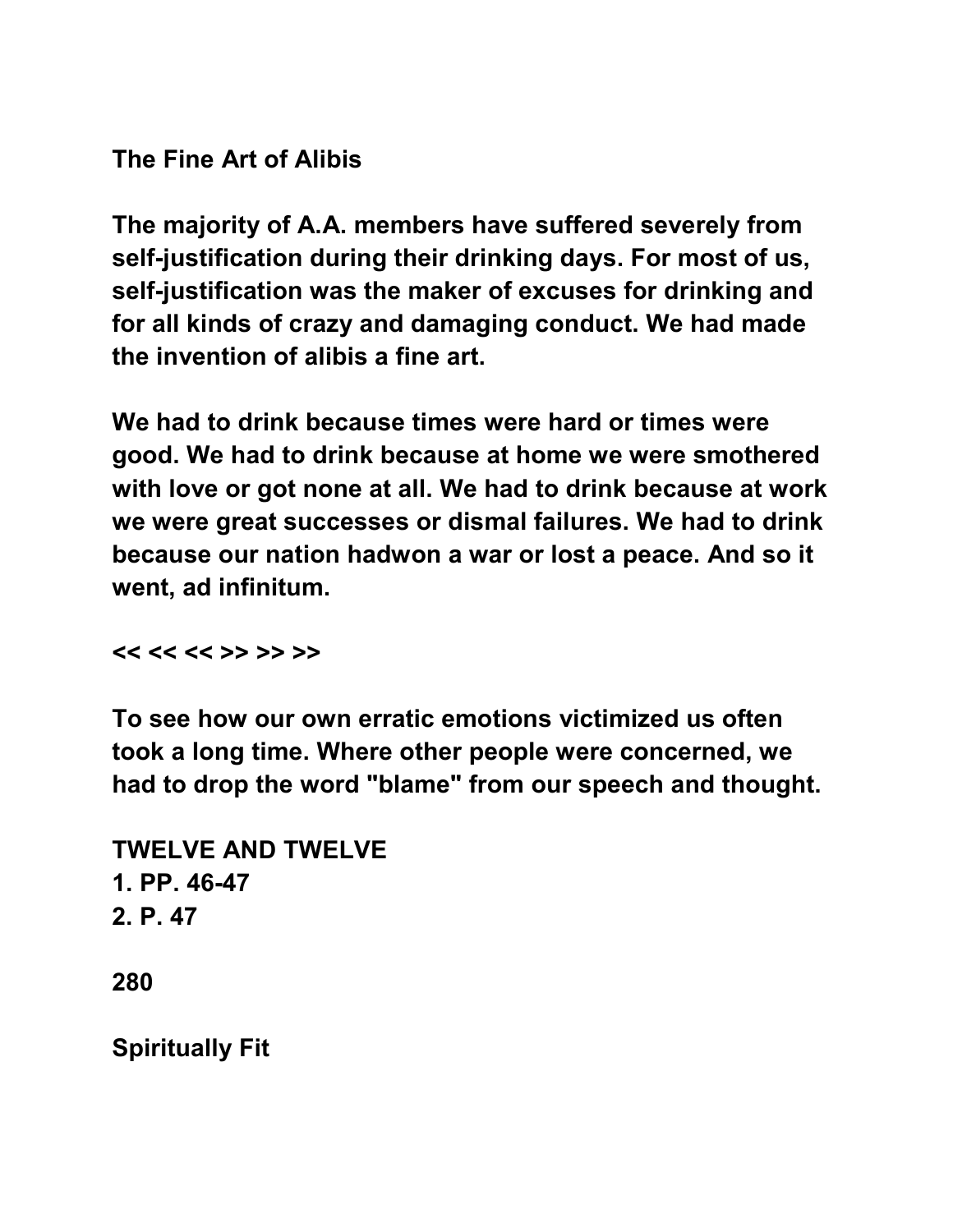## The Fine Art of Alibis

The majority of A.A. members have suffered severely from self-justification during their drinking days. For most of us, self-justification was the maker of excuses for drinking and for all kinds of crazy and damaging conduct. We had made the invention of alibis a fine art.

We had to drink because times were hard or times were good. We had to drink because at home we were smothered with love or got none at all. We had to drink because at work we were great successes or dismal failures. We had to drink because our nation hadwon a war or lost a peace. And so it went, ad infinitum.

<< << << >> >> >>

To see how our own erratic emotions victimized us often took a long time. Where other people were concerned, we had to drop the word "blame" from our speech and thought.

TWELVE AND TWELVE
1. PP. 46-47
2. P. 47

## Spiritually Fit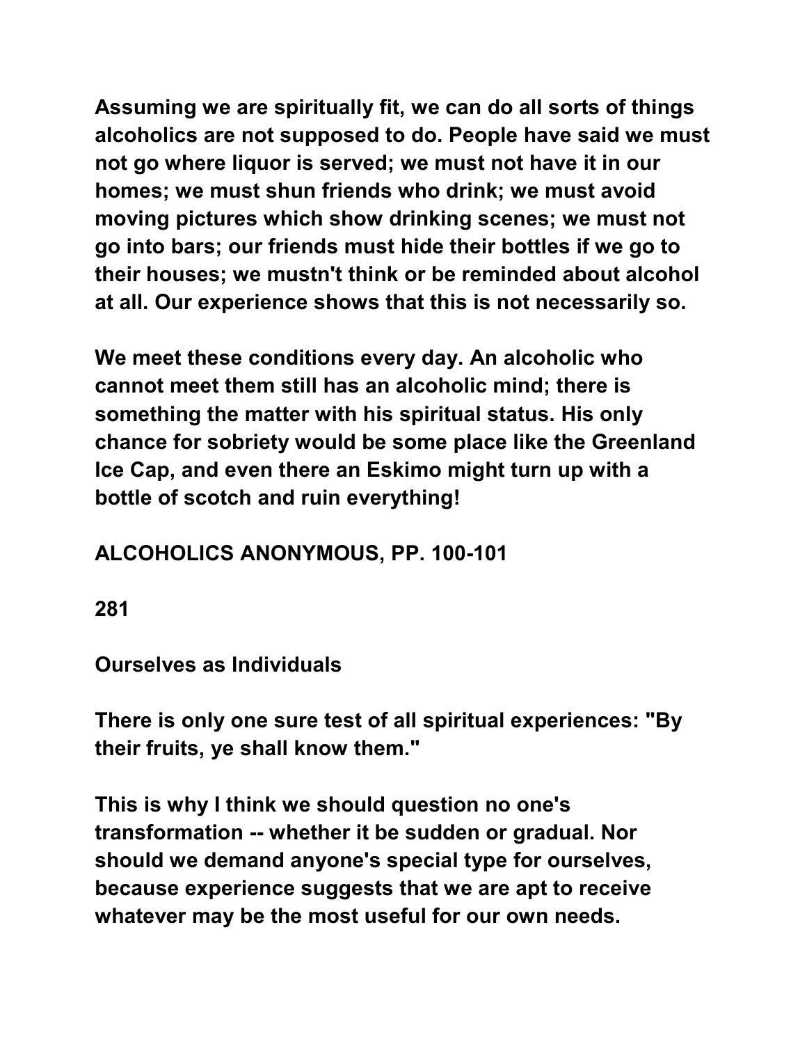Assuming we are spiritually fit, we can do all sorts of things alcoholics are not supposed to do. People have said we must not go where liquor is served; we must not have it in our homes; we must shun friends who drink; we must avoid moving pictures which show drinking scenes; we must not go into bars; our friends must hide their bottles if we go to their houses; we mustn't think or be reminded about alcohol at all. Our experience shows that this is not necessarily so.

We meet these conditions every day. An alcoholic who cannot meet them still has an alcoholic mind; there is something the matter with his spiritual status. His only chance for sobriety would be some place like the Greenland Ice Cap, and even there an Eskimo might turn up with a bottle of scotch and ruin everything!

ALCOHOLICS ANONYMOUS, PP. 100-101

281

## Ourselves as Individuals

There is only one sure test of all spiritual experiences: "By their fruits, ye shall know them."

This is why I think we should question no one's transformation -- whether it be sudden or gradual. Nor should we demand anyone's special type for ourselves, because experience suggests that we are apt to receive whatever may be the most useful for our own needs.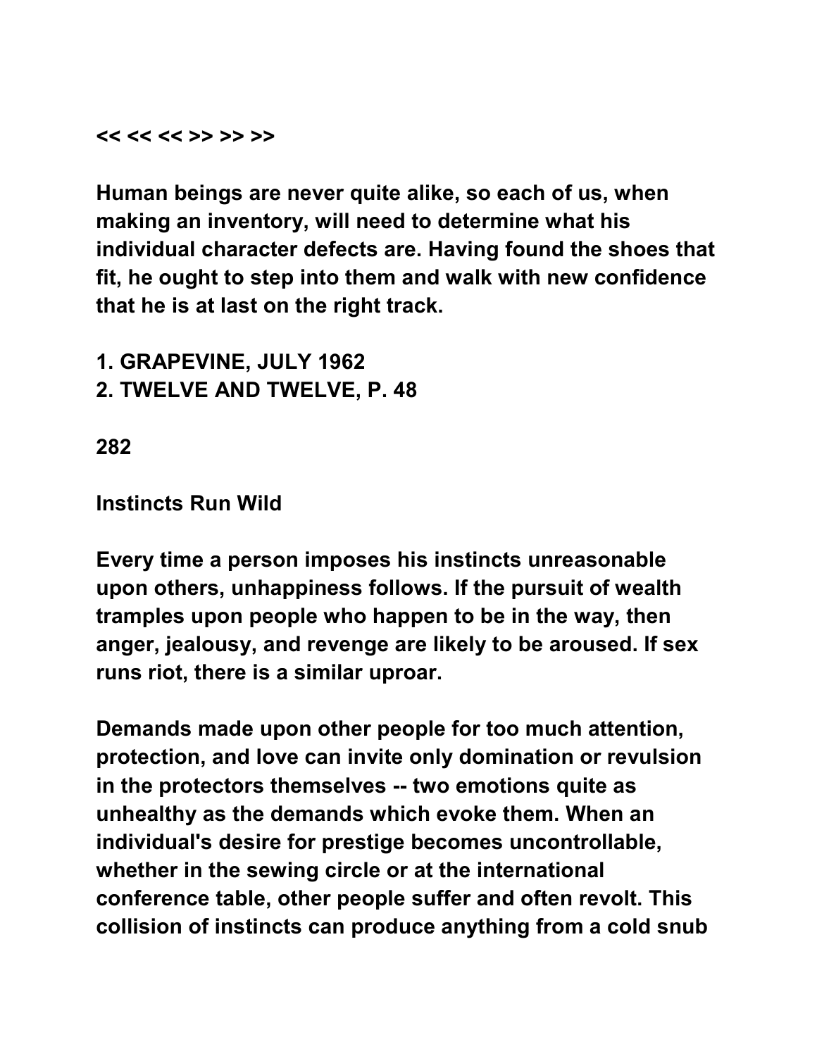<< << << >> >> >>

Human beings are never quite alike, so each of us, when making an inventory, will need to determine what his individual character defects are. Having found the shoes that fit, he ought to step into them and walk with new confidence that he is at last on the right track.

1. GRAPEVINE, JULY 1962
2. TWELVE AND TWELVE, P. 48

282

## Instincts Run Wild

Every time a person imposes his instincts unreasonable upon others, unhappiness follows. If the pursuit of wealth tramples upon people who happen to be in the way, then anger, jealousy, and revenge are likely to be aroused. If sex runs riot, there is a similar uproar.

Demands made upon other people for too much attention, protection, and love can invite only domination or revulsion in the protectors themselves -- two emotions quite as unhealthy as the demands which evoke them. When an individual's desire for prestige becomes uncontrollable, whether in the sewing circle or at the international conference table, other people suffer and often revolt. This collision of instincts can produce anything from a cold snub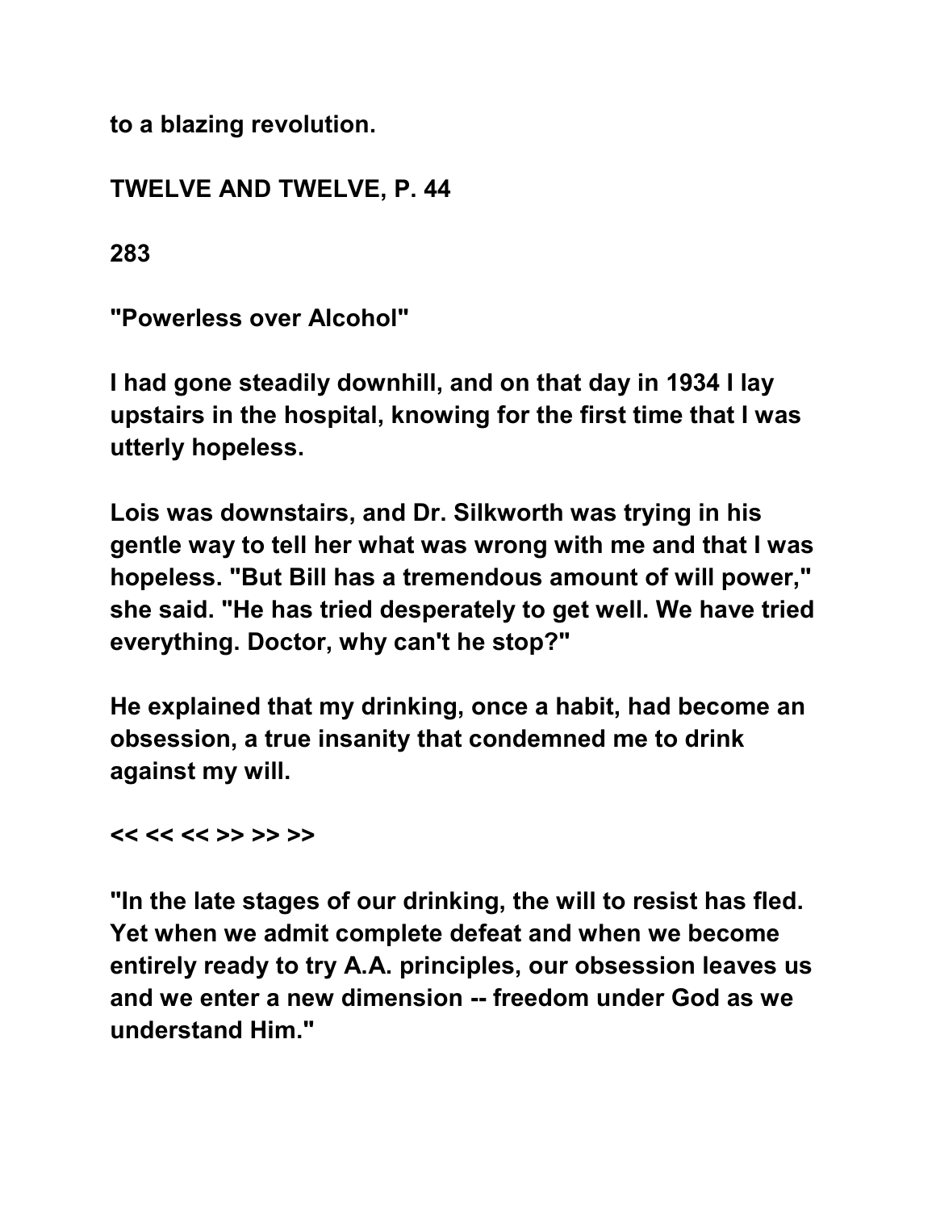to a blazing revolution.

TWELVE AND TWELVE, P. 44

283

"Powerless over Alcohol"

I had gone steadily downhill, and on that day in 1934 I lay upstairs in the hospital, knowing for the first time that I was utterly hopeless.

Lois was downstairs, and Dr. Silkworth was trying in his gentle way to tell her what was wrong with me and that I was hopeless. "But Bill has a tremendous amount of will power," she said. "He has tried desperately to get well. We have tried everything. Doctor, why can't he stop?"

He explained that my drinking, once a habit, had become an obsession, a true insanity that condemned me to drink against my will.

<< << << >> >> >>

"In the late stages of our drinking, the will to resist has fled. Yet when we admit complete defeat and when we become entirely ready to try A.A. principles, our obsession leaves us and we enter a new dimension -- freedom under God as we understand Him."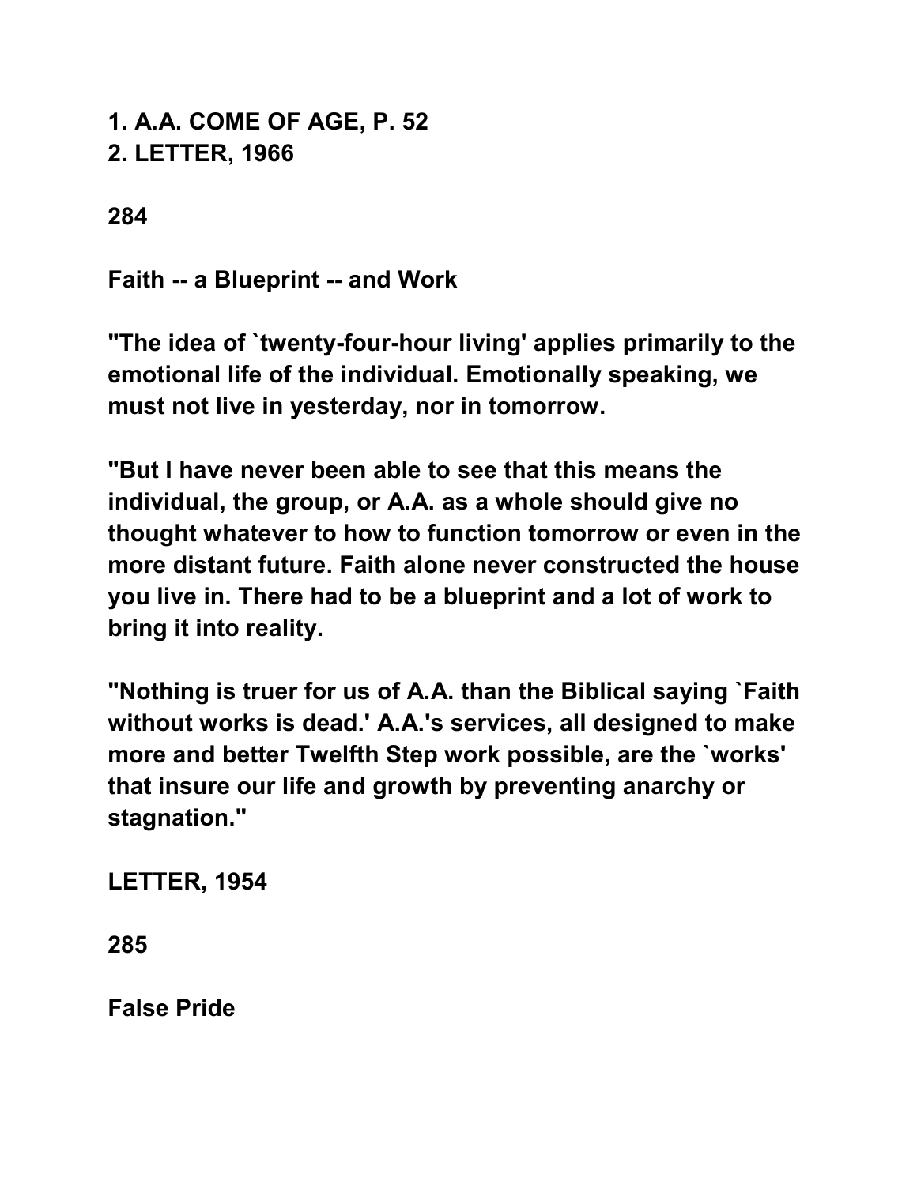1. A.A. COME OF AGE, P. 52
2. LETTER, 1966

284

## Faith -- a Blueprint -- and Work

"The idea of `twenty-four-hour living' applies primarily to the emotional life of the individual. Emotionally speaking, we must not live in yesterday, nor in tomorrow.

"But I have never been able to see that this means the individual, the group, or A.A. as a whole should give no thought whatever to how to function tomorrow or even in the more distant future. Faith alone never constructed the house you live in. There had to be a blueprint and a lot of work to bring it into reality.

"Nothing is truer for us of A.A. than the Biblical saying `Faith without works is dead.' A.A.'s services, all designed to make more and better Twelfth Step work possible, are the `works' that insure our life and growth by preventing anarchy or stagnation."

LETTER, 1954

285

## False Pride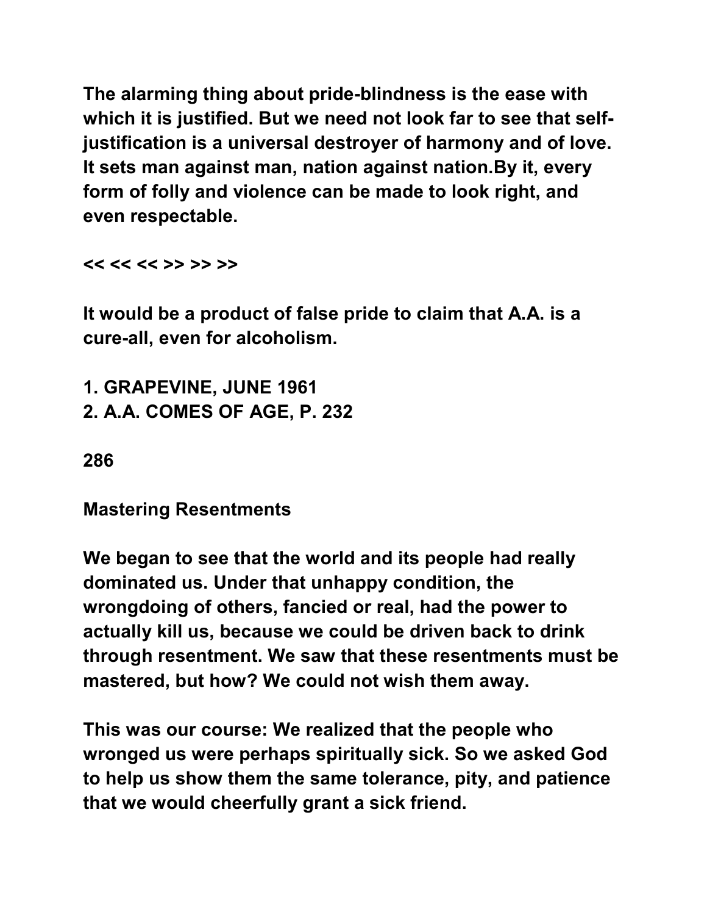The alarming thing about pride-blindness is the ease with which it is justified. But we need not look far to see that self-justification is a universal destroyer of harmony and of love. It sets man against man, nation against nation.By it, every form of folly and violence can be made to look right, and even respectable.

<< << << >> >> >>

It would be a product of false pride to claim that A.A. is a cure-all, even for alcoholism.

1. GRAPEVINE, JUNE 1961
2. A.A. COMES OF AGE, P. 232

286

## Mastering Resentments

We began to see that the world and its people had really dominated us. Under that unhappy condition, the wrongdoing of others, fancied or real, had the power to actually kill us, because we could be driven back to drink through resentment. We saw that these resentments must be mastered, but how? We could not wish them away.

This was our course: We realized that the people who wronged us were perhaps spiritually sick. So we asked God to help us show them the same tolerance, pity, and patience that we would cheerfully grant a sick friend.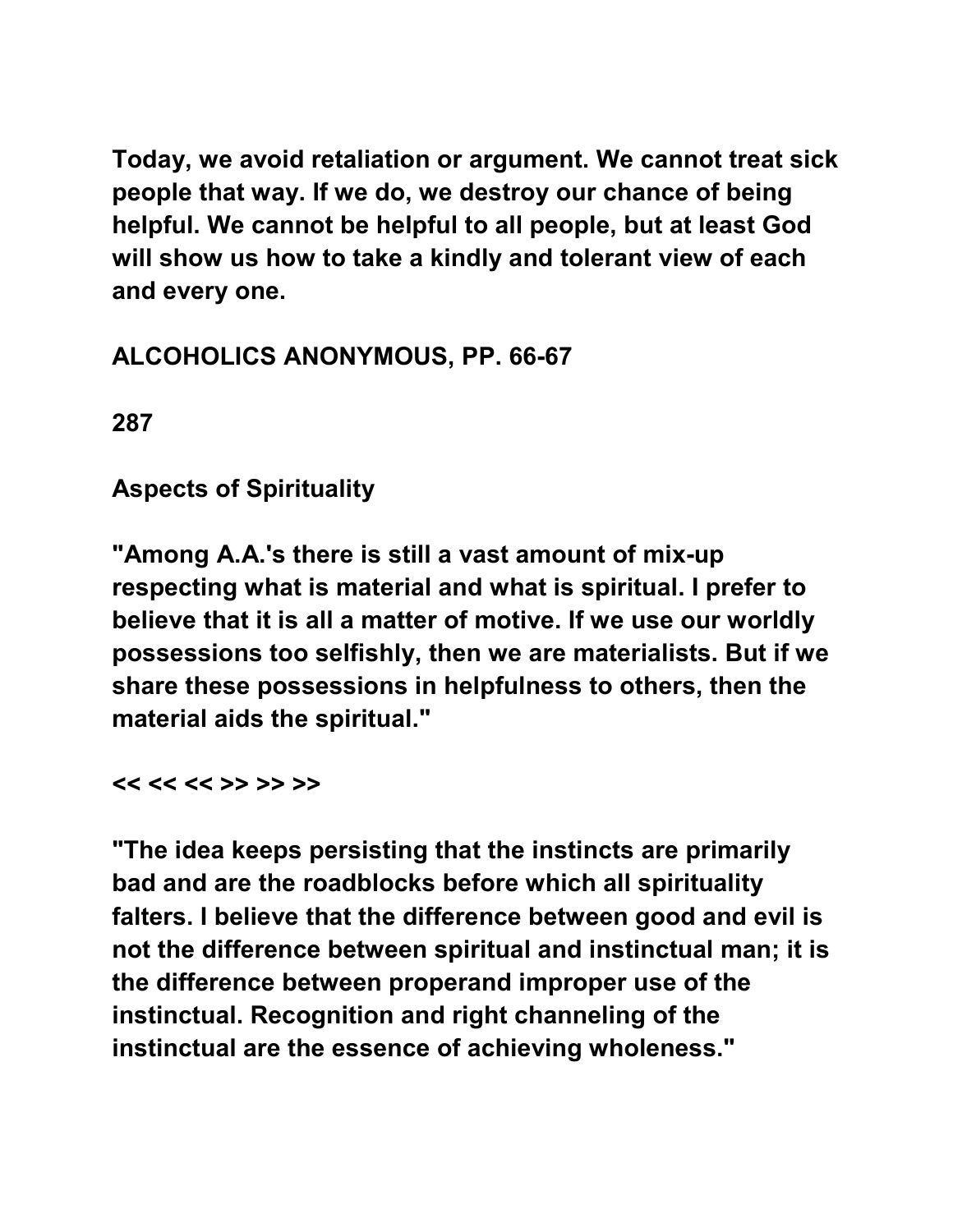Today, we avoid retaliation or argument. We cannot treat sick people that way. If we do, we destroy our chance of being helpful. We cannot be helpful to all people, but at least God will show us how to take a kindly and tolerant view of each and every one.

ALCOHOLICS ANONYMOUS, PP. 66-67

287

## Aspects of Spirituality

"Among A.A.'s there is still a vast amount of mix-up respecting what is material and what is spiritual. I prefer to believe that it is all a matter of motive. If we use our worldly possessions too selfishly, then we are materialists. But if we share these possessions in helpfulness to others, then the material aids the spiritual."

<< << << >> >> >>

"The idea keeps persisting that the instincts are primarily bad and are the roadblocks before which all spirituality falters. I believe that the difference between good and evil is not the difference between spiritual and instinctual man; it is the difference between properand improper use of the instinctual. Recognition and right channeling of the instinctual are the essence of achieving wholeness."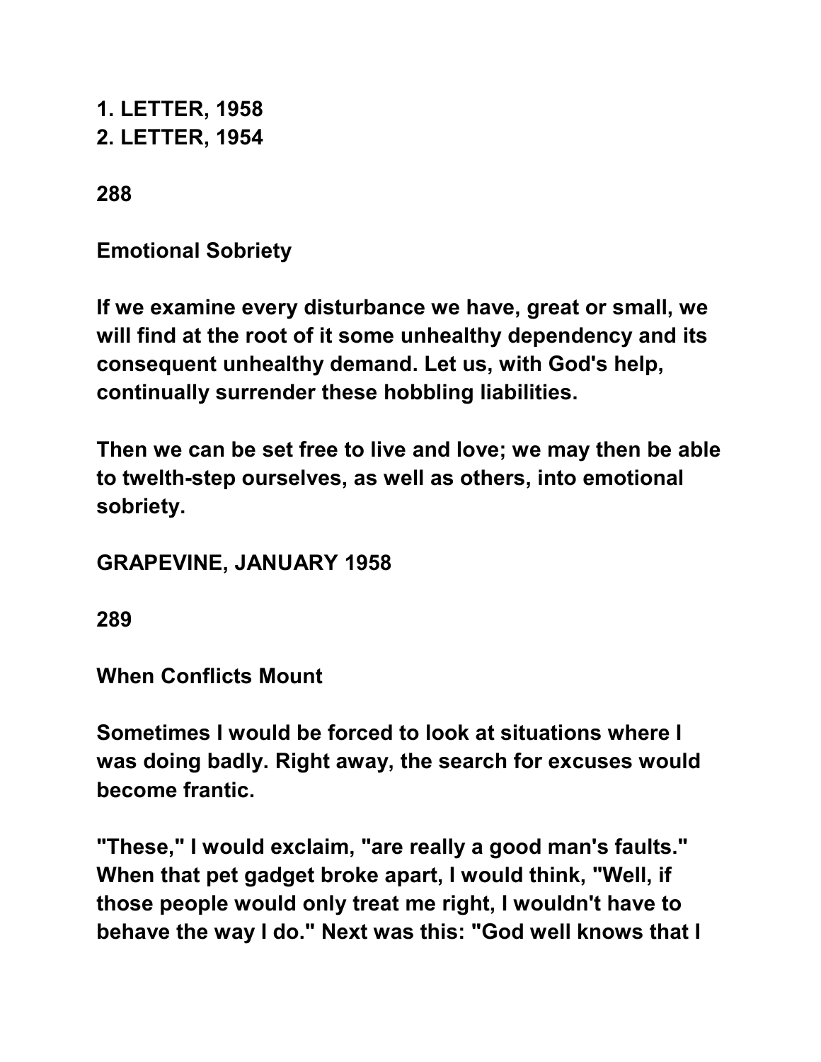1. LETTER, 1958
2. LETTER, 1954

288

## Emotional Sobriety

If we examine every disturbance we have, great or small, we will find at the root of it some unhealthy dependency and its consequent unhealthy demand. Let us, with God's help, continually surrender these hobbling liabilities.

Then we can be set free to live and love; we may then be able to twelth-step ourselves, as well as others, into emotional sobriety.

GRAPEVINE, JANUARY 1958

289

## When Conflicts Mount

Sometimes I would be forced to look at situations where I was doing badly. Right away, the search for excuses would become frantic.

"These," I would exclaim, "are really a good man's faults." When that pet gadget broke apart, I would think, "Well, if those people would only treat me right, I wouldn't have to behave the way I do." Next was this: "God well knows that I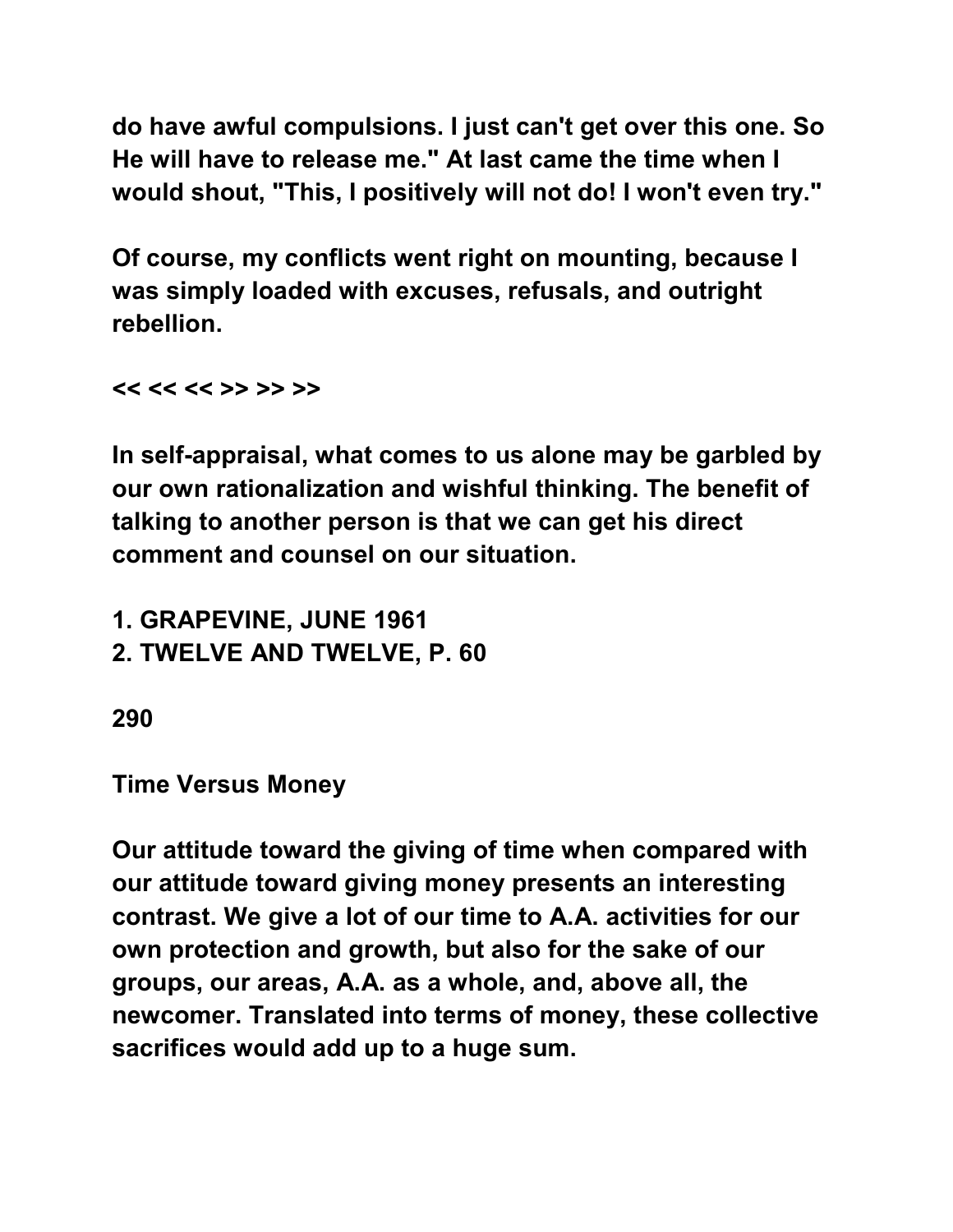do have awful compulsions. I just can't get over this one. So He will have to release me." At last came the time when I would shout, "This, I positively will not do! I won't even try."

Of course, my conflicts went right on mounting, because I was simply loaded with excuses, refusals, and outright rebellion.

<< << << >> >> >>

In self-appraisal, what comes to us alone may be garbled by our own rationalization and wishful thinking. The benefit of talking to another person is that we can get his direct comment and counsel on our situation.

1. GRAPEVINE, JUNE 1961
2. TWELVE AND TWELVE, P. 60

290

## Time Versus Money

Our attitude toward the giving of time when compared with our attitude toward giving money presents an interesting contrast. We give a lot of our time to A.A. activities for our own protection and growth, but also for the sake of our groups, our areas, A.A. as a whole, and, above all, the newcomer. Translated into terms of money, these collective sacrifices would add up to a huge sum.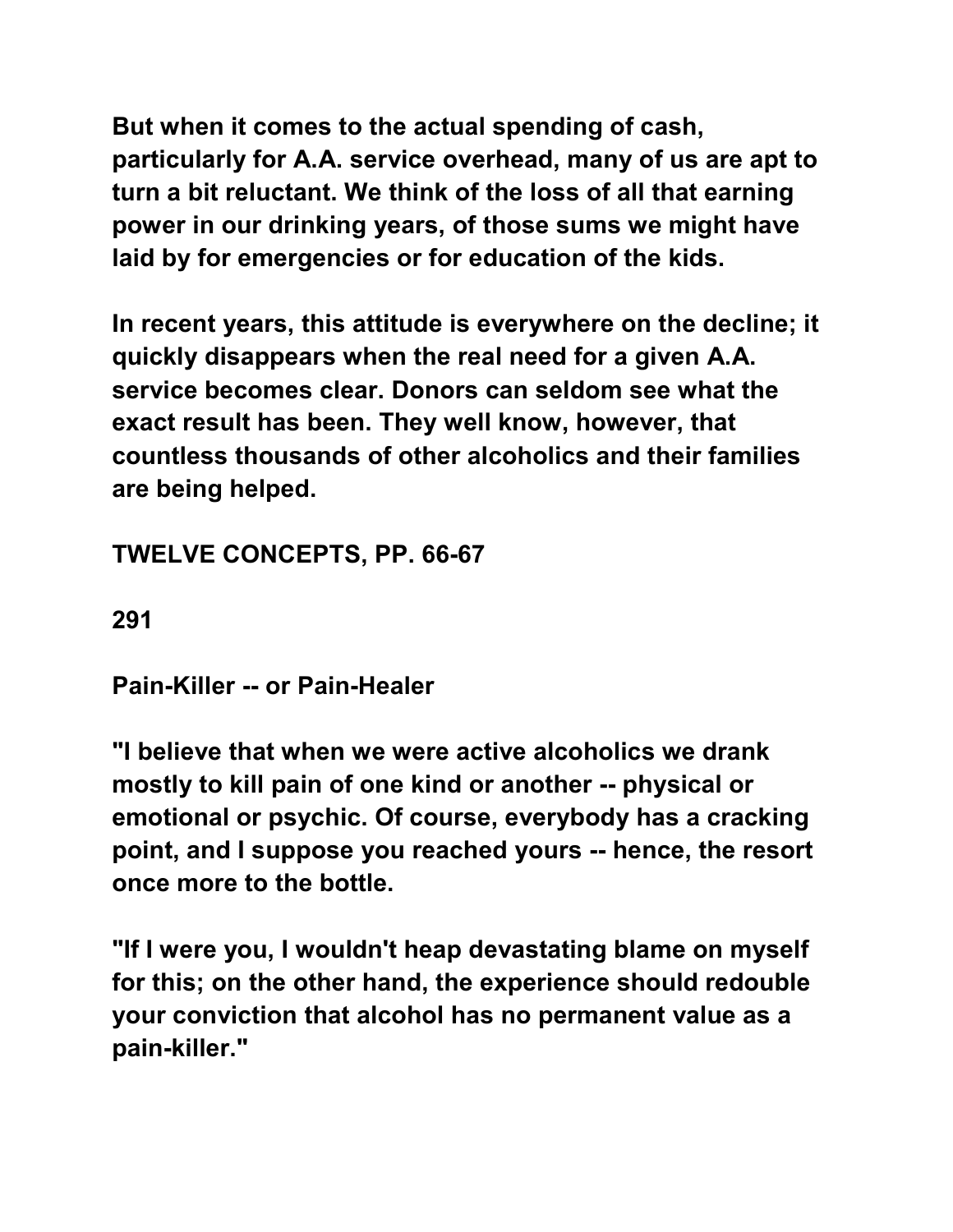But when it comes to the actual spending of cash, particularly for A.A. service overhead, many of us are apt to turn a bit reluctant. We think of the loss of all that earning power in our drinking years, of those sums we might have laid by for emergencies or for education of the kids.

In recent years, this attitude is everywhere on the decline; it quickly disappears when the real need for a given A.A. service becomes clear. Donors can seldom see what the exact result has been. They well know, however, that countless thousands of other alcoholics and their families are being helped.

TWELVE CONCEPTS, PP. 66-67

291

## Pain-Killer -- or Pain-Healer

"I believe that when we were active alcoholics we drank mostly to kill pain of one kind or another -- physical or emotional or psychic. Of course, everybody has a cracking point, and I suppose you reached yours -- hence, the resort once more to the bottle.

"If I were you, I wouldn't heap devastating blame on myself for this; on the other hand, the experience should redouble your conviction that alcohol has no permanent value as a pain-killer."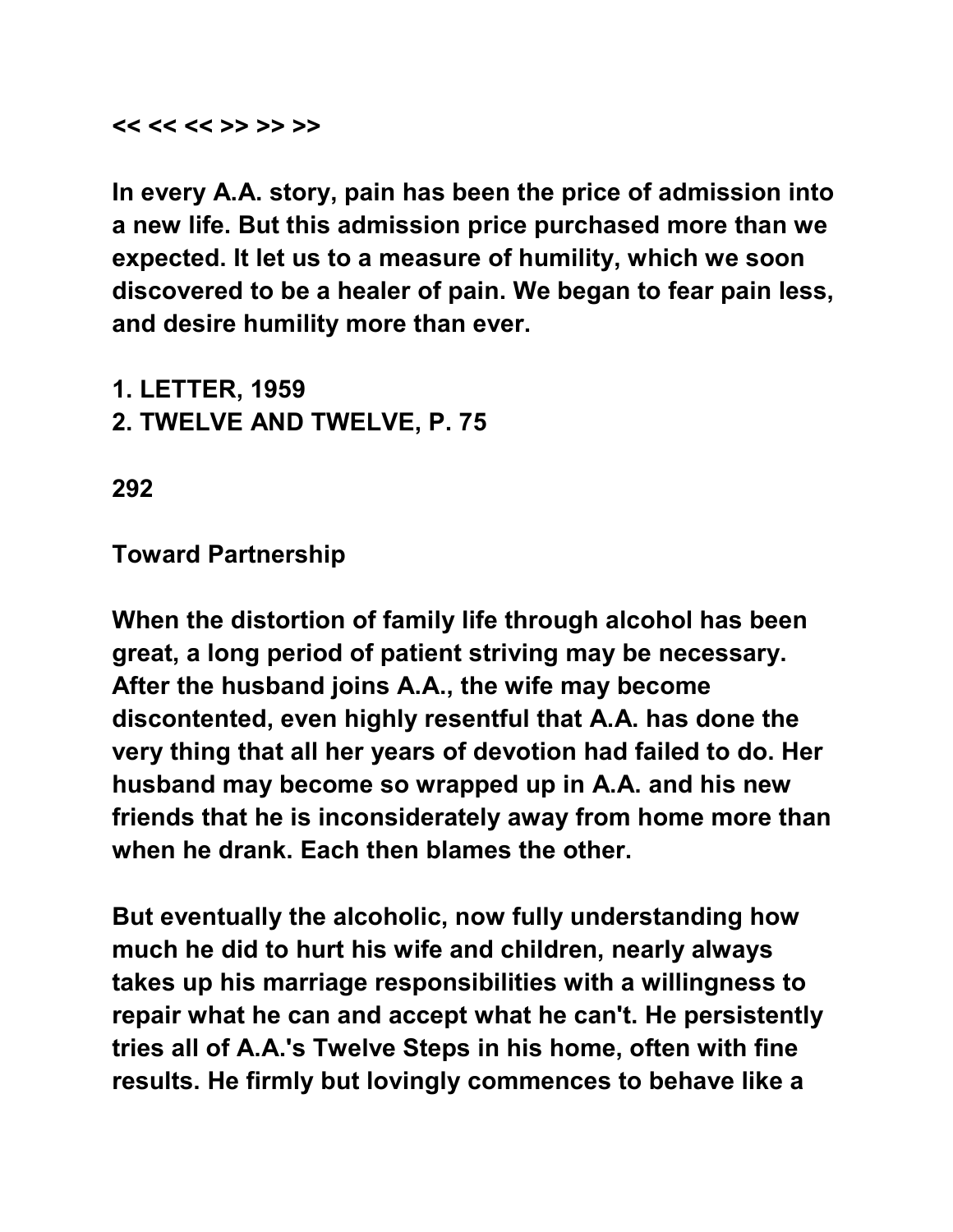<< << << >> >> >>

In every A.A. story, pain has been the price of admission into a new life. But this admission price purchased more than we expected. It let us to a measure of humility, which we soon discovered to be a healer of pain. We began to fear pain less, and desire humility more than ever.

1. LETTER, 1959
2. TWELVE AND TWELVE, P. 75

292

## Toward Partnership

When the distortion of family life through alcohol has been great, a long period of patient striving may be necessary. After the husband joins A.A., the wife may become discontented, even highly resentful that A.A. has done the very thing that all her years of devotion had failed to do. Her husband may become so wrapped up in A.A. and his new friends that he is inconsiderately away from home more than when he drank. Each then blames the other.

But eventually the alcoholic, now fully understanding how much he did to hurt his wife and children, nearly always takes up his marriage responsibilities with a willingness to repair what he can and accept what he can't. He persistently tries all of A.A.'s Twelve Steps in his home, often with fine results. He firmly but lovingly commences to behave like a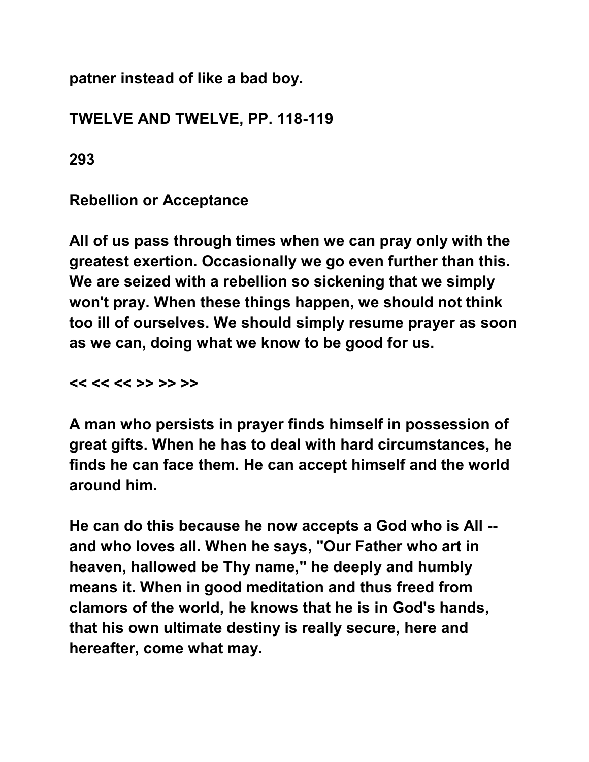**patner instead of like a bad boy.**

**TWELVE AND TWELVE, PP. 118-119**

**293**

## Rebellion or Acceptance

**All of us pass through times when we can pray only with the greatest exertion. Occasionally we go even further than this. We are seized with a rebellion so sickening that we simply won't pray. When these things happen, we should not think too ill of ourselves. We should simply resume prayer as soon as we can, doing what we know to be good for us.**

**<< << << >> >> >>**

**A man who persists in prayer finds himself in possession of great gifts. When he has to deal with hard circumstances, he finds he can face them. He can accept himself and the world around him.**

**He can do this because he now accepts a God who is All -- and who loves all. When he says, "Our Father who art in heaven, hallowed be Thy name," he deeply and humbly means it. When in good meditation and thus freed from clamors of the world, he knows that he is in God's hands, that his own ultimate destiny is really secure, here and hereafter, come what may.**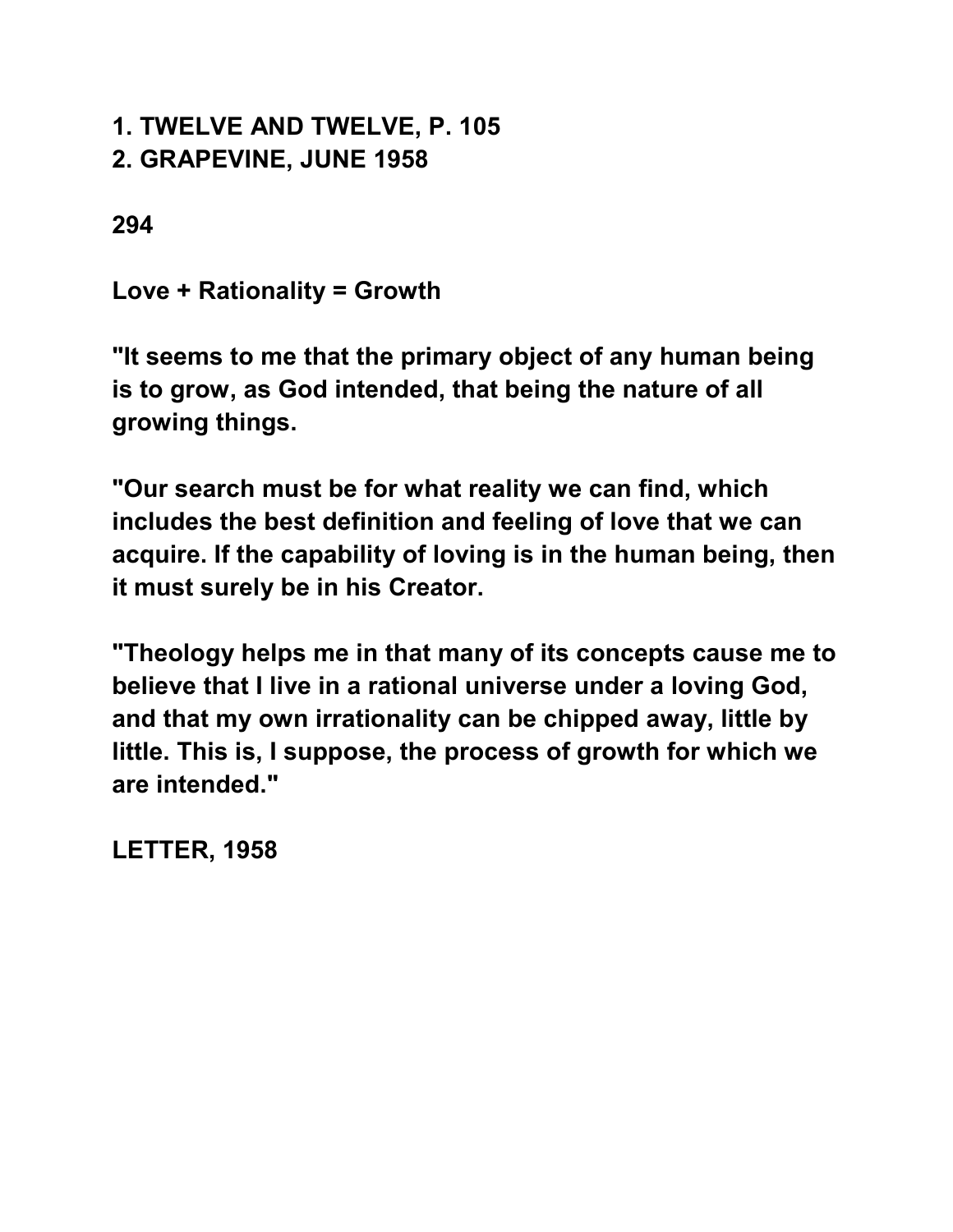1. TWELVE AND TWELVE, P. 105
2. GRAPEVINE, JUNE 1958

294

## Love + Rationality = Growth

"It seems to me that the primary object of any human being is to grow, as God intended, that being the nature of all growing things.

"Our search must be for what reality we can find, which includes the best definition and feeling of love that we can acquire. If the capability of loving is in the human being, then it must surely be in his Creator.

"Theology helps me in that many of its concepts cause me to believe that I live in a rational universe under a loving God, and that my own irrationality can be chipped away, little by little. This is, I suppose, the process of growth for which we are intended."

LETTER, 1958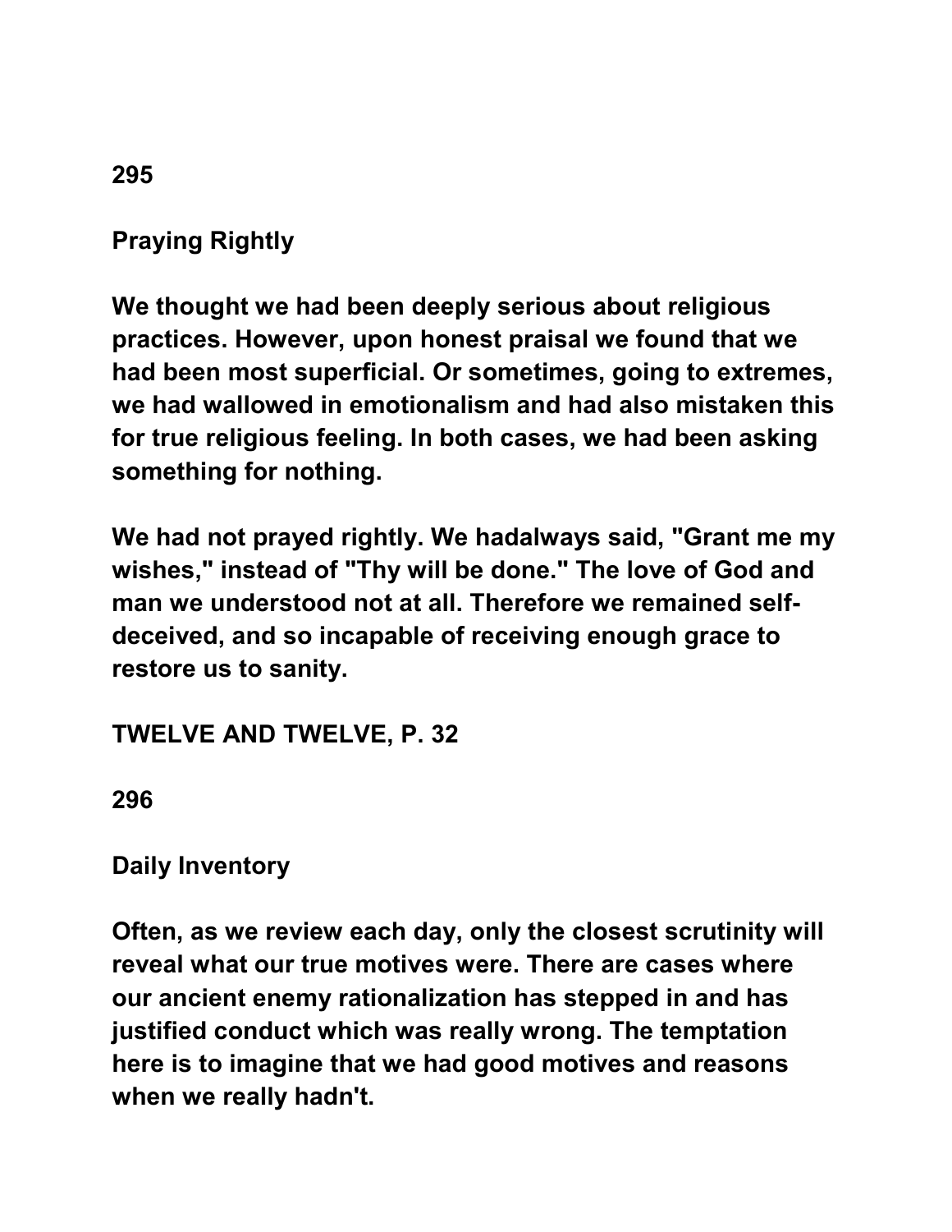295

## Praying Rightly

**We thought we had been deeply serious about religious practices. However, upon honest praisal we found that we had been most superficial. Or sometimes, going to extremes, we had wallowed in emotionalism and had also mistaken this for true religious feeling. In both cases, we had been asking something for nothing.**

**We had not prayed rightly. We hadalways said, "Grant me my wishes," instead of "Thy will be done." The love of God and man we understood not at all. Therefore we remained self-deceived, and so incapable of receiving enough grace to restore us to sanity.**

**TWELVE AND TWELVE, P. 32**

296

## Daily Inventory

**Often, as we review each day, only the closest scrutinity will reveal what our true motives were. There are cases where our ancient enemy rationalization has stepped in and has justified conduct which was really wrong. The temptation here is to imagine that we had good motives and reasons when we really hadn't.**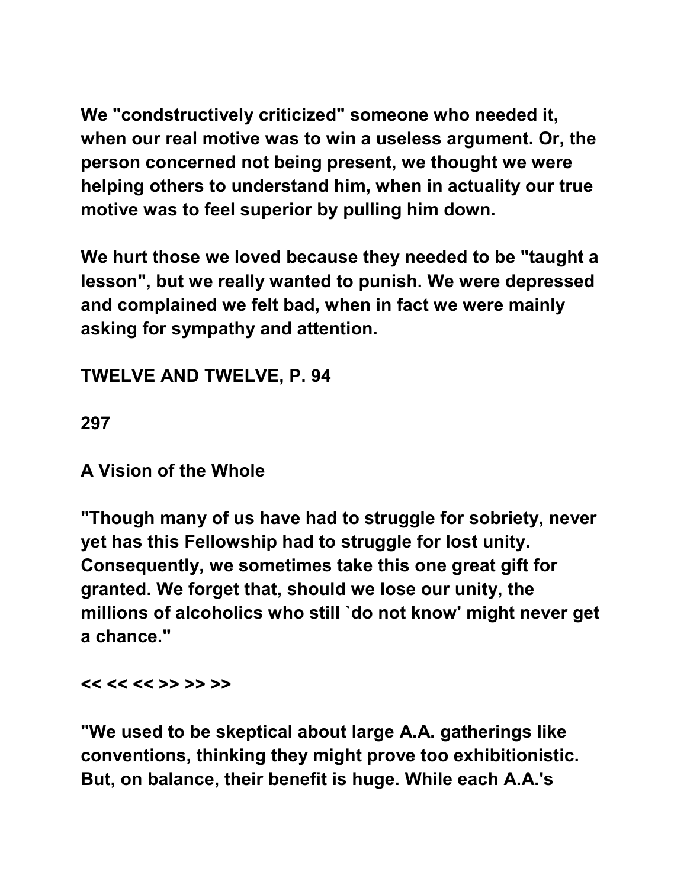We "condstructively criticized" someone who needed it, when our real motive was to win a useless argument. Or, the person concerned not being present, we thought we were helping others to understand him, when in actuality our true motive was to feel superior by pulling him down.

We hurt those we loved because they needed to be "taught a lesson", but we really wanted to punish. We were depressed and complained we felt bad, when in fact we were mainly asking for sympathy and attention.

**TWELVE AND TWELVE, P. 94**

**297**

## A Vision of the Whole

"Though many of us have had to struggle for sobriety, never yet has this Fellowship had to struggle for lost unity. Consequently, we sometimes take this one great gift for granted. We forget that, should we lose our unity, the millions of alcoholics who still `do not know' might never get a chance."

<< << << >> >> >>

"We used to be skeptical about large A.A. gatherings like conventions, thinking they might prove too exhibitionistic. But, on balance, their benefit is huge. While each A.A.'s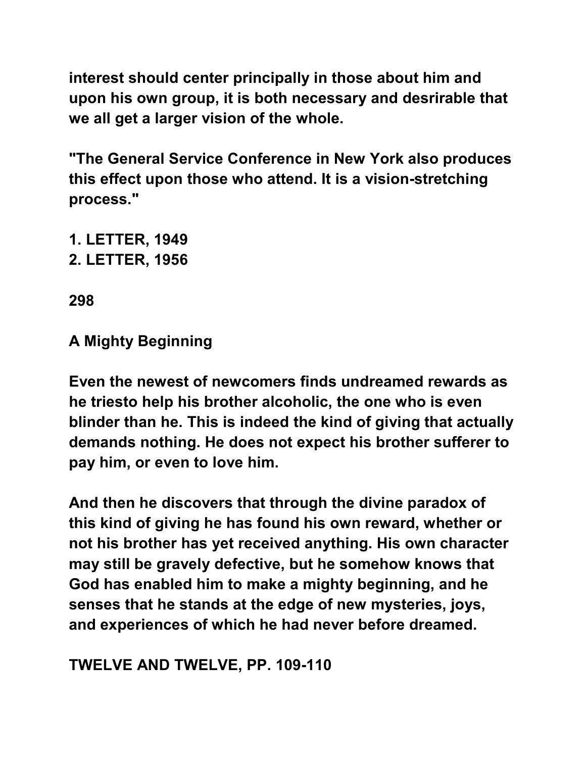interest should center principally in those about him and upon his own group, it is both necessary and desrirable that we all get a larger vision of the whole.

"The General Service Conference in New York also produces this effect upon those who attend. It is a vision-stretching process."

1. LETTER, 1949
2. LETTER, 1956

298

## A Mighty Beginning

Even the newest of newcomers finds undreamed rewards as he triesto help his brother alcoholic, the one who is even blinder than he. This is indeed the kind of giving that actually demands nothing. He does not expect his brother sufferer to pay him, or even to love him.

And then he discovers that through the divine paradox of this kind of giving he has found his own reward, whether or not his brother has yet received anything. His own character may still be gravely defective, but he somehow knows that God has enabled him to make a mighty beginning, and he senses that he stands at the edge of new mysteries, joys, and experiences of which he had never before dreamed.

TWELVE AND TWELVE, PP. 109-110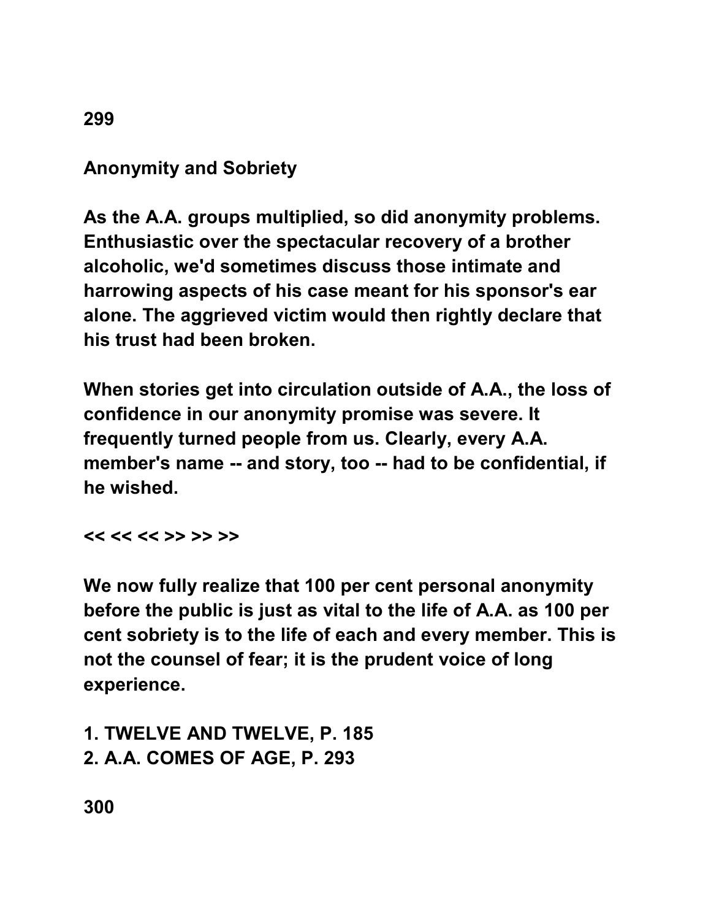## Anonymity and Sobriety

As the A.A. groups multiplied, so did anonymity problems. Enthusiastic over the spectacular recovery of a brother alcoholic, we'd sometimes discuss those intimate and harrowing aspects of his case meant for his sponsor's ear alone. The aggrieved victim would then rightly declare that his trust had been broken.

When stories get into circulation outside of A.A., the loss of confidence in our anonymity promise was severe. It frequently turned people from us. Clearly, every A.A. member's name -- and story, too -- had to be confidential, if he wished.

<< << << >> >> >>

We now fully realize that 100 per cent personal anonymity before the public is just as vital to the life of A.A. as 100 per cent sobriety is to the life of each and every member. This is not the counsel of fear; it is the prudent voice of long experience.

1. TWELVE AND TWELVE, P. 185
2. A.A. COMES OF AGE, P. 293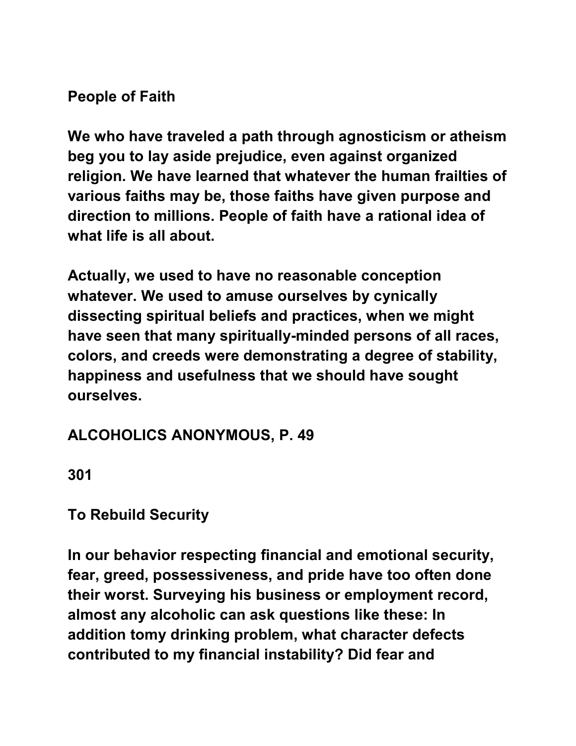## People of Faith

**We who have traveled a path through agnosticism or atheism beg you to lay aside prejudice, even against organized religion. We have learned that whatever the human frailties of various faiths may be, those faiths have given purpose and direction to millions. People of faith have a rational idea of what life is all about.**

**Actually, we used to have no reasonable conception whatever. We used to amuse ourselves by cynically dissecting spiritual beliefs and practices, when we might have seen that many spiritually-minded persons of all races, colors, and creeds were demonstrating a degree of stability, happiness and usefulness that we should have sought ourselves.**

**ALCOHOLICS ANONYMOUS, P. 49**

**301**

## To Rebuild Security

**In our behavior respecting financial and emotional security, fear, greed, possessiveness, and pride have too often done their worst. Surveying his business or employment record, almost any alcoholic can ask questions like these: In addition tomy drinking problem, what character defects contributed to my financial instability? Did fear and**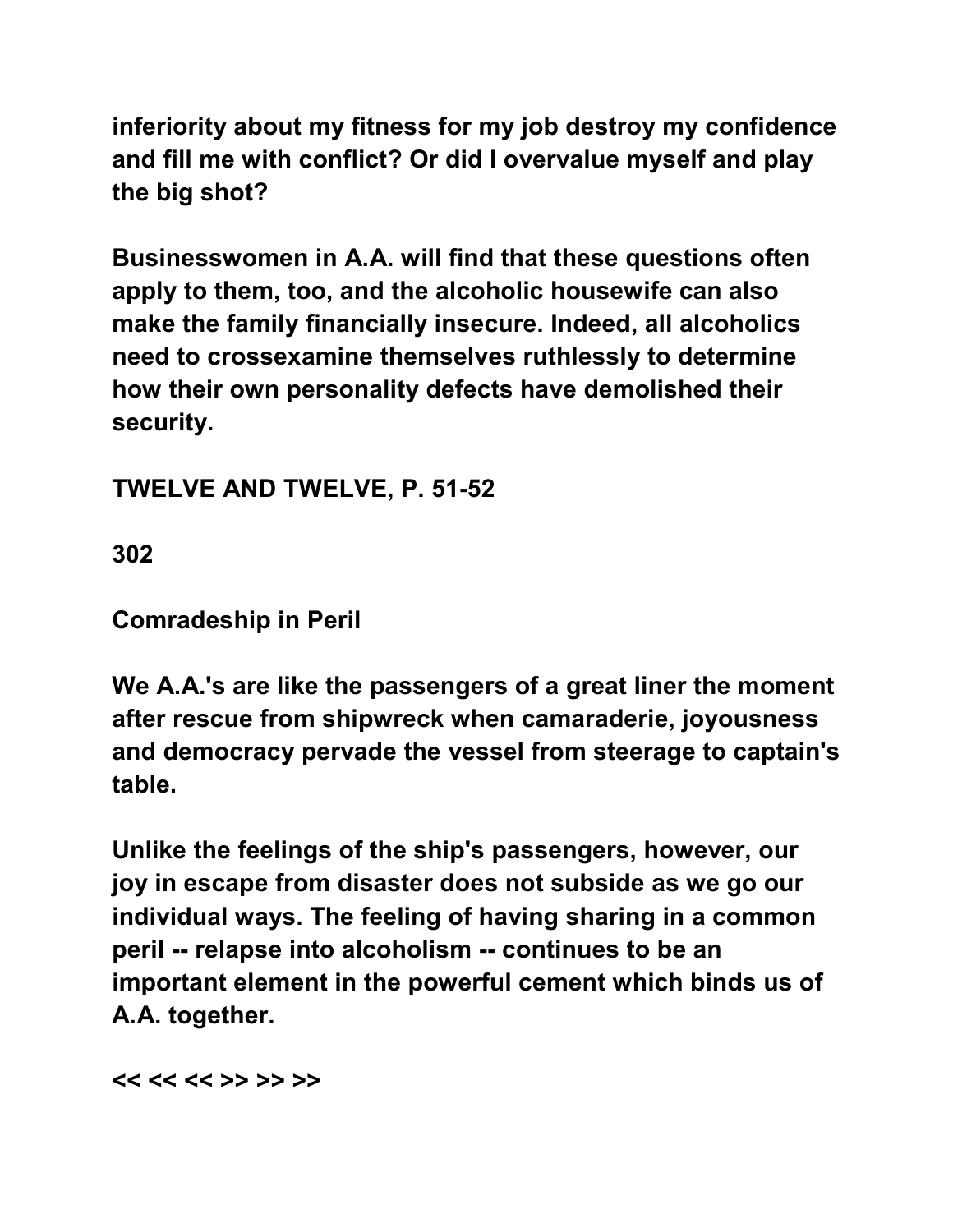inferiority about my fitness for my job destroy my confidence and fill me with conflict? Or did I overvalue myself and play the big shot?

Businesswomen in A.A. will find that these questions often apply to them, too, and the alcoholic housewife can also make the family financially insecure. Indeed, all alcoholics need to crossexamine themselves ruthlessly to determine how their own personality defects have demolished their security.

TWELVE AND TWELVE, P. 51-52

302

Comradeship in Peril

We A.A.'s are like the passengers of a great liner the moment after rescue from shipwreck when camaraderie, joyousness and democracy pervade the vessel from steerage to captain's table.

Unlike the feelings of the ship's passengers, however, our joy in escape from disaster does not subside as we go our individual ways. The feeling of having sharing in a common peril -- relapse into alcoholism -- continues to be an important element in the powerful cement which binds us of A.A. together.

<< << << >> >> >>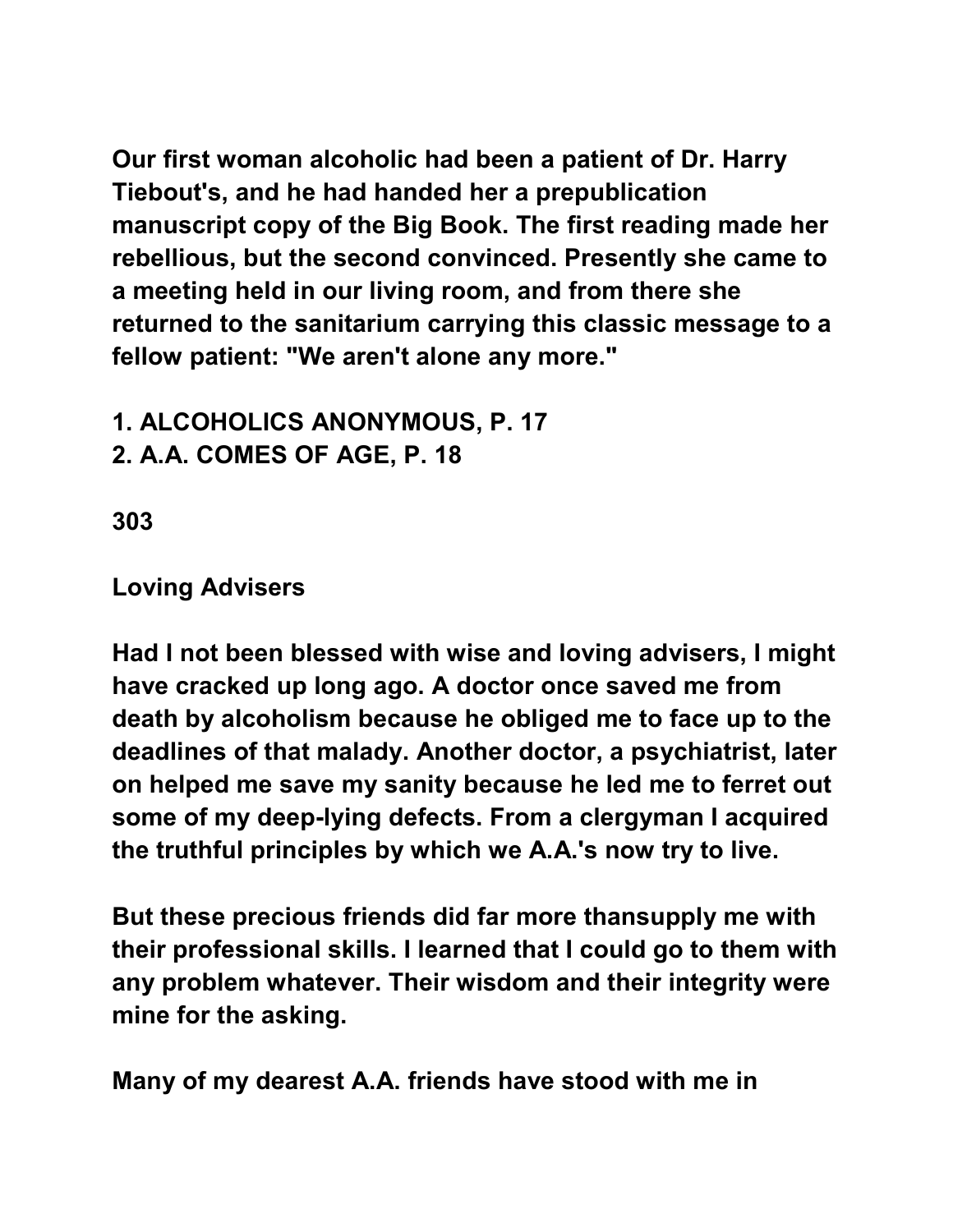Our first woman alcoholic had been a patient of Dr. Harry Tiebout's, and he had handed her a prepublication manuscript copy of the Big Book. The first reading made her rebellious, but the second convinced. Presently she came to a meeting held in our living room, and from there she returned to the sanitarium carrying this classic message to a fellow patient: "We aren't alone any more."

1. ALCOHOLICS ANONYMOUS, P. 17
2. A.A. COMES OF AGE, P. 18

## 303

## Loving Advisers

Had I not been blessed with wise and loving advisers, I might have cracked up long ago. A doctor once saved me from death by alcoholism because he obliged me to face up to the deadlines of that malady. Another doctor, a psychiatrist, later on helped me save my sanity because he led me to ferret out some of my deep-lying defects. From a clergyman I acquired the truthful principles by which we A.A.'s now try to live.

But these precious friends did far more thansupply me with their professional skills. I learned that I could go to them with any problem whatever. Their wisdom and their integrity were mine for the asking.

Many of my dearest A.A. friends have stood with me in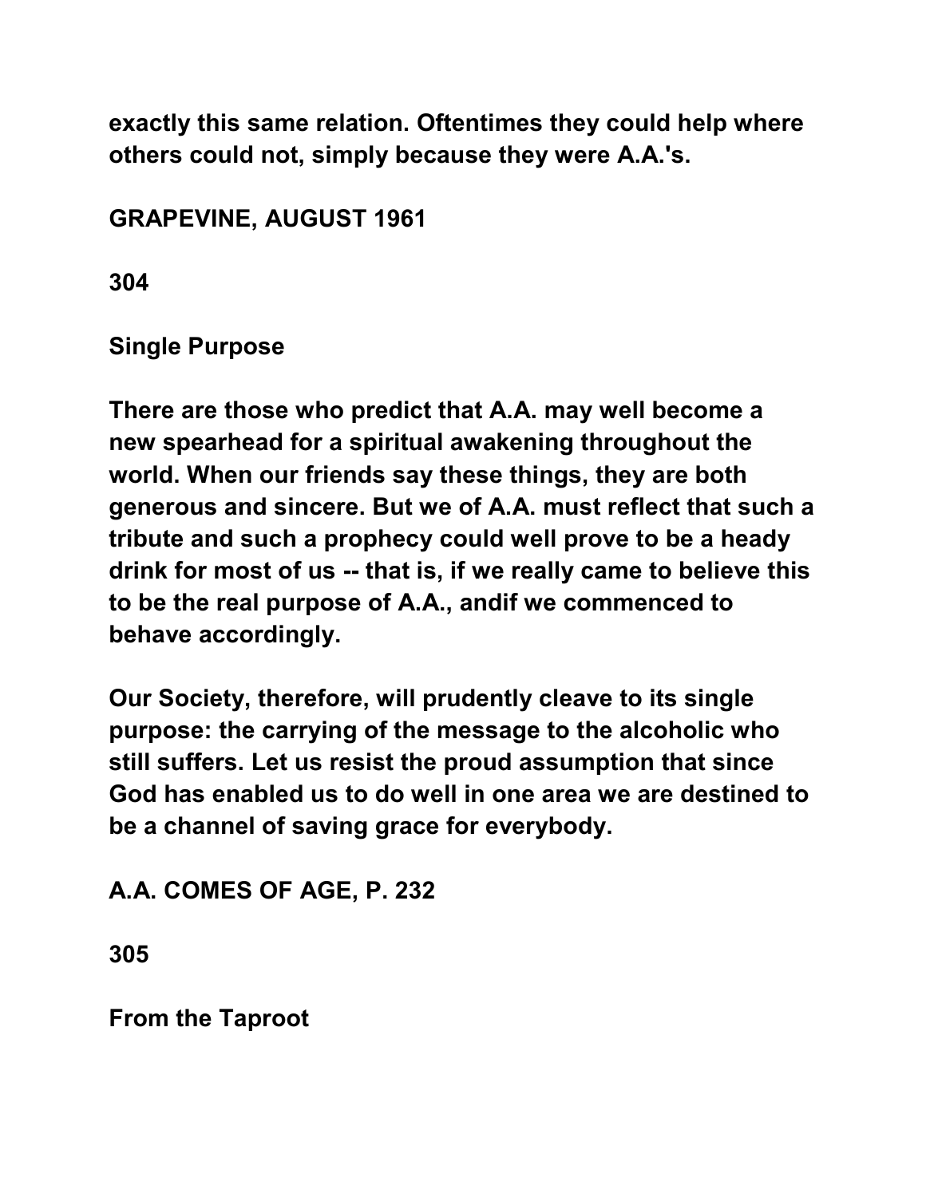exactly this same relation. Oftentimes they could help where others could not, simply because they were A.A.'s.

GRAPEVINE, AUGUST 1961

304

## Single Purpose

There are those who predict that A.A. may well become a new spearhead for a spiritual awakening throughout the world. When our friends say these things, they are both generous and sincere. But we of A.A. must reflect that such a tribute and such a prophecy could well prove to be a heady drink for most of us -- that is, if we really came to believe this to be the real purpose of A.A., andif we commenced to behave accordingly.

Our Society, therefore, will prudently cleave to its single purpose: the carrying of the message to the alcoholic who still suffers. Let us resist the proud assumption that since God has enabled us to do well in one area we are destined to be a channel of saving grace for everybody.

A.A. COMES OF AGE, P. 232

305

## From the Taproot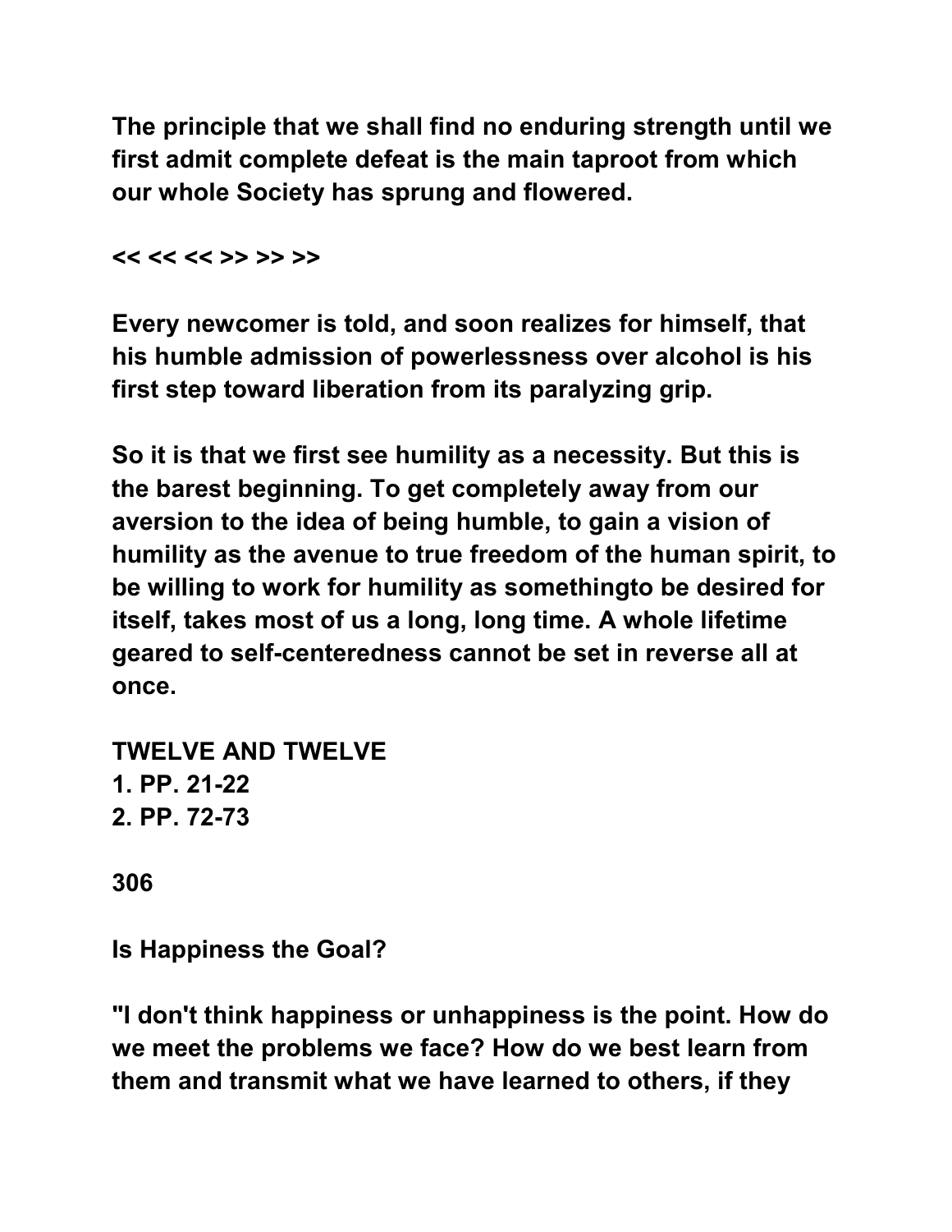The principle that we shall find no enduring strength until we first admit complete defeat is the main taproot from which our whole Society has sprung and flowered.

<< << << >> >> >>

Every newcomer is told, and soon realizes for himself, that his humble admission of powerlessness over alcohol is his first step toward liberation from its paralyzing grip.

So it is that we first see humility as a necessity. But this is the barest beginning. To get completely away from our aversion to the idea of being humble, to gain a vision of humility as the avenue to true freedom of the human spirit, to be willing to work for humility as somethingto be desired for itself, takes most of us a long, long time. A whole lifetime geared to self-centeredness cannot be set in reverse all at once.

TWELVE AND TWELVE
1. PP. 21-22
2. PP. 72-73

306

## Is Happiness the Goal?

"I don't think happiness or unhappiness is the point. How do we meet the problems we face? How do we best learn from them and transmit what we have learned to others, if they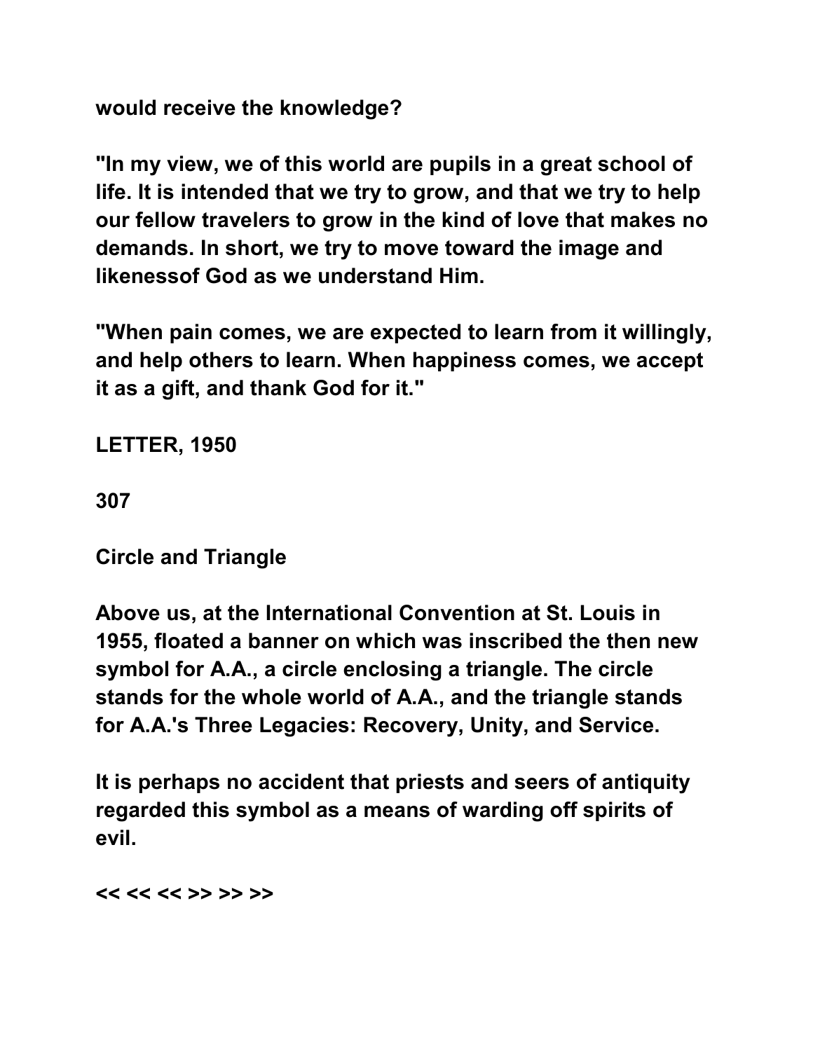would receive the knowledge?

"In my view, we of this world are pupils in a great school of life. It is intended that we try to grow, and that we try to help our fellow travelers to grow in the kind of love that makes no demands. In short, we try to move toward the image and likenessof God as we understand Him.

"When pain comes, we are expected to learn from it willingly, and help others to learn. When happiness comes, we accept it as a gift, and thank God for it."

LETTER, 1950

307

## Circle and Triangle

Above us, at the International Convention at St. Louis in 1955, floated a banner on which was inscribed the then new symbol for A.A., a circle enclosing a triangle. The circle stands for the whole world of A.A., and the triangle stands for A.A.'s Three Legacies: Recovery, Unity, and Service.

It is perhaps no accident that priests and seers of antiquity regarded this symbol as a means of warding off spirits of evil.

<< << << >> >> >>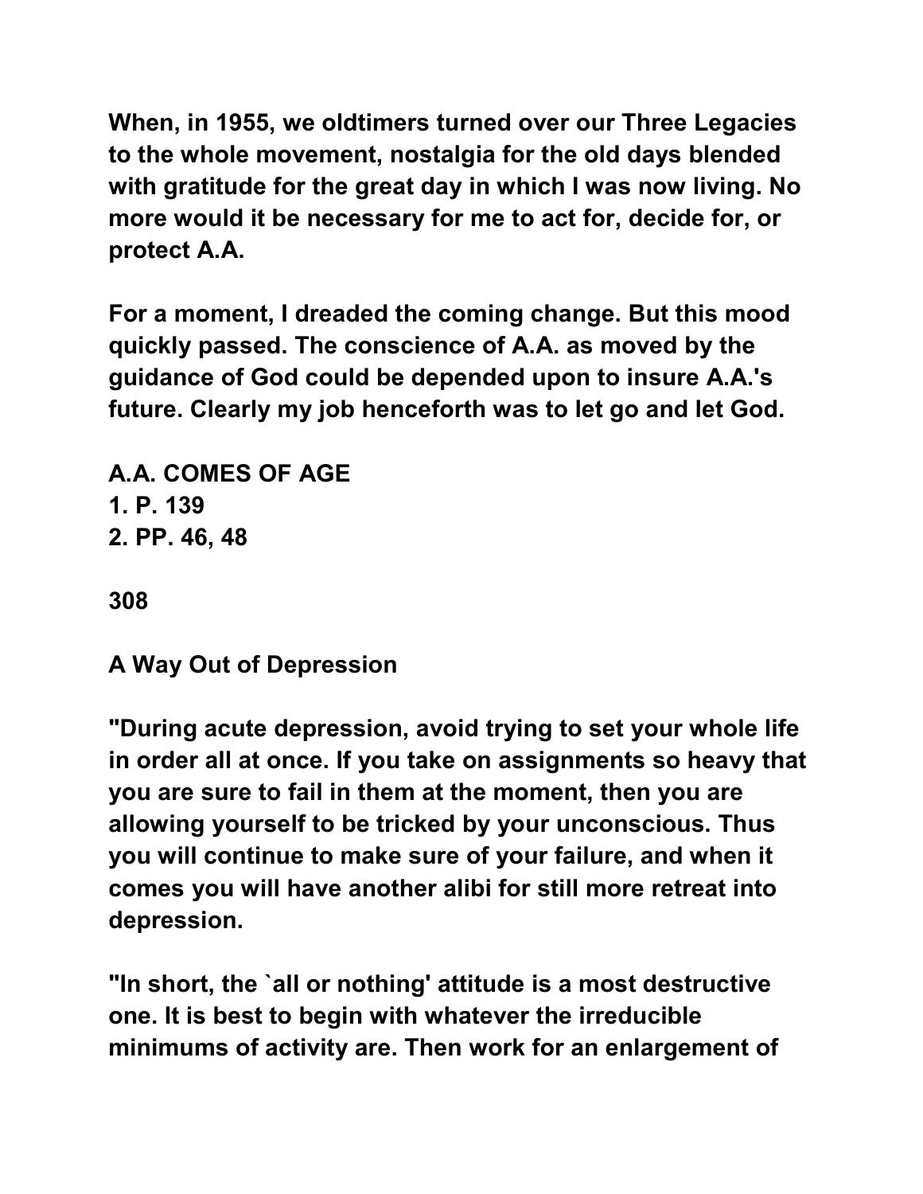When, in 1955, we oldtimers turned over our Three Legacies to the whole movement, nostalgia for the old days blended with gratitude for the great day in which I was now living. No more would it be necessary for me to act for, decide for, or protect A.A.

For a moment, I dreaded the coming change. But this mood quickly passed. The conscience of A.A. as moved by the guidance of God could be depended upon to insure A.A.'s future. Clearly my job henceforth was to let go and let God.

A.A. COMES OF AGE
1. P. 139
2. PP. 46, 48

308

## A Way Out of Depression

"During acute depression, avoid trying to set your whole life in order all at once. If you take on assignments so heavy that you are sure to fail in them at the moment, then you are allowing yourself to be tricked by your unconscious. Thus you will continue to make sure of your failure, and when it comes you will have another alibi for still more retreat into depression.

"In short, the `all or nothing' attitude is a most destructive one. It is best to begin with whatever the irreducible minimums of activity are. Then work for an enlargement of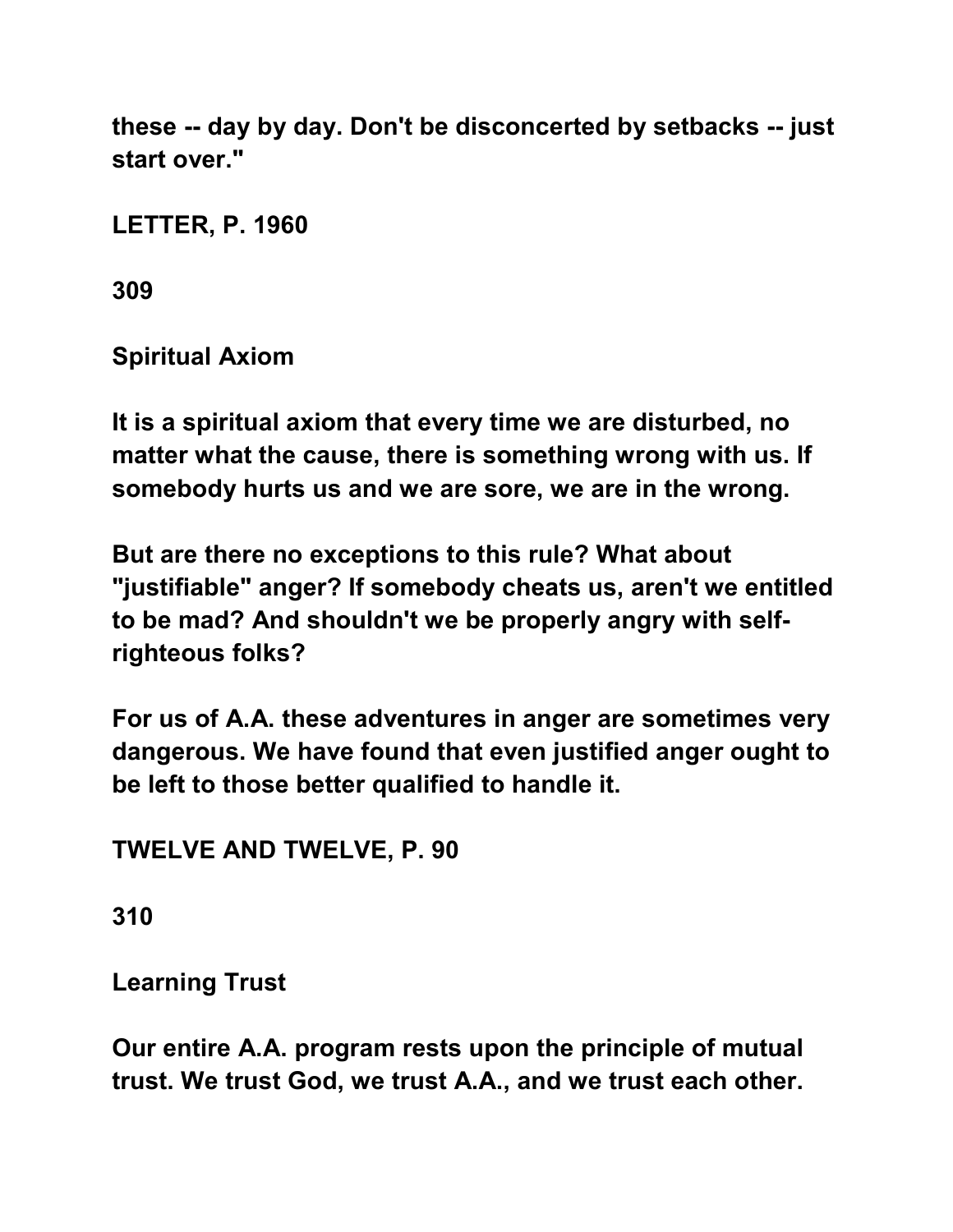these -- day by day. Don't be disconcerted by setbacks -- just start over."

LETTER, P. 1960

309

## Spiritual Axiom

It is a spiritual axiom that every time we are disturbed, no matter what the cause, there is something wrong with us. If somebody hurts us and we are sore, we are in the wrong.

But are there no exceptions to this rule? What about "justifiable" anger? If somebody cheats us, aren't we entitled to be mad? And shouldn't we be properly angry with self-righteous folks?

For us of A.A. these adventures in anger are sometimes very dangerous. We have found that even justified anger ought to be left to those better qualified to handle it.

TWELVE AND TWELVE, P. 90

310

## Learning Trust

Our entire A.A. program rests upon the principle of mutual trust. We trust God, we trust A.A., and we trust each other.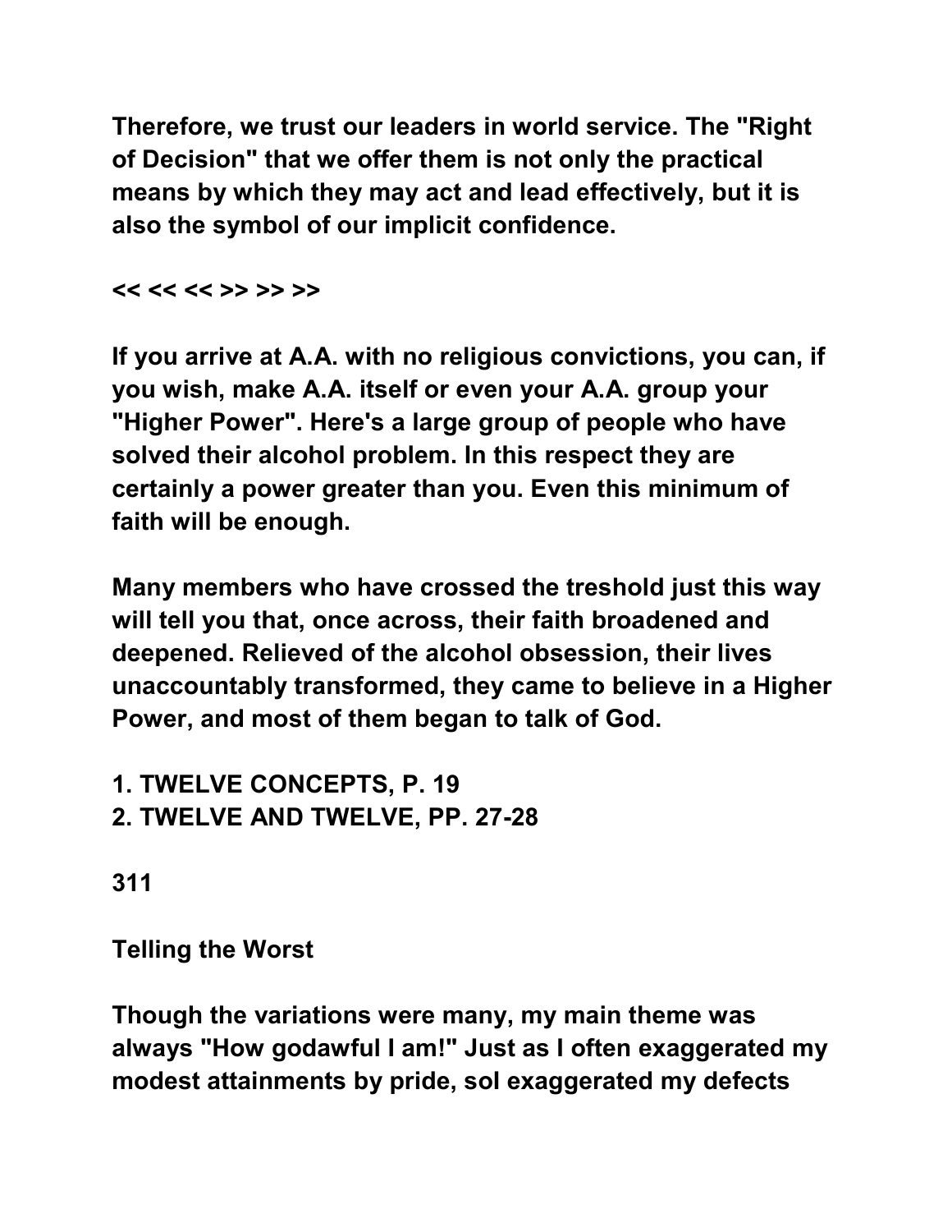Therefore, we trust our leaders in world service. The "Right of Decision" that we offer them is not only the practical means by which they may act and lead effectively, but it is also the symbol of our implicit confidence.

<< << << >> >> >>

If you arrive at A.A. with no religious convictions, you can, if you wish, make A.A. itself or even your A.A. group your "Higher Power". Here's a large group of people who have solved their alcohol problem. In this respect they are certainly a power greater than you. Even this minimum of faith will be enough.

Many members who have crossed the treshold just this way will tell you that, once across, their faith broadened and deepened. Relieved of the alcohol obsession, their lives unaccountably transformed, they came to believe in a Higher Power, and most of them began to talk of God.

1. TWELVE CONCEPTS, P. 19
2. TWELVE AND TWELVE, PP. 27-28

311

## Telling the Worst

Though the variations were many, my main theme was always "How godawful I am!" Just as I often exaggerated my modest attainments by pride, sol exaggerated my defects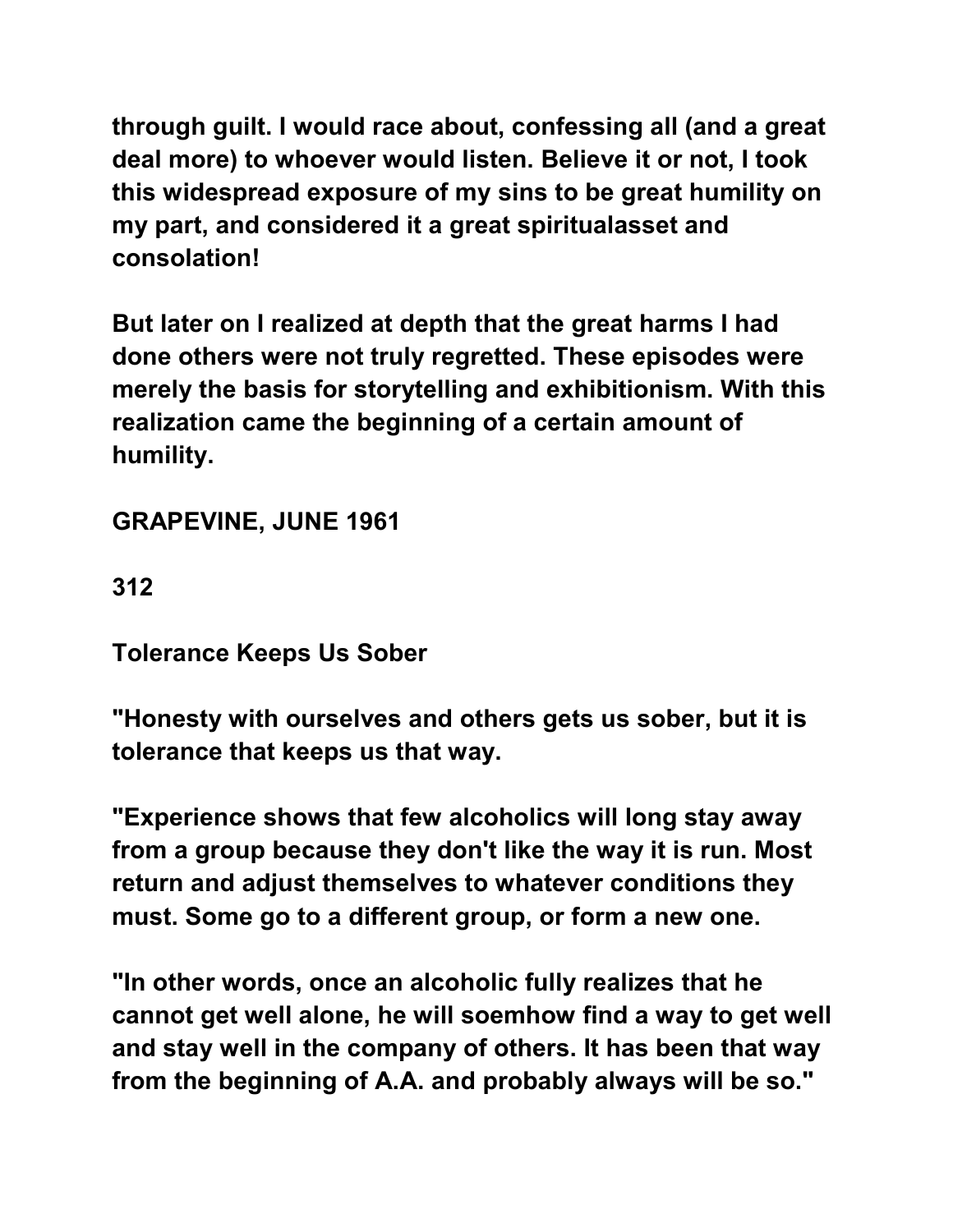through guilt. I would race about, confessing all (and a great deal more) to whoever would listen. Believe it or not, I took this widespread exposure of my sins to be great humility on my part, and considered it a great spiritualasset and consolation!

But later on I realized at depth that the great harms I had done others were not truly regretted. These episodes were merely the basis for storytelling and exhibitionism. With this realization came the beginning of a certain amount of humility.

GRAPEVINE, JUNE 1961

312

## Tolerance Keeps Us Sober

"Honesty with ourselves and others gets us sober, but it is tolerance that keeps us that way.

"Experience shows that few alcoholics will long stay away from a group because they don't like the way it is run. Most return and adjust themselves to whatever conditions they must. Some go to a different group, or form a new one.

"In other words, once an alcoholic fully realizes that he cannot get well alone, he will soemhow find a way to get well and stay well in the company of others. It has been that way from the beginning of A.A. and probably always will be so."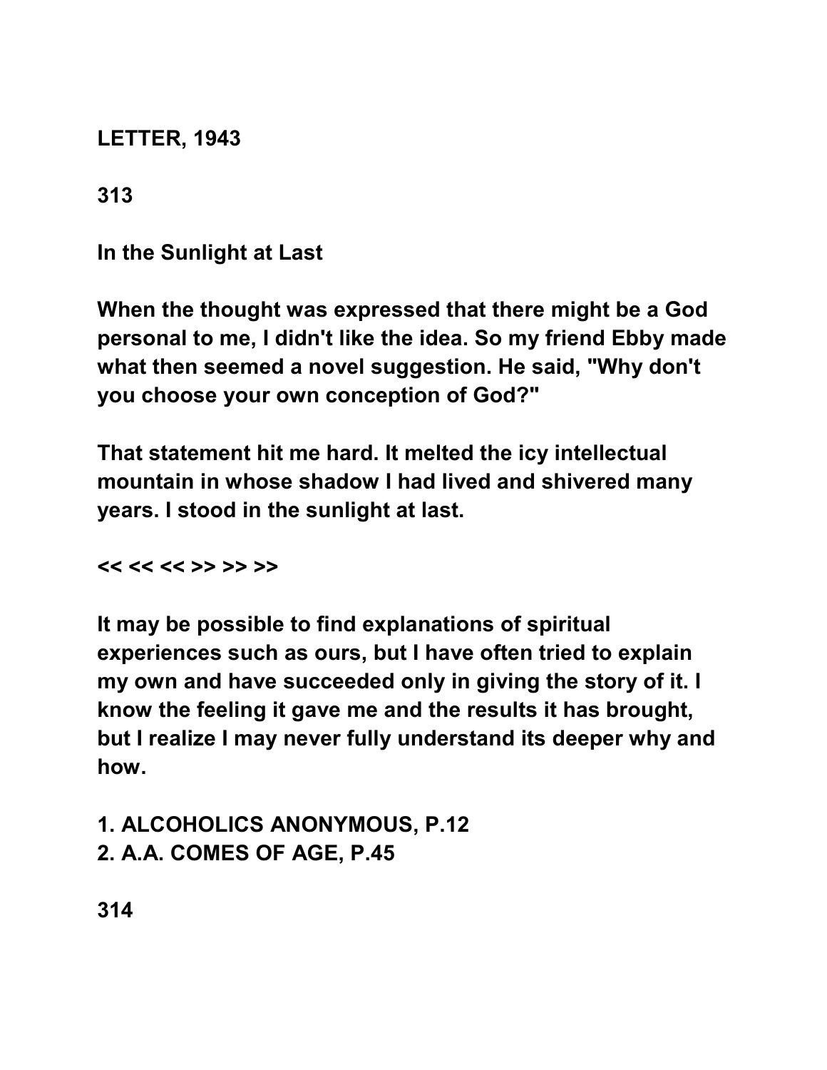**LETTER, 1943**

# In the Sunlight at Last

When the thought was expressed that there might be a God personal to me, I didn't like the idea. So my friend Ebby made what then seemed a novel suggestion. He said, "Why don't you choose your own conception of God?"

That statement hit me hard. It melted the icy intellectual mountain in whose shadow I had lived and shivered many years. I stood in the sunlight at last.

<< << << >> >> >>

It may be possible to find explanations of spiritual experiences such as ours, but I have often tried to explain my own and have succeeded only in giving the story of it. I know the feeling it gave me and the results it has brought, but I realize I may never fully understand its deeper why and how.

1. ALCOHOLICS ANONYMOUS, P.12
2. A.A. COMES OF AGE, P.45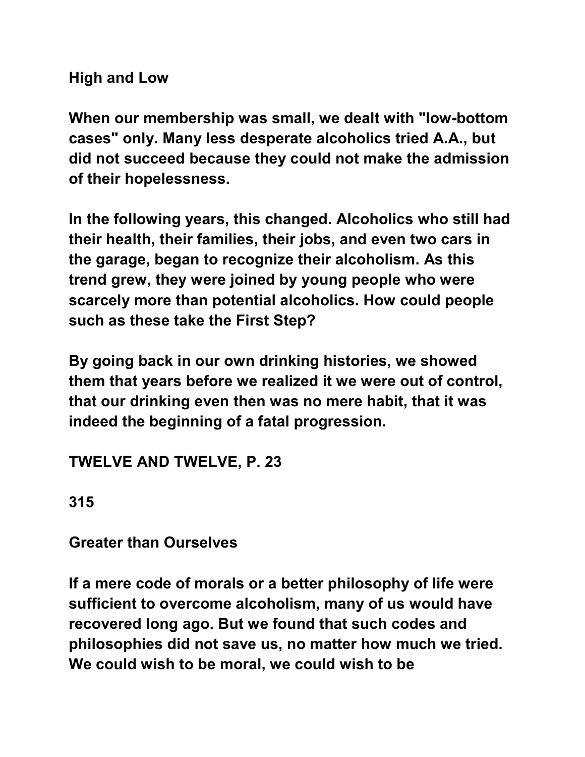## High and Low

**When our membership was small, we dealt with "low-bottom cases" only. Many less desperate alcoholics tried A.A., but did not succeed because they could not make the admission of their hopelessness.**

**In the following years, this changed. Alcoholics who still had their health, their families, their jobs, and even two cars in the garage, began to recognize their alcoholism. As this trend grew, they were joined by young people who were scarcely more than potential alcoholics. How could people such as these take the First Step?**

**By going back in our own drinking histories, we showed them that years before we realized it we were out of control, that our drinking even then was no mere habit, that it was indeed the beginning of a fatal progression.**

**TWELVE AND TWELVE, P. 23**

## Greater than Ourselves

**If a mere code of morals or a better philosophy of life were sufficient to overcome alcoholism, many of us would have recovered long ago. But we found that such codes and philosophies did not save us, no matter how much we tried. We could wish to be moral, we could wish to be**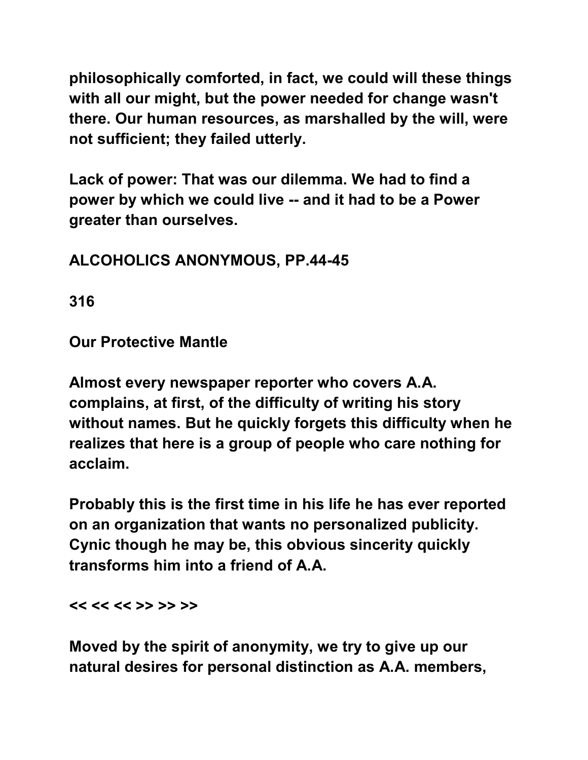philosophically comforted, in fact, we could will these things with all our might, but the power needed for change wasn't there. Our human resources, as marshalled by the will, were not sufficient; they failed utterly.

Lack of power: That was our dilemma. We had to find a power by which we could live -- and it had to be a Power greater than ourselves.

ALCOHOLICS ANONYMOUS, PP.44-45

316

## Our Protective Mantle

Almost every newspaper reporter who covers A.A. complains, at first, of the difficulty of writing his story without names. But he quickly forgets this difficulty when he realizes that here is a group of people who care nothing for acclaim.

Probably this is the first time in his life he has ever reported on an organization that wants no personalized publicity. Cynic though he may be, this obvious sincerity quickly transforms him into a friend of A.A.

<< << << >> >> >>

Moved by the spirit of anonymity, we try to give up our natural desires for personal distinction as A.A. members,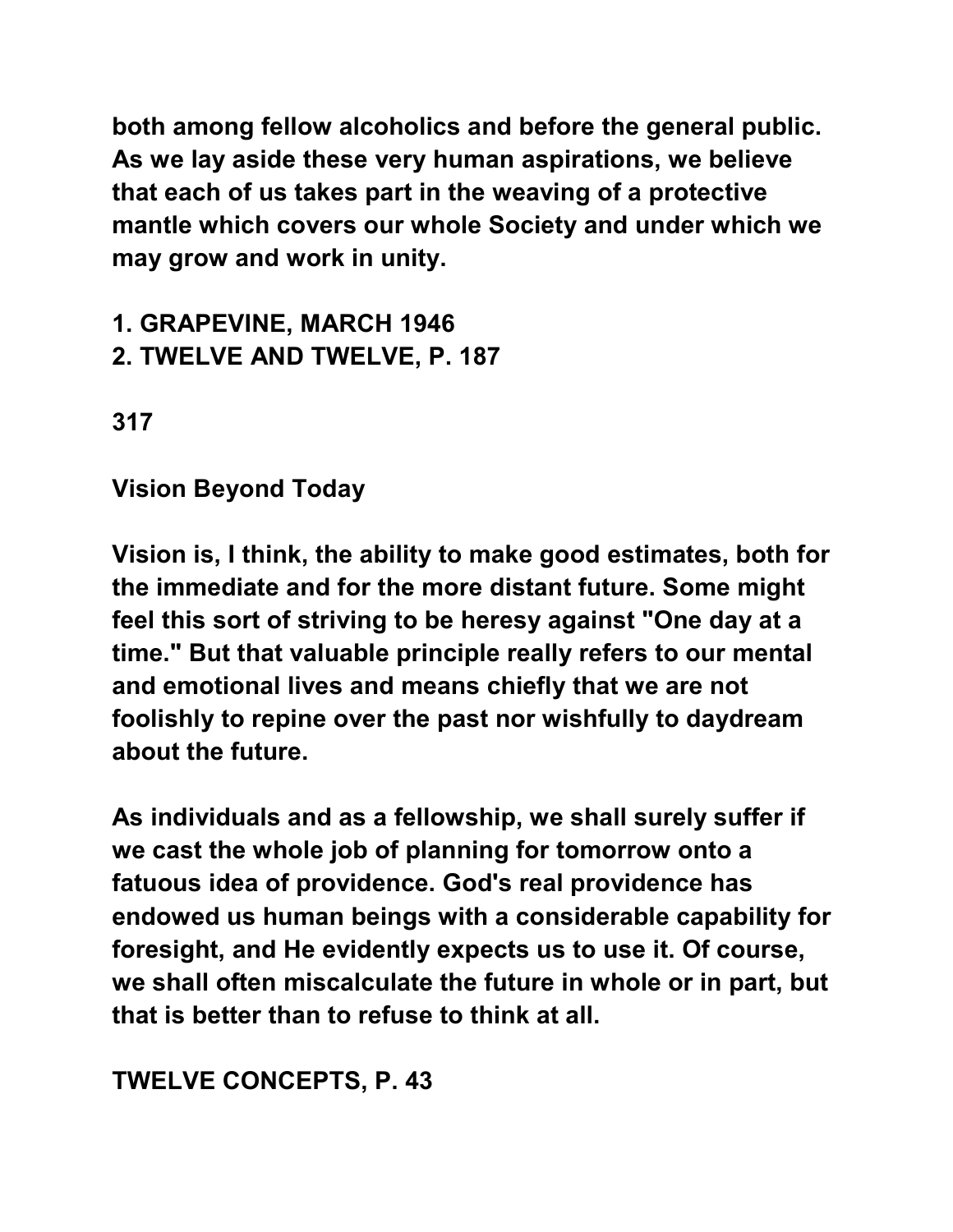**both among fellow alcoholics and before the general public. As we lay aside these very human aspirations, we believe that each of us takes part in the weaving of a protective mantle which covers our whole Society and under which we may grow and work in unity.**

**1. GRAPEVINE, MARCH 1946**
**2. TWELVE AND TWELVE, P. 187**

**317**

**Vision Beyond Today**

**Vision is, I think, the ability to make good estimates, both for the immediate and for the more distant future. Some might feel this sort of striving to be heresy against "One day at a time." But that valuable principle really refers to our mental and emotional lives and means chiefly that we are not foolishly to repine over the past nor wishfully to daydream about the future.**

**As individuals and as a fellowship, we shall surely suffer if we cast the whole job of planning for tomorrow onto a fatuous idea of providence. God's real providence has endowed us human beings with a considerable capability for foresight, and He evidently expects us to use it. Of course, we shall often miscalculate the future in whole or in part, but that is better than to refuse to think at all.**

**TWELVE CONCEPTS, P. 43**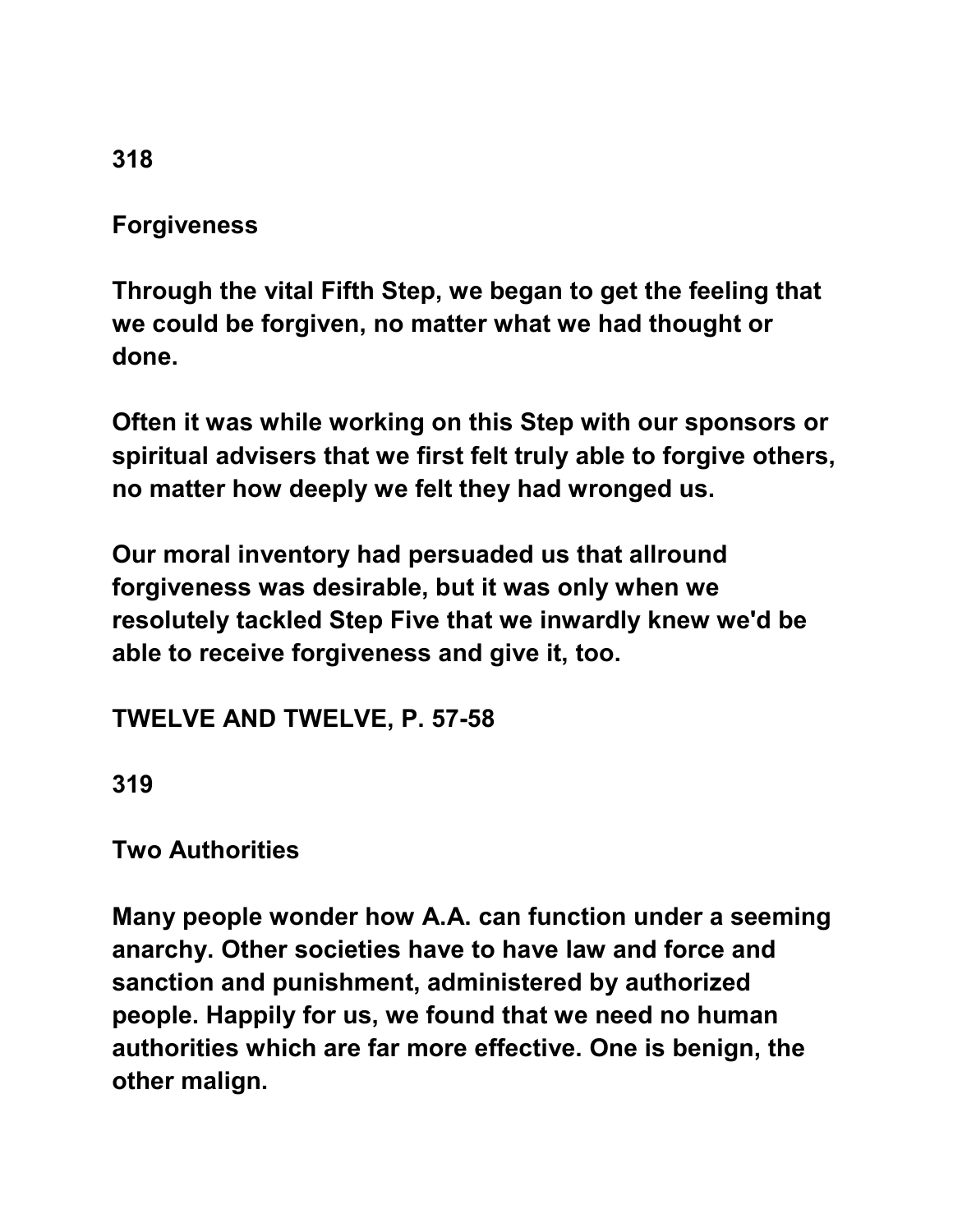318

## Forgiveness

Through the vital Fifth Step, we began to get the feeling that we could be forgiven, no matter what we had thought or done.

Often it was while working on this Step with our sponsors or spiritual advisers that we first felt truly able to forgive others, no matter how deeply we felt they had wronged us.

Our moral inventory had persuaded us that allround forgiveness was desirable, but it was only when we resolutely tackled Step Five that we inwardly knew we'd be able to receive forgiveness and give it, too.

TWELVE AND TWELVE, P. 57-58

319

## Two Authorities

Many people wonder how A.A. can function under a seeming anarchy. Other societies have to have law and force and sanction and punishment, administered by authorized people. Happily for us, we found that we need no human authorities which are far more effective. One is benign, the other malign.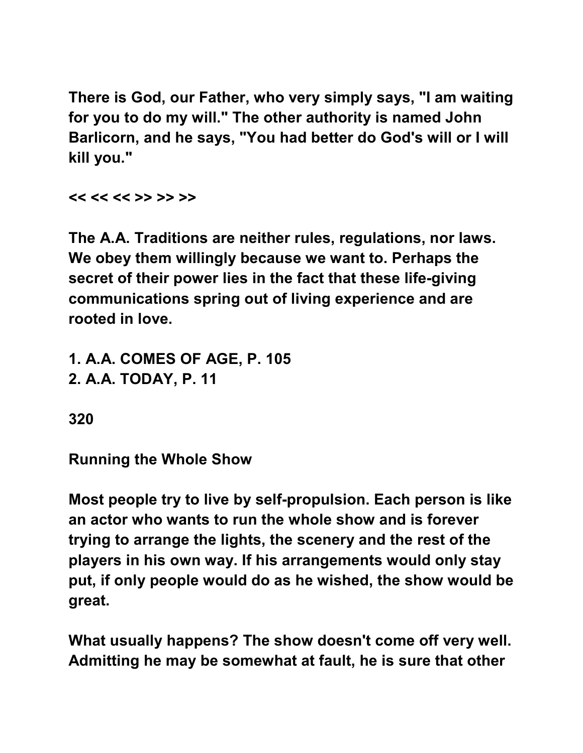There is God, our Father, who very simply says, "I am waiting for you to do my will." The other authority is named John Barlicorn, and he says, "You had better do God's will or I will kill you."

<< << << >> >> >>

The A.A. Traditions are neither rules, regulations, nor laws. We obey them willingly because we want to. Perhaps the secret of their power lies in the fact that these life-giving communications spring out of living experience and are rooted in love.

1. A.A. COMES OF AGE, P. 105
2. A.A. TODAY, P. 11

320

## Running the Whole Show

Most people try to live by self-propulsion. Each person is like an actor who wants to run the whole show and is forever trying to arrange the lights, the scenery and the rest of the players in his own way. If his arrangements would only stay put, if only people would do as he wished, the show would be great.

What usually happens? The show doesn't come off very well. Admitting he may be somewhat at fault, he is sure that other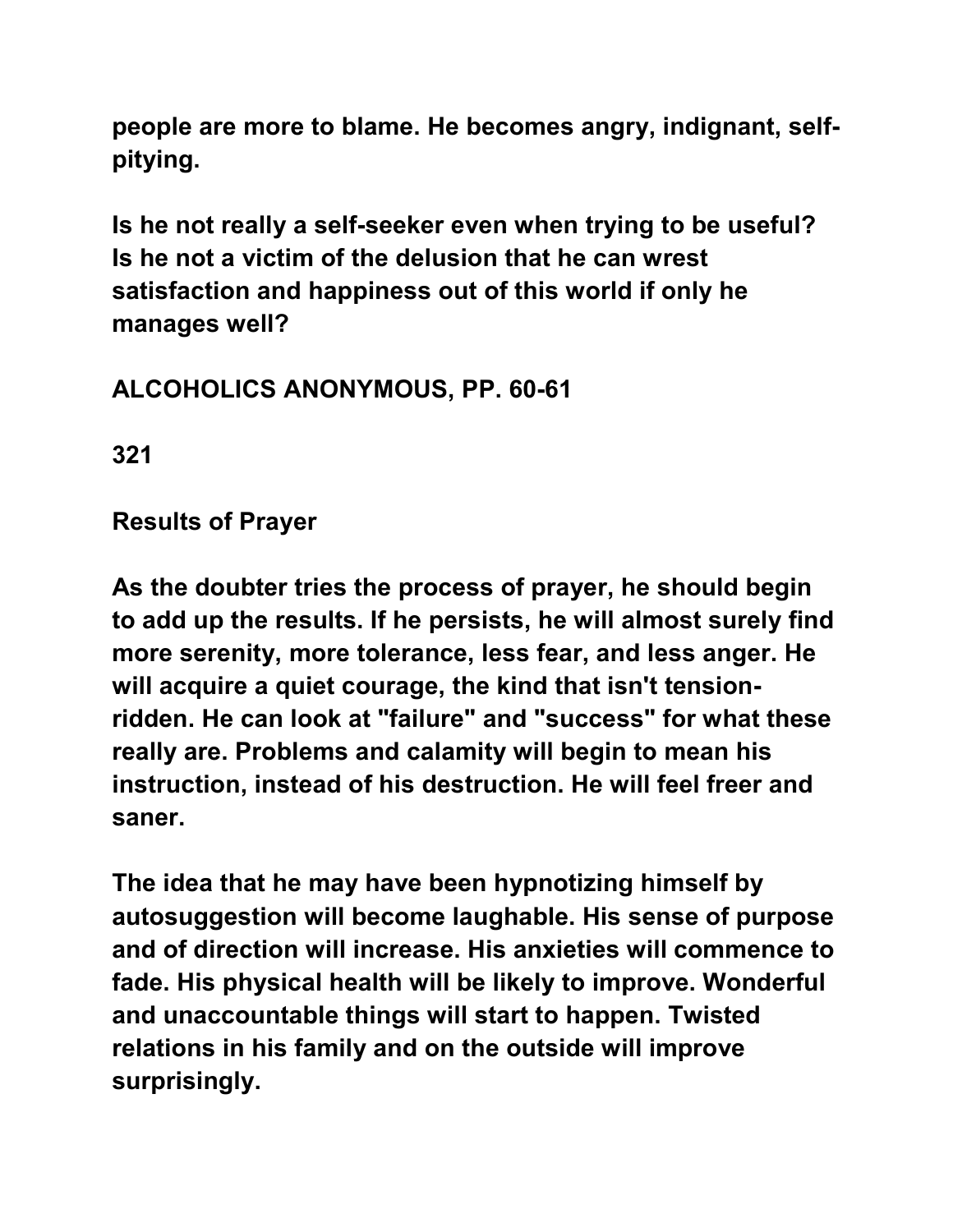people are more to blame. He becomes angry, indignant, self-pitying.

Is he not really a self-seeker even when trying to be useful? Is he not a victim of the delusion that he can wrest satisfaction and happiness out of this world if only he manages well?

ALCOHOLICS ANONYMOUS, PP. 60-61

321

## Results of Prayer

As the doubter tries the process of prayer, he should begin to add up the results. If he persists, he will almost surely find more serenity, more tolerance, less fear, and less anger. He will acquire a quiet courage, the kind that isn't tension-ridden. He can look at "failure" and "success" for what these really are. Problems and calamity will begin to mean his instruction, instead of his destruction. He will feel freer and saner.

The idea that he may have been hypnotizing himself by autosuggestion will become laughable. His sense of purpose and of direction will increase. His anxieties will commence to fade. His physical health will be likely to improve. Wonderful and unaccountable things will start to happen. Twisted relations in his family and on the outside will improve surprisingly.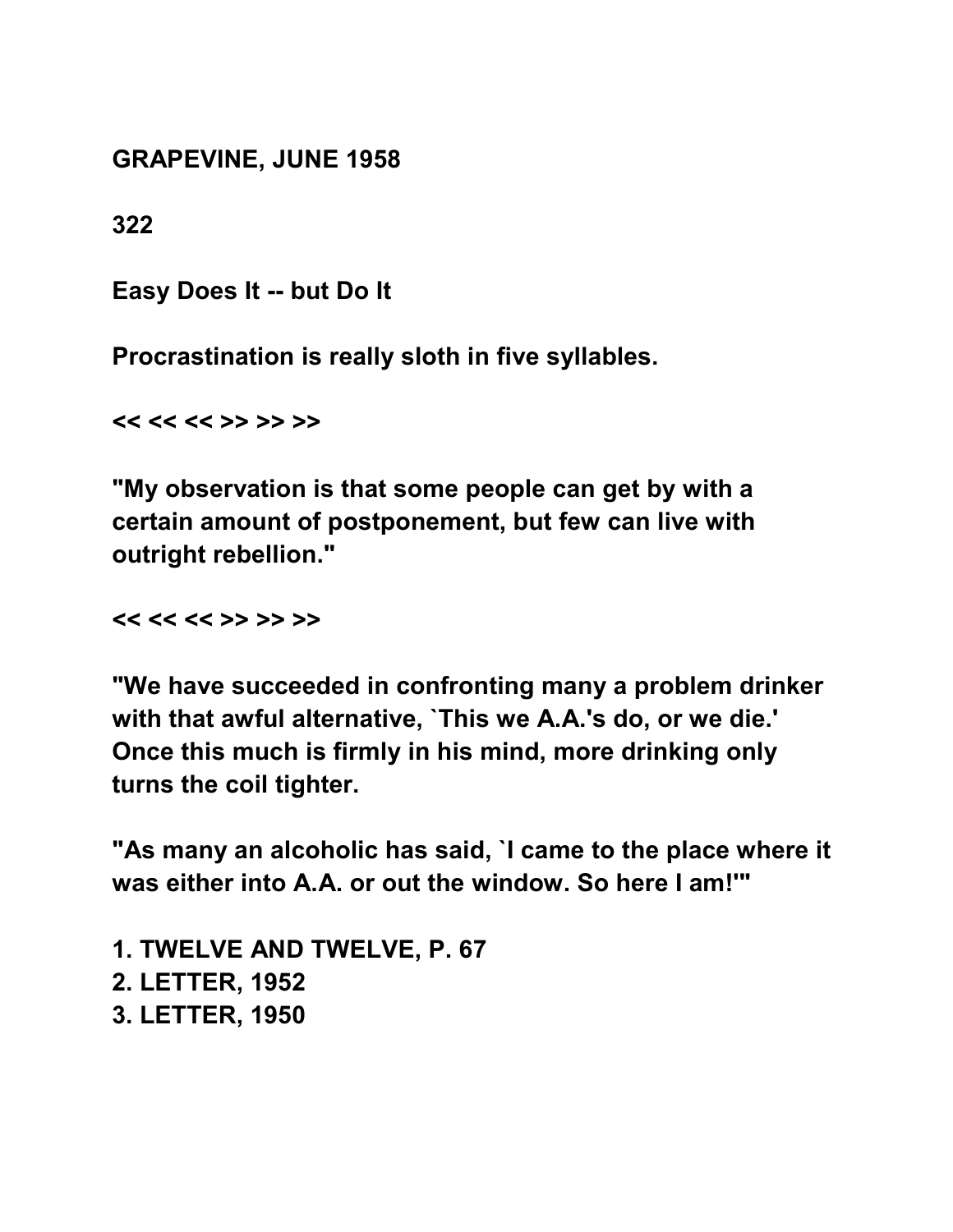**GRAPEVINE, JUNE 1958**

**322**

**Easy Does It -- but Do It**

**Procrastination is really sloth in five syllables.**

**<< << << >> >> >>**

**"My observation is that some people can get by with a certain amount of postponement, but few can live with outright rebellion."**

**<< << << >> >> >>**

**"We have succeeded in confronting many a problem drinker with that awful alternative, `This we A.A.'s do, or we die.' Once this much is firmly in his mind, more drinking only turns the coil tighter.**

**"As many an alcoholic has said, `I came to the place where it was either into A.A. or out the window. So here I am!'"**

**1. TWELVE AND TWELVE, P. 67**
**2. LETTER, 1952**
**3. LETTER, 1950**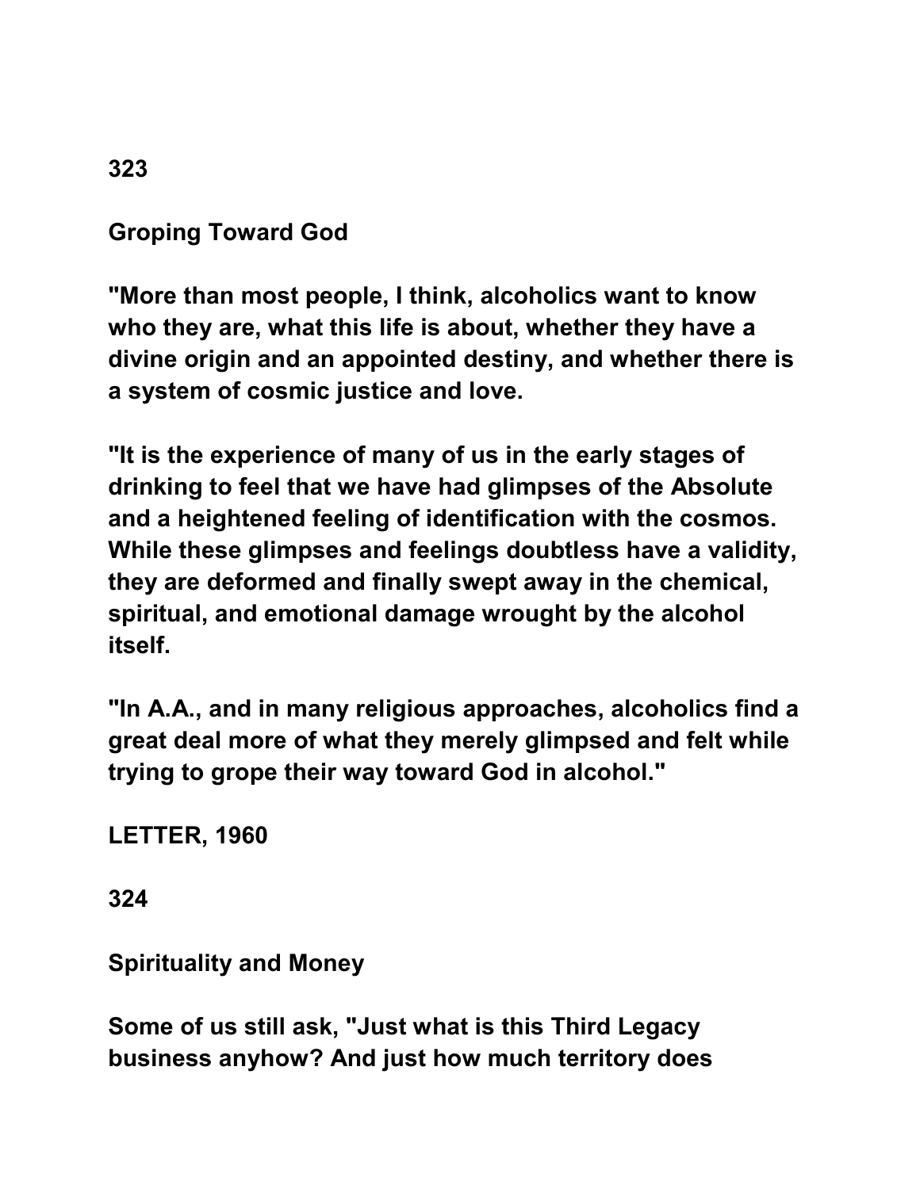**323**

## Groping Toward God

**"More than most people, I think, alcoholics want to know who they are, what this life is about, whether they have a divine origin and an appointed destiny, and whether there is a system of cosmic justice and love.**

**"It is the experience of many of us in the early stages of drinking to feel that we have had glimpses of the Absolute and a heightened feeling of identification with the cosmos. While these glimpses and feelings doubtless have a validity, they are deformed and finally swept away in the chemical, spiritual, and emotional damage wrought by the alcohol itself.**

**"In A.A., and in many religious approaches, alcoholics find a great deal more of what they merely glimpsed and felt while trying to grope their way toward God in alcohol."**

**LETTER, 1960**

**324**

## Spirituality and Money

**Some of us still ask, "Just what is this Third Legacy business anyhow? And just how much territory does**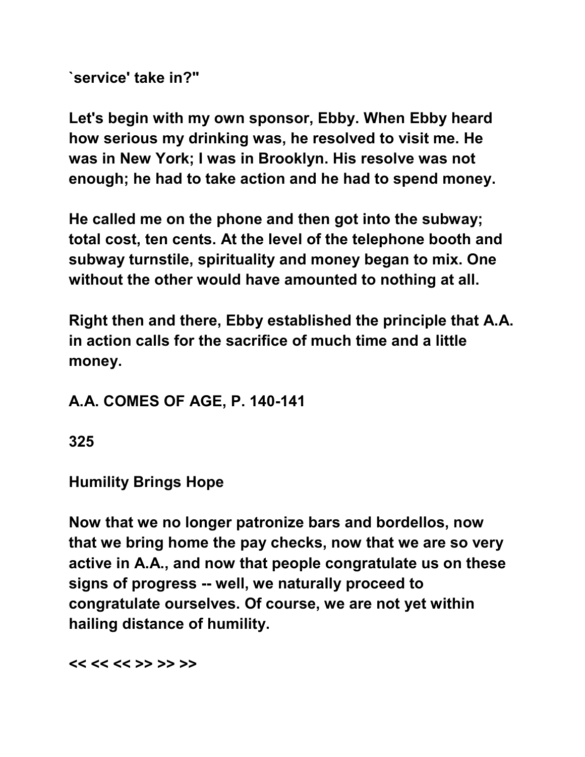`service' take in?"

Let's begin with my own sponsor, Ebby. When Ebby heard how serious my drinking was, he resolved to visit me. He was in New York; I was in Brooklyn. His resolve was not enough; he had to take action and he had to spend money.

He called me on the phone and then got into the subway; total cost, ten cents. At the level of the telephone booth and subway turnstile, spirituality and money began to mix. One without the other would have amounted to nothing at all.

Right then and there, Ebby established the principle that A.A. in action calls for the sacrifice of much time and a little money.

A.A. COMES OF AGE, P. 140-141

325

Humility Brings Hope

Now that we no longer patronize bars and bordellos, now that we bring home the pay checks, now that we are so very active in A.A., and now that people congratulate us on these signs of progress -- well, we naturally proceed to congratulate ourselves. Of course, we are not yet within hailing distance of humility.

<< << << >> >> >>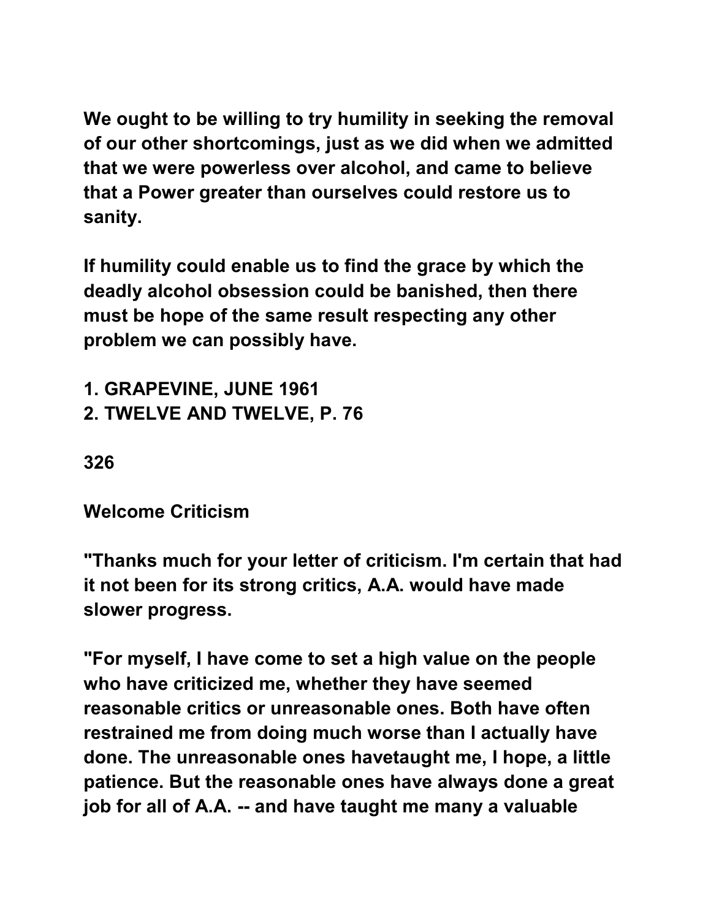We ought to be willing to try humility in seeking the removal of our other shortcomings, just as we did when we admitted that we were powerless over alcohol, and came to believe that a Power greater than ourselves could restore us to sanity.

If humility could enable us to find the grace by which the deadly alcohol obsession could be banished, then there must be hope of the same result respecting any other problem we can possibly have.

1. GRAPEVINE, JUNE 1961
2. TWELVE AND TWELVE, P. 76

326

## Welcome Criticism

"Thanks much for your letter of criticism. I'm certain that had it not been for its strong critics, A.A. would have made slower progress.

"For myself, I have come to set a high value on the people who have criticized me, whether they have seemed reasonable critics or unreasonable ones. Both have often restrained me from doing much worse than I actually have done. The unreasonable ones havetaught me, I hope, a little patience. But the reasonable ones have always done a great job for all of A.A. -- and have taught me many a valuable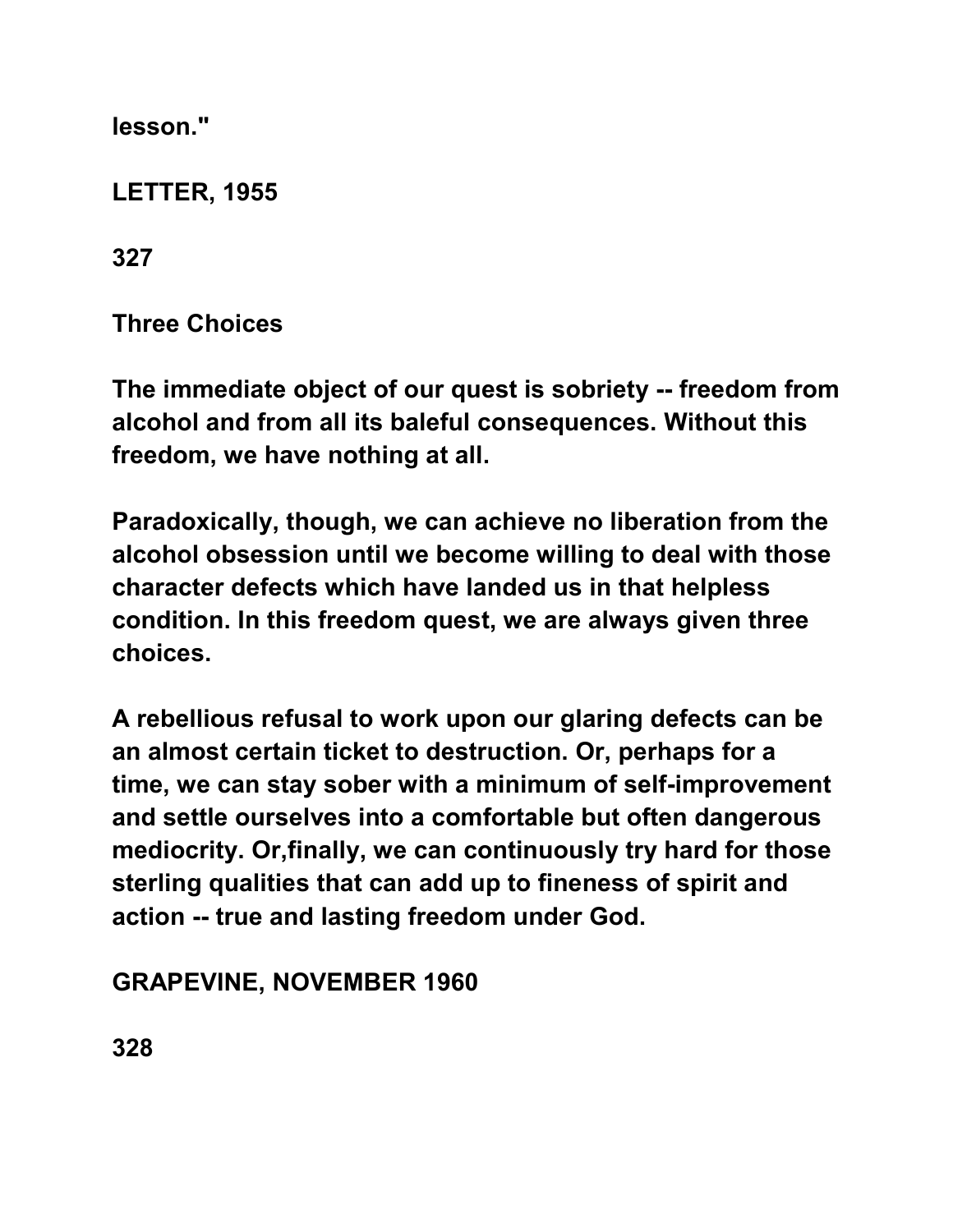lesson."

LETTER, 1955

## Three Choices

The immediate object of our quest is sobriety -- freedom from alcohol and from all its baleful consequences. Without this freedom, we have nothing at all.

Paradoxically, though, we can achieve no liberation from the alcohol obsession until we become willing to deal with those character defects which have landed us in that helpless condition. In this freedom quest, we are always given three choices.

A rebellious refusal to work upon our glaring defects can be an almost certain ticket to destruction. Or, perhaps for a time, we can stay sober with a minimum of self-improvement and settle ourselves into a comfortable but often dangerous mediocrity. Or,finally, we can continuously try hard for those sterling qualities that can add up to fineness of spirit and action -- true and lasting freedom under God.

GRAPEVINE, NOVEMBER 1960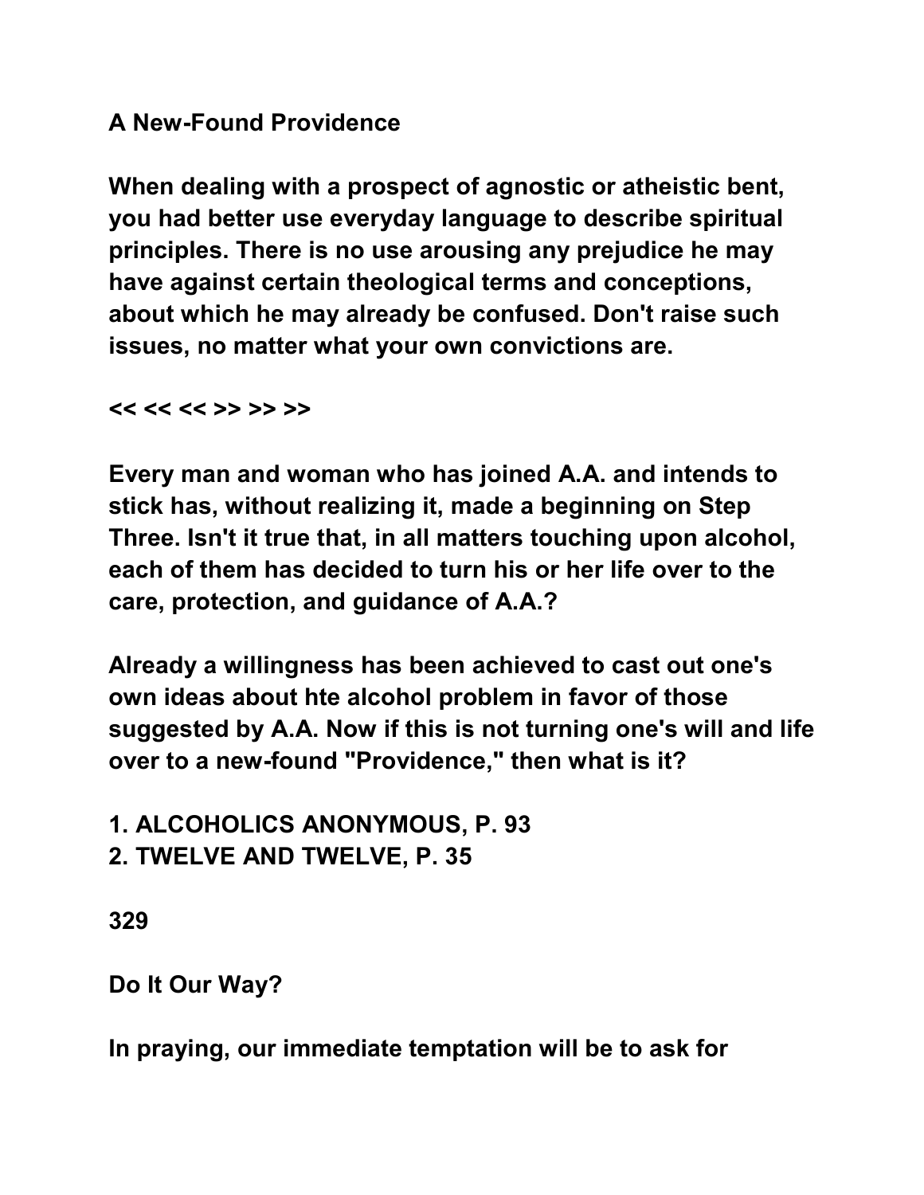# A New-Found Providence

When dealing with a prospect of agnostic or atheistic bent, you had better use everyday language to describe spiritual principles. There is no use arousing any prejudice he may have against certain theological terms and conceptions, about which he may already be confused. Don't raise such issues, no matter what your own convictions are.

<< << << >> >> >>

Every man and woman who has joined A.A. and intends to stick has, without realizing it, made a beginning on Step Three. Isn't it true that, in all matters touching upon alcohol, each of them has decided to turn his or her life over to the care, protection, and guidance of A.A.?

Already a willingness has been achieved to cast out one's own ideas about hte alcohol problem in favor of those suggested by A.A. Now if this is not turning one's will and life over to a new-found "Providence," then what is it?

1. ALCOHOLICS ANONYMOUS, P. 93
2. TWELVE AND TWELVE, P. 35

329

# Do It Our Way?

In praying, our immediate temptation will be to ask for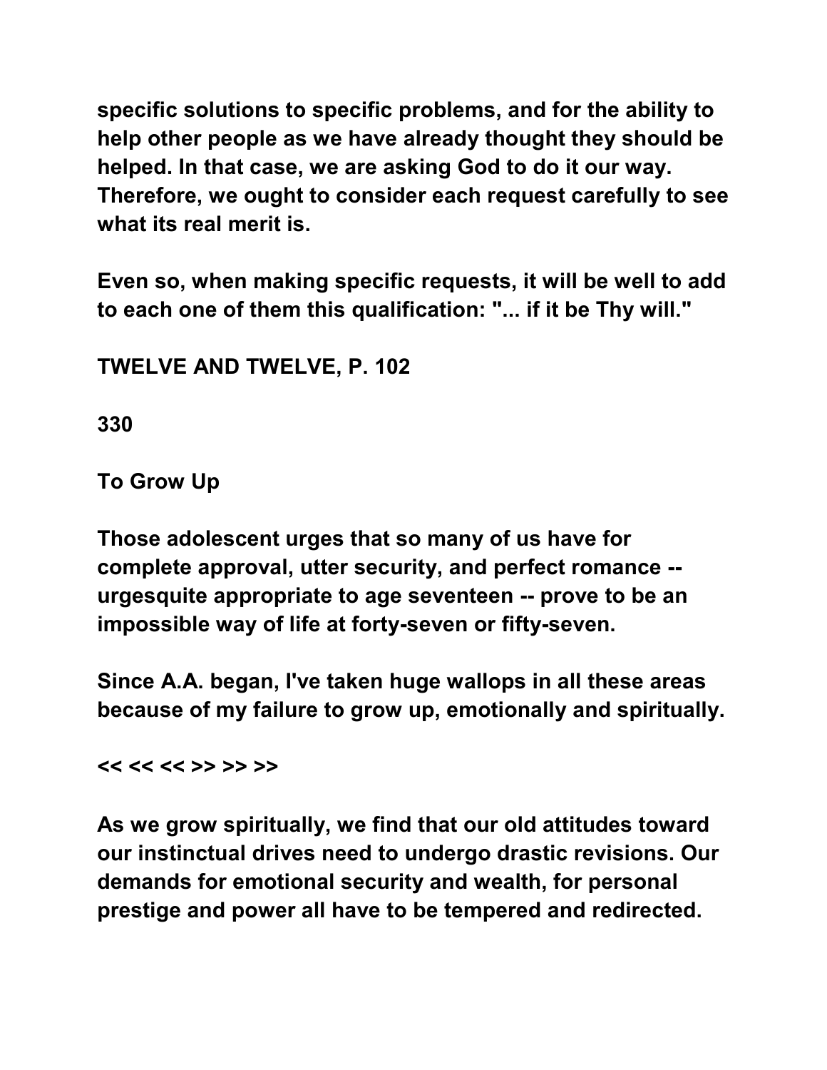specific solutions to specific problems, and for the ability to help other people as we have already thought they should be helped. In that case, we are asking God to do it our way. Therefore, we ought to consider each request carefully to see what its real merit is.

Even so, when making specific requests, it will be well to add to each one of them this qualification: "... if it be Thy will."

**TWELVE AND TWELVE, P. 102**

**330**

## To Grow Up

Those adolescent urges that so many of us have for complete approval, utter security, and perfect romance -- urgesquite appropriate to age seventeen -- prove to be an impossible way of life at forty-seven or fifty-seven.

Since A.A. began, I've taken huge wallops in all these areas because of my failure to grow up, emotionally and spiritually.

<< << << >> >> >>

As we grow spiritually, we find that our old attitudes toward our instinctual drives need to undergo drastic revisions. Our demands for emotional security and wealth, for personal prestige and power all have to be tempered and redirected.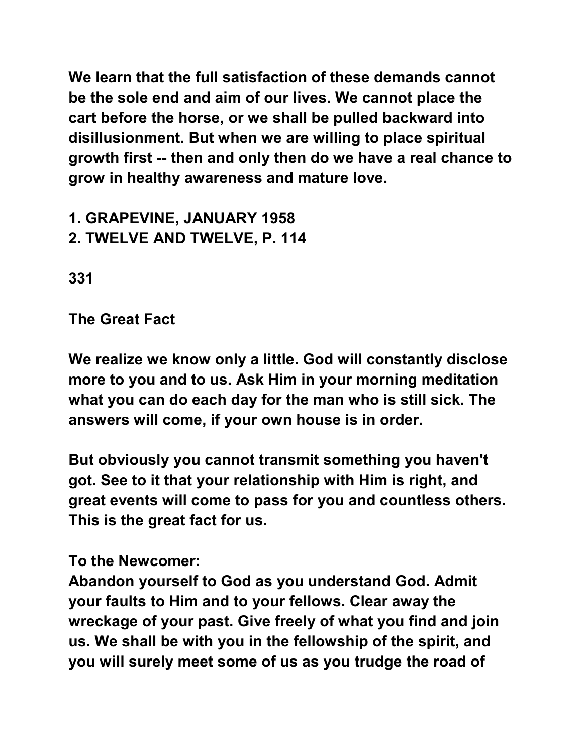We learn that the full satisfaction of these demands cannot be the sole end and aim of our lives. We cannot place the cart before the horse, or we shall be pulled backward into disillusionment. But when we are willing to place spiritual growth first -- then and only then do we have a real chance to grow in healthy awareness and mature love.

1. GRAPEVINE, JANUARY 1958
2. TWELVE AND TWELVE, P. 114

331

## The Great Fact

We realize we know only a little. God will constantly disclose more to you and to us. Ask Him in your morning meditation what you can do each day for the man who is still sick. The answers will come, if your own house is in order.

But obviously you cannot transmit something you haven't got. See to it that your relationship with Him is right, and great events will come to pass for you and countless others. This is the great fact for us.

To the Newcomer:
Abandon yourself to God as you understand God. Admit your faults to Him and to your fellows. Clear away the wreckage of your past. Give freely of what you find and join us. We shall be with you in the fellowship of the spirit, and you will surely meet some of us as you trudge the road of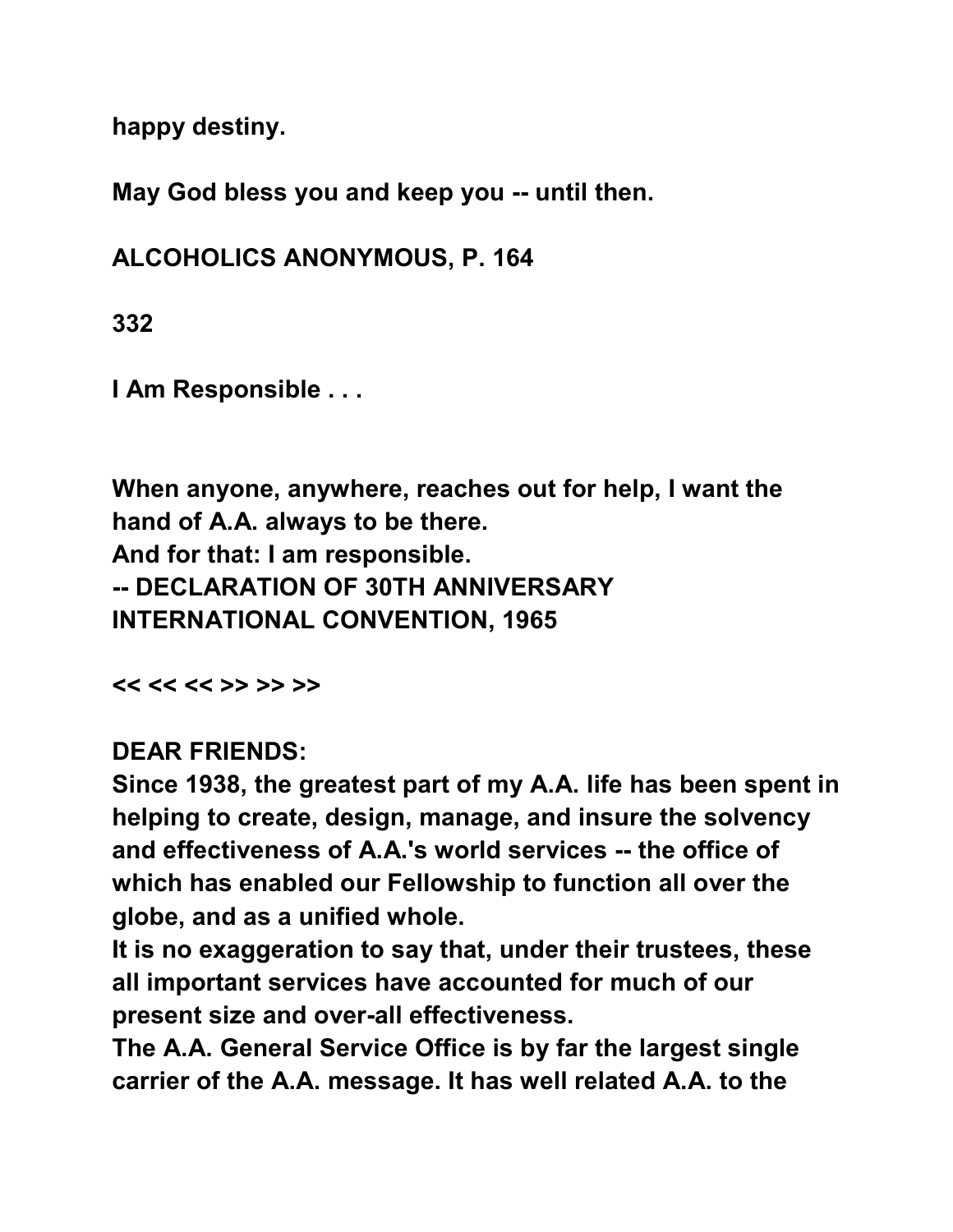**happy destiny.**

**May God bless you and keep you -- until then.**

**ALCOHOLICS ANONYMOUS, P. 164**

**332**

**I Am Responsible . . .**

**When anyone, anywhere, reaches out for help, I want the hand of A.A. always to be there.**
**And for that: I am responsible.**
**-- DECLARATION OF 30TH ANNIVERSARY INTERNATIONAL CONVENTION, 1965**

**<< << << >> >> >>**

**DEAR FRIENDS:**
**Since 1938, the greatest part of my A.A. life has been spent in helping to create, design, manage, and insure the solvency and effectiveness of A.A.'s world services -- the office of which has enabled our Fellowship to function all over the globe, and as a unified whole.**
**It is no exaggeration to say that, under their trustees, these all important services have accounted for much of our present size and over-all effectiveness.**
**The A.A. General Service Office is by far the largest single carrier of the A.A. message. It has well related A.A. to the**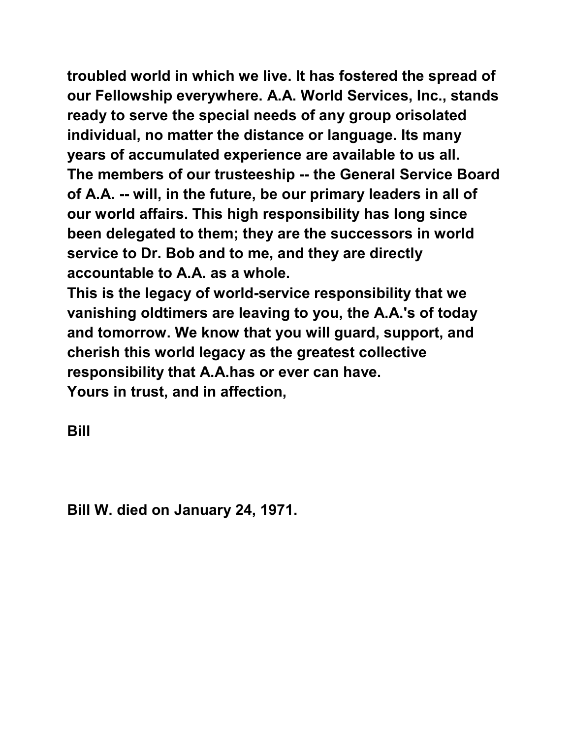**troubled world in which we live. It has fostered the spread of our Fellowship everywhere. A.A. World Services, Inc., stands ready to serve the special needs of any group orisolated individual, no matter the distance or language. Its many years of accumulated experience are available to us all.**
**The members of our trusteeship -- the General Service Board of A.A. -- will, in the future, be our primary leaders in all of our world affairs. This high responsibility has long since been delegated to them; they are the successors in world service to Dr. Bob and to me, and they are directly accountable to A.A. as a whole.**
**This is the legacy of world-service responsibility that we vanishing oldtimers are leaving to you, the A.A.'s of today and tomorrow. We know that you will guard, support, and cherish this world legacy as the greatest collective responsibility that A.A.has or ever can have.**
**Yours in trust, and in affection,**

**Bill**

**Bill W. died on January 24, 1971.**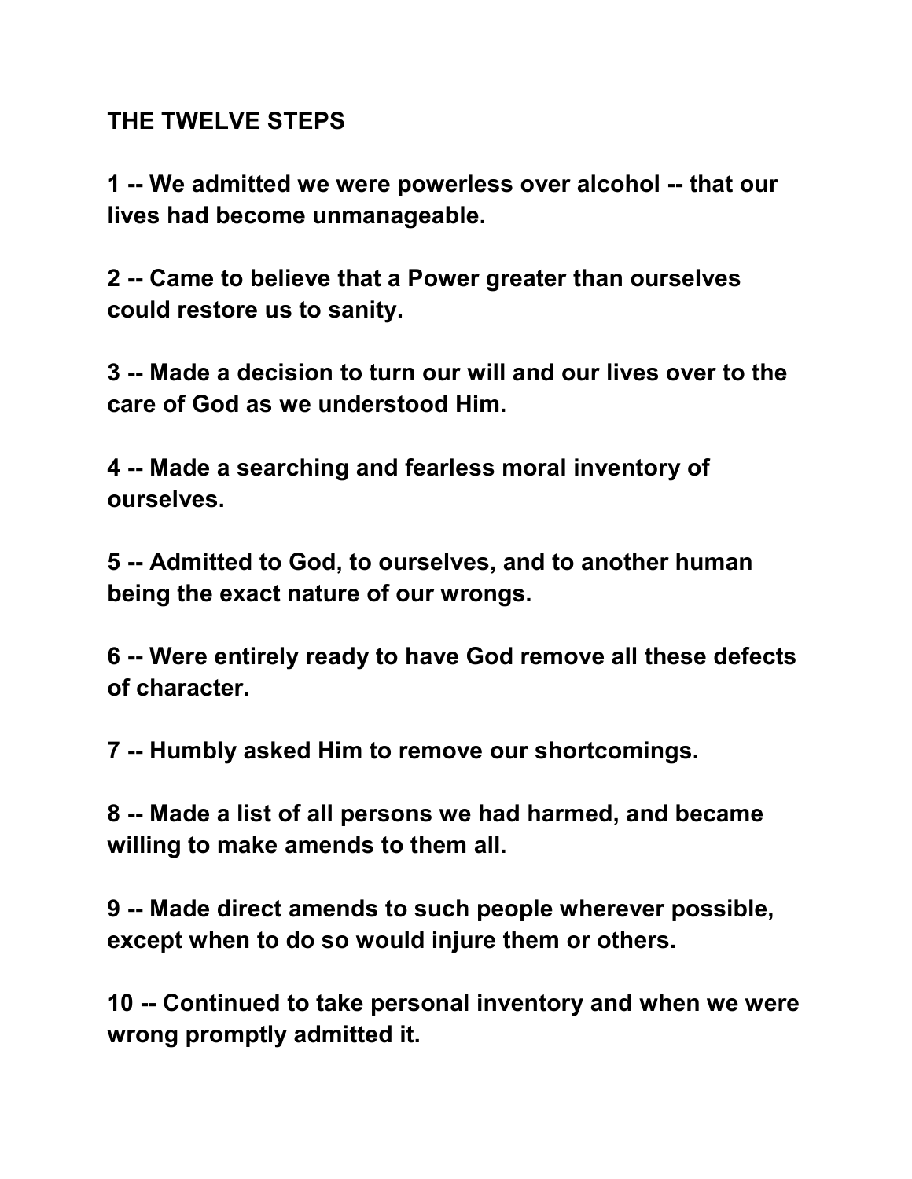**THE TWELVE STEPS**

**1 -- We admitted we were powerless over alcohol -- that our lives had become unmanageable.**

**2 -- Came to believe that a Power greater than ourselves could restore us to sanity.**

**3 -- Made a decision to turn our will and our lives over to the care of God as we understood Him.**

**4 -- Made a searching and fearless moral inventory of ourselves.**

**5 -- Admitted to God, to ourselves, and to another human being the exact nature of our wrongs.**

**6 -- Were entirely ready to have God remove all these defects of character.**

**7 -- Humbly asked Him to remove our shortcomings.**

**8 -- Made a list of all persons we had harmed, and became willing to make amends to them all.**

**9 -- Made direct amends to such people wherever possible, except when to do so would injure them or others.**

**10 -- Continued to take personal inventory and when we were wrong promptly admitted it.**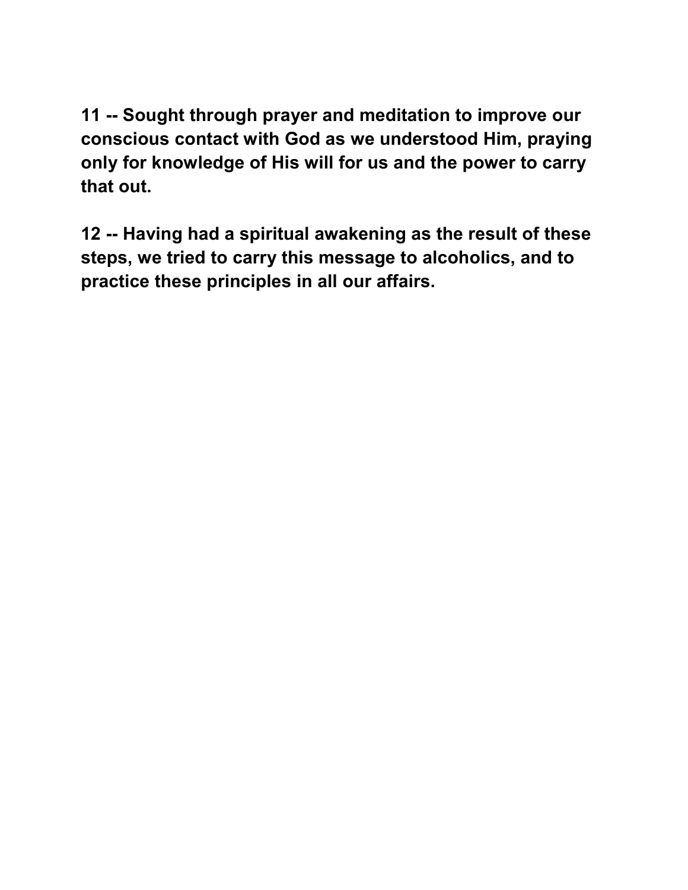**11 -- Sought through prayer and meditation to improve our conscious contact with God as we understood Him, praying only for knowledge of His will for us and the power to carry that out.**

**12 -- Having had a spiritual awakening as the result of these steps, we tried to carry this message to alcoholics, and to practice these principles in all our affairs.**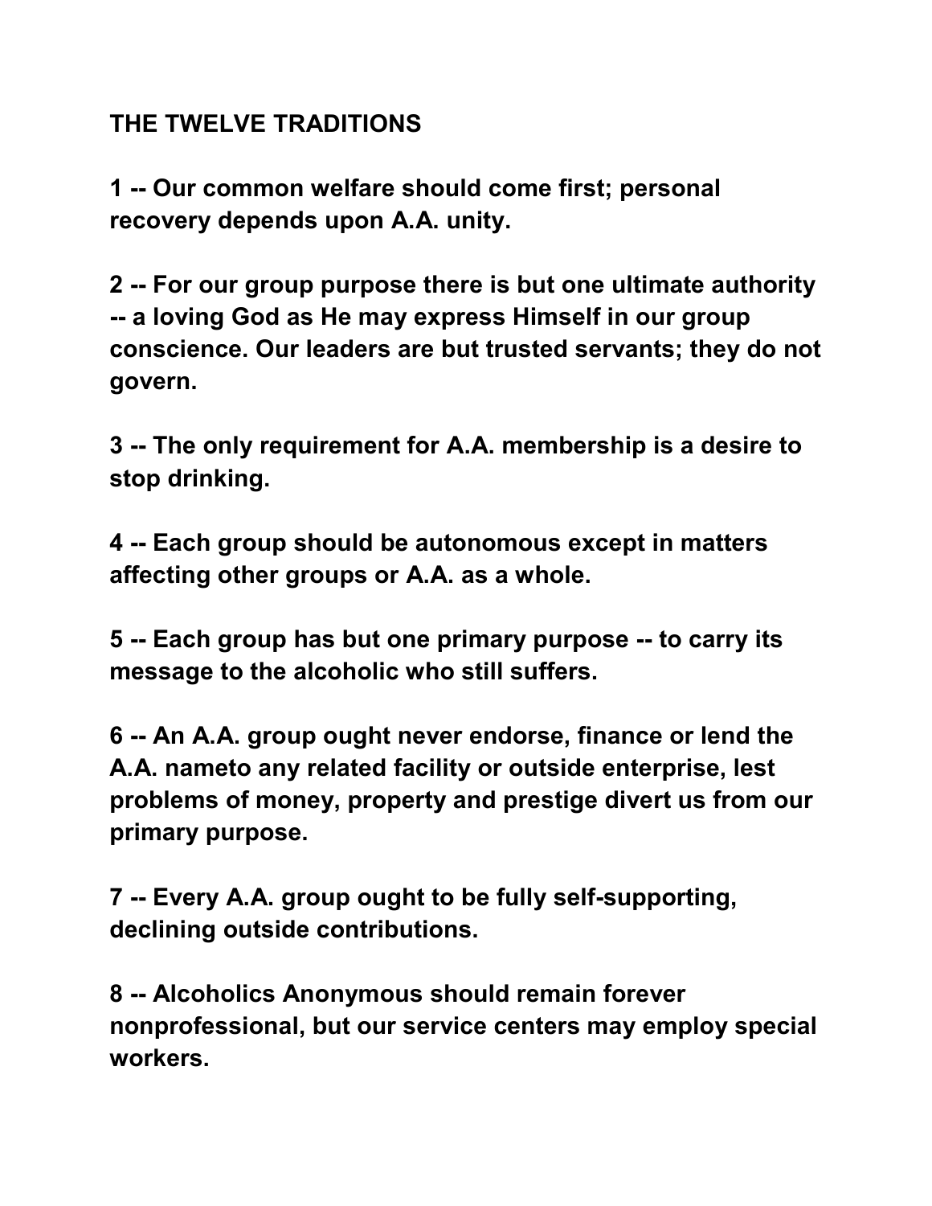**THE TWELVE TRADITIONS**

**1 -- Our common welfare should come first; personal recovery depends upon A.A. unity.**

**2 -- For our group purpose there is but one ultimate authority -- a loving God as He may express Himself in our group conscience. Our leaders are but trusted servants; they do not govern.**

**3 -- The only requirement for A.A. membership is a desire to stop drinking.**

**4 -- Each group should be autonomous except in matters affecting other groups or A.A. as a whole.**

**5 -- Each group has but one primary purpose -- to carry its message to the alcoholic who still suffers.**

**6 -- An A.A. group ought never endorse, finance or lend the A.A. nameto any related facility or outside enterprise, lest problems of money, property and prestige divert us from our primary purpose.**

**7 -- Every A.A. group ought to be fully self-supporting, declining outside contributions.**

**8 -- Alcoholics Anonymous should remain forever nonprofessional, but our service centers may employ special workers.**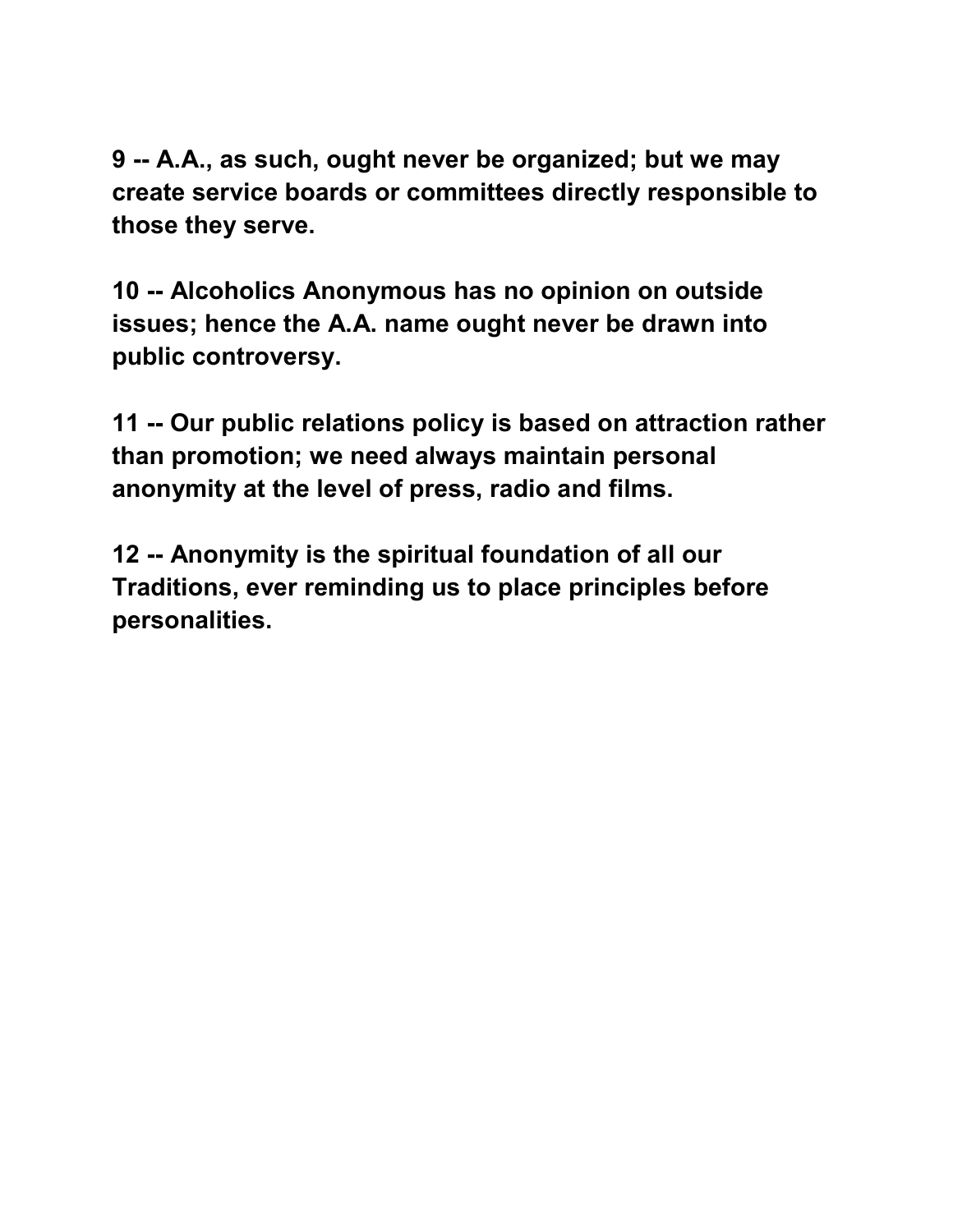**9 -- A.A., as such, ought never be organized; but we may create service boards or committees directly responsible to those they serve.**

**10 -- Alcoholics Anonymous has no opinion on outside issues; hence the A.A. name ought never be drawn into public controversy.**

**11 -- Our public relations policy is based on attraction rather than promotion; we need always maintain personal anonymity at the level of press, radio and films.**

**12 -- Anonymity is the spiritual foundation of all our Traditions, ever reminding us to place principles before personalities.**